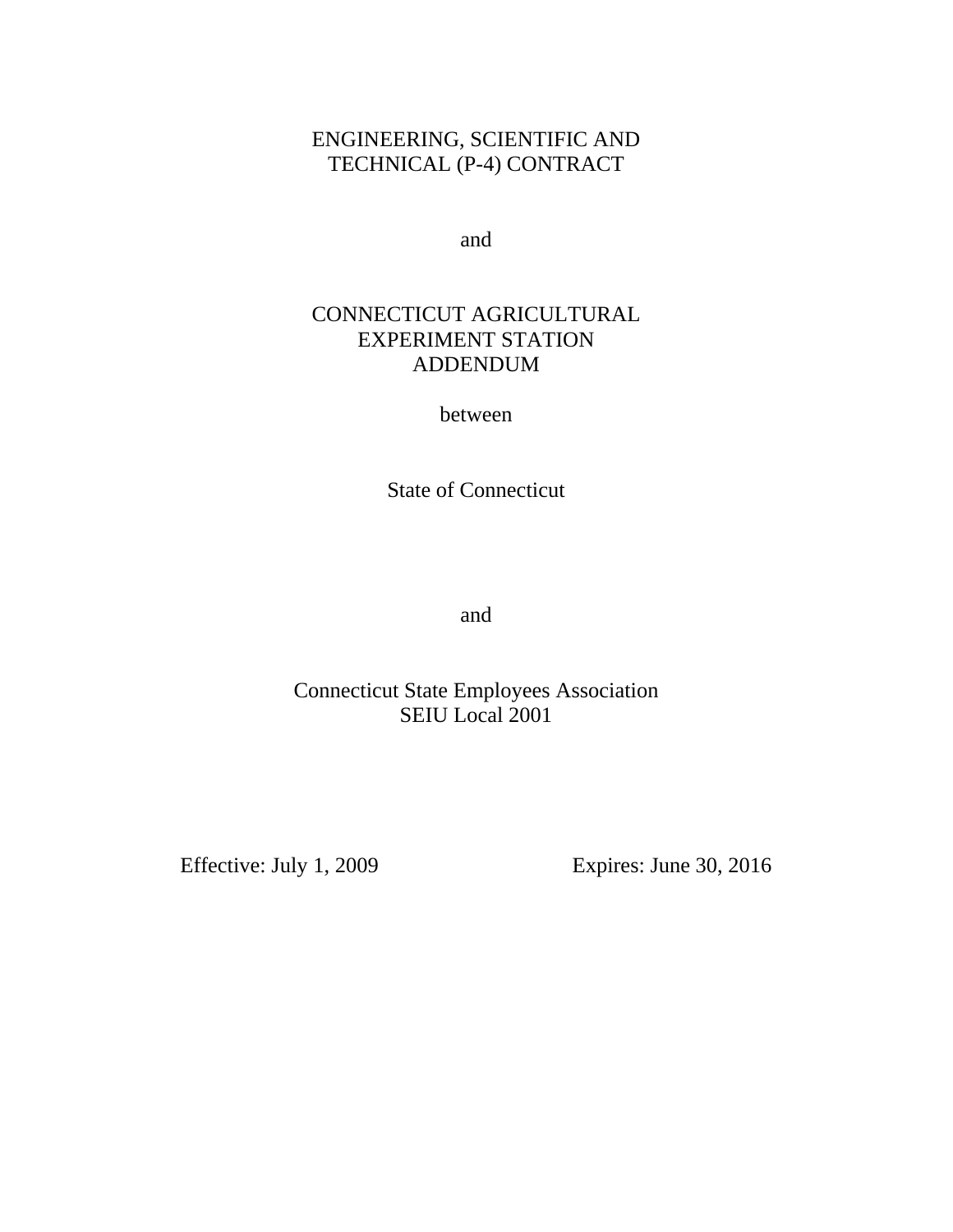# ENGINEERING, SCIENTIFIC AND TECHNICAL (P-4) CONTRACT

and

# CONNECTICUT AGRICULTURAL EXPERIMENT STATION ADDENDUM

between

State of Connecticut

and

Connecticut State Employees Association
SEIU Local 2001

Effective: July 1, 2009 Expires: June 30, 2016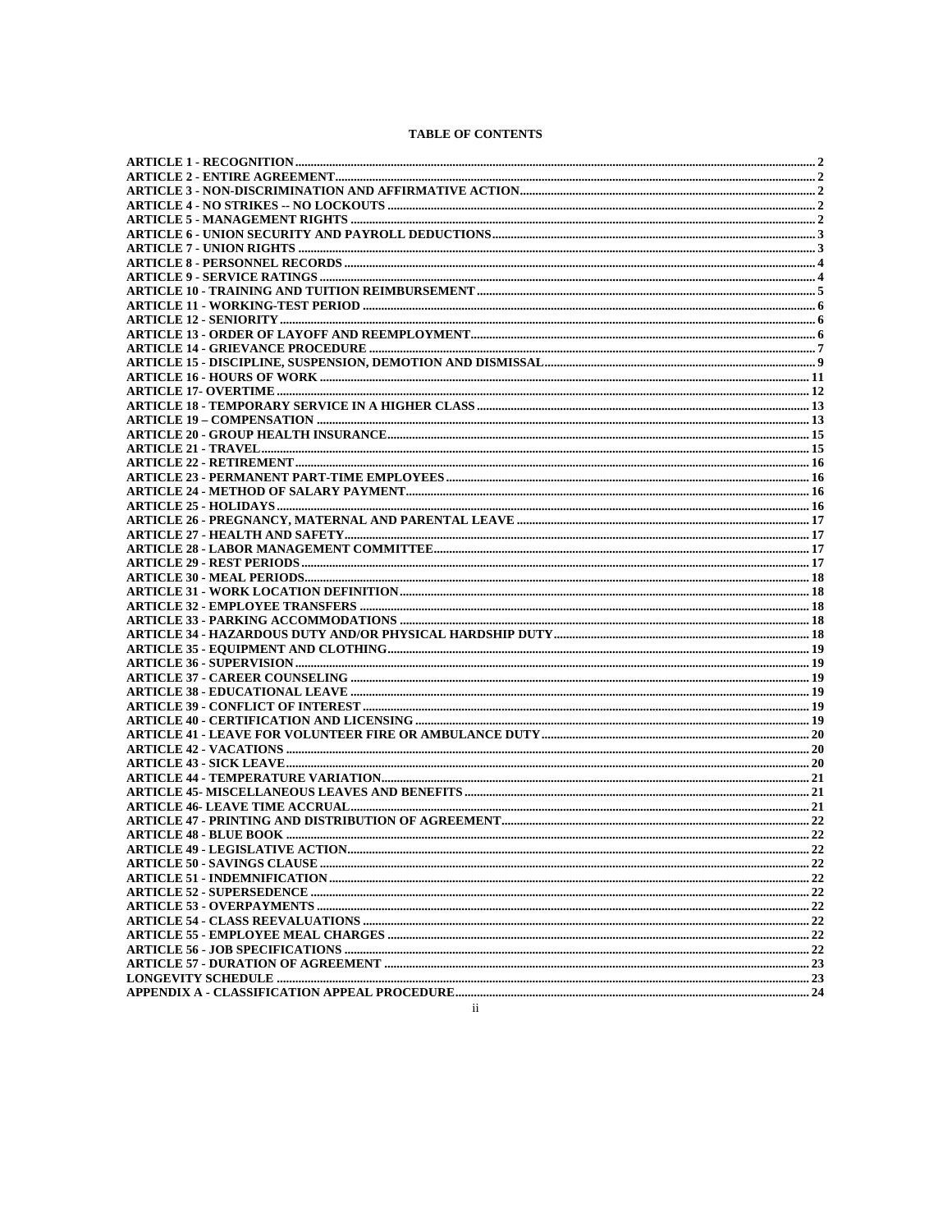# TABLE OF CONTENTS

ARTICLE 1 - RECOGNITION ........................................ 2
ARTICLE 2 - ENTIRE AGREEMENT ........................................ 2
ARTICLE 3 - NON-DISCRIMINATION AND AFFIRMATIVE ACTION ........................................ 2
ARTICLE 4 - NO STRIKES -- NO LOCKOUTS ........................................ 2
ARTICLE 5 - MANAGEMENT RIGHTS ........................................ 2
ARTICLE 6 - UNION SECURITY AND PAYROLL DEDUCTIONS ........................................ 3
ARTICLE 7 - UNION RIGHTS ........................................ 3
ARTICLE 8 - PERSONNEL RECORDS ........................................ 4
ARTICLE 9 - SERVICE RATINGS ........................................ 4
ARTICLE 10 - TRAINING AND TUITION REIMBURSEMENT ........................................ 5
ARTICLE 11 - WORKING-TEST PERIOD ........................................ 6
ARTICLE 12 - SENIORITY ........................................ 6
ARTICLE 13 - ORDER OF LAYOFF AND REEMPLOYMENT ........................................ 6
ARTICLE 14 - GRIEVANCE PROCEDURE ........................................ 7
ARTICLE 15 - DISCIPLINE, SUSPENSION, DEMOTION AND DISMISSAL ........................................ 9
ARTICLE 16 - HOURS OF WORK ........................................ 11
ARTICLE 17- OVERTIME ........................................ 12
ARTICLE 18 - TEMPORARY SERVICE IN A HIGHER CLASS ........................................ 13
ARTICLE 19 – COMPENSATION ........................................ 13
ARTICLE 20 - GROUP HEALTH INSURANCE ........................................ 15
ARTICLE 21 - TRAVEL ........................................ 15
ARTICLE 22 - RETIREMENT ........................................ 16
ARTICLE 23 - PERMANENT PART-TIME EMPLOYEES ........................................ 16
ARTICLE 24 - METHOD OF SALARY PAYMENT ........................................ 16
ARTICLE 25 - HOLIDAYS ........................................ 16
ARTICLE 26 - PREGNANCY, MATERNAL AND PARENTAL LEAVE ........................................ 17
ARTICLE 27 - HEALTH AND SAFETY ........................................ 17
ARTICLE 28 - LABOR MANAGEMENT COMMITTEE ........................................ 17
ARTICLE 29 - REST PERIODS ........................................ 17
ARTICLE 30 - MEAL PERIODS ........................................ 18
ARTICLE 31 - WORK LOCATION DEFINITION ........................................ 18
ARTICLE 32 - EMPLOYEE TRANSFERS ........................................ 18
ARTICLE 33 - PARKING ACCOMMODATIONS ........................................ 18
ARTICLE 34 - HAZARDOUS DUTY AND/OR PHYSICAL HARDSHIP DUTY ........................................ 18
ARTICLE 35 - EQUIPMENT AND CLOTHING ........................................ 19
ARTICLE 36 - SUPERVISION ........................................ 19
ARTICLE 37 - CAREER COUNSELING ........................................ 19
ARTICLE 38 - EDUCATIONAL LEAVE ........................................ 19
ARTICLE 39 - CONFLICT OF INTEREST ........................................ 19
ARTICLE 40 - CERTIFICATION AND LICENSING ........................................ 19
ARTICLE 41 - LEAVE FOR VOLUNTEER FIRE OR AMBULANCE DUTY ........................................ 20
ARTICLE 42 - VACATIONS ........................................ 20
ARTICLE 43 - SICK LEAVE ........................................ 20
ARTICLE 44 - TEMPERATURE VARIATION ........................................ 21
ARTICLE 45- MISCELLANEOUS LEAVES AND BENEFITS ........................................ 21
ARTICLE 46- LEAVE TIME ACCRUAL ........................................ 21
ARTICLE 47 - PRINTING AND DISTRIBUTION OF AGREEMENT ........................................ 22
ARTICLE 48 - BLUE BOOK ........................................ 22
ARTICLE 49 - LEGISLATIVE ACTION ........................................ 22
ARTICLE 50 - SAVINGS CLAUSE ........................................ 22
ARTICLE 51 - INDEMNIFICATION ........................................ 22
ARTICLE 52 - SUPERSEDENCE ........................................ 22
ARTICLE 53 - OVERPAYMENTS ........................................ 22
ARTICLE 54 - CLASS REEVALUATIONS ........................................ 22
ARTICLE 55 - EMPLOYEE MEAL CHARGES ........................................ 22
ARTICLE 56 - JOB SPECIFICATIONS ........................................ 22
ARTICLE 57 - DURATION OF AGREEMENT ........................................ 23
LONGEVITY SCHEDULE ........................................ 23
APPENDIX A - CLASSIFICATION APPEAL PROCEDURE ........................................ 24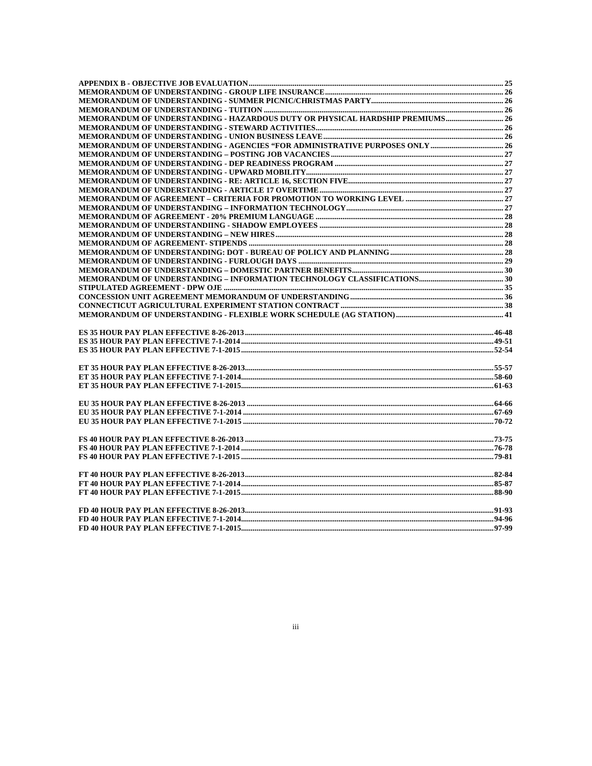**APPENDIX B - OBJECTIVE JOB EVALUATION** .......... 25
**MEMORANDUM OF UNDERSTANDING - GROUP LIFE INSURANCE** .......... 26
**MEMORANDUM OF UNDERSTANDING - SUMMER PICNIC/CHRISTMAS PARTY** .......... 26
**MEMORANDUM OF UNDERSTANDING - TUITION** .......... 26
**MEMORANDUM OF UNDERSTANDING - HAZARDOUS DUTY OR PHYSICAL HARDSHIP PREMIUMS** .......... 26
**MEMORANDUM OF UNDERSTANDING - STEWARD ACTIVITIES** .......... 26
**MEMORANDUM OF UNDERSTANDING - UNION BUSINESS LEAVE** .......... 26
**MEMORANDUM OF UNDERSTANDING - AGENCIES "FOR ADMINISTRATIVE PURPOSES ONLY** .......... 26
**MEMORANDUM OF UNDERSTANDING – POSTING JOB VACANCIES** .......... 27
**MEMORANDUM OF UNDERSTANDING - DEP READINESS PROGRAM** .......... 27
**MEMORANDUM OF UNDERSTANDING - UPWARD MOBILITY** .......... 27
**MEMORANDUM OF UNDERSTANDING - RE: ARTICLE 16, SECTION FIVE** .......... 27
**MEMORANDUM OF UNDERSTANDING - ARTICLE 17 OVERTIME** .......... 27
**MEMORANDUM OF AGREEMENT – CRITERIA FOR PROMOTION TO WORKING LEVEL** .......... 27
**MEMORANDUM OF UNDERSTANDING – INFORMATION TECHNOLOGY** .......... 27
**MEMORANDUM OF AGREEMENT - 20% PREMIUM LANGUAGE** .......... 28
**MEMORANDUM OF UNDERSTANDIING - SHADOW EMPLOYEES** .......... 28
**MEMORANDUM OF UNDERSTANDING – NEW HIRES** .......... 28
**MEMORANDUM OF AGREEMENT- STIPENDS** .......... 28
**MEMORANDUM OF UNDERSTANDING: DOT - BUREAU OF POLICY AND PLANNING** .......... 28
**MEMORANDUM OF UNDERSTANDING - FURLOUGH DAYS** .......... 29
**MEMORANDUM OF UNDERSTANDING – DOMESTIC PARTNER BENEFITS** .......... 30
**MEMORANDUM OF UNDERSTANDING – INFORMATION TECHNOLOGY CLASSIFICATIONS** .......... 30
**STIPULATED AGREEMENT - DPW OJE** .......... 35
**CONCESSION UNIT AGREEMENT MEMORANDUM OF UNDERSTANDING** .......... 36
**CONNECTICUT AGRICULTURAL EXPERIMENT STATION CONTRACT** .......... 38
**MEMORANDUM OF UNDERSTANDING - FLEXIBLE WORK SCHEDULE (AG STATION)** .......... 41

**ES 35 HOUR PAY PLAN EFFECTIVE 8-26-2013** .......... 46-48
**ES 35 HOUR PAY PLAN EFFECTIVE 7-1-2014** .......... 49-51
**ES 35 HOUR PAY PLAN EFFECTIVE 7-1-2015** .......... 52-54

**ET 35 HOUR PAY PLAN EFFECTIVE 8-26-2013** .......... 55-57
**ET 35 HOUR PAY PLAN EFFECTIVE 7-1-2014** .......... 58-60
**ET 35 HOUR PAY PLAN EFFECTIVE 7-1-2015** .......... 61-63

**EU 35 HOUR PAY PLAN EFFECTIVE 8-26-2013** .......... 64-66
**EU 35 HOUR PAY PLAN EFFECTIVE 7-1-2014** .......... 67-69
**EU 35 HOUR PAY PLAN EFFECTIVE 7-1-2015** .......... 70-72

**FS 40 HOUR PAY PLAN EFFECTIVE 8-26-2013** .......... 73-75
**FS 40 HOUR PAY PLAN EFFECTIVE 7-1-2014** .......... 76-78
**FS 40 HOUR PAY PLAN EFFECTIVE 7-1-2015** .......... 79-81

**FT 40 HOUR PAY PLAN EFFECTIVE 8-26-2013** .......... 82-84
**FT 40 HOUR PAY PLAN EFFECTIVE 7-1-2014** .......... 85-87
**FT 40 HOUR PAY PLAN EFFECTIVE 7-1-2015** .......... 88-90

**FD 40 HOUR PAY PLAN EFFECTIVE 8-26-2013** .......... 91-93
**FD 40 HOUR PAY PLAN EFFECTIVE 7-1-2014** .......... 94-96
**FD 40 HOUR PAY PLAN EFFECTIVE 7-1-2015** .......... 97-99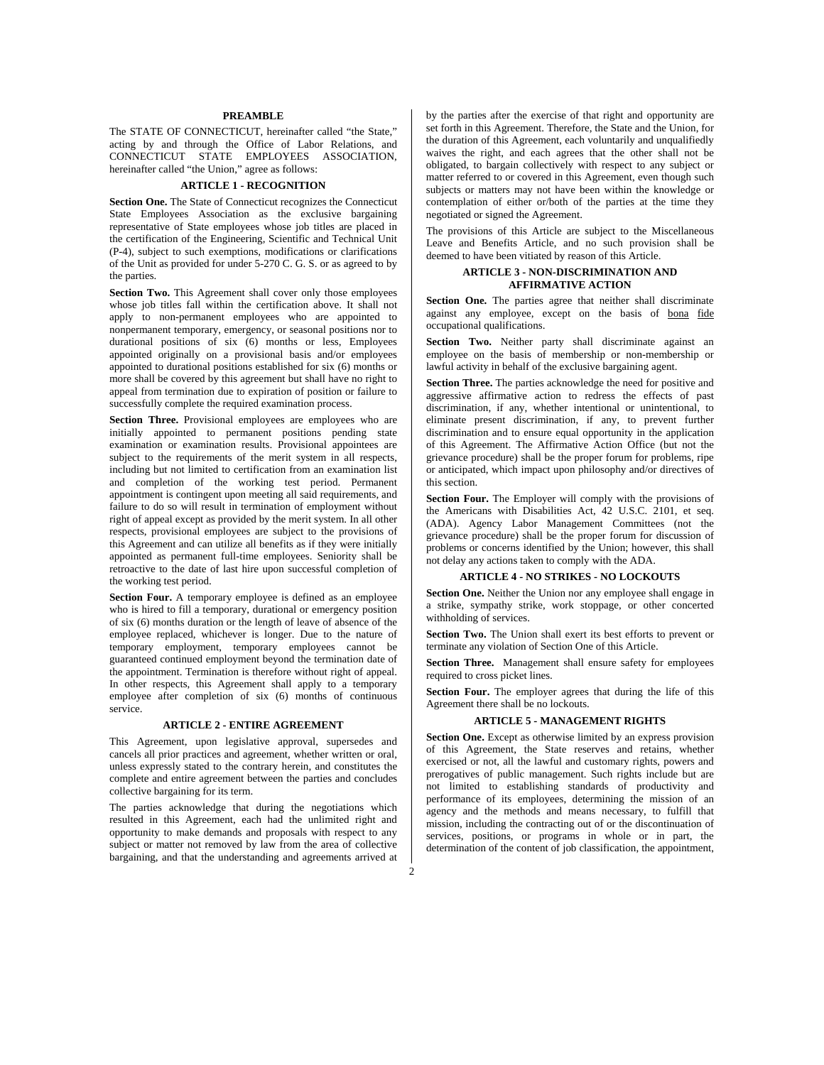## PREAMBLE

The STATE OF CONNECTICUT, hereinafter called "the State," acting by and through the Office of Labor Relations, and CONNECTICUT STATE EMPLOYEES ASSOCIATION, hereinafter called "the Union," agree as follows:

## ARTICLE 1 - RECOGNITION

**Section One.** The State of Connecticut recognizes the Connecticut State Employees Association as the exclusive bargaining representative of State employees whose job titles are placed in the certification of the Engineering, Scientific and Technical Unit (P-4), subject to such exemptions, modifications or clarifications of the Unit as provided for under 5-270 C. G. S. or as agreed to by the parties.

**Section Two.** This Agreement shall cover only those employees whose job titles fall within the certification above. It shall not apply to non-permanent employees who are appointed to nonpermanent temporary, emergency, or seasonal positions nor to durational positions of six (6) months or less, Employees appointed originally on a provisional basis and/or employees appointed to durational positions established for six (6) months or more shall be covered by this agreement but shall have no right to appeal from termination due to expiration of position or failure to successfully complete the required examination process.

**Section Three.** Provisional employees are employees who are initially appointed to permanent positions pending state examination or examination results. Provisional appointees are subject to the requirements of the merit system in all respects, including but not limited to certification from an examination list and completion of the working test period. Permanent appointment is contingent upon meeting all said requirements, and failure to do so will result in termination of employment without right of appeal except as provided by the merit system. In all other respects, provisional employees are subject to the provisions of this Agreement and can utilize all benefits as if they were initially appointed as permanent full-time employees. Seniority shall be retroactive to the date of last hire upon successful completion of the working test period.

**Section Four.** A temporary employee is defined as an employee who is hired to fill a temporary, durational or emergency position of six (6) months duration or the length of leave of absence of the employee replaced, whichever is longer. Due to the nature of temporary employment, temporary employees cannot be guaranteed continued employment beyond the termination date of the appointment. Termination is therefore without right of appeal. In other respects, this Agreement shall apply to a temporary employee after completion of six (6) months of continuous service.

## ARTICLE 2 - ENTIRE AGREEMENT

This Agreement, upon legislative approval, supersedes and cancels all prior practices and agreement, whether written or oral, unless expressly stated to the contrary herein, and constitutes the complete and entire agreement between the parties and concludes collective bargaining for its term.

The parties acknowledge that during the negotiations which resulted in this Agreement, each had the unlimited right and opportunity to make demands and proposals with respect to any subject or matter not removed by law from the area of collective bargaining, and that the understanding and agreements arrived at by the parties after the exercise of that right and opportunity are set forth in this Agreement. Therefore, the State and the Union, for the duration of this Agreement, each voluntarily and unqualifiedly waives the right, and each agrees that the other shall not be obligated, to bargain collectively with respect to any subject or matter referred to or covered in this Agreement, even though such subjects or matters may not have been within the knowledge or contemplation of either or/both of the parties at the time they negotiated or signed the Agreement.

The provisions of this Article are subject to the Miscellaneous Leave and Benefits Article, and no such provision shall be deemed to have been vitiated by reason of this Article.

## ARTICLE 3 - NON-DISCRIMINATION AND AFFIRMATIVE ACTION

**Section One.** The parties agree that neither shall discriminate against any employee, except on the basis of bona fide occupational qualifications.

**Section Two.** Neither party shall discriminate against an employee on the basis of membership or non-membership or lawful activity in behalf of the exclusive bargaining agent.

**Section Three.** The parties acknowledge the need for positive and aggressive affirmative action to redress the effects of past discrimination, if any, whether intentional or unintentional, to eliminate present discrimination, if any, to prevent further discrimination and to ensure equal opportunity in the application of this Agreement. The Affirmative Action Office (but not the grievance procedure) shall be the proper forum for problems, ripe or anticipated, which impact upon philosophy and/or directives of this section.

**Section Four.** The Employer will comply with the provisions of the Americans with Disabilities Act, 42 U.S.C. 2101, et seq. (ADA). Agency Labor Management Committees (not the grievance procedure) shall be the proper forum for discussion of problems or concerns identified by the Union; however, this shall not delay any actions taken to comply with the ADA.

## ARTICLE 4 - NO STRIKES - NO LOCKOUTS

**Section One.** Neither the Union nor any employee shall engage in a strike, sympathy strike, work stoppage, or other concerted withholding of services.

**Section Two.** The Union shall exert its best efforts to prevent or terminate any violation of Section One of this Article.

**Section Three.** Management shall ensure safety for employees required to cross picket lines.

**Section Four.** The employer agrees that during the life of this Agreement there shall be no lockouts.

## ARTICLE 5 - MANAGEMENT RIGHTS

**Section One.** Except as otherwise limited by an express provision of this Agreement, the State reserves and retains, whether exercised or not, all the lawful and customary rights, powers and prerogatives of public management. Such rights include but are not limited to establishing standards of productivity and performance of its employees, determining the mission of an agency and the methods and means necessary, to fulfill that mission, including the contracting out of or the discontinuation of services, positions, or programs in whole or in part, the determination of the content of job classification, the appointment,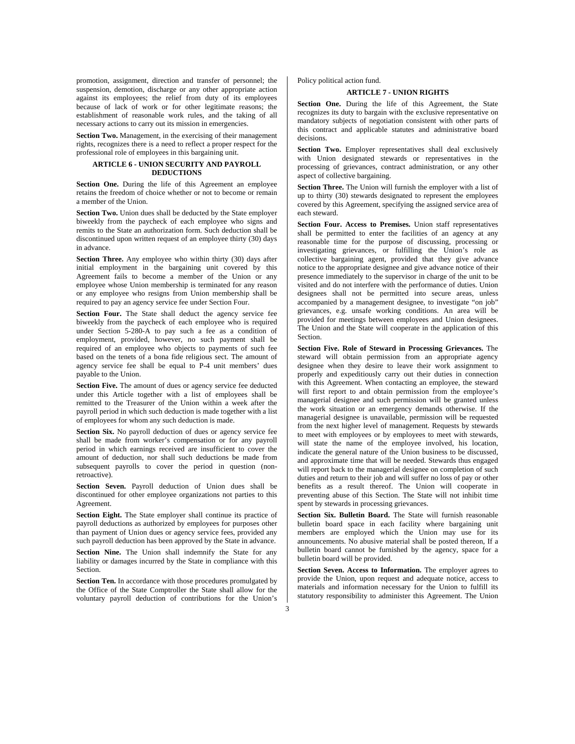promotion, assignment, direction and transfer of personnel; the suspension, demotion, discharge or any other appropriate action against its employees; the relief from duty of its employees because of lack of work or for other legitimate reasons; the establishment of reasonable work rules, and the taking of all necessary actions to carry out its mission in emergencies.

**Section Two.** Management, in the exercising of their management rights, recognizes there is a need to reflect a proper respect for the professional role of employees in this bargaining unit.

### ARTICLE 6 - UNION SECURITY AND PAYROLL DEDUCTIONS

**Section One.** During the life of this Agreement an employee retains the freedom of choice whether or not to become or remain a member of the Union.

**Section Two.** Union dues shall be deducted by the State employer biweekly from the paycheck of each employee who signs and remits to the State an authorization form. Such deduction shall be discontinued upon written request of an employee thirty (30) days in advance.

**Section Three.** Any employee who within thirty (30) days after initial employment in the bargaining unit covered by this Agreement fails to become a member of the Union or any employee whose Union membership is terminated for any reason or any employee who resigns from Union membership shall be required to pay an agency service fee under Section Four.

**Section Four.** The State shall deduct the agency service fee biweekly from the paycheck of each employee who is required under Section 5-280-A to pay such a fee as a condition of employment, provided, however, no such payment shall be required of an employee who objects to payments of such fee based on the tenets of a bona fide religious sect. The amount of agency service fee shall be equal to P-4 unit members' dues payable to the Union.

**Section Five.** The amount of dues or agency service fee deducted under this Article together with a list of employees shall be remitted to the Treasurer of the Union within a week after the payroll period in which such deduction is made together with a list of employees for whom any such deduction is made.

**Section Six.** No payroll deduction of dues or agency service fee shall be made from worker's compensation or for any payroll period in which earnings received are insufficient to cover the amount of deduction, nor shall such deductions be made from subsequent payrolls to cover the period in question (non-retroactive).

**Section Seven.** Payroll deduction of Union dues shall be discontinued for other employee organizations not parties to this Agreement.

**Section Eight.** The State employer shall continue its practice of payroll deductions as authorized by employees for purposes other than payment of Union dues or agency service fees, provided any such payroll deduction has been approved by the State in advance.

**Section Nine.** The Union shall indemnify the State for any liability or damages incurred by the State in compliance with this Section.

**Section Ten.** In accordance with those procedures promulgated by the Office of the State Comptroller the State shall allow for the voluntary payroll deduction of contributions for the Union's Policy political action fund.

### ARTICLE 7 - UNION RIGHTS

**Section One.** During the life of this Agreement, the State recognizes its duty to bargain with the exclusive representative on mandatory subjects of negotiation consistent with other parts of this contract and applicable statutes and administrative board decisions.

**Section Two.** Employer representatives shall deal exclusively with Union designated stewards or representatives in the processing of grievances, contract administration, or any other aspect of collective bargaining.

**Section Three.** The Union will furnish the employer with a list of up to thirty (30) stewards designated to represent the employees covered by this Agreement, specifying the assigned service area of each steward.

**Section Four. Access to Premises.** Union staff representatives shall be permitted to enter the facilities of an agency at any reasonable time for the purpose of discussing, processing or investigating grievances, or fulfilling the Union's role as collective bargaining agent, provided that they give advance notice to the appropriate designee and give advance notice of their presence immediately to the supervisor in charge of the unit to be visited and do not interfere with the performance of duties. Union designees shall not be permitted into secure areas, unless accompanied by a management designee, to investigate "on job" grievances, e.g. unsafe working conditions. An area will be provided for meetings between employees and Union designees. The Union and the State will cooperate in the application of this Section.

**Section Five. Role of Steward in Processing Grievances.** The steward will obtain permission from an appropriate agency designee when they desire to leave their work assignment to properly and expeditiously carry out their duties in connection with this Agreement. When contacting an employee, the steward will first report to and obtain permission from the employee's managerial designee and such permission will be granted unless the work situation or an emergency demands otherwise. If the managerial designee is unavailable, permission will be requested from the next higher level of management. Requests by stewards to meet with employees or by employees to meet with stewards, will state the name of the employee involved, his location, indicate the general nature of the Union business to be discussed, and approximate time that will be needed. Stewards thus engaged will report back to the managerial designee on completion of such duties and return to their job and will suffer no loss of pay or other benefits as a result thereof. The Union will cooperate in preventing abuse of this Section. The State will not inhibit time spent by stewards in processing grievances.

**Section Six. Bulletin Board.** The State will furnish reasonable bulletin board space in each facility where bargaining unit members are employed which the Union may use for its announcements. No abusive material shall be posted thereon, If a bulletin board cannot be furnished by the agency, space for a bulletin board will be provided.

**Section Seven. Access to Information.** The employer agrees to provide the Union, upon request and adequate notice, access to materials and information necessary for the Union to fulfill its statutory responsibility to administer this Agreement. The Union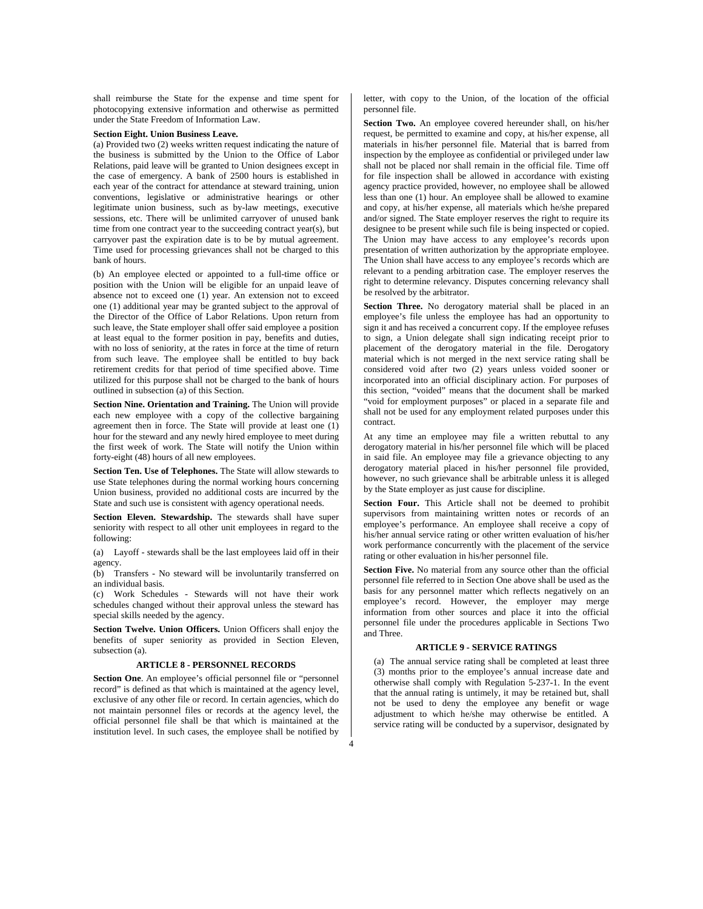shall reimburse the State for the expense and time spent for photocopying extensive information and otherwise as permitted under the State Freedom of Information Law.

**Section Eight. Union Business Leave.**

(a) Provided two (2) weeks written request indicating the nature of the business is submitted by the Union to the Office of Labor Relations, paid leave will be granted to Union designees except in the case of emergency. A bank of 2500 hours is established in each year of the contract for attendance at steward training, union conventions, legislative or administrative hearings or other legitimate union business, such as by-law meetings, executive sessions, etc. There will be unlimited carryover of unused bank time from one contract year to the succeeding contract year(s), but carryover past the expiration date is to be by mutual agreement. Time used for processing grievances shall not be charged to this bank of hours.

(b) An employee elected or appointed to a full-time office or position with the Union will be eligible for an unpaid leave of absence not to exceed one (1) year. An extension not to exceed one (1) additional year may be granted subject to the approval of the Director of the Office of Labor Relations. Upon return from such leave, the State employer shall offer said employee a position at least equal to the former position in pay, benefits and duties, with no loss of seniority, at the rates in force at the time of return from such leave. The employee shall be entitled to buy back retirement credits for that period of time specified above. Time utilized for this purpose shall not be charged to the bank of hours outlined in subsection (a) of this Section.

**Section Nine. Orientation and Training.** The Union will provide each new employee with a copy of the collective bargaining agreement then in force. The State will provide at least one (1) hour for the steward and any newly hired employee to meet during the first week of work. The State will notify the Union within forty-eight (48) hours of all new employees.

**Section Ten. Use of Telephones.** The State will allow stewards to use State telephones during the normal working hours concerning Union business, provided no additional costs are incurred by the State and such use is consistent with agency operational needs.

**Section Eleven. Stewardship.** The stewards shall have super seniority with respect to all other unit employees in regard to the following:

(a) Layoff - stewards shall be the last employees laid off in their agency.

(b) Transfers - No steward will be involuntarily transferred on an individual basis.

(c) Work Schedules - Stewards will not have their work schedules changed without their approval unless the steward has special skills needed by the agency.

**Section Twelve. Union Officers.** Union Officers shall enjoy the benefits of super seniority as provided in Section Eleven, subsection (a).

## ARTICLE 8 - PERSONNEL RECORDS

**Section One**. An employee's official personnel file or "personnel record" is defined as that which is maintained at the agency level, exclusive of any other file or record. In certain agencies, which do not maintain personnel files or records at the agency level, the official personnel file shall be that which is maintained at the institution level. In such cases, the employee shall be notified by letter, with copy to the Union, of the location of the official personnel file.

**Section Two.** An employee covered hereunder shall, on his/her request, be permitted to examine and copy, at his/her expense, all materials in his/her personnel file. Material that is barred from inspection by the employee as confidential or privileged under law shall not be placed nor shall remain in the official file. Time off for file inspection shall be allowed in accordance with existing agency practice provided, however, no employee shall be allowed less than one (1) hour. An employee shall be allowed to examine and copy, at his/her expense, all materials which he/she prepared and/or signed. The State employer reserves the right to require its designee to be present while such file is being inspected or copied. The Union may have access to any employee's records upon presentation of written authorization by the appropriate employee. The Union shall have access to any employee's records which are relevant to a pending arbitration case. The employer reserves the right to determine relevancy. Disputes concerning relevancy shall be resolved by the arbitrator.

**Section Three.** No derogatory material shall be placed in an employee's file unless the employee has had an opportunity to sign it and has received a concurrent copy. If the employee refuses to sign, a Union delegate shall sign indicating receipt prior to placement of the derogatory material in the file. Derogatory material which is not merged in the next service rating shall be considered void after two (2) years unless voided sooner or incorporated into an official disciplinary action. For purposes of this section, "voided" means that the document shall be marked "void for employment purposes" or placed in a separate file and shall not be used for any employment related purposes under this contract.

At any time an employee may file a written rebuttal to any derogatory material in his/her personnel file which will be placed in said file. An employee may file a grievance objecting to any derogatory material placed in his/her personnel file provided, however, no such grievance shall be arbitrable unless it is alleged by the State employer as just cause for discipline.

**Section Four.** This Article shall not be deemed to prohibit supervisors from maintaining written notes or records of an employee's performance. An employee shall receive a copy of his/her annual service rating or other written evaluation of his/her work performance concurrently with the placement of the service rating or other evaluation in his/her personnel file.

**Section Five.** No material from any source other than the official personnel file referred to in Section One above shall be used as the basis for any personnel matter which reflects negatively on an employee's record. However, the employer may merge information from other sources and place it into the official personnel file under the procedures applicable in Sections Two and Three.

## ARTICLE 9 - SERVICE RATINGS

(a) The annual service rating shall be completed at least three (3) months prior to the employee's annual increase date and otherwise shall comply with Regulation 5-237-1. In the event that the annual rating is untimely, it may be retained but, shall not be used to deny the employee any benefit or wage adjustment to which he/she may otherwise be entitled. A service rating will be conducted by a supervisor, designated by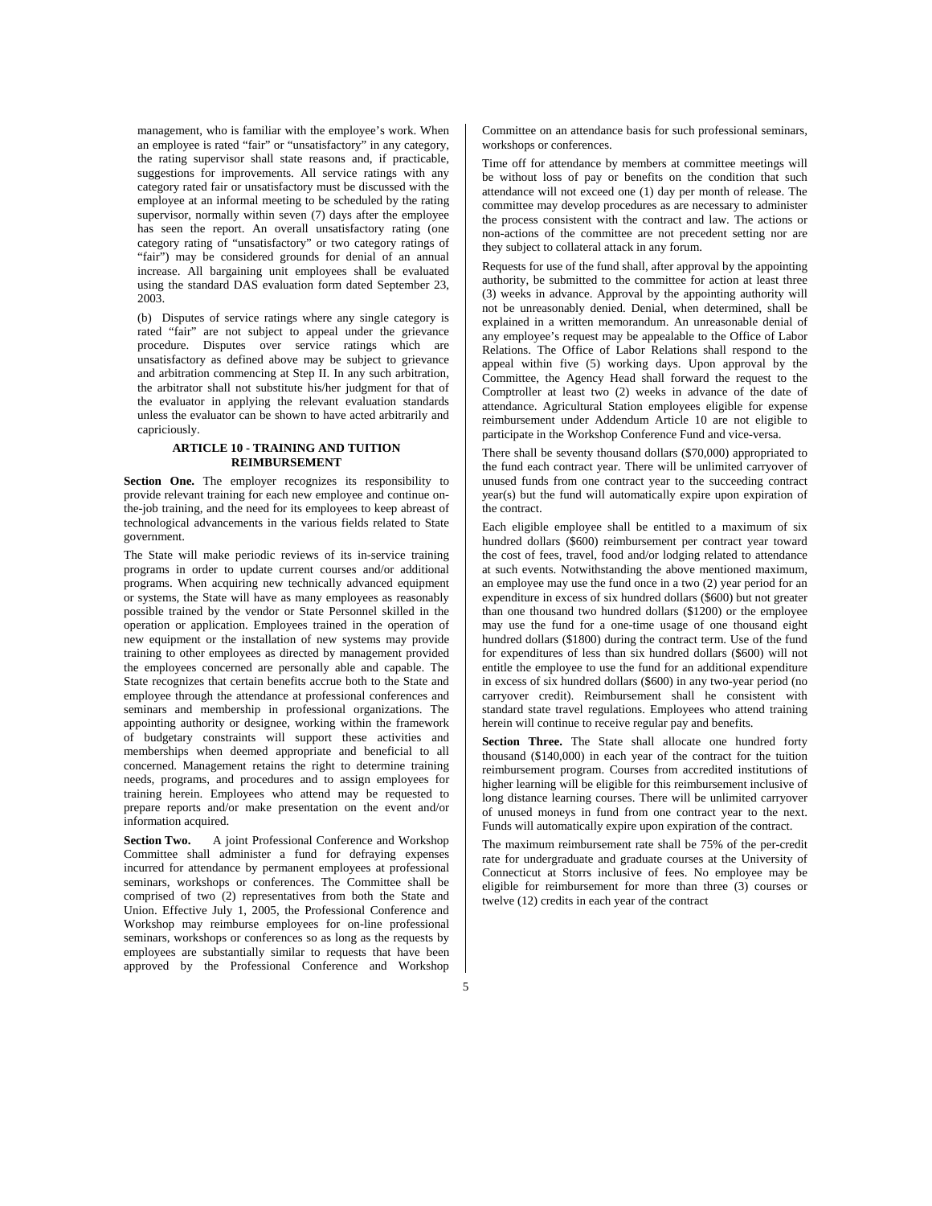management, who is familiar with the employee's work. When an employee is rated "fair" or "unsatisfactory" in any category, the rating supervisor shall state reasons and, if practicable, suggestions for improvements. All service ratings with any category rated fair or unsatisfactory must be discussed with the employee at an informal meeting to be scheduled by the rating supervisor, normally within seven (7) days after the employee has seen the report. An overall unsatisfactory rating (one category rating of "unsatisfactory" or two category ratings of "fair") may be considered grounds for denial of an annual increase. All bargaining unit employees shall be evaluated using the standard DAS evaluation form dated September 23, 2003.

(b) Disputes of service ratings where any single category is rated "fair" are not subject to appeal under the grievance procedure. Disputes over service ratings which are unsatisfactory as defined above may be subject to grievance and arbitration commencing at Step II. In any such arbitration, the arbitrator shall not substitute his/her judgment for that of the evaluator in applying the relevant evaluation standards unless the evaluator can be shown to have acted arbitrarily and capriciously.

## ARTICLE 10 - TRAINING AND TUITION REIMBURSEMENT

**Section One.** The employer recognizes its responsibility to provide relevant training for each new employee and continue on-the-job training, and the need for its employees to keep abreast of technological advancements in the various fields related to State government.

The State will make periodic reviews of its in-service training programs in order to update current courses and/or additional programs. When acquiring new technically advanced equipment or systems, the State will have as many employees as reasonably possible trained by the vendor or State Personnel skilled in the operation or application. Employees trained in the operation of new equipment or the installation of new systems may provide training to other employees as directed by management provided the employees concerned are personally able and capable. The State recognizes that certain benefits accrue both to the State and employee through the attendance at professional conferences and seminars and membership in professional organizations. The appointing authority or designee, working within the framework of budgetary constraints will support these activities and memberships when deemed appropriate and beneficial to all concerned. Management retains the right to determine training needs, programs, and procedures and to assign employees for training herein. Employees who attend may be requested to prepare reports and/or make presentation on the event and/or information acquired.

**Section Two.** A joint Professional Conference and Workshop Committee shall administer a fund for defraying expenses incurred for attendance by permanent employees at professional seminars, workshops or conferences. The Committee shall be comprised of two (2) representatives from both the State and Union. Effective July 1, 2005, the Professional Conference and Workshop may reimburse employees for on-line professional seminars, workshops or conferences so as long as the requests by employees are substantially similar to requests that have been approved by the Professional Conference and Workshop Committee on an attendance basis for such professional seminars, workshops or conferences.

Time off for attendance by members at committee meetings will be without loss of pay or benefits on the condition that such attendance will not exceed one (1) day per month of release. The committee may develop procedures as are necessary to administer the process consistent with the contract and law. The actions or non-actions of the committee are not precedent setting nor are they subject to collateral attack in any forum.

Requests for use of the fund shall, after approval by the appointing authority, be submitted to the committee for action at least three (3) weeks in advance. Approval by the appointing authority will not be unreasonably denied. Denial, when determined, shall be explained in a written memorandum. An unreasonable denial of any employee's request may be appealable to the Office of Labor Relations. The Office of Labor Relations shall respond to the appeal within five (5) working days. Upon approval by the Committee, the Agency Head shall forward the request to the Comptroller at least two (2) weeks in advance of the date of attendance. Agricultural Station employees eligible for expense reimbursement under Addendum Article 10 are not eligible to participate in the Workshop Conference Fund and vice-versa.

There shall be seventy thousand dollars ($70,000) appropriated to the fund each contract year. There will be unlimited carryover of unused funds from one contract year to the succeeding contract year(s) but the fund will automatically expire upon expiration of the contract.

Each eligible employee shall be entitled to a maximum of six hundred dollars ($600) reimbursement per contract year toward the cost of fees, travel, food and/or lodging related to attendance at such events. Notwithstanding the above mentioned maximum, an employee may use the fund once in a two (2) year period for an expenditure in excess of six hundred dollars ($600) but not greater than one thousand two hundred dollars ($1200) or the employee may use the fund for a one-time usage of one thousand eight hundred dollars ($1800) during the contract term. Use of the fund for expenditures of less than six hundred dollars ($600) will not entitle the employee to use the fund for an additional expenditure in excess of six hundred dollars ($600) in any two-year period (no carryover credit). Reimbursement shall he consistent with standard state travel regulations. Employees who attend training herein will continue to receive regular pay and benefits.

**Section Three.** The State shall allocate one hundred forty thousand ($140,000) in each year of the contract for the tuition reimbursement program. Courses from accredited institutions of higher learning will be eligible for this reimbursement inclusive of long distance learning courses. There will be unlimited carryover of unused moneys in fund from one contract year to the next. Funds will automatically expire upon expiration of the contract.

The maximum reimbursement rate shall be 75% of the per-credit rate for undergraduate and graduate courses at the University of Connecticut at Storrs inclusive of fees. No employee may be eligible for reimbursement for more than three (3) courses or twelve (12) credits in each year of the contract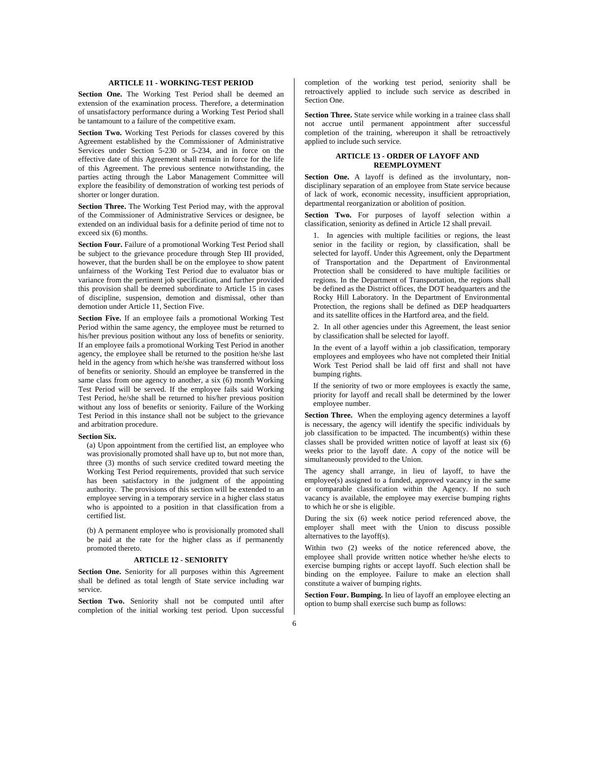## ARTICLE 11 - WORKING-TEST PERIOD

**Section One.** The Working Test Period shall be deemed an extension of the examination process. Therefore, a determination of unsatisfactory performance during a Working Test Period shall be tantamount to a failure of the competitive exam.

**Section Two.** Working Test Periods for classes covered by this Agreement established by the Commissioner of Administrative Services under Section 5-230 or 5-234, and in force on the effective date of this Agreement shall remain in force for the life of this Agreement. The previous sentence notwithstanding, the parties acting through the Labor Management Committee will explore the feasibility of demonstration of working test periods of shorter or longer duration.

**Section Three.** The Working Test Period may, with the approval of the Commissioner of Administrative Services or designee, be extended on an individual basis for a definite period of time not to exceed six (6) months.

**Section Four.** Failure of a promotional Working Test Period shall be subject to the grievance procedure through Step III provided, however, that the burden shall be on the employee to show patent unfairness of the Working Test Period due to evaluator bias or variance from the pertinent job specification, and further provided this provision shall be deemed subordinate to Article 15 in cases of discipline, suspension, demotion and dismissal, other than demotion under Article 11, Section Five.

**Section Five.** If an employee fails a promotional Working Test Period within the same agency, the employee must be returned to his/her previous position without any loss of benefits or seniority. If an employee fails a promotional Working Test Period in another agency, the employee shall be returned to the position he/she last held in the agency from which he/she was transferred without loss of benefits or seniority. Should an employee be transferred in the same class from one agency to another, a six (6) month Working Test Period will be served. If the employee fails said Working Test Period, he/she shall be returned to his/her previous position without any loss of benefits or seniority. Failure of the Working Test Period in this instance shall not be subject to the grievance and arbitration procedure.

**Section Six.**

(a) Upon appointment from the certified list, an employee who was provisionally promoted shall have up to, but not more than, three (3) months of such service credited toward meeting the Working Test Period requirements, provided that such service has been satisfactory in the judgment of the appointing authority. The provisions of this section will be extended to an employee serving in a temporary service in a higher class status who is appointed to a position in that classification from a certified list.

(b) A permanent employee who is provisionally promoted shall be paid at the rate for the higher class as if permanently promoted thereto.

## ARTICLE 12 - SENIORITY

**Section One.** Seniority for all purposes within this Agreement shall be defined as total length of State service including war service.

**Section Two.** Seniority shall not be computed until after completion of the initial working test period. Upon successful completion of the working test period, seniority shall be retroactively applied to include such service as described in Section One.

**Section Three.** State service while working in a trainee class shall not accrue until permanent appointment after successful completion of the training, whereupon it shall be retroactively applied to include such service.

## ARTICLE 13 - ORDER OF LAYOFF AND REEMPLOYMENT

**Section One.** A layoff is defined as the involuntary, non-disciplinary separation of an employee from State service because of lack of work, economic necessity, insufficient appropriation, departmental reorganization or abolition of position.

**Section Two.** For purposes of layoff selection within a classification, seniority as defined in Article 12 shall prevail.

1. In agencies with multiple facilities or regions, the least senior in the facility or region, by classification, shall be selected for layoff. Under this Agreement, only the Department of Transportation and the Department of Environmental Protection shall be considered to have multiple facilities or regions. In the Department of Transportation, the regions shall be defined as the District offices, the DOT headquarters and the Rocky Hill Laboratory. In the Department of Environmental Protection, the regions shall be defined as DEP headquarters and its satellite offices in the Hartford area, and the field.

2. In all other agencies under this Agreement, the least senior by classification shall be selected for layoff.

In the event of a layoff within a job classification, temporary employees and employees who have not completed their Initial Work Test Period shall be laid off first and shall not have bumping rights.

If the seniority of two or more employees is exactly the same, priority for layoff and recall shall be determined by the lower employee number.

**Section Three.** When the employing agency determines a layoff is necessary, the agency will identify the specific individuals by job classification to be impacted. The incumbent(s) within these classes shall be provided written notice of layoff at least six (6) weeks prior to the layoff date. A copy of the notice will be simultaneously provided to the Union.

The agency shall arrange, in lieu of layoff, to have the employee(s) assigned to a funded, approved vacancy in the same or comparable classification within the Agency. If no such vacancy is available, the employee may exercise bumping rights to which he or she is eligible.

During the six (6) week notice period referenced above, the employer shall meet with the Union to discuss possible alternatives to the layoff(s).

Within two (2) weeks of the notice referenced above, the employee shall provide written notice whether he/she elects to exercise bumping rights or accept layoff. Such election shall be binding on the employee. Failure to make an election shall constitute a waiver of bumping rights.

**Section Four. Bumping.** In lieu of layoff an employee electing an option to bump shall exercise such bump as follows: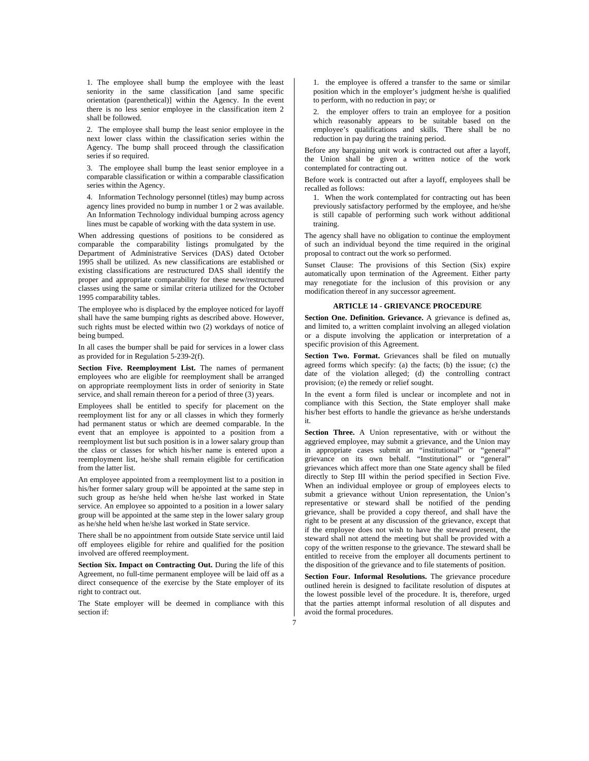1. The employee shall bump the employee with the least seniority in the same classification [and same specific orientation (parenthetical)] within the Agency. In the event there is no less senior employee in the classification item 2 shall be followed.

2. The employee shall bump the least senior employee in the next lower class within the classification series within the Agency. The bump shall proceed through the classification series if so required.

3. The employee shall bump the least senior employee in a comparable classification or within a comparable classification series within the Agency.

4. Information Technology personnel (titles) may bump across agency lines provided no bump in number 1 or 2 was available. An Information Technology individual bumping across agency lines must be capable of working with the data system in use.

When addressing questions of positions to be considered as comparable the comparability listings promulgated by the Department of Administrative Services (DAS) dated October 1995 shall be utilized. As new classifications are established or existing classifications are restructured DAS shall identify the proper and appropriate comparability for these new/restructured classes using the same or similar criteria utilized for the October 1995 comparability tables.

The employee who is displaced by the employee noticed for layoff shall have the same bumping rights as described above. However, such rights must be elected within two (2) workdays of notice of being bumped.

In all cases the bumper shall be paid for services in a lower class as provided for in Regulation 5-239-2(f).

**Section Five. Reemployment List.** The names of permanent employees who are eligible for reemployment shall be arranged on appropriate reemployment lists in order of seniority in State service, and shall remain thereon for a period of three (3) years.

Employees shall be entitled to specify for placement on the reemployment list for any or all classes in which they formerly had permanent status or which are deemed comparable. In the event that an employee is appointed to a position from a reemployment list but such position is in a lower salary group than the class or classes for which his/her name is entered upon a reemployment list, he/she shall remain eligible for certification from the latter list.

An employee appointed from a reemployment list to a position in his/her former salary group will be appointed at the same step in such group as he/she held when he/she last worked in State service. An employee so appointed to a position in a lower salary group will be appointed at the same step in the lower salary group as he/she held when he/she last worked in State service.

There shall be no appointment from outside State service until laid off employees eligible for rehire and qualified for the position involved are offered reemployment.

**Section Six. Impact on Contracting Out.** During the life of this Agreement, no full-time permanent employee will be laid off as a direct consequence of the exercise by the State employer of its right to contract out.

The State employer will be deemed in compliance with this section if:

1. the employee is offered a transfer to the same or similar position which in the employer's judgment he/she is qualified to perform, with no reduction in pay; or

2. the employer offers to train an employee for a position which reasonably appears to be suitable based on the employee's qualifications and skills. There shall be no reduction in pay during the training period.

Before any bargaining unit work is contracted out after a layoff, the Union shall be given a written notice of the work contemplated for contracting out.

Before work is contracted out after a layoff, employees shall be recalled as follows:

1. When the work contemplated for contracting out has been previously satisfactory performed by the employee, and he/she is still capable of performing such work without additional training.

The agency shall have no obligation to continue the employment of such an individual beyond the time required in the original proposal to contract out the work so performed.

Sunset Clause: The provisions of this Section (Six) expire automatically upon termination of the Agreement. Either party may renegotiate for the inclusion of this provision or any modification thereof in any successor agreement.

## ARTICLE 14 - GRIEVANCE PROCEDURE

**Section One. Definition. Grievance.** A grievance is defined as, and limited to, a written complaint involving an alleged violation or a dispute involving the application or interpretation of a specific provision of this Agreement.

**Section Two. Format.** Grievances shall be filed on mutually agreed forms which specify: (a) the facts; (b) the issue; (c) the date of the violation alleged; (d) the controlling contract provision; (e) the remedy or relief sought.

In the event a form filed is unclear or incomplete and not in compliance with this Section, the State employer shall make his/her best efforts to handle the grievance as he/she understands it.

**Section Three.** A Union representative, with or without the aggrieved employee, may submit a grievance, and the Union may in appropriate cases submit an "institutional" or "general" grievance on its own behalf. "Institutional" or "general" grievances which affect more than one State agency shall be filed directly to Step III within the period specified in Section Five. When an individual employee or group of employees elects to submit a grievance without Union representation, the Union's representative or steward shall be notified of the pending grievance, shall be provided a copy thereof, and shall have the right to be present at any discussion of the grievance, except that if the employee does not wish to have the steward present, the steward shall not attend the meeting but shall be provided with a copy of the written response to the grievance. The steward shall be entitled to receive from the employer all documents pertinent to the disposition of the grievance and to file statements of position.

**Section Four. Informal Resolutions.** The grievance procedure outlined herein is designed to facilitate resolution of disputes at the lowest possible level of the procedure. It is, therefore, urged that the parties attempt informal resolution of all disputes and avoid the formal procedures.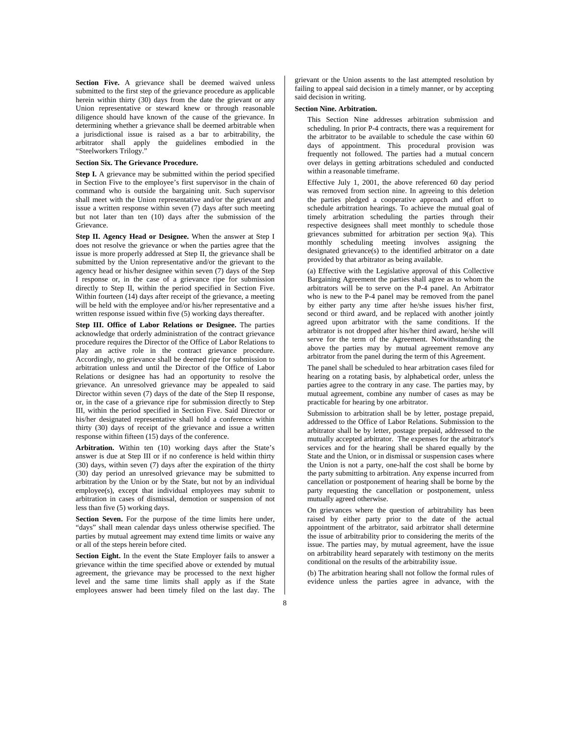**Section Five.** A grievance shall be deemed waived unless submitted to the first step of the grievance procedure as applicable herein within thirty (30) days from the date the grievant or any Union representative or steward knew or through reasonable diligence should have known of the cause of the grievance. In determining whether a grievance shall be deemed arbitrable when a jurisdictional issue is raised as a bar to arbitrability, the arbitrator shall apply the guidelines embodied in the "Steelworkers Trilogy."

**Section Six. The Grievance Procedure.**

**Step I.** A grievance may be submitted within the period specified in Section Five to the employee's first supervisor in the chain of command who is outside the bargaining unit. Such supervisor shall meet with the Union representative and/or the grievant and issue a written response within seven (7) days after such meeting but not later than ten (10) days after the submission of the Grievance.

**Step II. Agency Head or Designee.** When the answer at Step I does not resolve the grievance or when the parties agree that the issue is more properly addressed at Step II, the grievance shall be submitted by the Union representative and/or the grievant to the agency head or his/her designee within seven (7) days of the Step I response or, in the case of a grievance ripe for submission directly to Step II, within the period specified in Section Five. Within fourteen (14) days after receipt of the grievance, a meeting will be held with the employee and/or his/her representative and a written response issued within five (5) working days thereafter.

**Step III. Office of Labor Relations or Designee.** The parties acknowledge that orderly administration of the contract grievance procedure requires the Director of the Office of Labor Relations to play an active role in the contract grievance procedure. Accordingly, no grievance shall be deemed ripe for submission to arbitration unless and until the Director of the Office of Labor Relations or designee has had an opportunity to resolve the grievance. An unresolved grievance may be appealed to said Director within seven (7) days of the date of the Step II response, or, in the case of a grievance ripe for submission directly to Step III, within the period specified in Section Five. Said Director or his/her designated representative shall hold a conference within thirty (30) days of receipt of the grievance and issue a written response within fifteen (15) days of the conference.

**Arbitration.** Within ten (10) working days after the State's answer is due at Step III or if no conference is held within thirty (30) days, within seven (7) days after the expiration of the thirty (30) day period an unresolved grievance may be submitted to arbitration by the Union or by the State, but not by an individual employee(s), except that individual employees may submit to arbitration in cases of dismissal, demotion or suspension of not less than five (5) working days.

**Section Seven.** For the purpose of the time limits here under, "days" shall mean calendar days unless otherwise specified. The parties by mutual agreement may extend time limits or waive any or all of the steps herein before cited.

**Section Eight.** In the event the State Employer fails to answer a grievance within the time specified above or extended by mutual agreement, the grievance may be processed to the next higher level and the same time limits shall apply as if the State employees answer had been timely filed on the last day. The grievant or the Union assents to the last attempted resolution by failing to appeal said decision in a timely manner, or by accepting said decision in writing.

**Section Nine. Arbitration.**

This Section Nine addresses arbitration submission and scheduling. In prior P-4 contracts, there was a requirement for the arbitrator to be available to schedule the case within 60 days of appointment. This procedural provision was frequently not followed. The parties had a mutual concern over delays in getting arbitrations scheduled and conducted within a reasonable timeframe.

Effective July 1, 2001, the above referenced 60 day period was removed from section nine. In agreeing to this deletion the parties pledged a cooperative approach and effort to schedule arbitration hearings. To achieve the mutual goal of timely arbitration scheduling the parties through their respective designees shall meet monthly to schedule those grievances submitted for arbitration per section 9(a). This monthly scheduling meeting involves assigning the designated grievance(s) to the identified arbitrator on a date provided by that arbitrator as being available.

(a) Effective with the Legislative approval of this Collective Bargaining Agreement the parties shall agree as to whom the arbitrators will be to serve on the P-4 panel. An Arbitrator who is new to the P-4 panel may be removed from the panel by either party any time after he/she issues his/her first, second or third award, and be replaced with another jointly agreed upon arbitrator with the same conditions. If the arbitrator is not dropped after his/her third award, he/she will serve for the term of the Agreement. Notwithstanding the above the parties may by mutual agreement remove any arbitrator from the panel during the term of this Agreement.

The panel shall be scheduled to hear arbitration cases filed for hearing on a rotating basis, by alphabetical order, unless the parties agree to the contrary in any case. The parties may, by mutual agreement, combine any number of cases as may be practicable for hearing by one arbitrator.

Submission to arbitration shall be by letter, postage prepaid, addressed to the Office of Labor Relations. Submission to the arbitrator shall be by letter, postage prepaid, addressed to the mutually accepted arbitrator. The expenses for the arbitrator's services and for the hearing shall be shared equally by the State and the Union, or in dismissal or suspension cases where the Union is not a party, one-half the cost shall be borne by the party submitting to arbitration. Any expense incurred from cancellation or postponement of hearing shall be borne by the party requesting the cancellation or postponement, unless mutually agreed otherwise.

On grievances where the question of arbitrability has been raised by either party prior to the date of the actual appointment of the arbitrator, said arbitrator shall determine the issue of arbitrability prior to considering the merits of the issue. The parties may, by mutual agreement, have the issue on arbitrability heard separately with testimony on the merits conditional on the results of the arbitrability issue.

(b) The arbitration hearing shall not follow the formal rules of evidence unless the parties agree in advance, with the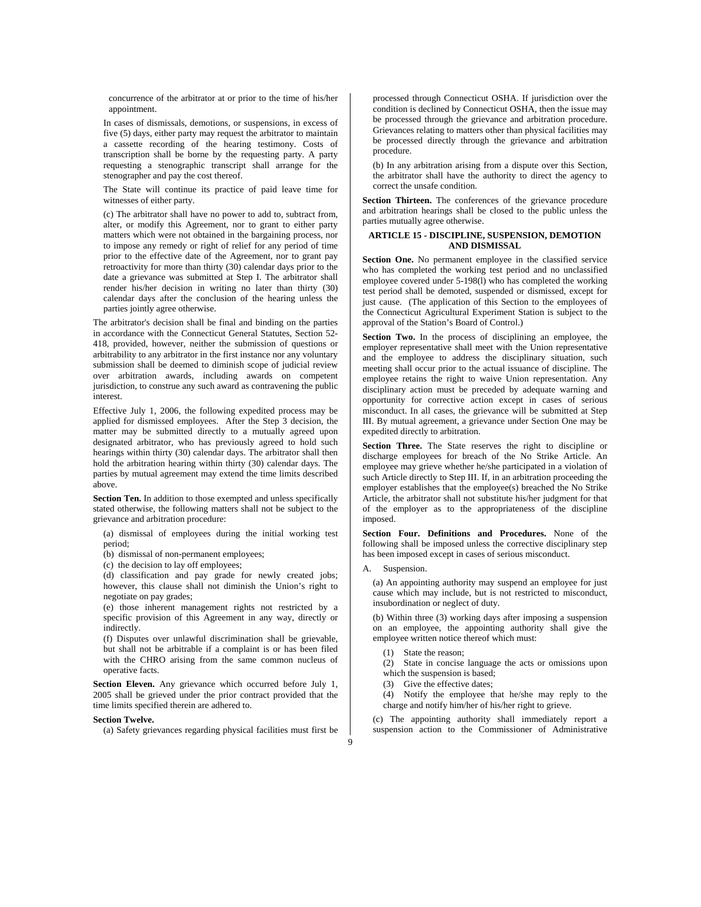concurrence of the arbitrator at or prior to the time of his/her appointment.

In cases of dismissals, demotions, or suspensions, in excess of five (5) days, either party may request the arbitrator to maintain a cassette recording of the hearing testimony. Costs of transcription shall be borne by the requesting party. A party requesting a stenographic transcript shall arrange for the stenographer and pay the cost thereof.

The State will continue its practice of paid leave time for witnesses of either party.

(c) The arbitrator shall have no power to add to, subtract from, alter, or modify this Agreement, nor to grant to either party matters which were not obtained in the bargaining process, nor to impose any remedy or right of relief for any period of time prior to the effective date of the Agreement, nor to grant pay retroactivity for more than thirty (30) calendar days prior to the date a grievance was submitted at Step I. The arbitrator shall render his/her decision in writing no later than thirty (30) calendar days after the conclusion of the hearing unless the parties jointly agree otherwise.

The arbitrator's decision shall be final and binding on the parties in accordance with the Connecticut General Statutes, Section 52-418, provided, however, neither the submission of questions or arbitrability to any arbitrator in the first instance nor any voluntary submission shall be deemed to diminish scope of judicial review over arbitration awards, including awards on competent jurisdiction, to construe any such award as contravening the public interest.

Effective July 1, 2006, the following expedited process may be applied for dismissed employees. After the Step 3 decision, the matter may be submitted directly to a mutually agreed upon designated arbitrator, who has previously agreed to hold such hearings within thirty (30) calendar days. The arbitrator shall then hold the arbitration hearing within thirty (30) calendar days. The parties by mutual agreement may extend the time limits described above.

**Section Ten.** In addition to those exempted and unless specifically stated otherwise, the following matters shall not be subject to the grievance and arbitration procedure:

(a) dismissal of employees during the initial working test period;
(b) dismissal of non-permanent employees;
(c) the decision to lay off employees;
(d) classification and pay grade for newly created jobs; however, this clause shall not diminish the Union's right to negotiate on pay grades;
(e) those inherent management rights not restricted by a specific provision of this Agreement in any way, directly or indirectly.
(f) Disputes over unlawful discrimination shall be grievable, but shall not be arbitrable if a complaint is or has been filed with the CHRO arising from the same common nucleus of operative facts.

**Section Eleven.** Any grievance which occurred before July 1, 2005 shall be grieved under the prior contract provided that the time limits specified therein are adhered to.

**Section Twelve.**

(a) Safety grievances regarding physical facilities must first be processed through Connecticut OSHA. If jurisdiction over the condition is declined by Connecticut OSHA, then the issue may be processed through the grievance and arbitration procedure. Grievances relating to matters other than physical facilities may be processed directly through the grievance and arbitration procedure.

(b) In any arbitration arising from a dispute over this Section, the arbitrator shall have the authority to direct the agency to correct the unsafe condition.

**Section Thirteen.** The conferences of the grievance procedure and arbitration hearings shall be closed to the public unless the parties mutually agree otherwise.

## ARTICLE 15 - DISCIPLINE, SUSPENSION, DEMOTION AND DISMISSAL

**Section One.** No permanent employee in the classified service who has completed the working test period and no unclassified employee covered under 5-198(l) who has completed the working test period shall be demoted, suspended or dismissed, except for just cause. (The application of this Section to the employees of the Connecticut Agricultural Experiment Station is subject to the approval of the Station's Board of Control.)

**Section Two.** In the process of disciplining an employee, the employer representative shall meet with the Union representative and the employee to address the disciplinary situation, such meeting shall occur prior to the actual issuance of discipline. The employee retains the right to waive Union representation. Any disciplinary action must be preceded by adequate warning and opportunity for corrective action except in cases of serious misconduct. In all cases, the grievance will be submitted at Step III. By mutual agreement, a grievance under Section One may be expedited directly to arbitration.

**Section Three.** The State reserves the right to discipline or discharge employees for breach of the No Strike Article. An employee may grieve whether he/she participated in a violation of such Article directly to Step III. If, in an arbitration proceeding the employer establishes that the employee(s) breached the No Strike Article, the arbitrator shall not substitute his/her judgment for that of the employer as to the appropriateness of the discipline imposed.

**Section Four. Definitions and Procedures.** None of the following shall be imposed unless the corrective disciplinary step has been imposed except in cases of serious misconduct.

A. Suspension.

(a) An appointing authority may suspend an employee for just cause which may include, but is not restricted to misconduct, insubordination or neglect of duty.

(b) Within three (3) working days after imposing a suspension on an employee, the appointing authority shall give the employee written notice thereof which must:

(1) State the reason;
(2) State in concise language the acts or omissions upon which the suspension is based;
(3) Give the effective dates;
(4) Notify the employee that he/she may reply to the charge and notify him/her of his/her right to grieve.

(c) The appointing authority shall immediately report a suspension action to the Commissioner of Administrative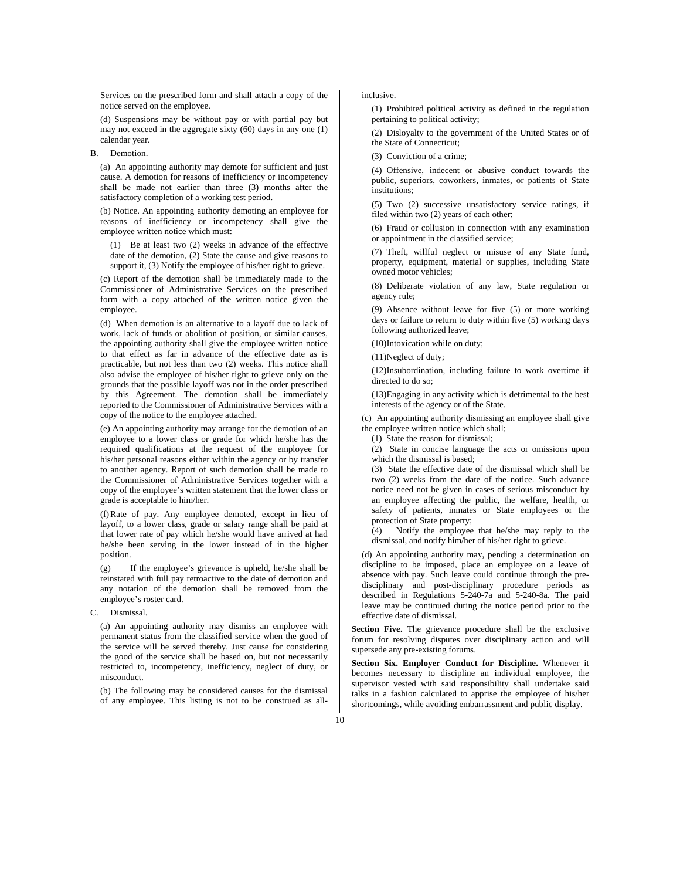Services on the prescribed form and shall attach a copy of the notice served on the employee.

(d) Suspensions may be without pay or with partial pay but may not exceed in the aggregate sixty (60) days in any one (1) calendar year.

B. Demotion.

(a) An appointing authority may demote for sufficient and just cause. A demotion for reasons of inefficiency or incompetency shall be made not earlier than three (3) months after the satisfactory completion of a working test period.

(b) Notice. An appointing authority demoting an employee for reasons of inefficiency or incompetency shall give the employee written notice which must:

(1) Be at least two (2) weeks in advance of the effective date of the demotion, (2) State the cause and give reasons to support it, (3) Notify the employee of his/her right to grieve.

(c) Report of the demotion shall be immediately made to the Commissioner of Administrative Services on the prescribed form with a copy attached of the written notice given the employee.

(d) When demotion is an alternative to a layoff due to lack of work, lack of funds or abolition of position, or similar causes, the appointing authority shall give the employee written notice to that effect as far in advance of the effective date as is practicable, but not less than two (2) weeks. This notice shall also advise the employee of his/her right to grieve only on the grounds that the possible layoff was not in the order prescribed by this Agreement. The demotion shall be immediately reported to the Commissioner of Administrative Services with a copy of the notice to the employee attached.

(e) An appointing authority may arrange for the demotion of an employee to a lower class or grade for which he/she has the required qualifications at the request of the employee for his/her personal reasons either within the agency or by transfer to another agency. Report of such demotion shall be made to the Commissioner of Administrative Services together with a copy of the employee's written statement that the lower class or grade is acceptable to him/her.

(f) Rate of pay. Any employee demoted, except in lieu of layoff, to a lower class, grade or salary range shall be paid at that lower rate of pay which he/she would have arrived at had he/she been serving in the lower instead of in the higher position.

(g) If the employee's grievance is upheld, he/she shall be reinstated with full pay retroactive to the date of demotion and any notation of the demotion shall be removed from the employee's roster card.

C. Dismissal.

(a) An appointing authority may dismiss an employee with permanent status from the classified service when the good of the service will be served thereby. Just cause for considering the good of the service shall be based on, but not necessarily restricted to, incompetency, inefficiency, neglect of duty, or misconduct.

(b) The following may be considered causes for the dismissal of any employee. This listing is not to be construed as all-inclusive.

(1) Prohibited political activity as defined in the regulation pertaining to political activity;

(2) Disloyalty to the government of the United States or of the State of Connecticut;

(3) Conviction of a crime;

(4) Offensive, indecent or abusive conduct towards the public, superiors, coworkers, inmates, or patients of State institutions;

(5) Two (2) successive unsatisfactory service ratings, if filed within two (2) years of each other;

(6) Fraud or collusion in connection with any examination or appointment in the classified service;

(7) Theft, willful neglect or misuse of any State fund, property, equipment, material or supplies, including State owned motor vehicles;

(8) Deliberate violation of any law, State regulation or agency rule;

(9) Absence without leave for five (5) or more working days or failure to return to duty within five (5) working days following authorized leave;

(10) Intoxication while on duty;

(11) Neglect of duty;

(12) Insubordination, including failure to work overtime if directed to do so;

(13) Engaging in any activity which is detrimental to the best interests of the agency or of the State.

(c) An appointing authority dismissing an employee shall give the employee written notice which shall;

(1) State the reason for dismissal;

(2) State in concise language the acts or omissions upon which the dismissal is based;

(3) State the effective date of the dismissal which shall be two (2) weeks from the date of the notice. Such advance notice need not be given in cases of serious misconduct by an employee affecting the public, the welfare, health, or safety of patients, inmates or State employees or the protection of State property;

(4) Notify the employee that he/she may reply to the dismissal, and notify him/her of his/her right to grieve.

(d) An appointing authority may, pending a determination on discipline to be imposed, place an employee on a leave of absence with pay. Such leave could continue through the pre-disciplinary and post-disciplinary procedure periods as described in Regulations 5-240-7a and 5-240-8a. The paid leave may be continued during the notice period prior to the effective date of dismissal.

**Section Five.** The grievance procedure shall be the exclusive forum for resolving disputes over disciplinary action and will supersede any pre-existing forums.

**Section Six. Employer Conduct for Discipline.** Whenever it becomes necessary to discipline an individual employee, the supervisor vested with said responsibility shall undertake said talks in a fashion calculated to apprise the employee of his/her shortcomings, while avoiding embarrassment and public display.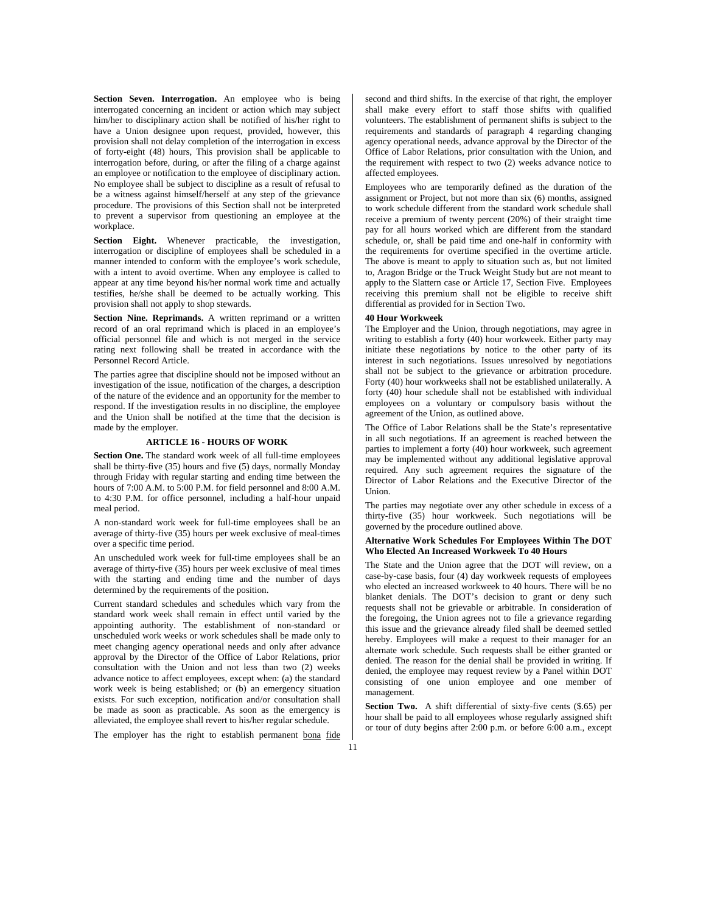**Section Seven. Interrogation.** An employee who is being interrogated concerning an incident or action which may subject him/her to disciplinary action shall be notified of his/her right to have a Union designee upon request, provided, however, this provision shall not delay completion of the interrogation in excess of forty-eight (48) hours, This provision shall be applicable to interrogation before, during, or after the filing of a charge against an employee or notification to the employee of disciplinary action. No employee shall be subject to discipline as a result of refusal to be a witness against himself/herself at any step of the grievance procedure. The provisions of this Section shall not be interpreted to prevent a supervisor from questioning an employee at the workplace.

**Section Eight.** Whenever practicable, the investigation, interrogation or discipline of employees shall be scheduled in a manner intended to conform with the employee's work schedule, with a intent to avoid overtime. When any employee is called to appear at any time beyond his/her normal work time and actually testifies, he/she shall be deemed to be actually working. This provision shall not apply to shop stewards.

**Section Nine. Reprimands.** A written reprimand or a written record of an oral reprimand which is placed in an employee's official personnel file and which is not merged in the service rating next following shall be treated in accordance with the Personnel Record Article.

The parties agree that discipline should not be imposed without an investigation of the issue, notification of the charges, a description of the nature of the evidence and an opportunity for the member to respond. If the investigation results in no discipline, the employee and the Union shall be notified at the time that the decision is made by the employer.

## ARTICLE 16 - HOURS OF WORK

**Section One.** The standard work week of all full-time employees shall be thirty-five (35) hours and five (5) days, normally Monday through Friday with regular starting and ending time between the hours of 7:00 A.M. to 5:00 P.M. for field personnel and 8:00 A.M. to 4:30 P.M. for office personnel, including a half-hour unpaid meal period.

A non-standard work week for full-time employees shall be an average of thirty-five (35) hours per week exclusive of meal-times over a specific time period.

An unscheduled work week for full-time employees shall be an average of thirty-five (35) hours per week exclusive of meal times with the starting and ending time and the number of days determined by the requirements of the position.

Current standard schedules and schedules which vary from the standard work week shall remain in effect until varied by the appointing authority. The establishment of non-standard or unscheduled work weeks or work schedules shall be made only to meet changing agency operational needs and only after advance approval by the Director of the Office of Labor Relations, prior consultation with the Union and not less than two (2) weeks advance notice to affect employees, except when: (a) the standard work week is being established; or (b) an emergency situation exists. For such exception, notification and/or consultation shall be made as soon as practicable. As soon as the emergency is alleviated, the employee shall revert to his/her regular schedule.

The employer has the right to establish permanent bona fide second and third shifts. In the exercise of that right, the employer shall make every effort to staff those shifts with qualified volunteers. The establishment of permanent shifts is subject to the requirements and standards of paragraph 4 regarding changing agency operational needs, advance approval by the Director of the Office of Labor Relations, prior consultation with the Union, and the requirement with respect to two (2) weeks advance notice to affected employees.

Employees who are temporarily defined as the duration of the assignment or Project, but not more than six (6) months, assigned to work schedule different from the standard work schedule shall receive a premium of twenty percent (20%) of their straight time pay for all hours worked which are different from the standard schedule, or, shall be paid time and one-half in conformity with the requirements for overtime specified in the overtime article. The above is meant to apply to situation such as, but not limited to, Aragon Bridge or the Truck Weight Study but are not meant to apply to the Slattern case or Article 17, Section Five. Employees receiving this premium shall not be eligible to receive shift differential as provided for in Section Two.

**40 Hour Workweek**

The Employer and the Union, through negotiations, may agree in writing to establish a forty (40) hour workweek. Either party may initiate these negotiations by notice to the other party of its interest in such negotiations. Issues unresolved by negotiations shall not be subject to the grievance or arbitration procedure. Forty (40) hour workweeks shall not be established unilaterally. A forty (40) hour schedule shall not be established with individual employees on a voluntary or compulsory basis without the agreement of the Union, as outlined above.

The Office of Labor Relations shall be the State's representative in all such negotiations. If an agreement is reached between the parties to implement a forty (40) hour workweek, such agreement may be implemented without any additional legislative approval required. Any such agreement requires the signature of the Director of Labor Relations and the Executive Director of the Union.

The parties may negotiate over any other schedule in excess of a thirty-five (35) hour workweek. Such negotiations will be governed by the procedure outlined above.

**Alternative Work Schedules For Employees Within The DOT Who Elected An Increased Workweek To 40 Hours**

The State and the Union agree that the DOT will review, on a case-by-case basis, four (4) day workweek requests of employees who elected an increased workweek to 40 hours. There will be no blanket denials. The DOT's decision to grant or deny such requests shall not be grievable or arbitrable. In consideration of the foregoing, the Union agrees not to file a grievance regarding this issue and the grievance already filed shall be deemed settled hereby. Employees will make a request to their manager for an alternate work schedule. Such requests shall be either granted or denied. The reason for the denial shall be provided in writing. If denied, the employee may request review by a Panel within DOT consisting of one union employee and one member of management.

**Section Two.** A shift differential of sixty-five cents ($.65) per hour shall be paid to all employees whose regularly assigned shift or tour of duty begins after 2:00 p.m. or before 6:00 a.m., except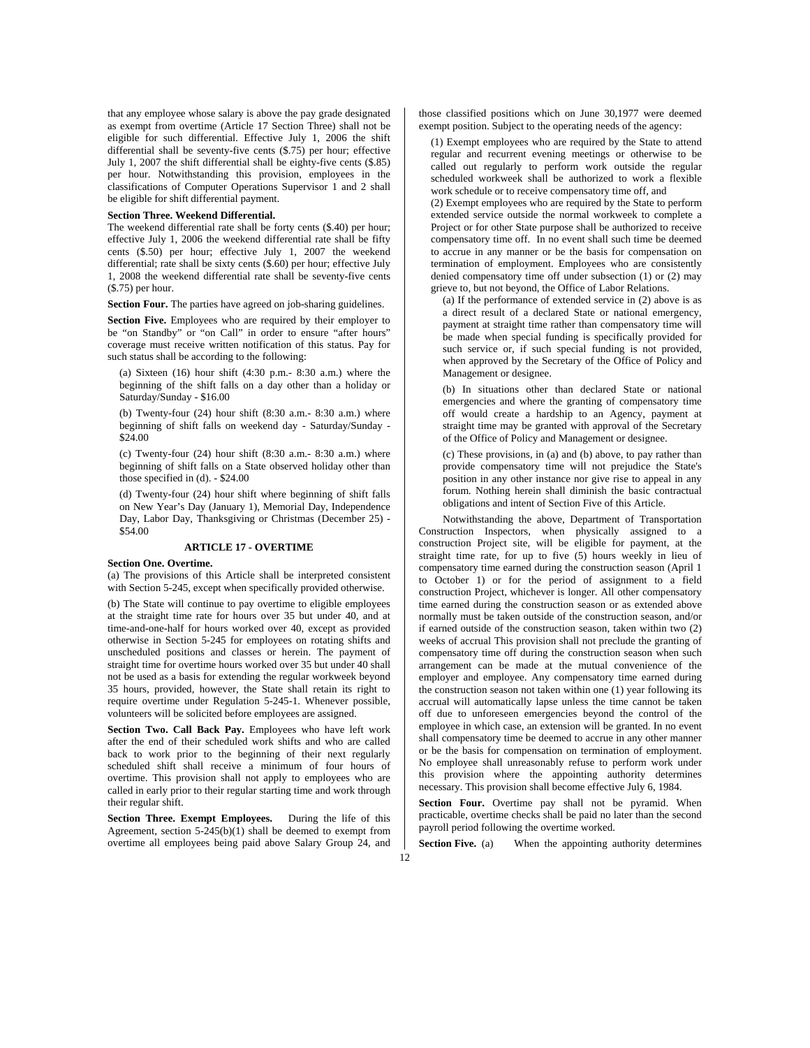that any employee whose salary is above the pay grade designated as exempt from overtime (Article 17 Section Three) shall not be eligible for such differential. Effective July 1, 2006 the shift differential shall be seventy-five cents ($.75) per hour; effective July 1, 2007 the shift differential shall be eighty-five cents ($.85) per hour. Notwithstanding this provision, employees in the classifications of Computer Operations Supervisor 1 and 2 shall be eligible for shift differential payment.

**Section Three. Weekend Differential.**
The weekend differential rate shall be forty cents ($.40) per hour; effective July 1, 2006 the weekend differential rate shall be fifty cents ($.50) per hour; effective July 1, 2007 the weekend differential; rate shall be sixty cents ($.60) per hour; effective July 1, 2008 the weekend differential rate shall be seventy-five cents ($.75) per hour.

**Section Four.** The parties have agreed on job-sharing guidelines.

**Section Five.** Employees who are required by their employer to be "on Standby" or "on Call" in order to ensure "after hours" coverage must receive written notification of this status. Pay for such status shall be according to the following:

(a) Sixteen (16) hour shift (4:30 p.m.- 8:30 a.m.) where the beginning of the shift falls on a day other than a holiday or Saturday/Sunday - $16.00

(b) Twenty-four (24) hour shift (8:30 a.m.- 8:30 a.m.) where beginning of shift falls on weekend day - Saturday/Sunday - $24.00

(c) Twenty-four (24) hour shift (8:30 a.m.- 8:30 a.m.) where beginning of shift falls on a State observed holiday other than those specified in (d). - $24.00

(d) Twenty-four (24) hour shift where beginning of shift falls on New Year's Day (January 1), Memorial Day, Independence Day, Labor Day, Thanksgiving or Christmas (December 25) - $54.00

## ARTICLE 17 - OVERTIME

**Section One. Overtime.**
(a) The provisions of this Article shall be interpreted consistent with Section 5-245, except when specifically provided otherwise.

(b) The State will continue to pay overtime to eligible employees at the straight time rate for hours over 35 but under 40, and at time-and-one-half for hours worked over 40, except as provided otherwise in Section 5-245 for employees on rotating shifts and unscheduled positions and classes or herein. The payment of straight time for overtime hours worked over 35 but under 40 shall not be used as a basis for extending the regular workweek beyond 35 hours, provided, however, the State shall retain its right to require overtime under Regulation 5-245-1. Whenever possible, volunteers will be solicited before employees are assigned.

**Section Two. Call Back Pay.** Employees who have left work after the end of their scheduled work shifts and who are called back to work prior to the beginning of their next regularly scheduled shift shall receive a minimum of four hours of overtime. This provision shall not apply to employees who are called in early prior to their regular starting time and work through their regular shift.

**Section Three. Exempt Employees.** During the life of this Agreement, section 5-245(b)(1) shall be deemed to exempt from overtime all employees being paid above Salary Group 24, and those classified positions which on June 30,1977 were deemed exempt position. Subject to the operating needs of the agency:

(1) Exempt employees who are required by the State to attend regular and recurrent evening meetings or otherwise to be called out regularly to perform work outside the regular scheduled workweek shall be authorized to work a flexible work schedule or to receive compensatory time off, and

(2) Exempt employees who are required by the State to perform extended service outside the normal workweek to complete a Project or for other State purpose shall be authorized to receive compensatory time off. In no event shall such time be deemed to accrue in any manner or be the basis for compensation on termination of employment. Employees who are consistently denied compensatory time off under subsection (1) or (2) may grieve to, but not beyond, the Office of Labor Relations.

(a) If the performance of extended service in (2) above is as a direct result of a declared State or national emergency, payment at straight time rather than compensatory time will be made when special funding is specifically provided for such service or, if such special funding is not provided, when approved by the Secretary of the Office of Policy and Management or designee.

(b) In situations other than declared State or national emergencies and where the granting of compensatory time off would create a hardship to an Agency, payment at straight time may be granted with approval of the Secretary of the Office of Policy and Management or designee.

(c) These provisions, in (a) and (b) above, to pay rather than provide compensatory time will not prejudice the State's position in any other instance nor give rise to appeal in any forum. Nothing herein shall diminish the basic contractual obligations and intent of Section Five of this Article.

Notwithstanding the above, Department of Transportation Construction Inspectors, when physically assigned to a construction Project site, will be eligible for payment, at the straight time rate, for up to five (5) hours weekly in lieu of compensatory time earned during the construction season (April 1 to October 1) or for the period of assignment to a field construction Project, whichever is longer. All other compensatory time earned during the construction season or as extended above normally must be taken outside of the construction season, and/or if earned outside of the construction season, taken within two (2) weeks of accrual This provision shall not preclude the granting of compensatory time off during the construction season when such arrangement can be made at the mutual convenience of the employer and employee. Any compensatory time earned during the construction season not taken within one (1) year following its accrual will automatically lapse unless the time cannot be taken off due to unforeseen emergencies beyond the control of the employee in which case, an extension will be granted. In no event shall compensatory time be deemed to accrue in any other manner or be the basis for compensation on termination of employment. No employee shall unreasonably refuse to perform work under this provision where the appointing authority determines necessary. This provision shall become effective July 6, 1984.

**Section Four.** Overtime pay shall not be pyramid. When practicable, overtime checks shall be paid no later than the second payroll period following the overtime worked.

**Section Five.** (a) When the appointing authority determines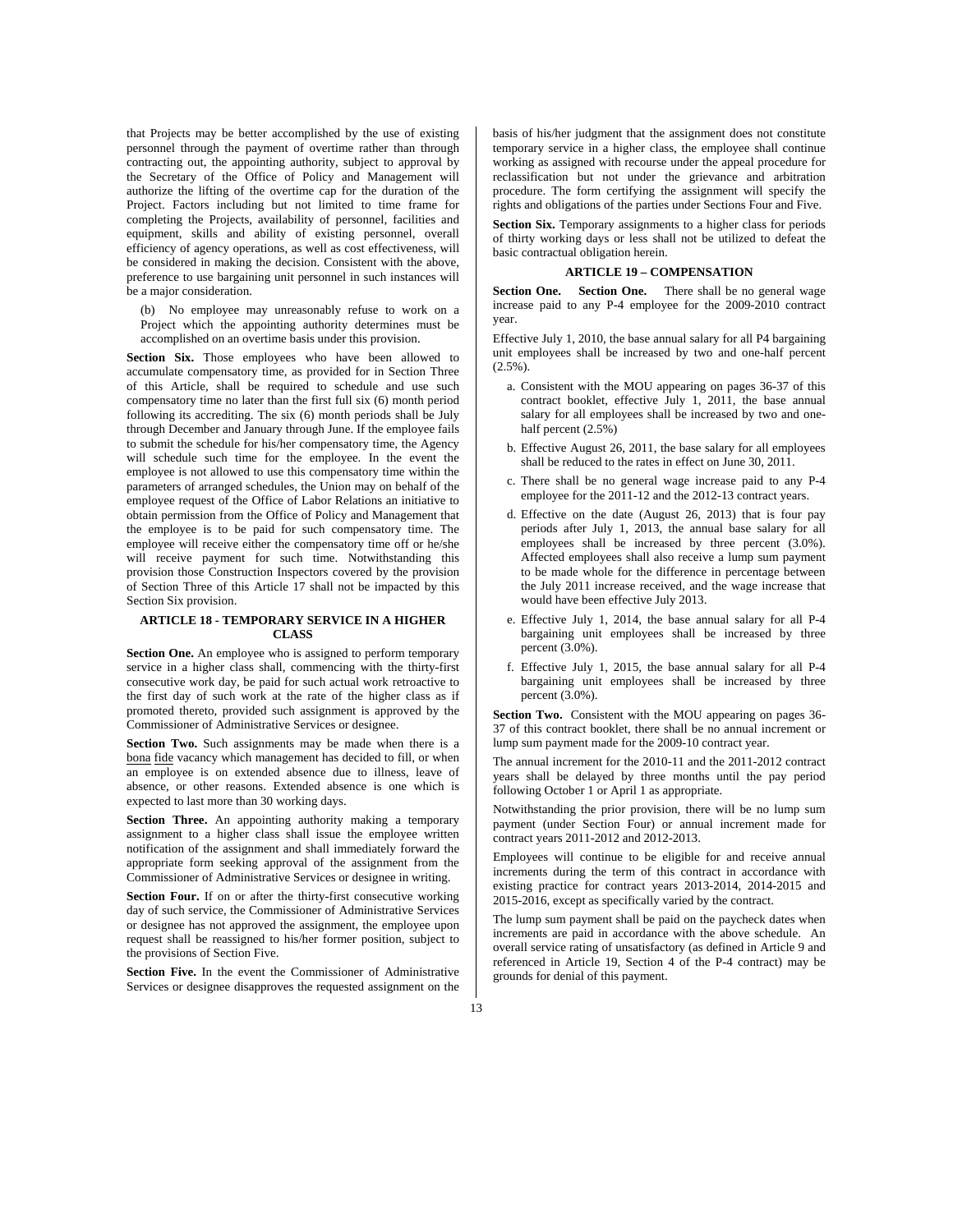that Projects may be better accomplished by the use of existing personnel through the payment of overtime rather than through contracting out, the appointing authority, subject to approval by the Secretary of the Office of Policy and Management will authorize the lifting of the overtime cap for the duration of the Project. Factors including but not limited to time frame for completing the Projects, availability of personnel, facilities and equipment, skills and ability of existing personnel, overall efficiency of agency operations, as well as cost effectiveness, will be considered in making the decision. Consistent with the above, preference to use bargaining unit personnel in such instances will be a major consideration.

(b) No employee may unreasonably refuse to work on a Project which the appointing authority determines must be accomplished on an overtime basis under this provision.

**Section Six.** Those employees who have been allowed to accumulate compensatory time, as provided for in Section Three of this Article, shall be required to schedule and use such compensatory time no later than the first full six (6) month period following its accrediting. The six (6) month periods shall be July through December and January through June. If the employee fails to submit the schedule for his/her compensatory time, the Agency will schedule such time for the employee. In the event the employee is not allowed to use this compensatory time within the parameters of arranged schedules, the Union may on behalf of the employee request of the Office of Labor Relations an initiative to obtain permission from the Office of Policy and Management that the employee is to be paid for such compensatory time. The employee will receive either the compensatory time off or he/she will receive payment for such time. Notwithstanding this provision those Construction Inspectors covered by the provision of Section Three of this Article 17 shall not be impacted by this Section Six provision.

## ARTICLE 18 - TEMPORARY SERVICE IN A HIGHER CLASS

**Section One.** An employee who is assigned to perform temporary service in a higher class shall, commencing with the thirty-first consecutive work day, be paid for such actual work retroactive to the first day of such work at the rate of the higher class as if promoted thereto, provided such assignment is approved by the Commissioner of Administrative Services or designee.

**Section Two.** Such assignments may be made when there is a bona fide vacancy which management has decided to fill, or when an employee is on extended absence due to illness, leave of absence, or other reasons. Extended absence is one which is expected to last more than 30 working days.

**Section Three.** An appointing authority making a temporary assignment to a higher class shall issue the employee written notification of the assignment and shall immediately forward the appropriate form seeking approval of the assignment from the Commissioner of Administrative Services or designee in writing.

**Section Four.** If on or after the thirty-first consecutive working day of such service, the Commissioner of Administrative Services or designee has not approved the assignment, the employee upon request shall be reassigned to his/her former position, subject to the provisions of Section Five.

**Section Five.** In the event the Commissioner of Administrative Services or designee disapproves the requested assignment on the basis of his/her judgment that the assignment does not constitute temporary service in a higher class, the employee shall continue working as assigned with recourse under the appeal procedure for reclassification but not under the grievance and arbitration procedure. The form certifying the assignment will specify the rights and obligations of the parties under Sections Four and Five.

**Section Six.** Temporary assignments to a higher class for periods of thirty working days or less shall not be utilized to defeat the basic contractual obligation herein.

## ARTICLE 19 – COMPENSATION

**Section One. Section One.** There shall be no general wage increase paid to any P-4 employee for the 2009-2010 contract year.

Effective July 1, 2010, the base annual salary for all P4 bargaining unit employees shall be increased by two and one-half percent (2.5%).

a. Consistent with the MOU appearing on pages 36-37 of this contract booklet, effective July 1, 2011, the base annual salary for all employees shall be increased by two and one-half percent (2.5%)
b. Effective August 26, 2011, the base salary for all employees shall be reduced to the rates in effect on June 30, 2011.
c. There shall be no general wage increase paid to any P-4 employee for the 2011-12 and the 2012-13 contract years.
d. Effective on the date (August 26, 2013) that is four pay periods after July 1, 2013, the annual base salary for all employees shall be increased by three percent (3.0%). Affected employees shall also receive a lump sum payment to be made whole for the difference in percentage between the July 2011 increase received, and the wage increase that would have been effective July 2013.
e. Effective July 1, 2014, the base annual salary for all P-4 bargaining unit employees shall be increased by three percent (3.0%).
f. Effective July 1, 2015, the base annual salary for all P-4 bargaining unit employees shall be increased by three percent (3.0%).

**Section Two.** Consistent with the MOU appearing on pages 36-37 of this contract booklet, there shall be no annual increment or lump sum payment made for the 2009-10 contract year.

The annual increment for the 2010-11 and the 2011-2012 contract years shall be delayed by three months until the pay period following October 1 or April 1 as appropriate.

Notwithstanding the prior provision, there will be no lump sum payment (under Section Four) or annual increment made for contract years 2011-2012 and 2012-2013.

Employees will continue to be eligible for and receive annual increments during the term of this contract in accordance with existing practice for contract years 2013-2014, 2014-2015 and 2015-2016, except as specifically varied by the contract.

The lump sum payment shall be paid on the paycheck dates when increments are paid in accordance with the above schedule. An overall service rating of unsatisfactory (as defined in Article 9 and referenced in Article 19, Section 4 of the P-4 contract) may be grounds for denial of this payment.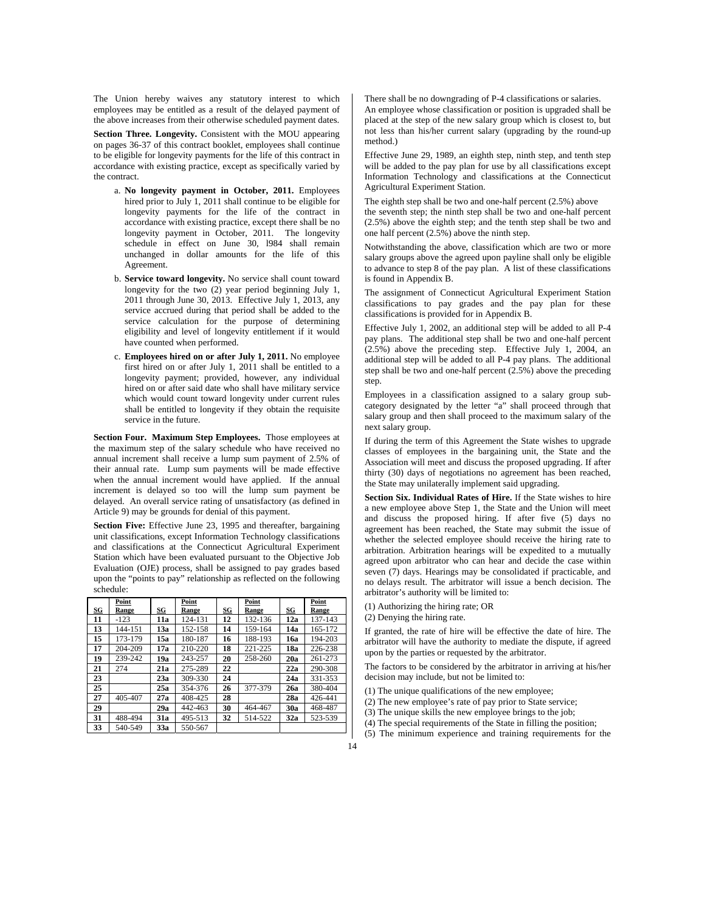The Union hereby waives any statutory interest to which employees may be entitled as a result of the delayed payment of the above increases from their otherwise scheduled payment dates.

**Section Three. Longevity.** Consistent with the MOU appearing on pages 36-37 of this contract booklet, employees shall continue to be eligible for longevity payments for the life of this contract in accordance with existing practice, except as specifically varied by the contract.

a. **No longevity payment in October, 2011.** Employees hired prior to July 1, 2011 shall continue to be eligible for longevity payments for the life of the contract in accordance with existing practice, except there shall be no longevity payment in October, 2011. The longevity schedule in effect on June 30, l984 shall remain unchanged in dollar amounts for the life of this Agreement.

b. **Service toward longevity.** No service shall count toward longevity for the two (2) year period beginning July 1, 2011 through June 30, 2013. Effective July 1, 2013, any service accrued during that period shall be added to the service calculation for the purpose of determining eligibility and level of longevity entitlement if it would have counted when performed.

c. **Employees hired on or after July 1, 2011.** No employee first hired on or after July 1, 2011 shall be entitled to a longevity payment; provided, however, any individual hired on or after said date who shall have military service which would count toward longevity under current rules shall be entitled to longevity if they obtain the requisite service in the future.

**Section Four. Maximum Step Employees.** Those employees at the maximum step of the salary schedule who have received no annual increment shall receive a lump sum payment of 2.5% of their annual rate. Lump sum payments will be made effective when the annual increment would have applied. If the annual increment is delayed so too will the lump sum payment be delayed. An overall service rating of unsatisfactory (as defined in Article 9) may be grounds for denial of this payment.

**Section Five:** Effective June 23, 1995 and thereafter, bargaining unit classifications, except Information Technology classifications and classifications at the Connecticut Agricultural Experiment Station which have been evaluated pursuant to the Objective Job Evaluation (OJE) process, shall be assigned to pay grades based upon the "points to pay" relationship as reflected on the following schedule:

| SG | Point Range | SG | Point Range | SG | Point Range | SG | Point Range |
|---|---|---|---|---|---|---|---|
| **11** | -123 | **11a** | 124-131 | **12** | 132-136 | **12a** | 137-143 |
| **13** | 144-151 | **13a** | 152-158 | **14** | 159-164 | **14a** | 165-172 |
| **15** | 173-179 | **15a** | 180-187 | **16** | 188-193 | **16a** | 194-203 |
| **17** | 204-209 | **17a** | 210-220 | **18** | 221-225 | **18a** | 226-238 |
| **19** | 239-242 | **19a** | 243-257 | **20** | 258-260 | **20a** | 261-273 |
| **21** | 274 | **21a** | 275-289 | **22** | | **22a** | 290-308 |
| **23** | | **23a** | 309-330 | **24** | | **24a** | 331-353 |
| **25** | | **25a** | 354-376 | **26** | 377-379 | **26a** | 380-404 |
| **27** | 405-407 | **27a** | 408-425 | **28** | | **28a** | 426-441 |
| **29** | | **29a** | 442-463 | **30** | 464-467 | **30a** | 468-487 |
| **31** | 488-494 | **31a** | 495-513 | **32** | 514-522 | **32a** | 523-539 |
| **33** | 540-549 | **33a** | 550-567 | | | | |

There shall be no downgrading of P-4 classifications or salaries. An employee whose classification or position is upgraded shall be placed at the step of the new salary group which is closest to, but not less than his/her current salary (upgrading by the round-up method.)

Effective June 29, 1989, an eighth step, ninth step, and tenth step will be added to the pay plan for use by all classifications except Information Technology and classifications at the Connecticut Agricultural Experiment Station.

The eighth step shall be two and one-half percent (2.5%) above the seventh step; the ninth step shall be two and one-half percent (2.5%) above the eighth step; and the tenth step shall be two and one half percent (2.5%) above the ninth step.

Notwithstanding the above, classification which are two or more salary groups above the agreed upon payline shall only be eligible to advance to step 8 of the pay plan. A list of these classifications is found in Appendix B.

The assignment of Connecticut Agricultural Experiment Station classifications to pay grades and the pay plan for these classifications is provided for in Appendix B.

Effective July 1, 2002, an additional step will be added to all P-4 pay plans. The additional step shall be two and one-half percent (2.5%) above the preceding step. Effective July 1, 2004, an additional step will be added to all P-4 pay plans. The additional step shall be two and one-half percent (2.5%) above the preceding step.

Employees in a classification assigned to a salary group sub-category designated by the letter "a" shall proceed through that salary group and then shall proceed to the maximum salary of the next salary group.

If during the term of this Agreement the State wishes to upgrade classes of employees in the bargaining unit, the State and the Association will meet and discuss the proposed upgrading. If after thirty (30) days of negotiations no agreement has been reached, the State may unilaterally implement said upgrading.

**Section Six. Individual Rates of Hire.** If the State wishes to hire a new employee above Step 1, the State and the Union will meet and discuss the proposed hiring. If after five (5) days no agreement has been reached, the State may submit the issue of whether the selected employee should receive the hiring rate to arbitration. Arbitration hearings will be expedited to a mutually agreed upon arbitrator who can hear and decide the case within seven (7) days. Hearings may be consolidated if practicable, and no delays result. The arbitrator will issue a bench decision. The arbitrator's authority will be limited to:

(1) Authorizing the hiring rate; OR

(2) Denying the hiring rate.

If granted, the rate of hire will be effective the date of hire. The arbitrator will have the authority to mediate the dispute, if agreed upon by the parties or requested by the arbitrator.

The factors to be considered by the arbitrator in arriving at his/her decision may include, but not be limited to:

(1) The unique qualifications of the new employee;

(2) The new employee's rate of pay prior to State service;

(3) The unique skills the new employee brings to the job;

(4) The special requirements of the State in filling the position;

(5) The minimum experience and training requirements for the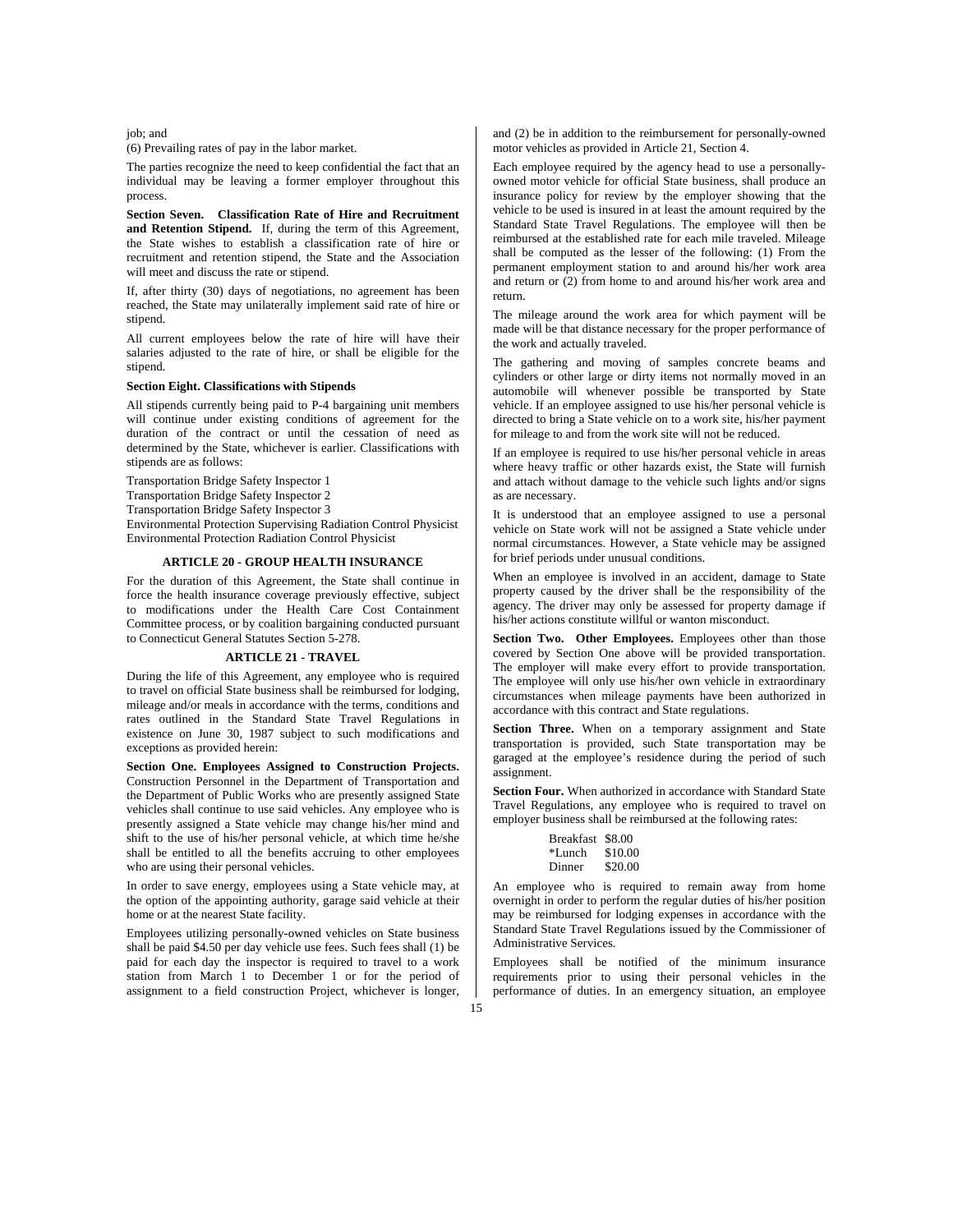job; and

(6) Prevailing rates of pay in the labor market.

The parties recognize the need to keep confidential the fact that an individual may be leaving a former employer throughout this process.

**Section Seven. Classification Rate of Hire and Recruitment and Retention Stipend.** If, during the term of this Agreement, the State wishes to establish a classification rate of hire or recruitment and retention stipend, the State and the Association will meet and discuss the rate or stipend.

If, after thirty (30) days of negotiations, no agreement has been reached, the State may unilaterally implement said rate of hire or stipend.

All current employees below the rate of hire will have their salaries adjusted to the rate of hire, or shall be eligible for the stipend.

**Section Eight. Classifications with Stipends**

All stipends currently being paid to P-4 bargaining unit members will continue under existing conditions of agreement for the duration of the contract or until the cessation of need as determined by the State, whichever is earlier. Classifications with stipends are as follows:

Transportation Bridge Safety Inspector 1
Transportation Bridge Safety Inspector 2
Transportation Bridge Safety Inspector 3
Environmental Protection Supervising Radiation Control Physicist
Environmental Protection Radiation Control Physicist

## ARTICLE 20 - GROUP HEALTH INSURANCE

For the duration of this Agreement, the State shall continue in force the health insurance coverage previously effective, subject to modifications under the Health Care Cost Containment Committee process, or by coalition bargaining conducted pursuant to Connecticut General Statutes Section 5-278.

## ARTICLE 21 - TRAVEL

During the life of this Agreement, any employee who is required to travel on official State business shall be reimbursed for lodging, mileage and/or meals in accordance with the terms, conditions and rates outlined in the Standard State Travel Regulations in existence on June 30, 1987 subject to such modifications and exceptions as provided herein:

**Section One. Employees Assigned to Construction Projects.** Construction Personnel in the Department of Transportation and the Department of Public Works who are presently assigned State vehicles shall continue to use said vehicles. Any employee who is presently assigned a State vehicle may change his/her mind and shift to the use of his/her personal vehicle, at which time he/she shall be entitled to all the benefits accruing to other employees who are using their personal vehicles.

In order to save energy, employees using a State vehicle may, at the option of the appointing authority, garage said vehicle at their home or at the nearest State facility.

Employees utilizing personally-owned vehicles on State business shall be paid $4.50 per day vehicle use fees. Such fees shall (1) be paid for each day the inspector is required to travel to a work station from March 1 to December 1 or for the period of assignment to a field construction Project, whichever is longer, and (2) be in addition to the reimbursement for personally-owned motor vehicles as provided in Article 21, Section 4.

Each employee required by the agency head to use a personally-owned motor vehicle for official State business, shall produce an insurance policy for review by the employer showing that the vehicle to be used is insured in at least the amount required by the Standard State Travel Regulations. The employee will then be reimbursed at the established rate for each mile traveled. Mileage shall be computed as the lesser of the following: (1) From the permanent employment station to and around his/her work area and return or (2) from home to and around his/her work area and return.

The mileage around the work area for which payment will be made will be that distance necessary for the proper performance of the work and actually traveled.

The gathering and moving of samples concrete beams and cylinders or other large or dirty items not normally moved in an automobile will whenever possible be transported by State vehicle. If an employee assigned to use his/her personal vehicle is directed to bring a State vehicle on to a work site, his/her payment for mileage to and from the work site will not be reduced.

If an employee is required to use his/her personal vehicle in areas where heavy traffic or other hazards exist, the State will furnish and attach without damage to the vehicle such lights and/or signs as are necessary.

It is understood that an employee assigned to use a personal vehicle on State work will not be assigned a State vehicle under normal circumstances. However, a State vehicle may be assigned for brief periods under unusual conditions.

When an employee is involved in an accident, damage to State property caused by the driver shall be the responsibility of the agency. The driver may only be assessed for property damage if his/her actions constitute willful or wanton misconduct.

**Section Two. Other Employees.** Employees other than those covered by Section One above will be provided transportation. The employer will make every effort to provide transportation. The employee will only use his/her own vehicle in extraordinary circumstances when mileage payments have been authorized in accordance with this contract and State regulations.

**Section Three.** When on a temporary assignment and State transportation is provided, such State transportation may be garaged at the employee's residence during the period of such assignment.

**Section Four.** When authorized in accordance with Standard State Travel Regulations, any employee who is required to travel on employer business shall be reimbursed at the following rates:

| | |
|---|---|
| Breakfast | $8.00 |
| *Lunch | $10.00 |
| Dinner | $20.00 |

An employee who is required to remain away from home overnight in order to perform the regular duties of his/her position may be reimbursed for lodging expenses in accordance with the Standard State Travel Regulations issued by the Commissioner of Administrative Services.

Employees shall be notified of the minimum insurance requirements prior to using their personal vehicles in the performance of duties. In an emergency situation, an employee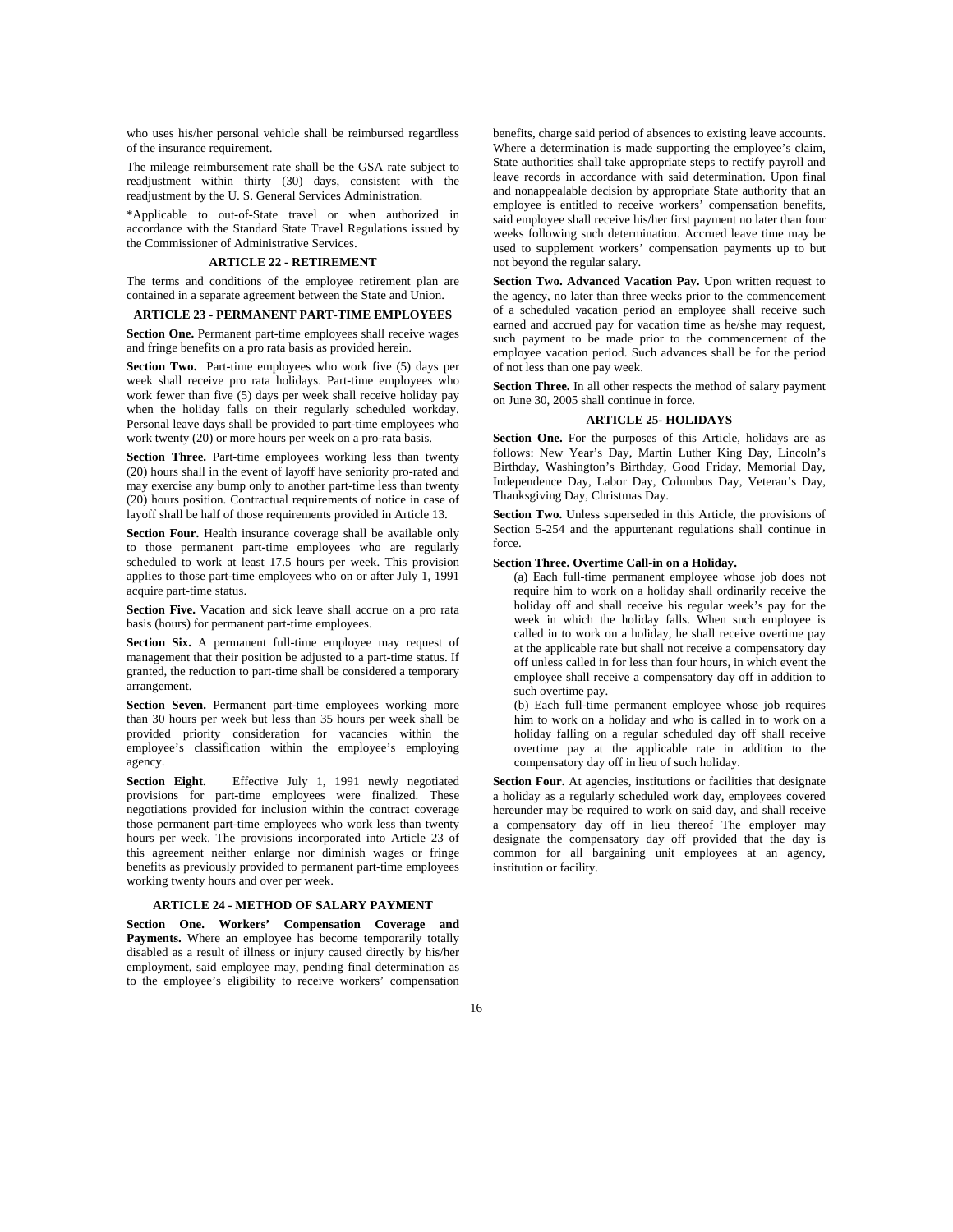who uses his/her personal vehicle shall be reimbursed regardless of the insurance requirement.

The mileage reimbursement rate shall be the GSA rate subject to readjustment within thirty (30) days, consistent with the readjustment by the U. S. General Services Administration.

*Applicable to out-of-State travel or when authorized in accordance with the Standard State Travel Regulations issued by the Commissioner of Administrative Services.

## ARTICLE 22 - RETIREMENT

The terms and conditions of the employee retirement plan are contained in a separate agreement between the State and Union.

## ARTICLE 23 - PERMANENT PART-TIME EMPLOYEES

**Section One.** Permanent part-time employees shall receive wages and fringe benefits on a pro rata basis as provided herein.

**Section Two.** Part-time employees who work five (5) days per week shall receive pro rata holidays. Part-time employees who work fewer than five (5) days per week shall receive holiday pay when the holiday falls on their regularly scheduled workday. Personal leave days shall be provided to part-time employees who work twenty (20) or more hours per week on a pro-rata basis.

**Section Three.** Part-time employees working less than twenty (20) hours shall in the event of layoff have seniority pro-rated and may exercise any bump only to another part-time less than twenty (20) hours position. Contractual requirements of notice in case of layoff shall be half of those requirements provided in Article 13.

**Section Four.** Health insurance coverage shall be available only to those permanent part-time employees who are regularly scheduled to work at least 17.5 hours per week. This provision applies to those part-time employees who on or after July 1, 1991 acquire part-time status.

**Section Five.** Vacation and sick leave shall accrue on a pro rata basis (hours) for permanent part-time employees.

**Section Six.** A permanent full-time employee may request of management that their position be adjusted to a part-time status. If granted, the reduction to part-time shall be considered a temporary arrangement.

**Section Seven.** Permanent part-time employees working more than 30 hours per week but less than 35 hours per week shall be provided priority consideration for vacancies within the employee's classification within the employee's employing agency.

**Section Eight.** Effective July 1, 1991 newly negotiated provisions for part-time employees were finalized. These negotiations provided for inclusion within the contract coverage those permanent part-time employees who work less than twenty hours per week. The provisions incorporated into Article 23 of this agreement neither enlarge nor diminish wages or fringe benefits as previously provided to permanent part-time employees working twenty hours and over per week.

## ARTICLE 24 - METHOD OF SALARY PAYMENT

**Section One. Workers' Compensation Coverage and Payments.** Where an employee has become temporarily totally disabled as a result of illness or injury caused directly by his/her employment, said employee may, pending final determination as to the employee's eligibility to receive workers' compensation benefits, charge said period of absences to existing leave accounts. Where a determination is made supporting the employee's claim, State authorities shall take appropriate steps to rectify payroll and leave records in accordance with said determination. Upon final and nonappealable decision by appropriate State authority that an employee is entitled to receive workers' compensation benefits, said employee shall receive his/her first payment no later than four weeks following such determination. Accrued leave time may be used to supplement workers' compensation payments up to but not beyond the regular salary.

**Section Two. Advanced Vacation Pay.** Upon written request to the agency, no later than three weeks prior to the commencement of a scheduled vacation period an employee shall receive such earned and accrued pay for vacation time as he/she may request, such payment to be made prior to the commencement of the employee vacation period. Such advances shall be for the period of not less than one pay week.

**Section Three.** In all other respects the method of salary payment on June 30, 2005 shall continue in force.

## ARTICLE 25- HOLIDAYS

**Section One.** For the purposes of this Article, holidays are as follows: New Year's Day, Martin Luther King Day, Lincoln's Birthday, Washington's Birthday, Good Friday, Memorial Day, Independence Day, Labor Day, Columbus Day, Veteran's Day, Thanksgiving Day, Christmas Day.

**Section Two.** Unless superseded in this Article, the provisions of Section 5-254 and the appurtenant regulations shall continue in force.

**Section Three. Overtime Call-in on a Holiday.**

(a) Each full-time permanent employee whose job does not require him to work on a holiday shall ordinarily receive the holiday off and shall receive his regular week's pay for the week in which the holiday falls. When such employee is called in to work on a holiday, he shall receive overtime pay at the applicable rate but shall not receive a compensatory day off unless called in for less than four hours, in which event the employee shall receive a compensatory day off in addition to such overtime pay.

(b) Each full-time permanent employee whose job requires him to work on a holiday and who is called in to work on a holiday falling on a regular scheduled day off shall receive overtime pay at the applicable rate in addition to the compensatory day off in lieu of such holiday.

**Section Four.** At agencies, institutions or facilities that designate a holiday as a regularly scheduled work day, employees covered hereunder may be required to work on said day, and shall receive a compensatory day off in lieu thereof The employer may designate the compensatory day off provided that the day is common for all bargaining unit employees at an agency, institution or facility.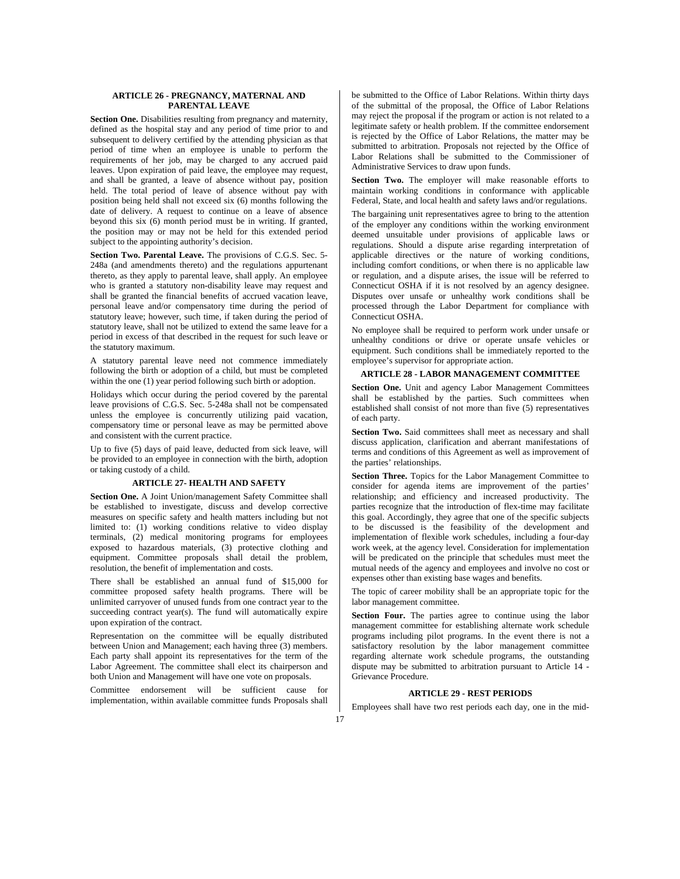### ARTICLE 26 - PREGNANCY, MATERNAL AND PARENTAL LEAVE

**Section One.** Disabilities resulting from pregnancy and maternity, defined as the hospital stay and any period of time prior to and subsequent to delivery certified by the attending physician as that period of time when an employee is unable to perform the requirements of her job, may be charged to any accrued paid leaves. Upon expiration of paid leave, the employee may request, and shall be granted, a leave of absence without pay, position held. The total period of leave of absence without pay with position being held shall not exceed six (6) months following the date of delivery. A request to continue on a leave of absence beyond this six (6) month period must be in writing. If granted, the position may or may not be held for this extended period subject to the appointing authority's decision.

**Section Two. Parental Leave.** The provisions of C.G.S. Sec. 5-248a (and amendments thereto) and the regulations appurtenant thereto, as they apply to parental leave, shall apply. An employee who is granted a statutory non-disability leave may request and shall be granted the financial benefits of accrued vacation leave, personal leave and/or compensatory time during the period of statutory leave; however, such time, if taken during the period of statutory leave, shall not be utilized to extend the same leave for a period in excess of that described in the request for such leave or the statutory maximum.

A statutory parental leave need not commence immediately following the birth or adoption of a child, but must be completed within the one (1) year period following such birth or adoption.

Holidays which occur during the period covered by the parental leave provisions of C.G.S. Sec. 5-248a shall not be compensated unless the employee is concurrently utilizing paid vacation, compensatory time or personal leave as may be permitted above and consistent with the current practice.

Up to five (5) days of paid leave, deducted from sick leave, will be provided to an employee in connection with the birth, adoption or taking custody of a child.

### ARTICLE 27- HEALTH AND SAFETY

**Section One.** A Joint Union/management Safety Committee shall be established to investigate, discuss and develop corrective measures on specific safety and health matters including but not limited to: (1) working conditions relative to video display terminals, (2) medical monitoring programs for employees exposed to hazardous materials, (3) protective clothing and equipment. Committee proposals shall detail the problem, resolution, the benefit of implementation and costs.

There shall be established an annual fund of $15,000 for committee proposed safety health programs. There will be unlimited carryover of unused funds from one contract year to the succeeding contract year(s). The fund will automatically expire upon expiration of the contract.

Representation on the committee will be equally distributed between Union and Management; each having three (3) members. Each party shall appoint its representatives for the term of the Labor Agreement. The committee shall elect its chairperson and both Union and Management will have one vote on proposals.

Committee endorsement will be sufficient cause for implementation, within available committee funds Proposals shall be submitted to the Office of Labor Relations. Within thirty days of the submittal of the proposal, the Office of Labor Relations may reject the proposal if the program or action is not related to a legitimate safety or health problem. If the committee endorsement is rejected by the Office of Labor Relations, the matter may be submitted to arbitration. Proposals not rejected by the Office of Labor Relations shall be submitted to the Commissioner of Administrative Services to draw upon funds.

**Section Two.** The employer will make reasonable efforts to maintain working conditions in conformance with applicable Federal, State, and local health and safety laws and/or regulations.

The bargaining unit representatives agree to bring to the attention of the employer any conditions within the working environment deemed unsuitable under provisions of applicable laws or regulations. Should a dispute arise regarding interpretation of applicable directives or the nature of working conditions, including comfort conditions, or when there is no applicable law or regulation, and a dispute arises, the issue will be referred to Connecticut OSHA if it is not resolved by an agency designee. Disputes over unsafe or unhealthy work conditions shall be processed through the Labor Department for compliance with Connecticut OSHA.

No employee shall be required to perform work under unsafe or unhealthy conditions or drive or operate unsafe vehicles or equipment. Such conditions shall be immediately reported to the employee's supervisor for appropriate action.

### ARTICLE 28 - LABOR MANAGEMENT COMMITTEE

**Section One.** Unit and agency Labor Management Committees shall be established by the parties. Such committees when established shall consist of not more than five (5) representatives of each party.

**Section Two.** Said committees shall meet as necessary and shall discuss application, clarification and aberrant manifestations of terms and conditions of this Agreement as well as improvement of the parties' relationships.

**Section Three.** Topics for the Labor Management Committee to consider for agenda items are improvement of the parties' relationship; and efficiency and increased productivity. The parties recognize that the introduction of flex-time may facilitate this goal. Accordingly, they agree that one of the specific subjects to be discussed is the feasibility of the development and implementation of flexible work schedules, including a four-day work week, at the agency level. Consideration for implementation will be predicated on the principle that schedules must meet the mutual needs of the agency and employees and involve no cost or expenses other than existing base wages and benefits.

The topic of career mobility shall be an appropriate topic for the labor management committee.

**Section Four.** The parties agree to continue using the labor management committee for establishing alternate work schedule programs including pilot programs. In the event there is not a satisfactory resolution by the labor management committee regarding alternate work schedule programs, the outstanding dispute may be submitted to arbitration pursuant to Article 14 - Grievance Procedure.

### ARTICLE 29 - REST PERIODS

Employees shall have two rest periods each day, one in the mid-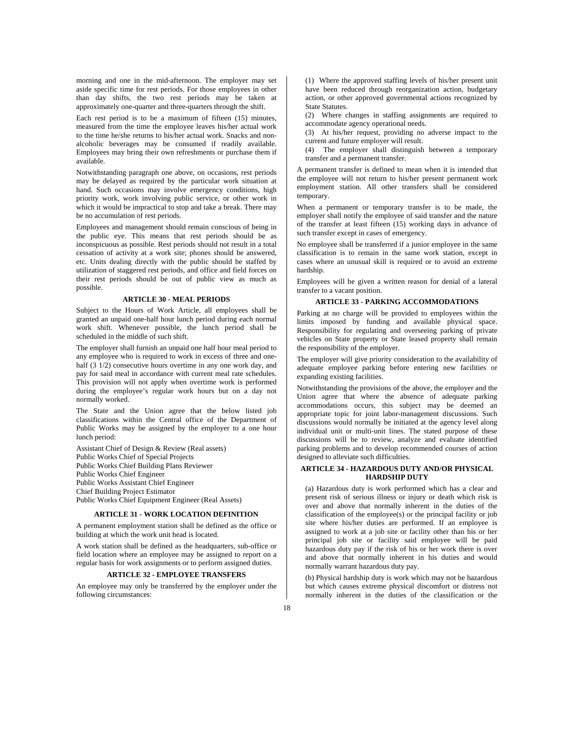morning and one in the mid-afternoon. The employer may set aside specific time for rest periods. For those employees in other than day shifts, the two rest periods may be taken at approximately one-quarter and three-quarters through the shift.

Each rest period is to be a maximum of fifteen (15) minutes, measured from the time the employee leaves his/her actual work to the time he/she returns to his/her actual work. Snacks and non-alcoholic beverages may be consumed if readily available. Employees may bring their own refreshments or purchase them if available.

Notwithstanding paragraph one above, on occasions, rest periods may be delayed as required by the particular work situation at hand. Such occasions may involve emergency conditions, high priority work, work involving public service, or other work in which it would be impractical to stop and take a break. There may be no accumulation of rest periods.

Employees and management should remain conscious of being in the public eye. This means that rest periods should be as inconspicuous as possible. Rest periods should not result in a total cessation of activity at a work site; phones should be answered, etc. Units dealing directly with the public should be staffed by utilization of staggered rest periods, and office and field forces on their rest periods should be out of public view as much as possible.

## ARTICLE 30 - MEAL PERIODS

Subject to the Hours of Work Article, all employees shall be granted an unpaid one-half hour lunch period during each normal work shift. Whenever possible, the lunch period shall be scheduled in the middle of such shift.

The employer shall furnish an unpaid one half hour meal period to any employee who is required to work in excess of three and one-half (3 1/2) consecutive hours overtime in any one work day, and pay for said meal in accordance with current meal rate schedules. This provision will not apply when overtime work is performed during the employee's regular work hours but on a day not normally worked.

The State and the Union agree that the below listed job classifications within the Central office of the Department of Public Works may be assigned by the employer to a one hour lunch period:

Assistant Chief of Design & Review (Real assets)
Public Works Chief of Special Projects
Public Works Chief Building Plans Reviewer
Public Works Chief Engineer
Public Works Assistant Chief Engineer
Chief Building Project Estimator
Public Works Chief Equipment Engineer (Real Assets)

## ARTICLE 31 - WORK LOCATION DEFINITION

A permanent employment station shall be defined as the office or building at which the work unit head is located.

A work station shall be defined as the headquarters, sub-office or field location where an employee may be assigned to report on a regular basis for work assignments or to perform assigned duties.

## ARTICLE 32 - EMPLOYEE TRANSFERS

An employee may only be transferred by the employer under the following circumstances:

(1) Where the approved staffing levels of his/her present unit have been reduced through reorganization action, budgetary action, or other approved governmental actions recognized by State Statutes.

(2) Where changes in staffing assignments are required to accommodate agency operational needs.

(3) At his/her request, providing no adverse impact to the current and future employer will result.

(4) The employer shall distinguish between a temporary transfer and a permanent transfer.

A permanent transfer is defined to mean when it is intended that the employee will not return to his/her present permanent work employment station. All other transfers shall be considered temporary.

When a permanent or temporary transfer is to be made, the employer shall notify the employee of said transfer and the nature of the transfer at least fifteen (15) working days in advance of such transfer except in cases of emergency.

No employee shall be transferred if a junior employee in the same classification is to remain in the same work station, except in cases where an unusual skill is required or to avoid an extreme hardship.

Employees will be given a written reason for denial of a lateral transfer to a vacant position.

## ARTICLE 33 - PARKING ACCOMMODATIONS

Parking at no charge will be provided to employees within the limits imposed by funding and available physical space. Responsibility for regulating and overseeing parking of private vehicles on State property or State leased property shall remain the responsibility of the employer.

The employer will give priority consideration to the availability of adequate employee parking before entering new facilities or expanding existing facilities.

Notwithstanding the provisions of the above, the employer and the Union agree that where the absence of adequate parking accommodations occurs, this subject may be deemed an appropriate topic for joint labor-management discussions. Such discussions would normally be initiated at the agency level along individual unit or multi-unit lines. The stated purpose of these discussions will be to review, analyze and evaluate identified parking problems and to develop recommended courses of action designed to alleviate such difficulties.

## ARTICLE 34 - HAZARDOUS DUTY AND/OR PHYSICAL HARDSHIP DUTY

(a) Hazardous duty is work performed which has a clear and present risk of serious illness or injury or death which risk is over and above that normally inherent in the duties of the classification of the employee(s) or the principal facility or job site where his/her duties are performed. If an employee is assigned to work at a job site or facility other than his or her principal job site or facility said employee will be paid hazardous duty pay if the risk of his or her work there is over and above that normally inherent in his duties and would normally warrant hazardous duty pay.

(b) Physical hardship duty is work which may not be hazardous but which causes extreme physical discomfort or distress not normally inherent in the duties of the classification or the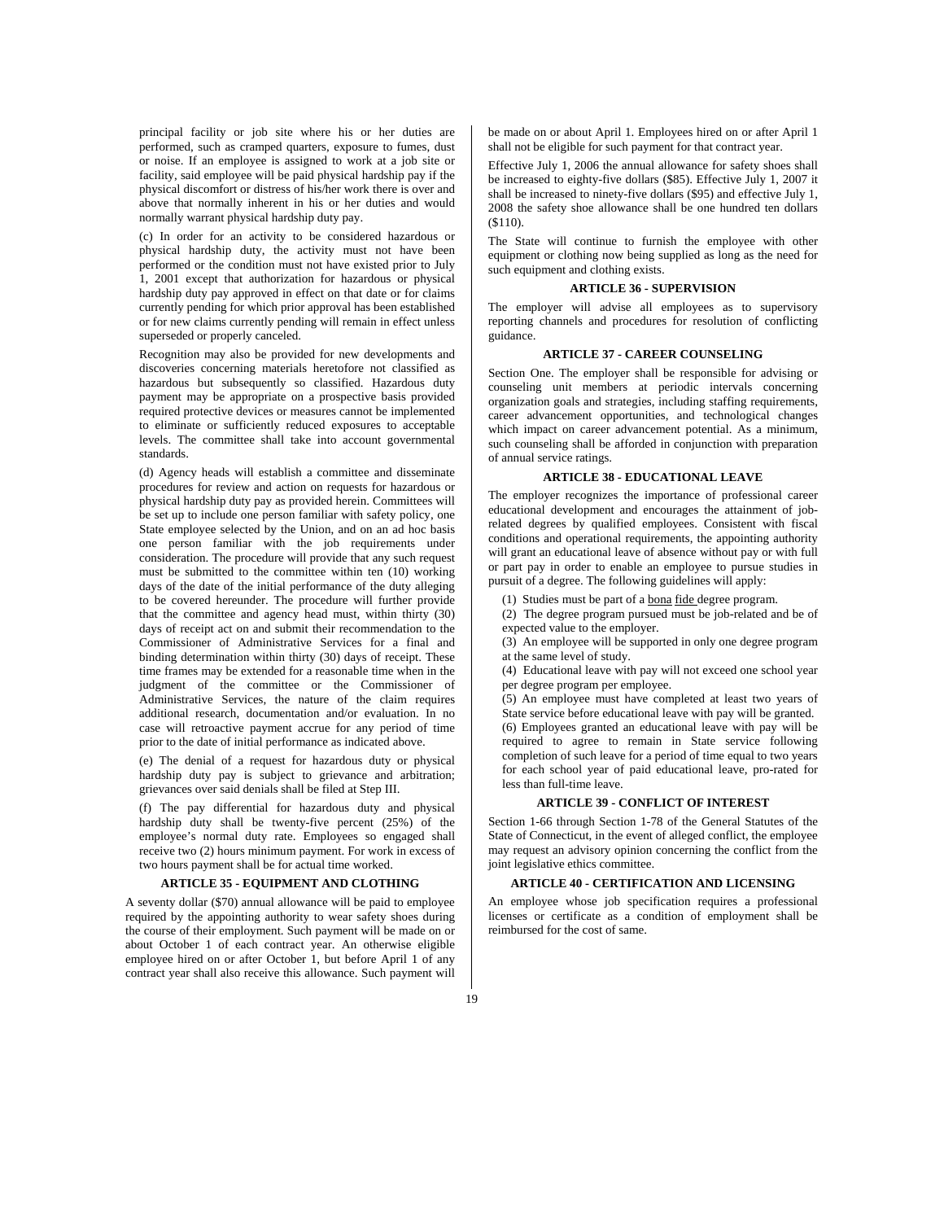principal facility or job site where his or her duties are performed, such as cramped quarters, exposure to fumes, dust or noise. If an employee is assigned to work at a job site or facility, said employee will be paid physical hardship pay if the physical discomfort or distress of his/her work there is over and above that normally inherent in his or her duties and would normally warrant physical hardship duty pay.

(c) In order for an activity to be considered hazardous or physical hardship duty, the activity must not have been performed or the condition must not have existed prior to July 1, 2001 except that authorization for hazardous or physical hardship duty pay approved in effect on that date or for claims currently pending for which prior approval has been established or for new claims currently pending will remain in effect unless superseded or properly canceled.

Recognition may also be provided for new developments and discoveries concerning materials heretofore not classified as hazardous but subsequently so classified. Hazardous duty payment may be appropriate on a prospective basis provided required protective devices or measures cannot be implemented to eliminate or sufficiently reduced exposures to acceptable levels. The committee shall take into account governmental standards.

(d) Agency heads will establish a committee and disseminate procedures for review and action on requests for hazardous or physical hardship duty pay as provided herein. Committees will be set up to include one person familiar with safety policy, one State employee selected by the Union, and on an ad hoc basis one person familiar with the job requirements under consideration. The procedure will provide that any such request must be submitted to the committee within ten (10) working days of the date of the initial performance of the duty alleging to be covered hereunder. The procedure will further provide that the committee and agency head must, within thirty (30) days of receipt act on and submit their recommendation to the Commissioner of Administrative Services for a final and binding determination within thirty (30) days of receipt. These time frames may be extended for a reasonable time when in the judgment of the committee or the Commissioner of Administrative Services, the nature of the claim requires additional research, documentation and/or evaluation. In no case will retroactive payment accrue for any period of time prior to the date of initial performance as indicated above.

(e) The denial of a request for hazardous duty or physical hardship duty pay is subject to grievance and arbitration; grievances over said denials shall be filed at Step III.

(f) The pay differential for hazardous duty and physical hardship duty shall be twenty-five percent (25%) of the employee's normal duty rate. Employees so engaged shall receive two (2) hours minimum payment. For work in excess of two hours payment shall be for actual time worked.

### ARTICLE 35 - EQUIPMENT AND CLOTHING

A seventy dollar ($70) annual allowance will be paid to employee required by the appointing authority to wear safety shoes during the course of their employment. Such payment will be made on or about October 1 of each contract year. An otherwise eligible employee hired on or after October 1, but before April 1 of any contract year shall also receive this allowance. Such payment will be made on or about April 1. Employees hired on or after April 1 shall not be eligible for such payment for that contract year.

Effective July 1, 2006 the annual allowance for safety shoes shall be increased to eighty-five dollars ($85). Effective July 1, 2007 it shall be increased to ninety-five dollars ($95) and effective July 1, 2008 the safety shoe allowance shall be one hundred ten dollars ($110).

The State will continue to furnish the employee with other equipment or clothing now being supplied as long as the need for such equipment and clothing exists.

### ARTICLE 36 - SUPERVISION

The employer will advise all employees as to supervisory reporting channels and procedures for resolution of conflicting guidance.

### ARTICLE 37 - CAREER COUNSELING

Section One. The employer shall be responsible for advising or counseling unit members at periodic intervals concerning organization goals and strategies, including staffing requirements, career advancement opportunities, and technological changes which impact on career advancement potential. As a minimum, such counseling shall be afforded in conjunction with preparation of annual service ratings.

### ARTICLE 38 - EDUCATIONAL LEAVE

The employer recognizes the importance of professional career educational development and encourages the attainment of job-related degrees by qualified employees. Consistent with fiscal conditions and operational requirements, the appointing authority will grant an educational leave of absence without pay or with full or part pay in order to enable an employee to pursue studies in pursuit of a degree. The following guidelines will apply:

(1) Studies must be part of a bona fide degree program.

(2) The degree program pursued must be job-related and be of expected value to the employer.

(3) An employee will be supported in only one degree program at the same level of study.

(4) Educational leave with pay will not exceed one school year per degree program per employee.

(5) An employee must have completed at least two years of State service before educational leave with pay will be granted.

(6) Employees granted an educational leave with pay will be required to agree to remain in State service following completion of such leave for a period of time equal to two years for each school year of paid educational leave, pro-rated for less than full-time leave.

### ARTICLE 39 - CONFLICT OF INTEREST

Section 1-66 through Section 1-78 of the General Statutes of the State of Connecticut, in the event of alleged conflict, the employee may request an advisory opinion concerning the conflict from the joint legislative ethics committee.

### ARTICLE 40 - CERTIFICATION AND LICENSING

An employee whose job specification requires a professional licenses or certificate as a condition of employment shall be reimbursed for the cost of same.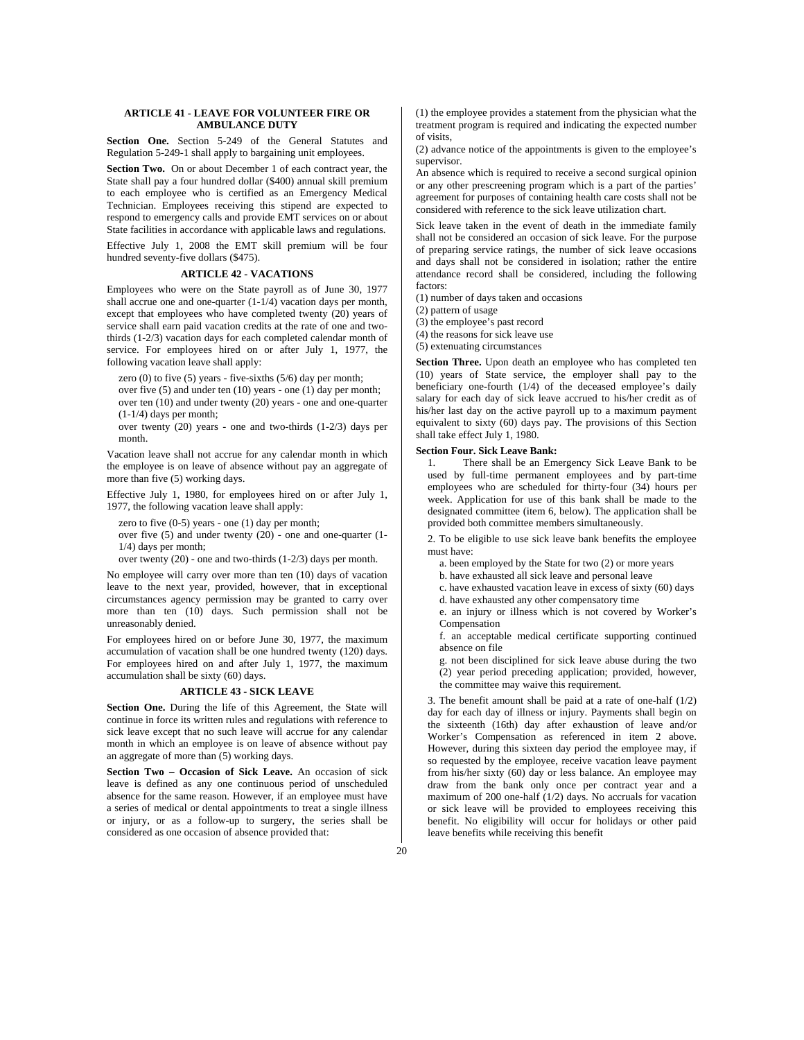## ARTICLE 41 - LEAVE FOR VOLUNTEER FIRE OR AMBULANCE DUTY

**Section One.** Section 5-249 of the General Statutes and Regulation 5-249-1 shall apply to bargaining unit employees.

**Section Two.** On or about December 1 of each contract year, the State shall pay a four hundred dollar ($400) annual skill premium to each employee who is certified as an Emergency Medical Technician. Employees receiving this stipend are expected to respond to emergency calls and provide EMT services on or about State facilities in accordance with applicable laws and regulations.

Effective July 1, 2008 the EMT skill premium will be four hundred seventy-five dollars ($475).

## ARTICLE 42 - VACATIONS

Employees who were on the State payroll as of June 30, 1977 shall accrue one and one-quarter (1-1/4) vacation days per month, except that employees who have completed twenty (20) years of service shall earn paid vacation credits at the rate of one and two-thirds (1-2/3) vacation days for each completed calendar month of service. For employees hired on or after July 1, 1977, the following vacation leave shall apply:

zero (0) to five (5) years - five-sixths (5/6) day per month;
over five (5) and under ten (10) years - one (1) day per month;
over ten (10) and under twenty (20) years - one and one-quarter (1-1/4) days per month;
over twenty (20) years - one and two-thirds (1-2/3) days per month.

Vacation leave shall not accrue for any calendar month in which the employee is on leave of absence without pay an aggregate of more than five (5) working days.

Effective July 1, 1980, for employees hired on or after July 1, 1977, the following vacation leave shall apply:

zero to five (0-5) years - one (1) day per month;
over five (5) and under twenty (20) - one and one-quarter (1-1/4) days per month;
over twenty (20) - one and two-thirds (1-2/3) days per month.

No employee will carry over more than ten (10) days of vacation leave to the next year, provided, however, that in exceptional circumstances agency permission may be granted to carry over more than ten (10) days. Such permission shall not be unreasonably denied.

For employees hired on or before June 30, 1977, the maximum accumulation of vacation shall be one hundred twenty (120) days. For employees hired on and after July 1, 1977, the maximum accumulation shall be sixty (60) days.

## ARTICLE 43 - SICK LEAVE

**Section One.** During the life of this Agreement, the State will continue in force its written rules and regulations with reference to sick leave except that no such leave will accrue for any calendar month in which an employee is on leave of absence without pay an aggregate of more than (5) working days.

**Section Two – Occasion of Sick Leave.** An occasion of sick leave is defined as any one continuous period of unscheduled absence for the same reason. However, if an employee must have a series of medical or dental appointments to treat a single illness or injury, or as a follow-up to surgery, the series shall be considered as one occasion of absence provided that:

(1) the employee provides a statement from the physician what the treatment program is required and indicating the expected number of visits,
(2) advance notice of the appointments is given to the employee's supervisor.

An absence which is required to receive a second surgical opinion or any other prescreening program which is a part of the parties' agreement for purposes of containing health care costs shall not be considered with reference to the sick leave utilization chart.

Sick leave taken in the event of death in the immediate family shall not be considered an occasion of sick leave. For the purpose of preparing service ratings, the number of sick leave occasions and days shall not be considered in isolation; rather the entire attendance record shall be considered, including the following factors:

(1) number of days taken and occasions
(2) pattern of usage
(3) the employee's past record
(4) the reasons for sick leave use
(5) extenuating circumstances

**Section Three.** Upon death an employee who has completed ten (10) years of State service, the employer shall pay to the beneficiary one-fourth (1/4) of the deceased employee's daily salary for each day of sick leave accrued to his/her credit as of his/her last day on the active payroll up to a maximum payment equivalent to sixty (60) days pay. The provisions of this Section shall take effect July 1, 1980.

**Section Four. Sick Leave Bank:**

1. There shall be an Emergency Sick Leave Bank to be used by full-time permanent employees and by part-time employees who are scheduled for thirty-four (34) hours per week. Application for use of this bank shall be made to the designated committee (item 6, below). The application shall be provided both committee members simultaneously.

2. To be eligible to use sick leave bank benefits the employee must have:

   a. been employed by the State for two (2) or more years
   b. have exhausted all sick leave and personal leave
   c. have exhausted vacation leave in excess of sixty (60) days
   d. have exhausted any other compensatory time
   e. an injury or illness which is not covered by Worker's Compensation
   f. an acceptable medical certificate supporting continued absence on file
   g. not been disciplined for sick leave abuse during the two (2) year period preceding application; provided, however, the committee may waive this requirement.

3. The benefit amount shall be paid at a rate of one-half (1/2) day for each day of illness or injury. Payments shall begin on the sixteenth (16th) day after exhaustion of leave and/or Worker's Compensation as referenced in item 2 above. However, during this sixteen day period the employee may, if so requested by the employee, receive vacation leave payment from his/her sixty (60) day or less balance. An employee may draw from the bank only once per contract year and a maximum of 200 one-half (1/2) days. No accruals for vacation or sick leave will be provided to employees receiving this benefit. No eligibility will occur for holidays or other paid leave benefits while receiving this benefit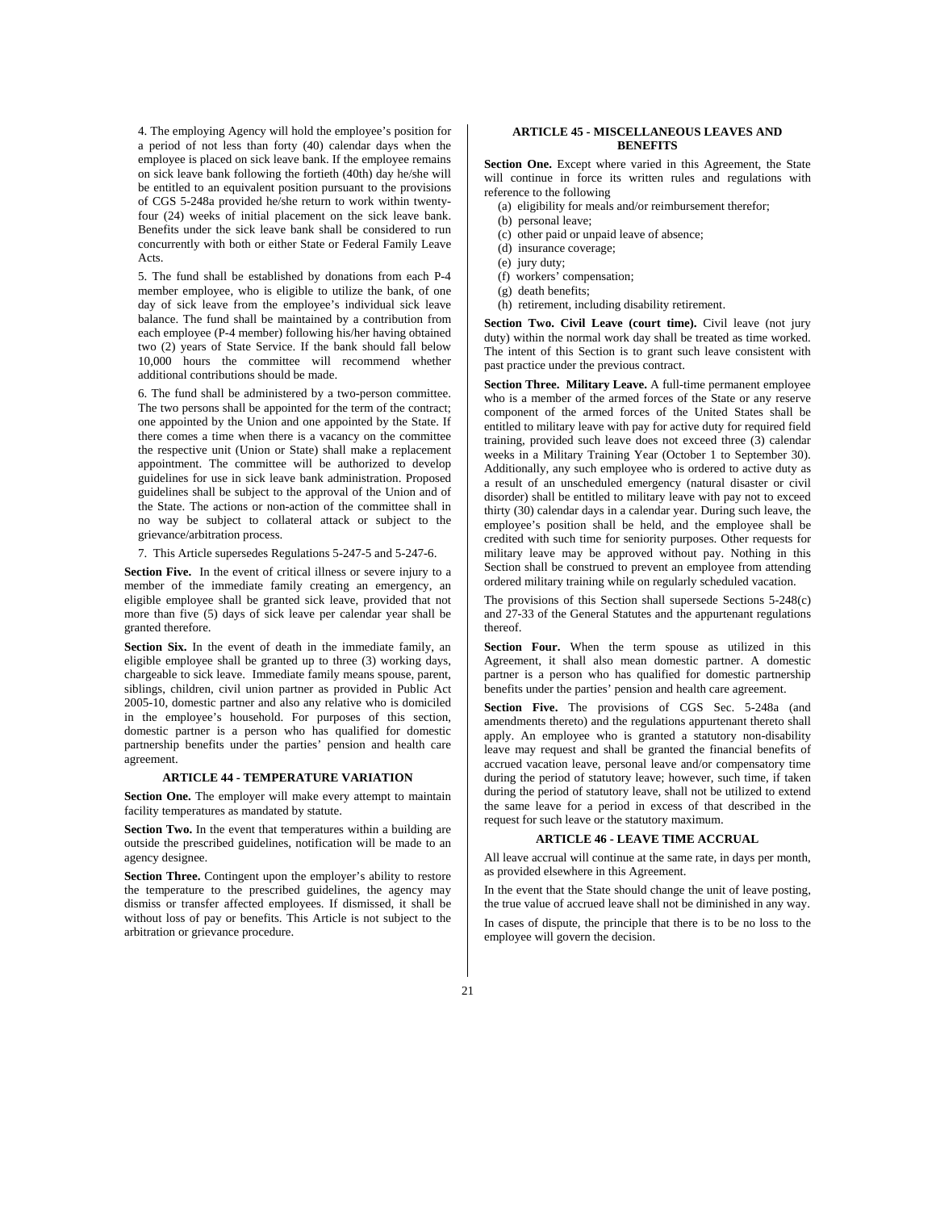4. The employing Agency will hold the employee's position for a period of not less than forty (40) calendar days when the employee is placed on sick leave bank. If the employee remains on sick leave bank following the fortieth (40th) day he/she will be entitled to an equivalent position pursuant to the provisions of CGS 5-248a provided he/she return to work within twenty-four (24) weeks of initial placement on the sick leave bank. Benefits under the sick leave bank shall be considered to run concurrently with both or either State or Federal Family Leave Acts.

5. The fund shall be established by donations from each P-4 member employee, who is eligible to utilize the bank, of one day of sick leave from the employee's individual sick leave balance. The fund shall be maintained by a contribution from each employee (P-4 member) following his/her having obtained two (2) years of State Service. If the bank should fall below 10,000 hours the committee will recommend whether additional contributions should be made.

6. The fund shall be administered by a two-person committee. The two persons shall be appointed for the term of the contract; one appointed by the Union and one appointed by the State. If there comes a time when there is a vacancy on the committee the respective unit (Union or State) shall make a replacement appointment. The committee will be authorized to develop guidelines for use in sick leave bank administration. Proposed guidelines shall be subject to the approval of the Union and of the State. The actions or non-action of the committee shall in no way be subject to collateral attack or subject to the grievance/arbitration process.

7. This Article supersedes Regulations 5-247-5 and 5-247-6.

**Section Five.** In the event of critical illness or severe injury to a member of the immediate family creating an emergency, an eligible employee shall be granted sick leave, provided that not more than five (5) days of sick leave per calendar year shall be granted therefore.

**Section Six.** In the event of death in the immediate family, an eligible employee shall be granted up to three (3) working days, chargeable to sick leave. Immediate family means spouse, parent, siblings, children, civil union partner as provided in Public Act 2005-10, domestic partner and also any relative who is domiciled in the employee's household. For purposes of this section, domestic partner is a person who has qualified for domestic partnership benefits under the parties' pension and health care agreement.

## ARTICLE 44 - TEMPERATURE VARIATION

**Section One.** The employer will make every attempt to maintain facility temperatures as mandated by statute.

**Section Two.** In the event that temperatures within a building are outside the prescribed guidelines, notification will be made to an agency designee.

**Section Three.** Contingent upon the employer's ability to restore the temperature to the prescribed guidelines, the agency may dismiss or transfer affected employees. If dismissed, it shall be without loss of pay or benefits. This Article is not subject to the arbitration or grievance procedure.

## ARTICLE 45 - MISCELLANEOUS LEAVES AND BENEFITS

**Section One.** Except where varied in this Agreement, the State will continue in force its written rules and regulations with reference to the following

(a) eligibility for meals and/or reimbursement therefor;
(b) personal leave;
(c) other paid or unpaid leave of absence;
(d) insurance coverage;
(e) jury duty;
(f) workers' compensation;
(g) death benefits;
(h) retirement, including disability retirement.

**Section Two. Civil Leave (court time).** Civil leave (not jury duty) within the normal work day shall be treated as time worked. The intent of this Section is to grant such leave consistent with past practice under the previous contract.

**Section Three. Military Leave.** A full-time permanent employee who is a member of the armed forces of the State or any reserve component of the armed forces of the United States shall be entitled to military leave with pay for active duty for required field training, provided such leave does not exceed three (3) calendar weeks in a Military Training Year (October 1 to September 30). Additionally, any such employee who is ordered to active duty as a result of an unscheduled emergency (natural disaster or civil disorder) shall be entitled to military leave with pay not to exceed thirty (30) calendar days in a calendar year. During such leave, the employee's position shall be held, and the employee shall be credited with such time for seniority purposes. Other requests for military leave may be approved without pay. Nothing in this Section shall be construed to prevent an employee from attending ordered military training while on regularly scheduled vacation.

The provisions of this Section shall supersede Sections 5-248(c) and 27-33 of the General Statutes and the appurtenant regulations thereof.

**Section Four.** When the term spouse as utilized in this Agreement, it shall also mean domestic partner. A domestic partner is a person who has qualified for domestic partnership benefits under the parties' pension and health care agreement.

**Section Five.** The provisions of CGS Sec. 5-248a (and amendments thereto) and the regulations appurtenant thereto shall apply. An employee who is granted a statutory non-disability leave may request and shall be granted the financial benefits of accrued vacation leave, personal leave and/or compensatory time during the period of statutory leave; however, such time, if taken during the period of statutory leave, shall not be utilized to extend the same leave for a period in excess of that described in the request for such leave or the statutory maximum.

## ARTICLE 46 - LEAVE TIME ACCRUAL

All leave accrual will continue at the same rate, in days per month, as provided elsewhere in this Agreement.

In the event that the State should change the unit of leave posting, the true value of accrued leave shall not be diminished in any way.

In cases of dispute, the principle that there is to be no loss to the employee will govern the decision.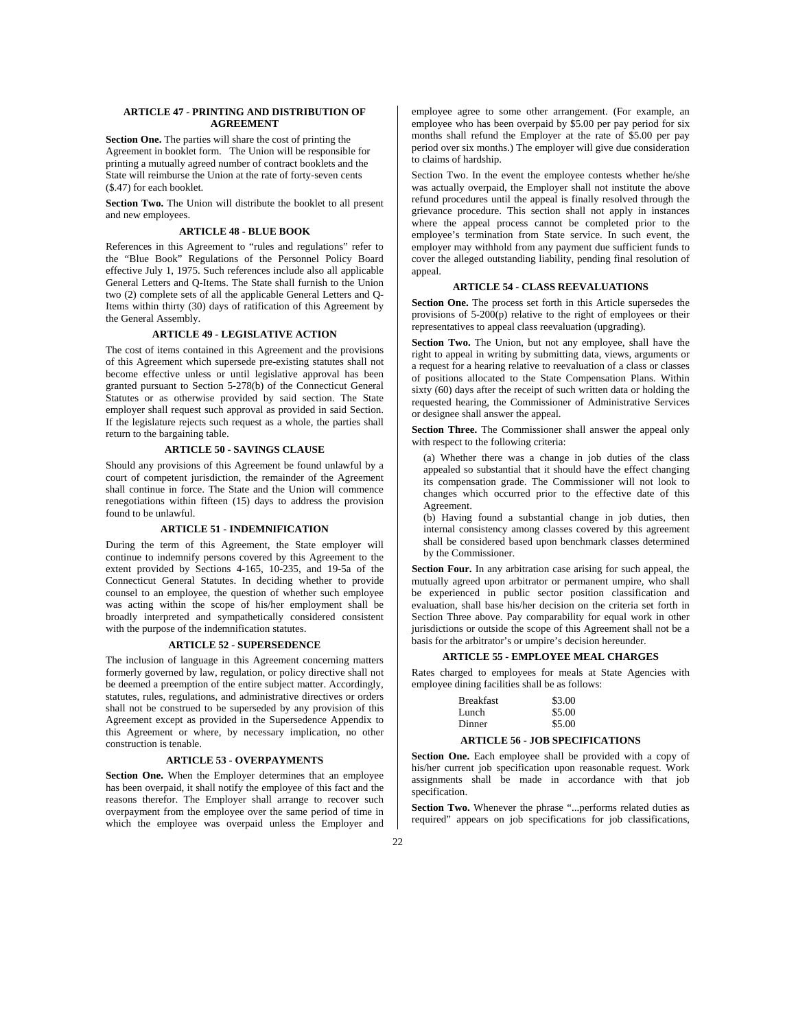## ARTICLE 47 - PRINTING AND DISTRIBUTION OF AGREEMENT

**Section One.** The parties will share the cost of printing the Agreement in booklet form. The Union will be responsible for printing a mutually agreed number of contract booklets and the State will reimburse the Union at the rate of forty-seven cents ($.47) for each booklet.

**Section Two.** The Union will distribute the booklet to all present and new employees.

## ARTICLE 48 - BLUE BOOK

References in this Agreement to "rules and regulations" refer to the "Blue Book" Regulations of the Personnel Policy Board effective July 1, 1975. Such references include also all applicable General Letters and Q-Items. The State shall furnish to the Union two (2) complete sets of all the applicable General Letters and Q-Items within thirty (30) days of ratification of this Agreement by the General Assembly.

## ARTICLE 49 - LEGISLATIVE ACTION

The cost of items contained in this Agreement and the provisions of this Agreement which supersede pre-existing statutes shall not become effective unless or until legislative approval has been granted pursuant to Section 5-278(b) of the Connecticut General Statutes or as otherwise provided by said section. The State employer shall request such approval as provided in said Section. If the legislature rejects such request as a whole, the parties shall return to the bargaining table.

## ARTICLE 50 - SAVINGS CLAUSE

Should any provisions of this Agreement be found unlawful by a court of competent jurisdiction, the remainder of the Agreement shall continue in force. The State and the Union will commence renegotiations within fifteen (15) days to address the provision found to be unlawful.

## ARTICLE 51 - INDEMNIFICATION

During the term of this Agreement, the State employer will continue to indemnify persons covered by this Agreement to the extent provided by Sections 4-165, 10-235, and 19-5a of the Connecticut General Statutes. In deciding whether to provide counsel to an employee, the question of whether such employee was acting within the scope of his/her employment shall be broadly interpreted and sympathetically considered consistent with the purpose of the indemnification statutes.

## ARTICLE 52 - SUPERSEDENCE

The inclusion of language in this Agreement concerning matters formerly governed by law, regulation, or policy directive shall not be deemed a preemption of the entire subject matter. Accordingly, statutes, rules, regulations, and administrative directives or orders shall not be construed to be superseded by any provision of this Agreement except as provided in the Supersedence Appendix to this Agreement or where, by necessary implication, no other construction is tenable.

## ARTICLE 53 - OVERPAYMENTS

**Section One.** When the Employer determines that an employee has been overpaid, it shall notify the employee of this fact and the reasons therefor. The Employer shall arrange to recover such overpayment from the employee over the same period of time in which the employee was overpaid unless the Employer and employee agree to some other arrangement. (For example, an employee who has been overpaid by $5.00 per pay period for six months shall refund the Employer at the rate of $5.00 per pay period over six months.) The employer will give due consideration to claims of hardship.

Section Two. In the event the employee contests whether he/she was actually overpaid, the Employer shall not institute the above refund procedures until the appeal is finally resolved through the grievance procedure. This section shall not apply in instances where the appeal process cannot be completed prior to the employee's termination from State service. In such event, the employer may withhold from any payment due sufficient funds to cover the alleged outstanding liability, pending final resolution of appeal.

## ARTICLE 54 - CLASS REEVALUATIONS

**Section One.** The process set forth in this Article supersedes the provisions of 5-200(p) relative to the right of employees or their representatives to appeal class reevaluation (upgrading).

**Section Two.** The Union, but not any employee, shall have the right to appeal in writing by submitting data, views, arguments or a request for a hearing relative to reevaluation of a class or classes of positions allocated to the State Compensation Plans. Within sixty (60) days after the receipt of such written data or holding the requested hearing, the Commissioner of Administrative Services or designee shall answer the appeal.

**Section Three.** The Commissioner shall answer the appeal only with respect to the following criteria:

(a) Whether there was a change in job duties of the class appealed so substantial that it should have the effect changing its compensation grade. The Commissioner will not look to changes which occurred prior to the effective date of this Agreement.

(b) Having found a substantial change in job duties, then internal consistency among classes covered by this agreement shall be considered based upon benchmark classes determined by the Commissioner.

**Section Four.** In any arbitration case arising for such appeal, the mutually agreed upon arbitrator or permanent umpire, who shall be experienced in public sector position classification and evaluation, shall base his/her decision on the criteria set forth in Section Three above. Pay comparability for equal work in other jurisdictions or outside the scope of this Agreement shall not be a basis for the arbitrator's or umpire's decision hereunder.

## ARTICLE 55 - EMPLOYEE MEAL CHARGES

Rates charged to employees for meals at State Agencies with employee dining facilities shall be as follows:

| | |
|---|---|
| Breakfast | $3.00 |
| Lunch | $5.00 |
| Dinner | $5.00 |

## ARTICLE 56 - JOB SPECIFICATIONS

**Section One.** Each employee shall be provided with a copy of his/her current job specification upon reasonable request. Work assignments shall be made in accordance with that job specification.

**Section Two.** Whenever the phrase "...performs related duties as required" appears on job specifications for job classifications,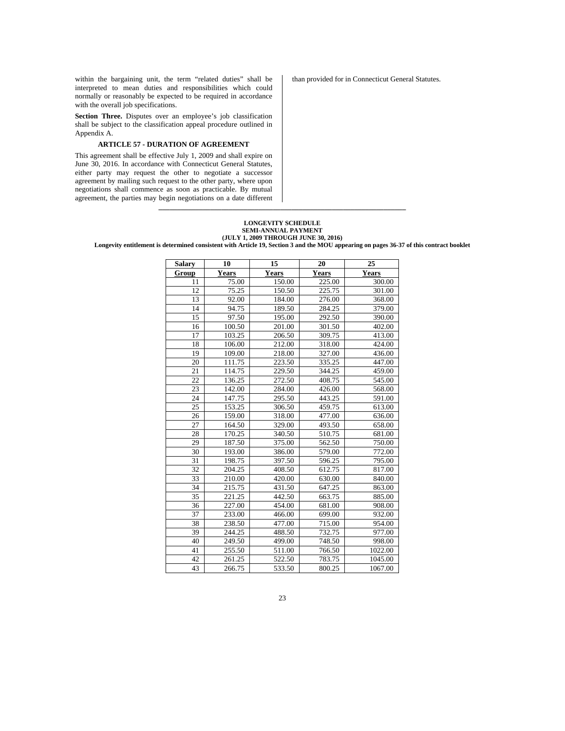within the bargaining unit, the term "related duties" shall be interpreted to mean duties and responsibilities which could normally or reasonably be expected to be required in accordance with the overall job specifications.

**Section Three.** Disputes over an employee's job classification shall be subject to the classification appeal procedure outlined in Appendix A.

### ARTICLE 57 - DURATION OF AGREEMENT

This agreement shall be effective July 1, 2009 and shall expire on June 30, 2016. In accordance with Connecticut General Statutes, either party may request the other to negotiate a successor agreement by mailing such request to the other party, where upon negotiations shall commence as soon as practicable. By mutual agreement, the parties may begin negotiations on a date different than provided for in Connecticut General Statutes.

---

**LONGEVITY SCHEDULE**
**SEMI-ANNUAL PAYMENT**
**(JULY 1, 2009 THROUGH JUNE 30, 2016)**
**Longevity entitlement is determined consistent with Article 19, Section 3 and the MOU appearing on pages 36-37 of this contract booklet**

| Salary Group | 10 Years | 15 Years | 20 Years | 25 Years |
|---|---|---|---|---|
| 11 | 75.00 | 150.00 | 225.00 | 300.00 |
| 12 | 75.25 | 150.50 | 225.75 | 301.00 |
| 13 | 92.00 | 184.00 | 276.00 | 368.00 |
| 14 | 94.75 | 189.50 | 284.25 | 379.00 |
| 15 | 97.50 | 195.00 | 292.50 | 390.00 |
| 16 | 100.50 | 201.00 | 301.50 | 402.00 |
| 17 | 103.25 | 206.50 | 309.75 | 413.00 |
| 18 | 106.00 | 212.00 | 318.00 | 424.00 |
| 19 | 109.00 | 218.00 | 327.00 | 436.00 |
| 20 | 111.75 | 223.50 | 335.25 | 447.00 |
| 21 | 114.75 | 229.50 | 344.25 | 459.00 |
| 22 | 136.25 | 272.50 | 408.75 | 545.00 |
| 23 | 142.00 | 284.00 | 426.00 | 568.00 |
| 24 | 147.75 | 295.50 | 443.25 | 591.00 |
| 25 | 153.25 | 306.50 | 459.75 | 613.00 |
| 26 | 159.00 | 318.00 | 477.00 | 636.00 |
| 27 | 164.50 | 329.00 | 493.50 | 658.00 |
| 28 | 170.25 | 340.50 | 510.75 | 681.00 |
| 29 | 187.50 | 375.00 | 562.50 | 750.00 |
| 30 | 193.00 | 386.00 | 579.00 | 772.00 |
| 31 | 198.75 | 397.50 | 596.25 | 795.00 |
| 32 | 204.25 | 408.50 | 612.75 | 817.00 |
| 33 | 210.00 | 420.00 | 630.00 | 840.00 |
| 34 | 215.75 | 431.50 | 647.25 | 863.00 |
| 35 | 221.25 | 442.50 | 663.75 | 885.00 |
| 36 | 227.00 | 454.00 | 681.00 | 908.00 |
| 37 | 233.00 | 466.00 | 699.00 | 932.00 |
| 38 | 238.50 | 477.00 | 715.00 | 954.00 |
| 39 | 244.25 | 488.50 | 732.75 | 977.00 |
| 40 | 249.50 | 499.00 | 748.50 | 998.00 |
| 41 | 255.50 | 511.00 | 766.50 | 1022.00 |
| 42 | 261.25 | 522.50 | 783.75 | 1045.00 |
| 43 | 266.75 | 533.50 | 800.25 | 1067.00 |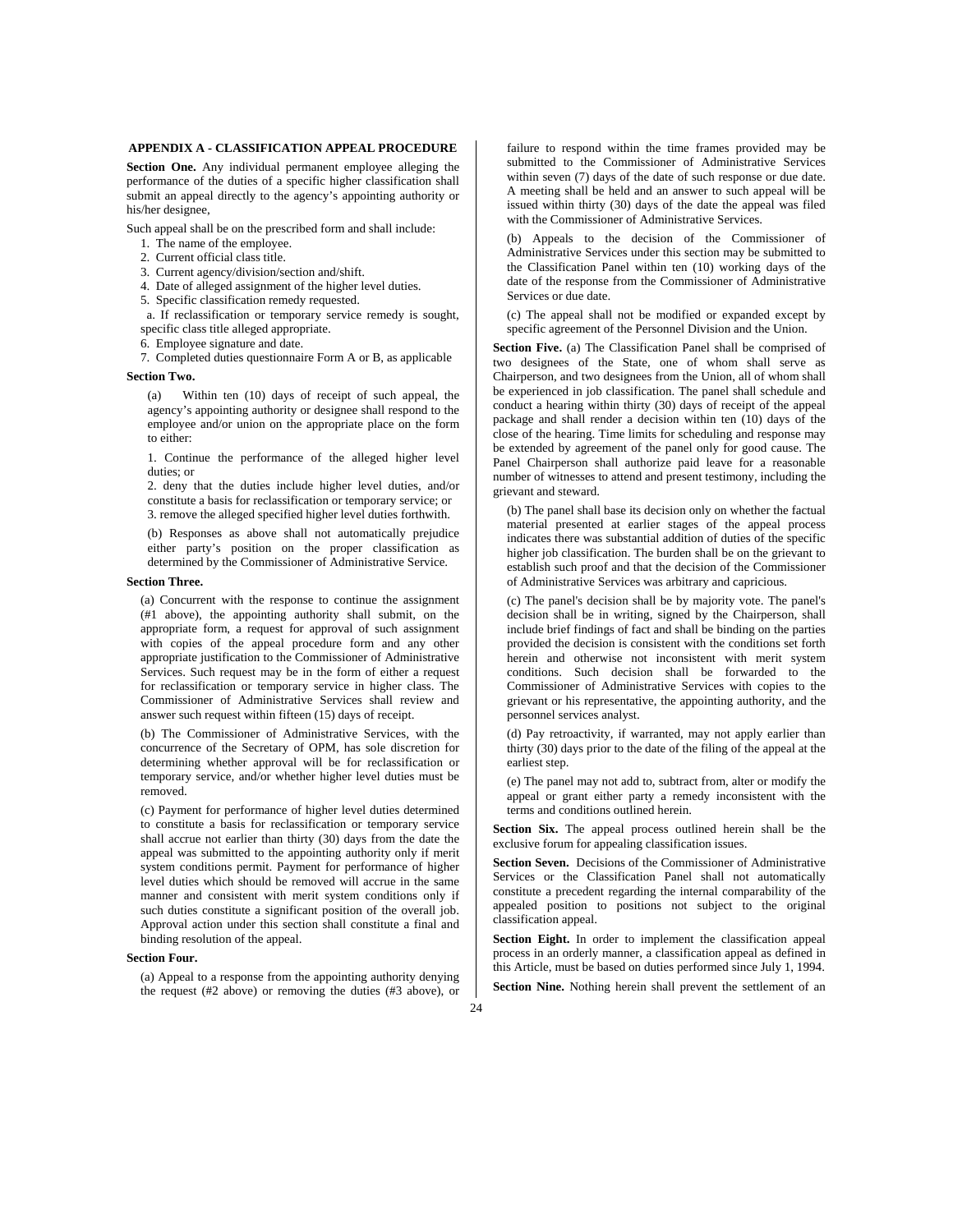## APPENDIX A - CLASSIFICATION APPEAL PROCEDURE

**Section One.** Any individual permanent employee alleging the performance of the duties of a specific higher classification shall submit an appeal directly to the agency's appointing authority or his/her designee,

Such appeal shall be on the prescribed form and shall include:

1. The name of the employee.
2. Current official class title.
3. Current agency/division/section and/shift.
4. Date of alleged assignment of the higher level duties.
5. Specific classification remedy requested.
   a. If reclassification or temporary service remedy is sought, specific class title alleged appropriate.
6. Employee signature and date.
7. Completed duties questionnaire Form A or B, as applicable

**Section Two.**

(a) Within ten (10) days of receipt of such appeal, the agency's appointing authority or designee shall respond to the employee and/or union on the appropriate place on the form to either:

1. Continue the performance of the alleged higher level duties; or
2. deny that the duties include higher level duties, and/or constitute a basis for reclassification or temporary service; or
3. remove the alleged specified higher level duties forthwith.

(b) Responses as above shall not automatically prejudice either party's position on the proper classification as determined by the Commissioner of Administrative Service.

**Section Three.**

(a) Concurrent with the response to continue the assignment (#1 above), the appointing authority shall submit, on the appropriate form, a request for approval of such assignment with copies of the appeal procedure form and any other appropriate justification to the Commissioner of Administrative Services. Such request may be in the form of either a request for reclassification or temporary service in higher class. The Commissioner of Administrative Services shall review and answer such request within fifteen (15) days of receipt.

(b) The Commissioner of Administrative Services, with the concurrence of the Secretary of OPM, has sole discretion for determining whether approval will be for reclassification or temporary service, and/or whether higher level duties must be removed.

(c) Payment for performance of higher level duties determined to constitute a basis for reclassification or temporary service shall accrue not earlier than thirty (30) days from the date the appeal was submitted to the appointing authority only if merit system conditions permit. Payment for performance of higher level duties which should be removed will accrue in the same manner and consistent with merit system conditions only if such duties constitute a significant position of the overall job. Approval action under this section shall constitute a final and binding resolution of the appeal.

**Section Four.**

(a) Appeal to a response from the appointing authority denying the request (#2 above) or removing the duties (#3 above), or failure to respond within the time frames provided may be submitted to the Commissioner of Administrative Services within seven (7) days of the date of such response or due date. A meeting shall be held and an answer to such appeal will be issued within thirty (30) days of the date the appeal was filed with the Commissioner of Administrative Services.

(b) Appeals to the decision of the Commissioner of Administrative Services under this section may be submitted to the Classification Panel within ten (10) working days of the date of the response from the Commissioner of Administrative Services or due date.

(c) The appeal shall not be modified or expanded except by specific agreement of the Personnel Division and the Union.

**Section Five.** (a) The Classification Panel shall be comprised of two designees of the State, one of whom shall serve as Chairperson, and two designees from the Union, all of whom shall be experienced in job classification. The panel shall schedule and conduct a hearing within thirty (30) days of receipt of the appeal package and shall render a decision within ten (10) days of the close of the hearing. Time limits for scheduling and response may be extended by agreement of the panel only for good cause. The Panel Chairperson shall authorize paid leave for a reasonable number of witnesses to attend and present testimony, including the grievant and steward.

(b) The panel shall base its decision only on whether the factual material presented at earlier stages of the appeal process indicates there was substantial addition of duties of the specific higher job classification. The burden shall be on the grievant to establish such proof and that the decision of the Commissioner of Administrative Services was arbitrary and capricious.

(c) The panel's decision shall be by majority vote. The panel's decision shall be in writing, signed by the Chairperson, shall include brief findings of fact and shall be binding on the parties provided the decision is consistent with the conditions set forth herein and otherwise not inconsistent with merit system conditions. Such decision shall be forwarded to the Commissioner of Administrative Services with copies to the grievant or his representative, the appointing authority, and the personnel services analyst.

(d) Pay retroactivity, if warranted, may not apply earlier than thirty (30) days prior to the date of the filing of the appeal at the earliest step.

(e) The panel may not add to, subtract from, alter or modify the appeal or grant either party a remedy inconsistent with the terms and conditions outlined herein.

**Section Six.** The appeal process outlined herein shall be the exclusive forum for appealing classification issues.

**Section Seven.** Decisions of the Commissioner of Administrative Services or the Classification Panel shall not automatically constitute a precedent regarding the internal comparability of the appealed position to positions not subject to the original classification appeal.

**Section Eight.** In order to implement the classification appeal process in an orderly manner, a classification appeal as defined in this Article, must be based on duties performed since July 1, 1994.

**Section Nine.** Nothing herein shall prevent the settlement of an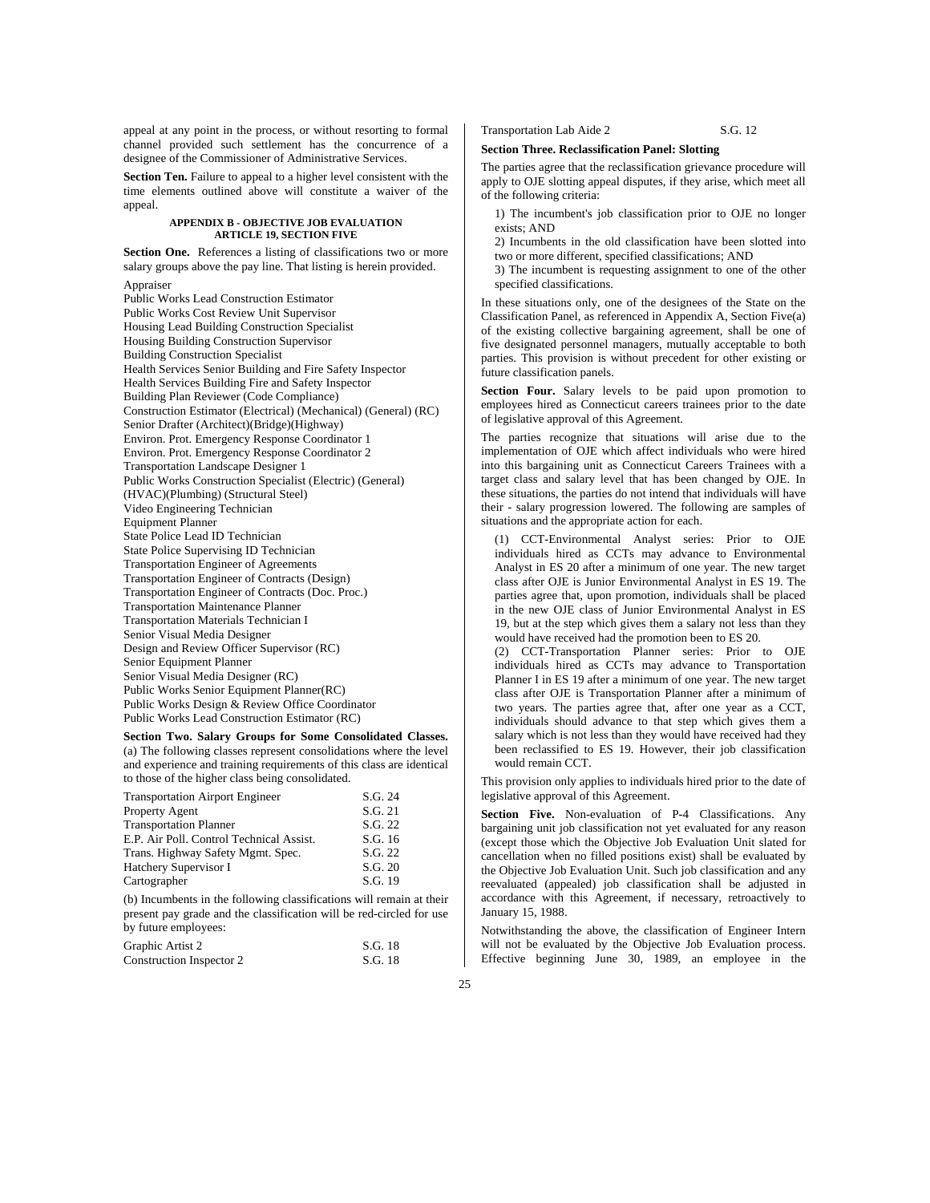appeal at any point in the process, or without resorting to formal channel provided such settlement has the concurrence of a designee of the Commissioner of Administrative Services.

**Section Ten.** Failure to appeal to a higher level consistent with the time elements outlined above will constitute a waiver of the appeal.

## APPENDIX B - OBJECTIVE JOB EVALUATION ARTICLE 19, SECTION FIVE

**Section One.** References a listing of classifications two or more salary groups above the pay line. That listing is herein provided.

Appraiser
Public Works Lead Construction Estimator
Public Works Cost Review Unit Supervisor
Housing Lead Building Construction Specialist
Housing Building Construction Supervisor
Building Construction Specialist
Health Services Senior Building and Fire Safety Inspector
Health Services Building Fire and Safety Inspector
Building Plan Reviewer (Code Compliance)
Construction Estimator (Electrical) (Mechanical) (General) (RC)
Senior Drafter (Architect)(Bridge)(Highway)
Environ. Prot. Emergency Response Coordinator 1
Environ. Prot. Emergency Response Coordinator 2
Transportation Landscape Designer 1
Public Works Construction Specialist (Electric) (General) (HVAC)(Plumbing) (Structural Steel)
Video Engineering Technician
Equipment Planner
State Police Lead ID Technician
State Police Supervising ID Technician
Transportation Engineer of Agreements
Transportation Engineer of Contracts (Design)
Transportation Engineer of Contracts (Doc. Proc.)
Transportation Maintenance Planner
Transportation Materials Technician I
Senior Visual Media Designer
Design and Review Officer Supervisor (RC)
Senior Equipment Planner
Senior Visual Media Designer (RC)
Public Works Senior Equipment Planner(RC)
Public Works Design & Review Office Coordinator
Public Works Lead Construction Estimator (RC)

**Section Two. Salary Groups for Some Consolidated Classes.** (a) The following classes represent consolidations where the level and experience and training requirements of this class are identical to those of the higher class being consolidated.

| | |
|---|---|
| Transportation Airport Engineer | S.G. 24 |
| Property Agent | S.G. 21 |
| Transportation Planner | S.G. 22 |
| E.P. Air Poll. Control Technical Assist. | S.G. 16 |
| Trans. Highway Safety Mgmt. Spec. | S.G. 22 |
| Hatchery Supervisor I | S.G. 20 |
| Cartographer | S.G. 19 |

(b) Incumbents in the following classifications will remain at their present pay grade and the classification will be red-circled for use by future employees:

| | |
|---|---|
| Graphic Artist 2 | S.G. 18 |
| Construction Inspector 2 | S.G. 18 |
| Transportation Lab Aide 2 | S.G. 12 |

**Section Three. Reclassification Panel: Slotting**

The parties agree that the reclassification grievance procedure will apply to OJE slotting appeal disputes, if they arise, which meet all of the following criteria:

1) The incumbent's job classification prior to OJE no longer exists; AND
2) Incumbents in the old classification have been slotted into two or more different, specified classifications; AND
3) The incumbent is requesting assignment to one of the other specified classifications.

In these situations only, one of the designees of the State on the Classification Panel, as referenced in Appendix A, Section Five(a) of the existing collective bargaining agreement, shall be one of five designated personnel managers, mutually acceptable to both parties. This provision is without precedent for other existing or future classification panels.

**Section Four.** Salary levels to be paid upon promotion to employees hired as Connecticut careers trainees prior to the date of legislative approval of this Agreement.

The parties recognize that situations will arise due to the implementation of OJE which affect individuals who were hired into this bargaining unit as Connecticut Careers Trainees with a target class and salary level that has been changed by OJE. In these situations, the parties do not intend that individuals will have their - salary progression lowered. The following are samples of situations and the appropriate action for each.

(1) CCT-Environmental Analyst series: Prior to OJE individuals hired as CCTs may advance to Environmental Analyst in ES 20 after a minimum of one year. The new target class after OJE is Junior Environmental Analyst in ES 19. The parties agree that, upon promotion, individuals shall be placed in the new OJE class of Junior Environmental Analyst in ES 19, but at the step which gives them a salary not less than they would have received had the promotion been to ES 20.

(2) CCT-Transportation Planner series: Prior to OJE individuals hired as CCTs may advance to Transportation Planner I in ES 19 after a minimum of one year. The new target class after OJE is Transportation Planner after a minimum of two years. The parties agree that, after one year as a CCT, individuals should advance to that step which gives them a salary which is not less than they would have received had they been reclassified to ES 19. However, their job classification would remain CCT.

This provision only applies to individuals hired prior to the date of legislative approval of this Agreement.

**Section Five.** Non-evaluation of P-4 Classifications. Any bargaining unit job classification not yet evaluated for any reason (except those which the Objective Job Evaluation Unit slated for cancellation when no filled positions exist) shall be evaluated by the Objective Job Evaluation Unit. Such job classification and any reevaluated (appealed) job classification shall be adjusted in accordance with this Agreement, if necessary, retroactively to January 15, 1988.

Notwithstanding the above, the classification of Engineer Intern will not be evaluated by the Objective Job Evaluation process. Effective beginning June 30, 1989, an employee in the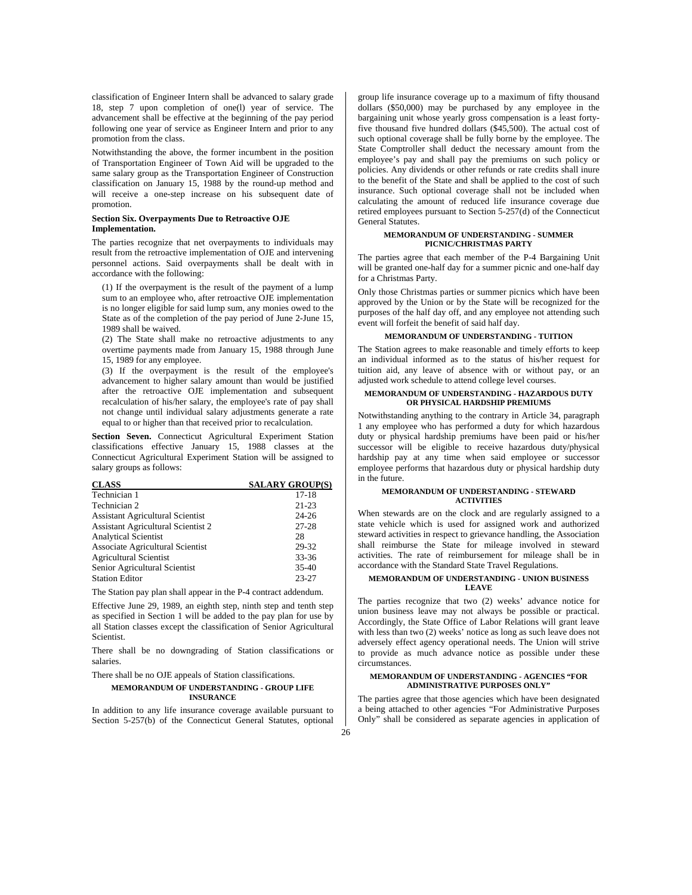classification of Engineer Intern shall be advanced to salary grade 18, step 7 upon completion of one(l) year of service. The advancement shall be effective at the beginning of the pay period following one year of service as Engineer Intern and prior to any promotion from the class.

Notwithstanding the above, the former incumbent in the position of Transportation Engineer of Town Aid will be upgraded to the same salary group as the Transportation Engineer of Construction classification on January 15, 1988 by the round-up method and will receive a one-step increase on his subsequent date of promotion.

**Section Six. Overpayments Due to Retroactive OJE Implementation.**

The parties recognize that net overpayments to individuals may result from the retroactive implementation of OJE and intervening personnel actions. Said overpayments shall be dealt with in accordance with the following:

(1) If the overpayment is the result of the payment of a lump sum to an employee who, after retroactive OJE implementation is no longer eligible for said lump sum, any monies owed to the State as of the completion of the pay period of June 2-June 15, 1989 shall be waived.

(2) The State shall make no retroactive adjustments to any overtime payments made from January 15, 1988 through June 15, 1989 for any employee.

(3) If the overpayment is the result of the employee's advancement to higher salary amount than would be justified after the retroactive OJE implementation and subsequent recalculation of his/her salary, the employee's rate of pay shall not change until individual salary adjustments generate a rate equal to or higher than that received prior to recalculation.

**Section Seven.** Connecticut Agricultural Experiment Station classifications effective January 15, 1988 classes at the Connecticut Agricultural Experiment Station will be assigned to salary groups as follows:

| CLASS | SALARY GROUP(S) |
|---|---|
| Technician 1 | 17-18 |
| Technician 2 | 21-23 |
| Assistant Agricultural Scientist | 24-26 |
| Assistant Agricultural Scientist 2 | 27-28 |
| Analytical Scientist | 28 |
| Associate Agricultural Scientist | 29-32 |
| Agricultural Scientist | 33-36 |
| Senior Agricultural Scientist | 35-40 |
| Station Editor | 23-27 |

The Station pay plan shall appear in the P-4 contract addendum.

Effective June 29, 1989, an eighth step, ninth step and tenth step as specified in Section 1 will be added to the pay plan for use by all Station classes except the classification of Senior Agricultural Scientist.

There shall be no downgrading of Station classifications or salaries.

There shall be no OJE appeals of Station classifications.

#### MEMORANDUM OF UNDERSTANDING - GROUP LIFE INSURANCE

In addition to any life insurance coverage available pursuant to Section 5-257(b) of the Connecticut General Statutes, optional group life insurance coverage up to a maximum of fifty thousand dollars ($50,000) may be purchased by any employee in the bargaining unit whose yearly gross compensation is a least forty-five thousand five hundred dollars ($45,500). The actual cost of such optional coverage shall be fully borne by the employee. The State Comptroller shall deduct the necessary amount from the employee's pay and shall pay the premiums on such policy or policies. Any dividends or other refunds or rate credits shall inure to the benefit of the State and shall be applied to the cost of such insurance. Such optional coverage shall not be included when calculating the amount of reduced life insurance coverage due retired employees pursuant to Section 5-257(d) of the Connecticut General Statutes.

#### MEMORANDUM OF UNDERSTANDING - SUMMER PICNIC/CHRISTMAS PARTY

The parties agree that each member of the P-4 Bargaining Unit will be granted one-half day for a summer picnic and one-half day for a Christmas Party.

Only those Christmas parties or summer picnics which have been approved by the Union or by the State will be recognized for the purposes of the half day off, and any employee not attending such event will forfeit the benefit of said half day.

#### MEMORANDUM OF UNDERSTANDING - TUITION

The Station agrees to make reasonable and timely efforts to keep an individual informed as to the status of his/her request for tuition aid, any leave of absence with or without pay, or an adjusted work schedule to attend college level courses.

#### MEMORANDUM OF UNDERSTANDING - HAZARDOUS DUTY OR PHYSICAL HARDSHIP PREMIUMS

Notwithstanding anything to the contrary in Article 34, paragraph 1 any employee who has performed a duty for which hazardous duty or physical hardship premiums have been paid or his/her successor will be eligible to receive hazardous duty/physical hardship pay at any time when said employee or successor employee performs that hazardous duty or physical hardship duty in the future.

#### MEMORANDUM OF UNDERSTANDING - STEWARD ACTIVITIES

When stewards are on the clock and are regularly assigned to a state vehicle which is used for assigned work and authorized steward activities in respect to grievance handling, the Association shall reimburse the State for mileage involved in steward activities. The rate of reimbursement for mileage shall be in accordance with the Standard State Travel Regulations.

#### MEMORANDUM OF UNDERSTANDING - UNION BUSINESS LEAVE

The parties recognize that two (2) weeks' advance notice for union business leave may not always be possible or practical. Accordingly, the State Office of Labor Relations will grant leave with less than two (2) weeks' notice as long as such leave does not adversely effect agency operational needs. The Union will strive to provide as much advance notice as possible under these circumstances.

#### MEMORANDUM OF UNDERSTANDING - AGENCIES "FOR ADMINISTRATIVE PURPOSES ONLY"

The parties agree that those agencies which have been designated a being attached to other agencies "For Administrative Purposes Only" shall be considered as separate agencies in application of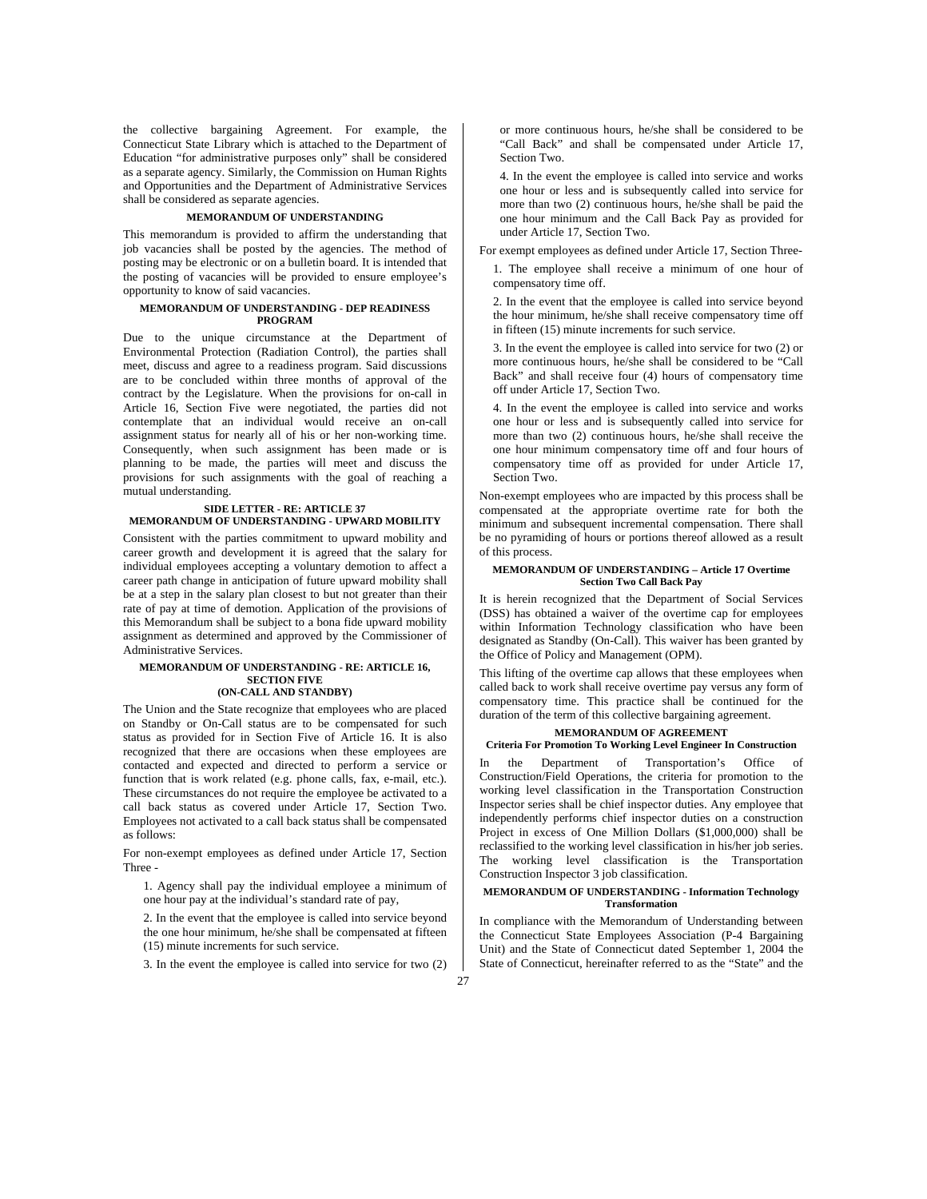the collective bargaining Agreement. For example, the Connecticut State Library which is attached to the Department of Education "for administrative purposes only" shall be considered as a separate agency. Similarly, the Commission on Human Rights and Opportunities and the Department of Administrative Services shall be considered as separate agencies.

#### MEMORANDUM OF UNDERSTANDING

This memorandum is provided to affirm the understanding that job vacancies shall be posted by the agencies. The method of posting may be electronic or on a bulletin board. It is intended that the posting of vacancies will be provided to ensure employee's opportunity to know of said vacancies.

#### MEMORANDUM OF UNDERSTANDING - DEP READINESS PROGRAM

Due to the unique circumstance at the Department of Environmental Protection (Radiation Control), the parties shall meet, discuss and agree to a readiness program. Said discussions are to be concluded within three months of approval of the contract by the Legislature. When the provisions for on-call in Article 16, Section Five were negotiated, the parties did not contemplate that an individual would receive an on-call assignment status for nearly all of his or her non-working time. Consequently, when such assignment has been made or is planning to be made, the parties will meet and discuss the provisions for such assignments with the goal of reaching a mutual understanding.

#### SIDE LETTER - RE: ARTICLE 37
#### MEMORANDUM OF UNDERSTANDING - UPWARD MOBILITY

Consistent with the parties commitment to upward mobility and career growth and development it is agreed that the salary for individual employees accepting a voluntary demotion to affect a career path change in anticipation of future upward mobility shall be at a step in the salary plan closest to but not greater than their rate of pay at time of demotion. Application of the provisions of this Memorandum shall be subject to a bona fide upward mobility assignment as determined and approved by the Commissioner of Administrative Services.

#### MEMORANDUM OF UNDERSTANDING - RE: ARTICLE 16, SECTION FIVE (ON-CALL AND STANDBY)

The Union and the State recognize that employees who are placed on Standby or On-Call status are to be compensated for such status as provided for in Section Five of Article 16. It is also recognized that there are occasions when these employees are contacted and expected and directed to perform a service or function that is work related (e.g. phone calls, fax, e-mail, etc.). These circumstances do not require the employee be activated to a call back status as covered under Article 17, Section Two. Employees not activated to a call back status shall be compensated as follows:

For non-exempt employees as defined under Article 17, Section Three -

1. Agency shall pay the individual employee a minimum of one hour pay at the individual's standard rate of pay,
2. In the event that the employee is called into service beyond the one hour minimum, he/she shall be compensated at fifteen (15) minute increments for such service.
3. In the event the employee is called into service for two (2) or more continuous hours, he/she shall be considered to be "Call Back" and shall be compensated under Article 17, Section Two.
4. In the event the employee is called into service and works one hour or less and is subsequently called into service for more than two (2) continuous hours, he/she shall be paid the one hour minimum and the Call Back Pay as provided for under Article 17, Section Two.

For exempt employees as defined under Article 17, Section Three-

1. The employee shall receive a minimum of one hour of compensatory time off.
2. In the event that the employee is called into service beyond the hour minimum, he/she shall receive compensatory time off in fifteen (15) minute increments for such service.
3. In the event the employee is called into service for two (2) or more continuous hours, he/she shall be considered to be "Call Back" and shall receive four (4) hours of compensatory time off under Article 17, Section Two.
4. In the event the employee is called into service and works one hour or less and is subsequently called into service for more than two (2) continuous hours, he/she shall receive the one hour minimum compensatory time off and four hours of compensatory time off as provided for under Article 17, Section Two.

Non-exempt employees who are impacted by this process shall be compensated at the appropriate overtime rate for both the minimum and subsequent incremental compensation. There shall be no pyramiding of hours or portions thereof allowed as a result of this process.

#### MEMORANDUM OF UNDERSTANDING – Article 17 Overtime Section Two Call Back Pay

It is herein recognized that the Department of Social Services (DSS) has obtained a waiver of the overtime cap for employees within Information Technology classification who have been designated as Standby (On-Call). This waiver has been granted by the Office of Policy and Management (OPM).

This lifting of the overtime cap allows that these employees when called back to work shall receive overtime pay versus any form of compensatory time. This practice shall be continued for the duration of the term of this collective bargaining agreement.

#### MEMORANDUM OF AGREEMENT
#### Criteria For Promotion To Working Level Engineer In Construction

In the Department of Transportation's Office of Construction/Field Operations, the criteria for promotion to the working level classification in the Transportation Construction Inspector series shall be chief inspector duties. Any employee that independently performs chief inspector duties on a construction Project in excess of One Million Dollars ($1,000,000) shall be reclassified to the working level classification in his/her job series. The working level classification is the Transportation Construction Inspector 3 job classification.

#### MEMORANDUM OF UNDERSTANDING - Information Technology Transformation

In compliance with the Memorandum of Understanding between the Connecticut State Employees Association (P-4 Bargaining Unit) and the State of Connecticut dated September 1, 2004 the State of Connecticut, hereinafter referred to as the "State" and the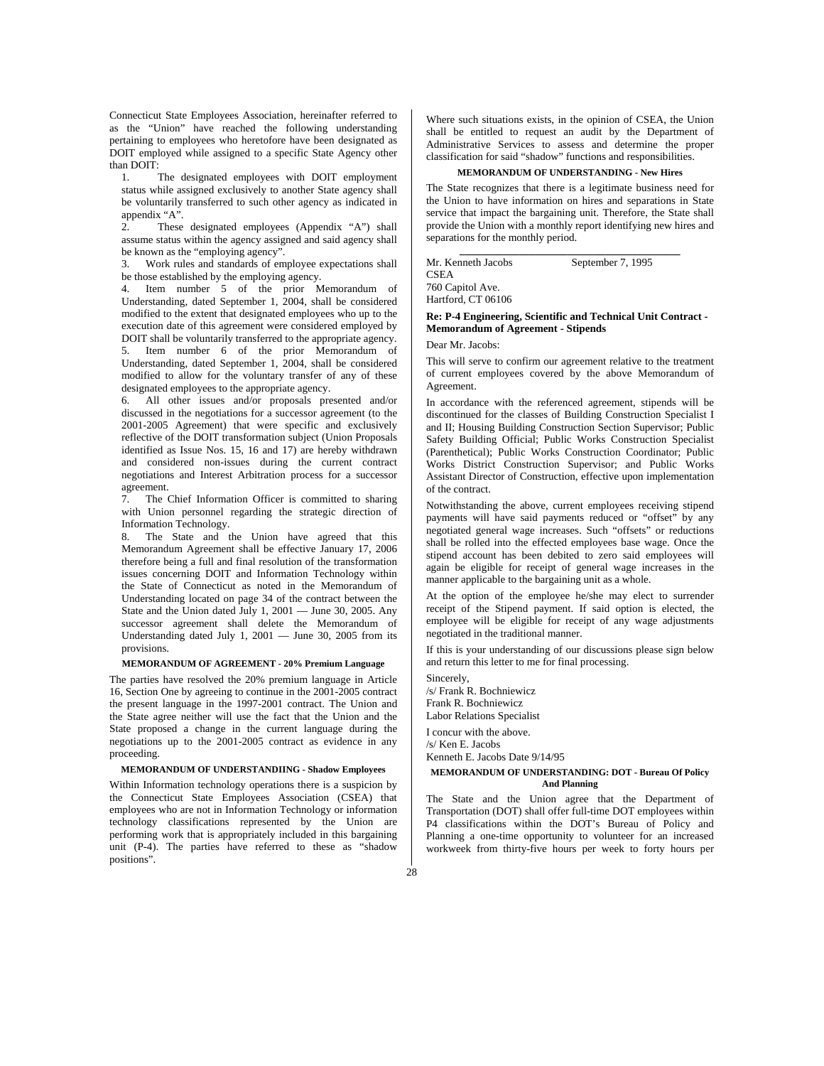Connecticut State Employees Association, hereinafter referred to as the "Union" have reached the following understanding pertaining to employees who heretofore have been designated as DOIT employed while assigned to a specific State Agency other than DOIT:

1. The designated employees with DOIT employment status while assigned exclusively to another State agency shall be voluntarily transferred to such other agency as indicated in appendix "A".
2. These designated employees (Appendix "A") shall assume status within the agency assigned and said agency shall be known as the "employing agency".
3. Work rules and standards of employee expectations shall be those established by the employing agency.
4. Item number 5 of the prior Memorandum of Understanding, dated September 1, 2004, shall be considered modified to the extent that designated employees who up to the execution date of this agreement were considered employed by DOIT shall be voluntarily transferred to the appropriate agency.
5. Item number 6 of the prior Memorandum of Understanding, dated September 1, 2004, shall be considered modified to allow for the voluntary transfer of any of these designated employees to the appropriate agency.
6. All other issues and/or proposals presented and/or discussed in the negotiations for a successor agreement (to the 2001-2005 Agreement) that were specific and exclusively reflective of the DOIT transformation subject (Union Proposals identified as Issue Nos. 15, 16 and 17) are hereby withdrawn and considered non-issues during the current contract negotiations and Interest Arbitration process for a successor agreement.
7. The Chief Information Officer is committed to sharing with Union personnel regarding the strategic direction of Information Technology.
8. The State and the Union have agreed that this Memorandum Agreement shall be effective January 17, 2006 therefore being a full and final resolution of the transformation issues concerning DOIT and Information Technology within the State of Connecticut as noted in the Memorandum of Understanding located on page 34 of the contract between the State and the Union dated July 1, 2001 — June 30, 2005. Any successor agreement shall delete the Memorandum of Understanding dated July 1, 2001 — June 30, 2005 from its provisions.

#### MEMORANDUM OF AGREEMENT - 20% Premium Language

The parties have resolved the 20% premium language in Article 16, Section One by agreeing to continue in the 2001-2005 contract the present language in the 1997-2001 contract. The Union and the State agree neither will use the fact that the Union and the State proposed a change in the current language during the negotiations up to the 2001-2005 contract as evidence in any proceeding.

#### MEMORANDUM OF UNDERSTANDIING - Shadow Employees

Within Information technology operations there is a suspicion by the Connecticut State Employees Association (CSEA) that employees who are not in Information Technology or information technology classifications represented by the Union are performing work that is appropriately included in this bargaining unit (P-4). The parties have referred to these as "shadow positions".

Where such situations exists, in the opinion of CSEA, the Union shall be entitled to request an audit by the Department of Administrative Services to assess and determine the proper classification for said "shadow" functions and responsibilities.

#### MEMORANDUM OF UNDERSTANDING - New Hires

The State recognizes that there is a legitimate business need for the Union to have information on hires and separations in State service that impact the bargaining unit. Therefore, the State shall provide the Union with a monthly report identifying new hires and separations for the monthly period.

---

Mr. Kenneth Jacobs  September 7, 1995
CSEA
760 Capitol Ave.
Hartford, CT 06106

**Re: P-4 Engineering, Scientific and Technical Unit Contract - Memorandum of Agreement - Stipends**

Dear Mr. Jacobs:

This will serve to confirm our agreement relative to the treatment of current employees covered by the above Memorandum of Agreement.

In accordance with the referenced agreement, stipends will be discontinued for the classes of Building Construction Specialist I and II; Housing Building Construction Section Supervisor; Public Safety Building Official; Public Works Construction Specialist (Parenthetical); Public Works Construction Coordinator; Public Works District Construction Supervisor; and Public Works Assistant Director of Construction, effective upon implementation of the contract.

Notwithstanding the above, current employees receiving stipend payments will have said payments reduced or "offset" by any negotiated general wage increases. Such "offsets" or reductions shall be rolled into the effected employees base wage. Once the stipend account has been debited to zero said employees will again be eligible for receipt of general wage increases in the manner applicable to the bargaining unit as a whole.

At the option of the employee he/she may elect to surrender receipt of the Stipend payment. If said option is elected, the employee will be eligible for receipt of any wage adjustments negotiated in the traditional manner.

If this is your understanding of our discussions please sign below and return this letter to me for final processing.

Sincerely,
/s/ Frank R. Bochniewicz
Frank R. Bochniewicz
Labor Relations Specialist

I concur with the above.
/s/ Ken E. Jacobs
Kenneth E. Jacobs Date 9/14/95

#### MEMORANDUM OF UNDERSTANDING: DOT - Bureau Of Policy And Planning

The State and the Union agree that the Department of Transportation (DOT) shall offer full-time DOT employees within P4 classifications within the DOT's Bureau of Policy and Planning a one-time opportunity to volunteer for an increased workweek from thirty-five hours per week to forty hours per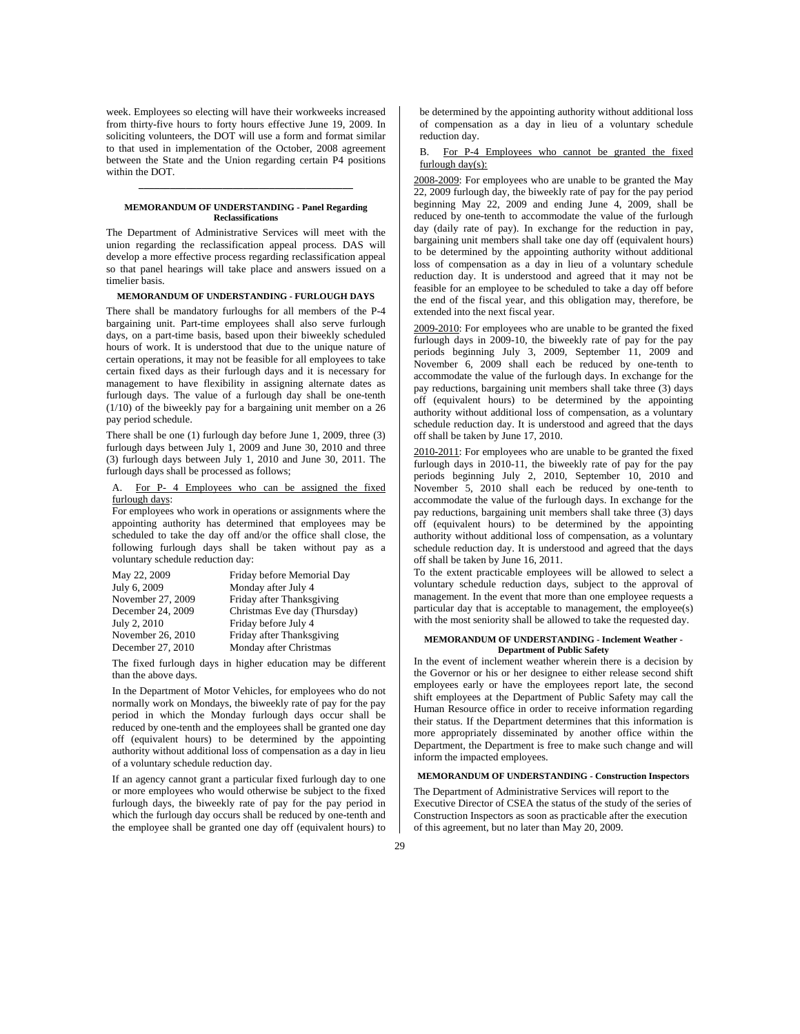week. Employees so electing will have their workweeks increased from thirty-five hours to forty hours effective June 19, 2009. In soliciting volunteers, the DOT will use a form and format similar to that used in implementation of the October, 2008 agreement between the State and the Union regarding certain P4 positions within the DOT.

---

**MEMORANDUM OF UNDERSTANDING - Panel Regarding Reclassifications**

The Department of Administrative Services will meet with the union regarding the reclassification appeal process. DAS will develop a more effective process regarding reclassification appeal so that panel hearings will take place and answers issued on a timelier basis.

**MEMORANDUM OF UNDERSTANDING - FURLOUGH DAYS**

There shall be mandatory furloughs for all members of the P-4 bargaining unit. Part-time employees shall also serve furlough days, on a part-time basis, based upon their biweekly scheduled hours of work. It is understood that due to the unique nature of certain operations, it may not be feasible for all employees to take certain fixed days as their furlough days and it is necessary for management to have flexibility in assigning alternate dates as furlough days. The value of a furlough day shall be one-tenth (1/10) of the biweekly pay for a bargaining unit member on a 26 pay period schedule.

There shall be one (1) furlough day before June 1, 2009, three (3) furlough days between July 1, 2009 and June 30, 2010 and three (3) furlough days between July 1, 2010 and June 30, 2011. The furlough days shall be processed as follows;

A. For P- 4 Employees who can be assigned the fixed furlough days:

For employees who work in operations or assignments where the appointing authority has determined that employees may be scheduled to take the day off and/or the office shall close, the following furlough days shall be taken without pay as a voluntary schedule reduction day:

| | |
|---|---|
| May 22, 2009 | Friday before Memorial Day |
| July 6, 2009 | Monday after July 4 |
| November 27, 2009 | Friday after Thanksgiving |
| December 24, 2009 | Christmas Eve day (Thursday) |
| July 2, 2010 | Friday before July 4 |
| November 26, 2010 | Friday after Thanksgiving |
| December 27, 2010 | Monday after Christmas |

The fixed furlough days in higher education may be different than the above days.

In the Department of Motor Vehicles, for employees who do not normally work on Mondays, the biweekly rate of pay for the pay period in which the Monday furlough days occur shall be reduced by one-tenth and the employees shall be granted one day off (equivalent hours) to be determined by the appointing authority without additional loss of compensation as a day in lieu of a voluntary schedule reduction day.

If an agency cannot grant a particular fixed furlough day to one or more employees who would otherwise be subject to the fixed furlough days, the biweekly rate of pay for the pay period in which the furlough day occurs shall be reduced by one-tenth and the employee shall be granted one day off (equivalent hours) to be determined by the appointing authority without additional loss of compensation as a day in lieu of a voluntary schedule reduction day.

B. For P-4 Employees who cannot be granted the fixed furlough day(s):

2008-2009: For employees who are unable to be granted the May 22, 2009 furlough day, the biweekly rate of pay for the pay period beginning May 22, 2009 and ending June 4, 2009, shall be reduced by one-tenth to accommodate the value of the furlough day (daily rate of pay). In exchange for the reduction in pay, bargaining unit members shall take one day off (equivalent hours) to be determined by the appointing authority without additional loss of compensation as a day in lieu of a voluntary schedule reduction day. It is understood and agreed that it may not be feasible for an employee to be scheduled to take a day off before the end of the fiscal year, and this obligation may, therefore, be extended into the next fiscal year.

2009-2010: For employees who are unable to be granted the fixed furlough days in 2009-10, the biweekly rate of pay for the pay periods beginning July 3, 2009, September 11, 2009 and November 6, 2009 shall each be reduced by one-tenth to accommodate the value of the furlough days. In exchange for the pay reductions, bargaining unit members shall take three (3) days off (equivalent hours) to be determined by the appointing authority without additional loss of compensation, as a voluntary schedule reduction day. It is understood and agreed that the days off shall be taken by June 17, 2010.

2010-2011: For employees who are unable to be granted the fixed furlough days in 2010-11, the biweekly rate of pay for the pay periods beginning July 2, 2010, September 10, 2010 and November 5, 2010 shall each be reduced by one-tenth to accommodate the value of the furlough days. In exchange for the pay reductions, bargaining unit members shall take three (3) days off (equivalent hours) to be determined by the appointing authority without additional loss of compensation, as a voluntary schedule reduction day. It is understood and agreed that the days off shall be taken by June 16, 2011.

To the extent practicable employees will be allowed to select a voluntary schedule reduction days, subject to the approval of management. In the event that more than one employee requests a particular day that is acceptable to management, the employee(s) with the most seniority shall be allowed to take the requested day.

**MEMORANDUM OF UNDERSTANDING - Inclement Weather - Department of Public Safety**

In the event of inclement weather wherein there is a decision by the Governor or his or her designee to either release second shift employees early or have the employees report late, the second shift employees at the Department of Public Safety may call the Human Resource office in order to receive information regarding their status. If the Department determines that this information is more appropriately disseminated by another office within the Department, the Department is free to make such change and will inform the impacted employees.

**MEMORANDUM OF UNDERSTANDING - Construction Inspectors**

The Department of Administrative Services will report to the Executive Director of CSEA the status of the study of the series of Construction Inspectors as soon as practicable after the execution of this agreement, but no later than May 20, 2009.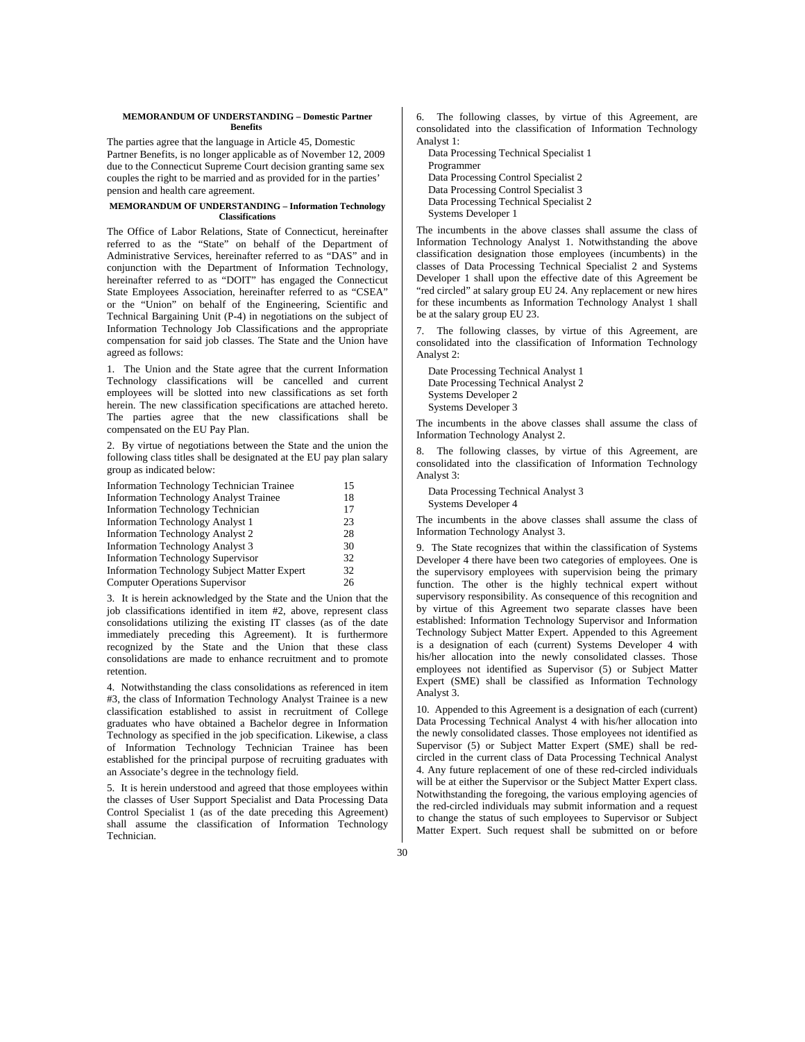#### MEMORANDUM OF UNDERSTANDING – Domestic Partner Benefits

The parties agree that the language in Article 45, Domestic Partner Benefits, is no longer applicable as of November 12, 2009 due to the Connecticut Supreme Court decision granting same sex couples the right to be married and as provided for in the parties' pension and health care agreement.

#### MEMORANDUM OF UNDERSTANDING – Information Technology Classifications

The Office of Labor Relations, State of Connecticut, hereinafter referred to as the "State" on behalf of the Department of Administrative Services, hereinafter referred to as "DAS" and in conjunction with the Department of Information Technology, hereinafter referred to as "DOIT" has engaged the Connecticut State Employees Association, hereinafter referred to as "CSEA" or the "Union" on behalf of the Engineering, Scientific and Technical Bargaining Unit (P-4) in negotiations on the subject of Information Technology Job Classifications and the appropriate compensation for said job classes. The State and the Union have agreed as follows:

1. The Union and the State agree that the current Information Technology classifications will be cancelled and current employees will be slotted into new classifications as set forth herein. The new classification specifications are attached hereto. The parties agree that the new classifications shall be compensated on the EU Pay Plan.

2. By virtue of negotiations between the State and the union the following class titles shall be designated at the EU pay plan salary group as indicated below:

| | |
|---|---|
| Information Technology Technician Trainee | 15 |
| Information Technology Analyst Trainee | 18 |
| Information Technology Technician | 17 |
| Information Technology Analyst 1 | 23 |
| Information Technology Analyst 2 | 28 |
| Information Technology Analyst 3 | 30 |
| Information Technology Supervisor | 32 |
| Information Technology Subject Matter Expert | 32 |
| Computer Operations Supervisor | 26 |

3. It is herein acknowledged by the State and the Union that the job classifications identified in item #2, above, represent class consolidations utilizing the existing IT classes (as of the date immediately preceding this Agreement). It is furthermore recognized by the State and the Union that these class consolidations are made to enhance recruitment and to promote retention.

4. Notwithstanding the class consolidations as referenced in item #3, the class of Information Technology Analyst Trainee is a new classification established to assist in recruitment of College graduates who have obtained a Bachelor degree in Information Technology as specified in the job specification. Likewise, a class of Information Technology Technician Trainee has been established for the principal purpose of recruiting graduates with an Associate's degree in the technology field.

5. It is herein understood and agreed that those employees within the classes of User Support Specialist and Data Processing Data Control Specialist 1 (as of the date preceding this Agreement) shall assume the classification of Information Technology Technician.

6. The following classes, by virtue of this Agreement, are consolidated into the classification of Information Technology Analyst 1:

Data Processing Technical Specialist 1
Programmer
Data Processing Control Specialist 2
Data Processing Control Specialist 3
Data Processing Technical Specialist 2
Systems Developer 1

The incumbents in the above classes shall assume the class of Information Technology Analyst 1. Notwithstanding the above classification designation those employees (incumbents) in the classes of Data Processing Technical Specialist 2 and Systems Developer 1 shall upon the effective date of this Agreement be "red circled" at salary group EU 24. Any replacement or new hires for these incumbents as Information Technology Analyst 1 shall be at the salary group EU 23.

7. The following classes, by virtue of this Agreement, are consolidated into the classification of Information Technology Analyst 2:

Date Processing Technical Analyst 1
Date Processing Technical Analyst 2
Systems Developer 2
Systems Developer 3

The incumbents in the above classes shall assume the class of Information Technology Analyst 2.

8. The following classes, by virtue of this Agreement, are consolidated into the classification of Information Technology Analyst 3:

Data Processing Technical Analyst 3
Systems Developer 4

The incumbents in the above classes shall assume the class of Information Technology Analyst 3.

9. The State recognizes that within the classification of Systems Developer 4 there have been two categories of employees. One is the supervisory employees with supervision being the primary function. The other is the highly technical expert without supervisory responsibility. As consequence of this recognition and by virtue of this Agreement two separate classes have been established: Information Technology Supervisor and Information Technology Subject Matter Expert. Appended to this Agreement is a designation of each (current) Systems Developer 4 with his/her allocation into the newly consolidated classes. Those employees not identified as Supervisor (5) or Subject Matter Expert (SME) shall be classified as Information Technology Analyst 3.

10. Appended to this Agreement is a designation of each (current) Data Processing Technical Analyst 4 with his/her allocation into the newly consolidated classes. Those employees not identified as Supervisor (5) or Subject Matter Expert (SME) shall be red-circled in the current class of Data Processing Technical Analyst 4. Any future replacement of one of these red-circled individuals will be at either the Supervisor or the Subject Matter Expert class. Notwithstanding the foregoing, the various employing agencies of the red-circled individuals may submit information and a request to change the status of such employees to Supervisor or Subject Matter Expert. Such request shall be submitted on or before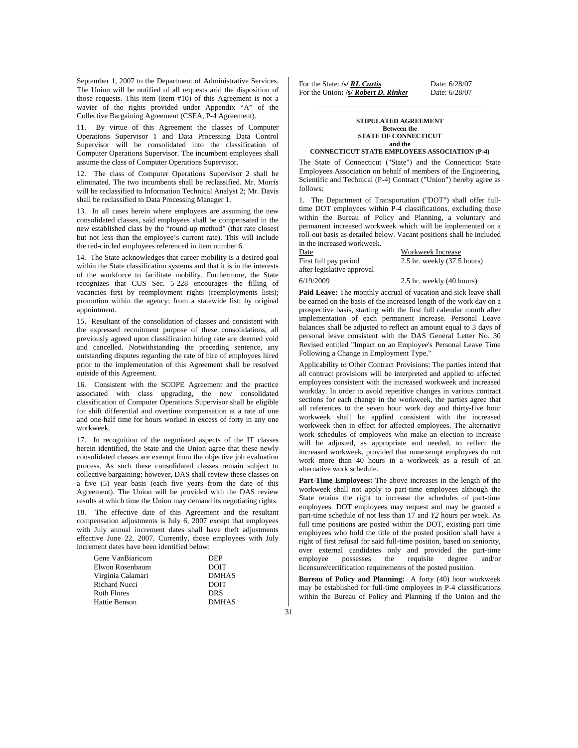September 1, 2007 to the Department of Administrative Services. The Union will be notified of all requests arid the disposition of those requests. This item (item #10) of this Agreement is not a wavier of the rights provided under Appendix "A" of the Collective Bargaining Agreement (CSEA, P-4 Agreement).

11. By virtue of this Agreement the classes of Computer Operations Supervisor 1 and Data Processing Data Control Supervisor will be consolidated into the classification of Computer Operations Supervisor. The incumbent employees shall assume the class of Computer Operations Supervisor.

12. The class of Computer Operations Supervisor 2 shall be eliminated. The two incumbents shall be reclassified. Mr. Morris will be reclassified to Information Technical Analyst 2; Mr. Davis shall be reclassified to Data Processing Manager 1.

13. In all cases herein where employees are assuming the new consolidated classes, said employees shall be compensated in the new established class by the "round-up method" (that rate closest but not less than the employee's current rate). This will include the red-circled employees referenced in item number 6.

14. The State acknowledges that career mobility is a desired goal within the State classification systems and that it is in the interests of the workforce to facilitate mobility. Furthermore, the State recognizes that CUS Sec. 5-228 encourages the filling of vacancies first by reemployment rights (reemployments lists); promotion within the agency; from a statewide list; by original appointment.

15. Resultant of the consolidation of classes and consistent with the expressed recruitment purpose of these consolidations, all previously agreed upon classification hiring rate are deemed void and cancelled. Notwithstanding the preceding sentence, any outstanding disputes regarding the rate of hire of employees hired prior to the implementation of this Agreement shall be resolved outside of this Agreement.

16. Consistent with the SCOPE Agreement and the practice associated with class upgrading, the new consolidated classification of Computer Operations Supervisor shall be eligible for shift differential and overtime compensation at a rate of one and one-half time for hours worked in excess of forty in any one workweek.

17. In recognition of the negotiated aspects of the IT classes herein identified, the State and the Union agree that these newly consolidated classes are exempt from the objective job evaluation process. As such these consolidated classes remain subject to collective bargaining; however, DAS shall review these classes on a five (5) year basis (each five years from the date of this Agreement). The Union will be provided with the DAS review results at which time the Union may demand its negotiating rights.

18. The effective date of this Agreement and the resultant compensation adjustments is July 6, 2007 except that employees with July annual increment dates shall have theft adjustments effective June 22, 2007. Currently, those employees with July increment dates have been identified below:

| | |
|---|---|
| Gene VanBiaricom | DEP |
| Elwon Rosenbaum | DOIT |
| Virginia Calamari | DMHAS |
| Richard Nucci | DOIT |
| Ruth Flores | DRS |
| Hattie Benson | DMHAS |

For the State: /s/ ***RL Curtis*** Date: 6/28/07
For the Union: /s/ ***Robert D. Rinker*** Date: 6/28/07

---

**STIPULATED AGREEMENT**
**Between the**
**STATE OF CONNECTICUT**
**and the**
**CONNECTICUT STATE EMPLOYEES ASSOCIATION (P-4)**

The State of Connecticut ("State") and the Connecticut State Employees Association on behalf of members of the Engineering, Scientific and Technical (P-4) Contract ("Union") hereby agree as follows:

1. The Department of Transportation ("DOT") shall offer full-time DOT employees within P-4 classifications, excluding those within the Bureau of Policy and Planning, a voluntary and permanent increased workweek which will be implemented on a roll-out basis as detailed below. Vacant positions shall be included in the increased workweek.

| Date | Workweek Increase |
|---|---|
| First full pay period after legislative approval | 2.5 hr. weekly (37.5 hours) |
| 6/19/2009 | 2.5 hr. weekly (40 hours) |

**Paid Leave:** The monthly accrual of vacation and sick leave shall be earned on the basis of the increased length of the work day on a prospective basis, starting with the first full calendar month after implementation of each permanent increase. Personal Leave balances shall be adjusted to reflect an amount equal to 3 days of personal leave consistent with the DAS General Letter No. 30 Revised entitled "Impact on an Employee's Personal Leave Time Following a Change in Employment Type."

Applicability to Other Contract Provisions: The parties intend that all contract provisions will be interpreted and applied to affected employees consistent with the increased workweek and increased workday. In order to avoid repetitive changes in various contract sections for each change in the workweek, the parties agree that all references to the seven hour work day and thirty-five hour workweek shall be applied consistent with the increased workweek then in effect for affected employees. The alternative work schedules of employees who make an election to increase will be adjusted, as appropriate and needed, to reflect the increased workweek, provided that nonexempt employees do not work more than 40 hours in a workweek as a result of an alternative work schedule.

**Part-Time Employees:** The above increases in the length of the workweek shall not apply to part-time employees although the State retains the right to increase the schedules of part-time employees. DOT employees may request and may be granted a part-time schedule of not less than 17 and *Y2* hours per week. As full time positions are posted within the DOT, existing part time employees who hold the title of the posted position shall have a right of first refusal for said full-time position, based on seniority, over external candidates only and provided the part-time employee possesses the requisite degree and/or licensure/certification requirements of the posted position.

**Bureau of Policy and Planning:** A forty (40) hour workweek may be established for full-time employees in P-4 classifications within the Bureau of Policy and Planning if the Union and the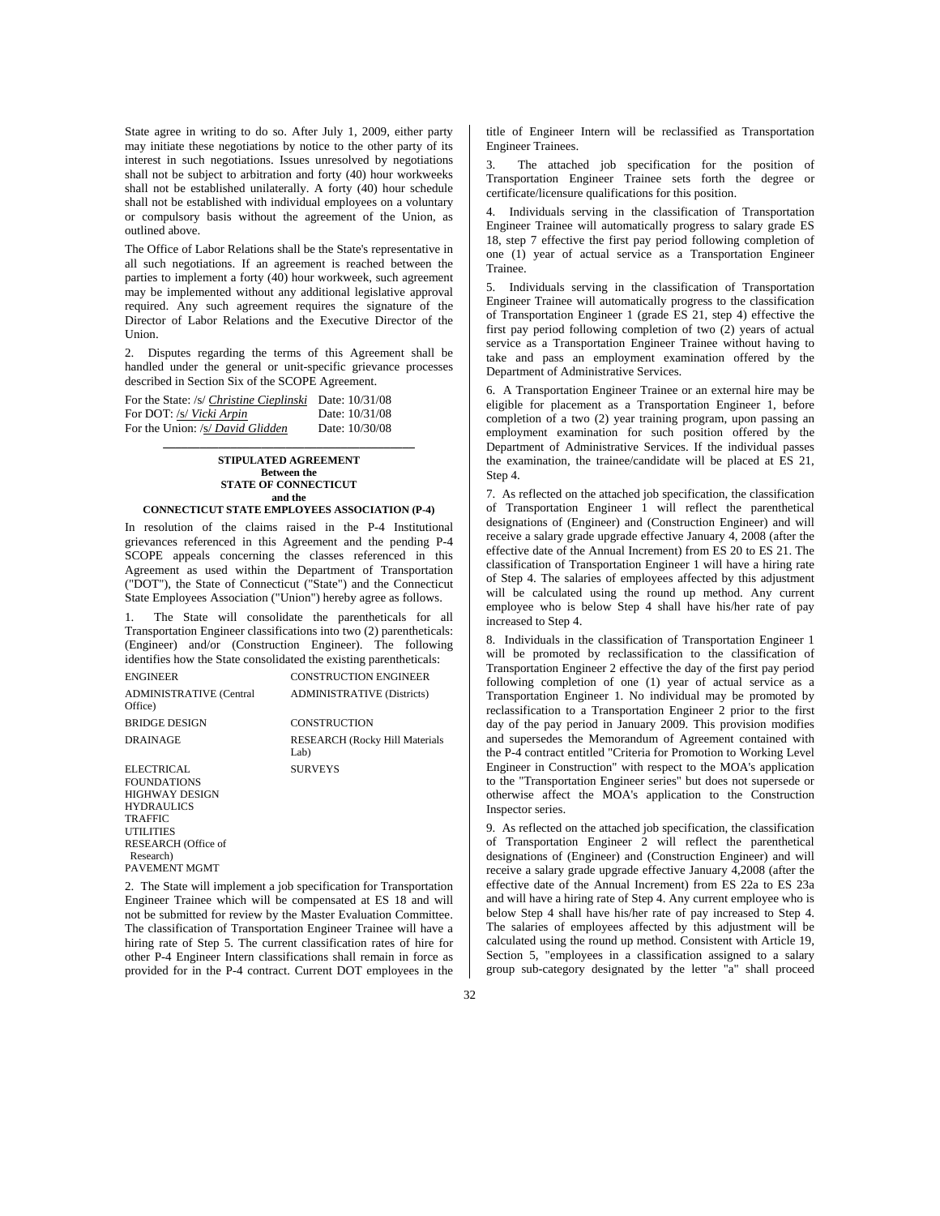State agree in writing to do so. After July 1, 2009, either party may initiate these negotiations by notice to the other party of its interest in such negotiations. Issues unresolved by negotiations shall not be subject to arbitration and forty (40) hour workweeks shall not be established unilaterally. A forty (40) hour schedule shall not be established with individual employees on a voluntary or compulsory basis without the agreement of the Union, as outlined above.

The Office of Labor Relations shall be the State's representative in all such negotiations. If an agreement is reached between the parties to implement a forty (40) hour workweek, such agreement may be implemented without any additional legislative approval required. Any such agreement requires the signature of the Director of Labor Relations and the Executive Director of the Union.

2. Disputes regarding the terms of this Agreement shall be handled under the general or unit-specific grievance processes described in Section Six of the SCOPE Agreement.

| | |
|---|---|
| For the State: /s/ *Christine Cieplinski* | Date: 10/31/08 |
| For DOT: /s/ *Vicki Arpin* | Date: 10/31/08 |
| For the Union: /s/ *David Glidden* | Date: 10/30/08 |

**STIPULATED AGREEMENT**
**Between the**
**STATE OF CONNECTICUT**
**and the**
**CONNECTICUT STATE EMPLOYEES ASSOCIATION (P-4)**

In resolution of the claims raised in the P-4 Institutional grievances referenced in this Agreement and the pending P-4 SCOPE appeals concerning the classes referenced in this Agreement as used within the Department of Transportation ("DOT"), the State of Connecticut ("State") and the Connecticut State Employees Association ("Union") hereby agree as follows.

1. The State will consolidate the parentheticals for all Transportation Engineer classifications into two (2) parentheticals: (Engineer) and/or (Construction Engineer). The following identifies how the State consolidated the existing parentheticals:

| ENGINEER | CONSTRUCTION ENGINEER |
|---|---|
| ADMINISTRATIVE (Central Office) | ADMINISTRATIVE (Districts) |
| BRIDGE DESIGN | CONSTRUCTION |
| DRAINAGE | RESEARCH (Rocky Hill Materials Lab) |
| ELECTRICAL | SURVEYS |
| FOUNDATIONS | |
| HIGHWAY DESIGN | |
| HYDRAULICS | |
| TRAFFIC | |
| UTILITIES | |
| RESEARCH (Office of Research) | |
| PAVEMENT MGMT | |

2. The State will implement a job specification for Transportation Engineer Trainee which will be compensated at ES 18 and will not be submitted for review by the Master Evaluation Committee. The classification of Transportation Engineer Trainee will have a hiring rate of Step 5. The current classification rates of hire for other P-4 Engineer Intern classifications shall remain in force as provided for in the P-4 contract. Current DOT employees in the title of Engineer Intern will be reclassified as Transportation Engineer Trainees.

3. The attached job specification for the position of Transportation Engineer Trainee sets forth the degree or certificate/licensure qualifications for this position.

4. Individuals serving in the classification of Transportation Engineer Trainee will automatically progress to salary grade ES 18, step 7 effective the first pay period following completion of one (1) year of actual service as a Transportation Engineer Trainee.

5. Individuals serving in the classification of Transportation Engineer Trainee will automatically progress to the classification of Transportation Engineer 1 (grade ES 21, step 4) effective the first pay period following completion of two (2) years of actual service as a Transportation Engineer Trainee without having to take and pass an employment examination offered by the Department of Administrative Services.

6. A Transportation Engineer Trainee or an external hire may be eligible for placement as a Transportation Engineer 1, before completion of a two (2) year training program, upon passing an employment examination for such position offered by the Department of Administrative Services. If the individual passes the examination, the trainee/candidate will be placed at ES 21, Step 4.

7. As reflected on the attached job specification, the classification of Transportation Engineer 1 will reflect the parenthetical designations of (Engineer) and (Construction Engineer) and will receive a salary grade upgrade effective January 4, 2008 (after the effective date of the Annual Increment) from ES 20 to ES 21. The classification of Transportation Engineer 1 will have a hiring rate of Step 4. The salaries of employees affected by this adjustment will be calculated using the round up method. Any current employee who is below Step 4 shall have his/her rate of pay increased to Step 4.

8. Individuals in the classification of Transportation Engineer 1 will be promoted by reclassification to the classification of Transportation Engineer 2 effective the day of the first pay period following completion of one (1) year of actual service as a Transportation Engineer 1. No individual may be promoted by reclassification to a Transportation Engineer 2 prior to the first day of the pay period in January 2009. This provision modifies and supersedes the Memorandum of Agreement contained with the P-4 contract entitled "Criteria for Promotion to Working Level Engineer in Construction" with respect to the MOA's application to the "Transportation Engineer series" but does not supersede or otherwise affect the MOA's application to the Construction Inspector series.

9. As reflected on the attached job specification, the classification of Transportation Engineer 2 will reflect the parenthetical designations of (Engineer) and (Construction Engineer) and will receive a salary grade upgrade effective January 4,2008 (after the effective date of the Annual Increment) from ES 22a to ES 23a and will have a hiring rate of Step 4. Any current employee who is below Step 4 shall have his/her rate of pay increased to Step 4. The salaries of employees affected by this adjustment will be calculated using the round up method. Consistent with Article 19, Section 5, "employees in a classification assigned to a salary group sub-category designated by the letter "a" shall proceed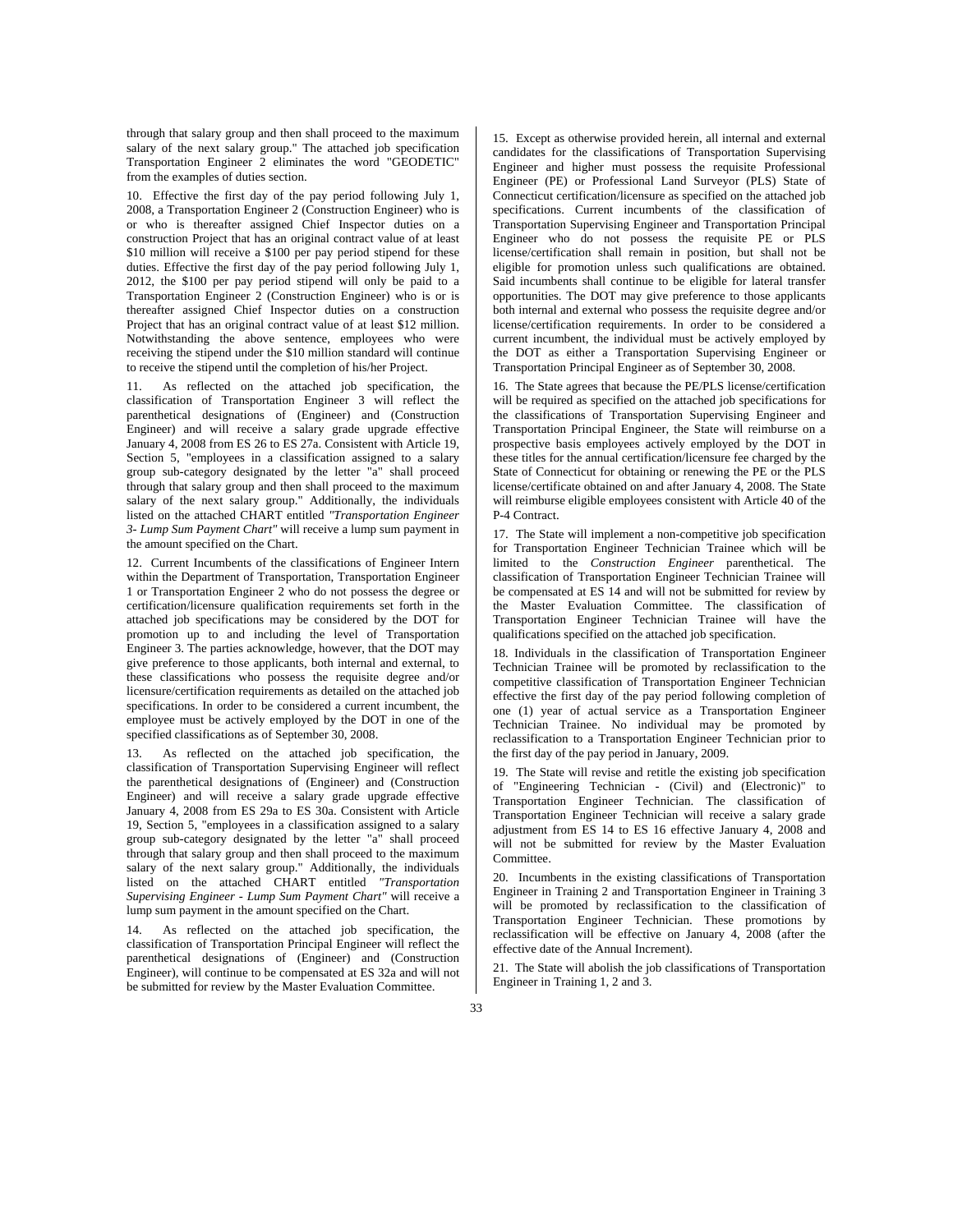through that salary group and then shall proceed to the maximum salary of the next salary group." The attached job specification Transportation Engineer 2 eliminates the word "GEODETIC" from the examples of duties section.

10. Effective the first day of the pay period following July 1, 2008, a Transportation Engineer 2 (Construction Engineer) who is or who is thereafter assigned Chief Inspector duties on a construction Project that has an original contract value of at least $10 million will receive a $100 per pay period stipend for these duties. Effective the first day of the pay period following July 1, 2012, the $100 per pay period stipend will only be paid to a Transportation Engineer 2 (Construction Engineer) who is or is thereafter assigned Chief Inspector duties on a construction Project that has an original contract value of at least $12 million. Notwithstanding the above sentence, employees who were receiving the stipend under the $10 million standard will continue to receive the stipend until the completion of his/her Project.

11. As reflected on the attached job specification, the classification of Transportation Engineer 3 will reflect the parenthetical designations of (Engineer) and (Construction Engineer) and will receive a salary grade upgrade effective January 4, 2008 from ES 26 to ES 27a. Consistent with Article 19, Section 5, "employees in a classification assigned to a salary group sub-category designated by the letter "a" shall proceed through that salary group and then shall proceed to the maximum salary of the next salary group." Additionally, the individuals listed on the attached CHART entitled *"Transportation Engineer 3- Lump Sum Payment Chart"* will receive a lump sum payment in the amount specified on the Chart.

12. Current Incumbents of the classifications of Engineer Intern within the Department of Transportation, Transportation Engineer 1 or Transportation Engineer 2 who do not possess the degree or certification/licensure qualification requirements set forth in the attached job specifications may be considered by the DOT for promotion up to and including the level of Transportation Engineer 3. The parties acknowledge, however, that the DOT may give preference to those applicants, both internal and external, to these classifications who possess the requisite degree and/or licensure/certification requirements as detailed on the attached job specifications. In order to be considered a current incumbent, the employee must be actively employed by the DOT in one of the specified classifications as of September 30, 2008.

13. As reflected on the attached job specification, the classification of Transportation Supervising Engineer will reflect the parenthetical designations of (Engineer) and (Construction Engineer) and will receive a salary grade upgrade effective January 4, 2008 from ES 29a to ES 30a. Consistent with Article 19, Section 5, "employees in a classification assigned to a salary group sub-category designated by the letter "a" shall proceed through that salary group and then shall proceed to the maximum salary of the next salary group." Additionally, the individuals listed on the attached CHART entitled *"Transportation Supervising Engineer - Lump Sum Payment Chart"* will receive a lump sum payment in the amount specified on the Chart.

14. As reflected on the attached job specification, the classification of Transportation Principal Engineer will reflect the parenthetical designations of (Engineer) and (Construction Engineer), will continue to be compensated at ES 32a and will not be submitted for review by the Master Evaluation Committee.

15. Except as otherwise provided herein, all internal and external candidates for the classifications of Transportation Supervising Engineer and higher must possess the requisite Professional Engineer (PE) or Professional Land Surveyor (PLS) State of Connecticut certification/licensure as specified on the attached job specifications. Current incumbents of the classification of Transportation Supervising Engineer and Transportation Principal Engineer who do not possess the requisite PE or PLS license/certification shall remain in position, but shall not be eligible for promotion unless such qualifications are obtained. Said incumbents shall continue to be eligible for lateral transfer opportunities. The DOT may give preference to those applicants both internal and external who possess the requisite degree and/or license/certification requirements. In order to be considered a current incumbent, the individual must be actively employed by the DOT as either a Transportation Supervising Engineer or Transportation Principal Engineer as of September 30, 2008.

16. The State agrees that because the PE/PLS license/certification will be required as specified on the attached job specifications for the classifications of Transportation Supervising Engineer and Transportation Principal Engineer, the State will reimburse on a prospective basis employees actively employed by the DOT in these titles for the annual certification/licensure fee charged by the State of Connecticut for obtaining or renewing the PE or the PLS license/certificate obtained on and after January 4, 2008. The State will reimburse eligible employees consistent with Article 40 of the P-4 Contract.

17. The State will implement a non-competitive job specification for Transportation Engineer Technician Trainee which will be limited to the *Construction Engineer* parenthetical. The classification of Transportation Engineer Technician Trainee will be compensated at ES 14 and will not be submitted for review by the Master Evaluation Committee. The classification of Transportation Engineer Technician Trainee will have the qualifications specified on the attached job specification.

18. Individuals in the classification of Transportation Engineer Technician Trainee will be promoted by reclassification to the competitive classification of Transportation Engineer Technician effective the first day of the pay period following completion of one (1) year of actual service as a Transportation Engineer Technician Trainee. No individual may be promoted by reclassification to a Transportation Engineer Technician prior to the first day of the pay period in January, 2009.

19. The State will revise and retitle the existing job specification of "Engineering Technician - (Civil) and (Electronic)" to Transportation Engineer Technician. The classification of Transportation Engineer Technician will receive a salary grade adjustment from ES 14 to ES 16 effective January 4, 2008 and will not be submitted for review by the Master Evaluation Committee.

20. Incumbents in the existing classifications of Transportation Engineer in Training 2 and Transportation Engineer in Training 3 will be promoted by reclassification to the classification of Transportation Engineer Technician. These promotions by reclassification will be effective on January 4, 2008 (after the effective date of the Annual Increment).

21. The State will abolish the job classifications of Transportation Engineer in Training 1, 2 and 3.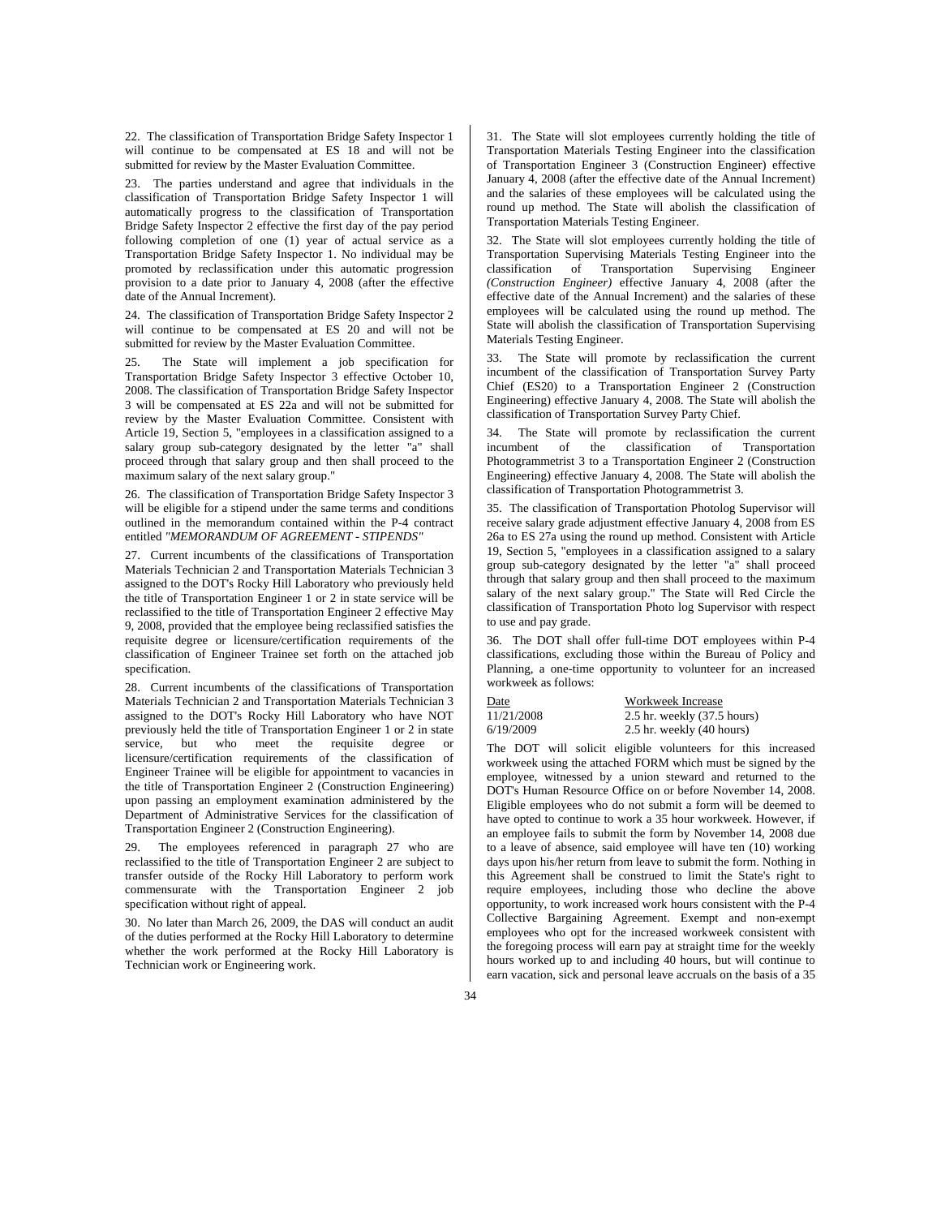22. The classification of Transportation Bridge Safety Inspector 1 will continue to be compensated at ES 18 and will not be submitted for review by the Master Evaluation Committee.

23. The parties understand and agree that individuals in the classification of Transportation Bridge Safety Inspector 1 will automatically progress to the classification of Transportation Bridge Safety Inspector 2 effective the first day of the pay period following completion of one (1) year of actual service as a Transportation Bridge Safety Inspector 1. No individual may be promoted by reclassification under this automatic progression provision to a date prior to January 4, 2008 (after the effective date of the Annual Increment).

24. The classification of Transportation Bridge Safety Inspector 2 will continue to be compensated at ES 20 and will not be submitted for review by the Master Evaluation Committee.

25. The State will implement a job specification for Transportation Bridge Safety Inspector 3 effective October 10, 2008. The classification of Transportation Bridge Safety Inspector 3 will be compensated at ES 22a and will not be submitted for review by the Master Evaluation Committee. Consistent with Article 19, Section 5, "employees in a classification assigned to a salary group sub-category designated by the letter "a" shall proceed through that salary group and then shall proceed to the maximum salary of the next salary group."

26. The classification of Transportation Bridge Safety Inspector 3 will be eligible for a stipend under the same terms and conditions outlined in the memorandum contained within the P-4 contract entitled *"MEMORANDUM OF AGREEMENT - STIPENDS"*

27. Current incumbents of the classifications of Transportation Materials Technician 2 and Transportation Materials Technician 3 assigned to the DOT's Rocky Hill Laboratory who previously held the title of Transportation Engineer 1 or 2 in state service will be reclassified to the title of Transportation Engineer 2 effective May 9, 2008, provided that the employee being reclassified satisfies the requisite degree or licensure/certification requirements of the classification of Engineer Trainee set forth on the attached job specification.

28. Current incumbents of the classifications of Transportation Materials Technician 2 and Transportation Materials Technician 3 assigned to the DOT's Rocky Hill Laboratory who have NOT previously held the title of Transportation Engineer 1 or 2 in state service, but who meet the requisite degree or licensure/certification requirements of the classification of Engineer Trainee will be eligible for appointment to vacancies in the title of Transportation Engineer 2 (Construction Engineering) upon passing an employment examination administered by the Department of Administrative Services for the classification of Transportation Engineer 2 (Construction Engineering).

29. The employees referenced in paragraph 27 who are reclassified to the title of Transportation Engineer 2 are subject to transfer outside of the Rocky Hill Laboratory to perform work commensurate with the Transportation Engineer 2 job specification without right of appeal.

30. No later than March 26, 2009, the DAS will conduct an audit of the duties performed at the Rocky Hill Laboratory to determine whether the work performed at the Rocky Hill Laboratory is Technician work or Engineering work.

31. The State will slot employees currently holding the title of Transportation Materials Testing Engineer into the classification of Transportation Engineer 3 (Construction Engineer) effective January 4, 2008 (after the effective date of the Annual Increment) and the salaries of these employees will be calculated using the round up method. The State will abolish the classification of Transportation Materials Testing Engineer.

32. The State will slot employees currently holding the title of Transportation Supervising Materials Testing Engineer into the classification of Transportation Supervising Engineer *(Construction Engineer)* effective January 4, 2008 (after the effective date of the Annual Increment) and the salaries of these employees will be calculated using the round up method. The State will abolish the classification of Transportation Supervising Materials Testing Engineer.

33. The State will promote by reclassification the current incumbent of the classification of Transportation Survey Party Chief (ES20) to a Transportation Engineer 2 (Construction Engineering) effective January 4, 2008. The State will abolish the classification of Transportation Survey Party Chief.

34. The State will promote by reclassification the current incumbent of the classification of Transportation Photogrammetrist 3 to a Transportation Engineer 2 (Construction Engineering) effective January 4, 2008. The State will abolish the classification of Transportation Photogrammetrist 3.

35. The classification of Transportation Photolog Supervisor will receive salary grade adjustment effective January 4, 2008 from ES 26a to ES 27a using the round up method. Consistent with Article 19, Section 5, "employees in a classification assigned to a salary group sub-category designated by the letter "a" shall proceed through that salary group and then shall proceed to the maximum salary of the next salary group." The State will Red Circle the classification of Transportation Photo log Supervisor with respect to use and pay grade.

36. The DOT shall offer full-time DOT employees within P-4 classifications, excluding those within the Bureau of Policy and Planning, a one-time opportunity to volunteer for an increased workweek as follows:

| Date | Workweek Increase |
|---|---|
| 11/21/2008 | 2.5 hr. weekly (37.5 hours) |
| 6/19/2009 | 2.5 hr. weekly (40 hours) |

The DOT will solicit eligible volunteers for this increased workweek using the attached FORM which must be signed by the employee, witnessed by a union steward and returned to the DOT's Human Resource Office on or before November 14, 2008. Eligible employees who do not submit a form will be deemed to have opted to continue to work a 35 hour workweek. However, if an employee fails to submit the form by November 14, 2008 due to a leave of absence, said employee will have ten (10) working days upon his/her return from leave to submit the form. Nothing in this Agreement shall be construed to limit the State's right to require employees, including those who decline the above opportunity, to work increased work hours consistent with the P-4 Collective Bargaining Agreement. Exempt and non-exempt employees who opt for the increased workweek consistent with the foregoing process will earn pay at straight time for the weekly hours worked up to and including 40 hours, but will continue to earn vacation, sick and personal leave accruals on the basis of a 35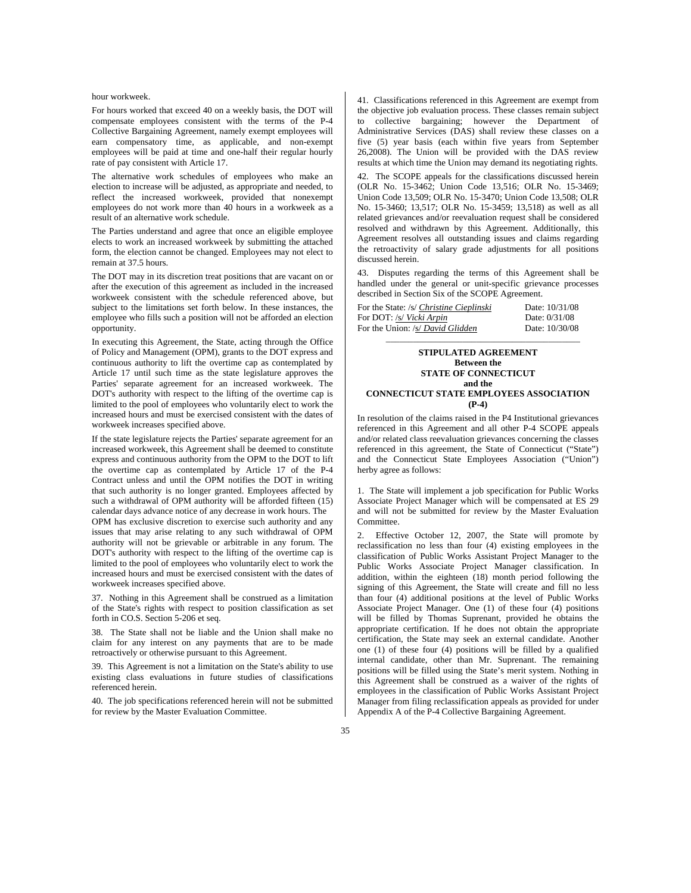hour workweek.

For hours worked that exceed 40 on a weekly basis, the DOT will compensate employees consistent with the terms of the P-4 Collective Bargaining Agreement, namely exempt employees will earn compensatory time, as applicable, and non-exempt employees will be paid at time and one-half their regular hourly rate of pay consistent with Article 17.

The alternative work schedules of employees who make an election to increase will be adjusted, as appropriate and needed, to reflect the increased workweek, provided that nonexempt employees do not work more than 40 hours in a workweek as a result of an alternative work schedule.

The Parties understand and agree that once an eligible employee elects to work an increased workweek by submitting the attached form, the election cannot be changed. Employees may not elect to remain at 37.5 hours.

The DOT may in its discretion treat positions that are vacant on or after the execution of this agreement as included in the increased workweek consistent with the schedule referenced above, but subject to the limitations set forth below. In these instances, the employee who fills such a position will not be afforded an election opportunity.

In executing this Agreement, the State, acting through the Office of Policy and Management (OPM), grants to the DOT express and continuous authority to lift the overtime cap as contemplated by Article 17 until such time as the state legislature approves the Parties' separate agreement for an increased workweek. The DOT's authority with respect to the lifting of the overtime cap is limited to the pool of employees who voluntarily elect to work the increased hours and must be exercised consistent with the dates of workweek increases specified above.

If the state legislature rejects the Parties' separate agreement for an increased workweek, this Agreement shall be deemed to constitute express and continuous authority from the OPM to the DOT to lift the overtime cap as contemplated by Article 17 of the P-4 Contract unless and until the OPM notifies the DOT in writing that such authority is no longer granted. Employees affected by such a withdrawal of OPM authority will be afforded fifteen (15) calendar days advance notice of any decrease in work hours. The OPM has exclusive discretion to exercise such authority and any issues that may arise relating to any such withdrawal of OPM authority will not be grievable or arbitrable in any forum. The DOT's authority with respect to the lifting of the overtime cap is limited to the pool of employees who voluntarily elect to work the increased hours and must be exercised consistent with the dates of workweek increases specified above.

37. Nothing in this Agreement shall be construed as a limitation of the State's rights with respect to position classification as set forth in CO.S. Section 5-206 et seq.

38. The State shall not be liable and the Union shall make no claim for any interest on any payments that are to be made retroactively or otherwise pursuant to this Agreement.

39. This Agreement is not a limitation on the State's ability to use existing class evaluations in future studies of classifications referenced herein.

40. The job specifications referenced herein will not be submitted for review by the Master Evaluation Committee.

41. Classifications referenced in this Agreement are exempt from the objective job evaluation process. These classes remain subject to collective bargaining; however the Department of Administrative Services (DAS) shall review these classes on a five (5) year basis (each within five years from September 26,2008). The Union will be provided with the DAS review results at which time the Union may demand its negotiating rights.

42. The SCOPE appeals for the classifications discussed herein (OLR No. 15-3462; Union Code 13,516; OLR No. 15-3469; Union Code 13,509; OLR No. 15-3470; Union Code 13,508; OLR No. 15-3460; 13,517; OLR No. 15-3459; 13,518) as well as all related grievances and/or reevaluation request shall be considered resolved and withdrawn by this Agreement. Additionally, this Agreement resolves all outstanding issues and claims regarding the retroactivity of salary grade adjustments for all positions discussed herein.

43. Disputes regarding the terms of this Agreement shall be handled under the general or unit-specific grievance processes described in Section Six of the SCOPE Agreement.

For the State: /s/ *Christine Cieplinski* Date: 10/31/08
For DOT: /s/ *Vicki Arpin* Date: 0/31/08
For the Union: /s/ *David Glidden* Date: 10/30/08

---

**STIPULATED AGREEMENT**
**Between the**
**STATE OF CONNECTICUT**
**and the**
**CONNECTICUT STATE EMPLOYEES ASSOCIATION**
**(P-4)**

In resolution of the claims raised in the P4 Institutional grievances referenced in this Agreement and all other P-4 SCOPE appeals and/or related class reevaluation grievances concerning the classes referenced in this agreement, the State of Connecticut ("State") and the Connecticut State Employees Association ("Union") herby agree as follows:

1. The State will implement a job specification for Public Works Associate Project Manager which will be compensated at ES 29 and will not be submitted for review by the Master Evaluation Committee.

2. Effective October 12, 2007, the State will promote by reclassification no less than four (4) existing employees in the classification of Public Works Assistant Project Manager to the Public Works Associate Project Manager classification. In addition, within the eighteen (18) month period following the signing of this Agreement, the State will create and fill no less than four (4) additional positions at the level of Public Works Associate Project Manager. One (1) of these four (4) positions will be filled by Thomas Suprenant, provided he obtains the appropriate certification. If he does not obtain the appropriate certification, the State may seek an external candidate. Another one (1) of these four (4) positions will be filled by a qualified internal candidate, other than Mr. Suprenant. The remaining positions will be filled using the State's merit system. Nothing in this Agreement shall be construed as a waiver of the rights of employees in the classification of Public Works Assistant Project Manager from filing reclassification appeals as provided for under Appendix A of the P-4 Collective Bargaining Agreement.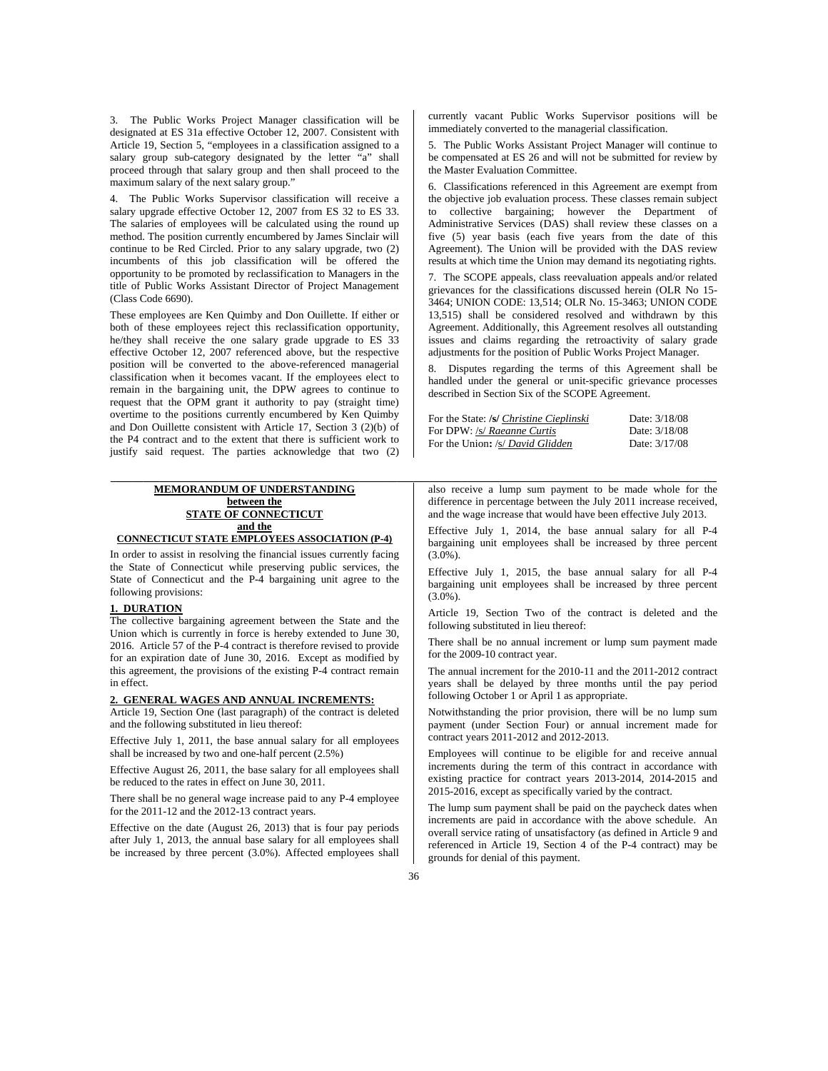3. The Public Works Project Manager classification will be designated at ES 31a effective October 12, 2007. Consistent with Article 19, Section 5, "employees in a classification assigned to a salary group sub-category designated by the letter "a" shall proceed through that salary group and then shall proceed to the maximum salary of the next salary group."

4. The Public Works Supervisor classification will receive a salary upgrade effective October 12, 2007 from ES 32 to ES 33. The salaries of employees will be calculated using the round up method. The position currently encumbered by James Sinclair will continue to be Red Circled. Prior to any salary upgrade, two (2) incumbents of this job classification will be offered the opportunity to be promoted by reclassification to Managers in the title of Public Works Assistant Director of Project Management (Class Code 6690).

These employees are Ken Quimby and Don Ouillette. If either or both of these employees reject this reclassification opportunity, he/they shall receive the one salary grade upgrade to ES 33 effective October 12, 2007 referenced above, but the respective position will be converted to the above-referenced managerial classification when it becomes vacant. If the employees elect to remain in the bargaining unit, the DPW agrees to continue to request that the OPM grant it authority to pay (straight time) overtime to the positions currently encumbered by Ken Quimby and Don Ouillette consistent with Article 17, Section 3 (2)(b) of the P4 contract and to the extent that there is sufficient work to justify said request. The parties acknowledge that two (2) currently vacant Public Works Supervisor positions will be immediately converted to the managerial classification.

5. The Public Works Assistant Project Manager will continue to be compensated at ES 26 and will not be submitted for review by the Master Evaluation Committee.

6. Classifications referenced in this Agreement are exempt from the objective job evaluation process. These classes remain subject to collective bargaining; however the Department of Administrative Services (DAS) shall review these classes on a five (5) year basis (each five years from the date of this Agreement). The Union will be provided with the DAS review results at which time the Union may demand its negotiating rights.

7. The SCOPE appeals, class reevaluation appeals and/or related grievances for the classifications discussed herein (OLR No 15-3464; UNION CODE: 13,514; OLR No. 15-3463; UNION CODE 13,515) shall be considered resolved and withdrawn by this Agreement. Additionally, this Agreement resolves all outstanding issues and claims regarding the retroactivity of salary grade adjustments for the position of Public Works Project Manager.

8. Disputes regarding the terms of this Agreement shall be handled under the general or unit-specific grievance processes described in Section Six of the SCOPE Agreement.

| | |
|---|---|
| For the State: /**s**/ *Christine Cieplinski* | Date: 3/18/08 |
| For DPW: /s/ *Raeanne Curtis* | Date: 3/18/08 |
| For the Union**:** /s/ *David Glidden* | Date: 3/17/08 |

---

**MEMORANDUM OF UNDERSTANDING**
**between the**
**STATE OF CONNECTICUT**
**and the**
**CONNECTICUT STATE EMPLOYEES ASSOCIATION (P-4)**

In order to assist in resolving the financial issues currently facing the State of Connecticut while preserving public services, the State of Connecticut and the P-4 bargaining unit agree to the following provisions:

**1. DURATION**

The collective bargaining agreement between the State and the Union which is currently in force is hereby extended to June 30, 2016. Article 57 of the P-4 contract is therefore revised to provide for an expiration date of June 30, 2016. Except as modified by this agreement, the provisions of the existing P-4 contract remain in effect.

**2. GENERAL WAGES AND ANNUAL INCREMENTS:**

Article 19, Section One (last paragraph) of the contract is deleted and the following substituted in lieu thereof:

Effective July 1, 2011, the base annual salary for all employees shall be increased by two and one-half percent (2.5%)

Effective August 26, 2011, the base salary for all employees shall be reduced to the rates in effect on June 30, 2011.

There shall be no general wage increase paid to any P-4 employee for the 2011-12 and the 2012-13 contract years.

Effective on the date (August 26, 2013) that is four pay periods after July 1, 2013, the annual base salary for all employees shall be increased by three percent (3.0%). Affected employees shall also receive a lump sum payment to be made whole for the difference in percentage between the July 2011 increase received, and the wage increase that would have been effective July 2013.

Effective July 1, 2014, the base annual salary for all P-4 bargaining unit employees shall be increased by three percent (3.0%).

Effective July 1, 2015, the base annual salary for all P-4 bargaining unit employees shall be increased by three percent (3.0%).

Article 19, Section Two of the contract is deleted and the following substituted in lieu thereof:

There shall be no annual increment or lump sum payment made for the 2009-10 contract year.

The annual increment for the 2010-11 and the 2011-2012 contract years shall be delayed by three months until the pay period following October 1 or April 1 as appropriate.

Notwithstanding the prior provision, there will be no lump sum payment (under Section Four) or annual increment made for contract years 2011-2012 and 2012-2013.

Employees will continue to be eligible for and receive annual increments during the term of this contract in accordance with existing practice for contract years 2013-2014, 2014-2015 and 2015-2016, except as specifically varied by the contract.

The lump sum payment shall be paid on the paycheck dates when increments are paid in accordance with the above schedule. An overall service rating of unsatisfactory (as defined in Article 9 and referenced in Article 19, Section 4 of the P-4 contract) may be grounds for denial of this payment.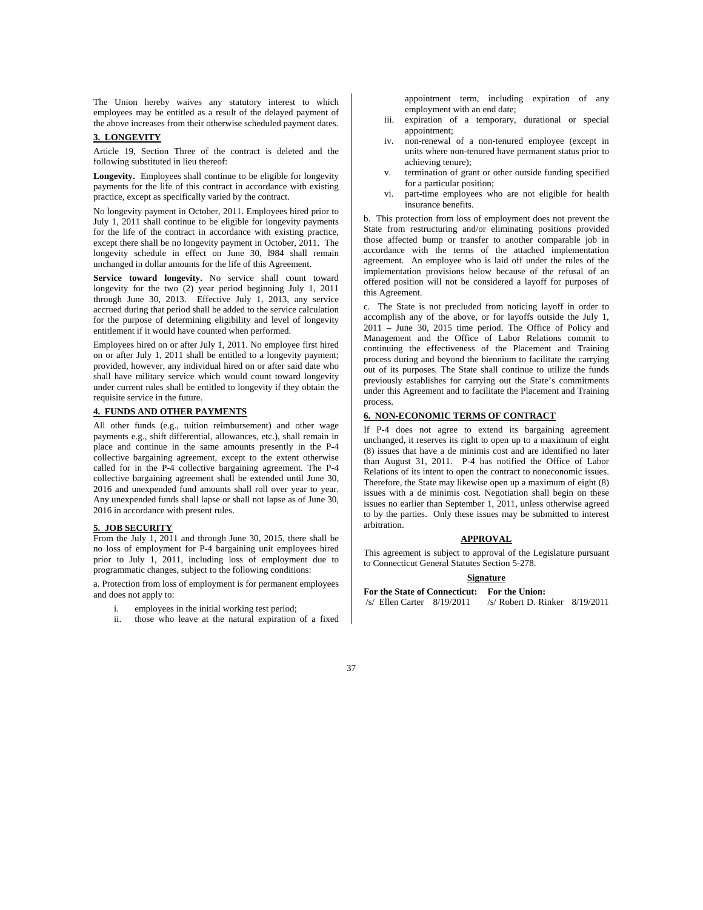The Union hereby waives any statutory interest to which employees may be entitled as a result of the delayed payment of the above increases from their otherwise scheduled payment dates.

**3. LONGEVITY**

Article 19, Section Three of the contract is deleted and the following substituted in lieu thereof:

**Longevity.** Employees shall continue to be eligible for longevity payments for the life of this contract in accordance with existing practice, except as specifically varied by the contract.

No longevity payment in October, 2011. Employees hired prior to July 1, 2011 shall continue to be eligible for longevity payments for the life of the contract in accordance with existing practice, except there shall be no longevity payment in October, 2011. The longevity schedule in effect on June 30, l984 shall remain unchanged in dollar amounts for the life of this Agreement.

**Service toward longevity.** No service shall count toward longevity for the two (2) year period beginning July 1, 2011 through June 30, 2013. Effective July 1, 2013, any service accrued during that period shall be added to the service calculation for the purpose of determining eligibility and level of longevity entitlement if it would have counted when performed.

Employees hired on or after July 1, 2011. No employee first hired on or after July 1, 2011 shall be entitled to a longevity payment; provided, however, any individual hired on or after said date who shall have military service which would count toward longevity under current rules shall be entitled to longevity if they obtain the requisite service in the future.

**4. FUNDS AND OTHER PAYMENTS**

All other funds (e.g., tuition reimbursement) and other wage payments e.g., shift differential, allowances, etc.), shall remain in place and continue in the same amounts presently in the P-4 collective bargaining agreement, except to the extent otherwise called for in the P-4 collective bargaining agreement. The P-4 collective bargaining agreement shall be extended until June 30, 2016 and unexpended fund amounts shall roll over year to year. Any unexpended funds shall lapse or shall not lapse as of June 30, 2016 in accordance with present rules.

**5. JOB SECURITY**

From the July 1, 2011 and through June 30, 2015, there shall be no loss of employment for P-4 bargaining unit employees hired prior to July 1, 2011, including loss of employment due to programmatic changes, subject to the following conditions:

a. Protection from loss of employment is for permanent employees and does not apply to:

i. employees in the initial working test period;
ii. those who leave at the natural expiration of a fixed appointment term, including expiration of any employment with an end date;
iii. expiration of a temporary, durational or special appointment;
iv. non-renewal of a non-tenured employee (except in units where non-tenured have permanent status prior to achieving tenure);
v. termination of grant or other outside funding specified for a particular position;
vi. part-time employees who are not eligible for health insurance benefits.

b. This protection from loss of employment does not prevent the State from restructuring and/or eliminating positions provided those affected bump or transfer to another comparable job in accordance with the terms of the attached implementation agreement. An employee who is laid off under the rules of the implementation provisions below because of the refusal of an offered position will not be considered a layoff for purposes of this Agreement.

c. The State is not precluded from noticing layoff in order to accomplish any of the above, or for layoffs outside the July 1, 2011 – June 30, 2015 time period. The Office of Policy and Management and the Office of Labor Relations commit to continuing the effectiveness of the Placement and Training process during and beyond the biennium to facilitate the carrying out of its purposes. The State shall continue to utilize the funds previously establishes for carrying out the State's commitments under this Agreement and to facilitate the Placement and Training process.

**6. NON-ECONOMIC TERMS OF CONTRACT**

If P-4 does not agree to extend its bargaining agreement unchanged, it reserves its right to open up to a maximum of eight (8) issues that have a de minimis cost and are identified no later than August 31, 2011. P-4 has notified the Office of Labor Relations of its intent to open the contract to noneconomic issues. Therefore, the State may likewise open up a maximum of eight (8) issues with a de minimis cost. Negotiation shall begin on these issues no earlier than September 1, 2011, unless otherwise agreed to by the parties. Only these issues may be submitted to interest arbitration.

**APPROVAL**

This agreement is subject to approval of the Legislature pursuant to Connecticut General Statutes Section 5-278.

**Signature**

| **For the State of Connecticut:** | **For the Union:** |
|---|---|
| /s/ Ellen Carter 8/19/2011 | /s/ Robert D. Rinker 8/19/2011 |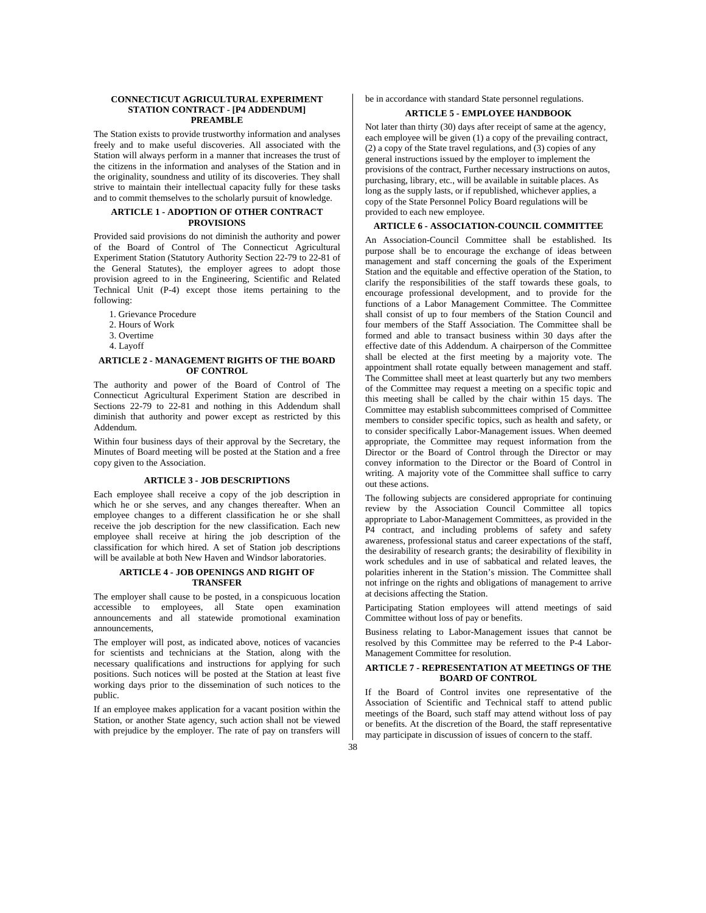## CONNECTICUT AGRICULTURAL EXPERIMENT STATION CONTRACT - [P4 ADDENDUM]

### PREAMBLE

The Station exists to provide trustworthy information and analyses freely and to make useful discoveries. All associated with the Station will always perform in a manner that increases the trust of the citizens in the information and analyses of the Station and in the originality, soundness and utility of its discoveries. They shall strive to maintain their intellectual capacity fully for these tasks and to commit themselves to the scholarly pursuit of knowledge.

### ARTICLE 1 - ADOPTION OF OTHER CONTRACT PROVISIONS

Provided said provisions do not diminish the authority and power of the Board of Control of The Connecticut Agricultural Experiment Station (Statutory Authority Section 22-79 to 22-81 of the General Statutes), the employer agrees to adopt those provision agreed to in the Engineering, Scientific and Related Technical Unit (P-4) except those items pertaining to the following:

1. Grievance Procedure
2. Hours of Work
3. Overtime
4. Layoff

### ARTICLE 2 - MANAGEMENT RIGHTS OF THE BOARD OF CONTROL

The authority and power of the Board of Control of The Connecticut Agricultural Experiment Station are described in Sections 22-79 to 22-81 and nothing in this Addendum shall diminish that authority and power except as restricted by this Addendum.

Within four business days of their approval by the Secretary, the Minutes of Board meeting will be posted at the Station and a free copy given to the Association.

### ARTICLE 3 - JOB DESCRIPTIONS

Each employee shall receive a copy of the job description in which he or she serves, and any changes thereafter. When an employee changes to a different classification he or she shall receive the job description for the new classification. Each new employee shall receive at hiring the job description of the classification for which hired. A set of Station job descriptions will be available at both New Haven and Windsor laboratories.

### ARTICLE 4 - JOB OPENINGS AND RIGHT OF TRANSFER

The employer shall cause to be posted, in a conspicuous location accessible to employees, all State open examination announcements and all statewide promotional examination announcements,

The employer will post, as indicated above, notices of vacancies for scientists and technicians at the Station, along with the necessary qualifications and instructions for applying for such positions. Such notices will be posted at the Station at least five working days prior to the dissemination of such notices to the public.

If an employee makes application for a vacant position within the Station, or another State agency, such action shall not be viewed with prejudice by the employer. The rate of pay on transfers will be in accordance with standard State personnel regulations.

### ARTICLE 5 - EMPLOYEE HANDBOOK

Not later than thirty (30) days after receipt of same at the agency, each employee will be given (1) a copy of the prevailing contract, (2) a copy of the State travel regulations, and (3) copies of any general instructions issued by the employer to implement the provisions of the contract, Further necessary instructions on autos, purchasing, library, etc., will be available in suitable places. As long as the supply lasts, or if republished, whichever applies, a copy of the State Personnel Policy Board regulations will be provided to each new employee.

### ARTICLE 6 - ASSOCIATION-COUNCIL COMMITTEE

An Association-Council Committee shall be established. Its purpose shall be to encourage the exchange of ideas between management and staff concerning the goals of the Experiment Station and the equitable and effective operation of the Station, to clarify the responsibilities of the staff towards these goals, to encourage professional development, and to provide for the functions of a Labor Management Committee. The Committee shall consist of up to four members of the Station Council and four members of the Staff Association. The Committee shall be formed and able to transact business within 30 days after the effective date of this Addendum. A chairperson of the Committee shall be elected at the first meeting by a majority vote. The appointment shall rotate equally between management and staff. The Committee shall meet at least quarterly but any two members of the Committee may request a meeting on a specific topic and this meeting shall be called by the chair within 15 days. The Committee may establish subcommittees comprised of Committee members to consider specific topics, such as health and safety, or to consider specifically Labor-Management issues. When deemed appropriate, the Committee may request information from the Director or the Board of Control through the Director or may convey information to the Director or the Board of Control in writing. A majority vote of the Committee shall suffice to carry out these actions.

The following subjects are considered appropriate for continuing review by the Association Council Committee all topics appropriate to Labor-Management Committees, as provided in the P4 contract, and including problems of safety and safety awareness, professional status and career expectations of the staff, the desirability of research grants; the desirability of flexibility in work schedules and in use of sabbatical and related leaves, the polarities inherent in the Station's mission. The Committee shall not infringe on the rights and obligations of management to arrive at decisions affecting the Station.

Participating Station employees will attend meetings of said Committee without loss of pay or benefits.

Business relating to Labor-Management issues that cannot be resolved by this Committee may be referred to the P-4 Labor-Management Committee for resolution.

### ARTICLE 7 - REPRESENTATION AT MEETINGS OF THE BOARD OF CONTROL

If the Board of Control invites one representative of the Association of Scientific and Technical staff to attend public meetings of the Board, such staff may attend without loss of pay or benefits. At the discretion of the Board, the staff representative may participate in discussion of issues of concern to the staff.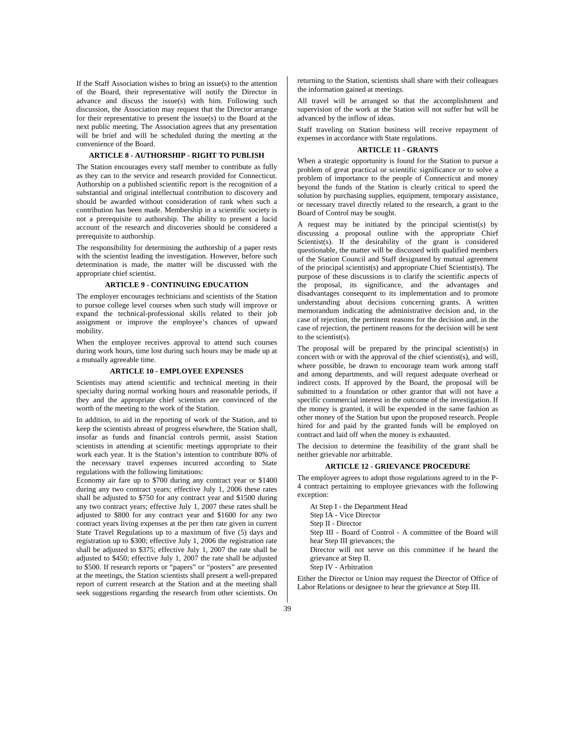If the Staff Association wishes to bring an issue(s) to the attention of the Board, their representative will notify the Director in advance and discuss the issue(s) with him. Following such discussion, the Association may request that the Director arrange for their representative to present the issue(s) to the Board at the next public meeting. The Association agrees that any presentation will be brief and will be scheduled during the meeting at the convenience of the Board.

## ARTICLE 8 - AUTHORSHIP - RIGHT TO PUBLISH

The Station encourages every staff member to contribute as fully as they can to the service and research provided for Connecticut. Authorship on a published scientific report is the recognition of a substantial and original intellectual contribution to discovery and should be awarded without consideration of rank when such a contribution has been made. Membership in a scientific society is not a prerequisite to authorship. The ability to present a lucid account of the research and discoveries should be considered a prerequisite to authorship.

The responsibility for determining the authorship of a paper rests with the scientist leading the investigation. However, before such determination is made, the matter will be discussed with the appropriate chief scientist.

## ARTICLE 9 - CONTINUING EDUCATION

The employer encourages technicians and scientists of the Station to pursue college level courses when such study will improve or expand the technical-professional skills related to their job assignment or improve the employee's chances of upward mobility.

When the employee receives approval to attend such courses during work hours, time lost during such hours may be made up at a mutually agreeable time.

## ARTICLE 10 - EMPLOYEE EXPENSES

Scientists may attend scientific and technical meeting in their specialty during normal working hours and reasonable periods, if they and the appropriate chief scientists are convinced of the worth of the meeting to the work of the Station.

In addition, to aid in the reporting of work of the Station, and to keep the scientists abreast of progress elsewhere, the Station shall, insofar as funds and financial controls permit, assist Station scientists in attending at scientific meetings appropriate to their work each year. It is the Station's intention to contribute 80% of the necessary travel expenses incurred according to State regulations with the following limitations:

Economy air fare up to $700 during any contract year or $1400 during any two contract years; effective July 1, 2006 these rates shall be adjusted to $750 for any contract year and $1500 during any two contract years; effective July 1, 2007 these rates shall be adjusted to $800 for any contract year and $1600 for any two contract years living expenses at the per then rate given in current State Travel Regulations up to a maximum of five (5) days and registration up to $300; effective July 1, 2006 the registration rate shall be adjusted to $375; effective July 1, 2007 the rate shall be adjusted to $450; effective July 1, 2007 the rate shall be adjusted to $500. If research reports or "papers" or "posters" are presented at the meetings, the Station scientists shall present a well-prepared report of current research at the Station and at the meeting shall seek suggestions regarding the research from other scientists. On returning to the Station, scientists shall share with their colleagues the information gained at meetings.

All travel will be arranged so that the accomplishment and supervision of the work at the Station will not suffer but will be advanced by the inflow of ideas.

Staff traveling on Station business will receive repayment of expenses in accordance with State regulations.

## ARTICLE 11 - GRANTS

When a strategic opportunity is found for the Station to pursue a problem of great practical or scientific significance or to solve a problem of importance to the people of Connecticut and money beyond the funds of the Station is clearly critical to speed the solution by purchasing supplies, equipment, temporary assistance, or necessary travel directly related to the research, a grant to the Board of Control may be sought.

A request may be initiated by the principal scientist(s) by discussing a proposal outline with the appropriate Chief Scientist(s). If the desirability of the grant is considered questionable, the matter will be discussed with qualified members of the Station Council and Staff designated by mutual agreement of the principal scientist(s) and appropriate Chief Scientist(s). The purpose of these discussions is to clarify the scientific aspects of the proposal, its significance, and the advantages and disadvantages consequent to its implementation and to promote understanding about decisions concerning grants. A written memorandum indicating the administrative decision and, in the case of rejection, the pertinent reasons for the decision and, in the case of rejection, the pertinent reasons for the decision will be sent to the scientist(s).

The proposal will be prepared by the principal scientist(s) in concert with or with the approval of the chief scientist(s), and will, where possible, be drawn to encourage team work among staff and among departments, and will request adequate overhead or indirect costs. If approved by the Board, the proposal will be submitted to a foundation or other grantor that will not have a specific commercial interest in the outcome of the investigation. If the money is granted, it will be expended in the same fashion as other money of the Station but upon the proposed research. People hired for and paid by the granted funds will be employed on contract and laid off when the money is exhausted.

The decision to determine the feasibility of the grant shall be neither grievable nor arbitrable.

## ARTICLE 12 - GRIEVANCE PROCEDURE

The employer agrees to adopt those regulations agreed to in the P-4 contract pertaining to employee grievances with the following exception:

At Step I - the Department Head  
Step IA - Vice Director  
Step II - Director  
Step III - Board of Control - A committee of the Board will hear Step III grievances; the  
Director will not serve on this committee if he heard the grievance at Step II.  
Step IV - Arbitration

Either the Director or Union may request the Director of Office of Labor Relations or designee to hear the grievance at Step III.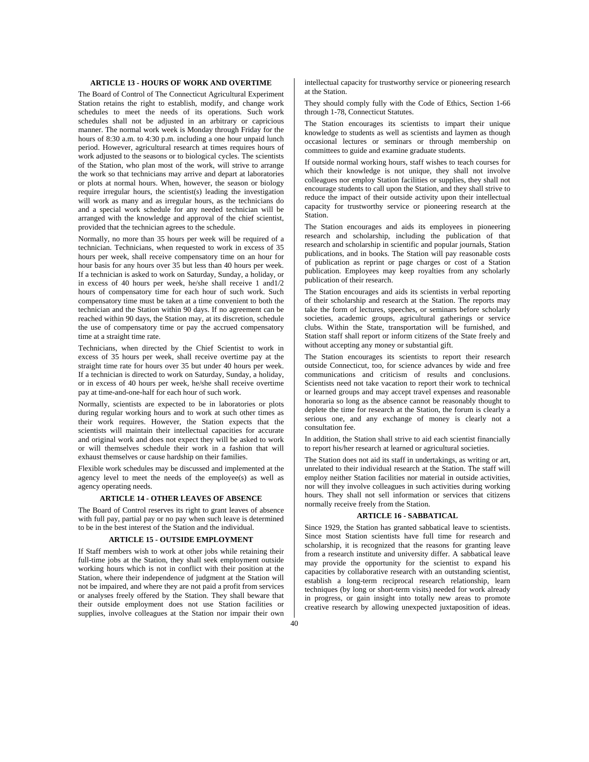## ARTICLE 13 - HOURS OF WORK AND OVERTIME

The Board of Control of The Connecticut Agricultural Experiment Station retains the right to establish, modify, and change work schedules to meet the needs of its operations. Such work schedules shall not be adjusted in an arbitrary or capricious manner. The normal work week is Monday through Friday for the hours of 8:30 a.m. to 4:30 p.m. including a one hour unpaid lunch period. However, agricultural research at times requires hours of work adjusted to the seasons or to biological cycles. The scientists of the Station, who plan most of the work, will strive to arrange the work so that technicians may arrive and depart at laboratories or plots at normal hours. When, however, the season or biology require irregular hours, the scientist(s) leading the investigation will work as many and as irregular hours, as the technicians do and a special work schedule for any needed technician will be arranged with the knowledge and approval of the chief scientist, provided that the technician agrees to the schedule.

Normally, no more than 35 hours per week will be required of a technician. Technicians, when requested to work in excess of 35 hours per week, shall receive compensatory time on an hour for hour basis for any hours over 35 but less than 40 hours per week. If a technician is asked to work on Saturday, Sunday, a holiday, or in excess of 40 hours per week, he/she shall receive 1 and1/2 hours of compensatory time for each hour of such work. Such compensatory time must be taken at a time convenient to both the technician and the Station within 90 days. If no agreement can be reached within 90 days, the Station may, at its discretion, schedule the use of compensatory time or pay the accrued compensatory time at a straight time rate.

Technicians, when directed by the Chief Scientist to work in excess of 35 hours per week, shall receive overtime pay at the straight time rate for hours over 35 but under 40 hours per week. If a technician is directed to work on Saturday, Sunday, a holiday, or in excess of 40 hours per week, he/she shall receive overtime pay at time-and-one-half for each hour of such work.

Normally, scientists are expected to be in laboratories or plots during regular working hours and to work at such other times as their work requires. However, the Station expects that the scientists will maintain their intellectual capacities for accurate and original work and does not expect they will be asked to work or will themselves schedule their work in a fashion that will exhaust themselves or cause hardship on their families.

Flexible work schedules may be discussed and implemented at the agency level to meet the needs of the employee(s) as well as agency operating needs.

## ARTICLE 14 - OTHER LEAVES OF ABSENCE

The Board of Control reserves its right to grant leaves of absence with full pay, partial pay or no pay when such leave is determined to be in the best interest of the Station and the individual.

## ARTICLE 15 - OUTSIDE EMPLOYMENT

If Staff members wish to work at other jobs while retaining their full-time jobs at the Station, they shall seek employment outside working hours which is not in conflict with their position at the Station, where their independence of judgment at the Station will not be impaired, and where they are not paid a profit from services or analyses freely offered by the Station. They shall beware that their outside employment does not use Station facilities or supplies, involve colleagues at the Station nor impair their own intellectual capacity for trustworthy service or pioneering research at the Station.

They should comply fully with the Code of Ethics, Section 1-66 through 1-78, Connecticut Statutes.

The Station encourages its scientists to impart their unique knowledge to students as well as scientists and laymen as though occasional lectures or seminars or through membership on committees to guide and examine graduate students.

If outside normal working hours, staff wishes to teach courses for which their knowledge is not unique, they shall not involve colleagues nor employ Station facilities or supplies, they shall not encourage students to call upon the Station, and they shall strive to reduce the impact of their outside activity upon their intellectual capacity for trustworthy service or pioneering research at the Station.

The Station encourages and aids its employees in pioneering research and scholarship, including the publication of that research and scholarship in scientific and popular journals, Station publications, and in books. The Station will pay reasonable costs of publication as reprint or page charges or cost of a Station publication. Employees may keep royalties from any scholarly publication of their research.

The Station encourages and aids its scientists in verbal reporting of their scholarship and research at the Station. The reports may take the form of lectures, speeches, or seminars before scholarly societies, academic groups, agricultural gatherings or service clubs. Within the State, transportation will be furnished, and Station staff shall report or inform citizens of the State freely and without accepting any money or substantial gift.

The Station encourages its scientists to report their research outside Connecticut, too, for science advances by wide and free communications and criticism of results and conclusions. Scientists need not take vacation to report their work to technical or learned groups and may accept travel expenses and reasonable honoraria so long as the absence cannot be reasonably thought to deplete the time for research at the Station, the forum is clearly a serious one, and any exchange of money is clearly not a consultation fee.

In addition, the Station shall strive to aid each scientist financially to report his/her research at learned or agricultural societies.

The Station does not aid its staff in undertakings, as writing or art, unrelated to their individual research at the Station. The staff will employ neither Station facilities nor material in outside activities, nor will they involve colleagues in such activities during working hours. They shall not sell information or services that citizens normally receive freely from the Station.

## ARTICLE 16 - SABBATICAL

Since 1929, the Station has granted sabbatical leave to scientists. Since most Station scientists have full time for research and scholarship, it is recognized that the reasons for granting leave from a research institute and university differ. A sabbatical leave may provide the opportunity for the scientist to expand his capacities by collaborative research with an outstanding scientist, establish a long-term reciprocal research relationship, learn techniques (by long or short-term visits) needed for work already in progress, or gain insight into totally new areas to promote creative research by allowing unexpected juxtaposition of ideas.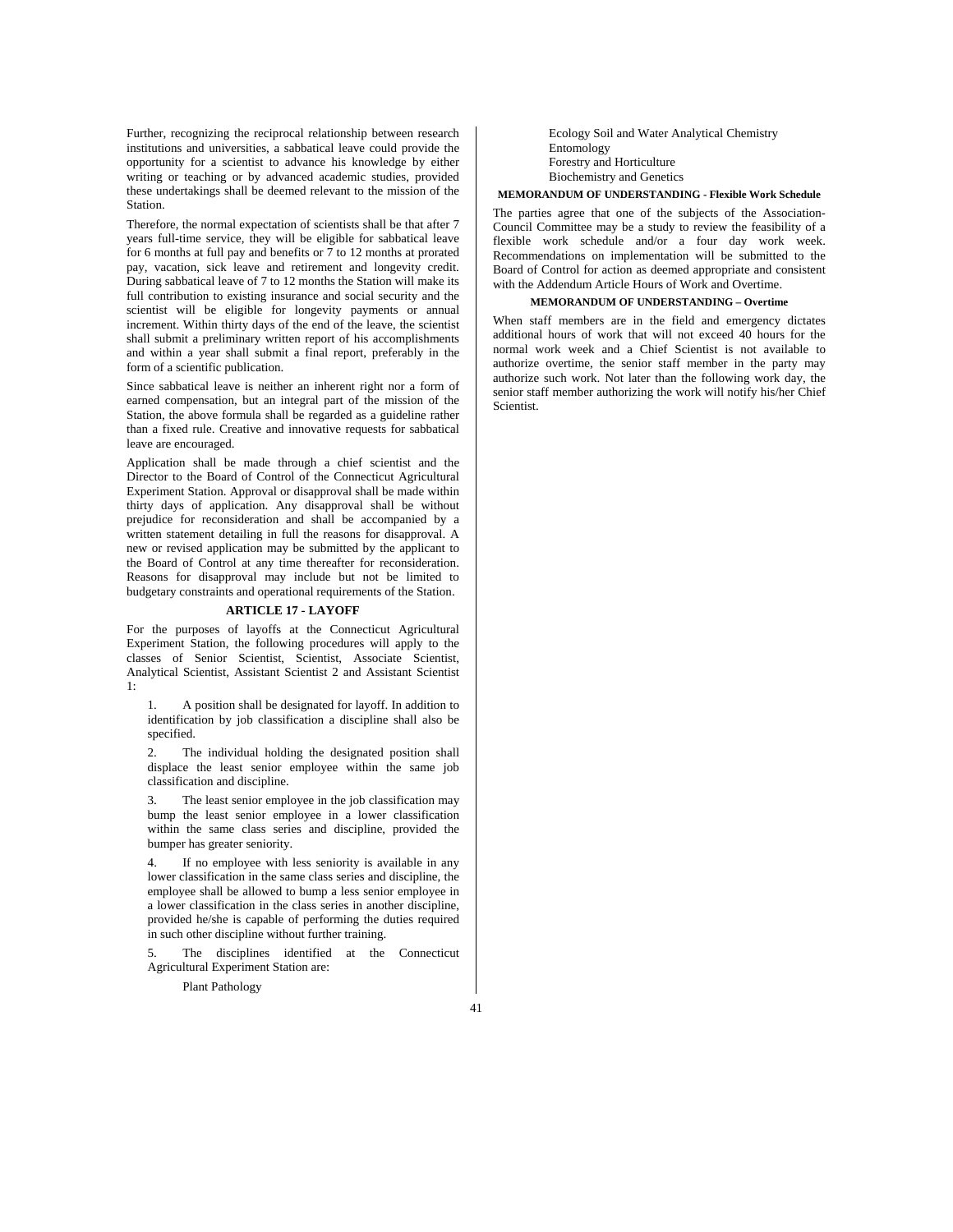Further, recognizing the reciprocal relationship between research institutions and universities, a sabbatical leave could provide the opportunity for a scientist to advance his knowledge by either writing or teaching or by advanced academic studies, provided these undertakings shall be deemed relevant to the mission of the Station.

Therefore, the normal expectation of scientists shall be that after 7 years full-time service, they will be eligible for sabbatical leave for 6 months at full pay and benefits or 7 to 12 months at prorated pay, vacation, sick leave and retirement and longevity credit. During sabbatical leave of 7 to 12 months the Station will make its full contribution to existing insurance and social security and the scientist will be eligible for longevity payments or annual increment. Within thirty days of the end of the leave, the scientist shall submit a preliminary written report of his accomplishments and within a year shall submit a final report, preferably in the form of a scientific publication.

Since sabbatical leave is neither an inherent right nor a form of earned compensation, but an integral part of the mission of the Station, the above formula shall be regarded as a guideline rather than a fixed rule. Creative and innovative requests for sabbatical leave are encouraged.

Application shall be made through a chief scientist and the Director to the Board of Control of the Connecticut Agricultural Experiment Station. Approval or disapproval shall be made within thirty days of application. Any disapproval shall be without prejudice for reconsideration and shall be accompanied by a written statement detailing in full the reasons for disapproval. A new or revised application may be submitted by the applicant to the Board of Control at any time thereafter for reconsideration. Reasons for disapproval may include but not be limited to budgetary constraints and operational requirements of the Station.

## ARTICLE 17 - LAYOFF

For the purposes of layoffs at the Connecticut Agricultural Experiment Station, the following procedures will apply to the classes of Senior Scientist, Scientist, Associate Scientist, Analytical Scientist, Assistant Scientist 2 and Assistant Scientist 1:

1. A position shall be designated for layoff. In addition to identification by job classification a discipline shall also be specified.

2. The individual holding the designated position shall displace the least senior employee within the same job classification and discipline.

3. The least senior employee in the job classification may bump the least senior employee in a lower classification within the same class series and discipline, provided the bumper has greater seniority.

4. If no employee with less seniority is available in any lower classification in the same class series and discipline, the employee shall be allowed to bump a less senior employee in a lower classification in the class series in another discipline, provided he/she is capable of performing the duties required in such other discipline without further training.

5. The disciplines identified at the Connecticut Agricultural Experiment Station are:

    Plant Pathology
    Ecology Soil and Water Analytical Chemistry
    Entomology
    Forestry and Horticulture
    Biochemistry and Genetics

### MEMORANDUM OF UNDERSTANDING - Flexible Work Schedule

The parties agree that one of the subjects of the Association-Council Committee may be a study to review the feasibility of a flexible work schedule and/or a four day work week. Recommendations on implementation will be submitted to the Board of Control for action as deemed appropriate and consistent with the Addendum Article Hours of Work and Overtime.

### MEMORANDUM OF UNDERSTANDING – Overtime

When staff members are in the field and emergency dictates additional hours of work that will not exceed 40 hours for the normal work week and a Chief Scientist is not available to authorize overtime, the senior staff member in the party may authorize such work. Not later than the following work day, the senior staff member authorizing the work will notify his/her Chief Scientist.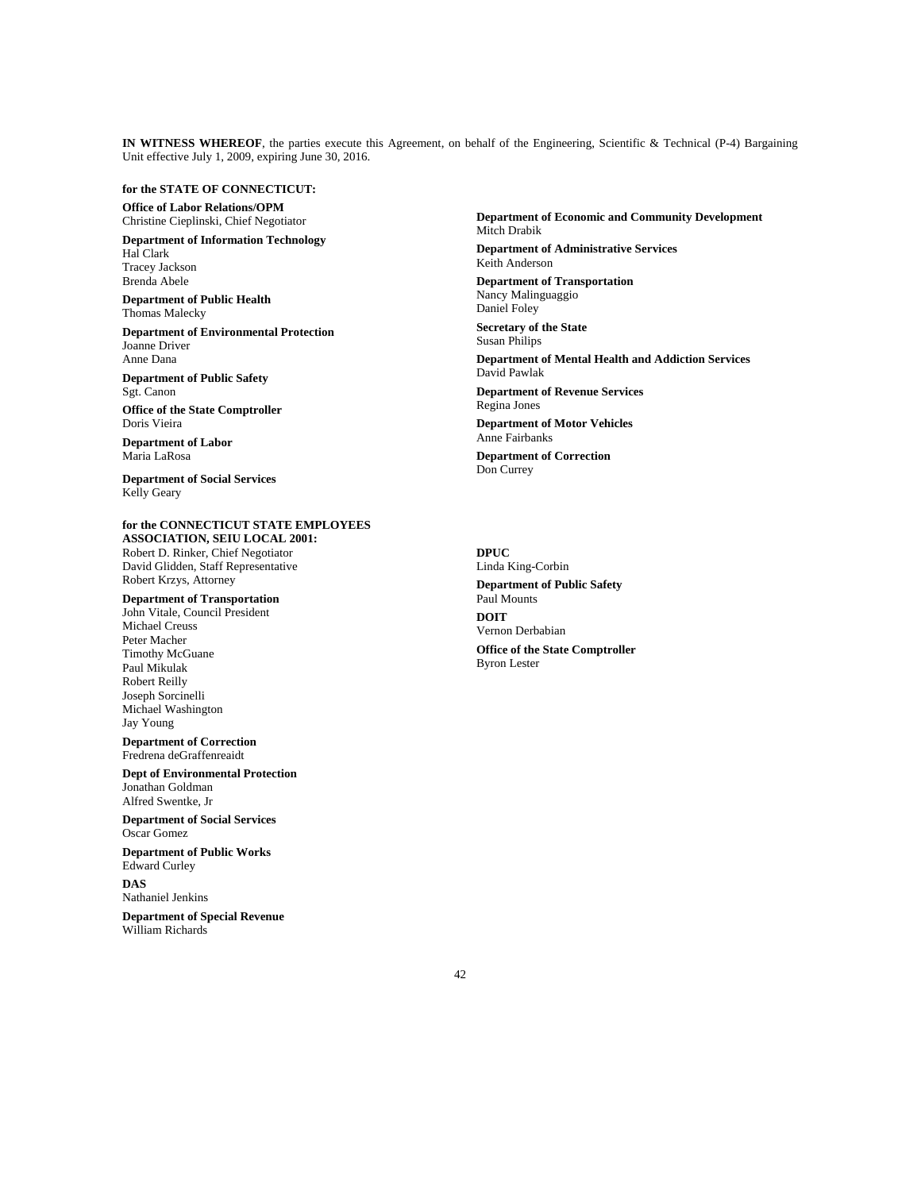**IN WITNESS WHEREOF**, the parties execute this Agreement, on behalf of the Engineering, Scientific & Technical (P-4) Bargaining Unit effective July 1, 2009, expiring June 30, 2016.

**for the STATE OF CONNECTICUT:**

**Office of Labor Relations/OPM**
Christine Cieplinski, Chief Negotiator

**Department of Information Technology**
Hal Clark
Tracey Jackson
Brenda Abele

**Department of Public Health**
Thomas Malecky

**Department of Environmental Protection**
Joanne Driver
Anne Dana

**Department of Public Safety**
Sgt. Canon

**Office of the State Comptroller**
Doris Vieira

**Department of Labor**
Maria LaRosa

**Department of Social Services**
Kelly Geary

**Department of Economic and Community Development**
Mitch Drabik

**Department of Administrative Services**
Keith Anderson

**Department of Transportation**
Nancy Malinguaggio
Daniel Foley

**Secretary of the State**
Susan Philips

**Department of Mental Health and Addiction Services**
David Pawlak

**Department of Revenue Services**
Regina Jones

**Department of Motor Vehicles**
Anne Fairbanks

**Department of Correction**
Don Currey

**for the CONNECTICUT STATE EMPLOYEES ASSOCIATION, SEIU LOCAL 2001:**
Robert D. Rinker, Chief Negotiator
David Glidden, Staff Representative
Robert Krzys, Attorney

**Department of Transportation**
John Vitale, Council President
Michael Creuss
Peter Macher
Timothy McGuane
Paul Mikulak
Robert Reilly
Joseph Sorcinelli
Michael Washington
Jay Young

**Department of Correction**
Fredrena deGraffenreaidt

**Dept of Environmental Protection**
Jonathan Goldman
Alfred Swentke, Jr

**Department of Social Services**
Oscar Gomez

**Department of Public Works**
Edward Curley

**DAS**
Nathaniel Jenkins

**Department of Special Revenue**
William Richards

**DPUC**
Linda King-Corbin

**Department of Public Safety**
Paul Mounts

**DOIT**
Vernon Derbabian

**Office of the State Comptroller**
Byron Lester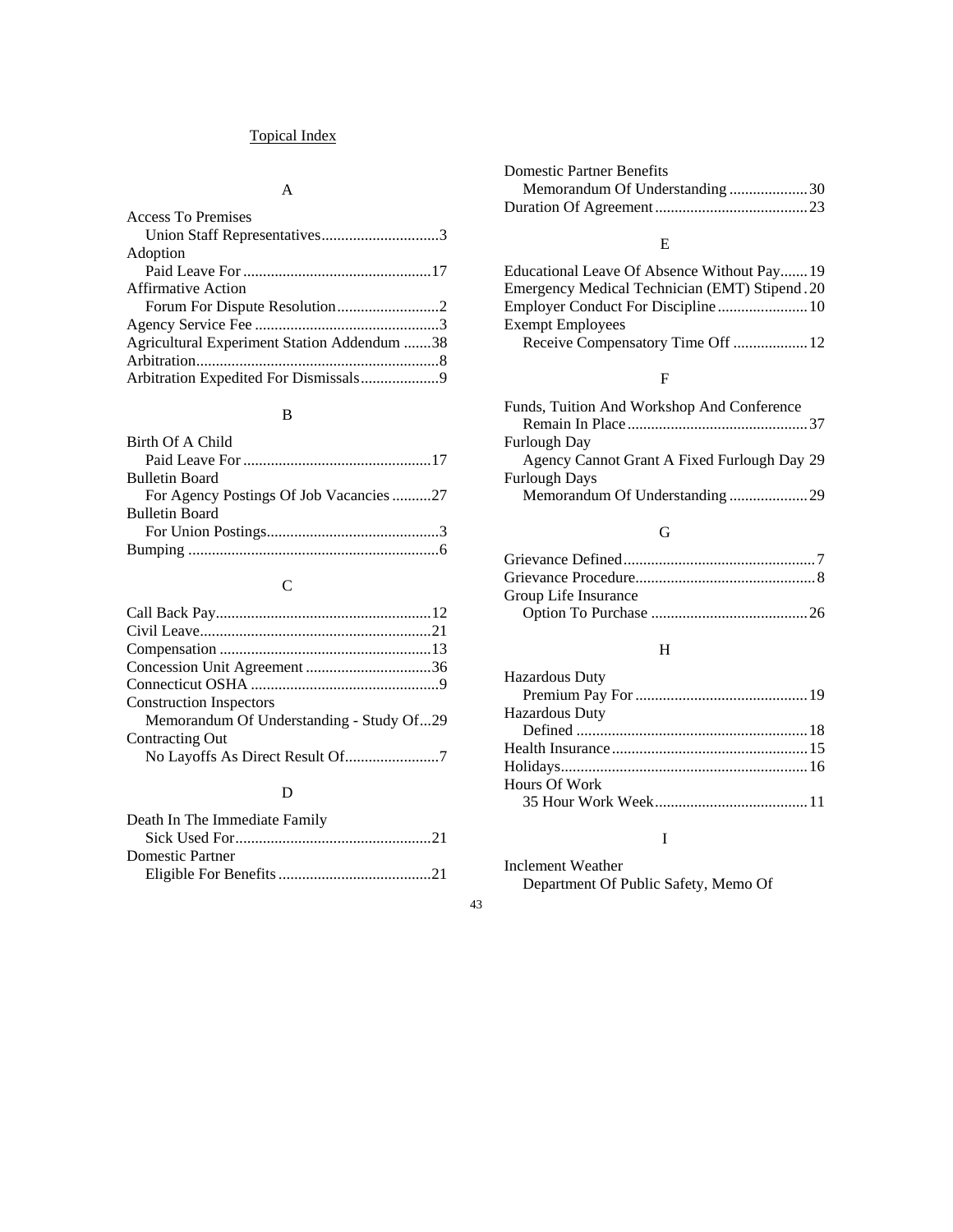# Topical Index

## A

Access To Premises
  Union Staff Representatives..............................3
Adoption
  Paid Leave For ................................................17
Affirmative Action
  Forum For Dispute Resolution..........................2
Agency Service Fee ...............................................3
Agricultural Experiment Station Addendum ........38
Arbitration..............................................................8
Arbitration Expedited For Dismissals....................9

## B

Birth Of A Child
  Paid Leave For ................................................17
Bulletin Board
  For Agency Postings Of Job Vacancies ..........27
Bulletin Board
  For Union Postings............................................3
Bumping ................................................................6

## C

Call Back Pay.......................................................12
Civil Leave...........................................................21
Compensation ......................................................13
Concession Unit Agreement ................................36
Connecticut OSHA ................................................9
Construction Inspectors
  Memorandum Of Understanding - Study Of...29
Contracting Out
  No Layoffs As Direct Result Of........................7

## D

Death In The Immediate Family
  Sick Used For..................................................21
Domestic Partner
  Eligible For Benefits .......................................21
Domestic Partner Benefits
  Memorandum Of Understanding ....................30
Duration Of Agreement.......................................23

## E

Educational Leave Of Absence Without Pay.......19
Emergency Medical Technician (EMT) Stipend .20
Employer Conduct For Discipline.......................10
Exempt Employees
  Receive Compensatory Time Off ...................12

## F

Funds, Tuition And Workshop And Conference
  Remain In Place ..............................................37
Furlough Day
  Agency Cannot Grant A Fixed Furlough Day 29
Furlough Days
  Memorandum Of Understanding ....................29

## G

Grievance Defined.................................................7
Grievance Procedure..............................................8
Group Life Insurance
  Option To Purchase ........................................26

## H

Hazardous Duty
  Premium Pay For ............................................19
Hazardous Duty
  Defined ...........................................................18
Health Insurance..................................................15
Holidays...............................................................16
Hours Of Work
  35 Hour Work Week.......................................11

## I

Inclement Weather
  Department Of Public Safety, Memo Of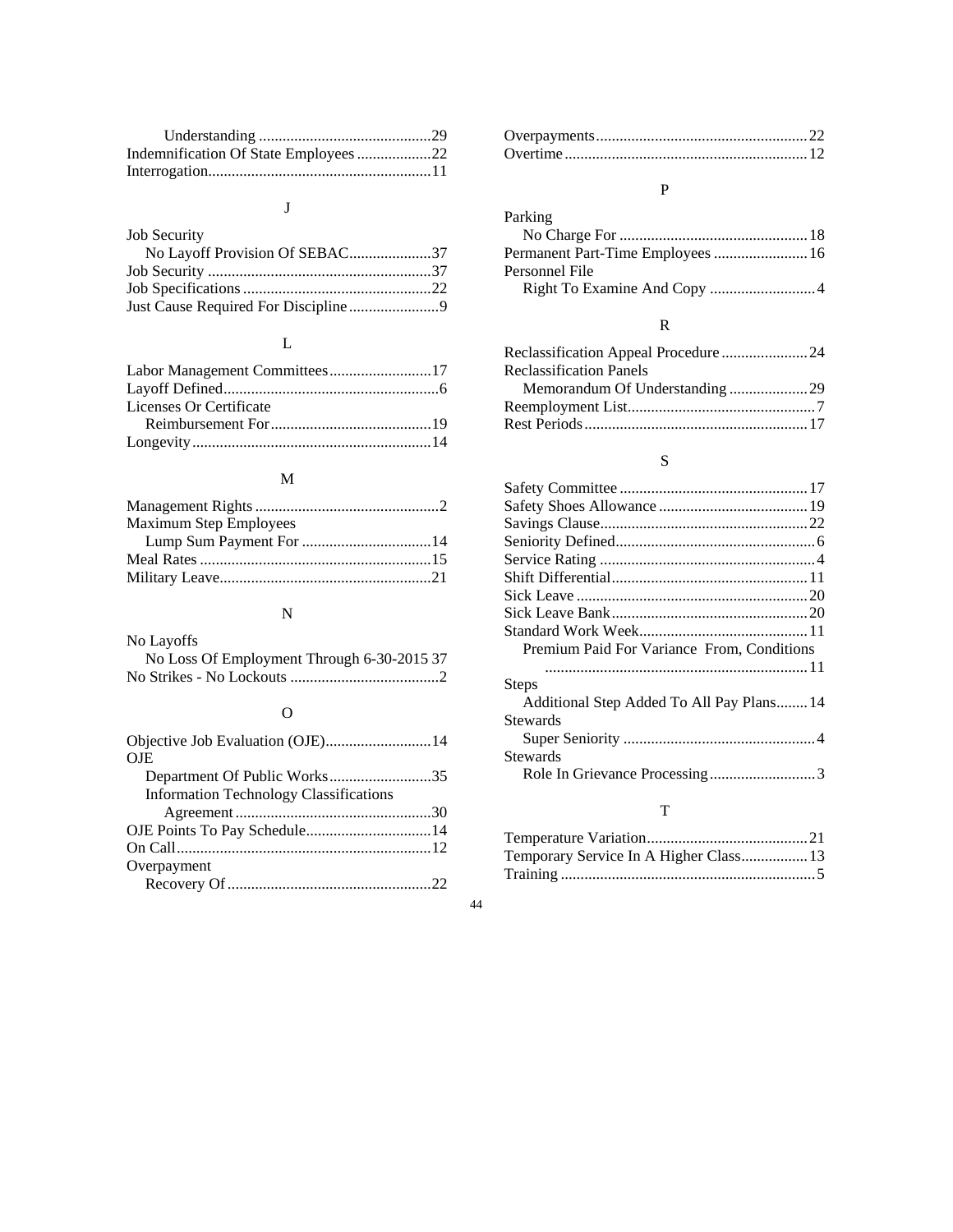Understanding ............................................29
Indemnification Of State Employees ...................22
Interrogation.........................................................11

J

Job Security
No Layoff Provision Of SEBAC.....................37
Job Security .........................................................37
Job Specifications ................................................22
Just Cause Required For Discipline .......................9

L

Labor Management Committees..........................17
Layoff Defined.......................................................6
Licenses Or Certificate
Reimbursement For.........................................19
Longevity.............................................................14

M

Management Rights ...............................................2
Maximum Step Employees
Lump Sum Payment For .................................14
Meal Rates ...........................................................15
Military Leave......................................................21

N

No Layoffs
No Loss Of Employment Through 6-30-2015 37
No Strikes - No Lockouts ......................................2

O

Objective Job Evaluation (OJE)...........................14
OJE
Department Of Public Works..........................35
Information Technology Classifications
Agreement ..................................................30
OJE Points To Pay Schedule................................14
On Call.................................................................12
Overpayment
Recovery Of ....................................................22

Overpayments......................................................22
Overtime..............................................................12

P

Parking
No Charge For ................................................18
Permanent Part-Time Employees ........................16
Personnel File
Right To Examine And Copy ...........................4

R

Reclassification Appeal Procedure ......................24
Reclassification Panels
Memorandum Of Understanding ....................29
Reemployment List................................................7
Rest Periods.........................................................17

S

Safety Committee ................................................17
Safety Shoes Allowance ......................................19
Savings Clause.....................................................22
Seniority Defined...................................................6
Service Rating .......................................................4
Shift Differential..................................................11
Sick Leave ...........................................................20
Sick Leave Bank..................................................20
Standard Work Week...........................................11
Premium Paid For Variance From, Conditions
..................................................................11
Steps
Additional Step Added To All Pay Plans........14
Stewards
Super Seniority .................................................4
Stewards
Role In Grievance Processing...........................3

T

Temperature Variation.........................................21
Temporary Service In A Higher Class.................13
Training .................................................................5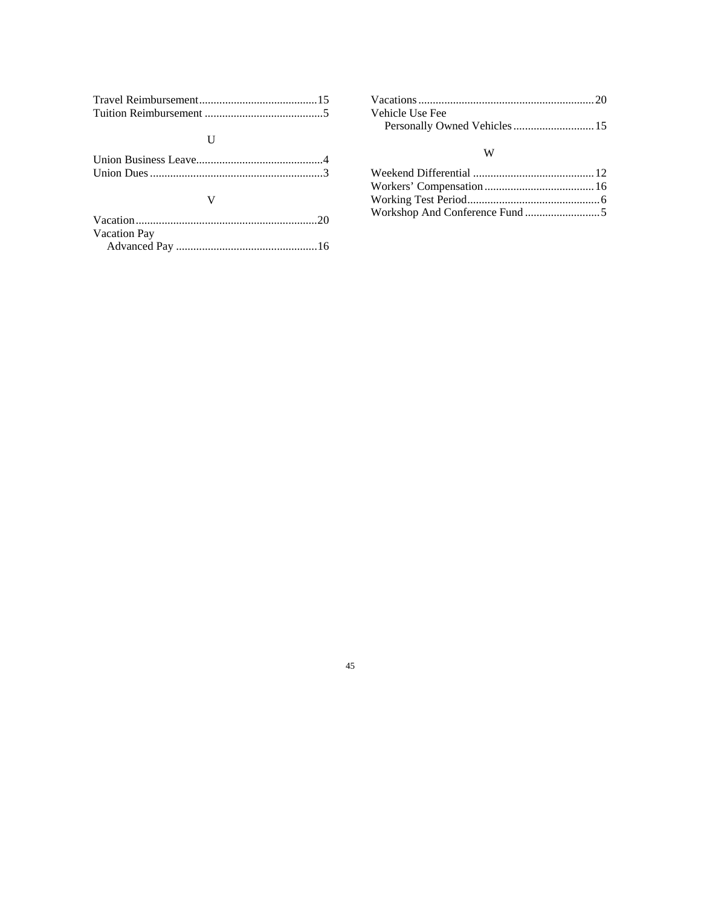Travel Reimbursement.........................................15
Tuition Reimbursement .........................................5

U

Union Business Leave............................................4
Union Dues............................................................3

V

Vacation...............................................................20
Vacation Pay
  Advanced Pay .................................................16

Vacations.............................................................20
Vehicle Use Fee
  Personally Owned Vehicles............................15

W

Weekend Differential ..........................................12
Workers' Compensation......................................16
Working Test Period..............................................6
Workshop And Conference Fund..........................5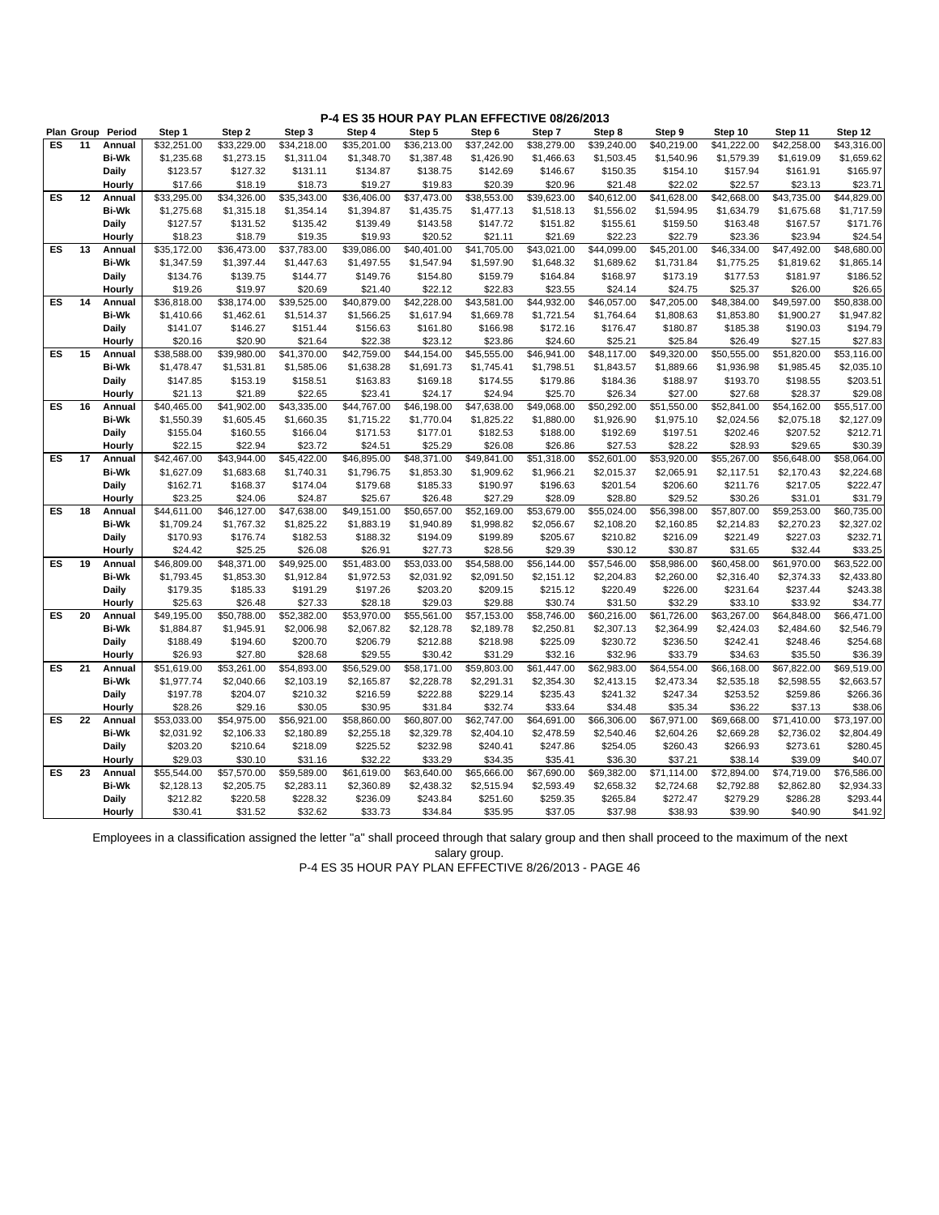**P-4 ES 35 HOUR PAY PLAN EFFECTIVE 08/26/2013**

| Plan | Group | Period | Step 1 | Step 2 | Step 3 | Step 4 | Step 5 | Step 6 | Step 7 | Step 8 | Step 9 | Step 10 | Step 11 | Step 12 |
|---|---|---|---|---|---|---|---|---|---|---|---|---|---|---|
| ES | 11 | Annual | $32,251.00 | $33,229.00 | $34,218.00 | $35,201.00 | $36,213.00 | $37,242.00 | $38,279.00 | $39,240.00 | $40,219.00 | $41,222.00 | $42,258.00 | $43,316.00 |
| | | Bi-Wk | $1,235.68 | $1,273.15 | $1,311.04 | $1,348.70 | $1,387.48 | $1,426.90 | $1,466.63 | $1,503.45 | $1,540.96 | $1,579.39 | $1,619.09 | $1,659.62 |
| | | Daily | $123.57 | $127.32 | $131.11 | $134.87 | $138.75 | $142.69 | $146.67 | $150.35 | $154.10 | $157.94 | $161.91 | $165.97 |
| | | Hourly | $17.66 | $18.19 | $18.73 | $19.27 | $19.83 | $20.39 | $20.96 | $21.48 | $22.02 | $22.57 | $23.13 | $23.71 |
| ES | 12 | Annual | $33,295.00 | $34,326.00 | $35,343.00 | $36,406.00 | $37,473.00 | $38,553.00 | $39,623.00 | $40,612.00 | $41,628.00 | $42,668.00 | $43,735.00 | $44,829.00 |
| | | Bi-Wk | $1,275.68 | $1,315.18 | $1,354.14 | $1,394.87 | $1,435.75 | $1,477.13 | $1,518.13 | $1,556.02 | $1,594.95 | $1,634.79 | $1,675.68 | $1,717.59 |
| | | Daily | $127.57 | $131.52 | $135.42 | $139.49 | $143.58 | $147.72 | $151.82 | $155.61 | $159.50 | $163.48 | $167.57 | $171.76 |
| | | Hourly | $18.23 | $18.79 | $19.35 | $19.93 | $20.52 | $21.11 | $21.69 | $22.23 | $22.79 | $23.36 | $23.94 | $24.54 |
| ES | 13 | Annual | $35,172.00 | $36,473.00 | $37,783.00 | $39,086.00 | $40,401.00 | $41,705.00 | $43,021.00 | $44,099.00 | $45,201.00 | $46,334.00 | $47,492.00 | $48,680.00 |
| | | Bi-Wk | $1,347.59 | $1,397.44 | $1,447.63 | $1,497.55 | $1,547.94 | $1,597.90 | $1,648.32 | $1,689.62 | $1,731.84 | $1,775.25 | $1,819.62 | $1,865.14 |
| | | Daily | $134.76 | $139.75 | $144.77 | $149.76 | $154.80 | $159.79 | $164.84 | $168.97 | $173.19 | $177.53 | $181.97 | $186.52 |
| | | Hourly | $19.26 | $19.97 | $20.69 | $21.40 | $22.12 | $22.83 | $23.55 | $24.14 | $24.75 | $25.37 | $26.00 | $26.65 |
| ES | 14 | Annual | $36,818.00 | $38,174.00 | $39,525.00 | $40,879.00 | $42,228.00 | $43,581.00 | $44,932.00 | $46,057.00 | $47,205.00 | $48,384.00 | $49,597.00 | $50,838.00 |
| | | Bi-Wk | $1,410.66 | $1,462.61 | $1,514.37 | $1,566.25 | $1,617.94 | $1,669.78 | $1,721.54 | $1,764.64 | $1,808.63 | $1,853.80 | $1,900.27 | $1,947.82 |
| | | Daily | $141.07 | $146.27 | $151.44 | $156.63 | $161.80 | $166.98 | $172.16 | $176.47 | $180.87 | $185.38 | $190.03 | $194.79 |
| | | Hourly | $20.16 | $20.90 | $21.64 | $22.38 | $23.12 | $23.86 | $24.60 | $25.21 | $25.84 | $26.49 | $27.15 | $27.83 |
| ES | 15 | Annual | $38,588.00 | $39,980.00 | $41,370.00 | $42,759.00 | $44,154.00 | $45,555.00 | $46,941.00 | $48,117.00 | $49,320.00 | $50,555.00 | $51,820.00 | $53,116.00 |
| | | Bi-Wk | $1,478.47 | $1,531.81 | $1,585.06 | $1,638.28 | $1,691.73 | $1,745.41 | $1,798.51 | $1,843.57 | $1,889.66 | $1,936.98 | $1,985.45 | $2,035.10 |
| | | Daily | $147.85 | $153.19 | $158.51 | $163.83 | $169.18 | $174.55 | $179.86 | $184.36 | $188.97 | $193.70 | $198.55 | $203.51 |
| | | Hourly | $21.13 | $21.89 | $22.65 | $23.41 | $24.17 | $24.94 | $25.70 | $26.34 | $27.00 | $27.68 | $28.37 | $29.08 |
| ES | 16 | Annual | $40,465.00 | $41,902.00 | $43,335.00 | $44,767.00 | $46,198.00 | $47,638.00 | $49,068.00 | $50,292.00 | $51,550.00 | $52,841.00 | $54,162.00 | $55,517.00 |
| | | Bi-Wk | $1,550.39 | $1,605.45 | $1,660.35 | $1,715.22 | $1,770.04 | $1,825.22 | $1,880.00 | $1,926.90 | $1,975.10 | $2,024.56 | $2,075.18 | $2,127.09 |
| | | Daily | $155.04 | $160.55 | $166.04 | $171.53 | $177.01 | $182.53 | $188.00 | $192.69 | $197.51 | $202.46 | $207.52 | $212.71 |
| | | Hourly | $22.15 | $22.94 | $23.72 | $24.51 | $25.29 | $26.08 | $26.86 | $27.53 | $28.22 | $28.93 | $29.65 | $30.39 |
| ES | 17 | Annual | $42,467.00 | $43,944.00 | $45,422.00 | $46,895.00 | $48,371.00 | $49,841.00 | $51,318.00 | $52,601.00 | $53,920.00 | $55,267.00 | $56,648.00 | $58,064.00 |
| | | Bi-Wk | $1,627.09 | $1,683.68 | $1,740.31 | $1,796.75 | $1,853.30 | $1,909.62 | $1,966.21 | $2,015.37 | $2,065.91 | $2,117.51 | $2,170.43 | $2,224.68 |
| | | Daily | $162.71 | $168.37 | $174.04 | $179.68 | $185.33 | $190.97 | $196.63 | $201.54 | $206.60 | $211.76 | $217.05 | $222.47 |
| | | Hourly | $23.25 | $24.06 | $24.87 | $25.67 | $26.48 | $27.29 | $28.09 | $28.80 | $29.52 | $30.26 | $31.01 | $31.79 |
| ES | 18 | Annual | $44,611.00 | $46,127.00 | $47,638.00 | $49,151.00 | $50,657.00 | $52,169.00 | $53,679.00 | $55,024.00 | $56,398.00 | $57,807.00 | $59,253.00 | $60,735.00 |
| | | Bi-Wk | $1,709.24 | $1,767.32 | $1,825.22 | $1,883.19 | $1,940.89 | $1,998.82 | $2,056.67 | $2,108.20 | $2,160.85 | $2,214.83 | $2,270.23 | $2,327.02 |
| | | Daily | $170.93 | $176.74 | $182.53 | $188.32 | $194.09 | $199.89 | $205.67 | $210.82 | $216.09 | $221.49 | $227.03 | $232.71 |
| | | Hourly | $24.42 | $25.25 | $26.08 | $26.91 | $27.73 | $28.56 | $29.39 | $30.12 | $30.87 | $31.65 | $32.44 | $33.25 |
| ES | 19 | Annual | $46,809.00 | $48,371.00 | $49,925.00 | $51,483.00 | $53,033.00 | $54,588.00 | $56,144.00 | $57,546.00 | $58,986.00 | $60,458.00 | $61,970.00 | $63,522.00 |
| | | Bi-Wk | $1,793.45 | $1,853.30 | $1,912.84 | $1,972.53 | $2,031.92 | $2,091.50 | $2,151.12 | $2,204.83 | $2,260.00 | $2,316.40 | $2,374.33 | $2,433.80 |
| | | Daily | $179.35 | $185.33 | $191.29 | $197.26 | $203.20 | $209.15 | $215.12 | $220.49 | $226.00 | $231.64 | $237.44 | $243.38 |
| | | Hourly | $25.63 | $26.48 | $27.33 | $28.18 | $29.03 | $29.88 | $30.74 | $31.50 | $32.29 | $33.10 | $33.92 | $34.77 |
| ES | 20 | Annual | $49,195.00 | $50,788.00 | $52,382.00 | $53,970.00 | $55,561.00 | $57,153.00 | $58,746.00 | $60,216.00 | $61,726.00 | $63,267.00 | $64,848.00 | $66,471.00 |
| | | Bi-Wk | $1,884.87 | $1,945.91 | $2,006.98 | $2,067.82 | $2,128.78 | $2,189.78 | $2,250.81 | $2,307.13 | $2,364.99 | $2,424.03 | $2,484.60 | $2,546.79 |
| | | Daily | $188.49 | $194.60 | $200.70 | $206.79 | $212.88 | $218.98 | $225.09 | $230.72 | $236.50 | $242.41 | $248.46 | $254.68 |
| | | Hourly | $26.93 | $27.80 | $28.68 | $29.55 | $30.42 | $31.29 | $32.16 | $32.96 | $33.79 | $34.63 | $35.50 | $36.39 |
| ES | 21 | Annual | $51,619.00 | $53,261.00 | $54,893.00 | $56,529.00 | $58,171.00 | $59,803.00 | $61,447.00 | $62,983.00 | $64,554.00 | $66,168.00 | $67,822.00 | $69,519.00 |
| | | Bi-Wk | $1,977.74 | $2,040.66 | $2,103.19 | $2,165.87 | $2,228.78 | $2,291.31 | $2,354.30 | $2,413.15 | $2,473.34 | $2,535.18 | $2,598.55 | $2,663.57 |
| | | Daily | $197.78 | $204.07 | $210.32 | $216.59 | $222.88 | $229.14 | $235.43 | $241.32 | $247.34 | $253.52 | $259.86 | $266.36 |
| | | Hourly | $28.26 | $29.16 | $30.05 | $30.95 | $31.84 | $32.74 | $33.64 | $34.48 | $35.34 | $36.22 | $37.13 | $38.06 |
| ES | 22 | Annual | $53,033.00 | $54,975.00 | $56,921.00 | $58,860.00 | $60,807.00 | $62,747.00 | $64,691.00 | $66,306.00 | $67,971.00 | $69,668.00 | $71,410.00 | $73,197.00 |
| | | Bi-Wk | $2,031.92 | $2,106.33 | $2,180.89 | $2,255.18 | $2,329.78 | $2,404.10 | $2,478.59 | $2,540.46 | $2,604.26 | $2,669.28 | $2,736.02 | $2,804.49 |
| | | Daily | $203.20 | $210.64 | $218.09 | $225.52 | $232.98 | $240.41 | $247.86 | $254.05 | $260.43 | $266.93 | $273.61 | $280.45 |
| | | Hourly | $29.03 | $30.10 | $31.16 | $32.22 | $33.29 | $34.35 | $35.41 | $36.30 | $37.21 | $38.14 | $39.09 | $40.07 |
| ES | 23 | Annual | $55,544.00 | $57,570.00 | $59,589.00 | $61,619.00 | $63,640.00 | $65,666.00 | $67,690.00 | $69,382.00 | $71,114.00 | $72,894.00 | $74,719.00 | $76,586.00 |
| | | Bi-Wk | $2,128.13 | $2,205.75 | $2,283.11 | $2,360.89 | $2,438.32 | $2,515.94 | $2,593.49 | $2,658.32 | $2,724.68 | $2,792.88 | $2,862.80 | $2,934.33 |
| | | Daily | $212.82 | $220.58 | $228.32 | $236.09 | $243.84 | $251.60 | $259.35 | $265.84 | $272.47 | $279.29 | $286.28 | $293.44 |
| | | Hourly | $30.41 | $31.52 | $32.62 | $33.73 | $34.84 | $35.95 | $37.05 | $37.98 | $38.93 | $39.90 | $40.90 | $41.92 |

Employees in a classification assigned the letter "a" shall proceed through that salary group and then shall proceed to the maximum of the next salary group.

P-4 ES 35 HOUR PAY PLAN EFFECTIVE 8/26/2013 - PAGE 46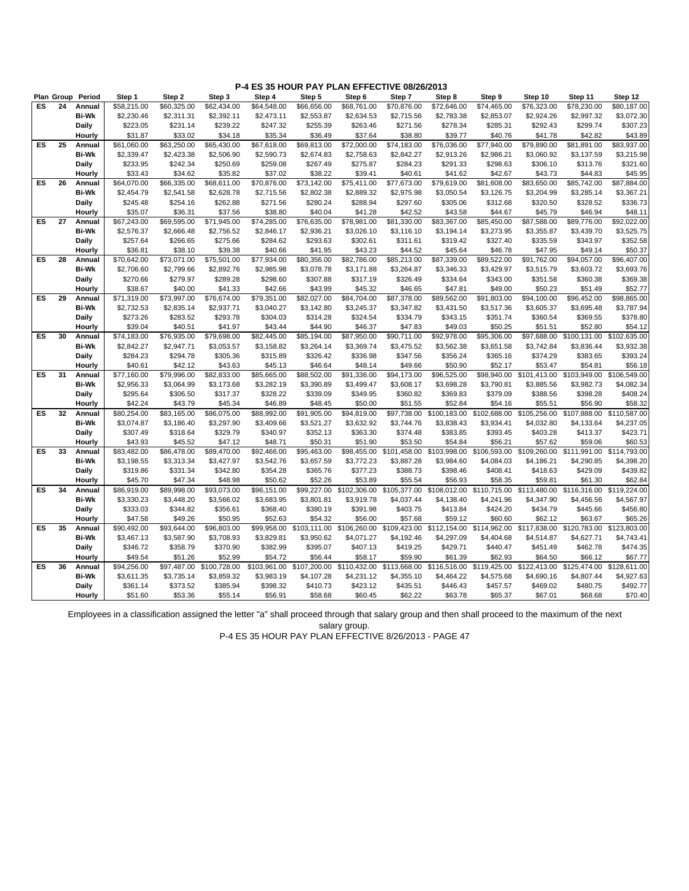# P-4 ES 35 HOUR PAY PLAN EFFECTIVE 08/26/2013

| Plan | Group | Period | Step 1 | Step 2 | Step 3 | Step 4 | Step 5 | Step 6 | Step 7 | Step 8 | Step 9 | Step 10 | Step 11 | Step 12 |
|---|---|---|---|---|---|---|---|---|---|---|---|---|---|---|
| ES | 24 | Annual | $58,215.00 | $60,325.00 | $62,434.00 | $64,548.00 | $66,656.00 | $68,761.00 | $70,876.00 | $72,646.00 | $74,465.00 | $76,323.00 | $78,230.00 | $80,187.00 |
| | | Bi-Wk | $2,230.46 | $2,311.31 | $2,392.11 | $2,473.11 | $2,553.87 | $2,634.53 | $2,715.56 | $2,783.38 | $2,853.07 | $2,924.26 | $2,997.32 | $3,072.30 |
| | | Daily | $223.05 | $231.14 | $239.22 | $247.32 | $255.39 | $263.46 | $271.56 | $278.34 | $285.31 | $292.43 | $299.74 | $307.23 |
| | | Hourly | $31.87 | $33.02 | $34.18 | $35.34 | $36.49 | $37.64 | $38.80 | $39.77 | $40.76 | $41.78 | $42.82 | $43.89 |
| ES | 25 | Annual | $61,060.00 | $63,250.00 | $65,430.00 | $67,618.00 | $69,813.00 | $72,000.00 | $74,183.00 | $76,036.00 | $77,940.00 | $79,890.00 | $81,891.00 | $83,937.00 |
| | | Bi-Wk | $2,339.47 | $2,423.38 | $2,506.90 | $2,590.73 | $2,674.83 | $2,758.63 | $2,842.27 | $2,913.26 | $2,986.21 | $3,060.92 | $3,137.59 | $3,215.98 |
| | | Daily | $233.95 | $242.34 | $250.69 | $259.08 | $267.49 | $275.87 | $284.23 | $291.33 | $298.63 | $306.10 | $313.76 | $321.60 |
| | | Hourly | $33.43 | $34.62 | $35.82 | $37.02 | $38.22 | $39.41 | $40.61 | $41.62 | $42.67 | $43.73 | $44.83 | $45.95 |
| ES | 26 | Annual | $64,070.00 | $66,335.00 | $68,611.00 | $70,876.00 | $73,142.00 | $75,411.00 | $77,673.00 | $79,619.00 | $81,608.00 | $83,650.00 | $85,742.00 | $87,884.00 |
| | | Bi-Wk | $2,454.79 | $2,541.58 | $2,628.78 | $2,715.56 | $2,802.38 | $2,889.32 | $2,975.98 | $3,050.54 | $3,126.75 | $3,204.99 | $3,285.14 | $3,367.21 |
| | | Daily | $245.48 | $254.16 | $262.88 | $271.56 | $280.24 | $288.94 | $297.60 | $305.06 | $312.68 | $320.50 | $328.52 | $336.73 |
| | | Hourly | $35.07 | $36.31 | $37.56 | $38.80 | $40.04 | $41.28 | $42.52 | $43.58 | $44.67 | $45.79 | $46.94 | $48.11 |
| ES | 27 | Annual | $67,243.00 | $69,595.00 | $71,945.00 | $74,285.00 | $76,635.00 | $78,981.00 | $81,330.00 | $83,367.00 | $85,450.00 | $87,588.00 | $89,776.00 | $92,022.00 |
| | | Bi-Wk | $2,576.37 | $2,666.48 | $2,756.52 | $2,846.17 | $2,936.21 | $3,026.10 | $3,116.10 | $3,194.14 | $3,273.95 | $3,355.87 | $3,439.70 | $3,525.75 |
| | | Daily | $257.64 | $266.65 | $275.66 | $284.62 | $293.63 | $302.61 | $311.61 | $319.42 | $327.40 | $335.59 | $343.97 | $352.58 |
| | | Hourly | $36.81 | $38.10 | $39.38 | $40.66 | $41.95 | $43.23 | $44.52 | $45.64 | $46.78 | $47.95 | $49.14 | $50.37 |
| ES | 28 | Annual | $70,642.00 | $73,071.00 | $75,501.00 | $77,934.00 | $80,356.00 | $82,786.00 | $85,213.00 | $87,339.00 | $89,522.00 | $91,762.00 | $94,057.00 | $96,407.00 |
| | | Bi-Wk | $2,706.60 | $2,799.66 | $2,892.76 | $2,985.98 | $3,078.78 | $3,171.88 | $3,264.87 | $3,346.33 | $3,429.97 | $3,515.79 | $3,603.72 | $3,693.76 |
| | | Daily | $270.66 | $279.97 | $289.28 | $298.60 | $307.88 | $317.19 | $326.49 | $334.64 | $343.00 | $351.58 | $360.38 | $369.38 |
| | | Hourly | $38.67 | $40.00 | $41.33 | $42.66 | $43.99 | $45.32 | $46.65 | $47.81 | $49.00 | $50.23 | $51.49 | $52.77 |
| ES | 29 | Annual | $71,319.00 | $73,997.00 | $76,674.00 | $79,351.00 | $82,027.00 | $84,704.00 | $87,378.00 | $89,562.00 | $91,803.00 | $94,100.00 | $96,452.00 | $98,865.00 |
| | | Bi-Wk | $2,732.53 | $2,835.14 | $2,937.71 | $3,040.27 | $3,142.80 | $3,245.37 | $3,347.82 | $3,431.50 | $3,517.36 | $3,605.37 | $3,695.48 | $3,787.94 |
| | | Daily | $273.26 | $283.52 | $293.78 | $304.03 | $314.28 | $324.54 | $334.79 | $343.15 | $351.74 | $360.54 | $369.55 | $378.80 |
| | | Hourly | $39.04 | $40.51 | $41.97 | $43.44 | $44.90 | $46.37 | $47.83 | $49.03 | $50.25 | $51.51 | $52.80 | $54.12 |
| ES | 30 | Annual | $74,183.00 | $76,935.00 | $79,698.00 | $82,445.00 | $85,194.00 | $87,950.00 | $90,711.00 | $92,978.00 | $95,306.00 | $97,688.00 | $100,131.00 | $102,635.00 |
| | | Bi-Wk | $2,842.27 | $2,947.71 | $3,053.57 | $3,158.82 | $3,264.14 | $3,369.74 | $3,475.52 | $3,562.38 | $3,651.58 | $3,742.84 | $3,836.44 | $3,932.38 |
| | | Daily | $284.23 | $294.78 | $305.36 | $315.89 | $326.42 | $336.98 | $347.56 | $356.24 | $365.16 | $374.29 | $383.65 | $393.24 |
| | | Hourly | $40.61 | $42.12 | $43.63 | $45.13 | $46.64 | $48.14 | $49.66 | $50.90 | $52.17 | $53.47 | $54.81 | $56.18 |
| ES | 31 | Annual | $77,160.00 | $79,996.00 | $82,833.00 | $85,665.00 | $88,502.00 | $91,336.00 | $94,173.00 | $96,525.00 | $98,940.00 | $101,413.00 | $103,949.00 | $106,549.00 |
| | | Bi-Wk | $2,956.33 | $3,064.99 | $3,173.68 | $3,282.19 | $3,390.89 | $3,499.47 | $3,608.17 | $3,698.28 | $3,790.81 | $3,885.56 | $3,982.73 | $4,082.34 |
| | | Daily | $295.64 | $306.50 | $317.37 | $328.22 | $339.09 | $349.95 | $360.82 | $369.83 | $379.09 | $388.56 | $398.28 | $408.24 |
| | | Hourly | $42.24 | $43.79 | $45.34 | $46.89 | $48.45 | $50.00 | $51.55 | $52.84 | $54.16 | $55.51 | $56.90 | $58.32 |
| ES | 32 | Annual | $80,254.00 | $83,165.00 | $86,075.00 | $88,992.00 | $91,905.00 | $94,819.00 | $97,738.00 | $100,183.00 | $102,688.00 | $105,256.00 | $107,888.00 | $110,587.00 |
| | | Bi-Wk | $3,074.87 | $3,186.40 | $3,297.90 | $3,409.66 | $3,521.27 | $3,632.92 | $3,744.76 | $3,838.43 | $3,934.41 | $4,032.80 | $4,133.64 | $4,237.05 |
| | | Daily | $307.49 | $318.64 | $329.79 | $340.97 | $352.13 | $363.30 | $374.48 | $383.85 | $393.45 | $403.28 | $413.37 | $423.71 |
| | | Hourly | $43.93 | $45.52 | $47.12 | $48.71 | $50.31 | $51.90 | $53.50 | $54.84 | $56.21 | $57.62 | $59.06 | $60.53 |
| ES | 33 | Annual | $83,482.00 | $86,478.00 | $89,470.00 | $92,466.00 | $95,463.00 | $98,455.00 | $101,458.00 | $103,998.00 | $106,593.00 | $109,260.00 | $111,991.00 | $114,793.00 |
| | | Bi-Wk | $3,198.55 | $3,313.34 | $3,427.97 | $3,542.76 | $3,657.59 | $3,772.23 | $3,887.28 | $3,984.60 | $4,084.03 | $4,186.21 | $4,290.85 | $4,398.20 |
| | | Daily | $319.86 | $331.34 | $342.80 | $354.28 | $365.76 | $377.23 | $388.73 | $398.46 | $408.41 | $418.63 | $429.09 | $439.82 |
| | | Hourly | $45.70 | $47.34 | $48.98 | $50.62 | $52.26 | $53.89 | $55.54 | $56.93 | $58.35 | $59.81 | $61.30 | $62.84 |
| ES | 34 | Annual | $86,919.00 | $89,998.00 | $93,073.00 | $96,151.00 | $99,227.00 | $102,306.00 | $105,377.00 | $108,012.00 | $110,715.00 | $113,480.00 | $116,316.00 | $119,224.00 |
| | | Bi-Wk | $3,330.23 | $3,448.20 | $3,566.02 | $3,683.95 | $3,801.81 | $3,919.78 | $4,037.44 | $4,138.40 | $4,241.96 | $4,347.90 | $4,456.56 | $4,567.97 |
| | | Daily | $333.03 | $344.82 | $356.61 | $368.40 | $380.19 | $391.98 | $403.75 | $413.84 | $424.20 | $434.79 | $445.66 | $456.80 |
| | | Hourly | $47.58 | $49.26 | $50.95 | $52.63 | $54.32 | $56.00 | $57.68 | $59.12 | $60.60 | $62.12 | $63.67 | $65.26 |
| ES | 35 | Annual | $90,492.00 | $93,644.00 | $96,803.00 | $99,958.00 | $103,111.00 | $106,260.00 | $109,423.00 | $112,154.00 | $114,962.00 | $117,838.00 | $120,783.00 | $123,803.00 |
| | | Bi-Wk | $3,467.13 | $3,587.90 | $3,708.93 | $3,829.81 | $3,950.62 | $4,071.27 | $4,192.46 | $4,297.09 | $4,404.68 | $4,514.87 | $4,627.71 | $4,743.41 |
| | | Daily | $346.72 | $358.79 | $370.90 | $382.99 | $395.07 | $407.13 | $419.25 | $429.71 | $440.47 | $451.49 | $462.78 | $474.35 |
| | | Hourly | $49.54 | $51.26 | $52.99 | $54.72 | $56.44 | $58.17 | $59.90 | $61.39 | $62.93 | $64.50 | $66.12 | $67.77 |
| ES | 36 | Annual | $94,256.00 | $97,487.00 | $100,728.00 | $103,961.00 | $107,200.00 | $110,432.00 | $113,668.00 | $116,516.00 | $119,425.00 | $122,413.00 | $125,474.00 | $128,611.00 |
| | | Bi-Wk | $3,611.35 | $3,735.14 | $3,859.32 | $3,983.19 | $4,107.28 | $4,231.12 | $4,355.10 | $4,464.22 | $4,575.68 | $4,690.16 | $4,807.44 | $4,927.63 |
| | | Daily | $361.14 | $373.52 | $385.94 | $398.32 | $410.73 | $423.12 | $435.51 | $446.43 | $457.57 | $469.02 | $480.75 | $492.77 |
| | | Hourly | $51.60 | $53.36 | $55.14 | $56.91 | $58.68 | $60.45 | $62.22 | $63.78 | $65.37 | $67.01 | $68.68 | $70.40 |

Employees in a classification assigned the letter "a" shall proceed through that salary group and then shall proceed to the maximum of the next salary group.

P-4 ES 35 HOUR PAY PLAN EFFECTIVE 8/26/2013 - PAGE 47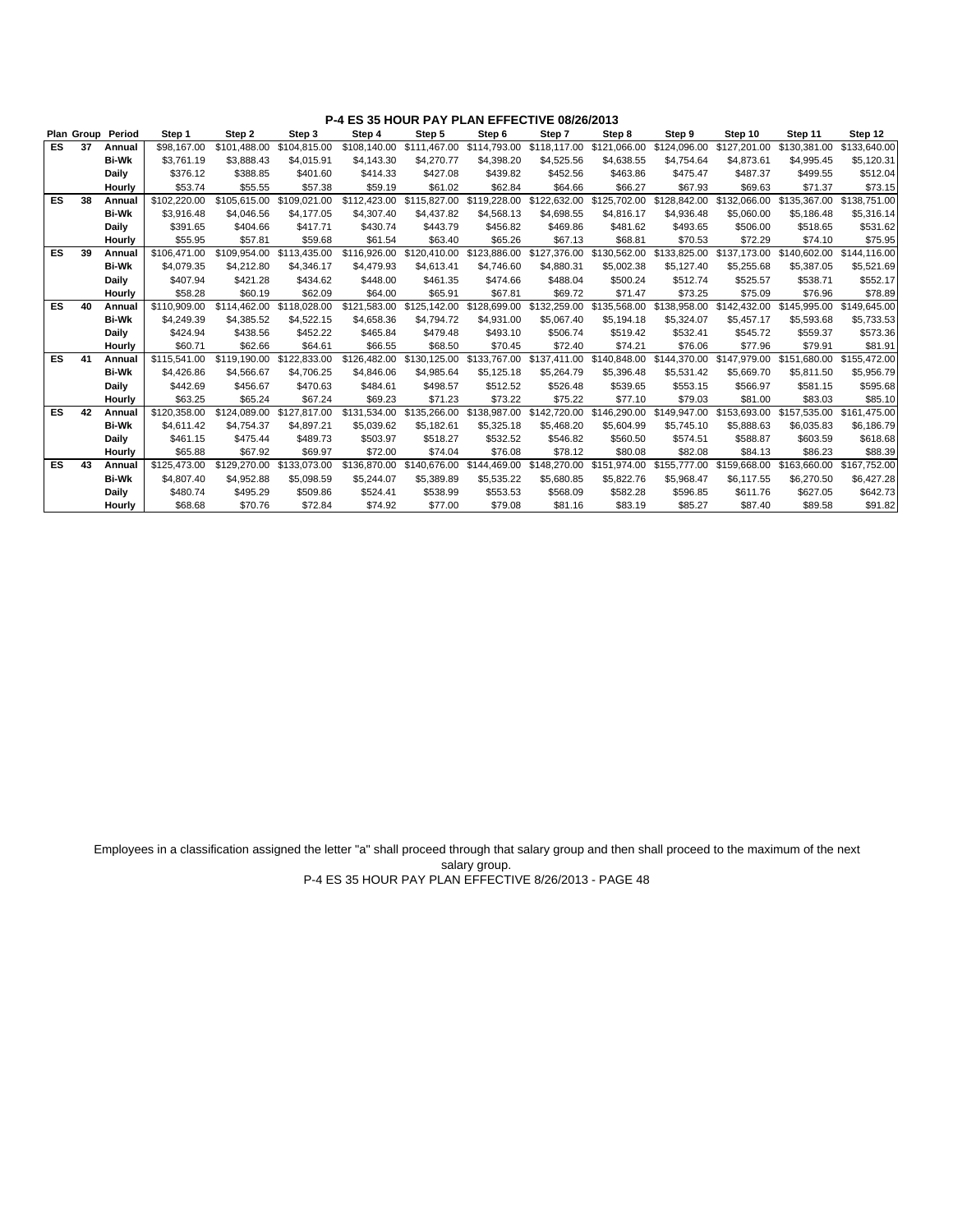## P-4 ES 35 HOUR PAY PLAN EFFECTIVE 08/26/2013

| Plan | Group | Period | Step 1 | Step 2 | Step 3 | Step 4 | Step 5 | Step 6 | Step 7 | Step 8 | Step 9 | Step 10 | Step 11 | Step 12 |
|---|---|---|---|---|---|---|---|---|---|---|---|---|---|---|
| ES | 37 | Annual | $98,167.00 | $101,488.00 | $104,815.00 | $108,140.00 | $111,467.00 | $114,793.00 | $118,117.00 | $121,066.00 | $124,096.00 | $127,201.00 | $130,381.00 | $133,640.00 |
| | | Bi-Wk | $3,761.19 | $3,888.43 | $4,015.91 | $4,143.30 | $4,270.77 | $4,398.20 | $4,525.56 | $4,638.55 | $4,754.64 | $4,873.61 | $4,995.45 | $5,120.31 |
| | | Daily | $376.12 | $388.85 | $401.60 | $414.33 | $427.08 | $439.82 | $452.56 | $463.86 | $475.47 | $487.37 | $499.55 | $512.04 |
| | | Hourly | $53.74 | $55.55 | $57.38 | $59.19 | $61.02 | $62.84 | $64.66 | $66.27 | $67.93 | $69.63 | $71.37 | $73.15 |
| ES | 38 | Annual | $102,220.00 | $105,615.00 | $109,021.00 | $112,423.00 | $115,827.00 | $119,228.00 | $122,632.00 | $125,702.00 | $128,842.00 | $132,066.00 | $135,367.00 | $138,751.00 |
| | | Bi-Wk | $3,916.48 | $4,046.56 | $4,177.05 | $4,307.40 | $4,437.82 | $4,568.13 | $4,698.55 | $4,816.17 | $4,936.48 | $5,060.00 | $5,186.48 | $5,316.14 |
| | | Daily | $391.65 | $404.66 | $417.71 | $430.74 | $443.79 | $456.82 | $469.86 | $481.62 | $493.65 | $506.00 | $518.65 | $531.62 |
| | | Hourly | $55.95 | $57.81 | $59.68 | $61.54 | $63.40 | $65.26 | $67.13 | $68.81 | $70.53 | $72.29 | $74.10 | $75.95 |
| ES | 39 | Annual | $106,471.00 | $109,954.00 | $113,435.00 | $116,926.00 | $120,410.00 | $123,886.00 | $127,376.00 | $130,562.00 | $133,825.00 | $137,173.00 | $140,602.00 | $144,116.00 |
| | | Bi-Wk | $4,079.35 | $4,212.80 | $4,346.17 | $4,479.93 | $4,613.41 | $4,746.60 | $4,880.31 | $5,002.38 | $5,127.40 | $5,255.68 | $5,387.05 | $5,521.69 |
| | | Daily | $407.94 | $421.28 | $434.62 | $448.00 | $461.35 | $474.66 | $488.04 | $500.24 | $512.74 | $525.57 | $538.71 | $552.17 |
| | | Hourly | $58.28 | $60.19 | $62.09 | $64.00 | $65.91 | $67.81 | $69.72 | $71.47 | $73.25 | $75.09 | $76.96 | $78.89 |
| ES | 40 | Annual | $110,909.00 | $114,462.00 | $118,028.00 | $121,583.00 | $125,142.00 | $128,699.00 | $132,259.00 | $135,568.00 | $138,958.00 | $142,432.00 | $145,995.00 | $149,645.00 |
| | | Bi-Wk | $4,249.39 | $4,385.52 | $4,522.15 | $4,658.36 | $4,794.72 | $4,931.00 | $5,067.40 | $5,194.18 | $5,324.07 | $5,457.17 | $5,593.68 | $5,733.53 |
| | | Daily | $424.94 | $438.56 | $452.22 | $465.84 | $479.48 | $493.10 | $506.74 | $519.42 | $532.41 | $545.72 | $559.37 | $573.36 |
| | | Hourly | $60.71 | $62.66 | $64.61 | $66.55 | $68.50 | $70.45 | $72.40 | $74.21 | $76.06 | $77.96 | $79.91 | $81.91 |
| ES | 41 | Annual | $115,541.00 | $119,190.00 | $122,833.00 | $126,482.00 | $130,125.00 | $133,767.00 | $137,411.00 | $140,848.00 | $144,370.00 | $147,979.00 | $151,680.00 | $155,472.00 |
| | | Bi-Wk | $4,426.86 | $4,566.67 | $4,706.25 | $4,846.06 | $4,985.64 | $5,125.18 | $5,264.79 | $5,396.48 | $5,531.42 | $5,669.70 | $5,811.50 | $5,956.79 |
| | | Daily | $442.69 | $456.67 | $470.63 | $484.61 | $498.57 | $512.52 | $526.48 | $539.65 | $553.15 | $566.97 | $581.15 | $595.68 |
| | | Hourly | $63.25 | $65.24 | $67.24 | $69.23 | $71.23 | $73.22 | $75.22 | $77.10 | $79.03 | $81.00 | $83.03 | $85.10 |
| ES | 42 | Annual | $120,358.00 | $124,089.00 | $127,817.00 | $131,534.00 | $135,266.00 | $138,987.00 | $142,720.00 | $146,290.00 | $149,947.00 | $153,693.00 | $157,535.00 | $161,475.00 |
| | | Bi-Wk | $4,611.42 | $4,754.37 | $4,897.21 | $5,039.62 | $5,182.61 | $5,325.18 | $5,468.20 | $5,604.99 | $5,745.10 | $5,888.63 | $6,035.83 | $6,186.79 |
| | | Daily | $461.15 | $475.44 | $489.73 | $503.97 | $518.27 | $532.52 | $546.82 | $560.50 | $574.51 | $588.87 | $603.59 | $618.68 |
| | | Hourly | $65.88 | $67.92 | $69.97 | $72.00 | $74.04 | $76.08 | $78.12 | $80.08 | $82.08 | $84.13 | $86.23 | $88.39 |
| ES | 43 | Annual | $125,473.00 | $129,270.00 | $133,073.00 | $136,870.00 | $140,676.00 | $144,469.00 | $148,270.00 | $151,974.00 | $155,777.00 | $159,668.00 | $163,660.00 | $167,752.00 |
| | | Bi-Wk | $4,807.40 | $4,952.88 | $5,098.59 | $5,244.07 | $5,389.89 | $5,535.22 | $5,680.85 | $5,822.76 | $5,968.47 | $6,117.55 | $6,270.50 | $6,427.28 |
| | | Daily | $480.74 | $495.29 | $509.86 | $524.41 | $538.99 | $553.53 | $568.09 | $582.28 | $596.85 | $611.76 | $627.05 | $642.73 |
| | | Hourly | $68.68 | $70.76 | $72.84 | $74.92 | $77.00 | $79.08 | $81.16 | $83.19 | $85.27 | $87.40 | $89.58 | $91.82 |

Employees in a classification assigned the letter "a" shall proceed through that salary group and then shall proceed to the maximum of the next salary group.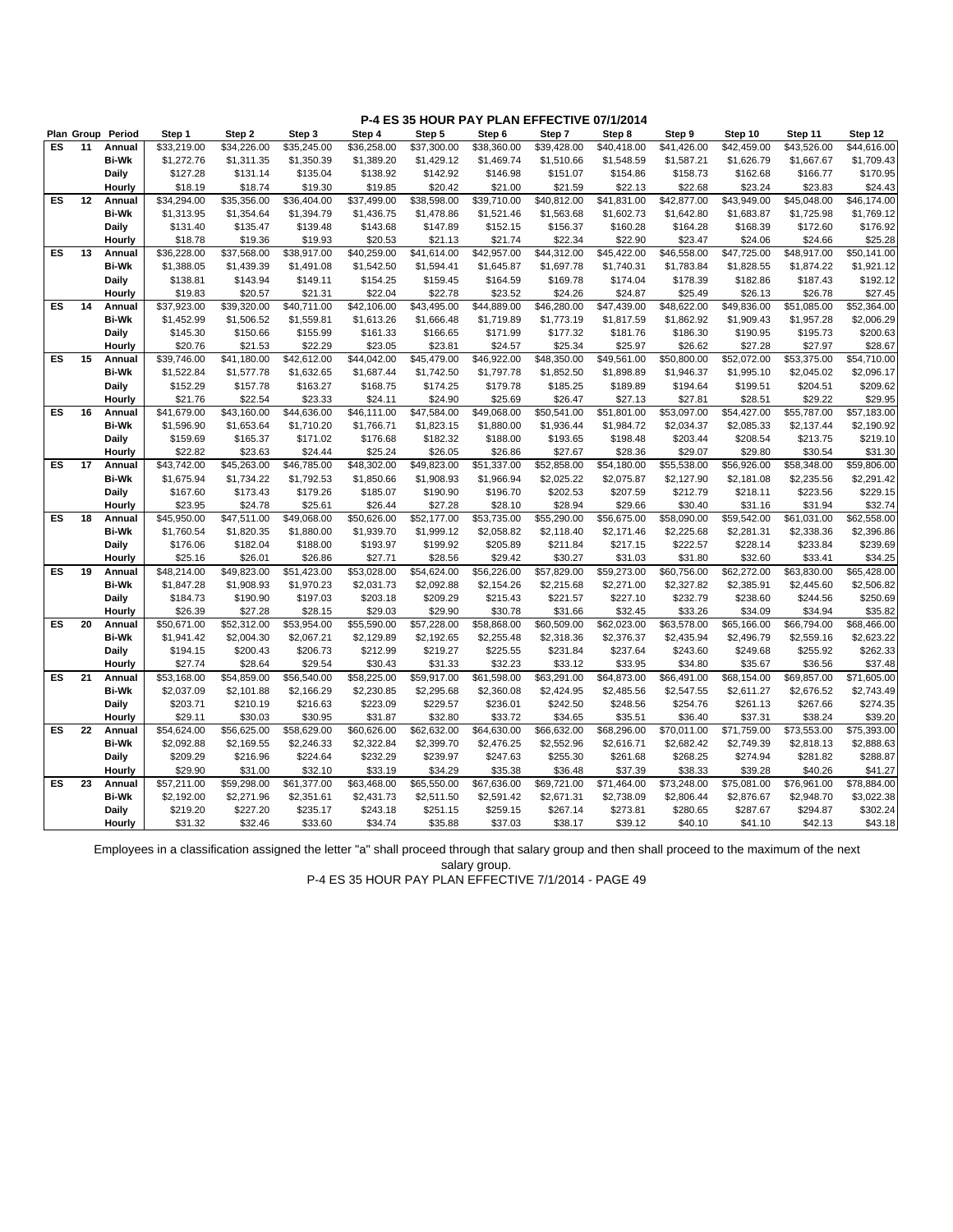# P-4 ES 35 HOUR PAY PLAN EFFECTIVE 07/1/2014

| Plan | Group | Period | Step 1 | Step 2 | Step 3 | Step 4 | Step 5 | Step 6 | Step 7 | Step 8 | Step 9 | Step 10 | Step 11 | Step 12 |
|---|---|---|---|---|---|---|---|---|---|---|---|---|---|---|
| ES | 11 | Annual | $33,219.00 | $34,226.00 | $35,245.00 | $36,258.00 | $37,300.00 | $38,360.00 | $39,428.00 | $40,418.00 | $41,426.00 | $42,459.00 | $43,526.00 | $44,616.00 |
| | | Bi-Wk | $1,272.76 | $1,311.35 | $1,350.39 | $1,389.20 | $1,429.12 | $1,469.74 | $1,510.66 | $1,548.59 | $1,587.21 | $1,626.79 | $1,667.67 | $1,709.43 |
| | | Daily | $127.28 | $131.14 | $135.04 | $138.92 | $142.92 | $146.98 | $151.07 | $154.86 | $158.73 | $162.68 | $166.77 | $170.95 |
| | | Hourly | $18.19 | $18.74 | $19.30 | $19.85 | $20.42 | $21.00 | $21.59 | $22.13 | $22.68 | $23.24 | $23.83 | $24.43 |
| ES | 12 | Annual | $34,294.00 | $35,356.00 | $36,404.00 | $37,499.00 | $38,598.00 | $39,710.00 | $40,812.00 | $41,831.00 | $42,877.00 | $43,949.00 | $45,048.00 | $46,174.00 |
| | | Bi-Wk | $1,313.95 | $1,354.64 | $1,394.79 | $1,436.75 | $1,478.86 | $1,521.46 | $1,563.68 | $1,602.73 | $1,642.80 | $1,683.87 | $1,725.98 | $1,769.12 |
| | | Daily | $131.40 | $135.47 | $139.48 | $143.68 | $147.89 | $152.15 | $156.37 | $160.28 | $164.28 | $168.39 | $172.60 | $176.92 |
| | | Hourly | $18.78 | $19.36 | $19.93 | $20.53 | $21.13 | $21.74 | $22.34 | $22.90 | $23.47 | $24.06 | $24.66 | $25.28 |
| ES | 13 | Annual | $36,228.00 | $37,568.00 | $38,917.00 | $40,259.00 | $41,614.00 | $42,957.00 | $44,312.00 | $45,422.00 | $46,558.00 | $47,725.00 | $48,917.00 | $50,141.00 |
| | | Bi-Wk | $1,388.05 | $1,439.39 | $1,491.08 | $1,542.50 | $1,594.41 | $1,645.87 | $1,697.78 | $1,740.31 | $1,783.84 | $1,828.55 | $1,874.22 | $1,921.12 |
| | | Daily | $138.81 | $143.94 | $149.11 | $154.25 | $159.45 | $164.59 | $169.78 | $174.04 | $178.39 | $182.86 | $187.43 | $192.12 |
| | | Hourly | $19.83 | $20.57 | $21.31 | $22.04 | $22.78 | $23.52 | $24.26 | $24.87 | $25.49 | $26.13 | $26.78 | $27.45 |
| ES | 14 | Annual | $37,923.00 | $39,320.00 | $40,711.00 | $42,106.00 | $43,495.00 | $44,889.00 | $46,280.00 | $47,439.00 | $48,622.00 | $49,836.00 | $51,085.00 | $52,364.00 |
| | | Bi-Wk | $1,452.99 | $1,506.52 | $1,559.81 | $1,613.26 | $1,666.48 | $1,719.89 | $1,773.19 | $1,817.59 | $1,862.92 | $1,909.43 | $1,957.28 | $2,006.29 |
| | | Daily | $145.30 | $150.66 | $155.99 | $161.33 | $166.65 | $171.99 | $177.32 | $181.76 | $186.30 | $190.95 | $195.73 | $200.63 |
| | | Hourly | $20.76 | $21.53 | $22.29 | $23.05 | $23.81 | $24.57 | $25.34 | $25.97 | $26.62 | $27.28 | $27.97 | $28.67 |
| ES | 15 | Annual | $39,746.00 | $41,180.00 | $42,612.00 | $44,042.00 | $45,479.00 | $46,922.00 | $48,350.00 | $49,561.00 | $50,800.00 | $52,072.00 | $53,375.00 | $54,710.00 |
| | | Bi-Wk | $1,522.84 | $1,577.78 | $1,632.65 | $1,687.44 | $1,742.50 | $1,797.78 | $1,852.50 | $1,898.89 | $1,946.37 | $1,995.10 | $2,045.02 | $2,096.17 |
| | | Daily | $152.29 | $157.78 | $163.27 | $168.75 | $174.25 | $179.78 | $185.25 | $189.89 | $194.64 | $199.51 | $204.51 | $209.62 |
| | | Hourly | $21.76 | $22.54 | $23.33 | $24.11 | $24.90 | $25.69 | $26.47 | $27.13 | $27.81 | $28.51 | $29.22 | $29.95 |
| ES | 16 | Annual | $41,679.00 | $43,160.00 | $44,636.00 | $46,111.00 | $47,584.00 | $49,068.00 | $50,541.00 | $51,801.00 | $53,097.00 | $54,427.00 | $55,787.00 | $57,183.00 |
| | | Bi-Wk | $1,596.90 | $1,653.64 | $1,710.20 | $1,766.71 | $1,823.15 | $1,880.00 | $1,936.44 | $1,984.72 | $2,034.37 | $2,085.33 | $2,137.44 | $2,190.92 |
| | | Daily | $159.69 | $165.37 | $171.02 | $176.68 | $182.32 | $188.00 | $193.65 | $198.48 | $203.44 | $208.54 | $213.75 | $219.10 |
| | | Hourly | $22.82 | $23.63 | $24.44 | $25.24 | $26.05 | $26.86 | $27.67 | $28.36 | $29.07 | $29.80 | $30.54 | $31.30 |
| ES | 17 | Annual | $43,742.00 | $45,263.00 | $46,785.00 | $48,302.00 | $49,823.00 | $51,337.00 | $52,858.00 | $54,180.00 | $55,538.00 | $56,926.00 | $58,348.00 | $59,806.00 |
| | | Bi-Wk | $1,675.94 | $1,734.22 | $1,792.53 | $1,850.66 | $1,908.93 | $1,966.94 | $2,025.22 | $2,075.87 | $2,127.90 | $2,181.08 | $2,235.56 | $2,291.42 |
| | | Daily | $167.60 | $173.43 | $179.26 | $185.07 | $190.90 | $196.70 | $202.53 | $207.59 | $212.79 | $218.11 | $223.56 | $229.15 |
| | | Hourly | $23.95 | $24.78 | $25.61 | $26.44 | $27.28 | $28.10 | $28.94 | $29.66 | $30.40 | $31.16 | $31.94 | $32.74 |
| ES | 18 | Annual | $45,950.00 | $47,511.00 | $49,068.00 | $50,626.00 | $52,177.00 | $53,735.00 | $55,290.00 | $56,675.00 | $58,090.00 | $59,542.00 | $61,031.00 | $62,558.00 |
| | | Bi-Wk | $1,760.54 | $1,820.35 | $1,880.00 | $1,939.70 | $1,999.12 | $2,058.82 | $2,118.40 | $2,171.46 | $2,225.68 | $2,281.31 | $2,338.36 | $2,396.86 |
| | | Daily | $176.06 | $182.04 | $188.00 | $193.97 | $199.92 | $205.89 | $211.84 | $217.15 | $222.57 | $228.14 | $233.84 | $239.69 |
| | | Hourly | $25.16 | $26.01 | $26.86 | $27.71 | $28.56 | $29.42 | $30.27 | $31.03 | $31.80 | $32.60 | $33.41 | $34.25 |
| ES | 19 | Annual | $48,214.00 | $49,823.00 | $51,423.00 | $53,028.00 | $54,624.00 | $56,226.00 | $57,829.00 | $59,273.00 | $60,756.00 | $62,272.00 | $63,830.00 | $65,428.00 |
| | | Bi-Wk | $1,847.28 | $1,908.93 | $1,970.23 | $2,031.73 | $2,092.88 | $2,154.26 | $2,215.68 | $2,271.00 | $2,327.82 | $2,385.91 | $2,445.60 | $2,506.82 |
| | | Daily | $184.73 | $190.90 | $197.03 | $203.18 | $209.29 | $215.43 | $221.57 | $227.10 | $232.79 | $238.60 | $244.56 | $250.69 |
| | | Hourly | $26.39 | $27.28 | $28.15 | $29.03 | $29.90 | $30.78 | $31.66 | $32.45 | $33.26 | $34.09 | $34.94 | $35.82 |
| ES | 20 | Annual | $50,671.00 | $52,312.00 | $53,954.00 | $55,590.00 | $57,228.00 | $58,868.00 | $60,509.00 | $62,023.00 | $63,578.00 | $65,166.00 | $66,794.00 | $68,466.00 |
| | | Bi-Wk | $1,941.42 | $2,004.30 | $2,067.21 | $2,129.89 | $2,192.65 | $2,255.48 | $2,318.36 | $2,376.37 | $2,435.94 | $2,496.79 | $2,559.16 | $2,623.22 |
| | | Daily | $194.15 | $200.43 | $206.73 | $212.99 | $219.27 | $225.55 | $231.84 | $237.64 | $243.60 | $249.68 | $255.92 | $262.33 |
| | | Hourly | $27.74 | $28.64 | $29.54 | $30.43 | $31.33 | $32.23 | $33.12 | $33.95 | $34.80 | $35.67 | $36.56 | $37.48 |
| ES | 21 | Annual | $53,168.00 | $54,859.00 | $56,540.00 | $58,225.00 | $59,917.00 | $61,598.00 | $63,291.00 | $64,873.00 | $66,491.00 | $68,154.00 | $69,857.00 | $71,605.00 |
| | | Bi-Wk | $2,037.09 | $2,101.88 | $2,166.29 | $2,230.85 | $2,295.68 | $2,360.08 | $2,424.95 | $2,485.56 | $2,547.55 | $2,611.27 | $2,676.52 | $2,743.49 |
| | | Daily | $203.71 | $210.19 | $216.63 | $223.09 | $229.57 | $236.01 | $242.50 | $248.56 | $254.76 | $261.13 | $267.66 | $274.35 |
| | | Hourly | $29.11 | $30.03 | $30.95 | $31.87 | $32.80 | $33.72 | $34.65 | $35.51 | $36.40 | $37.31 | $38.24 | $39.20 |
| ES | 22 | Annual | $54,624.00 | $56,625.00 | $58,629.00 | $60,626.00 | $62,632.00 | $64,630.00 | $66,632.00 | $68,296.00 | $70,011.00 | $71,759.00 | $73,553.00 | $75,393.00 |
| | | Bi-Wk | $2,092.88 | $2,169.55 | $2,246.33 | $2,322.84 | $2,399.70 | $2,476.25 | $2,552.96 | $2,616.71 | $2,682.42 | $2,749.39 | $2,818.13 | $2,888.63 |
| | | Daily | $209.29 | $216.96 | $224.64 | $232.29 | $239.97 | $247.63 | $255.30 | $261.68 | $268.25 | $274.94 | $281.82 | $288.87 |
| | | Hourly | $29.90 | $31.00 | $32.10 | $33.19 | $34.29 | $35.38 | $36.48 | $37.39 | $38.33 | $39.28 | $40.26 | $41.27 |
| ES | 23 | Annual | $57,211.00 | $59,298.00 | $61,377.00 | $63,468.00 | $65,550.00 | $67,636.00 | $69,721.00 | $71,464.00 | $73,248.00 | $75,081.00 | $76,961.00 | $78,884.00 |
| | | Bi-Wk | $2,192.00 | $2,271.96 | $2,351.61 | $2,431.73 | $2,511.50 | $2,591.42 | $2,671.31 | $2,738.09 | $2,806.44 | $2,876.67 | $2,948.70 | $3,022.38 |
| | | Daily | $219.20 | $227.20 | $235.17 | $243.18 | $251.15 | $259.15 | $267.14 | $273.81 | $280.65 | $287.67 | $294.87 | $302.24 |
| | | Hourly | $31.32 | $32.46 | $33.60 | $34.74 | $35.88 | $37.03 | $38.17 | $39.12 | $40.10 | $41.10 | $42.13 | $43.18 |

Employees in a classification assigned the letter "a" shall proceed through that salary group and then shall proceed to the maximum of the next salary group.

P-4 ES 35 HOUR PAY PLAN EFFECTIVE 7/1/2014 - PAGE 49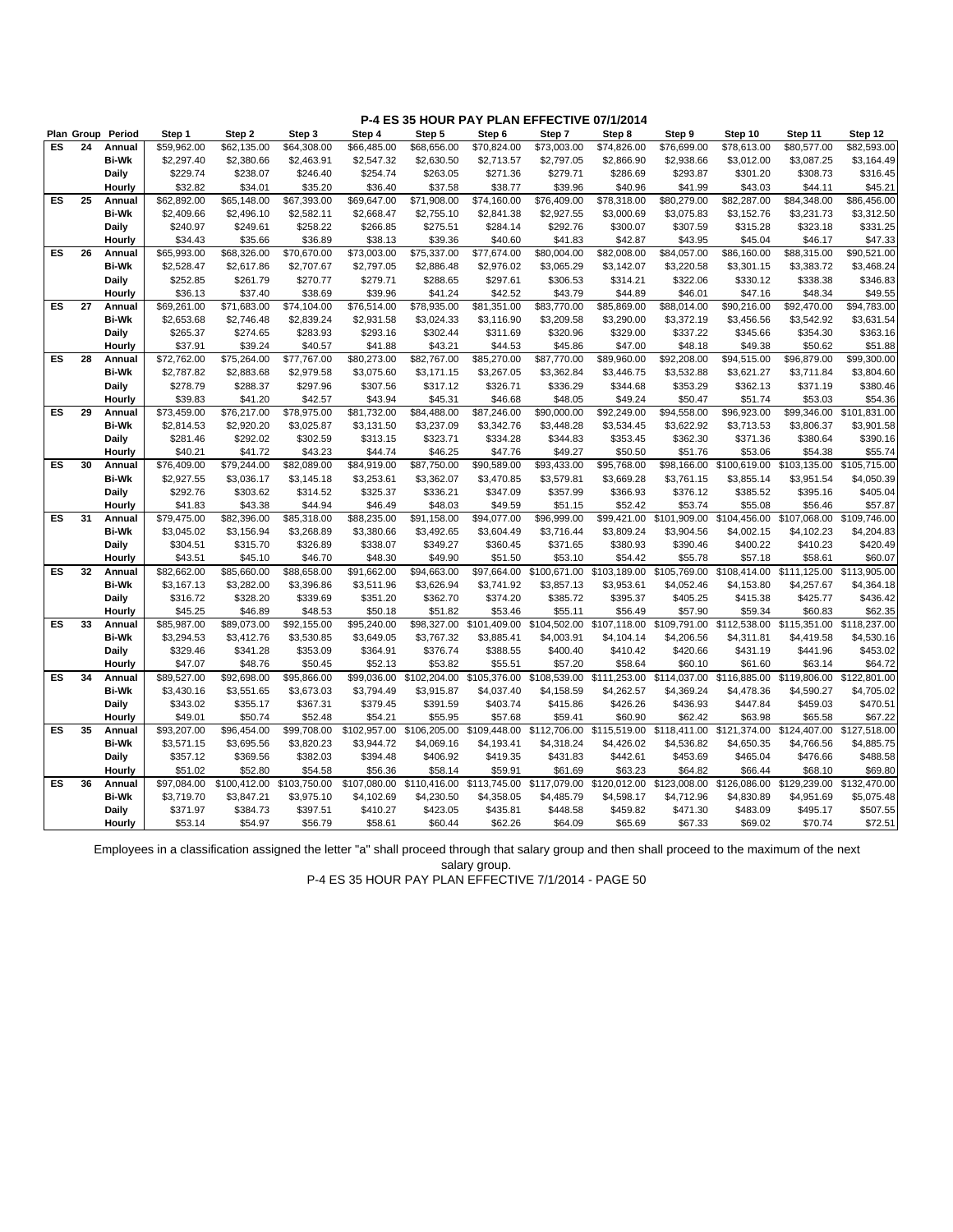# P-4 ES 35 HOUR PAY PLAN EFFECTIVE 07/1/2014

| Plan | Group | Period | Step 1 | Step 2 | Step 3 | Step 4 | Step 5 | Step 6 | Step 7 | Step 8 | Step 9 | Step 10 | Step 11 | Step 12 |
|---|---|---|---|---|---|---|---|---|---|---|---|---|---|---|
| ES | 24 | Annual | $59,962.00 | $62,135.00 | $64,308.00 | $66,485.00 | $68,656.00 | $70,824.00 | $73,003.00 | $74,826.00 | $76,699.00 | $78,613.00 | $80,577.00 | $82,593.00 |
| | | Bi-Wk | $2,297.40 | $2,380.66 | $2,463.91 | $2,547.32 | $2,630.50 | $2,713.57 | $2,797.05 | $2,866.90 | $2,938.66 | $3,012.00 | $3,087.25 | $3,164.49 |
| | | Daily | $229.74 | $238.07 | $246.40 | $254.74 | $263.05 | $271.36 | $279.71 | $286.69 | $293.87 | $301.20 | $308.73 | $316.45 |
| | | Hourly | $32.82 | $34.01 | $35.20 | $36.40 | $37.58 | $38.77 | $39.96 | $40.96 | $41.99 | $43.03 | $44.11 | $45.21 |
| ES | 25 | Annual | $62,892.00 | $65,148.00 | $67,393.00 | $69,647.00 | $71,908.00 | $74,160.00 | $76,409.00 | $78,318.00 | $80,279.00 | $82,287.00 | $84,348.00 | $86,456.00 |
| | | Bi-Wk | $2,409.66 | $2,496.10 | $2,582.11 | $2,668.47 | $2,755.10 | $2,841.38 | $2,927.55 | $3,000.69 | $3,075.83 | $3,152.76 | $3,231.73 | $3,312.50 |
| | | Daily | $240.97 | $249.61 | $258.22 | $266.85 | $275.51 | $284.14 | $292.76 | $300.07 | $307.59 | $315.28 | $323.18 | $331.25 |
| | | Hourly | $34.43 | $35.66 | $36.89 | $38.13 | $39.36 | $40.60 | $41.83 | $42.87 | $43.95 | $45.04 | $46.17 | $47.33 |
| ES | 26 | Annual | $65,993.00 | $68,326.00 | $70,670.00 | $73,003.00 | $75,337.00 | $77,674.00 | $80,004.00 | $82,008.00 | $84,057.00 | $86,160.00 | $88,315.00 | $90,521.00 |
| | | Bi-Wk | $2,528.47 | $2,617.86 | $2,707.67 | $2,797.05 | $2,886.48 | $2,976.02 | $3,065.29 | $3,142.07 | $3,220.58 | $3,301.15 | $3,383.72 | $3,468.24 |
| | | Daily | $252.85 | $261.79 | $270.77 | $279.71 | $288.65 | $297.61 | $306.53 | $314.21 | $322.06 | $330.12 | $338.38 | $346.83 |
| | | Hourly | $36.13 | $37.40 | $38.69 | $39.96 | $41.24 | $42.52 | $43.79 | $44.89 | $46.01 | $47.16 | $48.34 | $49.55 |
| ES | 27 | Annual | $69,261.00 | $71,683.00 | $74,104.00 | $76,514.00 | $78,935.00 | $81,351.00 | $83,770.00 | $85,869.00 | $88,014.00 | $90,216.00 | $92,470.00 | $94,783.00 |
| | | Bi-Wk | $2,653.68 | $2,746.48 | $2,839.24 | $2,931.58 | $3,024.33 | $3,116.90 | $3,209.58 | $3,290.00 | $3,372.19 | $3,456.56 | $3,542.92 | $3,631.54 |
| | | Daily | $265.37 | $274.65 | $283.93 | $293.16 | $302.44 | $311.69 | $320.96 | $329.00 | $337.22 | $345.66 | $354.30 | $363.16 |
| | | Hourly | $37.91 | $39.24 | $40.57 | $41.88 | $43.21 | $44.53 | $45.86 | $47.00 | $48.18 | $49.38 | $50.62 | $51.88 |
| ES | 28 | Annual | $72,762.00 | $75,264.00 | $77,767.00 | $80,273.00 | $82,767.00 | $85,270.00 | $87,770.00 | $89,960.00 | $92,208.00 | $94,515.00 | $96,879.00 | $99,300.00 |
| | | Bi-Wk | $2,787.82 | $2,883.68 | $2,979.58 | $3,075.60 | $3,171.15 | $3,267.05 | $3,362.84 | $3,446.75 | $3,532.88 | $3,621.27 | $3,711.84 | $3,804.60 |
| | | Daily | $278.79 | $288.37 | $297.96 | $307.56 | $317.12 | $326.71 | $336.29 | $344.68 | $353.29 | $362.13 | $371.19 | $380.46 |
| | | Hourly | $39.83 | $41.20 | $42.57 | $43.94 | $45.31 | $46.68 | $48.05 | $49.24 | $50.47 | $51.74 | $53.03 | $54.36 |
| ES | 29 | Annual | $73,459.00 | $76,217.00 | $78,975.00 | $81,732.00 | $84,488.00 | $87,246.00 | $90,000.00 | $92,249.00 | $94,558.00 | $96,923.00 | $99,346.00 | $101,831.00 |
| | | Bi-Wk | $2,814.53 | $2,920.20 | $3,025.87 | $3,131.50 | $3,237.09 | $3,342.76 | $3,448.28 | $3,534.45 | $3,622.92 | $3,713.53 | $3,806.37 | $3,901.58 |
| | | Daily | $281.46 | $292.02 | $302.59 | $313.15 | $323.71 | $334.28 | $344.83 | $353.45 | $362.30 | $371.36 | $380.64 | $390.16 |
| | | Hourly | $40.21 | $41.72 | $43.23 | $44.74 | $46.25 | $47.76 | $49.27 | $50.50 | $51.76 | $53.06 | $54.38 | $55.74 |
| ES | 30 | Annual | $76,409.00 | $79,244.00 | $82,089.00 | $84,919.00 | $87,750.00 | $90,589.00 | $93,433.00 | $95,768.00 | $98,166.00 | $100,619.00 | $103,135.00 | $105,715.00 |
| | | Bi-Wk | $2,927.55 | $3,036.17 | $3,145.18 | $3,253.61 | $3,362.07 | $3,470.85 | $3,579.81 | $3,669.28 | $3,761.15 | $3,855.14 | $3,951.54 | $4,050.39 |
| | | Daily | $292.76 | $303.62 | $314.52 | $325.37 | $336.21 | $347.09 | $357.99 | $366.93 | $376.12 | $385.52 | $395.16 | $405.04 |
| | | Hourly | $41.83 | $43.38 | $44.94 | $46.49 | $48.03 | $49.59 | $51.15 | $52.42 | $53.74 | $55.08 | $56.46 | $57.87 |
| ES | 31 | Annual | $79,475.00 | $82,396.00 | $85,318.00 | $88,235.00 | $91,158.00 | $94,077.00 | $96,999.00 | $99,421.00 | $101,909.00 | $104,456.00 | $107,068.00 | $109,746.00 |
| | | Bi-Wk | $3,045.02 | $3,156.94 | $3,268.89 | $3,380.66 | $3,492.65 | $3,604.49 | $3,716.44 | $3,809.24 | $3,904.56 | $4,002.15 | $4,102.23 | $4,204.83 |
| | | Daily | $304.51 | $315.70 | $326.89 | $338.07 | $349.27 | $360.45 | $371.65 | $380.93 | $390.46 | $400.22 | $410.23 | $420.49 |
| | | Hourly | $43.51 | $45.10 | $46.70 | $48.30 | $49.90 | $51.50 | $53.10 | $54.42 | $55.78 | $57.18 | $58.61 | $60.07 |
| ES | 32 | Annual | $82,662.00 | $85,660.00 | $88,658.00 | $91,662.00 | $94,663.00 | $97,664.00 | $100,671.00 | $103,189.00 | $105,769.00 | $108,414.00 | $111,125.00 | $113,905.00 |
| | | Bi-Wk | $3,167.13 | $3,282.00 | $3,396.86 | $3,511.96 | $3,626.94 | $3,741.92 | $3,857.13 | $3,953.61 | $4,052.46 | $4,153.80 | $4,257.67 | $4,364.18 |
| | | Daily | $316.72 | $328.20 | $339.69 | $351.20 | $362.70 | $374.20 | $385.72 | $395.37 | $405.25 | $415.38 | $425.77 | $436.42 |
| | | Hourly | $45.25 | $46.89 | $48.53 | $50.18 | $51.82 | $53.46 | $55.11 | $56.49 | $57.90 | $59.34 | $60.83 | $62.35 |
| ES | 33 | Annual | $85,987.00 | $89,073.00 | $92,155.00 | $95,240.00 | $98,327.00 | $101,409.00 | $104,502.00 | $107,118.00 | $109,791.00 | $112,538.00 | $115,351.00 | $118,237.00 |
| | | Bi-Wk | $3,294.53 | $3,412.76 | $3,530.85 | $3,649.05 | $3,767.32 | $3,885.41 | $4,003.91 | $4,104.14 | $4,206.56 | $4,311.81 | $4,419.58 | $4,530.16 |
| | | Daily | $329.46 | $341.28 | $353.09 | $364.91 | $376.74 | $388.55 | $400.40 | $410.42 | $420.66 | $431.19 | $441.96 | $453.02 |
| | | Hourly | $47.07 | $48.76 | $50.45 | $52.13 | $53.82 | $55.51 | $57.20 | $58.64 | $60.10 | $61.60 | $63.14 | $64.72 |
| ES | 34 | Annual | $89,527.00 | $92,698.00 | $95,866.00 | $99,036.00 | $102,204.00 | $105,376.00 | $108,539.00 | $111,253.00 | $114,037.00 | $116,885.00 | $119,806.00 | $122,801.00 |
| | | Bi-Wk | $3,430.16 | $3,551.65 | $3,673.03 | $3,794.49 | $3,915.87 | $4,037.40 | $4,158.59 | $4,262.57 | $4,369.24 | $4,478.36 | $4,590.27 | $4,705.02 |
| | | Daily | $343.02 | $355.17 | $367.31 | $379.45 | $391.59 | $403.74 | $415.86 | $426.26 | $436.93 | $447.84 | $459.03 | $470.51 |
| | | Hourly | $49.01 | $50.74 | $52.48 | $54.21 | $55.95 | $57.68 | $59.41 | $60.90 | $62.42 | $63.98 | $65.58 | $67.22 |
| ES | 35 | Annual | $93,207.00 | $96,454.00 | $99,708.00 | $102,957.00 | $106,205.00 | $109,448.00 | $112,706.00 | $115,519.00 | $118,411.00 | $121,374.00 | $124,407.00 | $127,518.00 |
| | | Bi-Wk | $3,571.15 | $3,695.56 | $3,820.23 | $3,944.72 | $4,069.16 | $4,193.41 | $4,318.24 | $4,426.02 | $4,536.82 | $4,650.35 | $4,766.56 | $4,885.75 |
| | | Daily | $357.12 | $369.56 | $382.03 | $394.48 | $406.92 | $419.35 | $431.83 | $442.61 | $453.69 | $465.04 | $476.66 | $488.58 |
| | | Hourly | $51.02 | $52.80 | $54.58 | $56.36 | $58.14 | $59.91 | $61.69 | $63.23 | $64.82 | $66.44 | $68.10 | $69.80 |
| ES | 36 | Annual | $97,084.00 | $100,412.00 | $103,750.00 | $107,080.00 | $110,416.00 | $113,745.00 | $117,079.00 | $120,012.00 | $123,008.00 | $126,086.00 | $129,239.00 | $132,470.00 |
| | | Bi-Wk | $3,719.70 | $3,847.21 | $3,975.10 | $4,102.69 | $4,230.50 | $4,358.05 | $4,485.79 | $4,598.17 | $4,712.96 | $4,830.89 | $4,951.69 | $5,075.48 |
| | | Daily | $371.97 | $384.73 | $397.51 | $410.27 | $423.05 | $435.81 | $448.58 | $459.82 | $471.30 | $483.09 | $495.17 | $507.55 |
| | | Hourly | $53.14 | $54.97 | $56.79 | $58.61 | $60.44 | $62.26 | $64.09 | $65.69 | $67.33 | $69.02 | $70.74 | $72.51 |

Employees in a classification assigned the letter "a" shall proceed through that salary group and then shall proceed to the maximum of the next salary group.

P-4 ES 35 HOUR PAY PLAN EFFECTIVE 7/1/2014 - PAGE 50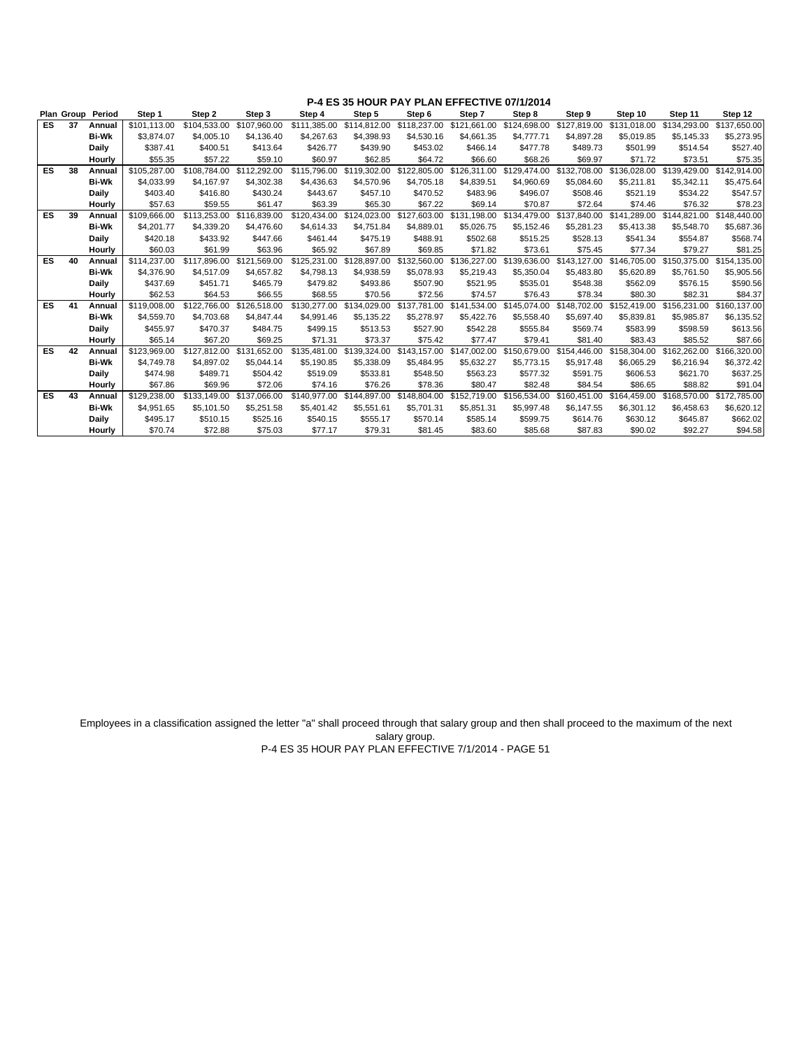## P-4 ES 35 HOUR PAY PLAN EFFECTIVE 07/1/2014

| Plan | Group | Period | Step 1 | Step 2 | Step 3 | Step 4 | Step 5 | Step 6 | Step 7 | Step 8 | Step 9 | Step 10 | Step 11 | Step 12 |
|---|---|---|---|---|---|---|---|---|---|---|---|---|---|---|
| ES | 37 | Annual | $101,113.00 | $104,533.00 | $107,960.00 | $111,385.00 | $114,812.00 | $118,237.00 | $121,661.00 | $124,698.00 | $127,819.00 | $131,018.00 | $134,293.00 | $137,650.00 |
| | | Bi-Wk | $3,874.07 | $4,005.10 | $4,136.40 | $4,267.63 | $4,398.93 | $4,530.16 | $4,661.35 | $4,777.71 | $4,897.28 | $5,019.85 | $5,145.33 | $5,273.95 |
| | | Daily | $387.41 | $400.51 | $413.64 | $426.77 | $439.90 | $453.02 | $466.14 | $477.78 | $489.73 | $501.99 | $514.54 | $527.40 |
| | | Hourly | $55.35 | $57.22 | $59.10 | $60.97 | $62.85 | $64.72 | $66.60 | $68.26 | $69.97 | $71.72 | $73.51 | $75.35 |
| ES | 38 | Annual | $105,287.00 | $108,784.00 | $112,292.00 | $115,796.00 | $119,302.00 | $122,805.00 | $126,311.00 | $129,474.00 | $132,708.00 | $136,028.00 | $139,429.00 | $142,914.00 |
| | | Bi-Wk | $4,033.99 | $4,167.97 | $4,302.38 | $4,436.63 | $4,570.96 | $4,705.18 | $4,839.51 | $4,960.69 | $5,084.60 | $5,211.81 | $5,342.11 | $5,475.64 |
| | | Daily | $403.40 | $416.80 | $430.24 | $443.67 | $457.10 | $470.52 | $483.96 | $496.07 | $508.46 | $521.19 | $534.22 | $547.57 |
| | | Hourly | $57.63 | $59.55 | $61.47 | $63.39 | $65.30 | $67.22 | $69.14 | $70.87 | $72.64 | $74.46 | $76.32 | $78.23 |
| ES | 39 | Annual | $109,666.00 | $113,253.00 | $116,839.00 | $120,434.00 | $124,023.00 | $127,603.00 | $131,198.00 | $134,479.00 | $137,840.00 | $141,289.00 | $144,821.00 | $148,440.00 |
| | | Bi-Wk | $4,201.77 | $4,339.20 | $4,476.60 | $4,614.33 | $4,751.84 | $4,889.01 | $5,026.75 | $5,152.46 | $5,281.23 | $5,413.38 | $5,548.70 | $5,687.36 |
| | | Daily | $420.18 | $433.92 | $447.66 | $461.44 | $475.19 | $488.91 | $502.68 | $515.25 | $528.13 | $541.34 | $554.87 | $568.74 |
| | | Hourly | $60.03 | $61.99 | $63.96 | $65.92 | $67.89 | $69.85 | $71.82 | $73.61 | $75.45 | $77.34 | $79.27 | $81.25 |
| ES | 40 | Annual | $114,237.00 | $117,896.00 | $121,569.00 | $125,231.00 | $128,897.00 | $132,560.00 | $136,227.00 | $139,636.00 | $143,127.00 | $146,705.00 | $150,375.00 | $154,135.00 |
| | | Bi-Wk | $4,376.90 | $4,517.09 | $4,657.82 | $4,798.13 | $4,938.59 | $5,078.93 | $5,219.43 | $5,350.04 | $5,483.80 | $5,620.89 | $5,761.50 | $5,905.56 |
| | | Daily | $437.69 | $451.71 | $465.79 | $479.82 | $493.86 | $507.90 | $521.95 | $535.01 | $548.38 | $562.09 | $576.15 | $590.56 |
| | | Hourly | $62.53 | $64.53 | $66.55 | $68.55 | $70.56 | $72.56 | $74.57 | $76.43 | $78.34 | $80.30 | $82.31 | $84.37 |
| ES | 41 | Annual | $119,008.00 | $122,766.00 | $126,518.00 | $130,277.00 | $134,029.00 | $137,781.00 | $141,534.00 | $145,074.00 | $148,702.00 | $152,419.00 | $156,231.00 | $160,137.00 |
| | | Bi-Wk | $4,559.70 | $4,703.68 | $4,847.44 | $4,991.46 | $5,135.22 | $5,278.97 | $5,422.76 | $5,558.40 | $5,697.40 | $5,839.81 | $5,985.87 | $6,135.52 |
| | | Daily | $455.97 | $470.37 | $484.75 | $499.15 | $513.53 | $527.90 | $542.28 | $555.84 | $569.74 | $583.99 | $598.59 | $613.56 |
| | | Hourly | $65.14 | $67.20 | $69.25 | $71.31 | $73.37 | $75.42 | $77.47 | $79.41 | $81.40 | $83.43 | $85.52 | $87.66 |
| ES | 42 | Annual | $123,969.00 | $127,812.00 | $131,652.00 | $135,481.00 | $139,324.00 | $143,157.00 | $147,002.00 | $150,679.00 | $154,446.00 | $158,304.00 | $162,262.00 | $166,320.00 |
| | | Bi-Wk | $4,749.78 | $4,897.02 | $5,044.14 | $5,190.85 | $5,338.09 | $5,484.95 | $5,632.27 | $5,773.15 | $5,917.48 | $6,065.29 | $6,216.94 | $6,372.42 |
| | | Daily | $474.98 | $489.71 | $504.42 | $519.09 | $533.81 | $548.50 | $563.23 | $577.32 | $591.75 | $606.53 | $621.70 | $637.25 |
| | | Hourly | $67.86 | $69.96 | $72.06 | $74.16 | $76.26 | $78.36 | $80.47 | $82.48 | $84.54 | $86.65 | $88.82 | $91.04 |
| ES | 43 | Annual | $129,238.00 | $133,149.00 | $137,066.00 | $140,977.00 | $144,897.00 | $148,804.00 | $152,719.00 | $156,534.00 | $160,451.00 | $164,459.00 | $168,570.00 | $172,785.00 |
| | | Bi-Wk | $4,951.65 | $5,101.50 | $5,251.58 | $5,401.42 | $5,551.61 | $5,701.31 | $5,851.31 | $5,997.48 | $6,147.55 | $6,301.12 | $6,458.63 | $6,620.12 |
| | | Daily | $495.17 | $510.15 | $525.16 | $540.15 | $555.17 | $570.14 | $585.14 | $599.75 | $614.76 | $630.12 | $645.87 | $662.02 |
| | | Hourly | $70.74 | $72.88 | $75.03 | $77.17 | $79.31 | $81.45 | $83.60 | $85.68 | $87.83 | $90.02 | $92.27 | $94.58 |

Employees in a classification assigned the letter "a" shall proceed through that salary group and then shall proceed to the maximum of the next salary group.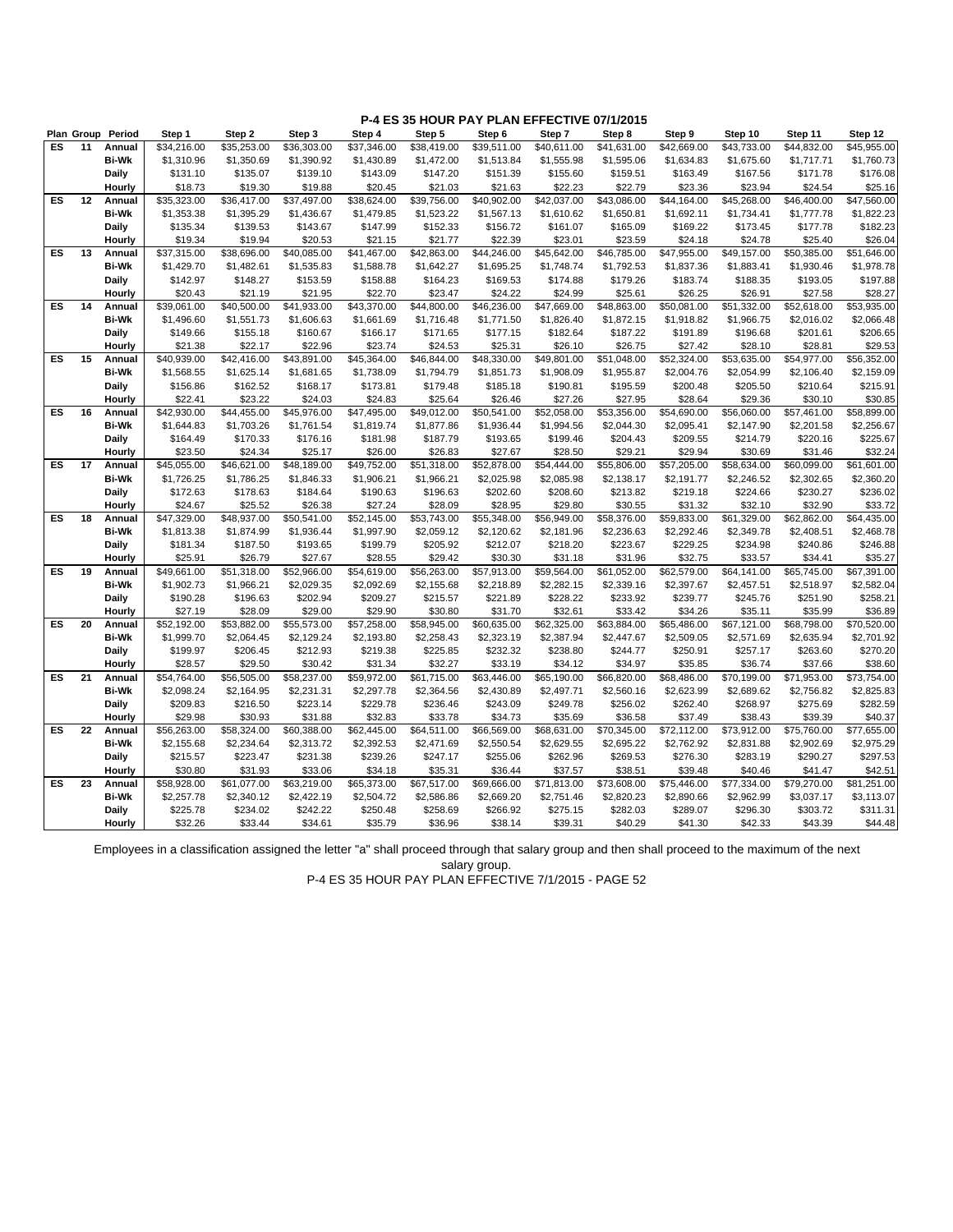## P-4 ES 35 HOUR PAY PLAN EFFECTIVE 07/1/2015

| Plan | Group | Period | Step 1 | Step 2 | Step 3 | Step 4 | Step 5 | Step 6 | Step 7 | Step 8 | Step 9 | Step 10 | Step 11 | Step 12 |
|---|---|---|---|---|---|---|---|---|---|---|---|---|---|---|
| ES | 11 | Annual | $34,216.00 | $35,253.00 | $36,303.00 | $37,346.00 | $38,419.00 | $39,511.00 | $40,611.00 | $41,631.00 | $42,669.00 | $43,733.00 | $44,832.00 | $45,955.00 |
| | | Bi-Wk | $1,310.96 | $1,350.69 | $1,390.92 | $1,430.89 | $1,472.00 | $1,513.84 | $1,555.98 | $1,595.06 | $1,634.83 | $1,675.60 | $1,717.71 | $1,760.73 |
| | | Daily | $131.10 | $135.07 | $139.10 | $143.09 | $147.20 | $151.39 | $155.60 | $159.51 | $163.49 | $167.56 | $171.78 | $176.08 |
| | | Hourly | $18.73 | $19.30 | $19.88 | $20.45 | $21.03 | $21.63 | $22.23 | $22.79 | $23.36 | $23.94 | $24.54 | $25.16 |
| ES | 12 | Annual | $35,323.00 | $36,417.00 | $37,497.00 | $38,624.00 | $39,756.00 | $40,902.00 | $42,037.00 | $43,086.00 | $44,164.00 | $45,268.00 | $46,400.00 | $47,560.00 |
| | | Bi-Wk | $1,353.38 | $1,395.29 | $1,436.67 | $1,479.85 | $1,523.22 | $1,567.13 | $1,610.62 | $1,650.81 | $1,692.11 | $1,734.41 | $1,777.78 | $1,822.23 |
| | | Daily | $135.34 | $139.53 | $143.67 | $147.99 | $152.33 | $156.72 | $161.07 | $165.09 | $169.22 | $173.45 | $177.78 | $182.23 |
| | | Hourly | $19.34 | $19.94 | $20.53 | $21.15 | $21.77 | $22.39 | $23.01 | $23.59 | $24.18 | $24.78 | $25.40 | $26.04 |
| ES | 13 | Annual | $37,315.00 | $38,696.00 | $40,085.00 | $41,467.00 | $42,863.00 | $44,246.00 | $45,642.00 | $46,785.00 | $47,955.00 | $49,157.00 | $50,385.00 | $51,646.00 |
| | | Bi-Wk | $1,429.70 | $1,482.61 | $1,535.83 | $1,588.78 | $1,642.27 | $1,695.25 | $1,748.74 | $1,792.53 | $1,837.36 | $1,883.41 | $1,930.46 | $1,978.78 |
| | | Daily | $142.97 | $148.27 | $153.59 | $158.88 | $164.23 | $169.53 | $174.88 | $179.26 | $183.74 | $188.35 | $193.05 | $197.88 |
| | | Hourly | $20.43 | $21.19 | $21.95 | $22.70 | $23.47 | $24.22 | $24.99 | $25.61 | $26.25 | $26.91 | $27.58 | $28.27 |
| ES | 14 | Annual | $39,061.00 | $40,500.00 | $41,933.00 | $43,370.00 | $44,800.00 | $46,236.00 | $47,669.00 | $48,863.00 | $50,081.00 | $51,332.00 | $52,618.00 | $53,935.00 |
| | | Bi-Wk | $1,496.60 | $1,551.73 | $1,606.63 | $1,661.69 | $1,716.48 | $1,771.50 | $1,826.40 | $1,872.15 | $1,918.82 | $1,966.75 | $2,016.02 | $2,066.48 |
| | | Daily | $149.66 | $155.18 | $160.67 | $166.17 | $171.65 | $177.15 | $182.64 | $187.22 | $191.89 | $196.68 | $201.61 | $206.65 |
| | | Hourly | $21.38 | $22.17 | $22.96 | $23.74 | $24.53 | $25.31 | $26.10 | $26.75 | $27.42 | $28.10 | $28.81 | $29.53 |
| ES | 15 | Annual | $40,939.00 | $42,416.00 | $43,891.00 | $45,364.00 | $46,844.00 | $48,330.00 | $49,801.00 | $51,048.00 | $52,324.00 | $53,635.00 | $54,977.00 | $56,352.00 |
| | | Bi-Wk | $1,568.55 | $1,625.14 | $1,681.65 | $1,738.09 | $1,794.79 | $1,851.73 | $1,908.09 | $1,955.87 | $2,004.76 | $2,054.99 | $2,106.40 | $2,159.09 |
| | | Daily | $156.86 | $162.52 | $168.17 | $173.81 | $179.48 | $185.18 | $190.81 | $195.59 | $200.48 | $205.50 | $210.64 | $215.91 |
| | | Hourly | $22.41 | $23.22 | $24.03 | $24.83 | $25.64 | $26.46 | $27.26 | $27.95 | $28.64 | $29.36 | $30.10 | $30.85 |
| ES | 16 | Annual | $42,930.00 | $44,455.00 | $45,976.00 | $47,495.00 | $49,012.00 | $50,541.00 | $52,058.00 | $53,356.00 | $54,690.00 | $56,060.00 | $57,461.00 | $58,899.00 |
| | | Bi-Wk | $1,644.83 | $1,703.26 | $1,761.54 | $1,819.74 | $1,877.86 | $1,936.44 | $1,994.56 | $2,044.30 | $2,095.41 | $2,147.90 | $2,201.58 | $2,256.67 |
| | | Daily | $164.49 | $170.33 | $176.16 | $181.98 | $187.79 | $193.65 | $199.46 | $204.43 | $209.55 | $214.79 | $220.16 | $225.67 |
| | | Hourly | $23.50 | $24.34 | $25.17 | $26.00 | $26.83 | $27.67 | $28.50 | $29.21 | $29.94 | $30.69 | $31.46 | $32.24 |
| ES | 17 | Annual | $45,055.00 | $46,621.00 | $48,189.00 | $49,752.00 | $51,318.00 | $52,878.00 | $54,444.00 | $55,806.00 | $57,205.00 | $58,634.00 | $60,099.00 | $61,601.00 |
| | | Bi-Wk | $1,726.25 | $1,786.25 | $1,846.33 | $1,906.21 | $1,966.21 | $2,025.98 | $2,085.98 | $2,138.17 | $2,191.77 | $2,246.52 | $2,302.65 | $2,360.20 |
| | | Daily | $172.63 | $178.63 | $184.64 | $190.63 | $196.63 | $202.60 | $208.60 | $213.82 | $219.18 | $224.66 | $230.27 | $236.02 |
| | | Hourly | $24.67 | $25.52 | $26.38 | $27.24 | $28.09 | $28.95 | $29.80 | $30.55 | $31.32 | $32.10 | $32.90 | $33.72 |
| ES | 18 | Annual | $47,329.00 | $48,937.00 | $50,541.00 | $52,145.00 | $53,743.00 | $55,348.00 | $56,949.00 | $58,376.00 | $59,833.00 | $61,329.00 | $62,862.00 | $64,435.00 |
| | | Bi-Wk | $1,813.38 | $1,874.99 | $1,936.44 | $1,997.90 | $2,059.12 | $2,120.62 | $2,181.96 | $2,236.63 | $2,292.46 | $2,349.78 | $2,408.51 | $2,468.78 |
| | | Daily | $181.34 | $187.50 | $193.65 | $199.79 | $205.92 | $212.07 | $218.20 | $223.67 | $229.25 | $234.98 | $240.86 | $246.88 |
| | | Hourly | $25.91 | $26.79 | $27.67 | $28.55 | $29.42 | $30.30 | $31.18 | $31.96 | $32.75 | $33.57 | $34.41 | $35.27 |
| ES | 19 | Annual | $49,661.00 | $51,318.00 | $52,966.00 | $54,619.00 | $56,263.00 | $57,913.00 | $59,564.00 | $61,052.00 | $62,579.00 | $64,141.00 | $65,745.00 | $67,391.00 |
| | | Bi-Wk | $1,902.73 | $1,966.21 | $2,029.35 | $2,092.69 | $2,155.68 | $2,218.89 | $2,282.15 | $2,339.16 | $2,397.67 | $2,457.51 | $2,518.97 | $2,582.04 |
| | | Daily | $190.28 | $196.63 | $202.94 | $209.27 | $215.57 | $221.89 | $228.22 | $233.92 | $239.77 | $245.76 | $251.90 | $258.21 |
| | | Hourly | $27.19 | $28.09 | $29.00 | $29.90 | $30.80 | $31.70 | $32.61 | $33.42 | $34.26 | $35.11 | $35.99 | $36.89 |
| ES | 20 | Annual | $52,192.00 | $53,882.00 | $55,573.00 | $57,258.00 | $58,945.00 | $60,635.00 | $62,325.00 | $63,884.00 | $65,486.00 | $67,121.00 | $68,798.00 | $70,520.00 |
| | | Bi-Wk | $1,999.70 | $2,064.45 | $2,129.24 | $2,193.80 | $2,258.43 | $2,323.19 | $2,387.94 | $2,447.67 | $2,509.05 | $2,571.69 | $2,635.94 | $2,701.92 |
| | | Daily | $199.97 | $206.45 | $212.93 | $219.38 | $225.85 | $232.32 | $238.80 | $244.77 | $250.91 | $257.17 | $263.60 | $270.20 |
| | | Hourly | $28.57 | $29.50 | $30.42 | $31.34 | $32.27 | $33.19 | $34.12 | $34.97 | $35.85 | $36.74 | $37.66 | $38.60 |
| ES | 21 | Annual | $54,764.00 | $56,505.00 | $58,237.00 | $59,972.00 | $61,715.00 | $63,446.00 | $65,190.00 | $66,820.00 | $68,486.00 | $70,199.00 | $71,953.00 | $73,754.00 |
| | | Bi-Wk | $2,098.24 | $2,164.95 | $2,231.31 | $2,297.78 | $2,364.56 | $2,430.89 | $2,497.71 | $2,560.16 | $2,623.99 | $2,689.62 | $2,756.82 | $2,825.83 |
| | | Daily | $209.83 | $216.50 | $223.14 | $229.78 | $236.46 | $243.09 | $249.78 | $256.02 | $262.40 | $268.97 | $275.69 | $282.59 |
| | | Hourly | $29.98 | $30.93 | $31.88 | $32.83 | $33.78 | $34.73 | $35.69 | $36.58 | $37.49 | $38.43 | $39.39 | $40.37 |
| ES | 22 | Annual | $56,263.00 | $58,324.00 | $60,388.00 | $62,445.00 | $64,511.00 | $66,569.00 | $68,631.00 | $70,345.00 | $72,112.00 | $73,912.00 | $75,760.00 | $77,655.00 |
| | | Bi-Wk | $2,155.68 | $2,234.64 | $2,313.72 | $2,392.53 | $2,471.69 | $2,550.54 | $2,629.55 | $2,695.22 | $2,762.92 | $2,831.88 | $2,902.69 | $2,975.29 |
| | | Daily | $215.57 | $223.47 | $231.38 | $239.26 | $247.17 | $255.06 | $262.96 | $269.53 | $276.30 | $283.19 | $290.27 | $297.53 |
| | | Hourly | $30.80 | $31.93 | $33.06 | $34.18 | $35.31 | $36.44 | $37.57 | $38.51 | $39.48 | $40.46 | $41.47 | $42.51 |
| ES | 23 | Annual | $58,928.00 | $61,077.00 | $63,219.00 | $65,373.00 | $67,517.00 | $69,666.00 | $71,813.00 | $73,608.00 | $75,446.00 | $77,334.00 | $79,270.00 | $81,251.00 |
| | | Bi-Wk | $2,257.78 | $2,340.12 | $2,422.19 | $2,504.72 | $2,586.86 | $2,669.20 | $2,751.46 | $2,820.23 | $2,890.66 | $2,962.99 | $3,037.17 | $3,113.07 |
| | | Daily | $225.78 | $234.02 | $242.22 | $250.48 | $258.69 | $266.92 | $275.15 | $282.03 | $289.07 | $296.30 | $303.72 | $311.31 |
| | | Hourly | $32.26 | $33.44 | $34.61 | $35.79 | $36.96 | $38.14 | $39.31 | $40.29 | $41.30 | $42.33 | $43.39 | $44.48 |

Employees in a classification assigned the letter "a" shall proceed through that salary group and then shall proceed to the maximum of the next salary group.

P-4 ES 35 HOUR PAY PLAN EFFECTIVE 7/1/2015 - PAGE 52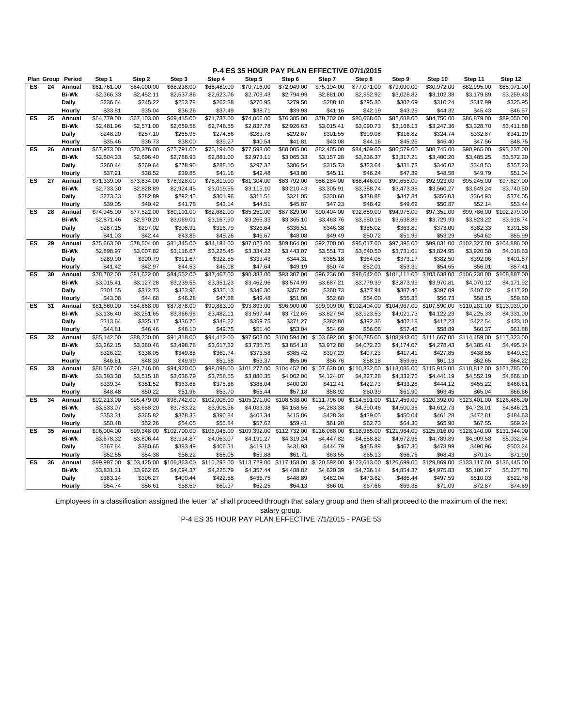## P-4 ES 35 HOUR PAY PLAN EFFECTIVE 07/1/2015

| Plan | Group | Period | Step 1 | Step 2 | Step 3 | Step 4 | Step 5 | Step 6 | Step 7 | Step 8 | Step 9 | Step 10 | Step 11 | Step 12 |
|---|---|---|---|---|---|---|---|---|---|---|---|---|---|---|
| ES | 24 | Annual | $61,761.00 | $64,000.00 | $66,238.00 | $68,480.00 | $70,716.00 | $72,949.00 | $75,194.00 | $77,071.00 | $79,000.00 | $80,972.00 | $82,995.00 | $85,071.00 |
| | | Bi-Wk | $2,366.33 | $2,452.11 | $2,537.86 | $2,623.76 | $2,709.43 | $2,794.99 | $2,881.00 | $2,952.92 | $3,026.82 | $3,102.38 | $3,179.89 | $3,259.43 |
| | | Daily | $236.64 | $245.22 | $253.79 | $262.38 | $270.95 | $279.50 | $288.10 | $295.30 | $302.69 | $310.24 | $317.99 | $325.95 |
| | | Hourly | $33.81 | $35.04 | $36.26 | $37.49 | $38.71 | $39.93 | $41.16 | $42.19 | $43.25 | $44.32 | $45.43 | $46.57 |
| ES | 25 | Annual | $64,779.00 | $67,103.00 | $69,415.00 | $71,737.00 | $74,066.00 | $76,385.00 | $78,702.00 | $80,668.00 | $82,688.00 | $84,756.00 | $86,879.00 | $89,050.00 |
| | | Bi-Wk | $2,481.96 | $2,571.00 | $2,659.58 | $2,748.55 | $2,837.78 | $2,926.63 | $3,015.41 | $3,090.73 | $3,168.13 | $3,247.36 | $3,328.70 | $3,411.88 |
| | | Daily | $248.20 | $257.10 | $265.96 | $274.86 | $283.78 | $292.67 | $301.55 | $309.08 | $316.82 | $324.74 | $332.87 | $341.19 |
| | | Hourly | $35.46 | $36.73 | $38.00 | $39.27 | $40.54 | $41.81 | $43.08 | $44.16 | $45.26 | $46.40 | $47.56 | $48.75 |
| ES | 26 | Annual | $67,973.00 | $70,376.00 | $72,791.00 | $75,194.00 | $77,598.00 | $80,005.00 | $82,405.00 | $84,469.00 | $86,579.00 | $88,745.00 | $90,965.00 | $93,237.00 |
| | | Bi-Wk | $2,604.33 | $2,696.40 | $2,788.93 | $2,881.00 | $2,973.11 | $3,065.33 | $3,157.28 | $3,236.37 | $3,317.21 | $3,400.20 | $3,485.25 | $3,572.30 |
| | | Daily | $260.44 | $269.64 | $278.90 | $288.10 | $297.32 | $306.54 | $315.73 | $323.64 | $331.73 | $340.02 | $348.53 | $357.23 |
| | | Hourly | $37.21 | $38.52 | $39.85 | $41.16 | $42.48 | $43.80 | $45.11 | $46.24 | $47.39 | $48.58 | $49.79 | $51.04 |
| ES | 27 | Annual | $71,339.00 | $73,834.00 | $76,328.00 | $78,810.00 | $81,304.00 | $83,792.00 | $86,284.00 | $88,446.00 | $90,655.00 | $92,923.00 | $95,245.00 | $97,627.00 |
| | | Bi-Wk | $2,733.30 | $2,828.89 | $2,924.45 | $3,019.55 | $3,115.10 | $3,210.43 | $3,305.91 | $3,388.74 | $3,473.38 | $3,560.27 | $3,649.24 | $3,740.50 |
| | | Daily | $273.33 | $282.89 | $292.45 | $301.96 | $311.51 | $321.05 | $330.60 | $338.88 | $347.34 | $356.03 | $364.93 | $374.05 |
| | | Hourly | $39.05 | $40.42 | $41.78 | $43.14 | $44.51 | $45.87 | $47.23 | $48.42 | $49.62 | $50.87 | $52.14 | $53.44 |
| ES | 28 | Annual | $74,945.00 | $77,522.00 | $80,101.00 | $82,682.00 | $85,251.00 | $87,829.00 | $90,404.00 | $92,659.00 | $94,975.00 | $97,351.00 | $99,786.00 | $102,279.00 |
| | | Bi-Wk | $2,871.46 | $2,970.20 | $3,069.01 | $3,167.90 | $3,266.33 | $3,365.10 | $3,463.76 | $3,550.16 | $3,638.89 | $3,729.93 | $3,823.22 | $3,918.74 |
| | | Daily | $287.15 | $297.02 | $306.91 | $316.79 | $326.64 | $336.51 | $346.38 | $355.02 | $363.89 | $373.00 | $382.33 | $391.88 |
| | | Hourly | $41.03 | $42.44 | $43.85 | $45.26 | $46.67 | $48.08 | $49.49 | $50.72 | $51.99 | $53.29 | $54.62 | $55.99 |
| ES | 29 | Annual | $75,663.00 | $78,504.00 | $81,345.00 | $84,184.00 | $87,023.00 | $89,864.00 | $92,700.00 | $95,017.00 | $97,395.00 | $99,831.00 | $102,327.00 | $104,886.00 |
| | | Bi-Wk | $2,898.97 | $3,007.82 | $3,116.67 | $3,225.45 | $3,334.22 | $3,443.07 | $3,551.73 | $3,640.50 | $3,731.61 | $3,824.95 | $3,920.58 | $4,018.63 |
| | | Daily | $289.90 | $300.79 | $311.67 | $322.55 | $333.43 | $344.31 | $355.18 | $364.05 | $373.17 | $382.50 | $392.06 | $401.87 |
| | | Hourly | $41.42 | $42.97 | $44.53 | $46.08 | $47.64 | $49.19 | $50.74 | $52.01 | $53.31 | $54.65 | $56.01 | $57.41 |
| ES | 30 | Annual | $78,702.00 | $81,622.00 | $84,552.00 | $87,467.00 | $90,383.00 | $93,307.00 | $96,236.00 | $98,642.00 | $101,111.00 | $103,638.00 | $106,230.00 | $108,887.00 |
| | | Bi-Wk | $3,015.41 | $3,127.28 | $3,239.55 | $3,351.23 | $3,462.96 | $3,574.99 | $3,687.21 | $3,779.39 | $3,873.99 | $3,970.81 | $4,070.12 | $4,171.92 |
| | | Daily | $301.55 | $312.73 | $323.96 | $335.13 | $346.30 | $357.50 | $368.73 | $377.94 | $387.40 | $397.09 | $407.02 | $417.20 |
| | | Hourly | $43.08 | $44.68 | $46.28 | $47.88 | $49.48 | $51.08 | $52.68 | $54.00 | $55.35 | $56.73 | $58.15 | $59.60 |
| ES | 31 | Annual | $81,860.00 | $84,868.00 | $87,878.00 | $90,883.00 | $93,893.00 | $96,900.00 | $99,909.00 | $102,404.00 | $104,967.00 | $107,590.00 | $110,281.00 | $113,039.00 |
| | | Bi-Wk | $3,136.40 | $3,251.65 | $3,366.98 | $3,482.11 | $3,597.44 | $3,712.65 | $3,827.94 | $3,923.53 | $4,021.73 | $4,122.23 | $4,225.33 | $4,331.00 |
| | | Daily | $313.64 | $325.17 | $336.70 | $348.22 | $359.75 | $371.27 | $382.80 | $392.36 | $402.18 | $412.23 | $422.54 | $433.10 |
| | | Hourly | $44.81 | $46.46 | $48.10 | $49.75 | $51.40 | $53.04 | $54.69 | $56.06 | $57.46 | $58.89 | $60.37 | $61.88 |
| ES | 32 | Annual | $85,142.00 | $88,230.00 | $91,318.00 | $94,412.00 | $97,503.00 | $100,594.00 | $103,692.00 | $106,285.00 | $108,943.00 | $111,667.00 | $114,459.00 | $117,323.00 |
| | | Bi-Wk | $3,262.15 | $3,380.46 | $3,498.78 | $3,617.32 | $3,735.75 | $3,854.18 | $3,972.88 | $4,072.23 | $4,174.07 | $4,278.43 | $4,385.41 | $4,495.14 |
| | | Daily | $326.22 | $338.05 | $349.88 | $361.74 | $373.58 | $385.42 | $397.29 | $407.23 | $417.41 | $427.85 | $438.55 | $449.52 |
| | | Hourly | $46.61 | $48.30 | $49.99 | $51.68 | $53.37 | $55.06 | $56.76 | $58.18 | $59.63 | $61.13 | $62.65 | $64.22 |
| ES | 33 | Annual | $88,567.00 | $91,746.00 | $94,920.00 | $98,098.00 | $101,277.00 | $104,452.00 | $107,638.00 | $110,332.00 | $113,085.00 | $115,915.00 | $118,812.00 | $121,785.00 |
| | | Bi-Wk | $3,393.38 | $3,515.18 | $3,636.79 | $3,758.55 | $3,880.35 | $4,002.00 | $4,124.07 | $4,227.28 | $4,332.76 | $4,441.19 | $4,552.19 | $4,666.10 |
| | | Daily | $339.34 | $351.52 | $363.68 | $375.86 | $388.04 | $400.20 | $412.41 | $422.73 | $433.28 | $444.12 | $455.22 | $466.61 |
| | | Hourly | $48.48 | $50.22 | $51.96 | $53.70 | $55.44 | $57.18 | $58.92 | $60.39 | $61.90 | $63.45 | $65.04 | $66.66 |
| ES | 34 | Annual | $92,213.00 | $95,479.00 | $98,742.00 | $102,008.00 | $105,271.00 | $108,538.00 | $111,796.00 | $114,591.00 | $117,459.00 | $120,392.00 | $123,401.00 | $126,486.00 |
| | | Bi-Wk | $3,533.07 | $3,658.20 | $3,783.22 | $3,908.36 | $4,033.38 | $4,158.55 | $4,283.38 | $4,390.46 | $4,500.35 | $4,612.73 | $4,728.01 | $4,846.21 |
| | | Daily | $353.31 | $365.82 | $378.33 | $390.84 | $403.34 | $415.86 | $428.34 | $439.05 | $450.04 | $461.28 | $472.81 | $484.63 |
| | | Hourly | $50.48 | $52.26 | $54.05 | $55.84 | $57.62 | $59.41 | $61.20 | $62.73 | $64.30 | $65.90 | $67.55 | $69.24 |
| ES | 35 | Annual | $96,004.00 | $99,348.00 | $102,700.00 | $106,046.00 | $109,392.00 | $112,732.00 | $116,088.00 | $118,985.00 | $121,964.00 | $125,016.00 | $128,140.00 | $131,344.00 |
| | | Bi-Wk | $3,678.32 | $3,806.44 | $3,934.87 | $4,063.07 | $4,191.27 | $4,319.24 | $4,447.82 | $4,558.82 | $4,672.96 | $4,789.89 | $4,909.58 | $5,032.34 |
| | | Daily | $367.84 | $380.65 | $393.49 | $406.31 | $419.13 | $431.93 | $444.79 | $455.89 | $467.30 | $478.99 | $490.96 | $503.24 |
| | | Hourly | $52.55 | $54.38 | $56.22 | $58.05 | $59.88 | $61.71 | $63.55 | $65.13 | $66.76 | $68.43 | $70.14 | $71.90 |
| ES | 36 | Annual | $99,997.00 | $103,425.00 | $106,863.00 | $110,293.00 | $113,729.00 | $117,158.00 | $120,592.00 | $123,613.00 | $126,699.00 | $129,869.00 | $133,117.00 | $136,445.00 |
| | | Bi-Wk | $3,831.31 | $3,962.65 | $4,094.37 | $4,225.79 | $4,357.44 | $4,488.82 | $4,620.39 | $4,736.14 | $4,854.37 | $4,975.83 | $5,100.27 | $5,227.78 |
| | | Daily | $383.14 | $396.27 | $409.44 | $422.58 | $435.75 | $448.89 | $462.04 | $473.62 | $485.44 | $497.59 | $510.03 | $522.78 |
| | | Hourly | $54.74 | $56.61 | $58.50 | $60.37 | $62.25 | $64.13 | $66.01 | $67.66 | $69.35 | $71.09 | $72.87 | $74.69 |

Employees in a classification assigned the letter "a" shall proceed through that salary group and then shall proceed to the maximum of the next salary group.

P-4 ES 35 HOUR PAY PLAN EFFECTIVE 7/1/2015 - PAGE 53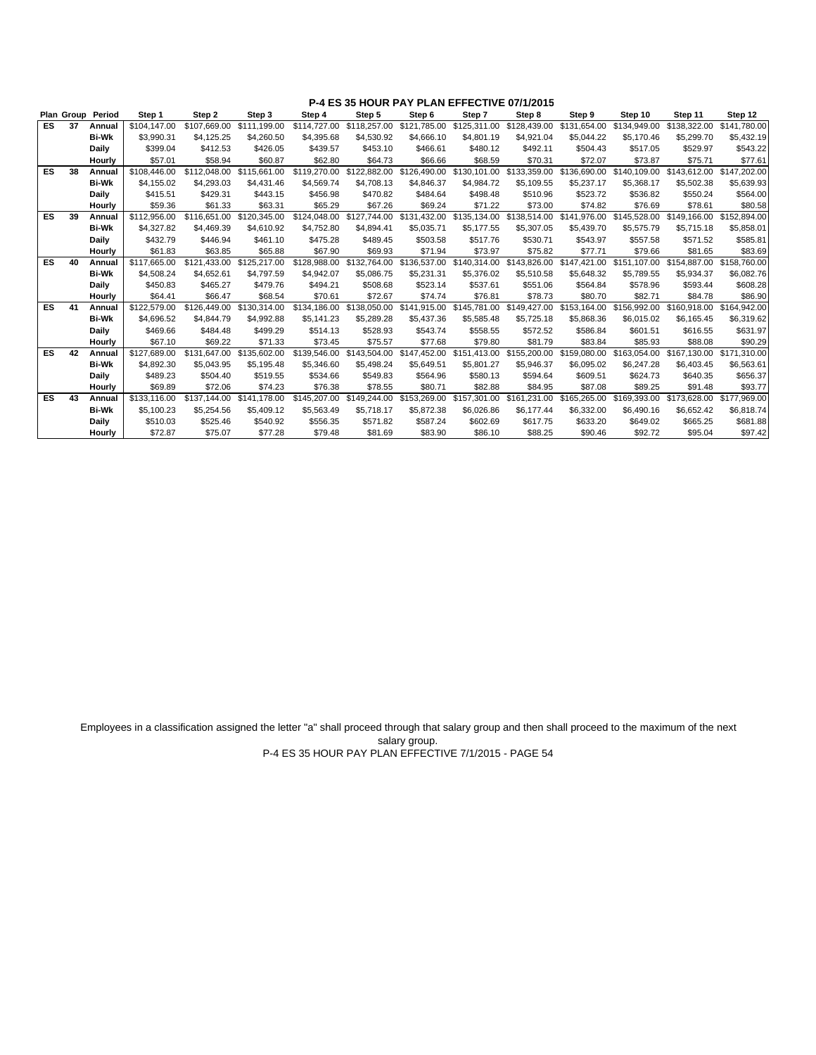## P-4 ES 35 HOUR PAY PLAN EFFECTIVE 07/1/2015

| Plan | Group | Period | Step 1 | Step 2 | Step 3 | Step 4 | Step 5 | Step 6 | Step 7 | Step 8 | Step 9 | Step 10 | Step 11 | Step 12 |
|---|---|---|---|---|---|---|---|---|---|---|---|---|---|---|
| ES | 37 | Annual | $104,147.00 | $107,669.00 | $111,199.00 | $114,727.00 | $118,257.00 | $121,785.00 | $125,311.00 | $128,439.00 | $131,654.00 | $134,949.00 | $138,322.00 | $141,780.00 |
| | | Bi-Wk | $3,990.31 | $4,125.25 | $4,260.50 | $4,395.68 | $4,530.92 | $4,666.10 | $4,801.19 | $4,921.04 | $5,044.22 | $5,170.46 | $5,299.70 | $5,432.19 |
| | | Daily | $399.04 | $412.53 | $426.05 | $439.57 | $453.10 | $466.61 | $480.12 | $492.11 | $504.43 | $517.05 | $529.97 | $543.22 |
| | | Hourly | $57.01 | $58.94 | $60.87 | $62.80 | $64.73 | $66.66 | $68.59 | $70.31 | $72.07 | $73.87 | $75.71 | $77.61 |
| ES | 38 | Annual | $108,446.00 | $112,048.00 | $115,661.00 | $119,270.00 | $122,882.00 | $126,490.00 | $130,101.00 | $133,359.00 | $136,690.00 | $140,109.00 | $143,612.00 | $147,202.00 |
| | | Bi-Wk | $4,155.02 | $4,293.03 | $4,431.46 | $4,569.74 | $4,708.13 | $4,846.37 | $4,984.72 | $5,109.55 | $5,237.17 | $5,368.17 | $5,502.38 | $5,639.93 |
| | | Daily | $415.51 | $429.31 | $443.15 | $456.98 | $470.82 | $484.64 | $498.48 | $510.96 | $523.72 | $536.82 | $550.24 | $564.00 |
| | | Hourly | $59.36 | $61.33 | $63.31 | $65.29 | $67.26 | $69.24 | $71.22 | $73.00 | $74.82 | $76.69 | $78.61 | $80.58 |
| ES | 39 | Annual | $112,956.00 | $116,651.00 | $120,345.00 | $124,048.00 | $127,744.00 | $131,432.00 | $135,134.00 | $138,514.00 | $141,976.00 | $145,528.00 | $149,166.00 | $152,894.00 |
| | | Bi-Wk | $4,327.82 | $4,469.39 | $4,610.92 | $4,752.80 | $4,894.41 | $5,035.71 | $5,177.55 | $5,307.05 | $5,439.70 | $5,575.79 | $5,715.18 | $5,858.01 |
| | | Daily | $432.79 | $446.94 | $461.10 | $475.28 | $489.45 | $503.58 | $517.76 | $530.71 | $543.97 | $557.58 | $571.52 | $585.81 |
| | | Hourly | $61.83 | $63.85 | $65.88 | $67.90 | $69.93 | $71.94 | $73.97 | $75.82 | $77.71 | $79.66 | $81.65 | $83.69 |
| ES | 40 | Annual | $117,665.00 | $121,433.00 | $125,217.00 | $128,988.00 | $132,764.00 | $136,537.00 | $140,314.00 | $143,826.00 | $147,421.00 | $151,107.00 | $154,887.00 | $158,760.00 |
| | | Bi-Wk | $4,508.24 | $4,652.61 | $4,797.59 | $4,942.07 | $5,086.75 | $5,231.31 | $5,376.02 | $5,510.58 | $5,648.32 | $5,789.55 | $5,934.37 | $6,082.76 |
| | | Daily | $450.83 | $465.27 | $479.76 | $494.21 | $508.68 | $523.14 | $537.61 | $551.06 | $564.84 | $578.96 | $593.44 | $608.28 |
| | | Hourly | $64.41 | $66.47 | $68.54 | $70.61 | $72.67 | $74.74 | $76.81 | $78.73 | $80.70 | $82.71 | $84.78 | $86.90 |
| ES | 41 | Annual | $122,579.00 | $126,449.00 | $130,314.00 | $134,186.00 | $138,050.00 | $141,915.00 | $145,781.00 | $149,427.00 | $153,164.00 | $156,992.00 | $160,918.00 | $164,942.00 |
| | | Bi-Wk | $4,696.52 | $4,844.79 | $4,992.88 | $5,141.23 | $5,289.28 | $5,437.36 | $5,585.48 | $5,725.18 | $5,868.36 | $6,015.02 | $6,165.45 | $6,319.62 |
| | | Daily | $469.66 | $484.48 | $499.29 | $514.13 | $528.93 | $543.74 | $558.55 | $572.52 | $586.84 | $601.51 | $616.55 | $631.97 |
| | | Hourly | $67.10 | $69.22 | $71.33 | $73.45 | $75.57 | $77.68 | $79.80 | $81.79 | $83.84 | $85.93 | $88.08 | $90.29 |
| ES | 42 | Annual | $127,689.00 | $131,647.00 | $135,602.00 | $139,546.00 | $143,504.00 | $147,452.00 | $151,413.00 | $155,200.00 | $159,080.00 | $163,054.00 | $167,130.00 | $171,310.00 |
| | | Bi-Wk | $4,892.30 | $5,043.95 | $5,195.48 | $5,346.60 | $5,498.24 | $5,649.51 | $5,801.27 | $5,946.37 | $6,095.02 | $6,247.28 | $6,403.45 | $6,563.61 |
| | | Daily | $489.23 | $504.40 | $519.55 | $534.66 | $549.83 | $564.96 | $580.13 | $594.64 | $609.51 | $624.73 | $640.35 | $656.37 |
| | | Hourly | $69.89 | $72.06 | $74.23 | $76.38 | $78.55 | $80.71 | $82.88 | $84.95 | $87.08 | $89.25 | $91.48 | $93.77 |
| ES | 43 | Annual | $133,116.00 | $137,144.00 | $141,178.00 | $145,207.00 | $149,244.00 | $153,269.00 | $157,301.00 | $161,231.00 | $165,265.00 | $169,393.00 | $173,628.00 | $177,969.00 |
| | | Bi-Wk | $5,100.23 | $5,254.56 | $5,409.12 | $5,563.49 | $5,718.17 | $5,872.38 | $6,026.86 | $6,177.44 | $6,332.00 | $6,490.16 | $6,652.42 | $6,818.74 |
| | | Daily | $510.03 | $525.46 | $540.92 | $556.35 | $571.82 | $587.24 | $602.69 | $617.75 | $633.20 | $649.02 | $665.25 | $681.88 |
| | | Hourly | $72.87 | $75.07 | $77.28 | $79.48 | $81.69 | $83.90 | $86.10 | $88.25 | $90.46 | $92.72 | $95.04 | $97.42 |

Employees in a classification assigned the letter "a" shall proceed through that salary group and then shall proceed to the maximum of the next salary group.

P-4 ES 35 HOUR PAY PLAN EFFECTIVE 7/1/2015 - PAGE 54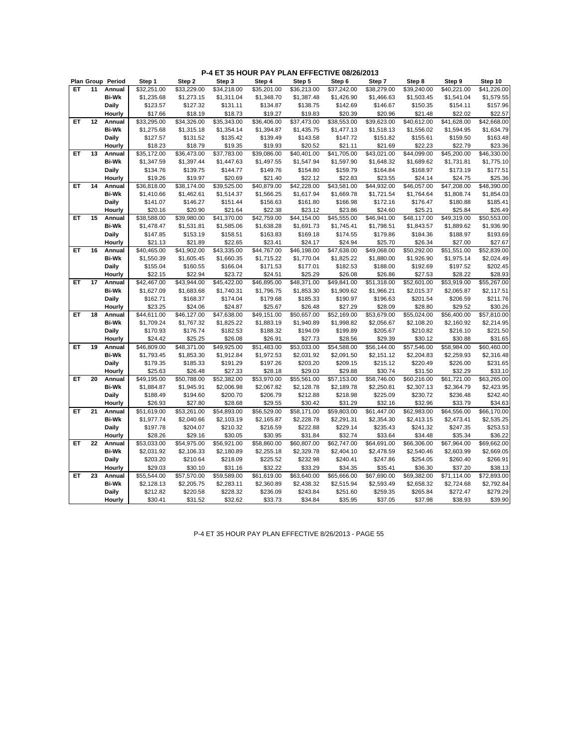# P-4 ET 35 HOUR PAY PLAN EFFECTIVE 08/26/2013

| Plan | Group | Period | Step 1 | Step 2 | Step 3 | Step 4 | Step 5 | Step 6 | Step 7 | Step 8 | Step 9 | Step 10 |
|---|---|---|---|---|---|---|---|---|---|---|---|---|
| ET | 11 | Annual | $32,251.00 | $33,229.00 | $34,218.00 | $35,201.00 | $36,213.00 | $37,242.00 | $38,279.00 | $39,240.00 | $40,221.00 | $41,226.00 |
| | | Bi-Wk | $1,235.68 | $1,273.15 | $1,311.04 | $1,348.70 | $1,387.48 | $1,426.90 | $1,466.63 | $1,503.45 | $1,541.04 | $1,579.55 |
| | | Daily | $123.57 | $127.32 | $131.11 | $134.87 | $138.75 | $142.69 | $146.67 | $150.35 | $154.11 | $157.96 |
| | | Hourly | $17.66 | $18.19 | $18.73 | $19.27 | $19.83 | $20.39 | $20.96 | $21.48 | $22.02 | $22.57 |
| ET | 12 | Annual | $33,295.00 | $34,326.00 | $35,343.00 | $36,406.00 | $37,473.00 | $38,553.00 | $39,623.00 | $40,612.00 | $41,628.00 | $42,668.00 |
| | | Bi-Wk | $1,275.68 | $1,315.18 | $1,354.14 | $1,394.87 | $1,435.75 | $1,477.13 | $1,518.13 | $1,556.02 | $1,594.95 | $1,634.79 |
| | | Daily | $127.57 | $131.52 | $135.42 | $139.49 | $143.58 | $147.72 | $151.82 | $155.61 | $159.50 | $163.48 |
| | | Hourly | $18.23 | $18.79 | $19.35 | $19.93 | $20.52 | $21.11 | $21.69 | $22.23 | $22.79 | $23.36 |
| ET | 13 | Annual | $35,172.00 | $36,473.00 | $37,783.00 | $39,086.00 | $40,401.00 | $41,705.00 | $43,021.00 | $44,099.00 | $45,200.00 | $46,330.00 |
| | | Bi-Wk | $1,347.59 | $1,397.44 | $1,447.63 | $1,497.55 | $1,547.94 | $1,597.90 | $1,648.32 | $1,689.62 | $1,731.81 | $1,775.10 |
| | | Daily | $134.76 | $139.75 | $144.77 | $149.76 | $154.80 | $159.79 | $164.84 | $168.97 | $173.19 | $177.51 |
| | | Hourly | $19.26 | $19.97 | $20.69 | $21.40 | $22.12 | $22.83 | $23.55 | $24.14 | $24.75 | $25.36 |
| ET | 14 | Annual | $36,818.00 | $38,174.00 | $39,525.00 | $40,879.00 | $42,228.00 | $43,581.00 | $44,932.00 | $46,057.00 | $47,208.00 | $48,390.00 |
| | | Bi-Wk | $1,410.66 | $1,462.61 | $1,514.37 | $1,566.25 | $1,617.94 | $1,669.78 | $1,721.54 | $1,764.64 | $1,808.74 | $1,854.03 |
| | | Daily | $141.07 | $146.27 | $151.44 | $156.63 | $161.80 | $166.98 | $172.16 | $176.47 | $180.88 | $185.41 |
| | | Hourly | $20.16 | $20.90 | $21.64 | $22.38 | $23.12 | $23.86 | $24.60 | $25.21 | $25.84 | $26.49 |
| ET | 15 | Annual | $38,588.00 | $39,980.00 | $41,370.00 | $42,759.00 | $44,154.00 | $45,555.00 | $46,941.00 | $48,117.00 | $49,319.00 | $50,553.00 |
| | | Bi-Wk | $1,478.47 | $1,531.81 | $1,585.06 | $1,638.28 | $1,691.73 | $1,745.41 | $1,798.51 | $1,843.57 | $1,889.62 | $1,936.90 |
| | | Daily | $147.85 | $153.19 | $158.51 | $163.83 | $169.18 | $174.55 | $179.86 | $184.36 | $188.97 | $193.69 |
| | | Hourly | $21.13 | $21.89 | $22.65 | $23.41 | $24.17 | $24.94 | $25.70 | $26.34 | $27.00 | $27.67 |
| ET | 16 | Annual | $40,465.00 | $41,902.00 | $43,335.00 | $44,767.00 | $46,198.00 | $47,638.00 | $49,068.00 | $50,292.00 | $51,551.00 | $52,839.00 |
| | | Bi-Wk | $1,550.39 | $1,605.45 | $1,660.35 | $1,715.22 | $1,770.04 | $1,825.22 | $1,880.00 | $1,926.90 | $1,975.14 | $2,024.49 |
| | | Daily | $155.04 | $160.55 | $166.04 | $171.53 | $177.01 | $182.53 | $188.00 | $192.69 | $197.52 | $202.45 |
| | | Hourly | $22.15 | $22.94 | $23.72 | $24.51 | $25.29 | $26.08 | $26.86 | $27.53 | $28.22 | $28.93 |
| ET | 17 | Annual | $42,467.00 | $43,944.00 | $45,422.00 | $46,895.00 | $48,371.00 | $49,841.00 | $51,318.00 | $52,601.00 | $53,919.00 | $55,267.00 |
| | | Bi-Wk | $1,627.09 | $1,683.68 | $1,740.31 | $1,796.75 | $1,853.30 | $1,909.62 | $1,966.21 | $2,015.37 | $2,065.87 | $2,117.51 |
| | | Daily | $162.71 | $168.37 | $174.04 | $179.68 | $185.33 | $190.97 | $196.63 | $201.54 | $206.59 | $211.76 |
| | | Hourly | $23.25 | $24.06 | $24.87 | $25.67 | $26.48 | $27.29 | $28.09 | $28.80 | $29.52 | $30.26 |
| ET | 18 | Annual | $44,611.00 | $46,127.00 | $47,638.00 | $49,151.00 | $50,657.00 | $52,169.00 | $53,679.00 | $55,024.00 | $56,400.00 | $57,810.00 |
| | | Bi-Wk | $1,709.24 | $1,767.32 | $1,825.22 | $1,883.19 | $1,940.89 | $1,998.82 | $2,056.67 | $2,108.20 | $2,160.92 | $2,214.95 |
| | | Daily | $170.93 | $176.74 | $182.53 | $188.32 | $194.09 | $199.89 | $205.67 | $210.82 | $216.10 | $221.50 |
| | | Hourly | $24.42 | $25.25 | $26.08 | $26.91 | $27.73 | $28.56 | $29.39 | $30.12 | $30.88 | $31.65 |
| ET | 19 | Annual | $46,809.00 | $48,371.00 | $49,925.00 | $51,483.00 | $53,033.00 | $54,588.00 | $56,144.00 | $57,546.00 | $58,984.00 | $60,460.00 |
| | | Bi-Wk | $1,793.45 | $1,853.30 | $1,912.84 | $1,972.53 | $2,031.92 | $2,091.50 | $2,151.12 | $2,204.83 | $2,259.93 | $2,316.48 |
| | | Daily | $179.35 | $185.33 | $191.29 | $197.26 | $203.20 | $209.15 | $215.12 | $220.49 | $226.00 | $231.65 |
| | | Hourly | $25.63 | $26.48 | $27.33 | $28.18 | $29.03 | $29.88 | $30.74 | $31.50 | $32.29 | $33.10 |
| ET | 20 | Annual | $49,195.00 | $50,788.00 | $52,382.00 | $53,970.00 | $55,561.00 | $57,153.00 | $58,746.00 | $60,216.00 | $61,721.00 | $63,265.00 |
| | | Bi-Wk | $1,884.87 | $1,945.91 | $2,006.98 | $2,067.82 | $2,128.78 | $2,189.78 | $2,250.81 | $2,307.13 | $2,364.79 | $2,423.95 |
| | | Daily | $188.49 | $194.60 | $200.70 | $206.79 | $212.88 | $218.98 | $225.09 | $230.72 | $236.48 | $242.40 |
| | | Hourly | $26.93 | $27.80 | $28.68 | $29.55 | $30.42 | $31.29 | $32.16 | $32.96 | $33.79 | $34.63 |
| ET | 21 | Annual | $51,619.00 | $53,261.00 | $54,893.00 | $56,529.00 | $58,171.00 | $59,803.00 | $61,447.00 | $62,983.00 | $64,556.00 | $66,170.00 |
| | | Bi-Wk | $1,977.74 | $2,040.66 | $2,103.19 | $2,165.87 | $2,228.78 | $2,291.31 | $2,354.30 | $2,413.15 | $2,473.41 | $2,535.25 |
| | | Daily | $197.78 | $204.07 | $210.32 | $216.59 | $222.88 | $229.14 | $235.43 | $241.32 | $247.35 | $253.53 |
| | | Hourly | $28.26 | $29.16 | $30.05 | $30.95 | $31.84 | $32.74 | $33.64 | $34.48 | $35.34 | $36.22 |
| ET | 22 | Annual | $53,033.00 | $54,975.00 | $56,921.00 | $58,860.00 | $60,807.00 | $62,747.00 | $64,691.00 | $66,306.00 | $67,964.00 | $69,662.00 |
| | | Bi-Wk | $2,031.92 | $2,106.33 | $2,180.89 | $2,255.18 | $2,329.78 | $2,404.10 | $2,478.59 | $2,540.46 | $2,603.99 | $2,669.05 |
| | | Daily | $203.20 | $210.64 | $218.09 | $225.52 | $232.98 | $240.41 | $247.86 | $254.05 | $260.40 | $266.91 |
| | | Hourly | $29.03 | $30.10 | $31.16 | $32.22 | $33.29 | $34.35 | $35.41 | $36.30 | $37.20 | $38.13 |
| ET | 23 | Annual | $55,544.00 | $57,570.00 | $59,589.00 | $61,619.00 | $63,640.00 | $65,666.00 | $67,690.00 | $69,382.00 | $71,114.00 | $72,893.00 |
| | | Bi-Wk | $2,128.13 | $2,205.75 | $2,283.11 | $2,360.89 | $2,438.32 | $2,515.94 | $2,593.49 | $2,658.32 | $2,724.68 | $2,792.84 |
| | | Daily | $212.82 | $220.58 | $228.32 | $236.09 | $243.84 | $251.60 | $259.35 | $265.84 | $272.47 | $279.29 |
| | | Hourly | $30.41 | $31.52 | $32.62 | $33.73 | $34.84 | $35.95 | $37.05 | $37.98 | $38.93 | $39.90 |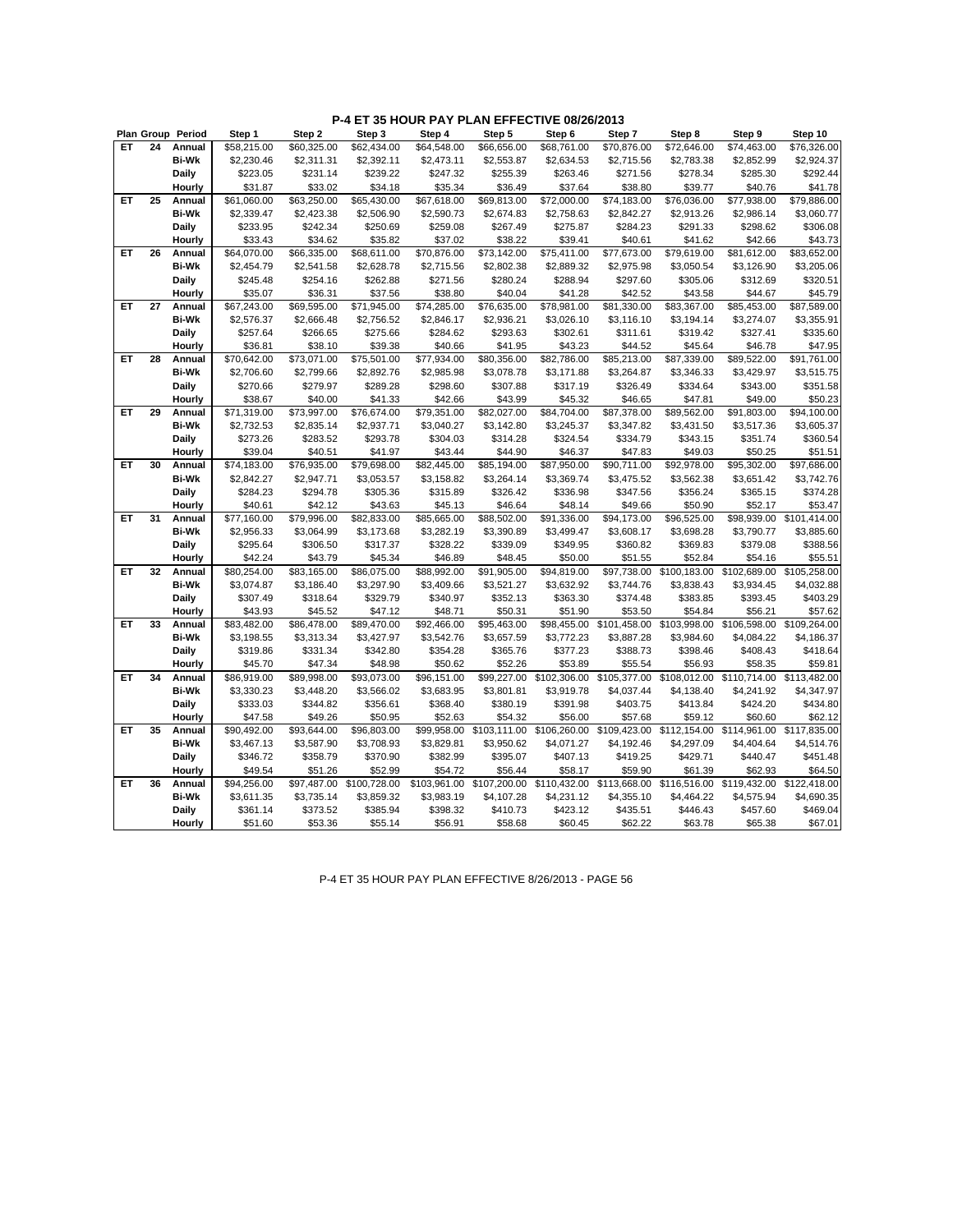# P-4 ET 35 HOUR PAY PLAN EFFECTIVE 08/26/2013

| Plan | Group | Period | Step 1 | Step 2 | Step 3 | Step 4 | Step 5 | Step 6 | Step 7 | Step 8 | Step 9 | Step 10 |
|---|---|---|---|---|---|---|---|---|---|---|---|---|
| ET | 24 | Annual | $58,215.00 | $60,325.00 | $62,434.00 | $64,548.00 | $66,656.00 | $68,761.00 | $70,876.00 | $72,646.00 | $74,463.00 | $76,326.00 |
| | | Bi-Wk | $2,230.46 | $2,311.31 | $2,392.11 | $2,473.11 | $2,553.87 | $2,634.53 | $2,715.56 | $2,783.38 | $2,852.99 | $2,924.37 |
| | | Daily | $223.05 | $231.14 | $239.22 | $247.32 | $255.39 | $263.46 | $271.56 | $278.34 | $285.30 | $292.44 |
| | | Hourly | $31.87 | $33.02 | $34.18 | $35.34 | $36.49 | $37.64 | $38.80 | $39.77 | $40.76 | $41.78 |
| ET | 25 | Annual | $61,060.00 | $63,250.00 | $65,430.00 | $67,618.00 | $69,813.00 | $72,000.00 | $74,183.00 | $76,036.00 | $77,938.00 | $79,886.00 |
| | | Bi-Wk | $2,339.47 | $2,423.38 | $2,506.90 | $2,590.73 | $2,674.83 | $2,758.63 | $2,842.27 | $2,913.26 | $2,986.14 | $3,060.77 |
| | | Daily | $233.95 | $242.34 | $250.69 | $259.08 | $267.49 | $275.87 | $284.23 | $291.33 | $298.62 | $306.08 |
| | | Hourly | $33.43 | $34.62 | $35.82 | $37.02 | $38.22 | $39.41 | $40.61 | $41.62 | $42.66 | $43.73 |
| ET | 26 | Annual | $64,070.00 | $66,335.00 | $68,611.00 | $70,876.00 | $73,142.00 | $75,411.00 | $77,673.00 | $79,619.00 | $81,612.00 | $83,652.00 |
| | | Bi-Wk | $2,454.79 | $2,541.58 | $2,628.78 | $2,715.56 | $2,802.38 | $2,889.32 | $2,975.98 | $3,050.54 | $3,126.90 | $3,205.06 |
| | | Daily | $245.48 | $254.16 | $262.88 | $271.56 | $280.24 | $288.94 | $297.60 | $305.06 | $312.69 | $320.51 |
| | | Hourly | $35.07 | $36.31 | $37.56 | $38.80 | $40.04 | $41.28 | $42.52 | $43.58 | $44.67 | $45.79 |
| ET | 27 | Annual | $67,243.00 | $69,595.00 | $71,945.00 | $74,285.00 | $76,635.00 | $78,981.00 | $81,330.00 | $83,367.00 | $85,453.00 | $87,589.00 |
| | | Bi-Wk | $2,576.37 | $2,666.48 | $2,756.52 | $2,846.17 | $2,936.21 | $3,026.10 | $3,116.10 | $3,194.14 | $3,274.07 | $3,355.91 |
| | | Daily | $257.64 | $266.65 | $275.66 | $284.62 | $293.63 | $302.61 | $311.61 | $319.42 | $327.41 | $335.60 |
| | | Hourly | $36.81 | $38.10 | $39.38 | $40.66 | $41.95 | $43.23 | $44.52 | $45.64 | $46.78 | $47.95 |
| ET | 28 | Annual | $70,642.00 | $73,071.00 | $75,501.00 | $77,934.00 | $80,356.00 | $82,786.00 | $85,213.00 | $87,339.00 | $89,522.00 | $91,761.00 |
| | | Bi-Wk | $2,706.60 | $2,799.66 | $2,892.76 | $2,985.98 | $3,078.78 | $3,171.88 | $3,264.87 | $3,346.33 | $3,429.97 | $3,515.75 |
| | | Daily | $270.66 | $279.97 | $289.28 | $298.60 | $307.88 | $317.19 | $326.49 | $334.64 | $343.00 | $351.58 |
| | | Hourly | $38.67 | $40.00 | $41.33 | $42.66 | $43.99 | $45.32 | $46.65 | $47.81 | $49.00 | $50.23 |
| ET | 29 | Annual | $71,319.00 | $73,997.00 | $76,674.00 | $79,351.00 | $82,027.00 | $84,704.00 | $87,378.00 | $89,562.00 | $91,803.00 | $94,100.00 |
| | | Bi-Wk | $2,732.53 | $2,835.14 | $2,937.71 | $3,040.27 | $3,142.80 | $3,245.37 | $3,347.82 | $3,431.50 | $3,517.36 | $3,605.37 |
| | | Daily | $273.26 | $283.52 | $293.78 | $304.03 | $314.28 | $324.54 | $334.79 | $343.15 | $351.74 | $360.54 |
| | | Hourly | $39.04 | $40.51 | $41.97 | $43.44 | $44.90 | $46.37 | $47.83 | $49.03 | $50.25 | $51.51 |
| ET | 30 | Annual | $74,183.00 | $76,935.00 | $79,698.00 | $82,445.00 | $85,194.00 | $87,950.00 | $90,711.00 | $92,978.00 | $95,302.00 | $97,686.00 |
| | | Bi-Wk | $2,842.27 | $2,947.71 | $3,053.57 | $3,158.82 | $3,264.14 | $3,369.74 | $3,475.52 | $3,562.38 | $3,651.42 | $3,742.76 |
| | | Daily | $284.23 | $294.78 | $305.36 | $315.89 | $326.42 | $336.98 | $347.56 | $356.24 | $365.15 | $374.28 |
| | | Hourly | $40.61 | $42.12 | $43.63 | $45.13 | $46.64 | $48.14 | $49.66 | $50.90 | $52.17 | $53.47 |
| ET | 31 | Annual | $77,160.00 | $79,996.00 | $82,833.00 | $85,665.00 | $88,502.00 | $91,336.00 | $94,173.00 | $96,525.00 | $98,939.00 | $101,414.00 |
| | | Bi-Wk | $2,956.33 | $3,064.99 | $3,173.68 | $3,282.19 | $3,390.89 | $3,499.47 | $3,608.17 | $3,698.28 | $3,790.77 | $3,885.60 |
| | | Daily | $295.64 | $306.50 | $317.37 | $328.22 | $339.09 | $349.95 | $360.82 | $369.83 | $379.08 | $388.56 |
| | | Hourly | $42.24 | $43.79 | $45.34 | $46.89 | $48.45 | $50.00 | $51.55 | $52.84 | $54.16 | $55.51 |
| ET | 32 | Annual | $80,254.00 | $83,165.00 | $86,075.00 | $88,992.00 | $91,905.00 | $94,819.00 | $97,738.00 | $100,183.00 | $102,689.00 | $105,258.00 |
| | | Bi-Wk | $3,074.87 | $3,186.40 | $3,297.90 | $3,409.66 | $3,521.27 | $3,632.92 | $3,744.76 | $3,838.43 | $3,934.45 | $4,032.88 |
| | | Daily | $307.49 | $318.64 | $329.79 | $340.97 | $352.13 | $363.30 | $374.48 | $383.85 | $393.45 | $403.29 |
| | | Hourly | $43.93 | $45.52 | $47.12 | $48.71 | $50.31 | $51.90 | $53.50 | $54.84 | $56.21 | $57.62 |
| ET | 33 | Annual | $83,482.00 | $86,478.00 | $89,470.00 | $92,466.00 | $95,463.00 | $98,455.00 | $101,458.00 | $103,998.00 | $106,598.00 | $109,264.00 |
| | | Bi-Wk | $3,198.55 | $3,313.34 | $3,427.97 | $3,542.76 | $3,657.59 | $3,772.23 | $3,887.28 | $3,984.60 | $4,084.22 | $4,186.37 |
| | | Daily | $319.86 | $331.34 | $342.80 | $354.28 | $365.76 | $377.23 | $388.73 | $398.46 | $408.43 | $418.64 |
| | | Hourly | $45.70 | $47.34 | $48.98 | $50.62 | $52.26 | $53.89 | $55.54 | $56.93 | $58.35 | $59.81 |
| ET | 34 | Annual | $86,919.00 | $89,998.00 | $93,073.00 | $96,151.00 | $99,227.00 | $102,306.00 | $105,377.00 | $108,012.00 | $110,714.00 | $113,482.00 |
| | | Bi-Wk | $3,330.23 | $3,448.20 | $3,566.02 | $3,683.95 | $3,801.81 | $3,919.78 | $4,037.44 | $4,138.40 | $4,241.92 | $4,347.97 |
| | | Daily | $333.03 | $344.82 | $356.61 | $368.40 | $380.19 | $391.98 | $403.75 | $413.84 | $424.20 | $434.80 |
| | | Hourly | $47.58 | $49.26 | $50.95 | $52.63 | $54.32 | $56.00 | $57.68 | $59.12 | $60.60 | $62.12 |
| ET | 35 | Annual | $90,492.00 | $93,644.00 | $96,803.00 | $99,958.00 | $103,111.00 | $106,260.00 | $109,423.00 | $112,154.00 | $114,961.00 | $117,835.00 |
| | | Bi-Wk | $3,467.13 | $3,587.90 | $3,708.93 | $3,829.81 | $3,950.62 | $4,071.27 | $4,192.46 | $4,297.09 | $4,404.64 | $4,514.76 |
| | | Daily | $346.72 | $358.79 | $370.90 | $382.99 | $395.07 | $407.13 | $419.25 | $429.71 | $440.47 | $451.48 |
| | | Hourly | $49.54 | $51.26 | $52.99 | $54.72 | $56.44 | $58.17 | $59.90 | $61.39 | $62.93 | $64.50 |
| ET | 36 | Annual | $94,256.00 | $97,487.00 | $100,728.00 | $103,961.00 | $107,200.00 | $110,432.00 | $113,668.00 | $116,516.00 | $119,432.00 | $122,418.00 |
| | | Bi-Wk | $3,611.35 | $3,735.14 | $3,859.32 | $3,983.19 | $4,107.28 | $4,231.12 | $4,355.10 | $4,464.22 | $4,575.94 | $4,690.35 |
| | | Daily | $361.14 | $373.52 | $385.94 | $398.32 | $410.73 | $423.12 | $435.51 | $446.43 | $457.60 | $469.04 |
| | | Hourly | $51.60 | $53.36 | $55.14 | $56.91 | $58.68 | $60.45 | $62.22 | $63.78 | $65.38 | $67.01 |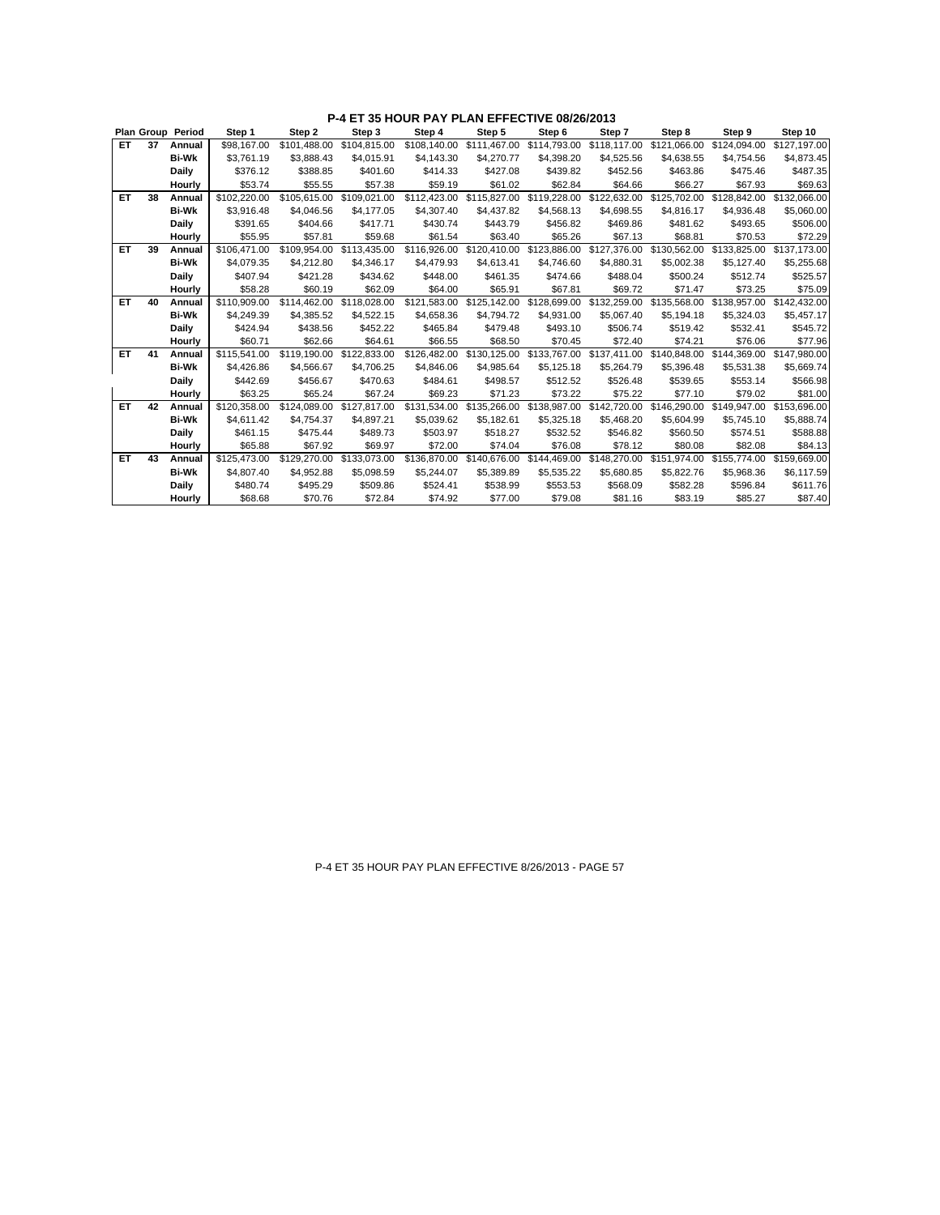# P-4 ET 35 HOUR PAY PLAN EFFECTIVE 08/26/2013

| Plan | Group | Period | Step 1 | Step 2 | Step 3 | Step 4 | Step 5 | Step 6 | Step 7 | Step 8 | Step 9 | Step 10 |
|---|---|---|---|---|---|---|---|---|---|---|---|---|
| ET | 37 | Annual | $98,167.00 | $101,488.00 | $104,815.00 | $108,140.00 | $111,467.00 | $114,793.00 | $118,117.00 | $121,066.00 | $124,094.00 | $127,197.00 |
| | | Bi-Wk | $3,761.19 | $3,888.43 | $4,015.91 | $4,143.30 | $4,270.77 | $4,398.20 | $4,525.56 | $4,638.55 | $4,754.56 | $4,873.45 |
| | | Daily | $376.12 | $388.85 | $401.60 | $414.33 | $427.08 | $439.82 | $452.56 | $463.86 | $475.46 | $487.35 |
| | | Hourly | $53.74 | $55.55 | $57.38 | $59.19 | $61.02 | $62.84 | $64.66 | $66.27 | $67.93 | $69.63 |
| ET | 38 | Annual | $102,220.00 | $105,615.00 | $109,021.00 | $112,423.00 | $115,827.00 | $119,228.00 | $122,632.00 | $125,702.00 | $128,842.00 | $132,066.00 |
| | | Bi-Wk | $3,916.48 | $4,046.56 | $4,177.05 | $4,307.40 | $4,437.82 | $4,568.13 | $4,698.55 | $4,816.17 | $4,936.48 | $5,060.00 |
| | | Daily | $391.65 | $404.66 | $417.71 | $430.74 | $443.79 | $456.82 | $469.86 | $481.62 | $493.65 | $506.00 |
| | | Hourly | $55.95 | $57.81 | $59.68 | $61.54 | $63.40 | $65.26 | $67.13 | $68.81 | $70.53 | $72.29 |
| ET | 39 | Annual | $106,471.00 | $109,954.00 | $113,435.00 | $116,926.00 | $120,410.00 | $123,886.00 | $127,376.00 | $130,562.00 | $133,825.00 | $137,173.00 |
| | | Bi-Wk | $4,079.35 | $4,212.80 | $4,346.17 | $4,479.93 | $4,613.41 | $4,746.60 | $4,880.31 | $5,002.38 | $5,127.40 | $5,255.68 |
| | | Daily | $407.94 | $421.28 | $434.62 | $448.00 | $461.35 | $474.66 | $488.04 | $500.24 | $512.74 | $525.57 |
| | | Hourly | $58.28 | $60.19 | $62.09 | $64.00 | $65.91 | $67.81 | $69.72 | $71.47 | $73.25 | $75.09 |
| ET | 40 | Annual | $110,909.00 | $114,462.00 | $118,028.00 | $121,583.00 | $125,142.00 | $128,699.00 | $132,259.00 | $135,568.00 | $138,957.00 | $142,432.00 |
| | | Bi-Wk | $4,249.39 | $4,385.52 | $4,522.15 | $4,658.36 | $4,794.72 | $4,931.00 | $5,067.40 | $5,194.18 | $5,324.03 | $5,457.17 |
| | | Daily | $424.94 | $438.56 | $452.22 | $465.84 | $479.48 | $493.10 | $506.74 | $519.42 | $532.41 | $545.72 |
| | | Hourly | $60.71 | $62.66 | $64.61 | $66.55 | $68.50 | $70.45 | $72.40 | $74.21 | $76.06 | $77.96 |
| ET | 41 | Annual | $115,541.00 | $119,190.00 | $122,833.00 | $126,482.00 | $130,125.00 | $133,767.00 | $137,411.00 | $140,848.00 | $144,369.00 | $147,980.00 |
| | | Bi-Wk | $4,426.86 | $4,566.67 | $4,706.25 | $4,846.06 | $4,985.64 | $5,125.18 | $5,264.79 | $5,396.48 | $5,531.38 | $5,669.74 |
| | | Daily | $442.69 | $456.67 | $470.63 | $484.61 | $498.57 | $512.52 | $526.48 | $539.65 | $553.14 | $566.98 |
| | | Hourly | $63.25 | $65.24 | $67.24 | $69.23 | $71.23 | $73.22 | $75.22 | $77.10 | $79.02 | $81.00 |
| ET | 42 | Annual | $120,358.00 | $124,089.00 | $127,817.00 | $131,534.00 | $135,266.00 | $138,987.00 | $142,720.00 | $146,290.00 | $149,947.00 | $153,696.00 |
| | | Bi-Wk | $4,611.42 | $4,754.37 | $4,897.21 | $5,039.62 | $5,182.61 | $5,325.18 | $5,468.20 | $5,604.99 | $5,745.10 | $5,888.74 |
| | | Daily | $461.15 | $475.44 | $489.73 | $503.97 | $518.27 | $532.52 | $546.82 | $560.50 | $574.51 | $588.88 |
| | | Hourly | $65.88 | $67.92 | $69.97 | $72.00 | $74.04 | $76.08 | $78.12 | $80.08 | $82.08 | $84.13 |
| ET | 43 | Annual | $125,473.00 | $129,270.00 | $133,073.00 | $136,870.00 | $140,676.00 | $144,469.00 | $148,270.00 | $151,974.00 | $155,774.00 | $159,669.00 |
| | | Bi-Wk | $4,807.40 | $4,952.88 | $5,098.59 | $5,244.07 | $5,389.89 | $5,535.22 | $5,680.85 | $5,822.76 | $5,968.36 | $6,117.59 |
| | | Daily | $480.74 | $495.29 | $509.86 | $524.41 | $538.99 | $553.53 | $568.09 | $582.28 | $596.84 | $611.76 |
| | | Hourly | $68.68 | $70.76 | $72.84 | $74.92 | $77.00 | $79.08 | $81.16 | $83.19 | $85.27 | $87.40 |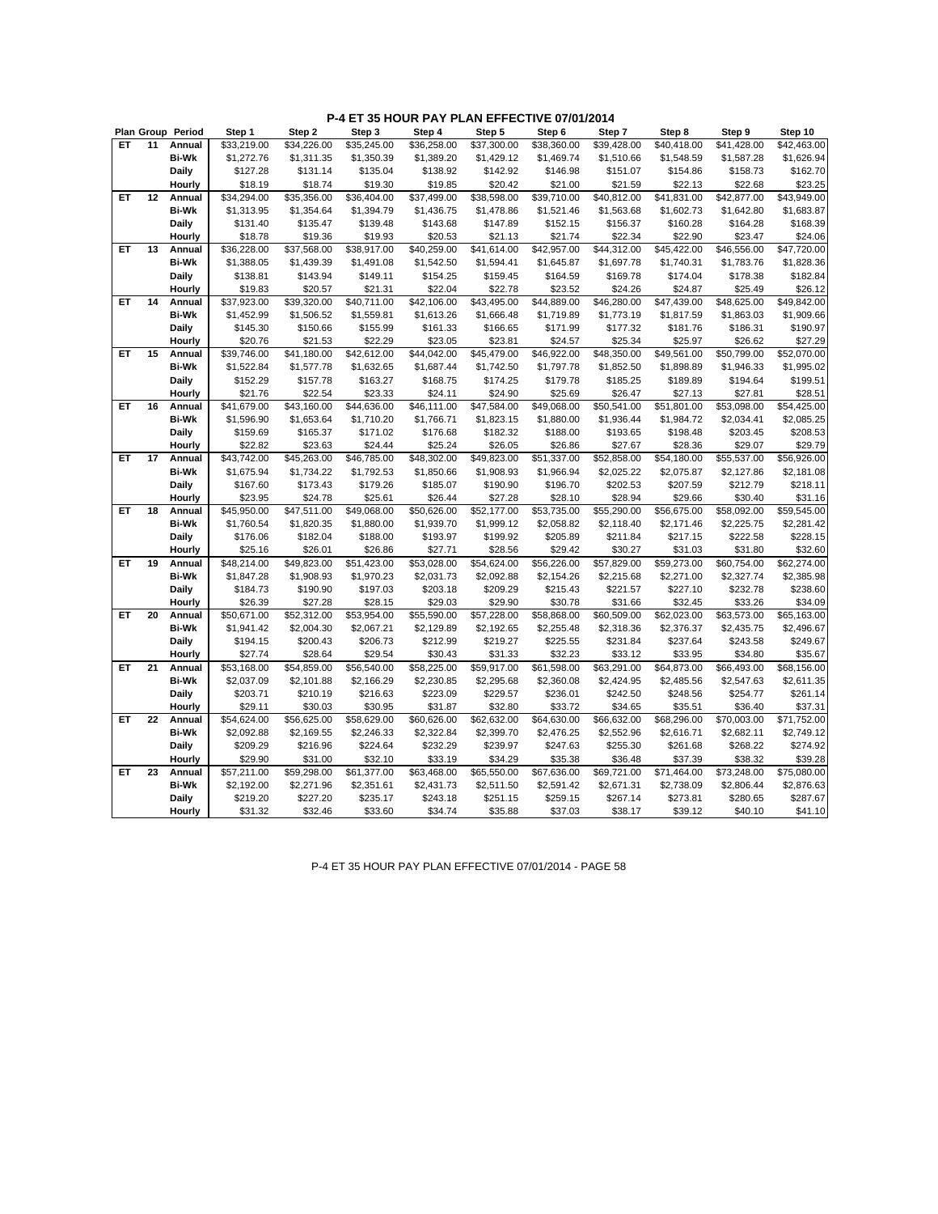# P-4 ET 35 HOUR PAY PLAN EFFECTIVE 07/01/2014

| Plan | Group | Period | Step 1 | Step 2 | Step 3 | Step 4 | Step 5 | Step 6 | Step 7 | Step 8 | Step 9 | Step 10 |
|---|---|---|---|---|---|---|---|---|---|---|---|---|
| ET | 11 | Annual | $33,219.00 | $34,226.00 | $35,245.00 | $36,258.00 | $37,300.00 | $38,360.00 | $39,428.00 | $40,418.00 | $41,428.00 | $42,463.00 |
| | | Bi-Wk | $1,272.76 | $1,311.35 | $1,350.39 | $1,389.20 | $1,429.12 | $1,469.74 | $1,510.66 | $1,548.59 | $1,587.28 | $1,626.94 |
| | | Daily | $127.28 | $131.14 | $135.04 | $138.92 | $142.92 | $146.98 | $151.07 | $154.86 | $158.73 | $162.70 |
| | | Hourly | $18.19 | $18.74 | $19.30 | $19.85 | $20.42 | $21.00 | $21.59 | $22.13 | $22.68 | $23.25 |
| ET | 12 | Annual | $34,294.00 | $35,356.00 | $36,404.00 | $37,499.00 | $38,598.00 | $39,710.00 | $40,812.00 | $41,831.00 | $42,877.00 | $43,949.00 |
| | | Bi-Wk | $1,313.95 | $1,354.64 | $1,394.79 | $1,436.75 | $1,478.86 | $1,521.46 | $1,563.68 | $1,602.73 | $1,642.80 | $1,683.87 |
| | | Daily | $131.40 | $135.47 | $139.48 | $143.68 | $147.89 | $152.15 | $156.37 | $160.28 | $164.28 | $168.39 |
| | | Hourly | $18.78 | $19.36 | $19.93 | $20.53 | $21.13 | $21.74 | $22.34 | $22.90 | $23.47 | $24.06 |
| ET | 13 | Annual | $36,228.00 | $37,568.00 | $38,917.00 | $40,259.00 | $41,614.00 | $42,957.00 | $44,312.00 | $45,422.00 | $46,556.00 | $47,720.00 |
| | | Bi-Wk | $1,388.05 | $1,439.39 | $1,491.08 | $1,542.50 | $1,594.41 | $1,645.87 | $1,697.78 | $1,740.31 | $1,783.76 | $1,828.36 |
| | | Daily | $138.81 | $143.94 | $149.11 | $154.25 | $159.45 | $164.59 | $169.78 | $174.04 | $178.38 | $182.84 |
| | | Hourly | $19.83 | $20.57 | $21.31 | $22.04 | $22.78 | $23.52 | $24.26 | $24.87 | $25.49 | $26.12 |
| ET | 14 | Annual | $37,923.00 | $39,320.00 | $40,711.00 | $42,106.00 | $43,495.00 | $44,889.00 | $46,280.00 | $47,439.00 | $48,625.00 | $49,842.00 |
| | | Bi-Wk | $1,452.99 | $1,506.52 | $1,559.81 | $1,613.26 | $1,666.48 | $1,719.89 | $1,773.19 | $1,817.59 | $1,863.03 | $1,909.66 |
| | | Daily | $145.30 | $150.66 | $155.99 | $161.33 | $166.65 | $171.99 | $177.32 | $181.76 | $186.31 | $190.97 |
| | | Hourly | $20.76 | $21.53 | $22.29 | $23.05 | $23.81 | $24.57 | $25.34 | $25.97 | $26.62 | $27.29 |
| ET | 15 | Annual | $39,746.00 | $41,180.00 | $42,612.00 | $44,042.00 | $45,479.00 | $46,922.00 | $48,350.00 | $49,561.00 | $50,799.00 | $52,070.00 |
| | | Bi-Wk | $1,522.84 | $1,577.78 | $1,632.65 | $1,687.44 | $1,742.50 | $1,797.78 | $1,852.50 | $1,898.89 | $1,946.33 | $1,995.02 |
| | | Daily | $152.29 | $157.78 | $163.27 | $168.75 | $174.25 | $179.78 | $185.25 | $189.89 | $194.64 | $199.51 |
| | | Hourly | $21.76 | $22.54 | $23.33 | $24.11 | $24.90 | $25.69 | $26.47 | $27.13 | $27.81 | $28.51 |
| ET | 16 | Annual | $41,679.00 | $43,160.00 | $44,636.00 | $46,111.00 | $47,584.00 | $49,068.00 | $50,541.00 | $51,801.00 | $53,098.00 | $54,425.00 |
| | | Bi-Wk | $1,596.90 | $1,653.64 | $1,710.20 | $1,766.71 | $1,823.15 | $1,880.00 | $1,936.44 | $1,984.72 | $2,034.41 | $2,085.25 |
| | | Daily | $159.69 | $165.37 | $171.02 | $176.68 | $182.32 | $188.00 | $193.65 | $198.48 | $203.45 | $208.53 |
| | | Hourly | $22.82 | $23.63 | $24.44 | $25.24 | $26.05 | $26.86 | $27.67 | $28.36 | $29.07 | $29.79 |
| ET | 17 | Annual | $43,742.00 | $45,263.00 | $46,785.00 | $48,302.00 | $49,823.00 | $51,337.00 | $52,858.00 | $54,180.00 | $55,537.00 | $56,926.00 |
| | | Bi-Wk | $1,675.94 | $1,734.22 | $1,792.53 | $1,850.66 | $1,908.93 | $1,966.94 | $2,025.22 | $2,075.87 | $2,127.86 | $2,181.08 |
| | | Daily | $167.60 | $173.43 | $179.26 | $185.07 | $190.90 | $196.70 | $202.53 | $207.59 | $212.79 | $218.11 |
| | | Hourly | $23.95 | $24.78 | $25.61 | $26.44 | $27.28 | $28.10 | $28.94 | $29.66 | $30.40 | $31.16 |
| ET | 18 | Annual | $45,950.00 | $47,511.00 | $49,068.00 | $50,626.00 | $52,177.00 | $53,735.00 | $55,290.00 | $56,675.00 | $58,092.00 | $59,545.00 |
| | | Bi-Wk | $1,760.54 | $1,820.35 | $1,880.00 | $1,939.70 | $1,999.12 | $2,058.82 | $2,118.40 | $2,171.46 | $2,225.75 | $2,281.42 |
| | | Daily | $176.06 | $182.04 | $188.00 | $193.97 | $199.92 | $205.89 | $211.84 | $217.15 | $222.58 | $228.15 |
| | | Hourly | $25.16 | $26.01 | $26.86 | $27.71 | $28.56 | $29.42 | $30.27 | $31.03 | $31.80 | $32.60 |
| ET | 19 | Annual | $48,214.00 | $49,823.00 | $51,423.00 | $53,028.00 | $54,624.00 | $56,226.00 | $57,829.00 | $59,273.00 | $60,754.00 | $62,274.00 |
| | | Bi-Wk | $1,847.28 | $1,908.93 | $1,970.23 | $2,031.73 | $2,092.88 | $2,154.26 | $2,215.68 | $2,271.00 | $2,327.74 | $2,385.98 |
| | | Daily | $184.73 | $190.90 | $197.03 | $203.18 | $209.29 | $215.43 | $221.57 | $227.10 | $232.78 | $238.60 |
| | | Hourly | $26.39 | $27.28 | $28.15 | $29.03 | $29.90 | $30.78 | $31.66 | $32.45 | $33.26 | $34.09 |
| ET | 20 | Annual | $50,671.00 | $52,312.00 | $53,954.00 | $55,590.00 | $57,228.00 | $58,868.00 | $60,509.00 | $62,023.00 | $63,573.00 | $65,163.00 |
| | | Bi-Wk | $1,941.42 | $2,004.30 | $2,067.21 | $2,129.89 | $2,192.65 | $2,255.48 | $2,318.36 | $2,376.37 | $2,435.75 | $2,496.67 |
| | | Daily | $194.15 | $200.43 | $206.73 | $212.99 | $219.27 | $225.55 | $231.84 | $237.64 | $243.58 | $249.67 |
| | | Hourly | $27.74 | $28.64 | $29.54 | $30.43 | $31.33 | $32.23 | $33.12 | $33.95 | $34.80 | $35.67 |
| ET | 21 | Annual | $53,168.00 | $54,859.00 | $56,540.00 | $58,225.00 | $59,917.00 | $61,598.00 | $63,291.00 | $64,873.00 | $66,493.00 | $68,156.00 |
| | | Bi-Wk | $2,037.09 | $2,101.88 | $2,166.29 | $2,230.85 | $2,295.68 | $2,360.08 | $2,424.95 | $2,485.56 | $2,547.63 | $2,611.35 |
| | | Daily | $203.71 | $210.19 | $216.63 | $223.09 | $229.57 | $236.01 | $242.50 | $248.56 | $254.77 | $261.14 |
| | | Hourly | $29.11 | $30.03 | $30.95 | $31.87 | $32.80 | $33.72 | $34.65 | $35.51 | $36.40 | $37.31 |
| ET | 22 | Annual | $54,624.00 | $56,625.00 | $58,629.00 | $60,626.00 | $62,632.00 | $64,630.00 | $66,632.00 | $68,296.00 | $70,003.00 | $71,752.00 |
| | | Bi-Wk | $2,092.88 | $2,169.55 | $2,246.33 | $2,322.84 | $2,399.70 | $2,476.25 | $2,552.96 | $2,616.71 | $2,682.11 | $2,749.12 |
| | | Daily | $209.29 | $216.96 | $224.64 | $232.29 | $239.97 | $247.63 | $255.30 | $261.68 | $268.22 | $274.92 |
| | | Hourly | $29.90 | $31.00 | $32.10 | $33.19 | $34.29 | $35.38 | $36.48 | $37.39 | $38.32 | $39.28 |
| ET | 23 | Annual | $57,211.00 | $59,298.00 | $61,377.00 | $63,468.00 | $65,550.00 | $67,636.00 | $69,721.00 | $71,464.00 | $73,248.00 | $75,080.00 |
| | | Bi-Wk | $2,192.00 | $2,271.96 | $2,351.61 | $2,431.73 | $2,511.50 | $2,591.42 | $2,671.31 | $2,738.09 | $2,806.44 | $2,876.63 |
| | | Daily | $219.20 | $227.20 | $235.17 | $243.18 | $251.15 | $259.15 | $267.14 | $273.81 | $280.65 | $287.67 |
| | | Hourly | $31.32 | $32.46 | $33.60 | $34.74 | $35.88 | $37.03 | $38.17 | $39.12 | $40.10 | $41.10 |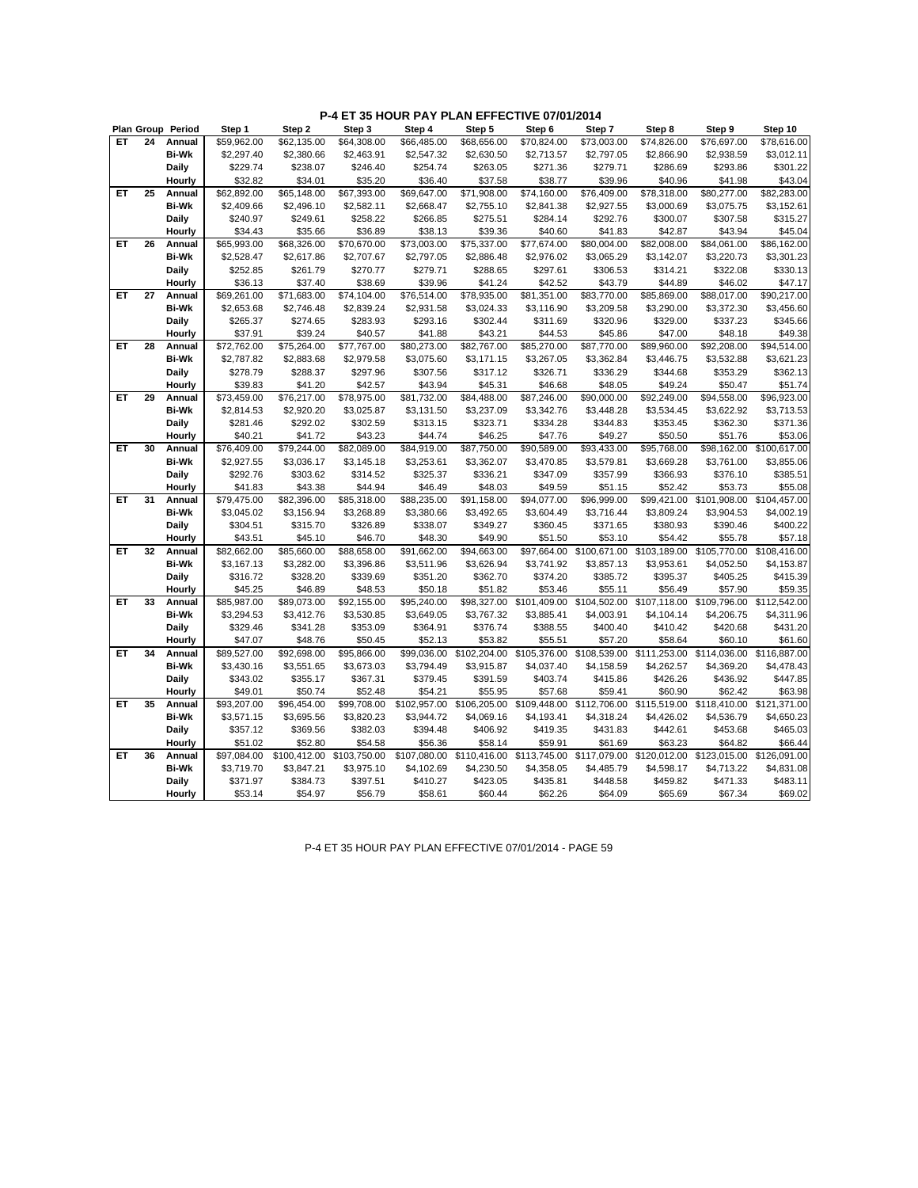# P-4 ET 35 HOUR PAY PLAN EFFECTIVE 07/01/2014

| Plan | Group | Period | Step 1 | Step 2 | Step 3 | Step 4 | Step 5 | Step 6 | Step 7 | Step 8 | Step 9 | Step 10 |
|---|---|---|---|---|---|---|---|---|---|---|---|---|
| ET | 24 | Annual | $59,962.00 | $62,135.00 | $64,308.00 | $66,485.00 | $68,656.00 | $70,824.00 | $73,003.00 | $74,826.00 | $76,697.00 | $78,616.00 |
| | | Bi-Wk | $2,297.40 | $2,380.66 | $2,463.91 | $2,547.32 | $2,630.50 | $2,713.57 | $2,797.05 | $2,866.90 | $2,938.59 | $3,012.11 |
| | | Daily | $229.74 | $238.07 | $246.40 | $254.74 | $263.05 | $271.36 | $279.71 | $286.69 | $293.86 | $301.22 |
| | | Hourly | $32.82 | $34.01 | $35.20 | $36.40 | $37.58 | $38.77 | $39.96 | $40.96 | $41.98 | $43.04 |
| ET | 25 | Annual | $62,892.00 | $65,148.00 | $67,393.00 | $69,647.00 | $71,908.00 | $74,160.00 | $76,409.00 | $78,318.00 | $80,277.00 | $82,283.00 |
| | | Bi-Wk | $2,409.66 | $2,496.10 | $2,582.11 | $2,668.47 | $2,755.10 | $2,841.38 | $2,927.55 | $3,000.69 | $3,075.75 | $3,152.61 |
| | | Daily | $240.97 | $249.61 | $258.22 | $266.85 | $275.51 | $284.14 | $292.76 | $300.07 | $307.58 | $315.27 |
| | | Hourly | $34.43 | $35.66 | $36.89 | $38.13 | $39.36 | $40.60 | $41.83 | $42.87 | $43.94 | $45.04 |
| ET | 26 | Annual | $65,993.00 | $68,326.00 | $70,670.00 | $73,003.00 | $75,337.00 | $77,674.00 | $80,004.00 | $82,008.00 | $84,061.00 | $86,162.00 |
| | | Bi-Wk | $2,528.47 | $2,617.86 | $2,707.67 | $2,797.05 | $2,886.48 | $2,976.02 | $3,065.29 | $3,142.07 | $3,220.73 | $3,301.23 |
| | | Daily | $252.85 | $261.79 | $270.77 | $279.71 | $288.65 | $297.61 | $306.53 | $314.21 | $322.08 | $330.13 |
| | | Hourly | $36.13 | $37.40 | $38.69 | $39.96 | $41.24 | $42.52 | $43.79 | $44.89 | $46.02 | $47.17 |
| ET | 27 | Annual | $69,261.00 | $71,683.00 | $74,104.00 | $76,514.00 | $78,935.00 | $81,351.00 | $83,770.00 | $85,869.00 | $88,017.00 | $90,217.00 |
| | | Bi-Wk | $2,653.68 | $2,746.48 | $2,839.24 | $2,931.58 | $3,024.33 | $3,116.90 | $3,209.58 | $3,290.00 | $3,372.30 | $3,456.60 |
| | | Daily | $265.37 | $274.65 | $283.93 | $293.16 | $302.44 | $311.69 | $320.96 | $329.00 | $337.23 | $345.66 |
| | | Hourly | $37.91 | $39.24 | $40.57 | $41.88 | $43.21 | $44.53 | $45.86 | $47.00 | $48.18 | $49.38 |
| ET | 28 | Annual | $72,762.00 | $75,264.00 | $77,767.00 | $80,273.00 | $82,767.00 | $85,270.00 | $87,770.00 | $89,960.00 | $92,208.00 | $94,514.00 |
| | | Bi-Wk | $2,787.82 | $2,883.68 | $2,979.58 | $3,075.60 | $3,171.15 | $3,267.05 | $3,362.84 | $3,446.75 | $3,532.88 | $3,621.23 |
| | | Daily | $278.79 | $288.37 | $297.96 | $307.56 | $317.12 | $326.71 | $336.29 | $344.68 | $353.29 | $362.13 |
| | | Hourly | $39.83 | $41.20 | $42.57 | $43.94 | $45.31 | $46.68 | $48.05 | $49.24 | $50.47 | $51.74 |
| ET | 29 | Annual | $73,459.00 | $76,217.00 | $78,975.00 | $81,732.00 | $84,488.00 | $87,246.00 | $90,000.00 | $92,249.00 | $94,558.00 | $96,923.00 |
| | | Bi-Wk | $2,814.53 | $2,920.20 | $3,025.87 | $3,131.50 | $3,237.09 | $3,342.76 | $3,448.28 | $3,534.45 | $3,622.92 | $3,713.53 |
| | | Daily | $281.46 | $292.02 | $302.59 | $313.15 | $323.71 | $334.28 | $344.83 | $353.45 | $362.30 | $371.36 |
| | | Hourly | $40.21 | $41.72 | $43.23 | $44.74 | $46.25 | $47.76 | $49.27 | $50.50 | $51.76 | $53.06 |
| ET | 30 | Annual | $76,409.00 | $79,244.00 | $82,089.00 | $84,919.00 | $87,750.00 | $90,589.00 | $93,433.00 | $95,768.00 | $98,162.00 | $100,617.00 |
| | | Bi-Wk | $2,927.55 | $3,036.17 | $3,145.18 | $3,253.61 | $3,362.07 | $3,470.85 | $3,579.81 | $3,669.28 | $3,761.00 | $3,855.06 |
| | | Daily | $292.76 | $303.62 | $314.52 | $325.37 | $336.21 | $347.09 | $357.99 | $366.93 | $376.10 | $385.51 |
| | | Hourly | $41.83 | $43.38 | $44.94 | $46.49 | $48.03 | $49.59 | $51.15 | $52.42 | $53.73 | $55.08 |
| ET | 31 | Annual | $79,475.00 | $82,396.00 | $85,318.00 | $88,235.00 | $91,158.00 | $94,077.00 | $96,999.00 | $99,421.00 | $101,908.00 | $104,457.00 |
| | | Bi-Wk | $3,045.02 | $3,156.94 | $3,268.89 | $3,380.66 | $3,492.65 | $3,604.49 | $3,716.44 | $3,809.24 | $3,904.53 | $4,002.19 |
| | | Daily | $304.51 | $315.70 | $326.89 | $338.07 | $349.27 | $360.45 | $371.65 | $380.93 | $390.46 | $400.22 |
| | | Hourly | $43.51 | $45.10 | $46.70 | $48.30 | $49.90 | $51.50 | $53.10 | $54.42 | $55.78 | $57.18 |
| ET | 32 | Annual | $82,662.00 | $85,660.00 | $88,658.00 | $91,662.00 | $94,663.00 | $97,664.00 | $100,671.00 | $103,189.00 | $105,770.00 | $108,416.00 |
| | | Bi-Wk | $3,167.13 | $3,282.00 | $3,396.86 | $3,511.96 | $3,626.94 | $3,741.92 | $3,857.13 | $3,953.61 | $4,052.50 | $4,153.87 |
| | | Daily | $316.72 | $328.20 | $339.69 | $351.20 | $362.70 | $374.20 | $385.72 | $395.37 | $405.25 | $415.39 |
| | | Hourly | $45.25 | $46.89 | $48.53 | $50.18 | $51.82 | $53.46 | $55.11 | $56.49 | $57.90 | $59.35 |
| ET | 33 | Annual | $85,987.00 | $89,073.00 | $92,155.00 | $95,240.00 | $98,327.00 | $101,409.00 | $104,502.00 | $107,118.00 | $109,796.00 | $112,542.00 |
| | | Bi-Wk | $3,294.53 | $3,412.76 | $3,530.85 | $3,649.05 | $3,767.32 | $3,885.41 | $4,003.91 | $4,104.14 | $4,206.75 | $4,311.96 |
| | | Daily | $329.46 | $341.28 | $353.09 | $364.91 | $376.74 | $388.55 | $400.40 | $410.42 | $420.68 | $431.20 |
| | | Hourly | $47.07 | $48.76 | $50.45 | $52.13 | $53.82 | $55.51 | $57.20 | $58.64 | $60.10 | $61.60 |
| ET | 34 | Annual | $89,527.00 | $92,698.00 | $95,866.00 | $99,036.00 | $102,204.00 | $105,376.00 | $108,539.00 | $111,253.00 | $114,036.00 | $116,887.00 |
| | | Bi-Wk | $3,430.16 | $3,551.65 | $3,673.03 | $3,794.49 | $3,915.87 | $4,037.40 | $4,158.59 | $4,262.57 | $4,369.20 | $4,478.43 |
| | | Daily | $343.02 | $355.17 | $367.31 | $379.45 | $391.59 | $403.74 | $415.86 | $426.26 | $436.92 | $447.85 |
| | | Hourly | $49.01 | $50.74 | $52.48 | $54.21 | $55.95 | $57.68 | $59.41 | $60.90 | $62.42 | $63.98 |
| ET | 35 | Annual | $93,207.00 | $96,454.00 | $99,708.00 | $102,957.00 | $106,205.00 | $109,448.00 | $112,706.00 | $115,519.00 | $118,410.00 | $121,371.00 |
| | | Bi-Wk | $3,571.15 | $3,695.56 | $3,820.23 | $3,944.72 | $4,069.16 | $4,193.41 | $4,318.24 | $4,426.02 | $4,536.79 | $4,650.23 |
| | | Daily | $357.12 | $369.56 | $382.03 | $394.48 | $406.92 | $419.35 | $431.83 | $442.61 | $453.68 | $465.03 |
| | | Hourly | $51.02 | $52.80 | $54.58 | $56.36 | $58.14 | $59.91 | $61.69 | $63.23 | $64.82 | $66.44 |
| ET | 36 | Annual | $97,084.00 | $100,412.00 | $103,750.00 | $107,080.00 | $110,416.00 | $113,745.00 | $117,079.00 | $120,012.00 | $123,015.00 | $126,091.00 |
| | | Bi-Wk | $3,719.70 | $3,847.21 | $3,975.10 | $4,102.69 | $4,230.50 | $4,358.05 | $4,485.79 | $4,598.17 | $4,713.22 | $4,831.08 |
| | | Daily | $371.97 | $384.73 | $397.51 | $410.27 | $423.05 | $435.81 | $448.58 | $459.82 | $471.33 | $483.11 |
| | | Hourly | $53.14 | $54.97 | $56.79 | $58.61 | $60.44 | $62.26 | $64.09 | $65.69 | $67.34 | $69.02 |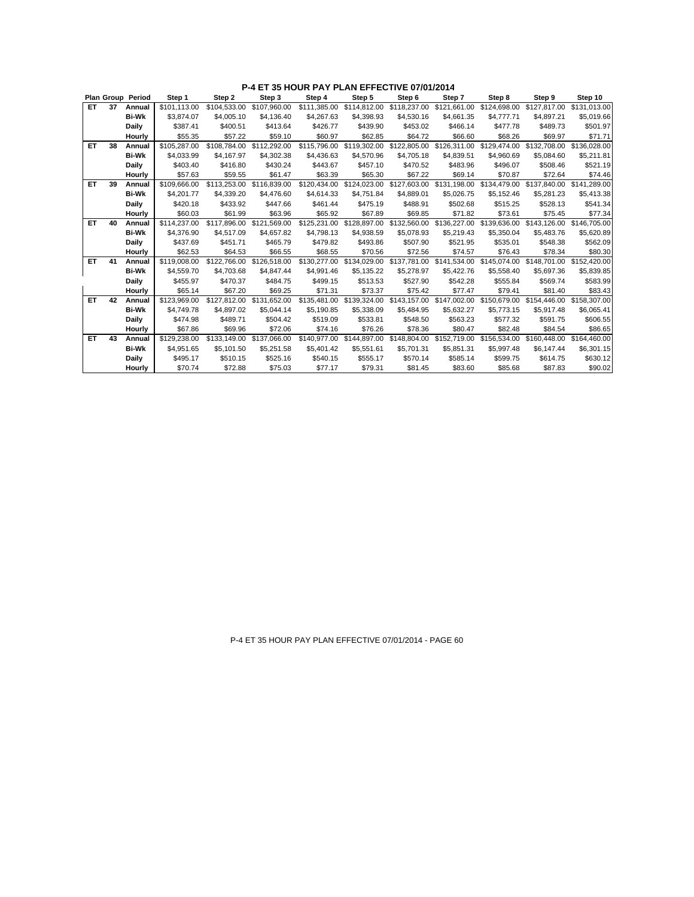# P-4 ET 35 HOUR PAY PLAN EFFECTIVE 07/01/2014

| Plan | Group | Period | Step 1 | Step 2 | Step 3 | Step 4 | Step 5 | Step 6 | Step 7 | Step 8 | Step 9 | Step 10 |
|---|---|---|---|---|---|---|---|---|---|---|---|---|
| ET | 37 | Annual | $101,113.00 | $104,533.00 | $107,960.00 | $111,385.00 | $114,812.00 | $118,237.00 | $121,661.00 | $124,698.00 | $127,817.00 | $131,013.00 |
| | | Bi-Wk | $3,874.07 | $4,005.10 | $4,136.40 | $4,267.63 | $4,398.93 | $4,530.16 | $4,661.35 | $4,777.71 | $4,897.21 | $5,019.66 |
| | | Daily | $387.41 | $400.51 | $413.64 | $426.77 | $439.90 | $453.02 | $466.14 | $477.78 | $489.73 | $501.97 |
| | | Hourly | $55.35 | $57.22 | $59.10 | $60.97 | $62.85 | $64.72 | $66.60 | $68.26 | $69.97 | $71.71 |
| ET | 38 | Annual | $105,287.00 | $108,784.00 | $112,292.00 | $115,796.00 | $119,302.00 | $122,805.00 | $126,311.00 | $129,474.00 | $132,708.00 | $136,028.00 |
| | | Bi-Wk | $4,033.99 | $4,167.97 | $4,302.38 | $4,436.63 | $4,570.96 | $4,705.18 | $4,839.51 | $4,960.69 | $5,084.60 | $5,211.81 |
| | | Daily | $403.40 | $416.80 | $430.24 | $443.67 | $457.10 | $470.52 | $483.96 | $496.07 | $508.46 | $521.19 |
| | | Hourly | $57.63 | $59.55 | $61.47 | $63.39 | $65.30 | $67.22 | $69.14 | $70.87 | $72.64 | $74.46 |
| ET | 39 | Annual | $109,666.00 | $113,253.00 | $116,839.00 | $120,434.00 | $124,023.00 | $127,603.00 | $131,198.00 | $134,479.00 | $137,840.00 | $141,289.00 |
| | | Bi-Wk | $4,201.77 | $4,339.20 | $4,476.60 | $4,614.33 | $4,751.84 | $4,889.01 | $5,026.75 | $5,152.46 | $5,281.23 | $5,413.38 |
| | | Daily | $420.18 | $433.92 | $447.66 | $461.44 | $475.19 | $488.91 | $502.68 | $515.25 | $528.13 | $541.34 |
| | | Hourly | $60.03 | $61.99 | $63.96 | $65.92 | $67.89 | $69.85 | $71.82 | $73.61 | $75.45 | $77.34 |
| ET | 40 | Annual | $114,237.00 | $117,896.00 | $121,569.00 | $125,231.00 | $128,897.00 | $132,560.00 | $136,227.00 | $139,636.00 | $143,126.00 | $146,705.00 |
| | | Bi-Wk | $4,376.90 | $4,517.09 | $4,657.82 | $4,798.13 | $4,938.59 | $5,078.93 | $5,219.43 | $5,350.04 | $5,483.76 | $5,620.89 |
| | | Daily | $437.69 | $451.71 | $465.79 | $479.82 | $493.86 | $507.90 | $521.95 | $535.01 | $548.38 | $562.09 |
| | | Hourly | $62.53 | $64.53 | $66.55 | $68.55 | $70.56 | $72.56 | $74.57 | $76.43 | $78.34 | $80.30 |
| ET | 41 | Annual | $119,008.00 | $122,766.00 | $126,518.00 | $130,277.00 | $134,029.00 | $137,781.00 | $141,534.00 | $145,074.00 | $148,701.00 | $152,420.00 |
| | | Bi-Wk | $4,559.70 | $4,703.68 | $4,847.44 | $4,991.46 | $5,135.22 | $5,278.97 | $5,422.76 | $5,558.40 | $5,697.36 | $5,839.85 |
| | | Daily | $455.97 | $470.37 | $484.75 | $499.15 | $513.53 | $527.90 | $542.28 | $555.84 | $569.74 | $583.99 |
| | | Hourly | $65.14 | $67.20 | $69.25 | $71.31 | $73.37 | $75.42 | $77.47 | $79.41 | $81.40 | $83.43 |
| ET | 42 | Annual | $123,969.00 | $127,812.00 | $131,652.00 | $135,481.00 | $139,324.00 | $143,157.00 | $147,002.00 | $150,679.00 | $154,446.00 | $158,307.00 |
| | | Bi-Wk | $4,749.78 | $4,897.02 | $5,044.14 | $5,190.85 | $5,338.09 | $5,484.95 | $5,632.27 | $5,773.15 | $5,917.48 | $6,065.41 |
| | | Daily | $474.98 | $489.71 | $504.42 | $519.09 | $533.81 | $548.50 | $563.23 | $577.32 | $591.75 | $606.55 |
| | | Hourly | $67.86 | $69.96 | $72.06 | $74.16 | $76.26 | $78.36 | $80.47 | $82.48 | $84.54 | $86.65 |
| ET | 43 | Annual | $129,238.00 | $133,149.00 | $137,066.00 | $140,977.00 | $144,897.00 | $148,804.00 | $152,719.00 | $156,534.00 | $160,448.00 | $164,460.00 |
| | | Bi-Wk | $4,951.65 | $5,101.50 | $5,251.58 | $5,401.42 | $5,551.61 | $5,701.31 | $5,851.31 | $5,997.48 | $6,147.44 | $6,301.15 |
| | | Daily | $495.17 | $510.15 | $525.16 | $540.15 | $555.17 | $570.14 | $585.14 | $599.75 | $614.75 | $630.12 |
| | | Hourly | $70.74 | $72.88 | $75.03 | $77.17 | $79.31 | $81.45 | $83.60 | $85.68 | $87.83 | $90.02 |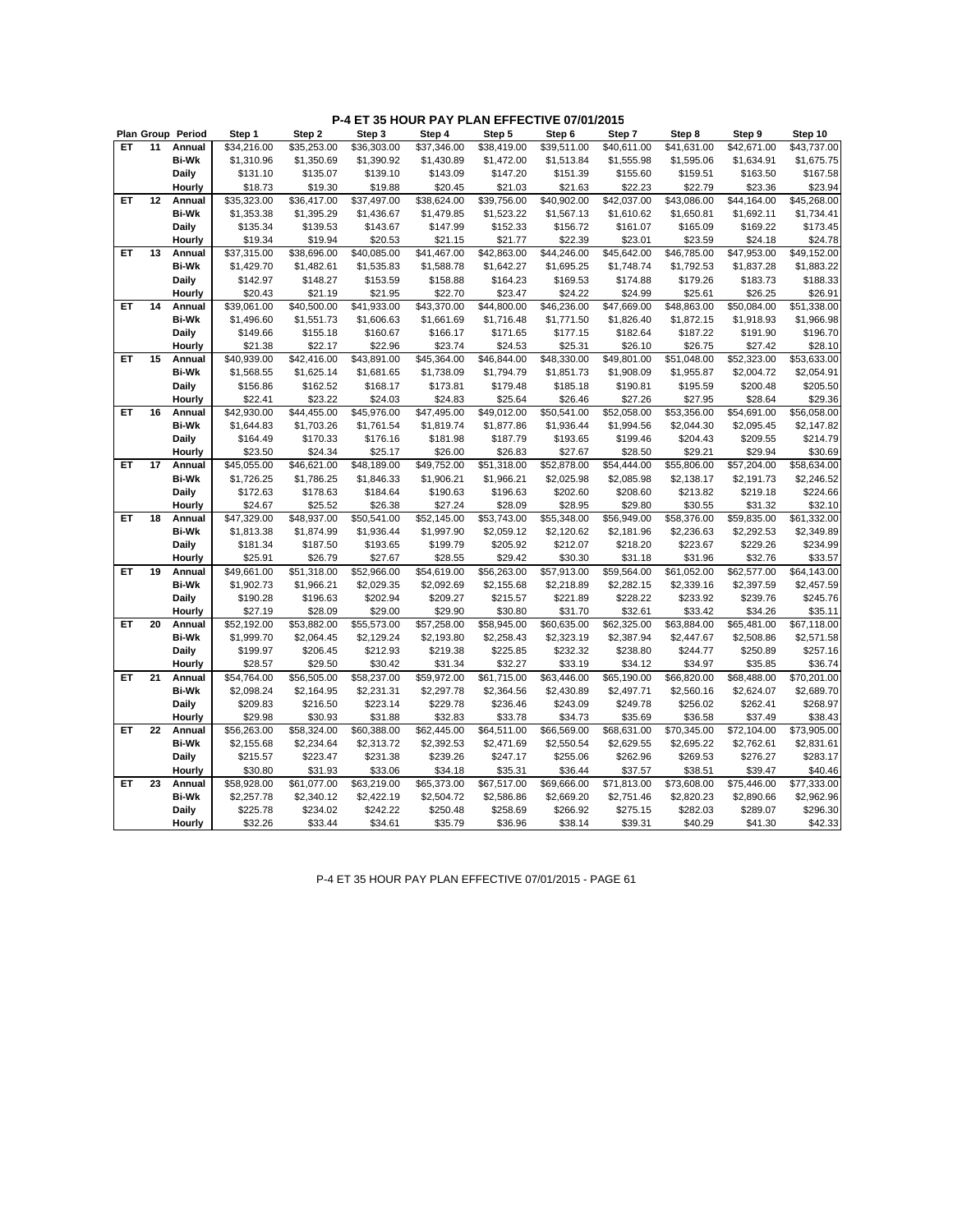## P-4 ET 35 HOUR PAY PLAN EFFECTIVE 07/01/2015

| Plan | Group | Period | Step 1 | Step 2 | Step 3 | Step 4 | Step 5 | Step 6 | Step 7 | Step 8 | Step 9 | Step 10 |
|---|---|---|---|---|---|---|---|---|---|---|---|---|
| ET | 11 | Annual | $34,216.00 | $35,253.00 | $36,303.00 | $37,346.00 | $38,419.00 | $39,511.00 | $40,611.00 | $41,631.00 | $42,671.00 | $43,737.00 |
| | | Bi-Wk | $1,310.96 | $1,350.69 | $1,390.92 | $1,430.89 | $1,472.00 | $1,513.84 | $1,555.98 | $1,595.06 | $1,634.91 | $1,675.75 |
| | | Daily | $131.10 | $135.07 | $139.10 | $143.09 | $147.20 | $151.39 | $155.60 | $159.51 | $163.50 | $167.58 |
| | | Hourly | $18.73 | $19.30 | $19.88 | $20.45 | $21.03 | $21.63 | $22.23 | $22.79 | $23.36 | $23.94 |
| ET | 12 | Annual | $35,323.00 | $36,417.00 | $37,497.00 | $38,624.00 | $39,756.00 | $40,902.00 | $42,037.00 | $43,086.00 | $44,164.00 | $45,268.00 |
| | | Bi-Wk | $1,353.38 | $1,395.29 | $1,436.67 | $1,479.85 | $1,523.22 | $1,567.13 | $1,610.62 | $1,650.81 | $1,692.11 | $1,734.41 |
| | | Daily | $135.34 | $139.53 | $143.67 | $147.99 | $152.33 | $156.72 | $161.07 | $165.09 | $169.22 | $173.45 |
| | | Hourly | $19.34 | $19.94 | $20.53 | $21.15 | $21.77 | $22.39 | $23.01 | $23.59 | $24.18 | $24.78 |
| ET | 13 | Annual | $37,315.00 | $38,696.00 | $40,085.00 | $41,467.00 | $42,863.00 | $44,246.00 | $45,642.00 | $46,785.00 | $47,953.00 | $49,152.00 |
| | | Bi-Wk | $1,429.70 | $1,482.61 | $1,535.83 | $1,588.78 | $1,642.27 | $1,695.25 | $1,748.74 | $1,792.53 | $1,837.28 | $1,883.22 |
| | | Daily | $142.97 | $148.27 | $153.59 | $158.88 | $164.23 | $169.53 | $174.88 | $179.26 | $183.73 | $188.33 |
| | | Hourly | $20.43 | $21.19 | $21.95 | $22.70 | $23.47 | $24.22 | $24.99 | $25.61 | $26.25 | $26.91 |
| ET | 14 | Annual | $39,061.00 | $40,500.00 | $41,933.00 | $43,370.00 | $44,800.00 | $46,236.00 | $47,669.00 | $48,863.00 | $50,084.00 | $51,338.00 |
| | | Bi-Wk | $1,496.60 | $1,551.73 | $1,606.63 | $1,661.69 | $1,716.48 | $1,771.50 | $1,826.40 | $1,872.15 | $1,918.93 | $1,966.98 |
| | | Daily | $149.66 | $155.18 | $160.67 | $166.17 | $171.65 | $177.15 | $182.64 | $187.22 | $191.90 | $196.70 |
| | | Hourly | $21.38 | $22.17 | $22.96 | $23.74 | $24.53 | $25.31 | $26.10 | $26.75 | $27.42 | $28.10 |
| ET | 15 | Annual | $40,939.00 | $42,416.00 | $43,891.00 | $45,364.00 | $46,844.00 | $48,330.00 | $49,801.00 | $51,048.00 | $52,323.00 | $53,633.00 |
| | | Bi-Wk | $1,568.55 | $1,625.14 | $1,681.65 | $1,738.09 | $1,794.79 | $1,851.73 | $1,908.09 | $1,955.87 | $2,004.72 | $2,054.91 |
| | | Daily | $156.86 | $162.52 | $168.17 | $173.81 | $179.48 | $185.18 | $190.81 | $195.59 | $200.48 | $205.50 |
| | | Hourly | $22.41 | $23.22 | $24.03 | $24.83 | $25.64 | $26.46 | $27.26 | $27.95 | $28.64 | $29.36 |
| ET | 16 | Annual | $42,930.00 | $44,455.00 | $45,976.00 | $47,495.00 | $49,012.00 | $50,541.00 | $52,058.00 | $53,356.00 | $54,691.00 | $56,058.00 |
| | | Bi-Wk | $1,644.83 | $1,703.26 | $1,761.54 | $1,819.74 | $1,877.86 | $1,936.44 | $1,994.56 | $2,044.30 | $2,095.45 | $2,147.82 |
| | | Daily | $164.49 | $170.33 | $176.16 | $181.98 | $187.79 | $193.65 | $199.46 | $204.43 | $209.55 | $214.79 |
| | | Hourly | $23.50 | $24.34 | $25.17 | $26.00 | $26.83 | $27.67 | $28.50 | $29.21 | $29.94 | $30.69 |
| ET | 17 | Annual | $45,055.00 | $46,621.00 | $48,189.00 | $49,752.00 | $51,318.00 | $52,878.00 | $54,444.00 | $55,806.00 | $57,204.00 | $58,634.00 |
| | | Bi-Wk | $1,726.25 | $1,786.25 | $1,846.33 | $1,906.21 | $1,966.21 | $2,025.98 | $2,085.98 | $2,138.17 | $2,191.73 | $2,246.52 |
| | | Daily | $172.63 | $178.63 | $184.64 | $190.63 | $196.63 | $202.60 | $208.60 | $213.82 | $219.18 | $224.66 |
| | | Hourly | $24.67 | $25.52 | $26.38 | $27.24 | $28.09 | $28.95 | $29.80 | $30.55 | $31.32 | $32.10 |
| ET | 18 | Annual | $47,329.00 | $48,937.00 | $50,541.00 | $52,145.00 | $53,743.00 | $55,348.00 | $56,949.00 | $58,376.00 | $59,835.00 | $61,332.00 |
| | | Bi-Wk | $1,813.38 | $1,874.99 | $1,936.44 | $1,997.90 | $2,059.12 | $2,120.62 | $2,181.96 | $2,236.63 | $2,292.53 | $2,349.89 |
| | | Daily | $181.34 | $187.50 | $193.65 | $199.79 | $205.92 | $212.07 | $218.20 | $223.67 | $229.26 | $234.99 |
| | | Hourly | $25.91 | $26.79 | $27.67 | $28.55 | $29.42 | $30.30 | $31.18 | $31.96 | $32.76 | $33.57 |
| ET | 19 | Annual | $49,661.00 | $51,318.00 | $52,966.00 | $54,619.00 | $56,263.00 | $57,913.00 | $59,564.00 | $61,052.00 | $62,577.00 | $64,143.00 |
| | | Bi-Wk | $1,902.73 | $1,966.21 | $2,029.35 | $2,092.69 | $2,155.68 | $2,218.89 | $2,282.15 | $2,339.16 | $2,397.59 | $2,457.59 |
| | | Daily | $190.28 | $196.63 | $202.94 | $209.27 | $215.57 | $221.89 | $228.22 | $233.92 | $239.76 | $245.76 |
| | | Hourly | $27.19 | $28.09 | $29.00 | $29.90 | $30.80 | $31.70 | $32.61 | $33.42 | $34.26 | $35.11 |
| ET | 20 | Annual | $52,192.00 | $53,882.00 | $55,573.00 | $57,258.00 | $58,945.00 | $60,635.00 | $62,325.00 | $63,884.00 | $65,481.00 | $67,118.00 |
| | | Bi-Wk | $1,999.70 | $2,064.45 | $2,129.24 | $2,193.80 | $2,258.43 | $2,323.19 | $2,387.94 | $2,447.67 | $2,508.86 | $2,571.58 |
| | | Daily | $199.97 | $206.45 | $212.93 | $219.38 | $225.85 | $232.32 | $238.80 | $244.77 | $250.89 | $257.16 |
| | | Hourly | $28.57 | $29.50 | $30.42 | $31.34 | $32.27 | $33.19 | $34.12 | $34.97 | $35.85 | $36.74 |
| ET | 21 | Annual | $54,764.00 | $56,505.00 | $58,237.00 | $59,972.00 | $61,715.00 | $63,446.00 | $65,190.00 | $66,820.00 | $68,488.00 | $70,201.00 |
| | | Bi-Wk | $2,098.24 | $2,164.95 | $2,231.31 | $2,297.78 | $2,364.56 | $2,430.89 | $2,497.71 | $2,560.16 | $2,624.07 | $2,689.70 |
| | | Daily | $209.83 | $216.50 | $223.14 | $229.78 | $236.46 | $243.09 | $249.78 | $256.02 | $262.41 | $268.97 |
| | | Hourly | $29.98 | $30.93 | $31.88 | $32.83 | $33.78 | $34.73 | $35.69 | $36.58 | $37.49 | $38.43 |
| ET | 22 | Annual | $56,263.00 | $58,324.00 | $60,388.00 | $62,445.00 | $64,511.00 | $66,569.00 | $68,631.00 | $70,345.00 | $72,104.00 | $73,905.00 |
| | | Bi-Wk | $2,155.68 | $2,234.64 | $2,313.72 | $2,392.53 | $2,471.69 | $2,550.54 | $2,629.55 | $2,695.22 | $2,762.61 | $2,831.61 |
| | | Daily | $215.57 | $223.47 | $231.38 | $239.26 | $247.17 | $255.06 | $262.96 | $269.53 | $276.27 | $283.17 |
| | | Hourly | $30.80 | $31.93 | $33.06 | $34.18 | $35.31 | $36.44 | $37.57 | $38.51 | $39.47 | $40.46 |
| ET | 23 | Annual | $58,928.00 | $61,077.00 | $63,219.00 | $65,373.00 | $67,517.00 | $69,666.00 | $71,813.00 | $73,608.00 | $75,446.00 | $77,333.00 |
| | | Bi-Wk | $2,257.78 | $2,340.12 | $2,422.19 | $2,504.72 | $2,586.86 | $2,669.20 | $2,751.46 | $2,820.23 | $2,890.66 | $2,962.96 |
| | | Daily | $225.78 | $234.02 | $242.22 | $250.48 | $258.69 | $266.92 | $275.15 | $282.03 | $289.07 | $296.30 |
| | | Hourly | $32.26 | $33.44 | $34.61 | $35.79 | $36.96 | $38.14 | $39.31 | $40.29 | $41.30 | $42.33 |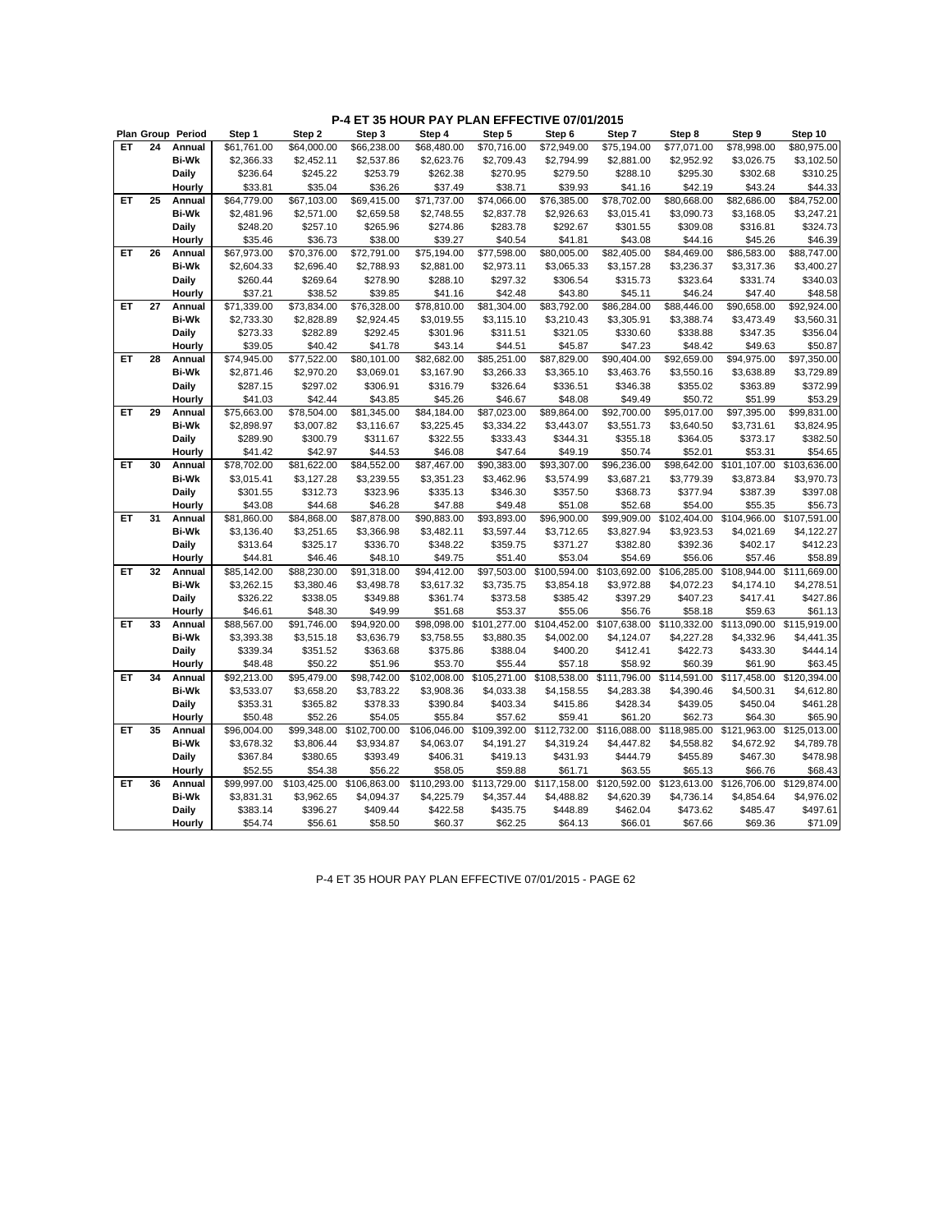# P-4 ET 35 HOUR PAY PLAN EFFECTIVE 07/01/2015

| Plan | Group | Period | Step 1 | Step 2 | Step 3 | Step 4 | Step 5 | Step 6 | Step 7 | Step 8 | Step 9 | Step 10 |
|---|---|---|---|---|---|---|---|---|---|---|---|---|
| ET | 24 | Annual | $61,761.00 | $64,000.00 | $66,238.00 | $68,480.00 | $70,716.00 | $72,949.00 | $75,194.00 | $77,071.00 | $78,998.00 | $80,975.00 |
| | | Bi-Wk | $2,366.33 | $2,452.11 | $2,537.86 | $2,623.76 | $2,709.43 | $2,794.99 | $2,881.00 | $2,952.92 | $3,026.75 | $3,102.50 |
| | | Daily | $236.64 | $245.22 | $253.79 | $262.38 | $270.95 | $279.50 | $288.10 | $295.30 | $302.68 | $310.25 |
| | | Hourly | $33.81 | $35.04 | $36.26 | $37.49 | $38.71 | $39.93 | $41.16 | $42.19 | $43.24 | $44.33 |
| ET | 25 | Annual | $64,779.00 | $67,103.00 | $69,415.00 | $71,737.00 | $74,066.00 | $76,385.00 | $78,702.00 | $80,668.00 | $82,686.00 | $84,752.00 |
| | | Bi-Wk | $2,481.96 | $2,571.00 | $2,659.58 | $2,748.55 | $2,837.78 | $2,926.63 | $3,015.41 | $3,090.73 | $3,168.05 | $3,247.21 |
| | | Daily | $248.20 | $257.10 | $265.96 | $274.86 | $283.78 | $292.67 | $301.55 | $309.08 | $316.81 | $324.73 |
| | | Hourly | $35.46 | $36.73 | $38.00 | $39.27 | $40.54 | $41.81 | $43.08 | $44.16 | $45.26 | $46.39 |
| ET | 26 | Annual | $67,973.00 | $70,376.00 | $72,791.00 | $75,194.00 | $77,598.00 | $80,005.00 | $82,405.00 | $84,469.00 | $86,583.00 | $88,747.00 |
| | | Bi-Wk | $2,604.33 | $2,696.40 | $2,788.93 | $2,881.00 | $2,973.11 | $3,065.33 | $3,157.28 | $3,236.37 | $3,317.36 | $3,400.27 |
| | | Daily | $260.44 | $269.64 | $278.90 | $288.10 | $297.32 | $306.54 | $315.73 | $323.64 | $331.74 | $340.03 |
| | | Hourly | $37.21 | $38.52 | $39.85 | $41.16 | $42.48 | $43.80 | $45.11 | $46.24 | $47.40 | $48.58 |
| ET | 27 | Annual | $71,339.00 | $73,834.00 | $76,328.00 | $78,810.00 | $81,304.00 | $83,792.00 | $86,284.00 | $88,446.00 | $90,658.00 | $92,924.00 |
| | | Bi-Wk | $2,733.30 | $2,828.89 | $2,924.45 | $3,019.55 | $3,115.10 | $3,210.43 | $3,305.91 | $3,388.74 | $3,473.49 | $3,560.31 |
| | | Daily | $273.33 | $282.89 | $292.45 | $301.96 | $311.51 | $321.05 | $330.60 | $338.88 | $347.35 | $356.04 |
| | | Hourly | $39.05 | $40.42 | $41.78 | $43.14 | $44.51 | $45.87 | $47.23 | $48.42 | $49.63 | $50.87 |
| ET | 28 | Annual | $74,945.00 | $77,522.00 | $80,101.00 | $82,682.00 | $85,251.00 | $87,829.00 | $90,404.00 | $92,659.00 | $94,975.00 | $97,350.00 |
| | | Bi-Wk | $2,871.46 | $2,970.20 | $3,069.01 | $3,167.90 | $3,266.33 | $3,365.10 | $3,463.76 | $3,550.16 | $3,638.89 | $3,729.89 |
| | | Daily | $287.15 | $297.02 | $306.91 | $316.79 | $326.64 | $336.51 | $346.38 | $355.02 | $363.89 | $372.99 |
| | | Hourly | $41.03 | $42.44 | $43.85 | $45.26 | $46.67 | $48.08 | $49.49 | $50.72 | $51.99 | $53.29 |
| ET | 29 | Annual | $75,663.00 | $78,504.00 | $81,345.00 | $84,184.00 | $87,023.00 | $89,864.00 | $92,700.00 | $95,017.00 | $97,395.00 | $99,831.00 |
| | | Bi-Wk | $2,898.97 | $3,007.82 | $3,116.67 | $3,225.45 | $3,334.22 | $3,443.07 | $3,551.73 | $3,640.50 | $3,731.61 | $3,824.95 |
| | | Daily | $289.90 | $300.79 | $311.67 | $322.55 | $333.43 | $344.31 | $355.18 | $364.05 | $373.17 | $382.50 |
| | | Hourly | $41.42 | $42.97 | $44.53 | $46.08 | $47.64 | $49.19 | $50.74 | $52.01 | $53.31 | $54.65 |
| ET | 30 | Annual | $78,702.00 | $81,622.00 | $84,552.00 | $87,467.00 | $90,383.00 | $93,307.00 | $96,236.00 | $98,642.00 | $101,107.00 | $103,636.00 |
| | | Bi-Wk | $3,015.41 | $3,127.28 | $3,239.55 | $3,351.23 | $3,462.96 | $3,574.99 | $3,687.21 | $3,779.39 | $3,873.84 | $3,970.73 |
| | | Daily | $301.55 | $312.73 | $323.96 | $335.13 | $346.30 | $357.50 | $368.73 | $377.94 | $387.39 | $397.08 |
| | | Hourly | $43.08 | $44.68 | $46.28 | $47.88 | $49.48 | $51.08 | $52.68 | $54.00 | $55.35 | $56.73 |
| ET | 31 | Annual | $81,860.00 | $84,868.00 | $87,878.00 | $90,883.00 | $93,893.00 | $96,900.00 | $99,909.00 | $102,404.00 | $104,966.00 | $107,591.00 |
| | | Bi-Wk | $3,136.40 | $3,251.65 | $3,366.98 | $3,482.11 | $3,597.44 | $3,712.65 | $3,827.94 | $3,923.53 | $4,021.69 | $4,122.27 |
| | | Daily | $313.64 | $325.17 | $336.70 | $348.22 | $359.75 | $371.27 | $382.80 | $392.36 | $402.17 | $412.23 |
| | | Hourly | $44.81 | $46.46 | $48.10 | $49.75 | $51.40 | $53.04 | $54.69 | $56.06 | $57.46 | $58.89 |
| ET | 32 | Annual | $85,142.00 | $88,230.00 | $91,318.00 | $94,412.00 | $97,503.00 | $100,594.00 | $103,692.00 | $106,285.00 | $108,944.00 | $111,669.00 |
| | | Bi-Wk | $3,262.15 | $3,380.46 | $3,498.78 | $3,617.32 | $3,735.75 | $3,854.18 | $3,972.88 | $4,072.23 | $4,174.10 | $4,278.51 |
| | | Daily | $326.22 | $338.05 | $349.88 | $361.74 | $373.58 | $385.42 | $397.29 | $407.23 | $417.41 | $427.86 |
| | | Hourly | $46.61 | $48.30 | $49.99 | $51.68 | $53.37 | $55.06 | $56.76 | $58.18 | $59.63 | $61.13 |
| ET | 33 | Annual | $88,567.00 | $91,746.00 | $94,920.00 | $98,098.00 | $101,277.00 | $104,452.00 | $107,638.00 | $110,332.00 | $113,090.00 | $115,919.00 |
| | | Bi-Wk | $3,393.38 | $3,515.18 | $3,636.79 | $3,758.55 | $3,880.35 | $4,002.00 | $4,124.07 | $4,227.28 | $4,332.96 | $4,441.35 |
| | | Daily | $339.34 | $351.52 | $363.68 | $375.86 | $388.04 | $400.20 | $412.41 | $422.73 | $433.30 | $444.14 |
| | | Hourly | $48.48 | $50.22 | $51.96 | $53.70 | $55.44 | $57.18 | $58.92 | $60.39 | $61.90 | $63.45 |
| ET | 34 | Annual | $92,213.00 | $95,479.00 | $98,742.00 | $102,008.00 | $105,271.00 | $108,538.00 | $111,796.00 | $114,591.00 | $117,458.00 | $120,394.00 |
| | | Bi-Wk | $3,533.07 | $3,658.20 | $3,783.22 | $3,908.36 | $4,033.38 | $4,158.55 | $4,283.38 | $4,390.46 | $4,500.31 | $4,612.80 |
| | | Daily | $353.31 | $365.82 | $378.33 | $390.84 | $403.34 | $415.86 | $428.34 | $439.05 | $450.04 | $461.28 |
| | | Hourly | $50.48 | $52.26 | $54.05 | $55.84 | $57.62 | $59.41 | $61.20 | $62.73 | $64.30 | $65.90 |
| ET | 35 | Annual | $96,004.00 | $99,348.00 | $102,700.00 | $106,046.00 | $109,392.00 | $112,732.00 | $116,088.00 | $118,985.00 | $121,963.00 | $125,013.00 |
| | | Bi-Wk | $3,678.32 | $3,806.44 | $3,934.87 | $4,063.07 | $4,191.27 | $4,319.24 | $4,447.82 | $4,558.82 | $4,672.92 | $4,789.78 |
| | | Daily | $367.84 | $380.65 | $393.49 | $406.31 | $419.13 | $431.93 | $444.79 | $455.89 | $467.30 | $478.98 |
| | | Hourly | $52.55 | $54.38 | $56.22 | $58.05 | $59.88 | $61.71 | $63.55 | $65.13 | $66.76 | $68.43 |
| ET | 36 | Annual | $99,997.00 | $103,425.00 | $106,863.00 | $110,293.00 | $113,729.00 | $117,158.00 | $120,592.00 | $123,613.00 | $126,706.00 | $129,874.00 |
| | | Bi-Wk | $3,831.31 | $3,962.65 | $4,094.37 | $4,225.79 | $4,357.44 | $4,488.82 | $4,620.39 | $4,736.14 | $4,854.64 | $4,976.02 |
| | | Daily | $383.14 | $396.27 | $409.44 | $422.58 | $435.75 | $448.89 | $462.04 | $473.62 | $485.47 | $497.61 |
| | | Hourly | $54.74 | $56.61 | $58.50 | $60.37 | $62.25 | $64.13 | $66.01 | $67.66 | $69.36 | $71.09 |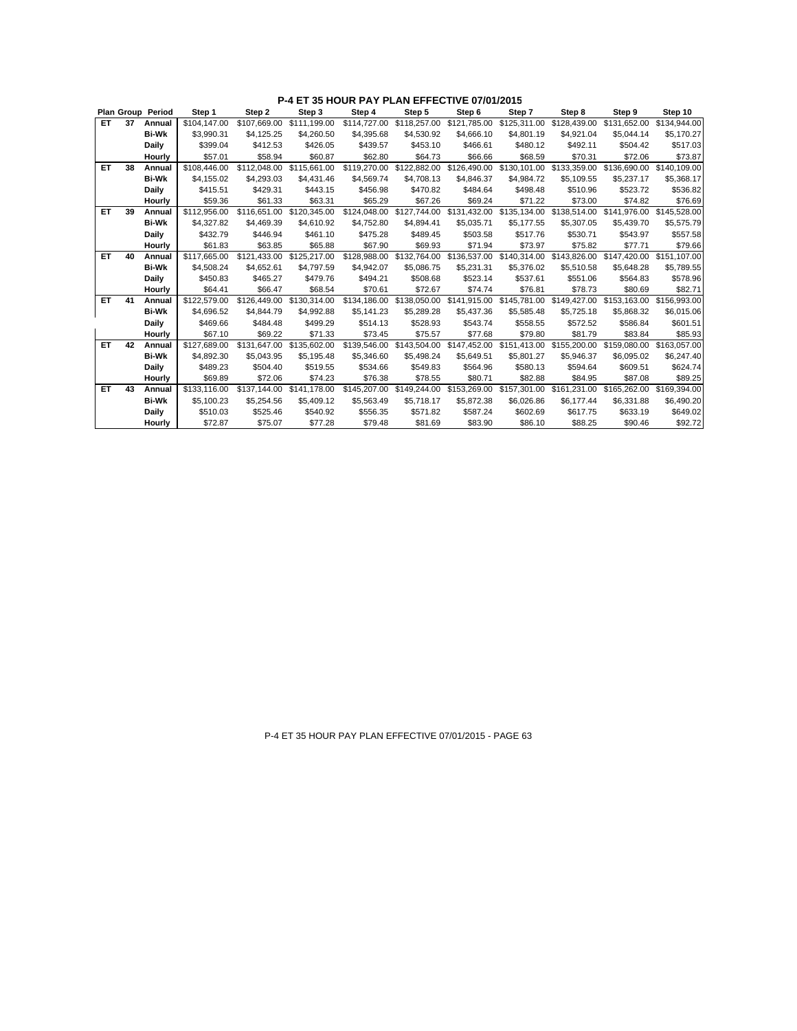## P-4 ET 35 HOUR PAY PLAN EFFECTIVE 07/01/2015

| Plan | Group | Period | Step 1 | Step 2 | Step 3 | Step 4 | Step 5 | Step 6 | Step 7 | Step 8 | Step 9 | Step 10 |
|---|---|---|---|---|---|---|---|---|---|---|---|---|
| ET | 37 | Annual | $104,147.00 | $107,669.00 | $111,199.00 | $114,727.00 | $118,257.00 | $121,785.00 | $125,311.00 | $128,439.00 | $131,652.00 | $134,944.00 |
| | | Bi-Wk | $3,990.31 | $4,125.25 | $4,260.50 | $4,395.68 | $4,530.92 | $4,666.10 | $4,801.19 | $4,921.04 | $5,044.14 | $5,170.27 |
| | | Daily | $399.04 | $412.53 | $426.05 | $439.57 | $453.10 | $466.61 | $480.12 | $492.11 | $504.42 | $517.03 |
| | | Hourly | $57.01 | $58.94 | $60.87 | $62.80 | $64.73 | $66.66 | $68.59 | $70.31 | $72.06 | $73.87 |
| ET | 38 | Annual | $108,446.00 | $112,048.00 | $115,661.00 | $119,270.00 | $122,882.00 | $126,490.00 | $130,101.00 | $133,359.00 | $136,690.00 | $140,109.00 |
| | | Bi-Wk | $4,155.02 | $4,293.03 | $4,431.46 | $4,569.74 | $4,708.13 | $4,846.37 | $4,984.72 | $5,109.55 | $5,237.17 | $5,368.17 |
| | | Daily | $415.51 | $429.31 | $443.15 | $456.98 | $470.82 | $484.64 | $498.48 | $510.96 | $523.72 | $536.82 |
| | | Hourly | $59.36 | $61.33 | $63.31 | $65.29 | $67.26 | $69.24 | $71.22 | $73.00 | $74.82 | $76.69 |
| ET | 39 | Annual | $112,956.00 | $116,651.00 | $120,345.00 | $124,048.00 | $127,744.00 | $131,432.00 | $135,134.00 | $138,514.00 | $141,976.00 | $145,528.00 |
| | | Bi-Wk | $4,327.82 | $4,469.39 | $4,610.92 | $4,752.80 | $4,894.41 | $5,035.71 | $5,177.55 | $5,307.05 | $5,439.70 | $5,575.79 |
| | | Daily | $432.79 | $446.94 | $461.10 | $475.28 | $489.45 | $503.58 | $517.76 | $530.71 | $543.97 | $557.58 |
| | | Hourly | $61.83 | $63.85 | $65.88 | $67.90 | $69.93 | $71.94 | $73.97 | $75.82 | $77.71 | $79.66 |
| ET | 40 | Annual | $117,665.00 | $121,433.00 | $125,217.00 | $128,988.00 | $132,764.00 | $136,537.00 | $140,314.00 | $143,826.00 | $147,420.00 | $151,107.00 |
| | | Bi-Wk | $4,508.24 | $4,652.61 | $4,797.59 | $4,942.07 | $5,086.75 | $5,231.31 | $5,376.02 | $5,510.58 | $5,648.28 | $5,789.55 |
| | | Daily | $450.83 | $465.27 | $479.76 | $494.21 | $508.68 | $523.14 | $537.61 | $551.06 | $564.83 | $578.96 |
| | | Hourly | $64.41 | $66.47 | $68.54 | $70.61 | $72.67 | $74.74 | $76.81 | $78.73 | $80.69 | $82.71 |
| ET | 41 | Annual | $122,579.00 | $126,449.00 | $130,314.00 | $134,186.00 | $138,050.00 | $141,915.00 | $145,781.00 | $149,427.00 | $153,163.00 | $156,993.00 |
| | | Bi-Wk | $4,696.52 | $4,844.79 | $4,992.88 | $5,141.23 | $5,289.28 | $5,437.36 | $5,585.48 | $5,725.18 | $5,868.32 | $6,015.06 |
| | | Daily | $469.66 | $484.48 | $499.29 | $514.13 | $528.93 | $543.74 | $558.55 | $572.52 | $586.84 | $601.51 |
| | | Hourly | $67.10 | $69.22 | $71.33 | $73.45 | $75.57 | $77.68 | $79.80 | $81.79 | $83.84 | $85.93 |
| ET | 42 | Annual | $127,689.00 | $131,647.00 | $135,602.00 | $139,546.00 | $143,504.00 | $147,452.00 | $151,413.00 | $155,200.00 | $159,080.00 | $163,057.00 |
| | | Bi-Wk | $4,892.30 | $5,043.95 | $5,195.48 | $5,346.60 | $5,498.24 | $5,649.51 | $5,801.27 | $5,946.37 | $6,095.02 | $6,247.40 |
| | | Daily | $489.23 | $504.40 | $519.55 | $534.66 | $549.83 | $564.96 | $580.13 | $594.64 | $609.51 | $624.74 |
| | | Hourly | $69.89 | $72.06 | $74.23 | $76.38 | $78.55 | $80.71 | $82.88 | $84.95 | $87.08 | $89.25 |
| ET | 43 | Annual | $133,116.00 | $137,144.00 | $141,178.00 | $145,207.00 | $149,244.00 | $153,269.00 | $157,301.00 | $161,231.00 | $165,262.00 | $169,394.00 |
| | | Bi-Wk | $5,100.23 | $5,254.56 | $5,409.12 | $5,563.49 | $5,718.17 | $5,872.38 | $6,026.86 | $6,177.44 | $6,331.88 | $6,490.20 |
| | | Daily | $510.03 | $525.46 | $540.92 | $556.35 | $571.82 | $587.24 | $602.69 | $617.75 | $633.19 | $649.02 |
| | | Hourly | $72.87 | $75.07 | $77.28 | $79.48 | $81.69 | $83.90 | $86.10 | $88.25 | $90.46 | $92.72 |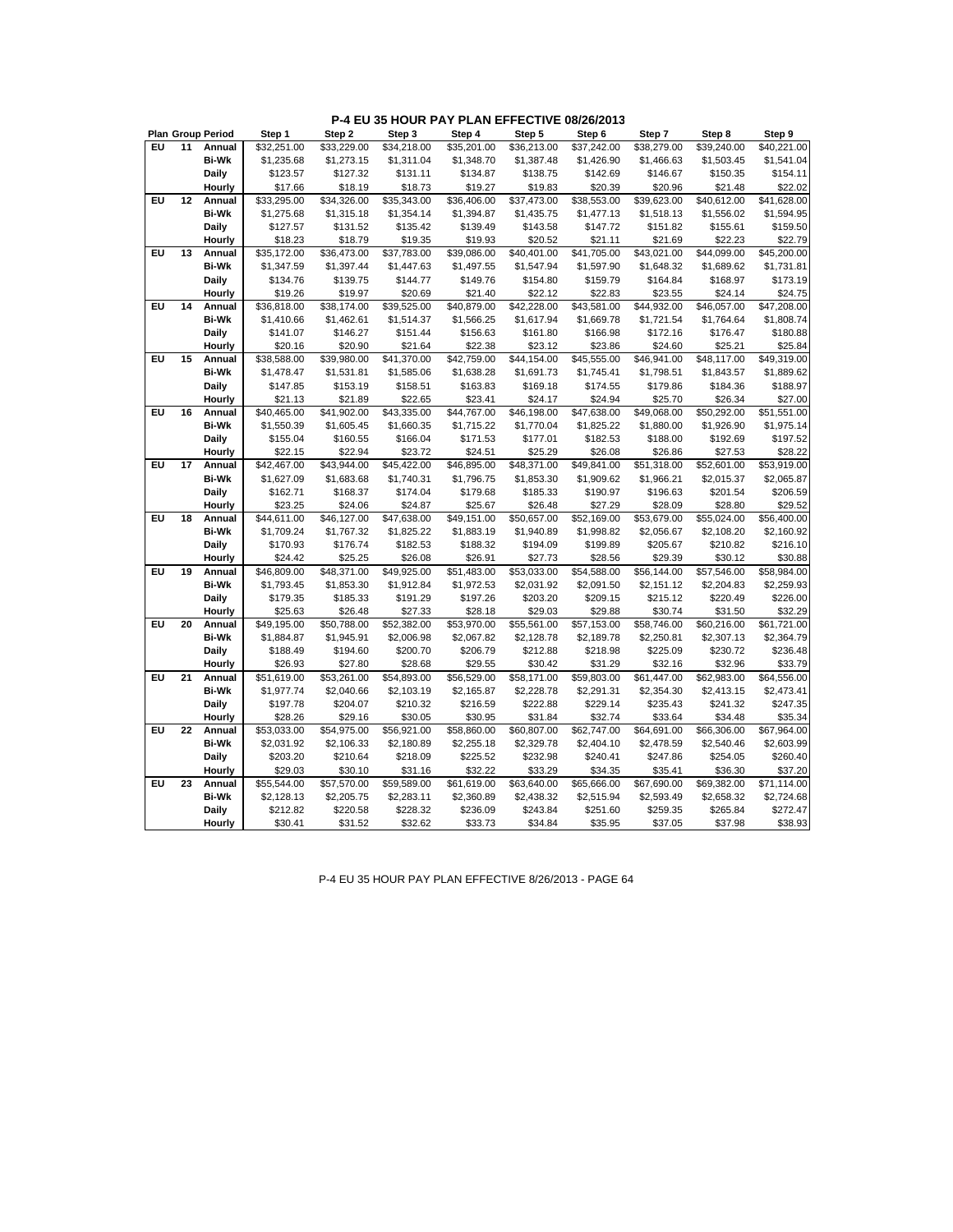# P-4 EU 35 HOUR PAY PLAN EFFECTIVE 08/26/2013

| Plan | Group | Period | Step 1 | Step 2 | Step 3 | Step 4 | Step 5 | Step 6 | Step 7 | Step 8 | Step 9 |
|---|---|---|---|---|---|---|---|---|---|---|---|
| EU | 11 | Annual | $32,251.00 | $33,229.00 | $34,218.00 | $35,201.00 | $36,213.00 | $37,242.00 | $38,279.00 | $39,240.00 | $40,221.00 |
| | | Bi-Wk | $1,235.68 | $1,273.15 | $1,311.04 | $1,348.70 | $1,387.48 | $1,426.90 | $1,466.63 | $1,503.45 | $1,541.04 |
| | | Daily | $123.57 | $127.32 | $131.11 | $134.87 | $138.75 | $142.69 | $146.67 | $150.35 | $154.11 |
| | | Hourly | $17.66 | $18.19 | $18.73 | $19.27 | $19.83 | $20.39 | $20.96 | $21.48 | $22.02 |
| EU | 12 | Annual | $33,295.00 | $34,326.00 | $35,343.00 | $36,406.00 | $37,473.00 | $38,553.00 | $39,623.00 | $40,612.00 | $41,628.00 |
| | | Bi-Wk | $1,275.68 | $1,315.18 | $1,354.14 | $1,394.87 | $1,435.75 | $1,477.13 | $1,518.13 | $1,556.02 | $1,594.95 |
| | | Daily | $127.57 | $131.52 | $135.42 | $139.49 | $143.58 | $147.72 | $151.82 | $155.61 | $159.50 |
| | | Hourly | $18.23 | $18.79 | $19.35 | $19.93 | $20.52 | $21.11 | $21.69 | $22.23 | $22.79 |
| EU | 13 | Annual | $35,172.00 | $36,473.00 | $37,783.00 | $39,086.00 | $40,401.00 | $41,705.00 | $43,021.00 | $44,099.00 | $45,200.00 |
| | | Bi-Wk | $1,347.59 | $1,397.44 | $1,447.63 | $1,497.55 | $1,547.94 | $1,597.90 | $1,648.32 | $1,689.62 | $1,731.81 |
| | | Daily | $134.76 | $139.75 | $144.77 | $149.76 | $154.80 | $159.79 | $164.84 | $168.97 | $173.19 |
| | | Hourly | $19.26 | $19.97 | $20.69 | $21.40 | $22.12 | $22.83 | $23.55 | $24.14 | $24.75 |
| EU | 14 | Annual | $36,818.00 | $38,174.00 | $39,525.00 | $40,879.00 | $42,228.00 | $43,581.00 | $44,932.00 | $46,057.00 | $47,208.00 |
| | | Bi-Wk | $1,410.66 | $1,462.61 | $1,514.37 | $1,566.25 | $1,617.94 | $1,669.78 | $1,721.54 | $1,764.64 | $1,808.74 |
| | | Daily | $141.07 | $146.27 | $151.44 | $156.63 | $161.80 | $166.98 | $172.16 | $176.47 | $180.88 |
| | | Hourly | $20.16 | $20.90 | $21.64 | $22.38 | $23.12 | $23.86 | $24.60 | $25.21 | $25.84 |
| EU | 15 | Annual | $38,588.00 | $39,980.00 | $41,370.00 | $42,759.00 | $44,154.00 | $45,555.00 | $46,941.00 | $48,117.00 | $49,319.00 |
| | | Bi-Wk | $1,478.47 | $1,531.81 | $1,585.06 | $1,638.28 | $1,691.73 | $1,745.41 | $1,798.51 | $1,843.57 | $1,889.62 |
| | | Daily | $147.85 | $153.19 | $158.51 | $163.83 | $169.18 | $174.55 | $179.86 | $184.36 | $188.97 |
| | | Hourly | $21.13 | $21.89 | $22.65 | $23.41 | $24.17 | $24.94 | $25.70 | $26.34 | $27.00 |
| EU | 16 | Annual | $40,465.00 | $41,902.00 | $43,335.00 | $44,767.00 | $46,198.00 | $47,638.00 | $49,068.00 | $50,292.00 | $51,551.00 |
| | | Bi-Wk | $1,550.39 | $1,605.45 | $1,660.35 | $1,715.22 | $1,770.04 | $1,825.22 | $1,880.00 | $1,926.90 | $1,975.14 |
| | | Daily | $155.04 | $160.55 | $166.04 | $171.53 | $177.01 | $182.53 | $188.00 | $192.69 | $197.52 |
| | | Hourly | $22.15 | $22.94 | $23.72 | $24.51 | $25.29 | $26.08 | $26.86 | $27.53 | $28.22 |
| EU | 17 | Annual | $42,467.00 | $43,944.00 | $45,422.00 | $46,895.00 | $48,371.00 | $49,841.00 | $51,318.00 | $52,601.00 | $53,919.00 |
| | | Bi-Wk | $1,627.09 | $1,683.68 | $1,740.31 | $1,796.75 | $1,853.30 | $1,909.62 | $1,966.21 | $2,015.37 | $2,065.87 |
| | | Daily | $162.71 | $168.37 | $174.04 | $179.68 | $185.33 | $190.97 | $196.63 | $201.54 | $206.59 |
| | | Hourly | $23.25 | $24.06 | $24.87 | $25.67 | $26.48 | $27.29 | $28.09 | $28.80 | $29.52 |
| EU | 18 | Annual | $44,611.00 | $46,127.00 | $47,638.00 | $49,151.00 | $50,657.00 | $52,169.00 | $53,679.00 | $55,024.00 | $56,400.00 |
| | | Bi-Wk | $1,709.24 | $1,767.32 | $1,825.22 | $1,883.19 | $1,940.89 | $1,998.82 | $2,056.67 | $2,108.20 | $2,160.92 |
| | | Daily | $170.93 | $176.74 | $182.53 | $188.32 | $194.09 | $199.89 | $205.67 | $210.82 | $216.10 |
| | | Hourly | $24.42 | $25.25 | $26.08 | $26.91 | $27.73 | $28.56 | $29.39 | $30.12 | $30.88 |
| EU | 19 | Annual | $46,809.00 | $48,371.00 | $49,925.00 | $51,483.00 | $53,033.00 | $54,588.00 | $56,144.00 | $57,546.00 | $58,984.00 |
| | | Bi-Wk | $1,793.45 | $1,853.30 | $1,912.84 | $1,972.53 | $2,031.92 | $2,091.50 | $2,151.12 | $2,204.83 | $2,259.93 |
| | | Daily | $179.35 | $185.33 | $191.29 | $197.26 | $203.20 | $209.15 | $215.12 | $220.49 | $226.00 |
| | | Hourly | $25.63 | $26.48 | $27.33 | $28.18 | $29.03 | $29.88 | $30.74 | $31.50 | $32.29 |
| EU | 20 | Annual | $49,195.00 | $50,788.00 | $52,382.00 | $53,970.00 | $55,561.00 | $57,153.00 | $58,746.00 | $60,216.00 | $61,721.00 |
| | | Bi-Wk | $1,884.87 | $1,945.91 | $2,006.98 | $2,067.82 | $2,128.78 | $2,189.78 | $2,250.81 | $2,307.13 | $2,364.79 |
| | | Daily | $188.49 | $194.60 | $200.70 | $206.79 | $212.88 | $218.98 | $225.09 | $230.72 | $236.48 |
| | | Hourly | $26.93 | $27.80 | $28.68 | $29.55 | $30.42 | $31.29 | $32.16 | $32.96 | $33.79 |
| EU | 21 | Annual | $51,619.00 | $53,261.00 | $54,893.00 | $56,529.00 | $58,171.00 | $59,803.00 | $61,447.00 | $62,983.00 | $64,556.00 |
| | | Bi-Wk | $1,977.74 | $2,040.66 | $2,103.19 | $2,165.87 | $2,228.78 | $2,291.31 | $2,354.30 | $2,413.15 | $2,473.41 |
| | | Daily | $197.78 | $204.07 | $210.32 | $216.59 | $222.88 | $229.14 | $235.43 | $241.32 | $247.35 |
| | | Hourly | $28.26 | $29.16 | $30.05 | $30.95 | $31.84 | $32.74 | $33.64 | $34.48 | $35.34 |
| EU | 22 | Annual | $53,033.00 | $54,975.00 | $56,921.00 | $58,860.00 | $60,807.00 | $62,747.00 | $64,691.00 | $66,306.00 | $67,964.00 |
| | | Bi-Wk | $2,031.92 | $2,106.33 | $2,180.89 | $2,255.18 | $2,329.78 | $2,404.10 | $2,478.59 | $2,540.46 | $2,603.99 |
| | | Daily | $203.20 | $210.64 | $218.09 | $225.52 | $232.98 | $240.41 | $247.86 | $254.05 | $260.40 |
| | | Hourly | $29.03 | $30.10 | $31.16 | $32.22 | $33.29 | $34.35 | $35.41 | $36.30 | $37.20 |
| EU | 23 | Annual | $55,544.00 | $57,570.00 | $59,589.00 | $61,619.00 | $63,640.00 | $65,666.00 | $67,690.00 | $69,382.00 | $71,114.00 |
| | | Bi-Wk | $2,128.13 | $2,205.75 | $2,283.11 | $2,360.89 | $2,438.32 | $2,515.94 | $2,593.49 | $2,658.32 | $2,724.68 |
| | | Daily | $212.82 | $220.58 | $228.32 | $236.09 | $243.84 | $251.60 | $259.35 | $265.84 | $272.47 |
| | | Hourly | $30.41 | $31.52 | $32.62 | $33.73 | $34.84 | $35.95 | $37.05 | $37.98 | $38.93 |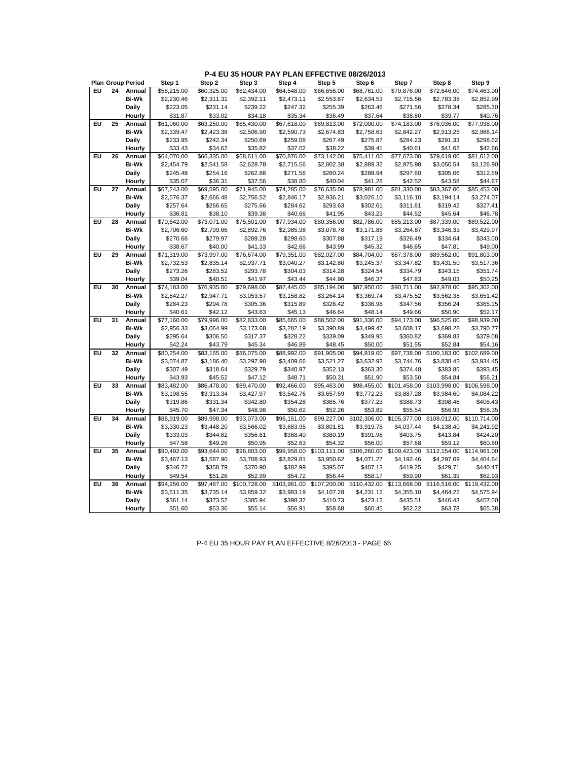## P-4 EU 35 HOUR PAY PLAN EFFECTIVE 08/26/2013

| Plan | Group | Period | Step 1 | Step 2 | Step 3 | Step 4 | Step 5 | Step 6 | Step 7 | Step 8 | Step 9 |
|---|---|---|---|---|---|---|---|---|---|---|---|
| EU | 24 | Annual | $58,215.00 | $60,325.00 | $62,434.00 | $64,548.00 | $66,656.00 | $68,761.00 | $70,876.00 | $72,646.00 | $74,463.00 |
| | | Bi-Wk | $2,230.46 | $2,311.31 | $2,392.11 | $2,473.11 | $2,553.87 | $2,634.53 | $2,715.56 | $2,783.38 | $2,852.99 |
| | | Daily | $223.05 | $231.14 | $239.22 | $247.32 | $255.39 | $263.46 | $271.56 | $278.34 | $285.30 |
| | | Hourly | $31.87 | $33.02 | $34.18 | $35.34 | $36.49 | $37.64 | $38.80 | $39.77 | $40.76 |
| EU | 25 | Annual | $61,060.00 | $63,250.00 | $65,430.00 | $67,618.00 | $69,813.00 | $72,000.00 | $74,183.00 | $76,036.00 | $77,938.00 |
| | | Bi-Wk | $2,339.47 | $2,423.38 | $2,506.90 | $2,590.73 | $2,674.83 | $2,758.63 | $2,842.27 | $2,913.26 | $2,986.14 |
| | | Daily | $233.95 | $242.34 | $250.69 | $259.08 | $267.49 | $275.87 | $284.23 | $291.33 | $298.62 |
| | | Hourly | $33.43 | $34.62 | $35.82 | $37.02 | $38.22 | $39.41 | $40.61 | $41.62 | $42.66 |
| EU | 26 | Annual | $64,070.00 | $66,335.00 | $68,611.00 | $70,876.00 | $73,142.00 | $75,411.00 | $77,673.00 | $79,619.00 | $81,612.00 |
| | | Bi-Wk | $2,454.79 | $2,541.58 | $2,628.78 | $2,715.56 | $2,802.38 | $2,889.32 | $2,975.98 | $3,050.54 | $3,126.90 |
| | | Daily | $245.48 | $254.16 | $262.88 | $271.56 | $280.24 | $288.94 | $297.60 | $305.06 | $312.69 |
| | | Hourly | $35.07 | $36.31 | $37.56 | $38.80 | $40.04 | $41.28 | $42.52 | $43.58 | $44.67 |
| EU | 27 | Annual | $67,243.00 | $69,595.00 | $71,945.00 | $74,285.00 | $76,635.00 | $78,981.00 | $81,330.00 | $83,367.00 | $85,453.00 |
| | | Bi-Wk | $2,576.37 | $2,666.48 | $2,756.52 | $2,846.17 | $2,936.21 | $3,026.10 | $3,116.10 | $3,194.14 | $3,274.07 |
| | | Daily | $257.64 | $266.65 | $275.66 | $284.62 | $293.63 | $302.61 | $311.61 | $319.42 | $327.41 |
| | | Hourly | $36.81 | $38.10 | $39.38 | $40.66 | $41.95 | $43.23 | $44.52 | $45.64 | $46.78 |
| EU | 28 | Annual | $70,642.00 | $73,071.00 | $75,501.00 | $77,934.00 | $80,356.00 | $82,786.00 | $85,213.00 | $87,339.00 | $89,522.00 |
| | | Bi-Wk | $2,706.60 | $2,799.66 | $2,892.76 | $2,985.98 | $3,078.78 | $3,171.88 | $3,264.87 | $3,346.33 | $3,429.97 |
| | | Daily | $270.66 | $279.97 | $289.28 | $298.60 | $307.88 | $317.19 | $326.49 | $334.64 | $343.00 |
| | | Hourly | $38.67 | $40.00 | $41.33 | $42.66 | $43.99 | $45.32 | $46.65 | $47.81 | $49.00 |
| EU | 29 | Annual | $71,319.00 | $73,997.00 | $76,674.00 | $79,351.00 | $82,027.00 | $84,704.00 | $87,378.00 | $89,562.00 | $91,803.00 |
| | | Bi-Wk | $2,732.53 | $2,835.14 | $2,937.71 | $3,040.27 | $3,142.80 | $3,245.37 | $3,347.82 | $3,431.50 | $3,517.36 |
| | | Daily | $273.26 | $283.52 | $293.78 | $304.03 | $314.28 | $324.54 | $334.79 | $343.15 | $351.74 |
| | | Hourly | $39.04 | $40.51 | $41.97 | $43.44 | $44.90 | $46.37 | $47.83 | $49.03 | $50.25 |
| EU | 30 | Annual | $74,183.00 | $76,935.00 | $79,698.00 | $82,445.00 | $85,194.00 | $87,950.00 | $90,711.00 | $92,978.00 | $95,302.00 |
| | | Bi-Wk | $2,842.27 | $2,947.71 | $3,053.57 | $3,158.82 | $3,264.14 | $3,369.74 | $3,475.52 | $3,562.38 | $3,651.42 |
| | | Daily | $284.23 | $294.78 | $305.36 | $315.89 | $326.42 | $336.98 | $347.56 | $356.24 | $365.15 |
| | | Hourly | $40.61 | $42.12 | $43.63 | $45.13 | $46.64 | $48.14 | $49.66 | $50.90 | $52.17 |
| EU | 31 | Annual | $77,160.00 | $79,996.00 | $82,833.00 | $85,665.00 | $88,502.00 | $91,336.00 | $94,173.00 | $96,525.00 | $98,939.00 |
| | | Bi-Wk | $2,956.33 | $3,064.99 | $3,173.68 | $3,282.19 | $3,390.89 | $3,499.47 | $3,608.17 | $3,698.28 | $3,790.77 |
| | | Daily | $295.64 | $306.50 | $317.37 | $328.22 | $339.09 | $349.95 | $360.82 | $369.83 | $379.08 |
| | | Hourly | $42.24 | $43.79 | $45.34 | $46.89 | $48.45 | $50.00 | $51.55 | $52.84 | $54.16 |
| EU | 32 | Annual | $80,254.00 | $83,165.00 | $86,075.00 | $88,992.00 | $91,905.00 | $94,819.00 | $97,738.00 | $100,183.00 | $102,689.00 |
| | | Bi-Wk | $3,074.87 | $3,186.40 | $3,297.90 | $3,409.66 | $3,521.27 | $3,632.92 | $3,744.76 | $3,838.43 | $3,934.45 |
| | | Daily | $307.49 | $318.64 | $329.79 | $340.97 | $352.13 | $363.30 | $374.48 | $383.85 | $393.45 |
| | | Hourly | $43.93 | $45.52 | $47.12 | $48.71 | $50.31 | $51.90 | $53.50 | $54.84 | $56.21 |
| EU | 33 | Annual | $83,482.00 | $86,478.00 | $89,470.00 | $92,466.00 | $95,463.00 | $98,455.00 | $101,458.00 | $103,998.00 | $106,598.00 |
| | | Bi-Wk | $3,198.55 | $3,313.34 | $3,427.97 | $3,542.76 | $3,657.59 | $3,772.23 | $3,887.28 | $3,984.60 | $4,084.22 |
| | | Daily | $319.86 | $331.34 | $342.80 | $354.28 | $365.76 | $377.23 | $388.73 | $398.46 | $408.43 |
| | | Hourly | $45.70 | $47.34 | $48.98 | $50.62 | $52.26 | $53.89 | $55.54 | $56.93 | $58.35 |
| EU | 34 | Annual | $86,919.00 | $89,998.00 | $93,073.00 | $96,151.00 | $99,227.00 | $102,306.00 | $105,377.00 | $108,012.00 | $110,714.00 |
| | | Bi-Wk | $3,330.23 | $3,448.20 | $3,566.02 | $3,683.95 | $3,801.81 | $3,919.78 | $4,037.44 | $4,138.40 | $4,241.92 |
| | | Daily | $333.03 | $344.82 | $356.61 | $368.40 | $380.19 | $391.98 | $403.75 | $413.84 | $424.20 |
| | | Hourly | $47.58 | $49.26 | $50.95 | $52.63 | $54.32 | $56.00 | $57.68 | $59.12 | $60.60 |
| EU | 35 | Annual | $90,492.00 | $93,644.00 | $96,803.00 | $99,958.00 | $103,111.00 | $106,260.00 | $109,423.00 | $112,154.00 | $114,961.00 |
| | | Bi-Wk | $3,467.13 | $3,587.90 | $3,708.93 | $3,829.81 | $3,950.62 | $4,071.27 | $4,192.46 | $4,297.09 | $4,404.64 |
| | | Daily | $346.72 | $358.79 | $370.90 | $382.99 | $395.07 | $407.13 | $419.25 | $429.71 | $440.47 |
| | | Hourly | $49.54 | $51.26 | $52.99 | $54.72 | $56.44 | $58.17 | $59.90 | $61.39 | $62.93 |
| EU | 36 | Annual | $94,256.00 | $97,487.00 | $100,728.00 | $103,961.00 | $107,200.00 | $110,432.00 | $113,668.00 | $116,516.00 | $119,432.00 |
| | | Bi-Wk | $3,611.35 | $3,735.14 | $3,859.32 | $3,983.19 | $4,107.28 | $4,231.12 | $4,355.10 | $4,464.22 | $4,575.94 |
| | | Daily | $361.14 | $373.52 | $385.94 | $398.32 | $410.73 | $423.12 | $435.51 | $446.43 | $457.60 |
| | | Hourly | $51.60 | $53.36 | $55.14 | $56.91 | $58.68 | $60.45 | $62.22 | $63.78 | $65.38 |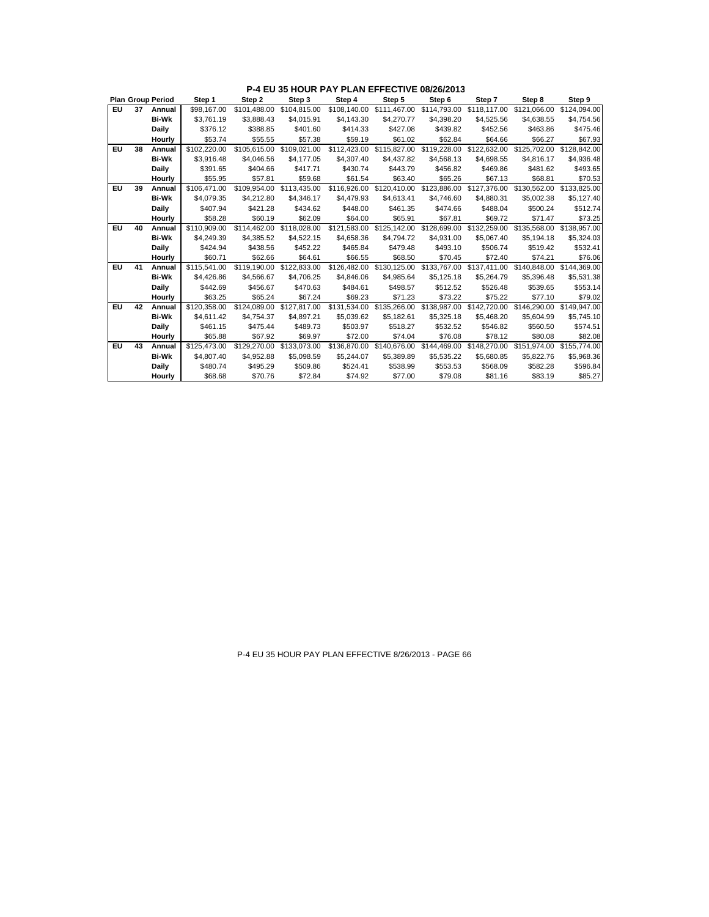# P-4 EU 35 HOUR PAY PLAN EFFECTIVE 08/26/2013

| Plan | Group | Period | Step 1 | Step 2 | Step 3 | Step 4 | Step 5 | Step 6 | Step 7 | Step 8 | Step 9 |
|---|---|---|---|---|---|---|---|---|---|---|---|
| EU | 37 | Annual | $98,167.00 | $101,488.00 | $104,815.00 | $108,140.00 | $111,467.00 | $114,793.00 | $118,117.00 | $121,066.00 | $124,094.00 |
| | | Bi-Wk | $3,761.19 | $3,888.43 | $4,015.91 | $4,143.30 | $4,270.77 | $4,398.20 | $4,525.56 | $4,638.55 | $4,754.56 |
| | | Daily | $376.12 | $388.85 | $401.60 | $414.33 | $427.08 | $439.82 | $452.56 | $463.86 | $475.46 |
| | | Hourly | $53.74 | $55.55 | $57.38 | $59.19 | $61.02 | $62.84 | $64.66 | $66.27 | $67.93 |
| EU | 38 | Annual | $102,220.00 | $105,615.00 | $109,021.00 | $112,423.00 | $115,827.00 | $119,228.00 | $122,632.00 | $125,702.00 | $128,842.00 |
| | | Bi-Wk | $3,916.48 | $4,046.56 | $4,177.05 | $4,307.40 | $4,437.82 | $4,568.13 | $4,698.55 | $4,816.17 | $4,936.48 |
| | | Daily | $391.65 | $404.66 | $417.71 | $430.74 | $443.79 | $456.82 | $469.86 | $481.62 | $493.65 |
| | | Hourly | $55.95 | $57.81 | $59.68 | $61.54 | $63.40 | $65.26 | $67.13 | $68.81 | $70.53 |
| EU | 39 | Annual | $106,471.00 | $109,954.00 | $113,435.00 | $116,926.00 | $120,410.00 | $123,886.00 | $127,376.00 | $130,562.00 | $133,825.00 |
| | | Bi-Wk | $4,079.35 | $4,212.80 | $4,346.17 | $4,479.93 | $4,613.41 | $4,746.60 | $4,880.31 | $5,002.38 | $5,127.40 |
| | | Daily | $407.94 | $421.28 | $434.62 | $448.00 | $461.35 | $474.66 | $488.04 | $500.24 | $512.74 |
| | | Hourly | $58.28 | $60.19 | $62.09 | $64.00 | $65.91 | $67.81 | $69.72 | $71.47 | $73.25 |
| EU | 40 | Annual | $110,909.00 | $114,462.00 | $118,028.00 | $121,583.00 | $125,142.00 | $128,699.00 | $132,259.00 | $135,568.00 | $138,957.00 |
| | | Bi-Wk | $4,249.39 | $4,385.52 | $4,522.15 | $4,658.36 | $4,794.72 | $4,931.00 | $5,067.40 | $5,194.18 | $5,324.03 |
| | | Daily | $424.94 | $438.56 | $452.22 | $465.84 | $479.48 | $493.10 | $506.74 | $519.42 | $532.41 |
| | | Hourly | $60.71 | $62.66 | $64.61 | $66.55 | $68.50 | $70.45 | $72.40 | $74.21 | $76.06 |
| EU | 41 | Annual | $115,541.00 | $119,190.00 | $122,833.00 | $126,482.00 | $130,125.00 | $133,767.00 | $137,411.00 | $140,848.00 | $144,369.00 |
| | | Bi-Wk | $4,426.86 | $4,566.67 | $4,706.25 | $4,846.06 | $4,985.64 | $5,125.18 | $5,264.79 | $5,396.48 | $5,531.38 |
| | | Daily | $442.69 | $456.67 | $470.63 | $484.61 | $498.57 | $512.52 | $526.48 | $539.65 | $553.14 |
| | | Hourly | $63.25 | $65.24 | $67.24 | $69.23 | $71.23 | $73.22 | $75.22 | $77.10 | $79.02 |
| EU | 42 | Annual | $120,358.00 | $124,089.00 | $127,817.00 | $131,534.00 | $135,266.00 | $138,987.00 | $142,720.00 | $146,290.00 | $149,947.00 |
| | | Bi-Wk | $4,611.42 | $4,754.37 | $4,897.21 | $5,039.62 | $5,182.61 | $5,325.18 | $5,468.20 | $5,604.99 | $5,745.10 |
| | | Daily | $461.15 | $475.44 | $489.73 | $503.97 | $518.27 | $532.52 | $546.82 | $560.50 | $574.51 |
| | | Hourly | $65.88 | $67.92 | $69.97 | $72.00 | $74.04 | $76.08 | $78.12 | $80.08 | $82.08 |
| EU | 43 | Annual | $125,473.00 | $129,270.00 | $133,073.00 | $136,870.00 | $140,676.00 | $144,469.00 | $148,270.00 | $151,974.00 | $155,774.00 |
| | | Bi-Wk | $4,807.40 | $4,952.88 | $5,098.59 | $5,244.07 | $5,389.89 | $5,535.22 | $5,680.85 | $5,822.76 | $5,968.36 |
| | | Daily | $480.74 | $495.29 | $509.86 | $524.41 | $538.99 | $553.53 | $568.09 | $582.28 | $596.84 |
| | | Hourly | $68.68 | $70.76 | $72.84 | $74.92 | $77.00 | $79.08 | $81.16 | $83.19 | $85.27 |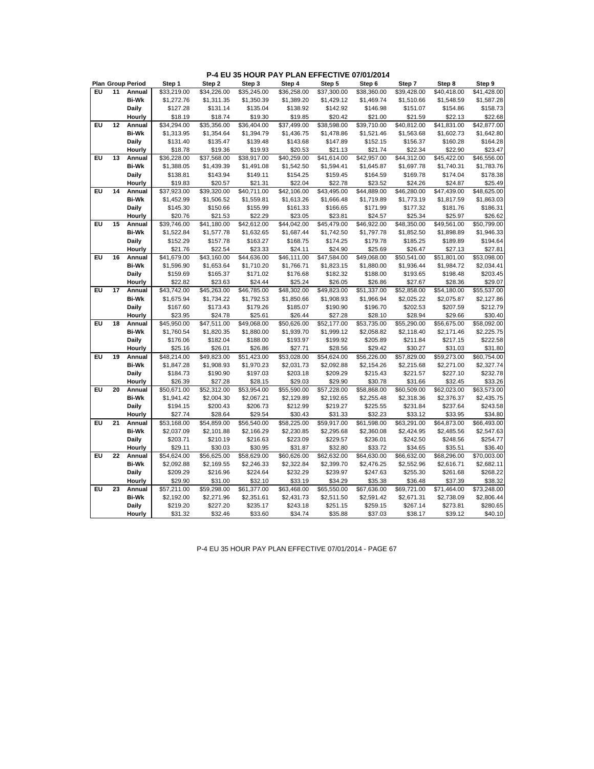# P-4 EU 35 HOUR PAY PLAN EFFECTIVE 07/01/2014

| Plan | Group | Period | Step 1 | Step 2 | Step 3 | Step 4 | Step 5 | Step 6 | Step 7 | Step 8 | Step 9 |
|---|---|---|---|---|---|---|---|---|---|---|---|
| EU | 11 | Annual | $33,219.00 | $34,226.00 | $35,245.00 | $36,258.00 | $37,300.00 | $38,360.00 | $39,428.00 | $40,418.00 | $41,428.00 |
| | | Bi-Wk | $1,272.76 | $1,311.35 | $1,350.39 | $1,389.20 | $1,429.12 | $1,469.74 | $1,510.66 | $1,548.59 | $1,587.28 |
| | | Daily | $127.28 | $131.14 | $135.04 | $138.92 | $142.92 | $146.98 | $151.07 | $154.86 | $158.73 |
| | | Hourly | $18.19 | $18.74 | $19.30 | $19.85 | $20.42 | $21.00 | $21.59 | $22.13 | $22.68 |
| EU | 12 | Annual | $34,294.00 | $35,356.00 | $36,404.00 | $37,499.00 | $38,598.00 | $39,710.00 | $40,812.00 | $41,831.00 | $42,877.00 |
| | | Bi-Wk | $1,313.95 | $1,354.64 | $1,394.79 | $1,436.75 | $1,478.86 | $1,521.46 | $1,563.68 | $1,602.73 | $1,642.80 |
| | | Daily | $131.40 | $135.47 | $139.48 | $143.68 | $147.89 | $152.15 | $156.37 | $160.28 | $164.28 |
| | | Hourly | $18.78 | $19.36 | $19.93 | $20.53 | $21.13 | $21.74 | $22.34 | $22.90 | $23.47 |
| EU | 13 | Annual | $36,228.00 | $37,568.00 | $38,917.00 | $40,259.00 | $41,614.00 | $42,957.00 | $44,312.00 | $45,422.00 | $46,556.00 |
| | | Bi-Wk | $1,388.05 | $1,439.39 | $1,491.08 | $1,542.50 | $1,594.41 | $1,645.87 | $1,697.78 | $1,740.31 | $1,783.76 |
| | | Daily | $138.81 | $143.94 | $149.11 | $154.25 | $159.45 | $164.59 | $169.78 | $174.04 | $178.38 |
| | | Hourly | $19.83 | $20.57 | $21.31 | $22.04 | $22.78 | $23.52 | $24.26 | $24.87 | $25.49 |
| EU | 14 | Annual | $37,923.00 | $39,320.00 | $40,711.00 | $42,106.00 | $43,495.00 | $44,889.00 | $46,280.00 | $47,439.00 | $48,625.00 |
| | | Bi-Wk | $1,452.99 | $1,506.52 | $1,559.81 | $1,613.26 | $1,666.48 | $1,719.89 | $1,773.19 | $1,817.59 | $1,863.03 |
| | | Daily | $145.30 | $150.66 | $155.99 | $161.33 | $166.65 | $171.99 | $177.32 | $181.76 | $186.31 |
| | | Hourly | $20.76 | $21.53 | $22.29 | $23.05 | $23.81 | $24.57 | $25.34 | $25.97 | $26.62 |
| EU | 15 | Annual | $39,746.00 | $41,180.00 | $42,612.00 | $44,042.00 | $45,479.00 | $46,922.00 | $48,350.00 | $49,561.00 | $50,799.00 |
| | | Bi-Wk | $1,522.84 | $1,577.78 | $1,632.65 | $1,687.44 | $1,742.50 | $1,797.78 | $1,852.50 | $1,898.89 | $1,946.33 |
| | | Daily | $152.29 | $157.78 | $163.27 | $168.75 | $174.25 | $179.78 | $185.25 | $189.89 | $194.64 |
| | | Hourly | $21.76 | $22.54 | $23.33 | $24.11 | $24.90 | $25.69 | $26.47 | $27.13 | $27.81 |
| EU | 16 | Annual | $41,679.00 | $43,160.00 | $44,636.00 | $46,111.00 | $47,584.00 | $49,068.00 | $50,541.00 | $51,801.00 | $53,098.00 |
| | | Bi-Wk | $1,596.90 | $1,653.64 | $1,710.20 | $1,766.71 | $1,823.15 | $1,880.00 | $1,936.44 | $1,984.72 | $2,034.41 |
| | | Daily | $159.69 | $165.37 | $171.02 | $176.68 | $182.32 | $188.00 | $193.65 | $198.48 | $203.45 |
| | | Hourly | $22.82 | $23.63 | $24.44 | $25.24 | $26.05 | $26.86 | $27.67 | $28.36 | $29.07 |
| EU | 17 | Annual | $43,742.00 | $45,263.00 | $46,785.00 | $48,302.00 | $49,823.00 | $51,337.00 | $52,858.00 | $54,180.00 | $55,537.00 |
| | | Bi-Wk | $1,675.94 | $1,734.22 | $1,792.53 | $1,850.66 | $1,908.93 | $1,966.94 | $2,025.22 | $2,075.87 | $2,127.86 |
| | | Daily | $167.60 | $173.43 | $179.26 | $185.07 | $190.90 | $196.70 | $202.53 | $207.59 | $212.79 |
| | | Hourly | $23.95 | $24.78 | $25.61 | $26.44 | $27.28 | $28.10 | $28.94 | $29.66 | $30.40 |
| EU | 18 | Annual | $45,950.00 | $47,511.00 | $49,068.00 | $50,626.00 | $52,177.00 | $53,735.00 | $55,290.00 | $56,675.00 | $58,092.00 |
| | | Bi-Wk | $1,760.54 | $1,820.35 | $1,880.00 | $1,939.70 | $1,999.12 | $2,058.82 | $2,118.40 | $2,171.46 | $2,225.75 |
| | | Daily | $176.06 | $182.04 | $188.00 | $193.97 | $199.92 | $205.89 | $211.84 | $217.15 | $222.58 |
| | | Hourly | $25.16 | $26.01 | $26.86 | $27.71 | $28.56 | $29.42 | $30.27 | $31.03 | $31.80 |
| EU | 19 | Annual | $48,214.00 | $49,823.00 | $51,423.00 | $53,028.00 | $54,624.00 | $56,226.00 | $57,829.00 | $59,273.00 | $60,754.00 |
| | | Bi-Wk | $1,847.28 | $1,908.93 | $1,970.23 | $2,031.73 | $2,092.88 | $2,154.26 | $2,215.68 | $2,271.00 | $2,327.74 |
| | | Daily | $184.73 | $190.90 | $197.03 | $203.18 | $209.29 | $215.43 | $221.57 | $227.10 | $232.78 |
| | | Hourly | $26.39 | $27.28 | $28.15 | $29.03 | $29.90 | $30.78 | $31.66 | $32.45 | $33.26 |
| EU | 20 | Annual | $50,671.00 | $52,312.00 | $53,954.00 | $55,590.00 | $57,228.00 | $58,868.00 | $60,509.00 | $62,023.00 | $63,573.00 |
| | | Bi-Wk | $1,941.42 | $2,004.30 | $2,067.21 | $2,129.89 | $2,192.65 | $2,255.48 | $2,318.36 | $2,376.37 | $2,435.75 |
| | | Daily | $194.15 | $200.43 | $206.73 | $212.99 | $219.27 | $225.55 | $231.84 | $237.64 | $243.58 |
| | | Hourly | $27.74 | $28.64 | $29.54 | $30.43 | $31.33 | $32.23 | $33.12 | $33.95 | $34.80 |
| EU | 21 | Annual | $53,168.00 | $54,859.00 | $56,540.00 | $58,225.00 | $59,917.00 | $61,598.00 | $63,291.00 | $64,873.00 | $66,493.00 |
| | | Bi-Wk | $2,037.09 | $2,101.88 | $2,166.29 | $2,230.85 | $2,295.68 | $2,360.08 | $2,424.95 | $2,485.56 | $2,547.63 |
| | | Daily | $203.71 | $210.19 | $216.63 | $223.09 | $229.57 | $236.01 | $242.50 | $248.56 | $254.77 |
| | | Hourly | $29.11 | $30.03 | $30.95 | $31.87 | $32.80 | $33.72 | $34.65 | $35.51 | $36.40 |
| EU | 22 | Annual | $54,624.00 | $56,625.00 | $58,629.00 | $60,626.00 | $62,632.00 | $64,630.00 | $66,632.00 | $68,296.00 | $70,003.00 |
| | | Bi-Wk | $2,092.88 | $2,169.55 | $2,246.33 | $2,322.84 | $2,399.70 | $2,476.25 | $2,552.96 | $2,616.71 | $2,682.11 |
| | | Daily | $209.29 | $216.96 | $224.64 | $232.29 | $239.97 | $247.63 | $255.30 | $261.68 | $268.22 |
| | | Hourly | $29.90 | $31.00 | $32.10 | $33.19 | $34.29 | $35.38 | $36.48 | $37.39 | $38.32 |
| EU | 23 | Annual | $57,211.00 | $59,298.00 | $61,377.00 | $63,468.00 | $65,550.00 | $67,636.00 | $69,721.00 | $71,464.00 | $73,248.00 |
| | | Bi-Wk | $2,192.00 | $2,271.96 | $2,351.61 | $2,431.73 | $2,511.50 | $2,591.42 | $2,671.31 | $2,738.09 | $2,806.44 |
| | | Daily | $219.20 | $227.20 | $235.17 | $243.18 | $251.15 | $259.15 | $267.14 | $273.81 | $280.65 |
| | | Hourly | $31.32 | $32.46 | $33.60 | $34.74 | $35.88 | $37.03 | $38.17 | $39.12 | $40.10 |

P-4 EU 35 HOUR PAY PLAN EFFECTIVE 07/01/2014 - PAGE 67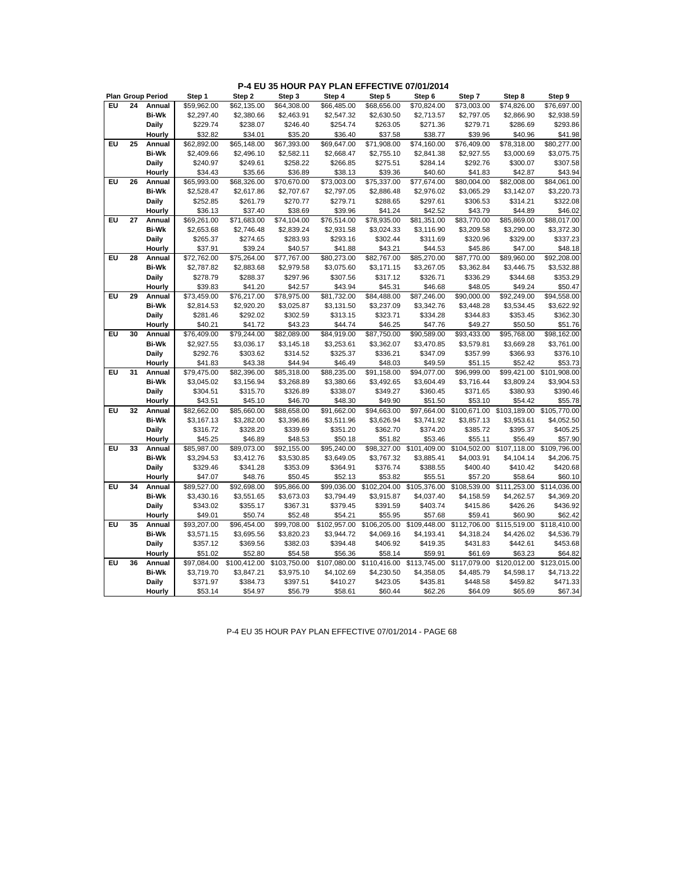# P-4 EU 35 HOUR PAY PLAN EFFECTIVE 07/01/2014

| Plan | Group | Period | Step 1 | Step 2 | Step 3 | Step 4 | Step 5 | Step 6 | Step 7 | Step 8 | Step 9 |
|---|---|---|---|---|---|---|---|---|---|---|---|
| EU | 24 | Annual | $59,962.00 | $62,135.00 | $64,308.00 | $66,485.00 | $68,656.00 | $70,824.00 | $73,003.00 | $74,826.00 | $76,697.00 |
| | | Bi-Wk | $2,297.40 | $2,380.66 | $2,463.91 | $2,547.32 | $2,630.50 | $2,713.57 | $2,797.05 | $2,866.90 | $2,938.59 |
| | | Daily | $229.74 | $238.07 | $246.40 | $254.74 | $263.05 | $271.36 | $279.71 | $286.69 | $293.86 |
| | | Hourly | $32.82 | $34.01 | $35.20 | $36.40 | $37.58 | $38.77 | $39.96 | $40.96 | $41.98 |
| EU | 25 | Annual | $62,892.00 | $65,148.00 | $67,393.00 | $69,647.00 | $71,908.00 | $74,160.00 | $76,409.00 | $78,318.00 | $80,277.00 |
| | | Bi-Wk | $2,409.66 | $2,496.10 | $2,582.11 | $2,668.47 | $2,755.10 | $2,841.38 | $2,927.55 | $3,000.69 | $3,075.75 |
| | | Daily | $240.97 | $249.61 | $258.22 | $266.85 | $275.51 | $284.14 | $292.76 | $300.07 | $307.58 |
| | | Hourly | $34.43 | $35.66 | $36.89 | $38.13 | $39.36 | $40.60 | $41.83 | $42.87 | $43.94 |
| EU | 26 | Annual | $65,993.00 | $68,326.00 | $70,670.00 | $73,003.00 | $75,337.00 | $77,674.00 | $80,004.00 | $82,008.00 | $84,061.00 |
| | | Bi-Wk | $2,528.47 | $2,617.86 | $2,707.67 | $2,797.05 | $2,886.48 | $2,976.02 | $3,065.29 | $3,142.07 | $3,220.73 |
| | | Daily | $252.85 | $261.79 | $270.77 | $279.71 | $288.65 | $297.61 | $306.53 | $314.21 | $322.08 |
| | | Hourly | $36.13 | $37.40 | $38.69 | $39.96 | $41.24 | $42.52 | $43.79 | $44.89 | $46.02 |
| EU | 27 | Annual | $69,261.00 | $71,683.00 | $74,104.00 | $76,514.00 | $78,935.00 | $81,351.00 | $83,770.00 | $85,869.00 | $88,017.00 |
| | | Bi-Wk | $2,653.68 | $2,746.48 | $2,839.24 | $2,931.58 | $3,024.33 | $3,116.90 | $3,209.58 | $3,290.00 | $3,372.30 |
| | | Daily | $265.37 | $274.65 | $283.93 | $293.16 | $302.44 | $311.69 | $320.96 | $329.00 | $337.23 |
| | | Hourly | $37.91 | $39.24 | $40.57 | $41.88 | $43.21 | $44.53 | $45.86 | $47.00 | $48.18 |
| EU | 28 | Annual | $72,762.00 | $75,264.00 | $77,767.00 | $80,273.00 | $82,767.00 | $85,270.00 | $87,770.00 | $89,960.00 | $92,208.00 |
| | | Bi-Wk | $2,787.82 | $2,883.68 | $2,979.58 | $3,075.60 | $3,171.15 | $3,267.05 | $3,362.84 | $3,446.75 | $3,532.88 |
| | | Daily | $278.79 | $288.37 | $297.96 | $307.56 | $317.12 | $326.71 | $336.29 | $344.68 | $353.29 |
| | | Hourly | $39.83 | $41.20 | $42.57 | $43.94 | $45.31 | $46.68 | $48.05 | $49.24 | $50.47 |
| EU | 29 | Annual | $73,459.00 | $76,217.00 | $78,975.00 | $81,732.00 | $84,488.00 | $87,246.00 | $90,000.00 | $92,249.00 | $94,558.00 |
| | | Bi-Wk | $2,814.53 | $2,920.20 | $3,025.87 | $3,131.50 | $3,237.09 | $3,342.76 | $3,448.28 | $3,534.45 | $3,622.92 |
| | | Daily | $281.46 | $292.02 | $302.59 | $313.15 | $323.71 | $334.28 | $344.83 | $353.45 | $362.30 |
| | | Hourly | $40.21 | $41.72 | $43.23 | $44.74 | $46.25 | $47.76 | $49.27 | $50.50 | $51.76 |
| EU | 30 | Annual | $76,409.00 | $79,244.00 | $82,089.00 | $84,919.00 | $87,750.00 | $90,589.00 | $93,433.00 | $95,768.00 | $98,162.00 |
| | | Bi-Wk | $2,927.55 | $3,036.17 | $3,145.18 | $3,253.61 | $3,362.07 | $3,470.85 | $3,579.81 | $3,669.28 | $3,761.00 |
| | | Daily | $292.76 | $303.62 | $314.52 | $325.37 | $336.21 | $347.09 | $357.99 | $366.93 | $376.10 |
| | | Hourly | $41.83 | $43.38 | $44.94 | $46.49 | $48.03 | $49.59 | $51.15 | $52.42 | $53.73 |
| EU | 31 | Annual | $79,475.00 | $82,396.00 | $85,318.00 | $88,235.00 | $91,158.00 | $94,077.00 | $96,999.00 | $99,421.00 | $101,908.00 |
| | | Bi-Wk | $3,045.02 | $3,156.94 | $3,268.89 | $3,380.66 | $3,492.65 | $3,604.49 | $3,716.44 | $3,809.24 | $3,904.53 |
| | | Daily | $304.51 | $315.70 | $326.89 | $338.07 | $349.27 | $360.45 | $371.65 | $380.93 | $390.46 |
| | | Hourly | $43.51 | $45.10 | $46.70 | $48.30 | $49.90 | $51.50 | $53.10 | $54.42 | $55.78 |
| EU | 32 | Annual | $82,662.00 | $85,660.00 | $88,658.00 | $91,662.00 | $94,663.00 | $97,664.00 | $100,671.00 | $103,189.00 | $105,770.00 |
| | | Bi-Wk | $3,167.13 | $3,282.00 | $3,396.86 | $3,511.96 | $3,626.94 | $3,741.92 | $3,857.13 | $3,953.61 | $4,052.50 |
| | | Daily | $316.72 | $328.20 | $339.69 | $351.20 | $362.70 | $374.20 | $385.72 | $395.37 | $405.25 |
| | | Hourly | $45.25 | $46.89 | $48.53 | $50.18 | $51.82 | $53.46 | $55.11 | $56.49 | $57.90 |
| EU | 33 | Annual | $85,987.00 | $89,073.00 | $92,155.00 | $95,240.00 | $98,327.00 | $101,409.00 | $104,502.00 | $107,118.00 | $109,796.00 |
| | | Bi-Wk | $3,294.53 | $3,412.76 | $3,530.85 | $3,649.05 | $3,767.32 | $3,885.41 | $4,003.91 | $4,104.14 | $4,206.75 |
| | | Daily | $329.46 | $341.28 | $353.09 | $364.91 | $376.74 | $388.55 | $400.40 | $410.42 | $420.68 |
| | | Hourly | $47.07 | $48.76 | $50.45 | $52.13 | $53.82 | $55.51 | $57.20 | $58.64 | $60.10 |
| EU | 34 | Annual | $89,527.00 | $92,698.00 | $95,866.00 | $99,036.00 | $102,204.00 | $105,376.00 | $108,539.00 | $111,253.00 | $114,036.00 |
| | | Bi-Wk | $3,430.16 | $3,551.65 | $3,673.03 | $3,794.49 | $3,915.87 | $4,037.40 | $4,158.59 | $4,262.57 | $4,369.20 |
| | | Daily | $343.02 | $355.17 | $367.31 | $379.45 | $391.59 | $403.74 | $415.86 | $426.26 | $436.92 |
| | | Hourly | $49.01 | $50.74 | $52.48 | $54.21 | $55.95 | $57.68 | $59.41 | $60.90 | $62.42 |
| EU | 35 | Annual | $93,207.00 | $96,454.00 | $99,708.00 | $102,957.00 | $106,205.00 | $109,448.00 | $112,706.00 | $115,519.00 | $118,410.00 |
| | | Bi-Wk | $3,571.15 | $3,695.56 | $3,820.23 | $3,944.72 | $4,069.16 | $4,193.41 | $4,318.24 | $4,426.02 | $4,536.79 |
| | | Daily | $357.12 | $369.56 | $382.03 | $394.48 | $406.92 | $419.35 | $431.83 | $442.61 | $453.68 |
| | | Hourly | $51.02 | $52.80 | $54.58 | $56.36 | $58.14 | $59.91 | $61.69 | $63.23 | $64.82 |
| EU | 36 | Annual | $97,084.00 | $100,412.00 | $103,750.00 | $107,080.00 | $110,416.00 | $113,745.00 | $117,079.00 | $120,012.00 | $123,015.00 |
| | | Bi-Wk | $3,719.70 | $3,847.21 | $3,975.10 | $4,102.69 | $4,230.50 | $4,358.05 | $4,485.79 | $4,598.17 | $4,713.22 |
| | | Daily | $371.97 | $384.73 | $397.51 | $410.27 | $423.05 | $435.81 | $448.58 | $459.82 | $471.33 |
| | | Hourly | $53.14 | $54.97 | $56.79 | $58.61 | $60.44 | $62.26 | $64.09 | $65.69 | $67.34 |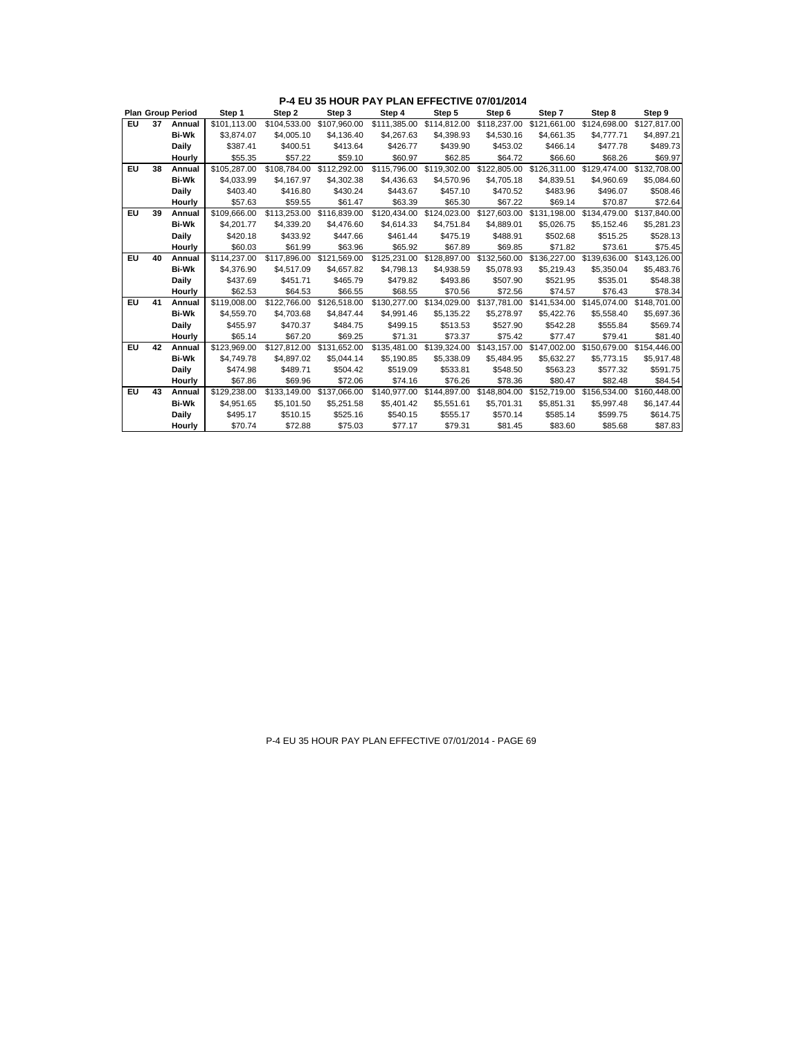## P-4 EU 35 HOUR PAY PLAN EFFECTIVE 07/01/2014

| Plan | Group | Period | Step 1 | Step 2 | Step 3 | Step 4 | Step 5 | Step 6 | Step 7 | Step 8 | Step 9 |
|---|---|---|---|---|---|---|---|---|---|---|---|
| EU | 37 | Annual | $101,113.00 | $104,533.00 | $107,960.00 | $111,385.00 | $114,812.00 | $118,237.00 | $121,661.00 | $124,698.00 | $127,817.00 |
| | | Bi-Wk | $3,874.07 | $4,005.10 | $4,136.40 | $4,267.63 | $4,398.93 | $4,530.16 | $4,661.35 | $4,777.71 | $4,897.21 |
| | | Daily | $387.41 | $400.51 | $413.64 | $426.77 | $439.90 | $453.02 | $466.14 | $477.78 | $489.73 |
| | | Hourly | $55.35 | $57.22 | $59.10 | $60.97 | $62.85 | $64.72 | $66.60 | $68.26 | $69.97 |
| EU | 38 | Annual | $105,287.00 | $108,784.00 | $112,292.00 | $115,796.00 | $119,302.00 | $122,805.00 | $126,311.00 | $129,474.00 | $132,708.00 |
| | | Bi-Wk | $4,033.99 | $4,167.97 | $4,302.38 | $4,436.63 | $4,570.96 | $4,705.18 | $4,839.51 | $4,960.69 | $5,084.60 |
| | | Daily | $403.40 | $416.80 | $430.24 | $443.67 | $457.10 | $470.52 | $483.96 | $496.07 | $508.46 |
| | | Hourly | $57.63 | $59.55 | $61.47 | $63.39 | $65.30 | $67.22 | $69.14 | $70.87 | $72.64 |
| EU | 39 | Annual | $109,666.00 | $113,253.00 | $116,839.00 | $120,434.00 | $124,023.00 | $127,603.00 | $131,198.00 | $134,479.00 | $137,840.00 |
| | | Bi-Wk | $4,201.77 | $4,339.20 | $4,476.60 | $4,614.33 | $4,751.84 | $4,889.01 | $5,026.75 | $5,152.46 | $5,281.23 |
| | | Daily | $420.18 | $433.92 | $447.66 | $461.44 | $475.19 | $488.91 | $502.68 | $515.25 | $528.13 |
| | | Hourly | $60.03 | $61.99 | $63.96 | $65.92 | $67.89 | $69.85 | $71.82 | $73.61 | $75.45 |
| EU | 40 | Annual | $114,237.00 | $117,896.00 | $121,569.00 | $125,231.00 | $128,897.00 | $132,560.00 | $136,227.00 | $139,636.00 | $143,126.00 |
| | | Bi-Wk | $4,376.90 | $4,517.09 | $4,657.82 | $4,798.13 | $4,938.59 | $5,078.93 | $5,219.43 | $5,350.04 | $5,483.76 |
| | | Daily | $437.69 | $451.71 | $465.79 | $479.82 | $493.86 | $507.90 | $521.95 | $535.01 | $548.38 |
| | | Hourly | $62.53 | $64.53 | $66.55 | $68.55 | $70.56 | $72.56 | $74.57 | $76.43 | $78.34 |
| EU | 41 | Annual | $119,008.00 | $122,766.00 | $126,518.00 | $130,277.00 | $134,029.00 | $137,781.00 | $141,534.00 | $145,074.00 | $148,701.00 |
| | | Bi-Wk | $4,559.70 | $4,703.68 | $4,847.44 | $4,991.46 | $5,135.22 | $5,278.97 | $5,422.76 | $5,558.40 | $5,697.36 |
| | | Daily | $455.97 | $470.37 | $484.75 | $499.15 | $513.53 | $527.90 | $542.28 | $555.84 | $569.74 |
| | | Hourly | $65.14 | $67.20 | $69.25 | $71.31 | $73.37 | $75.42 | $77.47 | $79.41 | $81.40 |
| EU | 42 | Annual | $123,969.00 | $127,812.00 | $131,652.00 | $135,481.00 | $139,324.00 | $143,157.00 | $147,002.00 | $150,679.00 | $154,446.00 |
| | | Bi-Wk | $4,749.78 | $4,897.02 | $5,044.14 | $5,190.85 | $5,338.09 | $5,484.95 | $5,632.27 | $5,773.15 | $5,917.48 |
| | | Daily | $474.98 | $489.71 | $504.42 | $519.09 | $533.81 | $548.50 | $563.23 | $577.32 | $591.75 |
| | | Hourly | $67.86 | $69.96 | $72.06 | $74.16 | $76.26 | $78.36 | $80.47 | $82.48 | $84.54 |
| EU | 43 | Annual | $129,238.00 | $133,149.00 | $137,066.00 | $140,977.00 | $144,897.00 | $148,804.00 | $152,719.00 | $156,534.00 | $160,448.00 |
| | | Bi-Wk | $4,951.65 | $5,101.50 | $5,251.58 | $5,401.42 | $5,551.61 | $5,701.31 | $5,851.31 | $5,997.48 | $6,147.44 |
| | | Daily | $495.17 | $510.15 | $525.16 | $540.15 | $555.17 | $570.14 | $585.14 | $599.75 | $614.75 |
| | | Hourly | $70.74 | $72.88 | $75.03 | $77.17 | $79.31 | $81.45 | $83.60 | $85.68 | $87.83 |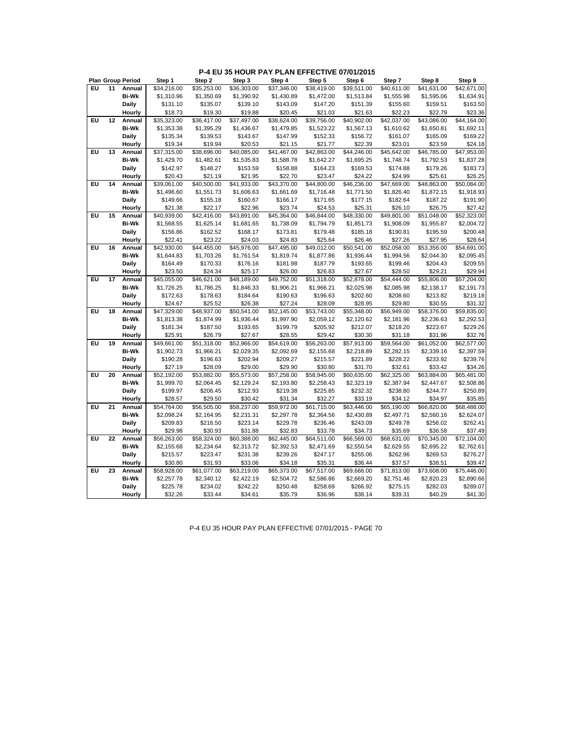# P-4 EU 35 HOUR PAY PLAN EFFECTIVE 07/01/2015

| Plan | Group | Period | Step 1 | Step 2 | Step 3 | Step 4 | Step 5 | Step 6 | Step 7 | Step 8 | Step 9 |
|---|---|---|---|---|---|---|---|---|---|---|---|
| EU | 11 | Annual | $34,216.00 | $35,253.00 | $36,303.00 | $37,346.00 | $38,419.00 | $39,511.00 | $40,611.00 | $41,631.00 | $42,671.00 |
| | | Bi-Wk | $1,310.96 | $1,350.69 | $1,390.92 | $1,430.89 | $1,472.00 | $1,513.84 | $1,555.98 | $1,595.06 | $1,634.91 |
| | | Daily | $131.10 | $135.07 | $139.10 | $143.09 | $147.20 | $151.39 | $155.60 | $159.51 | $163.50 |
| | | Hourly | $18.73 | $19.30 | $19.88 | $20.45 | $21.03 | $21.63 | $22.23 | $22.79 | $23.36 |
| EU | 12 | Annual | $35,323.00 | $36,417.00 | $37,497.00 | $38,624.00 | $39,756.00 | $40,902.00 | $42,037.00 | $43,086.00 | $44,164.00 |
| | | Bi-Wk | $1,353.38 | $1,395.29 | $1,436.67 | $1,479.85 | $1,523.22 | $1,567.13 | $1,610.62 | $1,650.81 | $1,692.11 |
| | | Daily | $135.34 | $139.53 | $143.67 | $147.99 | $152.33 | $156.72 | $161.07 | $165.09 | $169.22 |
| | | Hourly | $19.34 | $19.94 | $20.53 | $21.15 | $21.77 | $22.39 | $23.01 | $23.59 | $24.18 |
| EU | 13 | Annual | $37,315.00 | $38,696.00 | $40,085.00 | $41,467.00 | $42,863.00 | $44,246.00 | $45,642.00 | $46,785.00 | $47,953.00 |
| | | Bi-Wk | $1,429.70 | $1,482.61 | $1,535.83 | $1,588.78 | $1,642.27 | $1,695.25 | $1,748.74 | $1,792.53 | $1,837.28 |
| | | Daily | $142.97 | $148.27 | $153.59 | $158.88 | $164.23 | $169.53 | $174.88 | $179.26 | $183.73 |
| | | Hourly | $20.43 | $21.19 | $21.95 | $22.70 | $23.47 | $24.22 | $24.99 | $25.61 | $26.25 |
| EU | 14 | Annual | $39,061.00 | $40,500.00 | $41,933.00 | $43,370.00 | $44,800.00 | $46,236.00 | $47,669.00 | $48,863.00 | $50,084.00 |
| | | Bi-Wk | $1,496.60 | $1,551.73 | $1,606.63 | $1,661.69 | $1,716.48 | $1,771.50 | $1,826.40 | $1,872.15 | $1,918.93 |
| | | Daily | $149.66 | $155.18 | $160.67 | $166.17 | $171.65 | $177.15 | $182.64 | $187.22 | $191.90 |
| | | Hourly | $21.38 | $22.17 | $22.96 | $23.74 | $24.53 | $25.31 | $26.10 | $26.75 | $27.42 |
| EU | 15 | Annual | $40,939.00 | $42,416.00 | $43,891.00 | $45,364.00 | $46,844.00 | $48,330.00 | $49,801.00 | $51,048.00 | $52,323.00 |
| | | Bi-Wk | $1,568.55 | $1,625.14 | $1,681.65 | $1,738.09 | $1,794.79 | $1,851.73 | $1,908.09 | $1,955.87 | $2,004.72 |
| | | Daily | $156.86 | $162.52 | $168.17 | $173.81 | $179.48 | $185.18 | $190.81 | $195.59 | $200.48 |
| | | Hourly | $22.41 | $23.22 | $24.03 | $24.83 | $25.64 | $26.46 | $27.26 | $27.95 | $28.64 |
| EU | 16 | Annual | $42,930.00 | $44,455.00 | $45,976.00 | $47,495.00 | $49,012.00 | $50,541.00 | $52,058.00 | $53,356.00 | $54,691.00 |
| | | Bi-Wk | $1,644.83 | $1,703.26 | $1,761.54 | $1,819.74 | $1,877.86 | $1,936.44 | $1,994.56 | $2,044.30 | $2,095.45 |
| | | Daily | $164.49 | $170.33 | $176.16 | $181.98 | $187.79 | $193.65 | $199.46 | $204.43 | $209.55 |
| | | Hourly | $23.50 | $24.34 | $25.17 | $26.00 | $26.83 | $27.67 | $28.50 | $29.21 | $29.94 |
| EU | 17 | Annual | $45,055.00 | $46,621.00 | $48,189.00 | $49,752.00 | $51,318.00 | $52,878.00 | $54,444.00 | $55,806.00 | $57,204.00 |
| | | Bi-Wk | $1,726.25 | $1,786.25 | $1,846.33 | $1,906.21 | $1,966.21 | $2,025.98 | $2,085.98 | $2,138.17 | $2,191.73 |
| | | Daily | $172.63 | $178.63 | $184.64 | $190.63 | $196.63 | $202.60 | $208.60 | $213.82 | $219.18 |
| | | Hourly | $24.67 | $25.52 | $26.38 | $27.24 | $28.09 | $28.95 | $29.80 | $30.55 | $31.32 |
| EU | 18 | Annual | $47,329.00 | $48,937.00 | $50,541.00 | $52,145.00 | $53,743.00 | $55,348.00 | $56,949.00 | $58,376.00 | $59,835.00 |
| | | Bi-Wk | $1,813.38 | $1,874.99 | $1,936.44 | $1,997.90 | $2,059.12 | $2,120.62 | $2,181.96 | $2,236.63 | $2,292.53 |
| | | Daily | $181.34 | $187.50 | $193.65 | $199.79 | $205.92 | $212.07 | $218.20 | $223.67 | $229.26 |
| | | Hourly | $25.91 | $26.79 | $27.67 | $28.55 | $29.42 | $30.30 | $31.18 | $31.96 | $32.76 |
| EU | 19 | Annual | $49,661.00 | $51,318.00 | $52,966.00 | $54,619.00 | $56,263.00 | $57,913.00 | $59,564.00 | $61,052.00 | $62,577.00 |
| | | Bi-Wk | $1,902.73 | $1,966.21 | $2,029.35 | $2,092.69 | $2,155.68 | $2,218.89 | $2,282.15 | $2,339.16 | $2,397.59 |
| | | Daily | $190.28 | $196.63 | $202.94 | $209.27 | $215.57 | $221.89 | $228.22 | $233.92 | $239.76 |
| | | Hourly | $27.19 | $28.09 | $29.00 | $29.90 | $30.80 | $31.70 | $32.61 | $33.42 | $34.26 |
| EU | 20 | Annual | $52,192.00 | $53,882.00 | $55,573.00 | $57,258.00 | $58,945.00 | $60,635.00 | $62,325.00 | $63,884.00 | $65,481.00 |
| | | Bi-Wk | $1,999.70 | $2,064.45 | $2,129.24 | $2,193.80 | $2,258.43 | $2,323.19 | $2,387.94 | $2,447.67 | $2,508.86 |
| | | Daily | $199.97 | $206.45 | $212.93 | $219.38 | $225.85 | $232.32 | $238.80 | $244.77 | $250.89 |
| | | Hourly | $28.57 | $29.50 | $30.42 | $31.34 | $32.27 | $33.19 | $34.12 | $34.97 | $35.85 |
| EU | 21 | Annual | $54,764.00 | $56,505.00 | $58,237.00 | $59,972.00 | $61,715.00 | $63,446.00 | $65,190.00 | $66,820.00 | $68,488.00 |
| | | Bi-Wk | $2,098.24 | $2,164.95 | $2,231.31 | $2,297.78 | $2,364.56 | $2,430.89 | $2,497.71 | $2,560.16 | $2,624.07 |
| | | Daily | $209.83 | $216.50 | $223.14 | $229.78 | $236.46 | $243.09 | $249.78 | $256.02 | $262.41 |
| | | Hourly | $29.98 | $30.93 | $31.88 | $32.83 | $33.78 | $34.73 | $35.69 | $36.58 | $37.49 |
| EU | 22 | Annual | $56,263.00 | $58,324.00 | $60,388.00 | $62,445.00 | $64,511.00 | $66,569.00 | $68,631.00 | $70,345.00 | $72,104.00 |
| | | Bi-Wk | $2,155.68 | $2,234.64 | $2,313.72 | $2,392.53 | $2,471.69 | $2,550.54 | $2,629.55 | $2,695.22 | $2,762.61 |
| | | Daily | $215.57 | $223.47 | $231.38 | $239.26 | $247.17 | $255.06 | $262.96 | $269.53 | $276.27 |
| | | Hourly | $30.80 | $31.93 | $33.06 | $34.18 | $35.31 | $36.44 | $37.57 | $38.51 | $39.47 |
| EU | 23 | Annual | $58,928.00 | $61,077.00 | $63,219.00 | $65,373.00 | $67,517.00 | $69,666.00 | $71,813.00 | $73,608.00 | $75,446.00 |
| | | Bi-Wk | $2,257.78 | $2,340.12 | $2,422.19 | $2,504.72 | $2,586.86 | $2,669.20 | $2,751.46 | $2,820.23 | $2,890.66 |
| | | Daily | $225.78 | $234.02 | $242.22 | $250.48 | $258.69 | $266.92 | $275.15 | $282.03 | $289.07 |
| | | Hourly | $32.26 | $33.44 | $34.61 | $35.79 | $36.96 | $38.14 | $39.31 | $40.29 | $41.30 |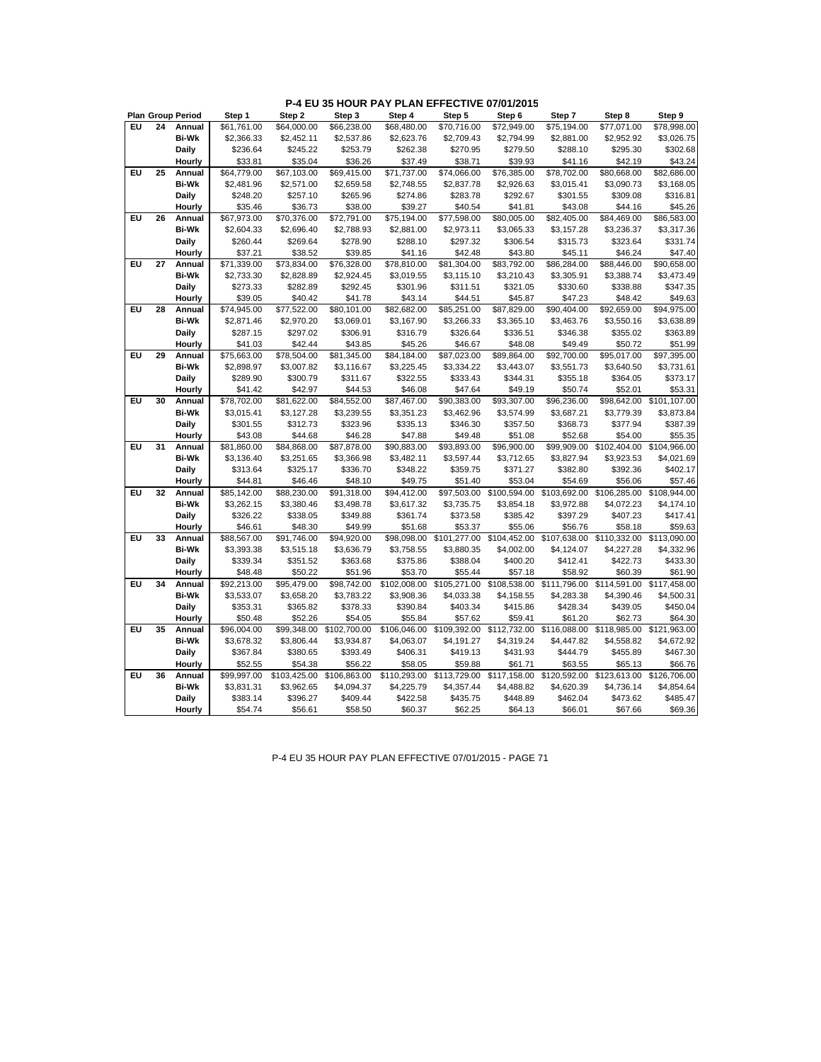# P-4 EU 35 HOUR PAY PLAN EFFECTIVE 07/01/2015

| Plan | Group | Period | Step 1 | Step 2 | Step 3 | Step 4 | Step 5 | Step 6 | Step 7 | Step 8 | Step 9 |
|---|---|---|---|---|---|---|---|---|---|---|---|
| EU | 24 | Annual | $61,761.00 | $64,000.00 | $66,238.00 | $68,480.00 | $70,716.00 | $72,949.00 | $75,194.00 | $77,071.00 | $78,998.00 |
| | | Bi-Wk | $2,366.33 | $2,452.11 | $2,537.86 | $2,623.76 | $2,709.43 | $2,794.99 | $2,881.00 | $2,952.92 | $3,026.75 |
| | | Daily | $236.64 | $245.22 | $253.79 | $262.38 | $270.95 | $279.50 | $288.10 | $295.30 | $302.68 |
| | | Hourly | $33.81 | $35.04 | $36.26 | $37.49 | $38.71 | $39.93 | $41.16 | $42.19 | $43.24 |
| EU | 25 | Annual | $64,779.00 | $67,103.00 | $69,415.00 | $71,737.00 | $74,066.00 | $76,385.00 | $78,702.00 | $80,668.00 | $82,686.00 |
| | | Bi-Wk | $2,481.96 | $2,571.00 | $2,659.58 | $2,748.55 | $2,837.78 | $2,926.63 | $3,015.41 | $3,090.73 | $3,168.05 |
| | | Daily | $248.20 | $257.10 | $265.96 | $274.86 | $283.78 | $292.67 | $301.55 | $309.08 | $316.81 |
| | | Hourly | $35.46 | $36.73 | $38.00 | $39.27 | $40.54 | $41.81 | $43.08 | $44.16 | $45.26 |
| EU | 26 | Annual | $67,973.00 | $70,376.00 | $72,791.00 | $75,194.00 | $77,598.00 | $80,005.00 | $82,405.00 | $84,469.00 | $86,583.00 |
| | | Bi-Wk | $2,604.33 | $2,696.40 | $2,788.93 | $2,881.00 | $2,973.11 | $3,065.33 | $3,157.28 | $3,236.37 | $3,317.36 |
| | | Daily | $260.44 | $269.64 | $278.90 | $288.10 | $297.32 | $306.54 | $315.73 | $323.64 | $331.74 |
| | | Hourly | $37.21 | $38.52 | $39.85 | $41.16 | $42.48 | $43.80 | $45.11 | $46.24 | $47.40 |
| EU | 27 | Annual | $71,339.00 | $73,834.00 | $76,328.00 | $78,810.00 | $81,304.00 | $83,792.00 | $86,284.00 | $88,446.00 | $90,658.00 |
| | | Bi-Wk | $2,733.30 | $2,828.89 | $2,924.45 | $3,019.55 | $3,115.10 | $3,210.43 | $3,305.91 | $3,388.74 | $3,473.49 |
| | | Daily | $273.33 | $282.89 | $292.45 | $301.96 | $311.51 | $321.05 | $330.60 | $338.88 | $347.35 |
| | | Hourly | $39.05 | $40.42 | $41.78 | $43.14 | $44.51 | $45.87 | $47.23 | $48.42 | $49.63 |
| EU | 28 | Annual | $74,945.00 | $77,522.00 | $80,101.00 | $82,682.00 | $85,251.00 | $87,829.00 | $90,404.00 | $92,659.00 | $94,975.00 |
| | | Bi-Wk | $2,871.46 | $2,970.20 | $3,069.01 | $3,167.90 | $3,266.33 | $3,365.10 | $3,463.76 | $3,550.16 | $3,638.89 |
| | | Daily | $287.15 | $297.02 | $306.91 | $316.79 | $326.64 | $336.51 | $346.38 | $355.02 | $363.89 |
| | | Hourly | $41.03 | $42.44 | $43.85 | $45.26 | $46.67 | $48.08 | $49.49 | $50.72 | $51.99 |
| EU | 29 | Annual | $75,663.00 | $78,504.00 | $81,345.00 | $84,184.00 | $87,023.00 | $89,864.00 | $92,700.00 | $95,017.00 | $97,395.00 |
| | | Bi-Wk | $2,898.97 | $3,007.82 | $3,116.67 | $3,225.45 | $3,334.22 | $3,443.07 | $3,551.73 | $3,640.50 | $3,731.61 |
| | | Daily | $289.90 | $300.79 | $311.67 | $322.55 | $333.43 | $344.31 | $355.18 | $364.05 | $373.17 |
| | | Hourly | $41.42 | $42.97 | $44.53 | $46.08 | $47.64 | $49.19 | $50.74 | $52.01 | $53.31 |
| EU | 30 | Annual | $78,702.00 | $81,622.00 | $84,552.00 | $87,467.00 | $90,383.00 | $93,307.00 | $96,236.00 | $98,642.00 | $101,107.00 |
| | | Bi-Wk | $3,015.41 | $3,127.28 | $3,239.55 | $3,351.23 | $3,462.96 | $3,574.99 | $3,687.21 | $3,779.39 | $3,873.84 |
| | | Daily | $301.55 | $312.73 | $323.96 | $335.13 | $346.30 | $357.50 | $368.73 | $377.94 | $387.39 |
| | | Hourly | $43.08 | $44.68 | $46.28 | $47.88 | $49.48 | $51.08 | $52.68 | $54.00 | $55.35 |
| EU | 31 | Annual | $81,860.00 | $84,868.00 | $87,878.00 | $90,883.00 | $93,893.00 | $96,900.00 | $99,909.00 | $102,404.00 | $104,966.00 |
| | | Bi-Wk | $3,136.40 | $3,251.65 | $3,366.98 | $3,482.11 | $3,597.44 | $3,712.65 | $3,827.94 | $3,923.53 | $4,021.69 |
| | | Daily | $313.64 | $325.17 | $336.70 | $348.22 | $359.75 | $371.27 | $382.80 | $392.36 | $402.17 |
| | | Hourly | $44.81 | $46.46 | $48.10 | $49.75 | $51.40 | $53.04 | $54.69 | $56.06 | $57.46 |
| EU | 32 | Annual | $85,142.00 | $88,230.00 | $91,318.00 | $94,412.00 | $97,503.00 | $100,594.00 | $103,692.00 | $106,285.00 | $108,944.00 |
| | | Bi-Wk | $3,262.15 | $3,380.46 | $3,498.78 | $3,617.32 | $3,735.75 | $3,854.18 | $3,972.88 | $4,072.23 | $4,174.10 |
| | | Daily | $326.22 | $338.05 | $349.88 | $361.74 | $373.58 | $385.42 | $397.29 | $407.23 | $417.41 |
| | | Hourly | $46.61 | $48.30 | $49.99 | $51.68 | $53.37 | $55.06 | $56.76 | $58.18 | $59.63 |
| EU | 33 | Annual | $88,567.00 | $91,746.00 | $94,920.00 | $98,098.00 | $101,277.00 | $104,452.00 | $107,638.00 | $110,332.00 | $113,090.00 |
| | | Bi-Wk | $3,393.38 | $3,515.18 | $3,636.79 | $3,758.55 | $3,880.35 | $4,002.00 | $4,124.07 | $4,227.28 | $4,332.96 |
| | | Daily | $339.34 | $351.52 | $363.68 | $375.86 | $388.04 | $400.20 | $412.41 | $422.73 | $433.30 |
| | | Hourly | $48.48 | $50.22 | $51.96 | $53.70 | $55.44 | $57.18 | $58.92 | $60.39 | $61.90 |
| EU | 34 | Annual | $92,213.00 | $95,479.00 | $98,742.00 | $102,008.00 | $105,271.00 | $108,538.00 | $111,796.00 | $114,591.00 | $117,458.00 |
| | | Bi-Wk | $3,533.07 | $3,658.20 | $3,783.22 | $3,908.36 | $4,033.38 | $4,158.55 | $4,283.38 | $4,390.46 | $4,500.31 |
| | | Daily | $353.31 | $365.82 | $378.33 | $390.84 | $403.34 | $415.86 | $428.34 | $439.05 | $450.04 |
| | | Hourly | $50.48 | $52.26 | $54.05 | $55.84 | $57.62 | $59.41 | $61.20 | $62.73 | $64.30 |
| EU | 35 | Annual | $96,004.00 | $99,348.00 | $102,700.00 | $106,046.00 | $109,392.00 | $112,732.00 | $116,088.00 | $118,985.00 | $121,963.00 |
| | | Bi-Wk | $3,678.32 | $3,806.44 | $3,934.87 | $4,063.07 | $4,191.27 | $4,319.24 | $4,447.82 | $4,558.82 | $4,672.92 |
| | | Daily | $367.84 | $380.65 | $393.49 | $406.31 | $419.13 | $431.93 | $444.79 | $455.89 | $467.30 |
| | | Hourly | $52.55 | $54.38 | $56.22 | $58.05 | $59.88 | $61.71 | $63.55 | $65.13 | $66.76 |
| EU | 36 | Annual | $99,997.00 | $103,425.00 | $106,863.00 | $110,293.00 | $113,729.00 | $117,158.00 | $120,592.00 | $123,613.00 | $126,706.00 |
| | | Bi-Wk | $3,831.31 | $3,962.65 | $4,094.37 | $4,225.79 | $4,357.44 | $4,488.82 | $4,620.39 | $4,736.14 | $4,854.64 |
| | | Daily | $383.14 | $396.27 | $409.44 | $422.58 | $435.75 | $448.89 | $462.04 | $473.62 | $485.47 |
| | | Hourly | $54.74 | $56.61 | $58.50 | $60.37 | $62.25 | $64.13 | $66.01 | $67.66 | $69.36 |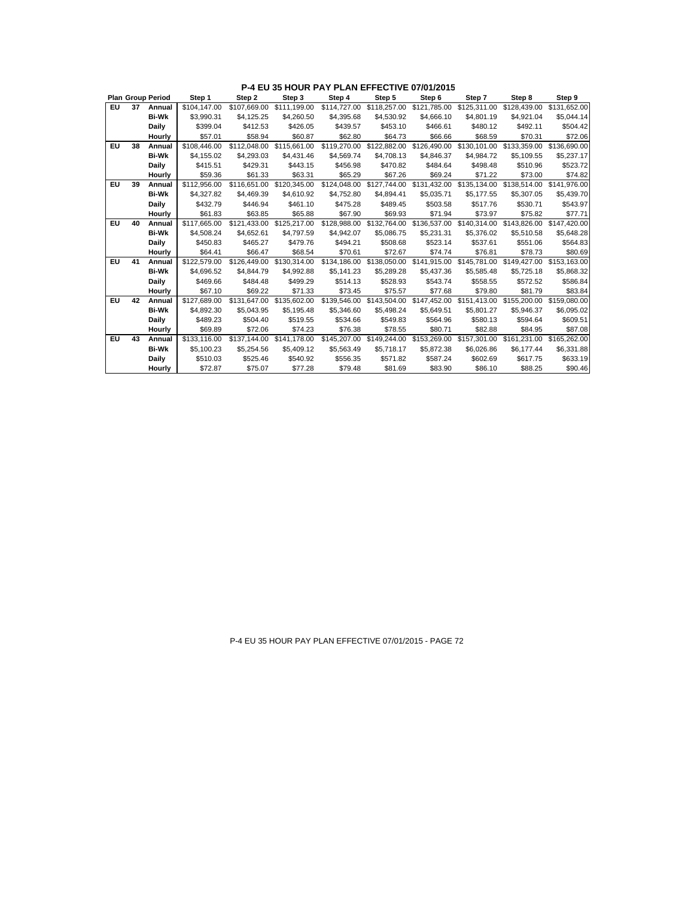## P-4 EU 35 HOUR PAY PLAN EFFECTIVE 07/01/2015

| Plan | Group | Period | Step 1 | Step 2 | Step 3 | Step 4 | Step 5 | Step 6 | Step 7 | Step 8 | Step 9 |
|---|---|---|---|---|---|---|---|---|---|---|---|
| EU | 37 | Annual | $104,147.00 | $107,669.00 | $111,199.00 | $114,727.00 | $118,257.00 | $121,785.00 | $125,311.00 | $128,439.00 | $131,652.00 |
| | | Bi-Wk | $3,990.31 | $4,125.25 | $4,260.50 | $4,395.68 | $4,530.92 | $4,666.10 | $4,801.19 | $4,921.04 | $5,044.14 |
| | | Daily | $399.04 | $412.53 | $426.05 | $439.57 | $453.10 | $466.61 | $480.12 | $492.11 | $504.42 |
| | | Hourly | $57.01 | $58.94 | $60.87 | $62.80 | $64.73 | $66.66 | $68.59 | $70.31 | $72.06 |
| EU | 38 | Annual | $108,446.00 | $112,048.00 | $115,661.00 | $119,270.00 | $122,882.00 | $126,490.00 | $130,101.00 | $133,359.00 | $136,690.00 |
| | | Bi-Wk | $4,155.02 | $4,293.03 | $4,431.46 | $4,569.74 | $4,708.13 | $4,846.37 | $4,984.72 | $5,109.55 | $5,237.17 |
| | | Daily | $415.51 | $429.31 | $443.15 | $456.98 | $470.82 | $484.64 | $498.48 | $510.96 | $523.72 |
| | | Hourly | $59.36 | $61.33 | $63.31 | $65.29 | $67.26 | $69.24 | $71.22 | $73.00 | $74.82 |
| EU | 39 | Annual | $112,956.00 | $116,651.00 | $120,345.00 | $124,048.00 | $127,744.00 | $131,432.00 | $135,134.00 | $138,514.00 | $141,976.00 |
| | | Bi-Wk | $4,327.82 | $4,469.39 | $4,610.92 | $4,752.80 | $4,894.41 | $5,035.71 | $5,177.55 | $5,307.05 | $5,439.70 |
| | | Daily | $432.79 | $446.94 | $461.10 | $475.28 | $489.45 | $503.58 | $517.76 | $530.71 | $543.97 |
| | | Hourly | $61.83 | $63.85 | $65.88 | $67.90 | $69.93 | $71.94 | $73.97 | $75.82 | $77.71 |
| EU | 40 | Annual | $117,665.00 | $121,433.00 | $125,217.00 | $128,988.00 | $132,764.00 | $136,537.00 | $140,314.00 | $143,826.00 | $147,420.00 |
| | | Bi-Wk | $4,508.24 | $4,652.61 | $4,797.59 | $4,942.07 | $5,086.75 | $5,231.31 | $5,376.02 | $5,510.58 | $5,648.28 |
| | | Daily | $450.83 | $465.27 | $479.76 | $494.21 | $508.68 | $523.14 | $537.61 | $551.06 | $564.83 |
| | | Hourly | $64.41 | $66.47 | $68.54 | $70.61 | $72.67 | $74.74 | $76.81 | $78.73 | $80.69 |
| EU | 41 | Annual | $122,579.00 | $126,449.00 | $130,314.00 | $134,186.00 | $138,050.00 | $141,915.00 | $145,781.00 | $149,427.00 | $153,163.00 |
| | | Bi-Wk | $4,696.52 | $4,844.79 | $4,992.88 | $5,141.23 | $5,289.28 | $5,437.36 | $5,585.48 | $5,725.18 | $5,868.32 |
| | | Daily | $469.66 | $484.48 | $499.29 | $514.13 | $528.93 | $543.74 | $558.55 | $572.52 | $586.84 |
| | | Hourly | $67.10 | $69.22 | $71.33 | $73.45 | $75.57 | $77.68 | $79.80 | $81.79 | $83.84 |
| EU | 42 | Annual | $127,689.00 | $131,647.00 | $135,602.00 | $139,546.00 | $143,504.00 | $147,452.00 | $151,413.00 | $155,200.00 | $159,080.00 |
| | | Bi-Wk | $4,892.30 | $5,043.95 | $5,195.48 | $5,346.60 | $5,498.24 | $5,649.51 | $5,801.27 | $5,946.37 | $6,095.02 |
| | | Daily | $489.23 | $504.40 | $519.55 | $534.66 | $549.83 | $564.96 | $580.13 | $594.64 | $609.51 |
| | | Hourly | $69.89 | $72.06 | $74.23 | $76.38 | $78.55 | $80.71 | $82.88 | $84.95 | $87.08 |
| EU | 43 | Annual | $133,116.00 | $137,144.00 | $141,178.00 | $145,207.00 | $149,244.00 | $153,269.00 | $157,301.00 | $161,231.00 | $165,262.00 |
| | | Bi-Wk | $5,100.23 | $5,254.56 | $5,409.12 | $5,563.49 | $5,718.17 | $5,872.38 | $6,026.86 | $6,177.44 | $6,331.88 |
| | | Daily | $510.03 | $525.46 | $540.92 | $556.35 | $571.82 | $587.24 | $602.69 | $617.75 | $633.19 |
| | | Hourly | $72.87 | $75.07 | $77.28 | $79.48 | $81.69 | $83.90 | $86.10 | $88.25 | $90.46 |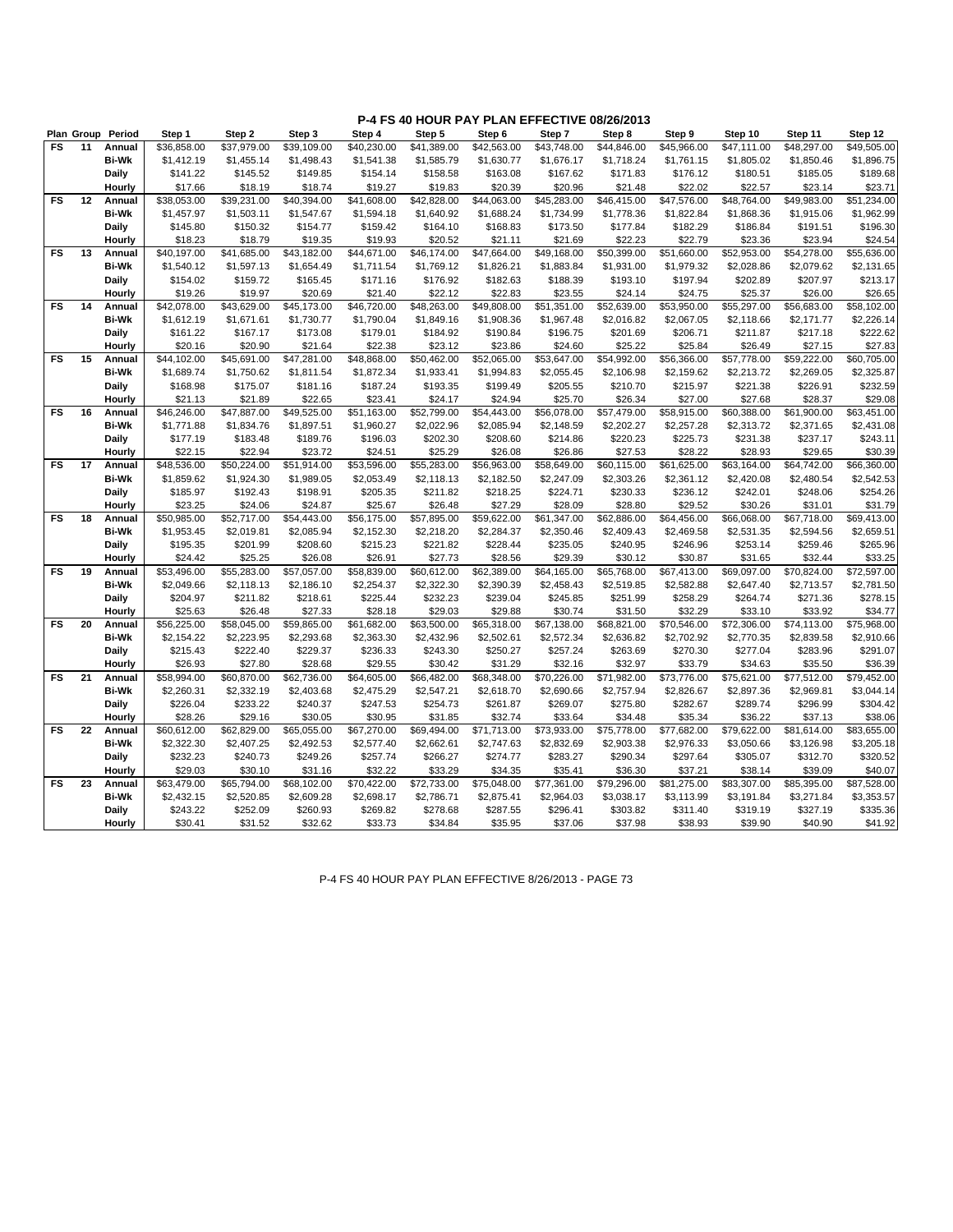## P-4 FS 40 HOUR PAY PLAN EFFECTIVE 08/26/2013

| Plan | Group | Period | Step 1 | Step 2 | Step 3 | Step 4 | Step 5 | Step 6 | Step 7 | Step 8 | Step 9 | Step 10 | Step 11 | Step 12 |
|---|---|---|---|---|---|---|---|---|---|---|---|---|---|---|
| FS | 11 | Annual | $36,858.00 | $37,979.00 | $39,109.00 | $40,230.00 | $41,389.00 | $42,563.00 | $43,748.00 | $44,846.00 | $45,966.00 | $47,111.00 | $48,297.00 | $49,505.00 |
| | | Bi-Wk | $1,412.19 | $1,455.14 | $1,498.43 | $1,541.38 | $1,585.79 | $1,630.77 | $1,676.17 | $1,718.24 | $1,761.15 | $1,805.02 | $1,850.46 | $1,896.75 |
| | | Daily | $141.22 | $145.52 | $149.85 | $154.14 | $158.58 | $163.08 | $167.62 | $171.83 | $176.12 | $180.51 | $185.05 | $189.68 |
| | | Hourly | $17.66 | $18.19 | $18.74 | $19.27 | $19.83 | $20.39 | $20.96 | $21.48 | $22.02 | $22.57 | $23.14 | $23.71 |
| FS | 12 | Annual | $38,053.00 | $39,231.00 | $40,394.00 | $41,608.00 | $42,828.00 | $44,063.00 | $45,283.00 | $46,415.00 | $47,576.00 | $48,764.00 | $49,983.00 | $51,234.00 |
| | | Bi-Wk | $1,457.97 | $1,503.11 | $1,547.67 | $1,594.18 | $1,640.92 | $1,688.24 | $1,734.99 | $1,778.36 | $1,822.84 | $1,868.36 | $1,915.06 | $1,962.99 |
| | | Daily | $145.80 | $150.32 | $154.77 | $159.42 | $164.10 | $168.83 | $173.50 | $177.84 | $182.29 | $186.84 | $191.51 | $196.30 |
| | | Hourly | $18.23 | $18.79 | $19.35 | $19.93 | $20.52 | $21.11 | $21.69 | $22.23 | $22.79 | $23.36 | $23.94 | $24.54 |
| FS | 13 | Annual | $40,197.00 | $41,685.00 | $43,182.00 | $44,671.00 | $46,174.00 | $47,664.00 | $49,168.00 | $50,399.00 | $51,660.00 | $52,953.00 | $54,278.00 | $55,636.00 |
| | | Bi-Wk | $1,540.12 | $1,597.13 | $1,654.49 | $1,711.54 | $1,769.12 | $1,826.21 | $1,883.84 | $1,931.00 | $1,979.32 | $2,028.86 | $2,079.62 | $2,131.65 |
| | | Daily | $154.02 | $159.72 | $165.45 | $171.16 | $176.92 | $182.63 | $188.39 | $193.10 | $197.94 | $202.89 | $207.97 | $213.17 |
| | | Hourly | $19.26 | $19.97 | $20.69 | $21.40 | $22.12 | $22.83 | $23.55 | $24.14 | $24.75 | $25.37 | $26.00 | $26.65 |
| FS | 14 | Annual | $42,078.00 | $43,629.00 | $45,173.00 | $46,720.00 | $48,263.00 | $49,808.00 | $51,351.00 | $52,639.00 | $53,950.00 | $55,297.00 | $56,683.00 | $58,102.00 |
| | | Bi-Wk | $1,612.19 | $1,671.61 | $1,730.77 | $1,790.04 | $1,849.16 | $1,908.36 | $1,967.48 | $2,016.82 | $2,067.05 | $2,118.66 | $2,171.77 | $2,226.14 |
| | | Daily | $161.22 | $167.17 | $173.08 | $179.01 | $184.92 | $190.84 | $196.75 | $201.69 | $206.71 | $211.87 | $217.18 | $222.62 |
| | | Hourly | $20.16 | $20.90 | $21.64 | $22.38 | $23.12 | $23.86 | $24.60 | $25.22 | $25.84 | $26.49 | $27.15 | $27.83 |
| FS | 15 | Annual | $44,102.00 | $45,691.00 | $47,281.00 | $48,868.00 | $50,462.00 | $52,065.00 | $53,647.00 | $54,992.00 | $56,366.00 | $57,778.00 | $59,222.00 | $60,705.00 |
| | | Bi-Wk | $1,689.74 | $1,750.62 | $1,811.54 | $1,872.34 | $1,933.41 | $1,994.83 | $2,055.45 | $2,106.98 | $2,159.62 | $2,213.72 | $2,269.05 | $2,325.87 |
| | | Daily | $168.98 | $175.07 | $181.16 | $187.24 | $193.35 | $199.49 | $205.55 | $210.70 | $215.97 | $221.38 | $226.91 | $232.59 |
| | | Hourly | $21.13 | $21.89 | $22.65 | $23.41 | $24.17 | $24.94 | $25.70 | $26.34 | $27.00 | $27.68 | $28.37 | $29.08 |
| FS | 16 | Annual | $46,246.00 | $47,887.00 | $49,525.00 | $51,163.00 | $52,799.00 | $54,443.00 | $56,078.00 | $57,479.00 | $58,915.00 | $60,388.00 | $61,900.00 | $63,451.00 |
| | | Bi-Wk | $1,771.88 | $1,834.76 | $1,897.51 | $1,960.27 | $2,022.96 | $2,085.94 | $2,148.59 | $2,202.27 | $2,257.28 | $2,313.72 | $2,371.65 | $2,431.08 |
| | | Daily | $177.19 | $183.48 | $189.76 | $196.03 | $202.30 | $208.60 | $214.86 | $220.23 | $225.73 | $231.38 | $237.17 | $243.11 |
| | | Hourly | $22.15 | $22.94 | $23.72 | $24.51 | $25.29 | $26.08 | $26.86 | $27.53 | $28.22 | $28.93 | $29.65 | $30.39 |
| FS | 17 | Annual | $48,536.00 | $50,224.00 | $51,914.00 | $53,596.00 | $55,283.00 | $56,963.00 | $58,649.00 | $60,115.00 | $61,625.00 | $63,164.00 | $64,742.00 | $66,360.00 |
| | | Bi-Wk | $1,859.62 | $1,924.30 | $1,989.05 | $2,053.49 | $2,118.13 | $2,182.50 | $2,247.09 | $2,303.26 | $2,361.12 | $2,420.08 | $2,480.54 | $2,542.53 |
| | | Daily | $185.97 | $192.43 | $198.91 | $205.35 | $211.82 | $218.25 | $224.71 | $230.33 | $236.12 | $242.01 | $248.06 | $254.26 |
| | | Hourly | $23.25 | $24.06 | $24.87 | $25.67 | $26.48 | $27.29 | $28.09 | $28.80 | $29.52 | $30.26 | $31.01 | $31.79 |
| FS | 18 | Annual | $50,985.00 | $52,717.00 | $54,443.00 | $56,175.00 | $57,895.00 | $59,622.00 | $61,347.00 | $62,886.00 | $64,456.00 | $66,068.00 | $67,718.00 | $69,413.00 |
| | | Bi-Wk | $1,953.45 | $2,019.81 | $2,085.94 | $2,152.30 | $2,218.20 | $2,284.37 | $2,350.46 | $2,409.43 | $2,469.58 | $2,531.35 | $2,594.56 | $2,659.51 |
| | | Daily | $195.35 | $201.99 | $208.60 | $215.23 | $221.82 | $228.44 | $235.05 | $240.95 | $246.96 | $253.14 | $259.46 | $265.96 |
| | | Hourly | $24.42 | $25.25 | $26.08 | $26.91 | $27.73 | $28.56 | $29.39 | $30.12 | $30.87 | $31.65 | $32.44 | $33.25 |
| FS | 19 | Annual | $53,496.00 | $55,283.00 | $57,057.00 | $58,839.00 | $60,612.00 | $62,389.00 | $64,165.00 | $65,768.00 | $67,413.00 | $69,097.00 | $70,824.00 | $72,597.00 |
| | | Bi-Wk | $2,049.66 | $2,118.13 | $2,186.10 | $2,254.37 | $2,322.30 | $2,390.39 | $2,458.43 | $2,519.85 | $2,582.88 | $2,647.40 | $2,713.57 | $2,781.50 |
| | | Daily | $204.97 | $211.82 | $218.61 | $225.44 | $232.23 | $239.04 | $245.85 | $251.99 | $258.29 | $264.74 | $271.36 | $278.15 |
| | | Hourly | $25.63 | $26.48 | $27.33 | $28.18 | $29.03 | $29.88 | $30.74 | $31.50 | $32.29 | $33.10 | $33.92 | $34.77 |
| FS | 20 | Annual | $56,225.00 | $58,045.00 | $59,865.00 | $61,682.00 | $63,500.00 | $65,318.00 | $67,138.00 | $68,821.00 | $70,546.00 | $72,306.00 | $74,113.00 | $75,968.00 |
| | | Bi-Wk | $2,154.22 | $2,223.95 | $2,293.68 | $2,363.30 | $2,432.96 | $2,502.61 | $2,572.34 | $2,636.82 | $2,702.92 | $2,770.35 | $2,839.58 | $2,910.66 |
| | | Daily | $215.43 | $222.40 | $229.37 | $236.33 | $243.30 | $250.27 | $257.24 | $263.69 | $270.30 | $277.04 | $283.96 | $291.07 |
| | | Hourly | $26.93 | $27.80 | $28.68 | $29.55 | $30.42 | $31.29 | $32.16 | $32.97 | $33.79 | $34.63 | $35.50 | $36.39 |
| FS | 21 | Annual | $58,994.00 | $60,870.00 | $62,736.00 | $64,605.00 | $66,482.00 | $68,348.00 | $70,226.00 | $71,982.00 | $73,776.00 | $75,621.00 | $77,512.00 | $79,452.00 |
| | | Bi-Wk | $2,260.31 | $2,332.19 | $2,403.68 | $2,475.29 | $2,547.21 | $2,618.70 | $2,690.66 | $2,757.94 | $2,826.67 | $2,897.36 | $2,969.81 | $3,044.14 |
| | | Daily | $226.04 | $233.22 | $240.37 | $247.53 | $254.73 | $261.87 | $269.07 | $275.80 | $282.67 | $289.74 | $296.99 | $304.42 |
| | | Hourly | $28.26 | $29.16 | $30.05 | $30.95 | $31.85 | $32.74 | $33.64 | $34.48 | $35.34 | $36.22 | $37.13 | $38.06 |
| FS | 22 | Annual | $60,612.00 | $62,829.00 | $65,055.00 | $67,270.00 | $69,494.00 | $71,713.00 | $73,933.00 | $75,778.00 | $77,682.00 | $79,622.00 | $81,614.00 | $83,655.00 |
| | | Bi-Wk | $2,322.30 | $2,407.25 | $2,492.53 | $2,577.40 | $2,662.61 | $2,747.63 | $2,832.69 | $2,903.38 | $2,976.33 | $3,050.66 | $3,126.98 | $3,205.18 |
| | | Daily | $232.23 | $240.73 | $249.26 | $257.74 | $266.27 | $274.77 | $283.27 | $290.34 | $297.64 | $305.07 | $312.70 | $320.52 |
| | | Hourly | $29.03 | $30.10 | $31.16 | $32.22 | $33.29 | $34.35 | $35.41 | $36.30 | $37.21 | $38.14 | $39.09 | $40.07 |
| FS | 23 | Annual | $63,479.00 | $65,794.00 | $68,102.00 | $70,422.00 | $72,733.00 | $75,048.00 | $77,361.00 | $79,296.00 | $81,275.00 | $83,307.00 | $85,395.00 | $87,528.00 |
| | | Bi-Wk | $2,432.15 | $2,520.85 | $2,609.28 | $2,698.17 | $2,786.71 | $2,875.41 | $2,964.03 | $3,038.17 | $3,113.99 | $3,191.84 | $3,271.84 | $3,353.57 |
| | | Daily | $243.22 | $252.09 | $260.93 | $269.82 | $278.68 | $287.55 | $296.41 | $303.82 | $311.40 | $319.19 | $327.19 | $335.36 |
| | | Hourly | $30.41 | $31.52 | $32.62 | $33.73 | $34.84 | $35.95 | $37.06 | $37.98 | $38.93 | $39.90 | $40.90 | $41.92 |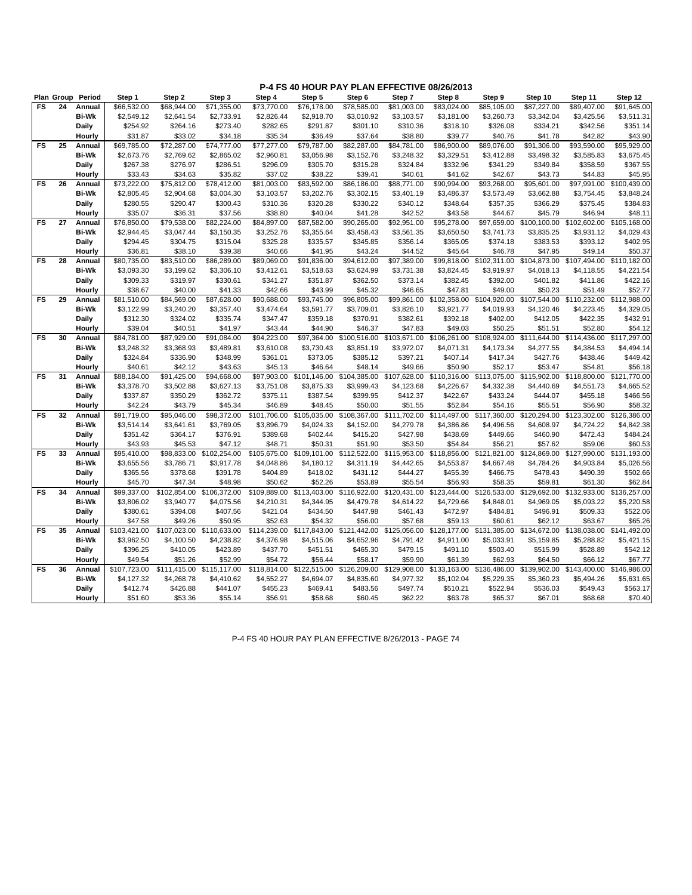# P-4 FS 40 HOUR PAY PLAN EFFECTIVE 08/26/2013

| Plan | Group | Period | Step 1 | Step 2 | Step 3 | Step 4 | Step 5 | Step 6 | Step 7 | Step 8 | Step 9 | Step 10 | Step 11 | Step 12 |
|---|---|---|---|---|---|---|---|---|---|---|---|---|---|---|
| FS | 24 | Annual | $66,532.00 | $68,944.00 | $71,355.00 | $73,770.00 | $76,178.00 | $78,585.00 | $81,003.00 | $83,024.00 | $85,105.00 | $87,227.00 | $89,407.00 | $91,645.00 |
| | | Bi-Wk | $2,549.12 | $2,641.54 | $2,733.91 | $2,826.44 | $2,918.70 | $3,010.92 | $3,103.57 | $3,181.00 | $3,260.73 | $3,342.04 | $3,425.56 | $3,511.31 |
| | | Daily | $254.92 | $264.16 | $273.40 | $282.65 | $291.87 | $301.10 | $310.36 | $318.10 | $326.08 | $334.21 | $342.56 | $351.14 |
| | | Hourly | $31.87 | $33.02 | $34.18 | $35.34 | $36.49 | $37.64 | $38.80 | $39.77 | $40.76 | $41.78 | $42.82 | $43.90 |
| FS | 25 | Annual | $69,785.00 | $72,287.00 | $74,777.00 | $77,277.00 | $79,787.00 | $82,287.00 | $84,781.00 | $86,900.00 | $89,076.00 | $91,306.00 | $93,590.00 | $95,929.00 |
| | | Bi-Wk | $2,673.76 | $2,769.62 | $2,865.02 | $2,960.81 | $3,056.98 | $3,152.76 | $3,248.32 | $3,329.51 | $3,412.88 | $3,498.32 | $3,585.83 | $3,675.45 |
| | | Daily | $267.38 | $276.97 | $286.51 | $296.09 | $305.70 | $315.28 | $324.84 | $332.96 | $341.29 | $349.84 | $358.59 | $367.55 |
| | | Hourly | $33.43 | $34.63 | $35.82 | $37.02 | $38.22 | $39.41 | $40.61 | $41.62 | $42.67 | $43.73 | $44.83 | $45.95 |
| FS | 26 | Annual | $73,222.00 | $75,812.00 | $78,412.00 | $81,003.00 | $83,592.00 | $86,186.00 | $88,771.00 | $90,994.00 | $93,268.00 | $95,601.00 | $97,991.00 | $100,439.00 |
| | | Bi-Wk | $2,805.45 | $2,904.68 | $3,004.30 | $3,103.57 | $3,202.76 | $3,302.15 | $3,401.19 | $3,486.37 | $3,573.49 | $3,662.88 | $3,754.45 | $3,848.24 |
| | | Daily | $280.55 | $290.47 | $300.43 | $310.36 | $320.28 | $330.22 | $340.12 | $348.64 | $357.35 | $366.29 | $375.45 | $384.83 |
| | | Hourly | $35.07 | $36.31 | $37.56 | $38.80 | $40.04 | $41.28 | $42.52 | $43.58 | $44.67 | $45.79 | $46.94 | $48.11 |
| FS | 27 | Annual | $76,850.00 | $79,538.00 | $82,224.00 | $84,897.00 | $87,582.00 | $90,265.00 | $92,951.00 | $95,278.00 | $97,659.00 | $100,100.00 | $102,602.00 | $105,168.00 |
| | | Bi-Wk | $2,944.45 | $3,047.44 | $3,150.35 | $3,252.76 | $3,355.64 | $3,458.43 | $3,561.35 | $3,650.50 | $3,741.73 | $3,835.25 | $3,931.12 | $4,029.43 |
| | | Daily | $294.45 | $304.75 | $315.04 | $325.28 | $335.57 | $345.85 | $356.14 | $365.05 | $374.18 | $383.53 | $393.12 | $402.95 |
| | | Hourly | $36.81 | $38.10 | $39.38 | $40.66 | $41.95 | $43.24 | $44.52 | $45.64 | $46.78 | $47.95 | $49.14 | $50.37 |
| FS | 28 | Annual | $80,735.00 | $83,510.00 | $86,289.00 | $89,069.00 | $91,836.00 | $94,612.00 | $97,389.00 | $99,818.00 | $102,311.00 | $104,873.00 | $107,494.00 | $110,182.00 |
| | | Bi-Wk | $3,093.30 | $3,199.62 | $3,306.10 | $3,412.61 | $3,518.63 | $3,624.99 | $3,731.38 | $3,824.45 | $3,919.97 | $4,018.13 | $4,118.55 | $4,221.54 |
| | | Daily | $309.33 | $319.97 | $330.61 | $341.27 | $351.87 | $362.50 | $373.14 | $382.45 | $392.00 | $401.82 | $411.86 | $422.16 |
| | | Hourly | $38.67 | $40.00 | $41.33 | $42.66 | $43.99 | $45.32 | $46.65 | $47.81 | $49.00 | $50.23 | $51.49 | $52.77 |
| FS | 29 | Annual | $81,510.00 | $84,569.00 | $87,628.00 | $90,688.00 | $93,745.00 | $96,805.00 | $99,861.00 | $102,358.00 | $104,920.00 | $107,544.00 | $110,232.00 | $112,988.00 |
| | | Bi-Wk | $3,122.99 | $3,240.20 | $3,357.40 | $3,474.64 | $3,591.77 | $3,709.01 | $3,826.10 | $3,921.77 | $4,019.93 | $4,120.46 | $4,223.45 | $4,329.05 |
| | | Daily | $312.30 | $324.02 | $335.74 | $347.47 | $359.18 | $370.91 | $382.61 | $392.18 | $402.00 | $412.05 | $422.35 | $432.91 |
| | | Hourly | $39.04 | $40.51 | $41.97 | $43.44 | $44.90 | $46.37 | $47.83 | $49.03 | $50.25 | $51.51 | $52.80 | $54.12 |
| FS | 30 | Annual | $84,781.00 | $87,929.00 | $91,084.00 | $94,223.00 | $97,364.00 | $100,516.00 | $103,671.00 | $106,261.00 | $108,924.00 | $111,644.00 | $114,436.00 | $117,297.00 |
| | | Bi-Wk | $3,248.32 | $3,368.93 | $3,489.81 | $3,610.08 | $3,730.43 | $3,851.19 | $3,972.07 | $4,071.31 | $4,173.34 | $4,277.55 | $4,384.53 | $4,494.14 |
| | | Daily | $324.84 | $336.90 | $348.99 | $361.01 | $373.05 | $385.12 | $397.21 | $407.14 | $417.34 | $427.76 | $438.46 | $449.42 |
| | | Hourly | $40.61 | $42.12 | $43.63 | $45.13 | $46.64 | $48.14 | $49.66 | $50.90 | $52.17 | $53.47 | $54.81 | $56.18 |
| FS | 31 | Annual | $88,184.00 | $91,425.00 | $94,668.00 | $97,903.00 | $101,146.00 | $104,385.00 | $107,628.00 | $110,316.00 | $113,075.00 | $115,902.00 | $118,800.00 | $121,770.00 |
| | | Bi-Wk | $3,378.70 | $3,502.88 | $3,627.13 | $3,751.08 | $3,875.33 | $3,999.43 | $4,123.68 | $4,226.67 | $4,332.38 | $4,440.69 | $4,551.73 | $4,665.52 |
| | | Daily | $337.87 | $350.29 | $362.72 | $375.11 | $387.54 | $399.95 | $412.37 | $422.67 | $433.24 | $444.07 | $455.18 | $466.56 |
| | | Hourly | $42.24 | $43.79 | $45.34 | $46.89 | $48.45 | $50.00 | $51.55 | $52.84 | $54.16 | $55.51 | $56.90 | $58.32 |
| FS | 32 | Annual | $91,719.00 | $95,046.00 | $98,372.00 | $101,706.00 | $105,035.00 | $108,367.00 | $111,702.00 | $114,497.00 | $117,360.00 | $120,294.00 | $123,302.00 | $126,386.00 |
| | | Bi-Wk | $3,514.14 | $3,641.61 | $3,769.05 | $3,896.79 | $4,024.33 | $4,152.00 | $4,279.78 | $4,386.86 | $4,496.56 | $4,608.97 | $4,724.22 | $4,842.38 |
| | | Daily | $351.42 | $364.17 | $376.91 | $389.68 | $402.44 | $415.20 | $427.98 | $438.69 | $449.66 | $460.90 | $472.43 | $484.24 |
| | | Hourly | $43.93 | $45.53 | $47.12 | $48.71 | $50.31 | $51.90 | $53.50 | $54.84 | $56.21 | $57.62 | $59.06 | $60.53 |
| FS | 33 | Annual | $95,410.00 | $98,833.00 | $102,254.00 | $105,675.00 | $109,101.00 | $112,522.00 | $115,953.00 | $118,856.00 | $121,821.00 | $124,869.00 | $127,990.00 | $131,193.00 |
| | | Bi-Wk | $3,655.56 | $3,786.71 | $3,917.78 | $4,048.86 | $4,180.12 | $4,311.19 | $4,442.65 | $4,553.87 | $4,667.48 | $4,784.26 | $4,903.84 | $5,026.56 |
| | | Daily | $365.56 | $378.68 | $391.78 | $404.89 | $418.02 | $431.12 | $444.27 | $455.39 | $466.75 | $478.43 | $490.39 | $502.66 |
| | | Hourly | $45.70 | $47.34 | $48.98 | $50.62 | $52.26 | $53.89 | $55.54 | $56.93 | $58.35 | $59.81 | $61.30 | $62.84 |
| FS | 34 | Annual | $99,337.00 | $102,854.00 | $106,372.00 | $109,889.00 | $113,403.00 | $116,922.00 | $120,431.00 | $123,444.00 | $126,533.00 | $129,692.00 | $132,933.00 | $136,257.00 |
| | | Bi-Wk | $3,806.02 | $3,940.77 | $4,075.56 | $4,210.31 | $4,344.95 | $4,479.78 | $4,614.22 | $4,729.66 | $4,848.01 | $4,969.05 | $5,093.22 | $5,220.58 |
| | | Daily | $380.61 | $394.08 | $407.56 | $421.04 | $434.50 | $447.98 | $461.43 | $472.97 | $484.81 | $496.91 | $509.33 | $522.06 |
| | | Hourly | $47.58 | $49.26 | $50.95 | $52.63 | $54.32 | $56.00 | $57.68 | $59.13 | $60.61 | $62.12 | $63.67 | $65.26 |
| FS | 35 | Annual | $103,421.00 | $107,023.00 | $110,633.00 | $114,239.00 | $117,843.00 | $121,442.00 | $125,056.00 | $128,177.00 | $131,385.00 | $134,672.00 | $138,038.00 | $141,492.00 |
| | | Bi-Wk | $3,962.50 | $4,100.50 | $4,238.82 | $4,376.98 | $4,515.06 | $4,652.96 | $4,791.42 | $4,911.00 | $5,033.91 | $5,159.85 | $5,288.82 | $5,421.15 |
| | | Daily | $396.25 | $410.05 | $423.89 | $437.70 | $451.51 | $465.30 | $479.15 | $491.10 | $503.40 | $515.99 | $528.89 | $542.12 |
| | | Hourly | $49.54 | $51.26 | $52.99 | $54.72 | $56.44 | $58.17 | $59.90 | $61.39 | $62.93 | $64.50 | $66.12 | $67.77 |
| FS | 36 | Annual | $107,723.00 | $111,415.00 | $115,117.00 | $118,814.00 | $122,515.00 | $126,209.00 | $129,908.00 | $133,163.00 | $136,486.00 | $139,902.00 | $143,400.00 | $146,986.00 |
| | | Bi-Wk | $4,127.32 | $4,268.78 | $4,410.62 | $4,552.27 | $4,694.07 | $4,835.60 | $4,977.32 | $5,102.04 | $5,229.35 | $5,360.23 | $5,494.26 | $5,631.65 |
| | | Daily | $412.74 | $426.88 | $441.07 | $455.23 | $469.41 | $483.56 | $497.74 | $510.21 | $522.94 | $536.03 | $549.43 | $563.17 |
| | | Hourly | $51.60 | $53.36 | $55.14 | $56.91 | $58.68 | $60.45 | $62.22 | $63.78 | $65.37 | $67.01 | $68.68 | $70.40 |

P-4 FS 40 HOUR PAY PLAN EFFECTIVE 8/26/2013 - PAGE 74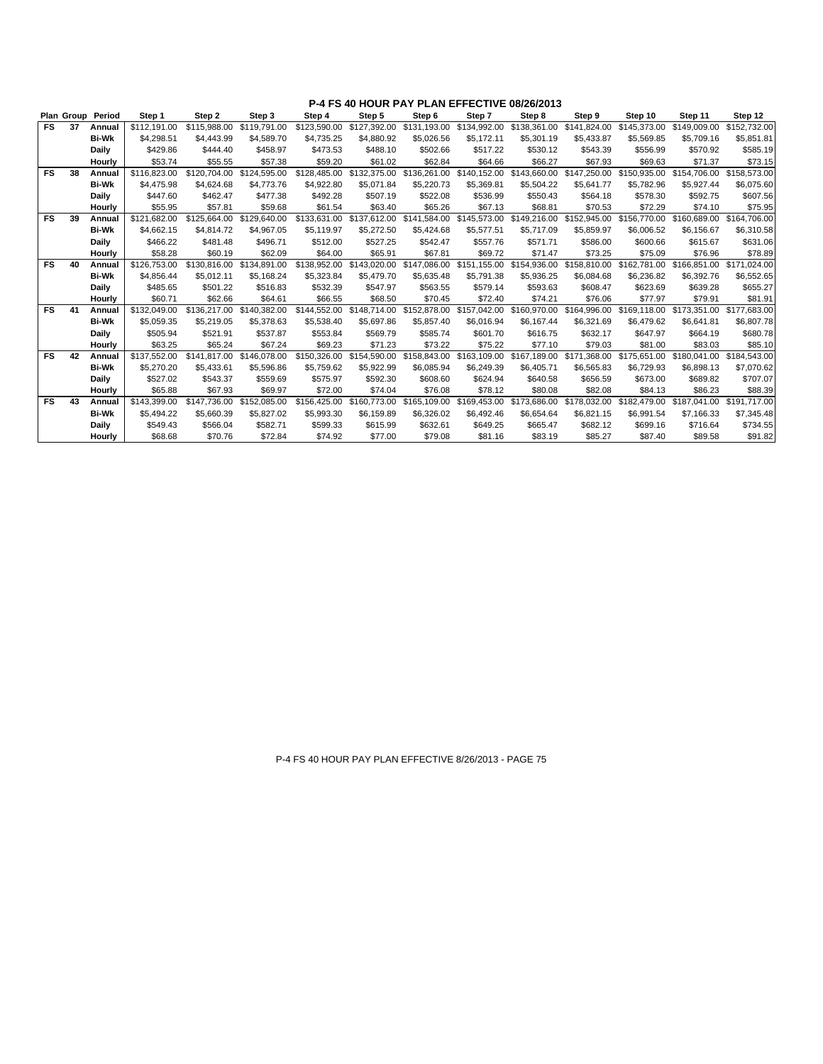# P-4 FS 40 HOUR PAY PLAN EFFECTIVE 08/26/2013

| Plan | Group | Period | Step 1 | Step 2 | Step 3 | Step 4 | Step 5 | Step 6 | Step 7 | Step 8 | Step 9 | Step 10 | Step 11 | Step 12 |
|---|---|---|---|---|---|---|---|---|---|---|---|---|---|---|
| **FS** | **37** | **Annual** | $112,191.00 | $115,988.00 | $119,791.00 | $123,590.00 | $127,392.00 | $131,193.00 | $134,992.00 | $138,361.00 | $141,824.00 | $145,373.00 | $149,009.00 | $152,732.00 |
| | | **Bi-Wk** | $4,298.51 | $4,443.99 | $4,589.70 | $4,735.25 | $4,880.92 | $5,026.56 | $5,172.11 | $5,301.19 | $5,433.87 | $5,569.85 | $5,709.16 | $5,851.81 |
| | | **Daily** | $429.86 | $444.40 | $458.97 | $473.53 | $488.10 | $502.66 | $517.22 | $530.12 | $543.39 | $556.99 | $570.92 | $585.19 |
| | | **Hourly** | $53.74 | $55.55 | $57.38 | $59.20 | $61.02 | $62.84 | $64.66 | $66.27 | $67.93 | $69.63 | $71.37 | $73.15 |
| **FS** | **38** | **Annual** | $116,823.00 | $120,704.00 | $124,595.00 | $128,485.00 | $132,375.00 | $136,261.00 | $140,152.00 | $143,660.00 | $147,250.00 | $150,935.00 | $154,706.00 | $158,573.00 |
| | | **Bi-Wk** | $4,475.98 | $4,624.68 | $4,773.76 | $4,922.80 | $5,071.84 | $5,220.73 | $5,369.81 | $5,504.22 | $5,641.77 | $5,782.96 | $5,927.44 | $6,075.60 |
| | | **Daily** | $447.60 | $462.47 | $477.38 | $492.28 | $507.19 | $522.08 | $536.99 | $550.43 | $564.18 | $578.30 | $592.75 | $607.56 |
| | | **Hourly** | $55.95 | $57.81 | $59.68 | $61.54 | $63.40 | $65.26 | $67.13 | $68.81 | $70.53 | $72.29 | $74.10 | $75.95 |
| **FS** | **39** | **Annual** | $121,682.00 | $125,664.00 | $129,640.00 | $133,631.00 | $137,612.00 | $141,584.00 | $145,573.00 | $149,216.00 | $152,945.00 | $156,770.00 | $160,689.00 | $164,706.00 |
| | | **Bi-Wk** | $4,662.15 | $4,814.72 | $4,967.05 | $5,119.97 | $5,272.50 | $5,424.68 | $5,577.51 | $5,717.09 | $5,859.97 | $6,006.52 | $6,156.67 | $6,310.58 |
| | | **Daily** | $466.22 | $481.48 | $496.71 | $512.00 | $527.25 | $542.47 | $557.76 | $571.71 | $586.00 | $600.66 | $615.67 | $631.06 |
| | | **Hourly** | $58.28 | $60.19 | $62.09 | $64.00 | $65.91 | $67.81 | $69.72 | $71.47 | $73.25 | $75.09 | $76.96 | $78.89 |
| **FS** | **40** | **Annual** | $126,753.00 | $130,816.00 | $134,891.00 | $138,952.00 | $143,020.00 | $147,086.00 | $151,155.00 | $154,936.00 | $158,810.00 | $162,781.00 | $166,851.00 | $171,024.00 |
| | | **Bi-Wk** | $4,856.44 | $5,012.11 | $5,168.24 | $5,323.84 | $5,479.70 | $5,635.48 | $5,791.38 | $5,936.25 | $6,084.68 | $6,236.82 | $6,392.76 | $6,552.65 |
| | | **Daily** | $485.65 | $501.22 | $516.83 | $532.39 | $547.97 | $563.55 | $579.14 | $593.63 | $608.47 | $623.69 | $639.28 | $655.27 |
| | | **Hourly** | $60.71 | $62.66 | $64.61 | $66.55 | $68.50 | $70.45 | $72.40 | $74.21 | $76.06 | $77.97 | $79.91 | $81.91 |
| **FS** | **41** | **Annual** | $132,049.00 | $136,217.00 | $140,382.00 | $144,552.00 | $148,714.00 | $152,878.00 | $157,042.00 | $160,970.00 | $164,996.00 | $169,118.00 | $173,351.00 | $177,683.00 |
| | | **Bi-Wk** | $5,059.35 | $5,219.05 | $5,378.63 | $5,538.40 | $5,697.86 | $5,857.40 | $6,016.94 | $6,167.44 | $6,321.69 | $6,479.62 | $6,641.81 | $6,807.78 |
| | | **Daily** | $505.94 | $521.91 | $537.87 | $553.84 | $569.79 | $585.74 | $601.70 | $616.75 | $632.17 | $647.97 | $664.19 | $680.78 |
| | | **Hourly** | $63.25 | $65.24 | $67.24 | $69.23 | $71.23 | $73.22 | $75.22 | $77.10 | $79.03 | $81.00 | $83.03 | $85.10 |
| **FS** | **42** | **Annual** | $137,552.00 | $141,817.00 | $146,078.00 | $150,326.00 | $154,590.00 | $158,843.00 | $163,109.00 | $167,189.00 | $171,368.00 | $175,651.00 | $180,041.00 | $184,543.00 |
| | | **Bi-Wk** | $5,270.20 | $5,433.61 | $5,596.86 | $5,759.62 | $5,922.99 | $6,085.94 | $6,249.39 | $6,405.71 | $6,565.83 | $6,729.93 | $6,898.13 | $7,070.62 |
| | | **Daily** | $527.02 | $543.37 | $559.69 | $575.97 | $592.30 | $608.60 | $624.94 | $640.58 | $656.59 | $673.00 | $689.82 | $707.07 |
| | | **Hourly** | $65.88 | $67.93 | $69.97 | $72.00 | $74.04 | $76.08 | $78.12 | $80.08 | $82.08 | $84.13 | $86.23 | $88.39 |
| **FS** | **43** | **Annual** | $143,399.00 | $147,736.00 | $152,085.00 | $156,425.00 | $160,773.00 | $165,109.00 | $169,453.00 | $173,686.00 | $178,032.00 | $182,479.00 | $187,041.00 | $191,717.00 |
| | | **Bi-Wk** | $5,494.22 | $5,660.39 | $5,827.02 | $5,993.30 | $6,159.89 | $6,326.02 | $6,492.46 | $6,654.64 | $6,821.15 | $6,991.54 | $7,166.33 | $7,345.48 |
| | | **Daily** | $549.43 | $566.04 | $582.71 | $599.33 | $615.99 | $632.61 | $649.25 | $665.47 | $682.12 | $699.16 | $716.64 | $734.55 |
| | | **Hourly** | $68.68 | $70.76 | $72.84 | $74.92 | $77.00 | $79.08 | $81.16 | $83.19 | $85.27 | $87.40 | $89.58 | $91.82 |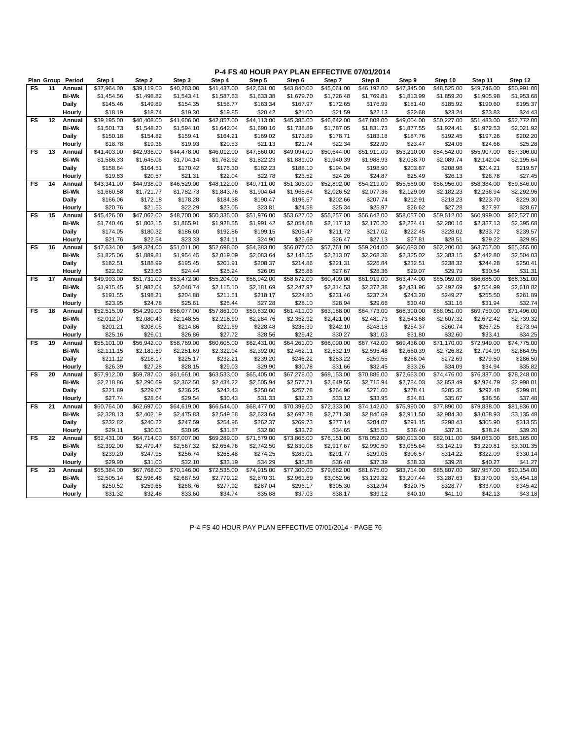# P-4 FS 40 HOUR PAY PLAN EFFECTIVE 07/01/2014

| Plan | Group | Period | Step 1 | Step 2 | Step 3 | Step 4 | Step 5 | Step 6 | Step 7 | Step 8 | Step 9 | Step 10 | Step 11 | Step 12 |
|---|---|---|---|---|---|---|---|---|---|---|---|---|---|---|
| FS | 11 | Annual | $37,964.00 | $39,119.00 | $40,283.00 | $41,437.00 | $42,631.00 | $43,840.00 | $45,061.00 | $46,192.00 | $47,345.00 | $48,525.00 | $49,746.00 | $50,991.00 |
| | | Bi-Wk | $1,454.56 | $1,498.82 | $1,543.41 | $1,587.63 | $1,633.38 | $1,679.70 | $1,726.48 | $1,769.81 | $1,813.99 | $1,859.20 | $1,905.98 | $1,953.68 |
| | | Daily | $145.46 | $149.89 | $154.35 | $158.77 | $163.34 | $167.97 | $172.65 | $176.99 | $181.40 | $185.92 | $190.60 | $195.37 |
| | | Hourly | $18.19 | $18.74 | $19.30 | $19.85 | $20.42 | $21.00 | $21.59 | $22.13 | $22.68 | $23.24 | $23.83 | $24.43 |
| FS | 12 | Annual | $39,195.00 | $40,408.00 | $41,606.00 | $42,857.00 | $44,113.00 | $45,385.00 | $46,642.00 | $47,808.00 | $49,004.00 | $50,227.00 | $51,483.00 | $52,772.00 |
| | | Bi-Wk | $1,501.73 | $1,548.20 | $1,594.10 | $1,642.04 | $1,690.16 | $1,738.89 | $1,787.05 | $1,831.73 | $1,877.55 | $1,924.41 | $1,972.53 | $2,021.92 |
| | | Daily | $150.18 | $154.82 | $159.41 | $164.21 | $169.02 | $173.89 | $178.71 | $183.18 | $187.76 | $192.45 | $197.26 | $202.20 |
| | | Hourly | $18.78 | $19.36 | $19.93 | $20.53 | $21.13 | $21.74 | $22.34 | $22.90 | $23.47 | $24.06 | $24.66 | $25.28 |
| FS | 13 | Annual | $41,403.00 | $42,936.00 | $44,478.00 | $46,012.00 | $47,560.00 | $49,094.00 | $50,644.00 | $51,911.00 | $53,210.00 | $54,542.00 | $55,907.00 | $57,306.00 |
| | | Bi-Wk | $1,586.33 | $1,645.06 | $1,704.14 | $1,762.92 | $1,822.23 | $1,881.00 | $1,940.39 | $1,988.93 | $2,038.70 | $2,089.74 | $2,142.04 | $2,195.64 |
| | | Daily | $158.64 | $164.51 | $170.42 | $176.30 | $182.23 | $188.10 | $194.04 | $198.90 | $203.87 | $208.98 | $214.21 | $219.57 |
| | | Hourly | $19.83 | $20.57 | $21.31 | $22.04 | $22.78 | $23.52 | $24.26 | $24.87 | $25.49 | $26.13 | $26.78 | $27.45 |
| FS | 14 | Annual | $43,341.00 | $44,938.00 | $46,529.00 | $48,122.00 | $49,711.00 | $51,303.00 | $52,892.00 | $54,219.00 | $55,569.00 | $56,956.00 | $58,384.00 | $59,846.00 |
| | | Bi-Wk | $1,660.58 | $1,721.77 | $1,782.73 | $1,843.76 | $1,904.64 | $1,965.64 | $2,026.52 | $2,077.36 | $2,129.09 | $2,182.23 | $2,236.94 | $2,292.96 |
| | | Daily | $166.06 | $172.18 | $178.28 | $184.38 | $190.47 | $196.57 | $202.66 | $207.74 | $212.91 | $218.23 | $223.70 | $229.30 |
| | | Hourly | $20.76 | $21.53 | $22.29 | $23.05 | $23.81 | $24.58 | $25.34 | $25.97 | $26.62 | $27.28 | $27.97 | $28.67 |
| FS | 15 | Annual | $45,426.00 | $47,062.00 | $48,700.00 | $50,335.00 | $51,976.00 | $53,627.00 | $55,257.00 | $56,642.00 | $58,057.00 | $59,512.00 | $60,999.00 | $62,527.00 |
| | | Bi-Wk | $1,740.46 | $1,803.15 | $1,865.91 | $1,928.55 | $1,991.42 | $2,054.68 | $2,117.13 | $2,170.20 | $2,224.41 | $2,280.16 | $2,337.13 | $2,395.68 |
| | | Daily | $174.05 | $180.32 | $186.60 | $192.86 | $199.15 | $205.47 | $211.72 | $217.02 | $222.45 | $228.02 | $233.72 | $239.57 |
| | | Hourly | $21.76 | $22.54 | $23.33 | $24.11 | $24.90 | $25.69 | $26.47 | $27.13 | $27.81 | $28.51 | $29.22 | $29.95 |
| FS | 16 | Annual | $47,634.00 | $49,324.00 | $51,011.00 | $52,698.00 | $54,383.00 | $56,077.00 | $57,761.00 | $59,204.00 | $60,683.00 | $62,200.00 | $63,757.00 | $65,355.00 |
| | | Bi-Wk | $1,825.06 | $1,889.81 | $1,954.45 | $2,019.09 | $2,083.64 | $2,148.55 | $2,213.07 | $2,268.36 | $2,325.02 | $2,383.15 | $2,442.80 | $2,504.03 |
| | | Daily | $182.51 | $188.99 | $195.45 | $201.91 | $208.37 | $214.86 | $221.31 | $226.84 | $232.51 | $238.32 | $244.28 | $250.41 |
| | | Hourly | $22.82 | $23.63 | $24.44 | $25.24 | $26.05 | $26.86 | $27.67 | $28.36 | $29.07 | $29.79 | $30.54 | $31.31 |
| FS | 17 | Annual | $49,993.00 | $51,731.00 | $53,472.00 | $55,204.00 | $56,942.00 | $58,672.00 | $60,409.00 | $61,919.00 | $63,474.00 | $65,059.00 | $66,685.00 | $68,351.00 |
| | | Bi-Wk | $1,915.45 | $1,982.04 | $2,048.74 | $2,115.10 | $2,181.69 | $2,247.97 | $2,314.53 | $2,372.38 | $2,431.96 | $2,492.69 | $2,554.99 | $2,618.82 |
| | | Daily | $191.55 | $198.21 | $204.88 | $211.51 | $218.17 | $224.80 | $231.46 | $237.24 | $243.20 | $249.27 | $255.50 | $261.89 |
| | | Hourly | $23.95 | $24.78 | $25.61 | $26.44 | $27.28 | $28.10 | $28.94 | $29.66 | $30.40 | $31.16 | $31.94 | $32.74 |
| FS | 18 | Annual | $52,515.00 | $54,299.00 | $56,077.00 | $57,861.00 | $59,632.00 | $61,411.00 | $63,188.00 | $64,773.00 | $66,390.00 | $68,051.00 | $69,750.00 | $71,496.00 |
| | | Bi-Wk | $2,012.07 | $2,080.43 | $2,148.55 | $2,216.90 | $2,284.76 | $2,352.92 | $2,421.00 | $2,481.73 | $2,543.68 | $2,607.32 | $2,672.42 | $2,739.32 |
| | | Daily | $201.21 | $208.05 | $214.86 | $221.69 | $228.48 | $235.30 | $242.10 | $248.18 | $254.37 | $260.74 | $267.25 | $273.94 |
| | | Hourly | $25.16 | $26.01 | $26.86 | $27.72 | $28.56 | $29.42 | $30.27 | $31.03 | $31.80 | $32.60 | $33.41 | $34.25 |
| FS | 19 | Annual | $55,101.00 | $56,942.00 | $58,769.00 | $60,605.00 | $62,431.00 | $64,261.00 | $66,090.00 | $67,742.00 | $69,436.00 | $71,170.00 | $72,949.00 | $74,775.00 |
| | | Bi-Wk | $2,111.15 | $2,181.69 | $2,251.69 | $2,322.04 | $2,392.00 | $2,462.11 | $2,532.19 | $2,595.48 | $2,660.39 | $2,726.82 | $2,794.99 | $2,864.95 |
| | | Daily | $211.12 | $218.17 | $225.17 | $232.21 | $239.20 | $246.22 | $253.22 | $259.55 | $266.04 | $272.69 | $279.50 | $286.50 |
| | | Hourly | $26.39 | $27.28 | $28.15 | $29.03 | $29.90 | $30.78 | $31.66 | $32.45 | $33.26 | $34.09 | $34.94 | $35.82 |
| FS | 20 | Annual | $57,912.00 | $59,787.00 | $61,661.00 | $63,533.00 | $65,405.00 | $67,278.00 | $69,153.00 | $70,886.00 | $72,663.00 | $74,476.00 | $76,337.00 | $78,248.00 |
| | | Bi-Wk | $2,218.86 | $2,290.69 | $2,362.50 | $2,434.22 | $2,505.94 | $2,577.71 | $2,649.55 | $2,715.94 | $2,784.03 | $2,853.49 | $2,924.79 | $2,998.01 |
| | | Daily | $221.89 | $229.07 | $236.25 | $243.43 | $250.60 | $257.78 | $264.96 | $271.60 | $278.41 | $285.35 | $292.48 | $299.81 |
| | | Hourly | $27.74 | $28.64 | $29.54 | $30.43 | $31.33 | $32.23 | $33.12 | $33.95 | $34.81 | $35.67 | $36.56 | $37.48 |
| FS | 21 | Annual | $60,764.00 | $62,697.00 | $64,619.00 | $66,544.00 | $68,477.00 | $70,399.00 | $72,333.00 | $74,142.00 | $75,990.00 | $77,890.00 | $79,838.00 | $81,836.00 |
| | | Bi-Wk | $2,328.13 | $2,402.19 | $2,475.83 | $2,549.58 | $2,623.64 | $2,697.28 | $2,771.38 | $2,840.69 | $2,911.50 | $2,984.30 | $3,058.93 | $3,135.48 |
| | | Daily | $232.82 | $240.22 | $247.59 | $254.96 | $262.37 | $269.73 | $277.14 | $284.07 | $291.15 | $298.43 | $305.90 | $313.55 |
| | | Hourly | $29.11 | $30.03 | $30.95 | $31.87 | $32.80 | $33.72 | $34.65 | $35.51 | $36.40 | $37.31 | $38.24 | $39.20 |
| FS | 22 | Annual | $62,431.00 | $64,714.00 | $67,007.00 | $69,289.00 | $71,579.00 | $73,865.00 | $76,151.00 | $78,052.00 | $80,013.00 | $82,011.00 | $84,063.00 | $86,165.00 |
| | | Bi-Wk | $2,392.00 | $2,479.47 | $2,567.32 | $2,654.76 | $2,742.50 | $2,830.08 | $2,917.67 | $2,990.50 | $3,065.64 | $3,142.19 | $3,220.81 | $3,301.35 |
| | | Daily | $239.20 | $247.95 | $256.74 | $265.48 | $274.25 | $283.01 | $291.77 | $299.05 | $306.57 | $314.22 | $322.09 | $330.14 |
| | | Hourly | $29.90 | $31.00 | $32.10 | $33.19 | $34.29 | $35.38 | $36.48 | $37.39 | $38.33 | $39.28 | $40.27 | $41.27 |
| FS | 23 | Annual | $65,384.00 | $67,768.00 | $70,146.00 | $72,535.00 | $74,915.00 | $77,300.00 | $79,682.00 | $81,675.00 | $83,714.00 | $85,807.00 | $87,957.00 | $90,154.00 |
| | | Bi-Wk | $2,505.14 | $2,596.48 | $2,687.59 | $2,779.12 | $2,870.31 | $2,961.69 | $3,052.96 | $3,129.32 | $3,207.44 | $3,287.63 | $3,370.00 | $3,454.18 |
| | | Daily | $250.52 | $259.65 | $268.76 | $277.92 | $287.04 | $296.17 | $305.30 | $312.94 | $320.75 | $328.77 | $337.00 | $345.42 |
| | | Hourly | $31.32 | $32.46 | $33.60 | $34.74 | $35.88 | $37.03 | $38.17 | $39.12 | $40.10 | $41.10 | $42.13 | $43.18 |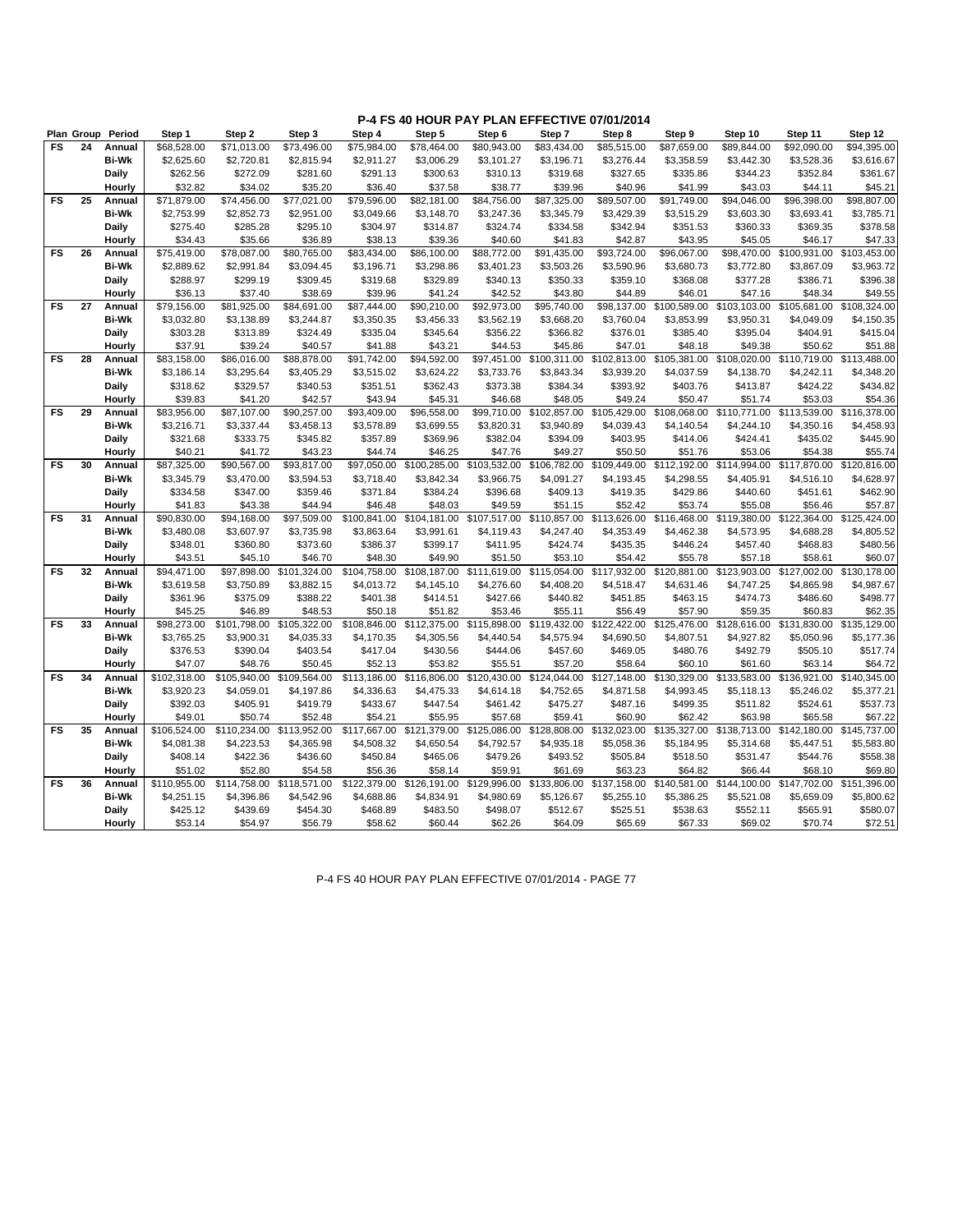## P-4 FS 40 HOUR PAY PLAN EFFECTIVE 07/01/2014

| Plan | Group | Period | Step 1 | Step 2 | Step 3 | Step 4 | Step 5 | Step 6 | Step 7 | Step 8 | Step 9 | Step 10 | Step 11 | Step 12 |
|---|---|---|---|---|---|---|---|---|---|---|---|---|---|---|
| FS | 24 | Annual | $68,528.00 | $71,013.00 | $73,496.00 | $75,984.00 | $78,464.00 | $80,943.00 | $83,434.00 | $85,515.00 | $87,659.00 | $89,844.00 | $92,090.00 | $94,395.00 |
| | | Bi-Wk | $2,625.60 | $2,720.81 | $2,815.94 | $2,911.27 | $3,006.29 | $3,101.27 | $3,196.71 | $3,276.44 | $3,358.59 | $3,442.30 | $3,528.36 | $3,616.67 |
| | | Daily | $262.56 | $272.09 | $281.60 | $291.13 | $300.63 | $310.13 | $319.68 | $327.65 | $335.86 | $344.23 | $352.84 | $361.67 |
| | | Hourly | $32.82 | $34.02 | $35.20 | $36.40 | $37.58 | $38.77 | $39.96 | $40.96 | $41.99 | $43.03 | $44.11 | $45.21 |
| FS | 25 | Annual | $71,879.00 | $74,456.00 | $77,021.00 | $79,596.00 | $82,181.00 | $84,756.00 | $87,325.00 | $89,507.00 | $91,749.00 | $94,046.00 | $96,398.00 | $98,807.00 |
| | | Bi-Wk | $2,753.99 | $2,852.73 | $2,951.00 | $3,049.66 | $3,148.70 | $3,247.36 | $3,345.79 | $3,429.39 | $3,515.29 | $3,603.30 | $3,693.41 | $3,785.71 |
| | | Daily | $275.40 | $285.28 | $295.10 | $304.97 | $314.87 | $324.74 | $334.58 | $342.94 | $351.53 | $360.33 | $369.35 | $378.58 |
| | | Hourly | $34.43 | $35.66 | $36.89 | $38.13 | $39.36 | $40.60 | $41.83 | $42.87 | $43.95 | $45.05 | $46.17 | $47.33 |
| FS | 26 | Annual | $75,419.00 | $78,087.00 | $80,765.00 | $83,434.00 | $86,100.00 | $88,772.00 | $91,435.00 | $93,724.00 | $96,067.00 | $98,470.00 | $100,931.00 | $103,453.00 |
| | | Bi-Wk | $2,889.62 | $2,991.84 | $3,094.45 | $3,196.71 | $3,298.86 | $3,401.23 | $3,503.26 | $3,590.96 | $3,680.73 | $3,772.80 | $3,867.09 | $3,963.72 |
| | | Daily | $288.97 | $299.19 | $309.45 | $319.68 | $329.89 | $340.13 | $350.33 | $359.10 | $368.08 | $377.28 | $386.71 | $396.38 |
| | | Hourly | $36.13 | $37.40 | $38.69 | $39.96 | $41.24 | $42.52 | $43.80 | $44.89 | $46.01 | $47.16 | $48.34 | $49.55 |
| FS | 27 | Annual | $79,156.00 | $81,925.00 | $84,691.00 | $87,444.00 | $90,210.00 | $92,973.00 | $95,740.00 | $98,137.00 | $100,589.00 | $103,103.00 | $105,681.00 | $108,324.00 |
| | | Bi-Wk | $3,032.80 | $3,138.89 | $3,244.87 | $3,350.35 | $3,456.33 | $3,562.19 | $3,668.20 | $3,760.04 | $3,853.99 | $3,950.31 | $4,049.09 | $4,150.35 |
| | | Daily | $303.28 | $313.89 | $324.49 | $335.04 | $345.64 | $356.22 | $366.82 | $376.01 | $385.40 | $395.04 | $404.91 | $415.04 |
| | | Hourly | $37.91 | $39.24 | $40.57 | $41.88 | $43.21 | $44.53 | $45.86 | $47.01 | $48.18 | $49.38 | $50.62 | $51.88 |
| FS | 28 | Annual | $83,158.00 | $86,016.00 | $88,878.00 | $91,742.00 | $94,592.00 | $97,451.00 | $100,311.00 | $102,813.00 | $105,381.00 | $108,020.00 | $110,719.00 | $113,488.00 |
| | | Bi-Wk | $3,186.14 | $3,295.64 | $3,405.29 | $3,515.02 | $3,624.22 | $3,733.76 | $3,843.34 | $3,939.20 | $4,037.59 | $4,138.70 | $4,242.11 | $4,348.20 |
| | | Daily | $318.62 | $329.57 | $340.53 | $351.51 | $362.43 | $373.38 | $384.34 | $393.92 | $403.76 | $413.87 | $424.22 | $434.82 |
| | | Hourly | $39.83 | $41.20 | $42.57 | $43.94 | $45.31 | $46.68 | $48.05 | $49.24 | $50.47 | $51.74 | $53.03 | $54.36 |
| FS | 29 | Annual | $83,956.00 | $87,107.00 | $90,257.00 | $93,409.00 | $96,558.00 | $99,710.00 | $102,857.00 | $105,429.00 | $108,068.00 | $110,771.00 | $113,539.00 | $116,378.00 |
| | | Bi-Wk | $3,216.71 | $3,337.44 | $3,458.13 | $3,578.89 | $3,699.55 | $3,820.31 | $3,940.89 | $4,039.43 | $4,140.54 | $4,244.10 | $4,350.16 | $4,458.93 |
| | | Daily | $321.68 | $333.75 | $345.82 | $357.89 | $369.96 | $382.04 | $394.09 | $403.95 | $414.06 | $424.41 | $435.02 | $445.90 |
| | | Hourly | $40.21 | $41.72 | $43.23 | $44.74 | $46.25 | $47.76 | $49.27 | $50.50 | $51.76 | $53.06 | $54.38 | $55.74 |
| FS | 30 | Annual | $87,325.00 | $90,567.00 | $93,817.00 | $97,050.00 | $100,285.00 | $103,532.00 | $106,782.00 | $109,449.00 | $112,192.00 | $114,994.00 | $117,870.00 | $120,816.00 |
| | | Bi-Wk | $3,345.79 | $3,470.00 | $3,594.53 | $3,718.40 | $3,842.34 | $3,966.75 | $4,091.27 | $4,193.45 | $4,298.55 | $4,405.91 | $4,516.10 | $4,628.97 |
| | | Daily | $334.58 | $347.00 | $359.46 | $371.84 | $384.24 | $396.68 | $409.13 | $419.35 | $429.86 | $440.60 | $451.61 | $462.90 |
| | | Hourly | $41.83 | $43.38 | $44.94 | $46.48 | $48.03 | $49.59 | $51.15 | $52.42 | $53.74 | $55.08 | $56.46 | $57.87 |
| FS | 31 | Annual | $90,830.00 | $94,168.00 | $97,509.00 | $100,841.00 | $104,181.00 | $107,517.00 | $110,857.00 | $113,626.00 | $116,468.00 | $119,380.00 | $122,364.00 | $125,424.00 |
| | | Bi-Wk | $3,480.08 | $3,607.97 | $3,735.98 | $3,863.64 | $3,991.61 | $4,119.43 | $4,247.40 | $4,353.49 | $4,462.38 | $4,573.95 | $4,688.28 | $4,805.52 |
| | | Daily | $348.01 | $360.80 | $373.60 | $386.37 | $399.17 | $411.95 | $424.74 | $435.35 | $446.24 | $457.40 | $468.83 | $480.56 |
| | | Hourly | $43.51 | $45.10 | $46.70 | $48.30 | $49.90 | $51.50 | $53.10 | $54.42 | $55.78 | $57.18 | $58.61 | $60.07 |
| FS | 32 | Annual | $94,471.00 | $97,898.00 | $101,324.00 | $104,758.00 | $108,187.00 | $111,619.00 | $115,054.00 | $117,932.00 | $120,881.00 | $123,903.00 | $127,002.00 | $130,178.00 |
| | | Bi-Wk | $3,619.58 | $3,750.89 | $3,882.15 | $4,013.72 | $4,145.10 | $4,276.60 | $4,408.20 | $4,518.47 | $4,631.46 | $4,747.25 | $4,865.98 | $4,987.67 |
| | | Daily | $361.96 | $375.09 | $388.22 | $401.38 | $414.51 | $427.66 | $440.82 | $451.85 | $463.15 | $474.73 | $486.60 | $498.77 |
| | | Hourly | $45.25 | $46.89 | $48.53 | $50.18 | $51.82 | $53.46 | $55.11 | $56.49 | $57.90 | $59.35 | $60.83 | $62.35 |
| FS | 33 | Annual | $98,273.00 | $101,798.00 | $105,322.00 | $108,846.00 | $112,375.00 | $115,898.00 | $119,432.00 | $122,422.00 | $125,476.00 | $128,616.00 | $131,830.00 | $135,129.00 |
| | | Bi-Wk | $3,765.25 | $3,900.31 | $4,035.33 | $4,170.35 | $4,305.56 | $4,440.54 | $4,575.94 | $4,690.50 | $4,807.51 | $4,927.82 | $5,050.96 | $5,177.36 |
| | | Daily | $376.53 | $390.04 | $403.54 | $417.04 | $430.56 | $444.06 | $457.60 | $469.05 | $480.76 | $492.79 | $505.10 | $517.74 |
| | | Hourly | $47.07 | $48.76 | $50.45 | $52.13 | $53.82 | $55.51 | $57.20 | $58.64 | $60.10 | $61.60 | $63.14 | $64.72 |
| FS | 34 | Annual | $102,318.00 | $105,940.00 | $109,564.00 | $113,186.00 | $116,806.00 | $120,430.00 | $124,044.00 | $127,148.00 | $130,329.00 | $133,583.00 | $136,921.00 | $140,345.00 |
| | | Bi-Wk | $3,920.23 | $4,059.01 | $4,197.86 | $4,336.63 | $4,475.33 | $4,614.18 | $4,752.65 | $4,871.58 | $4,993.45 | $5,118.13 | $5,246.02 | $5,377.21 |
| | | Daily | $392.03 | $405.91 | $419.79 | $433.67 | $447.54 | $461.42 | $475.27 | $487.16 | $499.35 | $511.82 | $524.61 | $537.73 |
| | | Hourly | $49.01 | $50.74 | $52.48 | $54.21 | $55.95 | $57.68 | $59.41 | $60.90 | $62.42 | $63.98 | $65.58 | $67.22 |
| FS | 35 | Annual | $106,524.00 | $110,234.00 | $113,952.00 | $117,667.00 | $121,379.00 | $125,086.00 | $128,808.00 | $132,023.00 | $135,327.00 | $138,713.00 | $142,180.00 | $145,737.00 |
| | | Bi-Wk | $4,081.38 | $4,223.53 | $4,365.98 | $4,508.32 | $4,650.54 | $4,792.57 | $4,935.18 | $5,058.36 | $5,184.95 | $5,314.68 | $5,447.51 | $5,583.80 |
| | | Daily | $408.14 | $422.36 | $436.60 | $450.84 | $465.06 | $479.26 | $493.52 | $505.84 | $518.50 | $531.47 | $544.76 | $558.38 |
| | | Hourly | $51.02 | $52.80 | $54.58 | $56.36 | $58.14 | $59.91 | $61.69 | $63.23 | $64.82 | $66.44 | $68.10 | $69.80 |
| FS | 36 | Annual | $110,955.00 | $114,758.00 | $118,571.00 | $122,379.00 | $126,191.00 | $129,996.00 | $133,806.00 | $137,158.00 | $140,581.00 | $144,100.00 | $147,702.00 | $151,396.00 |
| | | Bi-Wk | $4,251.15 | $4,396.86 | $4,542.96 | $4,688.86 | $4,834.91 | $4,980.69 | $5,126.67 | $5,255.10 | $5,386.25 | $5,521.08 | $5,659.09 | $5,800.62 |
| | | Daily | $425.12 | $439.69 | $454.30 | $468.89 | $483.50 | $498.07 | $512.67 | $525.51 | $538.63 | $552.11 | $565.91 | $580.07 |
| | | Hourly | $53.14 | $54.97 | $56.79 | $58.62 | $60.44 | $62.26 | $64.09 | $65.69 | $67.33 | $69.02 | $70.74 | $72.51 |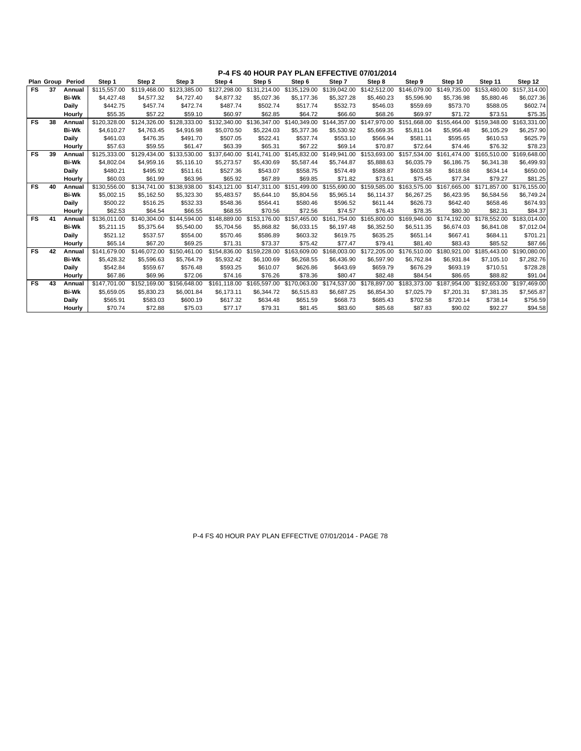## P-4 FS 40 HOUR PAY PLAN EFFECTIVE 07/01/2014

| Plan | Group | Period | Step 1 | Step 2 | Step 3 | Step 4 | Step 5 | Step 6 | Step 7 | Step 8 | Step 9 | Step 10 | Step 11 | Step 12 |
|---|---|---|---|---|---|---|---|---|---|---|---|---|---|---|
| FS | 37 | Annual | $115,557.00 | $119,468.00 | $123,385.00 | $127,298.00 | $131,214.00 | $135,129.00 | $139,042.00 | $142,512.00 | $146,079.00 | $149,735.00 | $153,480.00 | $157,314.00 |
| | | Bi-Wk | $4,427.48 | $4,577.32 | $4,727.40 | $4,877.32 | $5,027.36 | $5,177.36 | $5,327.28 | $5,460.23 | $5,596.90 | $5,736.98 | $5,880.46 | $6,027.36 |
| | | Daily | $442.75 | $457.74 | $472.74 | $487.74 | $502.74 | $517.74 | $532.73 | $546.03 | $559.69 | $573.70 | $588.05 | $602.74 |
| | | Hourly | $55.35 | $57.22 | $59.10 | $60.97 | $62.85 | $64.72 | $66.60 | $68.26 | $69.97 | $71.72 | $73.51 | $75.35 |
| FS | 38 | Annual | $120,328.00 | $124,326.00 | $128,333.00 | $132,340.00 | $136,347.00 | $140,349.00 | $144,357.00 | $147,970.00 | $151,668.00 | $155,464.00 | $159,348.00 | $163,331.00 |
| | | Bi-Wk | $4,610.27 | $4,763.45 | $4,916.98 | $5,070.50 | $5,224.03 | $5,377.36 | $5,530.92 | $5,669.35 | $5,811.04 | $5,956.48 | $6,105.29 | $6,257.90 |
| | | Daily | $461.03 | $476.35 | $491.70 | $507.05 | $522.41 | $537.74 | $553.10 | $566.94 | $581.11 | $595.65 | $610.53 | $625.79 |
| | | Hourly | $57.63 | $59.55 | $61.47 | $63.39 | $65.31 | $67.22 | $69.14 | $70.87 | $72.64 | $74.46 | $76.32 | $78.23 |
| FS | 39 | Annual | $125,333.00 | $129,434.00 | $133,530.00 | $137,640.00 | $141,741.00 | $145,832.00 | $149,941.00 | $153,693.00 | $157,534.00 | $161,474.00 | $165,510.00 | $169,648.00 |
| | | Bi-Wk | $4,802.04 | $4,959.16 | $5,116.10 | $5,273.57 | $5,430.69 | $5,587.44 | $5,744.87 | $5,888.63 | $6,035.79 | $6,186.75 | $6,341.38 | $6,499.93 |
| | | Daily | $480.21 | $495.92 | $511.61 | $527.36 | $543.07 | $558.75 | $574.49 | $588.87 | $603.58 | $618.68 | $634.14 | $650.00 |
| | | Hourly | $60.03 | $61.99 | $63.96 | $65.92 | $67.89 | $69.85 | $71.82 | $73.61 | $75.45 | $77.34 | $79.27 | $81.25 |
| FS | 40 | Annual | $130,556.00 | $134,741.00 | $138,938.00 | $143,121.00 | $147,311.00 | $151,499.00 | $155,690.00 | $159,585.00 | $163,575.00 | $167,665.00 | $171,857.00 | $176,155.00 |
| | | Bi-Wk | $5,002.15 | $5,162.50 | $5,323.30 | $5,483.57 | $5,644.10 | $5,804.56 | $5,965.14 | $6,114.37 | $6,267.25 | $6,423.95 | $6,584.56 | $6,749.24 |
| | | Daily | $500.22 | $516.25 | $532.33 | $548.36 | $564.41 | $580.46 | $596.52 | $611.44 | $626.73 | $642.40 | $658.46 | $674.93 |
| | | Hourly | $62.53 | $64.54 | $66.55 | $68.55 | $70.56 | $72.56 | $74.57 | $76.43 | $78.35 | $80.30 | $82.31 | $84.37 |
| FS | 41 | Annual | $136,011.00 | $140,304.00 | $144,594.00 | $148,889.00 | $153,176.00 | $157,465.00 | $161,754.00 | $165,800.00 | $169,946.00 | $174,192.00 | $178,552.00 | $183,014.00 |
| | | Bi-Wk | $5,211.15 | $5,375.64 | $5,540.00 | $5,704.56 | $5,868.82 | $6,033.15 | $6,197.48 | $6,352.50 | $6,511.35 | $6,674.03 | $6,841.08 | $7,012.04 |
| | | Daily | $521.12 | $537.57 | $554.00 | $570.46 | $586.89 | $603.32 | $619.75 | $635.25 | $651.14 | $667.41 | $684.11 | $701.21 |
| | | Hourly | $65.14 | $67.20 | $69.25 | $71.31 | $73.37 | $75.42 | $77.47 | $79.41 | $81.40 | $83.43 | $85.52 | $87.66 |
| FS | 42 | Annual | $141,679.00 | $146,072.00 | $150,461.00 | $154,836.00 | $159,228.00 | $163,609.00 | $168,003.00 | $172,205.00 | $176,510.00 | $180,921.00 | $185,443.00 | $190,080.00 |
| | | Bi-Wk | $5,428.32 | $5,596.63 | $5,764.79 | $5,932.42 | $6,100.69 | $6,268.55 | $6,436.90 | $6,597.90 | $6,762.84 | $6,931.84 | $7,105.10 | $7,282.76 |
| | | Daily | $542.84 | $559.67 | $576.48 | $593.25 | $610.07 | $626.86 | $643.69 | $659.79 | $676.29 | $693.19 | $710.51 | $728.28 |
| | | Hourly | $67.86 | $69.96 | $72.06 | $74.16 | $76.26 | $78.36 | $80.47 | $82.48 | $84.54 | $86.65 | $88.82 | $91.04 |
| FS | 43 | Annual | $147,701.00 | $152,169.00 | $156,648.00 | $161,118.00 | $165,597.00 | $170,063.00 | $174,537.00 | $178,897.00 | $183,373.00 | $187,954.00 | $192,653.00 | $197,469.00 |
| | | Bi-Wk | $5,659.05 | $5,830.23 | $6,001.84 | $6,173.11 | $6,344.72 | $6,515.83 | $6,687.25 | $6,854.30 | $7,025.79 | $7,201.31 | $7,381.35 | $7,565.87 |
| | | Daily | $565.91 | $583.03 | $600.19 | $617.32 | $634.48 | $651.59 | $668.73 | $685.43 | $702.58 | $720.14 | $738.14 | $756.59 |
| | | Hourly | $70.74 | $72.88 | $75.03 | $77.17 | $79.31 | $81.45 | $83.60 | $85.68 | $87.83 | $90.02 | $92.27 | $94.58 |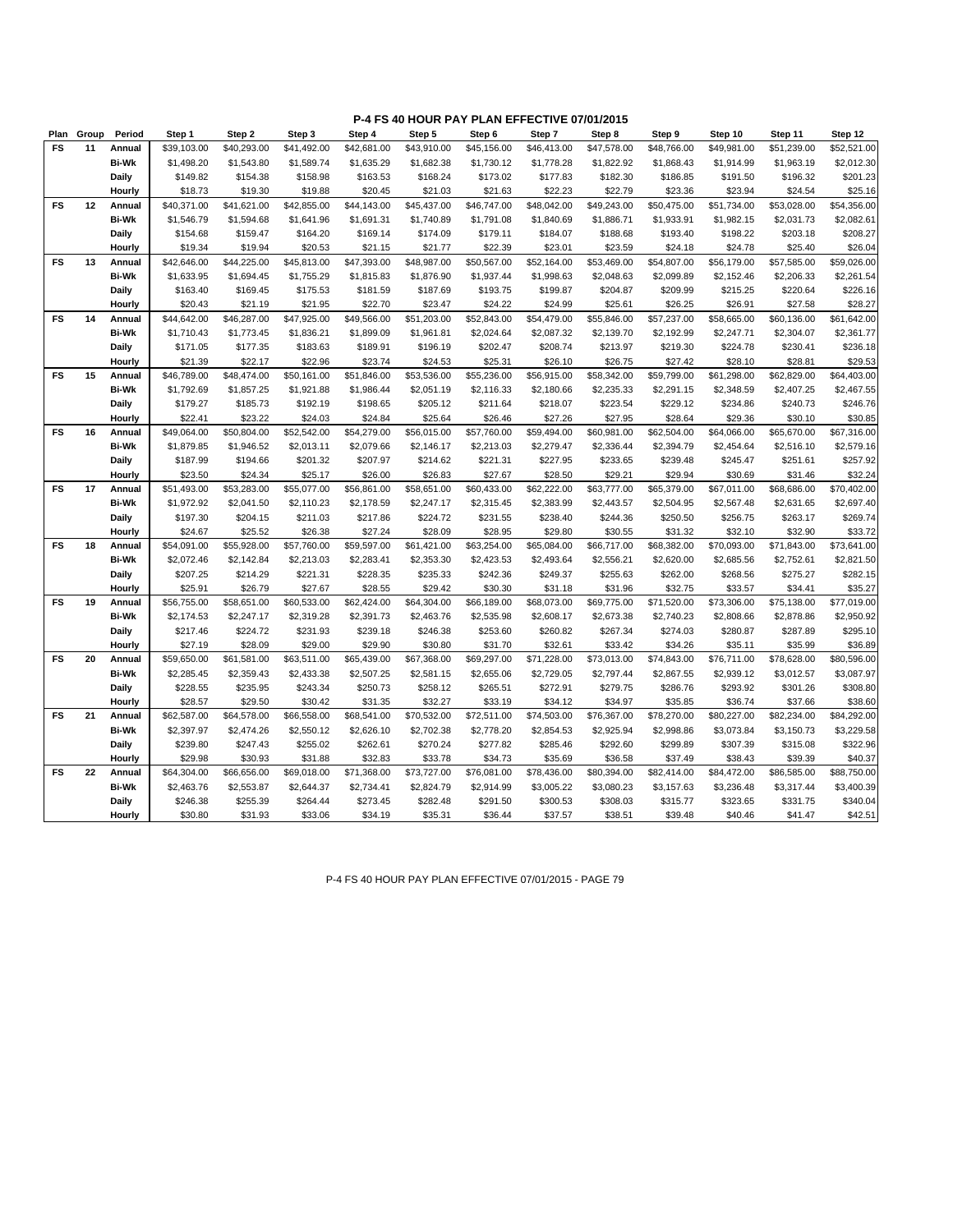## P-4 FS 40 HOUR PAY PLAN EFFECTIVE 07/01/2015

| Plan | Group | Period | Step 1 | Step 2 | Step 3 | Step 4 | Step 5 | Step 6 | Step 7 | Step 8 | Step 9 | Step 10 | Step 11 | Step 12 |
|---|---|---|---|---|---|---|---|---|---|---|---|---|---|---|
| FS | 11 | Annual | $39,103.00 | $40,293.00 | $41,492.00 | $42,681.00 | $43,910.00 | $45,156.00 | $46,413.00 | $47,578.00 | $48,766.00 | $49,981.00 | $51,239.00 | $52,521.00 |
| | | Bi-Wk | $1,498.20 | $1,543.80 | $1,589.74 | $1,635.29 | $1,682.38 | $1,730.12 | $1,778.28 | $1,822.92 | $1,868.43 | $1,914.99 | $1,963.19 | $2,012.30 |
| | | Daily | $149.82 | $154.38 | $158.98 | $163.53 | $168.24 | $173.02 | $177.83 | $182.30 | $186.85 | $191.50 | $196.32 | $201.23 |
| | | Hourly | $18.73 | $19.30 | $19.88 | $20.45 | $21.03 | $21.63 | $22.23 | $22.79 | $23.36 | $23.94 | $24.54 | $25.16 |
| FS | 12 | Annual | $40,371.00 | $41,621.00 | $42,855.00 | $44,143.00 | $45,437.00 | $46,747.00 | $48,042.00 | $49,243.00 | $50,475.00 | $51,734.00 | $53,028.00 | $54,356.00 |
| | | Bi-Wk | $1,546.79 | $1,594.68 | $1,641.96 | $1,691.31 | $1,740.89 | $1,791.08 | $1,840.69 | $1,886.71 | $1,933.91 | $1,982.15 | $2,031.73 | $2,082.61 |
| | | Daily | $154.68 | $159.47 | $164.20 | $169.14 | $174.09 | $179.11 | $184.07 | $188.68 | $193.40 | $198.22 | $203.18 | $208.27 |
| | | Hourly | $19.34 | $19.94 | $20.53 | $21.15 | $21.77 | $22.39 | $23.01 | $23.59 | $24.18 | $24.78 | $25.40 | $26.04 |
| FS | 13 | Annual | $42,646.00 | $44,225.00 | $45,813.00 | $47,393.00 | $48,987.00 | $50,567.00 | $52,164.00 | $53,469.00 | $54,807.00 | $56,179.00 | $57,585.00 | $59,026.00 |
| | | Bi-Wk | $1,633.95 | $1,694.45 | $1,755.29 | $1,815.83 | $1,876.90 | $1,937.44 | $1,998.63 | $2,048.63 | $2,099.89 | $2,152.46 | $2,206.33 | $2,261.54 |
| | | Daily | $163.40 | $169.45 | $175.53 | $181.59 | $187.69 | $193.75 | $199.87 | $204.87 | $209.99 | $215.25 | $220.64 | $226.16 |
| | | Hourly | $20.43 | $21.19 | $21.95 | $22.70 | $23.47 | $24.22 | $24.99 | $25.61 | $26.25 | $26.91 | $27.58 | $28.27 |
| FS | 14 | Annual | $44,642.00 | $46,287.00 | $47,925.00 | $49,566.00 | $51,203.00 | $52,843.00 | $54,479.00 | $55,846.00 | $57,237.00 | $58,665.00 | $60,136.00 | $61,642.00 |
| | | Bi-Wk | $1,710.43 | $1,773.45 | $1,836.21 | $1,899.09 | $1,961.81 | $2,024.64 | $2,087.32 | $2,139.70 | $2,192.99 | $2,247.71 | $2,304.07 | $2,361.77 |
| | | Daily | $171.05 | $177.35 | $183.63 | $189.91 | $196.19 | $202.47 | $208.74 | $213.97 | $219.30 | $224.78 | $230.41 | $236.18 |
| | | Hourly | $21.39 | $22.17 | $22.96 | $23.74 | $24.53 | $25.31 | $26.10 | $26.75 | $27.42 | $28.10 | $28.81 | $29.53 |
| FS | 15 | Annual | $46,789.00 | $48,474.00 | $50,161.00 | $51,846.00 | $53,536.00 | $55,236.00 | $56,915.00 | $58,342.00 | $59,799.00 | $61,298.00 | $62,829.00 | $64,403.00 |
| | | Bi-Wk | $1,792.69 | $1,857.25 | $1,921.88 | $1,986.44 | $2,051.19 | $2,116.33 | $2,180.66 | $2,235.33 | $2,291.15 | $2,348.59 | $2,407.25 | $2,467.55 |
| | | Daily | $179.27 | $185.73 | $192.19 | $198.65 | $205.12 | $211.64 | $218.07 | $223.54 | $229.12 | $234.86 | $240.73 | $246.76 |
| | | Hourly | $22.41 | $23.22 | $24.03 | $24.84 | $25.64 | $26.46 | $27.26 | $27.95 | $28.64 | $29.36 | $30.10 | $30.85 |
| FS | 16 | Annual | $49,064.00 | $50,804.00 | $52,542.00 | $54,279.00 | $56,015.00 | $57,760.00 | $59,494.00 | $60,981.00 | $62,504.00 | $64,066.00 | $65,670.00 | $67,316.00 |
| | | Bi-Wk | $1,879.85 | $1,946.52 | $2,013.11 | $2,079.66 | $2,146.17 | $2,213.03 | $2,279.47 | $2,336.44 | $2,394.79 | $2,454.64 | $2,516.10 | $2,579.16 |
| | | Daily | $187.99 | $194.66 | $201.32 | $207.97 | $214.62 | $221.31 | $227.95 | $233.65 | $239.48 | $245.47 | $251.61 | $257.92 |
| | | Hourly | $23.50 | $24.34 | $25.17 | $26.00 | $26.83 | $27.67 | $28.50 | $29.21 | $29.94 | $30.69 | $31.46 | $32.24 |
| FS | 17 | Annual | $51,493.00 | $53,283.00 | $55,077.00 | $56,861.00 | $58,651.00 | $60,433.00 | $62,222.00 | $63,777.00 | $65,379.00 | $67,011.00 | $68,686.00 | $70,402.00 |
| | | Bi-Wk | $1,972.92 | $2,041.50 | $2,110.23 | $2,178.59 | $2,247.17 | $2,315.45 | $2,383.99 | $2,443.57 | $2,504.95 | $2,567.48 | $2,631.65 | $2,697.40 |
| | | Daily | $197.30 | $204.15 | $211.03 | $217.86 | $224.72 | $231.55 | $238.40 | $244.36 | $250.50 | $256.75 | $263.17 | $269.74 |
| | | Hourly | $24.67 | $25.52 | $26.38 | $27.24 | $28.09 | $28.95 | $29.80 | $30.55 | $31.32 | $32.10 | $32.90 | $33.72 |
| FS | 18 | Annual | $54,091.00 | $55,928.00 | $57,760.00 | $59,597.00 | $61,421.00 | $63,254.00 | $65,084.00 | $66,717.00 | $68,382.00 | $70,093.00 | $71,843.00 | $73,641.00 |
| | | Bi-Wk | $2,072.46 | $2,142.84 | $2,213.03 | $2,283.41 | $2,353.30 | $2,423.53 | $2,493.64 | $2,556.21 | $2,620.00 | $2,685.56 | $2,752.61 | $2,821.50 |
| | | Daily | $207.25 | $214.29 | $221.31 | $228.35 | $235.33 | $242.36 | $249.37 | $255.63 | $262.00 | $268.56 | $275.27 | $282.15 |
| | | Hourly | $25.91 | $26.79 | $27.67 | $28.55 | $29.42 | $30.30 | $31.18 | $31.96 | $32.75 | $33.57 | $34.41 | $35.27 |
| FS | 19 | Annual | $56,755.00 | $58,651.00 | $60,533.00 | $62,424.00 | $64,304.00 | $66,189.00 | $68,073.00 | $69,775.00 | $71,520.00 | $73,306.00 | $75,138.00 | $77,019.00 |
| | | Bi-Wk | $2,174.53 | $2,247.17 | $2,319.28 | $2,391.73 | $2,463.76 | $2,535.98 | $2,608.17 | $2,673.38 | $2,740.23 | $2,808.66 | $2,878.86 | $2,950.92 |
| | | Daily | $217.46 | $224.72 | $231.93 | $239.18 | $246.38 | $253.60 | $260.82 | $267.34 | $274.03 | $280.87 | $287.89 | $295.10 |
| | | Hourly | $27.19 | $28.09 | $29.00 | $29.90 | $30.80 | $31.70 | $32.61 | $33.42 | $34.26 | $35.11 | $35.99 | $36.89 |
| FS | 20 | Annual | $59,650.00 | $61,581.00 | $63,511.00 | $65,439.00 | $67,368.00 | $69,297.00 | $71,228.00 | $73,013.00 | $74,843.00 | $76,711.00 | $78,628.00 | $80,596.00 |
| | | Bi-Wk | $2,285.45 | $2,359.43 | $2,433.38 | $2,507.25 | $2,581.15 | $2,655.06 | $2,729.05 | $2,797.44 | $2,867.55 | $2,939.12 | $3,012.57 | $3,087.97 |
| | | Daily | $228.55 | $235.95 | $243.34 | $250.73 | $258.12 | $265.51 | $272.91 | $279.75 | $286.76 | $293.92 | $301.26 | $308.80 |
| | | Hourly | $28.57 | $29.50 | $30.42 | $31.35 | $32.27 | $33.19 | $34.12 | $34.97 | $35.85 | $36.74 | $37.66 | $38.60 |
| FS | 21 | Annual | $62,587.00 | $64,578.00 | $66,558.00 | $68,541.00 | $70,532.00 | $72,511.00 | $74,503.00 | $76,367.00 | $78,270.00 | $80,227.00 | $82,234.00 | $84,292.00 |
| | | Bi-Wk | $2,397.97 | $2,474.26 | $2,550.12 | $2,626.10 | $2,702.38 | $2,778.20 | $2,854.53 | $2,925.94 | $2,998.86 | $3,073.84 | $3,150.73 | $3,229.58 |
| | | Daily | $239.80 | $247.43 | $255.02 | $262.61 | $270.24 | $277.82 | $285.46 | $292.60 | $299.89 | $307.39 | $315.08 | $322.96 |
| | | Hourly | $29.98 | $30.93 | $31.88 | $32.83 | $33.78 | $34.73 | $35.69 | $36.58 | $37.49 | $38.43 | $39.39 | $40.37 |
| FS | 22 | Annual | $64,304.00 | $66,656.00 | $69,018.00 | $71,368.00 | $73,727.00 | $76,081.00 | $78,436.00 | $80,394.00 | $82,414.00 | $84,472.00 | $86,585.00 | $88,750.00 |
| | | Bi-Wk | $2,463.76 | $2,553.87 | $2,644.37 | $2,734.41 | $2,824.79 | $2,914.99 | $3,005.22 | $3,080.23 | $3,157.63 | $3,236.48 | $3,317.44 | $3,400.39 |
| | | Daily | $246.38 | $255.39 | $264.44 | $273.45 | $282.48 | $291.50 | $300.53 | $308.03 | $315.77 | $323.65 | $331.75 | $340.04 |
| | | Hourly | $30.80 | $31.93 | $33.06 | $34.19 | $35.31 | $36.44 | $37.57 | $38.51 | $39.48 | $40.46 | $41.47 | $42.51 |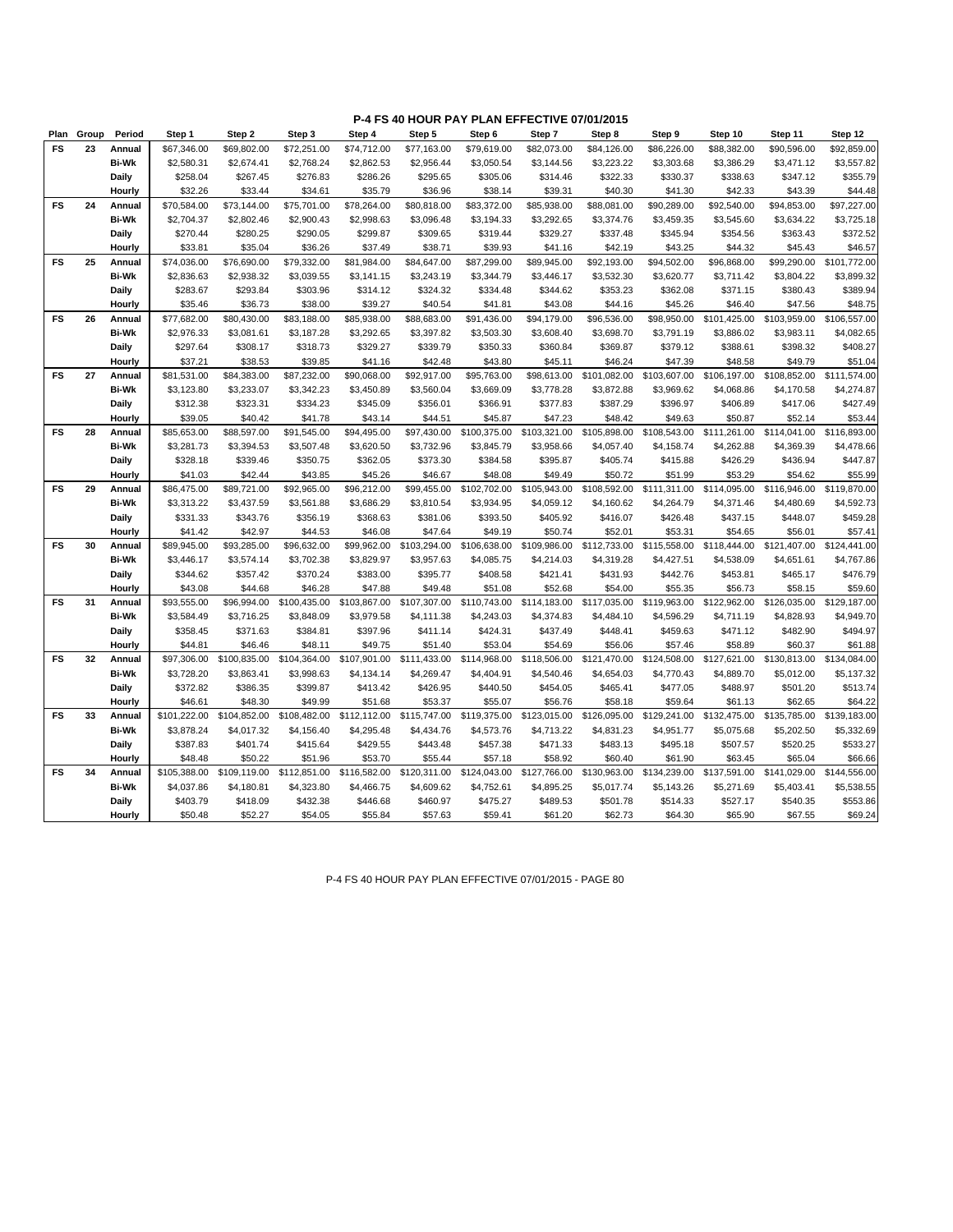# P-4 FS 40 HOUR PAY PLAN EFFECTIVE 07/01/2015

| Plan | Group | Period | Step 1 | Step 2 | Step 3 | Step 4 | Step 5 | Step 6 | Step 7 | Step 8 | Step 9 | Step 10 | Step 11 | Step 12 |
|---|---|---|---|---|---|---|---|---|---|---|---|---|---|---|
| FS | 23 | Annual | $67,346.00 | $69,802.00 | $72,251.00 | $74,712.00 | $77,163.00 | $79,619.00 | $82,073.00 | $84,126.00 | $86,226.00 | $88,382.00 | $90,596.00 | $92,859.00 |
| | | Bi-Wk | $2,580.31 | $2,674.41 | $2,768.24 | $2,862.53 | $2,956.44 | $3,050.54 | $3,144.56 | $3,223.22 | $3,303.68 | $3,386.29 | $3,471.12 | $3,557.82 |
| | | Daily | $258.04 | $267.45 | $276.83 | $286.26 | $295.65 | $305.06 | $314.46 | $322.33 | $330.37 | $338.63 | $347.12 | $355.79 |
| | | Hourly | $32.26 | $33.44 | $34.61 | $35.79 | $36.96 | $38.14 | $39.31 | $40.30 | $41.30 | $42.33 | $43.39 | $44.48 |
| FS | 24 | Annual | $70,584.00 | $73,144.00 | $75,701.00 | $78,264.00 | $80,818.00 | $83,372.00 | $85,938.00 | $88,081.00 | $90,289.00 | $92,540.00 | $94,853.00 | $97,227.00 |
| | | Bi-Wk | $2,704.37 | $2,802.46 | $2,900.43 | $2,998.63 | $3,096.48 | $3,194.33 | $3,292.65 | $3,374.76 | $3,459.35 | $3,545.60 | $3,634.22 | $3,725.18 |
| | | Daily | $270.44 | $280.25 | $290.05 | $299.87 | $309.65 | $319.44 | $329.27 | $337.48 | $345.94 | $354.56 | $363.43 | $372.52 |
| | | Hourly | $33.81 | $35.04 | $36.26 | $37.49 | $38.71 | $39.93 | $41.16 | $42.19 | $43.25 | $44.32 | $45.43 | $46.57 |
| FS | 25 | Annual | $74,036.00 | $76,690.00 | $79,332.00 | $81,984.00 | $84,647.00 | $87,299.00 | $89,945.00 | $92,193.00 | $94,502.00 | $96,868.00 | $99,290.00 | $101,772.00 |
| | | Bi-Wk | $2,836.63 | $2,938.32 | $3,039.55 | $3,141.15 | $3,243.19 | $3,344.79 | $3,446.17 | $3,532.30 | $3,620.77 | $3,711.42 | $3,804.22 | $3,899.32 |
| | | Daily | $283.67 | $293.84 | $303.96 | $314.12 | $324.32 | $334.48 | $344.62 | $353.23 | $362.08 | $371.15 | $380.43 | $389.94 |
| | | Hourly | $35.46 | $36.73 | $38.00 | $39.27 | $40.54 | $41.81 | $43.08 | $44.16 | $45.26 | $46.40 | $47.56 | $48.75 |
| FS | 26 | Annual | $77,682.00 | $80,430.00 | $83,188.00 | $85,938.00 | $88,683.00 | $91,436.00 | $94,179.00 | $96,536.00 | $98,950.00 | $101,425.00 | $103,959.00 | $106,557.00 |
| | | Bi-Wk | $2,976.33 | $3,081.61 | $3,187.28 | $3,292.65 | $3,397.82 | $3,503.30 | $3,608.40 | $3,698.70 | $3,791.19 | $3,886.02 | $3,983.11 | $4,082.65 |
| | | Daily | $297.64 | $308.17 | $318.73 | $329.27 | $339.79 | $350.33 | $360.84 | $369.87 | $379.12 | $388.61 | $398.32 | $408.27 |
| | | Hourly | $37.21 | $38.53 | $39.85 | $41.16 | $42.48 | $43.80 | $45.11 | $46.24 | $47.39 | $48.58 | $49.79 | $51.04 |
| FS | 27 | Annual | $81,531.00 | $84,383.00 | $87,232.00 | $90,068.00 | $92,917.00 | $95,763.00 | $98,613.00 | $101,082.00 | $103,607.00 | $106,197.00 | $108,852.00 | $111,574.00 |
| | | Bi-Wk | $3,123.80 | $3,233.07 | $3,342.23 | $3,450.89 | $3,560.04 | $3,669.09 | $3,778.28 | $3,872.88 | $3,969.62 | $4,068.86 | $4,170.58 | $4,274.87 |
| | | Daily | $312.38 | $323.31 | $334.23 | $345.09 | $356.01 | $366.91 | $377.83 | $387.29 | $396.97 | $406.89 | $417.06 | $427.49 |
| | | Hourly | $39.05 | $40.42 | $41.78 | $43.14 | $44.51 | $45.87 | $47.23 | $48.42 | $49.63 | $50.87 | $52.14 | $53.44 |
| FS | 28 | Annual | $85,653.00 | $88,597.00 | $91,545.00 | $94,495.00 | $97,430.00 | $100,375.00 | $103,321.00 | $105,898.00 | $108,543.00 | $111,261.00 | $114,041.00 | $116,893.00 |
| | | Bi-Wk | $3,281.73 | $3,394.53 | $3,507.48 | $3,620.50 | $3,732.96 | $3,845.79 | $3,958.66 | $4,057.40 | $4,158.74 | $4,262.88 | $4,369.39 | $4,478.66 |
| | | Daily | $328.18 | $339.46 | $350.75 | $362.05 | $373.30 | $384.58 | $395.87 | $405.74 | $415.88 | $426.29 | $436.94 | $447.87 |
| | | Hourly | $41.03 | $42.44 | $43.85 | $45.26 | $46.67 | $48.08 | $49.49 | $50.72 | $51.99 | $53.29 | $54.62 | $55.99 |
| FS | 29 | Annual | $86,475.00 | $89,721.00 | $92,965.00 | $96,212.00 | $99,455.00 | $102,702.00 | $105,943.00 | $108,592.00 | $111,311.00 | $114,095.00 | $116,946.00 | $119,870.00 |
| | | Bi-Wk | $3,313.22 | $3,437.59 | $3,561.88 | $3,686.29 | $3,810.54 | $3,934.95 | $4,059.12 | $4,160.62 | $4,264.79 | $4,371.46 | $4,480.69 | $4,592.73 |
| | | Daily | $331.33 | $343.76 | $356.19 | $368.63 | $381.06 | $393.50 | $405.92 | $416.07 | $426.48 | $437.15 | $448.07 | $459.28 |
| | | Hourly | $41.42 | $42.97 | $44.53 | $46.08 | $47.64 | $49.19 | $50.74 | $52.01 | $53.31 | $54.65 | $56.01 | $57.41 |
| FS | 30 | Annual | $89,945.00 | $93,285.00 | $96,632.00 | $99,962.00 | $103,294.00 | $106,638.00 | $109,986.00 | $112,733.00 | $115,558.00 | $118,444.00 | $121,407.00 | $124,441.00 |
| | | Bi-Wk | $3,446.17 | $3,574.14 | $3,702.38 | $3,829.97 | $3,957.63 | $4,085.75 | $4,214.03 | $4,319.28 | $4,427.51 | $4,538.09 | $4,651.61 | $4,767.86 |
| | | Daily | $344.62 | $357.42 | $370.24 | $383.00 | $395.77 | $408.58 | $421.41 | $431.93 | $442.76 | $453.81 | $465.17 | $476.79 |
| | | Hourly | $43.08 | $44.68 | $46.28 | $47.88 | $49.48 | $51.08 | $52.68 | $54.00 | $55.35 | $56.73 | $58.15 | $59.60 |
| FS | 31 | Annual | $93,555.00 | $96,994.00 | $100,435.00 | $103,867.00 | $107,307.00 | $110,743.00 | $114,183.00 | $117,035.00 | $119,963.00 | $122,962.00 | $126,035.00 | $129,187.00 |
| | | Bi-Wk | $3,584.49 | $3,716.25 | $3,848.09 | $3,979.58 | $4,111.38 | $4,243.03 | $4,374.83 | $4,484.10 | $4,596.29 | $4,711.19 | $4,828.93 | $4,949.70 |
| | | Daily | $358.45 | $371.63 | $384.81 | $397.96 | $411.14 | $424.31 | $437.49 | $448.41 | $459.63 | $471.12 | $482.90 | $494.97 |
| | | Hourly | $44.81 | $46.46 | $48.11 | $49.75 | $51.40 | $53.04 | $54.69 | $56.06 | $57.46 | $58.89 | $60.37 | $61.88 |
| FS | 32 | Annual | $97,306.00 | $100,835.00 | $104,364.00 | $107,901.00 | $111,433.00 | $114,968.00 | $118,506.00 | $121,470.00 | $124,508.00 | $127,621.00 | $130,813.00 | $134,084.00 |
| | | Bi-Wk | $3,728.20 | $3,863.41 | $3,998.63 | $4,134.14 | $4,269.47 | $4,404.91 | $4,540.46 | $4,654.03 | $4,770.43 | $4,889.70 | $5,012.00 | $5,137.32 |
| | | Daily | $372.82 | $386.35 | $399.87 | $413.42 | $426.95 | $440.50 | $454.05 | $465.41 | $477.05 | $488.97 | $501.20 | $513.74 |
| | | Hourly | $46.61 | $48.30 | $49.99 | $51.68 | $53.37 | $55.07 | $56.76 | $58.18 | $59.64 | $61.13 | $62.65 | $64.22 |
| FS | 33 | Annual | $101,222.00 | $104,852.00 | $108,482.00 | $112,112.00 | $115,747.00 | $119,375.00 | $123,015.00 | $126,095.00 | $129,241.00 | $132,475.00 | $135,785.00 | $139,183.00 |
| | | Bi-Wk | $3,878.24 | $4,017.32 | $4,156.40 | $4,295.48 | $4,434.76 | $4,573.76 | $4,713.22 | $4,831.23 | $4,951.77 | $5,075.68 | $5,202.50 | $5,332.69 |
| | | Daily | $387.83 | $401.74 | $415.64 | $429.55 | $443.48 | $457.38 | $471.33 | $483.13 | $495.18 | $507.57 | $520.25 | $533.27 |
| | | Hourly | $48.48 | $50.22 | $51.96 | $53.70 | $55.44 | $57.18 | $58.92 | $60.40 | $61.90 | $63.45 | $65.04 | $66.66 |
| FS | 34 | Annual | $105,388.00 | $109,119.00 | $112,851.00 | $116,582.00 | $120,311.00 | $124,043.00 | $127,766.00 | $130,963.00 | $134,239.00 | $137,591.00 | $141,029.00 | $144,556.00 |
| | | Bi-Wk | $4,037.86 | $4,180.81 | $4,323.80 | $4,466.75 | $4,609.62 | $4,752.61 | $4,895.25 | $5,017.74 | $5,143.26 | $5,271.69 | $5,403.41 | $5,538.55 |
| | | Daily | $403.79 | $418.09 | $432.38 | $446.68 | $460.97 | $475.27 | $489.53 | $501.78 | $514.33 | $527.17 | $540.35 | $553.86 |
| | | Hourly | $50.48 | $52.27 | $54.05 | $55.84 | $57.63 | $59.41 | $61.20 | $62.73 | $64.30 | $65.90 | $67.55 | $69.24 |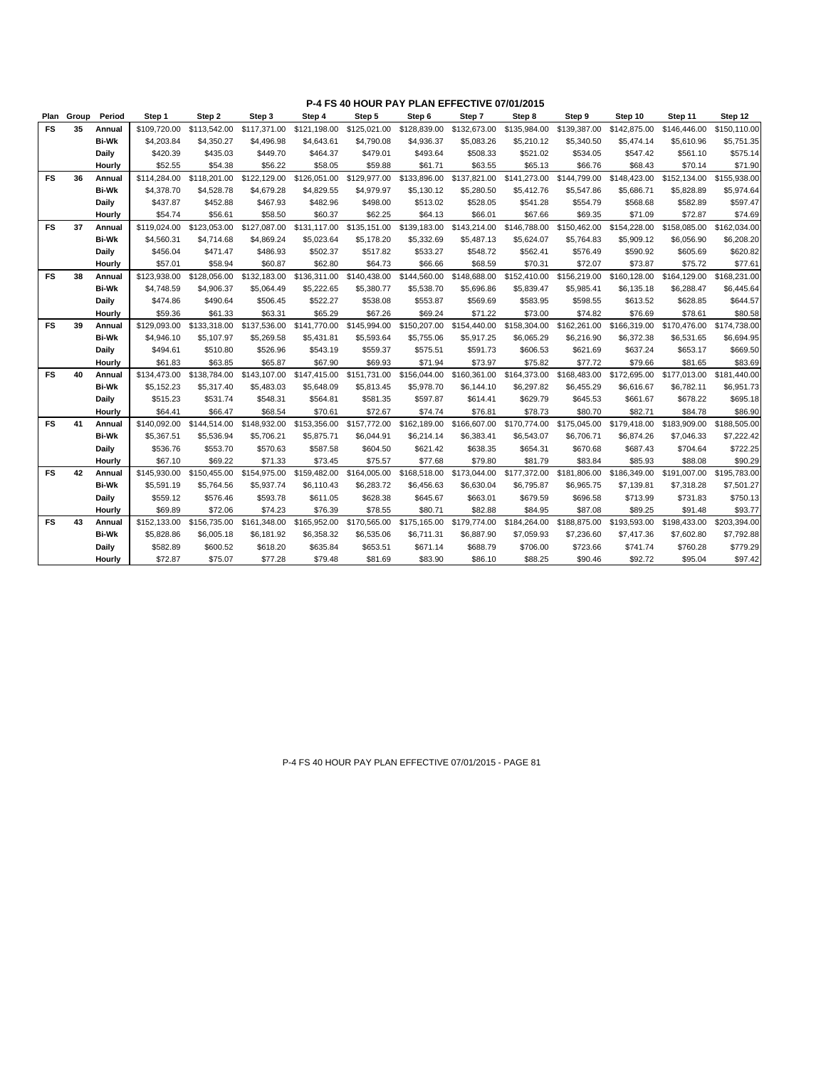# P-4 FS 40 HOUR PAY PLAN EFFECTIVE 07/01/2015

| Plan | Group | Period | Step 1 | Step 2 | Step 3 | Step 4 | Step 5 | Step 6 | Step 7 | Step 8 | Step 9 | Step 10 | Step 11 | Step 12 |
|---|---|---|---|---|---|---|---|---|---|---|---|---|---|---|
| FS | 35 | Annual | $109,720.00 | $113,542.00 | $117,371.00 | $121,198.00 | $125,021.00 | $128,839.00 | $132,673.00 | $135,984.00 | $139,387.00 | $142,875.00 | $146,446.00 | $150,110.00 |
| | | Bi-Wk | $4,203.84 | $4,350.27 | $4,496.98 | $4,643.61 | $4,790.08 | $4,936.37 | $5,083.26 | $5,210.12 | $5,340.50 | $5,474.14 | $5,610.96 | $5,751.35 |
| | | Daily | $420.39 | $435.03 | $449.70 | $464.37 | $479.01 | $493.64 | $508.33 | $521.02 | $534.05 | $547.42 | $561.10 | $575.14 |
| | | Hourly | $52.55 | $54.38 | $56.22 | $58.05 | $59.88 | $61.71 | $63.55 | $65.13 | $66.76 | $68.43 | $70.14 | $71.90 |
| FS | 36 | Annual | $114,284.00 | $118,201.00 | $122,129.00 | $126,051.00 | $129,977.00 | $133,896.00 | $137,821.00 | $141,273.00 | $144,799.00 | $148,423.00 | $152,134.00 | $155,938.00 |
| | | Bi-Wk | $4,378.70 | $4,528.78 | $4,679.28 | $4,829.55 | $4,979.97 | $5,130.12 | $5,280.50 | $5,412.76 | $5,547.86 | $5,686.71 | $5,828.89 | $5,974.64 |
| | | Daily | $437.87 | $452.88 | $467.93 | $482.96 | $498.00 | $513.02 | $528.05 | $541.28 | $554.79 | $568.68 | $582.89 | $597.47 |
| | | Hourly | $54.74 | $56.61 | $58.50 | $60.37 | $62.25 | $64.13 | $66.01 | $67.66 | $69.35 | $71.09 | $72.87 | $74.69 |
| FS | 37 | Annual | $119,024.00 | $123,053.00 | $127,087.00 | $131,117.00 | $135,151.00 | $139,183.00 | $143,214.00 | $146,788.00 | $150,462.00 | $154,228.00 | $158,085.00 | $162,034.00 |
| | | Bi-Wk | $4,560.31 | $4,714.68 | $4,869.24 | $5,023.64 | $5,178.20 | $5,332.69 | $5,487.13 | $5,624.07 | $5,764.83 | $5,909.12 | $6,056.90 | $6,208.20 |
| | | Daily | $456.04 | $471.47 | $486.93 | $502.37 | $517.82 | $533.27 | $548.72 | $562.41 | $576.49 | $590.92 | $605.69 | $620.82 |
| | | Hourly | $57.01 | $58.94 | $60.87 | $62.80 | $64.73 | $66.66 | $68.59 | $70.31 | $72.07 | $73.87 | $75.72 | $77.61 |
| FS | 38 | Annual | $123,938.00 | $128,056.00 | $132,183.00 | $136,311.00 | $140,438.00 | $144,560.00 | $148,688.00 | $152,410.00 | $156,219.00 | $160,128.00 | $164,129.00 | $168,231.00 |
| | | Bi-Wk | $4,748.59 | $4,906.37 | $5,064.49 | $5,222.65 | $5,380.77 | $5,538.70 | $5,696.86 | $5,839.47 | $5,985.41 | $6,135.18 | $6,288.47 | $6,445.64 |
| | | Daily | $474.86 | $490.64 | $506.45 | $522.27 | $538.08 | $553.87 | $569.69 | $583.95 | $598.55 | $613.52 | $628.85 | $644.57 |
| | | Hourly | $59.36 | $61.33 | $63.31 | $65.29 | $67.26 | $69.24 | $71.22 | $73.00 | $74.82 | $76.69 | $78.61 | $80.58 |
| FS | 39 | Annual | $129,093.00 | $133,318.00 | $137,536.00 | $141,770.00 | $145,994.00 | $150,207.00 | $154,440.00 | $158,304.00 | $162,261.00 | $166,319.00 | $170,476.00 | $174,738.00 |
| | | Bi-Wk | $4,946.10 | $5,107.97 | $5,269.58 | $5,431.81 | $5,593.64 | $5,755.06 | $5,917.25 | $6,065.29 | $6,216.90 | $6,372.38 | $6,531.65 | $6,694.95 |
| | | Daily | $494.61 | $510.80 | $526.96 | $543.19 | $559.37 | $575.51 | $591.73 | $606.53 | $621.69 | $637.24 | $653.17 | $669.50 |
| | | Hourly | $61.83 | $63.85 | $65.87 | $67.90 | $69.93 | $71.94 | $73.97 | $75.82 | $77.72 | $79.66 | $81.65 | $83.69 |
| FS | 40 | Annual | $134,473.00 | $138,784.00 | $143,107.00 | $147,415.00 | $151,731.00 | $156,044.00 | $160,361.00 | $164,373.00 | $168,483.00 | $172,695.00 | $177,013.00 | $181,440.00 |
| | | Bi-Wk | $5,152.23 | $5,317.40 | $5,483.03 | $5,648.09 | $5,813.45 | $5,978.70 | $6,144.10 | $6,297.82 | $6,455.29 | $6,616.67 | $6,782.11 | $6,951.73 |
| | | Daily | $515.23 | $531.74 | $548.31 | $564.81 | $581.35 | $597.87 | $614.41 | $629.79 | $645.53 | $661.67 | $678.22 | $695.18 |
| | | Hourly | $64.41 | $66.47 | $68.54 | $70.61 | $72.67 | $74.74 | $76.81 | $78.73 | $80.70 | $82.71 | $84.78 | $86.90 |
| FS | 41 | Annual | $140,092.00 | $144,514.00 | $148,932.00 | $153,356.00 | $157,772.00 | $162,189.00 | $166,607.00 | $170,774.00 | $175,045.00 | $179,418.00 | $183,909.00 | $188,505.00 |
| | | Bi-Wk | $5,367.51 | $5,536.94 | $5,706.21 | $5,875.71 | $6,044.91 | $6,214.14 | $6,383.41 | $6,543.07 | $6,706.71 | $6,874.26 | $7,046.33 | $7,222.42 |
| | | Daily | $536.76 | $553.70 | $570.63 | $587.58 | $604.50 | $621.42 | $638.35 | $654.31 | $670.68 | $687.43 | $704.64 | $722.25 |
| | | Hourly | $67.10 | $69.22 | $71.33 | $73.45 | $75.57 | $77.68 | $79.80 | $81.79 | $83.84 | $85.93 | $88.08 | $90.29 |
| FS | 42 | Annual | $145,930.00 | $150,455.00 | $154,975.00 | $159,482.00 | $164,005.00 | $168,518.00 | $173,044.00 | $177,372.00 | $181,806.00 | $186,349.00 | $191,007.00 | $195,783.00 |
| | | Bi-Wk | $5,591.19 | $5,764.56 | $5,937.74 | $6,110.43 | $6,283.72 | $6,456.63 | $6,630.04 | $6,795.87 | $6,965.75 | $7,139.81 | $7,318.28 | $7,501.27 |
| | | Daily | $559.12 | $576.46 | $593.78 | $611.05 | $628.38 | $645.67 | $663.01 | $679.59 | $696.58 | $713.99 | $731.83 | $750.13 |
| | | Hourly | $69.89 | $72.06 | $74.23 | $76.39 | $78.55 | $80.71 | $82.88 | $84.95 | $87.08 | $89.25 | $91.48 | $93.77 |
| FS | 43 | Annual | $152,133.00 | $156,735.00 | $161,348.00 | $165,952.00 | $170,565.00 | $175,165.00 | $179,774.00 | $184,264.00 | $188,875.00 | $193,593.00 | $198,433.00 | $203,394.00 |
| | | Bi-Wk | $5,828.86 | $6,005.18 | $6,181.92 | $6,358.32 | $6,535.06 | $6,711.31 | $6,887.90 | $7,059.93 | $7,236.60 | $7,417.36 | $7,602.80 | $7,792.88 |
| | | Daily | $582.89 | $600.52 | $618.20 | $635.84 | $653.51 | $671.14 | $688.79 | $706.00 | $723.66 | $741.74 | $760.28 | $779.29 |
| | | Hourly | $72.87 | $75.07 | $77.28 | $79.48 | $81.69 | $83.90 | $86.10 | $88.25 | $90.46 | $92.72 | $95.04 | $97.42 |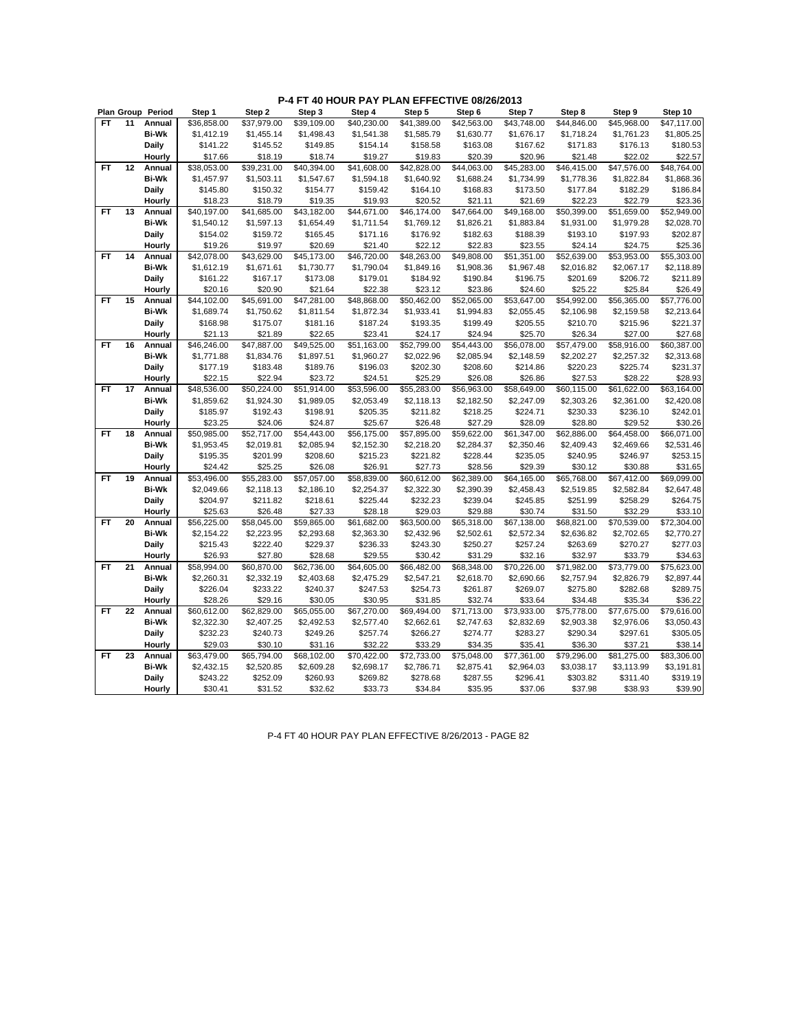# P-4 FT 40 HOUR PAY PLAN EFFECTIVE 08/26/2013

| Plan | Group | Period | Step 1 | Step 2 | Step 3 | Step 4 | Step 5 | Step 6 | Step 7 | Step 8 | Step 9 | Step 10 |
|---|---|---|---|---|---|---|---|---|---|---|---|---|
| FT | 11 | Annual | $36,858.00 | $37,979.00 | $39,109.00 | $40,230.00 | $41,389.00 | $42,563.00 | $43,748.00 | $44,846.00 | $45,968.00 | $47,117.00 |
| | | Bi-Wk | $1,412.19 | $1,455.14 | $1,498.43 | $1,541.38 | $1,585.79 | $1,630.77 | $1,676.17 | $1,718.24 | $1,761.23 | $1,805.25 |
| | | Daily | $141.22 | $145.52 | $149.85 | $154.14 | $158.58 | $163.08 | $167.62 | $171.83 | $176.13 | $180.53 |
| | | Hourly | $17.66 | $18.19 | $18.74 | $19.27 | $19.83 | $20.39 | $20.96 | $21.48 | $22.02 | $22.57 |
| FT | 12 | Annual | $38,053.00 | $39,231.00 | $40,394.00 | $41,608.00 | $42,828.00 | $44,063.00 | $45,283.00 | $46,415.00 | $47,576.00 | $48,764.00 |
| | | Bi-Wk | $1,457.97 | $1,503.11 | $1,547.67 | $1,594.18 | $1,640.92 | $1,688.24 | $1,734.99 | $1,778.36 | $1,822.84 | $1,868.36 |
| | | Daily | $145.80 | $150.32 | $154.77 | $159.42 | $164.10 | $168.83 | $173.50 | $177.84 | $182.29 | $186.84 |
| | | Hourly | $18.23 | $18.79 | $19.35 | $19.93 | $20.52 | $21.11 | $21.69 | $22.23 | $22.79 | $23.36 |
| FT | 13 | Annual | $40,197.00 | $41,685.00 | $43,182.00 | $44,671.00 | $46,174.00 | $47,664.00 | $49,168.00 | $50,399.00 | $51,659.00 | $52,949.00 |
| | | Bi-Wk | $1,540.12 | $1,597.13 | $1,654.49 | $1,711.54 | $1,769.12 | $1,826.21 | $1,883.84 | $1,931.00 | $1,979.28 | $2,028.70 |
| | | Daily | $154.02 | $159.72 | $165.45 | $171.16 | $176.92 | $182.63 | $188.39 | $193.10 | $197.93 | $202.87 |
| | | Hourly | $19.26 | $19.97 | $20.69 | $21.40 | $22.12 | $22.83 | $23.55 | $24.14 | $24.75 | $25.36 |
| FT | 14 | Annual | $42,078.00 | $43,629.00 | $45,173.00 | $46,720.00 | $48,263.00 | $49,808.00 | $51,351.00 | $52,639.00 | $53,953.00 | $55,303.00 |
| | | Bi-Wk | $1,612.19 | $1,671.61 | $1,730.77 | $1,790.04 | $1,849.16 | $1,908.36 | $1,967.48 | $2,016.82 | $2,067.17 | $2,118.89 |
| | | Daily | $161.22 | $167.17 | $173.08 | $179.01 | $184.92 | $190.84 | $196.75 | $201.69 | $206.72 | $211.89 |
| | | Hourly | $20.16 | $20.90 | $21.64 | $22.38 | $23.12 | $23.86 | $24.60 | $25.22 | $25.84 | $26.49 |
| FT | 15 | Annual | $44,102.00 | $45,691.00 | $47,281.00 | $48,868.00 | $50,462.00 | $52,065.00 | $53,647.00 | $54,992.00 | $56,365.00 | $57,776.00 |
| | | Bi-Wk | $1,689.74 | $1,750.62 | $1,811.54 | $1,872.34 | $1,933.41 | $1,994.83 | $2,055.45 | $2,106.98 | $2,159.58 | $2,213.64 |
| | | Daily | $168.98 | $175.07 | $181.16 | $187.24 | $193.35 | $199.49 | $205.55 | $210.70 | $215.96 | $221.37 |
| | | Hourly | $21.13 | $21.89 | $22.65 | $23.41 | $24.17 | $24.94 | $25.70 | $26.34 | $27.00 | $27.68 |
| FT | 16 | Annual | $46,246.00 | $47,887.00 | $49,525.00 | $51,163.00 | $52,799.00 | $54,443.00 | $56,078.00 | $57,479.00 | $58,916.00 | $60,387.00 |
| | | Bi-Wk | $1,771.88 | $1,834.76 | $1,897.51 | $1,960.27 | $2,022.96 | $2,085.94 | $2,148.59 | $2,202.27 | $2,257.32 | $2,313.68 |
| | | Daily | $177.19 | $183.48 | $189.76 | $196.03 | $202.30 | $208.60 | $214.86 | $220.23 | $225.74 | $231.37 |
| | | Hourly | $22.15 | $22.94 | $23.72 | $24.51 | $25.29 | $26.08 | $26.86 | $27.53 | $28.22 | $28.93 |
| FT | 17 | Annual | $48,536.00 | $50,224.00 | $51,914.00 | $53,596.00 | $55,283.00 | $56,963.00 | $58,649.00 | $60,115.00 | $61,622.00 | $63,164.00 |
| | | Bi-Wk | $1,859.62 | $1,924.30 | $1,989.05 | $2,053.49 | $2,118.13 | $2,182.50 | $2,247.09 | $2,303.26 | $2,361.00 | $2,420.08 |
| | | Daily | $185.97 | $192.43 | $198.91 | $205.35 | $211.82 | $218.25 | $224.71 | $230.33 | $236.10 | $242.01 |
| | | Hourly | $23.25 | $24.06 | $24.87 | $25.67 | $26.48 | $27.29 | $28.09 | $28.80 | $29.52 | $30.26 |
| FT | 18 | Annual | $50,985.00 | $52,717.00 | $54,443.00 | $56,175.00 | $57,895.00 | $59,622.00 | $61,347.00 | $62,886.00 | $64,458.00 | $66,071.00 |
| | | Bi-Wk | $1,953.45 | $2,019.81 | $2,085.94 | $2,152.30 | $2,218.20 | $2,284.37 | $2,350.46 | $2,409.43 | $2,469.66 | $2,531.46 |
| | | Daily | $195.35 | $201.99 | $208.60 | $215.23 | $221.82 | $228.44 | $235.05 | $240.95 | $246.97 | $253.15 |
| | | Hourly | $24.42 | $25.25 | $26.08 | $26.91 | $27.73 | $28.56 | $29.39 | $30.12 | $30.88 | $31.65 |
| FT | 19 | Annual | $53,496.00 | $55,283.00 | $57,057.00 | $58,839.00 | $60,612.00 | $62,389.00 | $64,165.00 | $65,768.00 | $67,412.00 | $69,099.00 |
| | | Bi-Wk | $2,049.66 | $2,118.13 | $2,186.10 | $2,254.37 | $2,322.30 | $2,390.39 | $2,458.43 | $2,519.85 | $2,582.84 | $2,647.48 |
| | | Daily | $204.97 | $211.82 | $218.61 | $225.44 | $232.23 | $239.04 | $245.85 | $251.99 | $258.29 | $264.75 |
| | | Hourly | $25.63 | $26.48 | $27.33 | $28.18 | $29.03 | $29.88 | $30.74 | $31.50 | $32.29 | $33.10 |
| FT | 20 | Annual | $56,225.00 | $58,045.00 | $59,865.00 | $61,682.00 | $63,500.00 | $65,318.00 | $67,138.00 | $68,821.00 | $70,539.00 | $72,304.00 |
| | | Bi-Wk | $2,154.22 | $2,223.95 | $2,293.68 | $2,363.30 | $2,432.96 | $2,502.61 | $2,572.34 | $2,636.82 | $2,702.65 | $2,770.27 |
| | | Daily | $215.43 | $222.40 | $229.37 | $236.33 | $243.30 | $250.27 | $257.24 | $263.69 | $270.27 | $277.03 |
| | | Hourly | $26.93 | $27.80 | $28.68 | $29.55 | $30.42 | $31.29 | $32.16 | $32.97 | $33.79 | $34.63 |
| FT | 21 | Annual | $58,994.00 | $60,870.00 | $62,736.00 | $64,605.00 | $66,482.00 | $68,348.00 | $70,226.00 | $71,982.00 | $73,779.00 | $75,623.00 |
| | | Bi-Wk | $2,260.31 | $2,332.19 | $2,403.68 | $2,475.29 | $2,547.21 | $2,618.70 | $2,690.66 | $2,757.94 | $2,826.79 | $2,897.44 |
| | | Daily | $226.04 | $233.22 | $240.37 | $247.53 | $254.73 | $261.87 | $269.07 | $275.80 | $282.68 | $289.75 |
| | | Hourly | $28.26 | $29.16 | $30.05 | $30.95 | $31.85 | $32.74 | $33.64 | $34.48 | $35.34 | $36.22 |
| FT | 22 | Annual | $60,612.00 | $62,829.00 | $65,055.00 | $67,270.00 | $69,494.00 | $71,713.00 | $73,933.00 | $75,778.00 | $77,675.00 | $79,616.00 |
| | | Bi-Wk | $2,322.30 | $2,407.25 | $2,492.53 | $2,577.40 | $2,662.61 | $2,747.63 | $2,832.69 | $2,903.38 | $2,976.06 | $3,050.43 |
| | | Daily | $232.23 | $240.73 | $249.26 | $257.74 | $266.27 | $274.77 | $283.27 | $290.34 | $297.61 | $305.05 |
| | | Hourly | $29.03 | $30.10 | $31.16 | $32.22 | $33.29 | $34.35 | $35.41 | $36.30 | $37.21 | $38.14 |
| FT | 23 | Annual | $63,479.00 | $65,794.00 | $68,102.00 | $70,422.00 | $72,733.00 | $75,048.00 | $77,361.00 | $79,296.00 | $81,275.00 | $83,306.00 |
| | | Bi-Wk | $2,432.15 | $2,520.85 | $2,609.28 | $2,698.17 | $2,786.71 | $2,875.41 | $2,964.03 | $3,038.17 | $3,113.99 | $3,191.81 |
| | | Daily | $243.22 | $252.09 | $260.93 | $269.82 | $278.68 | $287.55 | $296.41 | $303.82 | $311.40 | $319.19 |
| | | Hourly | $30.41 | $31.52 | $32.62 | $33.73 | $34.84 | $35.95 | $37.06 | $37.98 | $38.93 | $39.90 |

P-4 FT 40 HOUR PAY PLAN EFFECTIVE 8/26/2013 - PAGE 82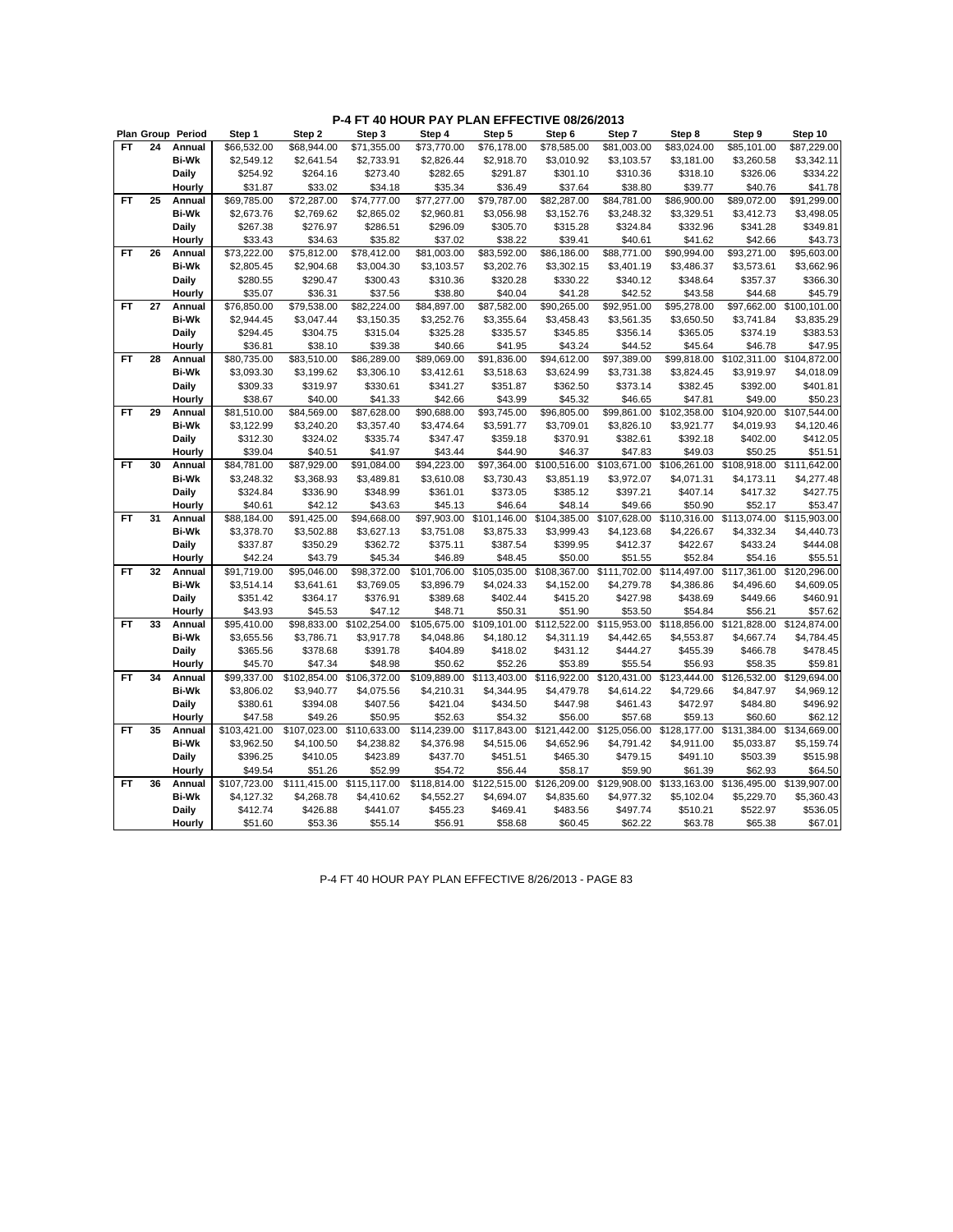# P-4 FT 40 HOUR PAY PLAN EFFECTIVE 08/26/2013

| Plan | Group | Period | Step 1 | Step 2 | Step 3 | Step 4 | Step 5 | Step 6 | Step 7 | Step 8 | Step 9 | Step 10 |
|---|---|---|---|---|---|---|---|---|---|---|---|---|
| FT | 24 | Annual | $66,532.00 | $68,944.00 | $71,355.00 | $73,770.00 | $76,178.00 | $78,585.00 | $81,003.00 | $83,024.00 | $85,101.00 | $87,229.00 |
| | | Bi-Wk | $2,549.12 | $2,641.54 | $2,733.91 | $2,826.44 | $2,918.70 | $3,010.92 | $3,103.57 | $3,181.00 | $3,260.58 | $3,342.11 |
| | | Daily | $254.92 | $264.16 | $273.40 | $282.65 | $291.87 | $301.10 | $310.36 | $318.10 | $326.06 | $334.22 |
| | | Hourly | $31.87 | $33.02 | $34.18 | $35.34 | $36.49 | $37.64 | $38.80 | $39.77 | $40.76 | $41.78 |
| FT | 25 | Annual | $69,785.00 | $72,287.00 | $74,777.00 | $77,277.00 | $79,787.00 | $82,287.00 | $84,781.00 | $86,900.00 | $89,072.00 | $91,299.00 |
| | | Bi-Wk | $2,673.76 | $2,769.62 | $2,865.02 | $2,960.81 | $3,056.98 | $3,152.76 | $3,248.32 | $3,329.51 | $3,412.73 | $3,498.05 |
| | | Daily | $267.38 | $276.97 | $286.51 | $296.09 | $305.70 | $315.28 | $324.84 | $332.96 | $341.28 | $349.81 |
| | | Hourly | $33.43 | $34.63 | $35.82 | $37.02 | $38.22 | $39.41 | $40.61 | $41.62 | $42.66 | $43.73 |
| FT | 26 | Annual | $73,222.00 | $75,812.00 | $78,412.00 | $81,003.00 | $83,592.00 | $86,186.00 | $88,771.00 | $90,994.00 | $93,271.00 | $95,603.00 |
| | | Bi-Wk | $2,805.45 | $2,904.68 | $3,004.30 | $3,103.57 | $3,202.76 | $3,302.15 | $3,401.19 | $3,486.37 | $3,573.61 | $3,662.96 |
| | | Daily | $280.55 | $290.47 | $300.43 | $310.36 | $320.28 | $330.22 | $340.12 | $348.64 | $357.37 | $366.30 |
| | | Hourly | $35.07 | $36.31 | $37.56 | $38.80 | $40.04 | $41.28 | $42.52 | $43.58 | $44.68 | $45.79 |
| FT | 27 | Annual | $76,850.00 | $79,538.00 | $82,224.00 | $84,897.00 | $87,582.00 | $90,265.00 | $92,951.00 | $95,278.00 | $97,662.00 | $100,101.00 |
| | | Bi-Wk | $2,944.45 | $3,047.44 | $3,150.35 | $3,252.76 | $3,355.64 | $3,458.43 | $3,561.35 | $3,650.50 | $3,741.84 | $3,835.29 |
| | | Daily | $294.45 | $304.75 | $315.04 | $325.28 | $335.57 | $345.85 | $356.14 | $365.05 | $374.19 | $383.53 |
| | | Hourly | $36.81 | $38.10 | $39.38 | $40.66 | $41.95 | $43.24 | $44.52 | $45.64 | $46.78 | $47.95 |
| FT | 28 | Annual | $80,735.00 | $83,510.00 | $86,289.00 | $89,069.00 | $91,836.00 | $94,612.00 | $97,389.00 | $99,818.00 | $102,311.00 | $104,872.00 |
| | | Bi-Wk | $3,093.30 | $3,199.62 | $3,306.10 | $3,412.61 | $3,518.63 | $3,624.99 | $3,731.38 | $3,824.45 | $3,919.97 | $4,018.09 |
| | | Daily | $309.33 | $319.97 | $330.61 | $341.27 | $351.87 | $362.50 | $373.14 | $382.45 | $392.00 | $401.81 |
| | | Hourly | $38.67 | $40.00 | $41.33 | $42.66 | $43.99 | $45.32 | $46.65 | $47.81 | $49.00 | $50.23 |
| FT | 29 | Annual | $81,510.00 | $84,569.00 | $87,628.00 | $90,688.00 | $93,745.00 | $96,805.00 | $99,861.00 | $102,358.00 | $104,920.00 | $107,544.00 |
| | | Bi-Wk | $3,122.99 | $3,240.20 | $3,357.40 | $3,474.64 | $3,591.77 | $3,709.01 | $3,826.10 | $3,921.77 | $4,019.93 | $4,120.46 |
| | | Daily | $312.30 | $324.02 | $335.74 | $347.47 | $359.18 | $370.91 | $382.61 | $392.18 | $402.00 | $412.05 |
| | | Hourly | $39.04 | $40.51 | $41.97 | $43.44 | $44.90 | $46.37 | $47.83 | $49.03 | $50.25 | $51.51 |
| FT | 30 | Annual | $84,781.00 | $87,929.00 | $91,084.00 | $94,223.00 | $97,364.00 | $100,516.00 | $103,671.00 | $106,261.00 | $108,918.00 | $111,642.00 |
| | | Bi-Wk | $3,248.32 | $3,368.93 | $3,489.81 | $3,610.08 | $3,730.43 | $3,851.19 | $3,972.07 | $4,071.31 | $4,173.11 | $4,277.48 |
| | | Daily | $324.84 | $336.90 | $348.99 | $361.01 | $373.05 | $385.12 | $397.21 | $407.14 | $417.32 | $427.75 |
| | | Hourly | $40.61 | $42.12 | $43.63 | $45.13 | $46.64 | $48.14 | $49.66 | $50.90 | $52.17 | $53.47 |
| FT | 31 | Annual | $88,184.00 | $91,425.00 | $94,668.00 | $97,903.00 | $101,146.00 | $104,385.00 | $107,628.00 | $110,316.00 | $113,074.00 | $115,903.00 |
| | | Bi-Wk | $3,378.70 | $3,502.88 | $3,627.13 | $3,751.08 | $3,875.33 | $3,999.43 | $4,123.68 | $4,226.67 | $4,332.34 | $4,440.73 |
| | | Daily | $337.87 | $350.29 | $362.72 | $375.11 | $387.54 | $399.95 | $412.37 | $422.67 | $433.24 | $444.08 |
| | | Hourly | $42.24 | $43.79 | $45.34 | $46.89 | $48.45 | $50.00 | $51.55 | $52.84 | $54.16 | $55.51 |
| FT | 32 | Annual | $91,719.00 | $95,046.00 | $98,372.00 | $101,706.00 | $105,035.00 | $108,367.00 | $111,702.00 | $114,497.00 | $117,361.00 | $120,296.00 |
| | | Bi-Wk | $3,514.14 | $3,641.61 | $3,769.05 | $3,896.79 | $4,024.33 | $4,152.00 | $4,279.78 | $4,386.86 | $4,496.60 | $4,609.05 |
| | | Daily | $351.42 | $364.17 | $376.91 | $389.68 | $402.44 | $415.20 | $427.98 | $438.69 | $449.66 | $460.91 |
| | | Hourly | $43.93 | $45.53 | $47.12 | $48.71 | $50.31 | $51.90 | $53.50 | $54.84 | $56.21 | $57.62 |
| FT | 33 | Annual | $95,410.00 | $98,833.00 | $102,254.00 | $105,675.00 | $109,101.00 | $112,522.00 | $115,953.00 | $118,856.00 | $121,828.00 | $124,874.00 |
| | | Bi-Wk | $3,655.56 | $3,786.71 | $3,917.78 | $4,048.86 | $4,180.12 | $4,311.19 | $4,442.65 | $4,553.87 | $4,667.74 | $4,784.45 |
| | | Daily | $365.56 | $378.68 | $391.78 | $404.89 | $418.02 | $431.12 | $444.27 | $455.39 | $466.78 | $478.45 |
| | | Hourly | $45.70 | $47.34 | $48.98 | $50.62 | $52.26 | $53.89 | $55.54 | $56.93 | $58.35 | $59.81 |
| FT | 34 | Annual | $99,337.00 | $102,854.00 | $106,372.00 | $109,889.00 | $113,403.00 | $116,922.00 | $120,431.00 | $123,444.00 | $126,532.00 | $129,694.00 |
| | | Bi-Wk | $3,806.02 | $3,940.77 | $4,075.56 | $4,210.31 | $4,344.95 | $4,479.78 | $4,614.22 | $4,729.66 | $4,847.97 | $4,969.12 |
| | | Daily | $380.61 | $394.08 | $407.56 | $421.04 | $434.50 | $447.98 | $461.43 | $472.97 | $484.80 | $496.92 |
| | | Hourly | $47.58 | $49.26 | $50.95 | $52.63 | $54.32 | $56.00 | $57.68 | $59.13 | $60.60 | $62.12 |
| FT | 35 | Annual | $103,421.00 | $107,023.00 | $110,633.00 | $114,239.00 | $117,843.00 | $121,442.00 | $125,056.00 | $128,177.00 | $131,384.00 | $134,669.00 |
| | | Bi-Wk | $3,962.50 | $4,100.50 | $4,238.82 | $4,376.98 | $4,515.06 | $4,652.96 | $4,791.42 | $4,911.00 | $5,033.87 | $5,159.74 |
| | | Daily | $396.25 | $410.05 | $423.89 | $437.70 | $451.51 | $465.30 | $479.15 | $491.10 | $503.39 | $515.98 |
| | | Hourly | $49.54 | $51.26 | $52.99 | $54.72 | $56.44 | $58.17 | $59.90 | $61.39 | $62.93 | $64.50 |
| FT | 36 | Annual | $107,723.00 | $111,415.00 | $115,117.00 | $118,814.00 | $122,515.00 | $126,209.00 | $129,908.00 | $133,163.00 | $136,495.00 | $139,907.00 |
| | | Bi-Wk | $4,127.32 | $4,268.78 | $4,410.62 | $4,552.27 | $4,694.07 | $4,835.60 | $4,977.32 | $5,102.04 | $5,229.70 | $5,360.43 |
| | | Daily | $412.74 | $426.88 | $441.07 | $455.23 | $469.41 | $483.56 | $497.74 | $510.21 | $522.97 | $536.05 |
| | | Hourly | $51.60 | $53.36 | $55.14 | $56.91 | $58.68 | $60.45 | $62.22 | $63.78 | $65.38 | $67.01 |

P-4 FT 40 HOUR PAY PLAN EFFECTIVE 8/26/2013 - PAGE 83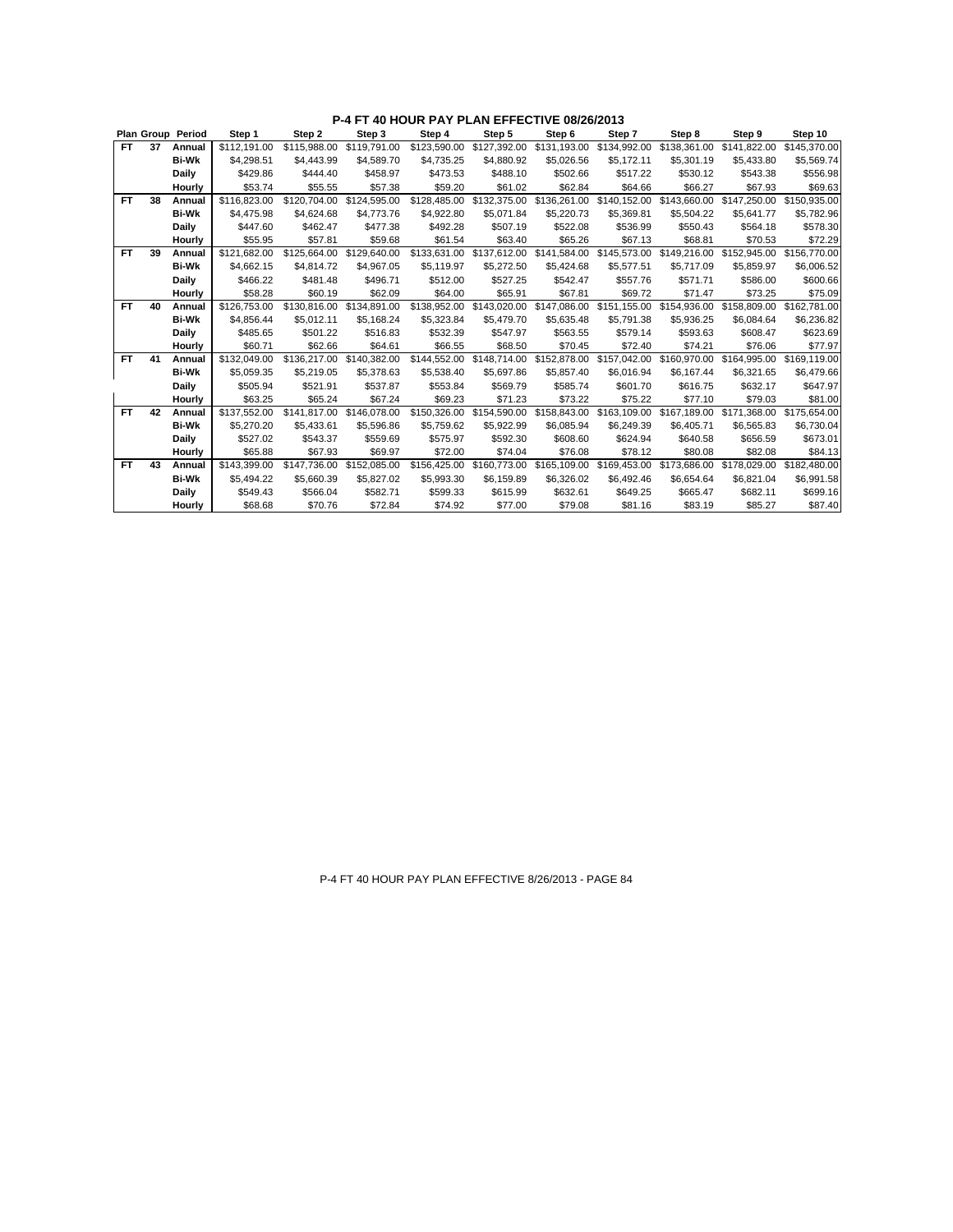## P-4 FT 40 HOUR PAY PLAN EFFECTIVE 08/26/2013

| Plan | Group | Period | Step 1 | Step 2 | Step 3 | Step 4 | Step 5 | Step 6 | Step 7 | Step 8 | Step 9 | Step 10 |
|---|---|---|---|---|---|---|---|---|---|---|---|---|
| FT | 37 | Annual | $112,191.00 | $115,988.00 | $119,791.00 | $123,590.00 | $127,392.00 | $131,193.00 | $134,992.00 | $138,361.00 | $141,822.00 | $145,370.00 |
| | | Bi-Wk | $4,298.51 | $4,443.99 | $4,589.70 | $4,735.25 | $4,880.92 | $5,026.56 | $5,172.11 | $5,301.19 | $5,433.80 | $5,569.74 |
| | | Daily | $429.86 | $444.40 | $458.97 | $473.53 | $488.10 | $502.66 | $517.22 | $530.12 | $543.38 | $556.98 |
| | | Hourly | $53.74 | $55.55 | $57.38 | $59.20 | $61.02 | $62.84 | $64.66 | $66.27 | $67.93 | $69.63 |
| FT | 38 | Annual | $116,823.00 | $120,704.00 | $124,595.00 | $128,485.00 | $132,375.00 | $136,261.00 | $140,152.00 | $143,660.00 | $147,250.00 | $150,935.00 |
| | | Bi-Wk | $4,475.98 | $4,624.68 | $4,773.76 | $4,922.80 | $5,071.84 | $5,220.73 | $5,369.81 | $5,504.22 | $5,641.77 | $5,782.96 |
| | | Daily | $447.60 | $462.47 | $477.38 | $492.28 | $507.19 | $522.08 | $536.99 | $550.43 | $564.18 | $578.30 |
| | | Hourly | $55.95 | $57.81 | $59.68 | $61.54 | $63.40 | $65.26 | $67.13 | $68.81 | $70.53 | $72.29 |
| FT | 39 | Annual | $121,682.00 | $125,664.00 | $129,640.00 | $133,631.00 | $137,612.00 | $141,584.00 | $145,573.00 | $149,216.00 | $152,945.00 | $156,770.00 |
| | | Bi-Wk | $4,662.15 | $4,814.72 | $4,967.05 | $5,119.97 | $5,272.50 | $5,424.68 | $5,577.51 | $5,717.09 | $5,859.97 | $6,006.52 |
| | | Daily | $466.22 | $481.48 | $496.71 | $512.00 | $527.25 | $542.47 | $557.76 | $571.71 | $586.00 | $600.66 |
| | | Hourly | $58.28 | $60.19 | $62.09 | $64.00 | $65.91 | $67.81 | $69.72 | $71.47 | $73.25 | $75.09 |
| FT | 40 | Annual | $126,753.00 | $130,816.00 | $134,891.00 | $138,952.00 | $143,020.00 | $147,086.00 | $151,155.00 | $154,936.00 | $158,809.00 | $162,781.00 |
| | | Bi-Wk | $4,856.44 | $5,012.11 | $5,168.24 | $5,323.84 | $5,479.70 | $5,635.48 | $5,791.38 | $5,936.25 | $6,084.64 | $6,236.82 |
| | | Daily | $485.65 | $501.22 | $516.83 | $532.39 | $547.97 | $563.55 | $579.14 | $593.63 | $608.47 | $623.69 |
| | | Hourly | $60.71 | $62.66 | $64.61 | $66.55 | $68.50 | $70.45 | $72.40 | $74.21 | $76.06 | $77.97 |
| FT | 41 | Annual | $132,049.00 | $136,217.00 | $140,382.00 | $144,552.00 | $148,714.00 | $152,878.00 | $157,042.00 | $160,970.00 | $164,995.00 | $169,119.00 |
| | | Bi-Wk | $5,059.35 | $5,219.05 | $5,378.63 | $5,538.40 | $5,697.86 | $5,857.40 | $6,016.94 | $6,167.44 | $6,321.65 | $6,479.66 |
| | | Daily | $505.94 | $521.91 | $537.87 | $553.84 | $569.79 | $585.74 | $601.70 | $616.75 | $632.17 | $647.97 |
| | | Hourly | $63.25 | $65.24 | $67.24 | $69.23 | $71.23 | $73.22 | $75.22 | $77.10 | $79.03 | $81.00 |
| FT | 42 | Annual | $137,552.00 | $141,817.00 | $146,078.00 | $150,326.00 | $154,590.00 | $158,843.00 | $163,109.00 | $167,189.00 | $171,368.00 | $175,654.00 |
| | | Bi-Wk | $5,270.20 | $5,433.61 | $5,596.86 | $5,759.62 | $5,922.99 | $6,085.94 | $6,249.39 | $6,405.71 | $6,565.83 | $6,730.04 |
| | | Daily | $527.02 | $543.37 | $559.69 | $575.97 | $592.30 | $608.60 | $624.94 | $640.58 | $656.59 | $673.01 |
| | | Hourly | $65.88 | $67.93 | $69.97 | $72.00 | $74.04 | $76.08 | $78.12 | $80.08 | $82.08 | $84.13 |
| FT | 43 | Annual | $143,399.00 | $147,736.00 | $152,085.00 | $156,425.00 | $160,773.00 | $165,109.00 | $169,453.00 | $173,686.00 | $178,029.00 | $182,480.00 |
| | | Bi-Wk | $5,494.22 | $5,660.39 | $5,827.02 | $5,993.30 | $6,159.89 | $6,326.02 | $6,492.46 | $6,654.64 | $6,821.04 | $6,991.58 |
| | | Daily | $549.43 | $566.04 | $582.71 | $599.33 | $615.99 | $632.61 | $649.25 | $665.47 | $682.11 | $699.16 |
| | | Hourly | $68.68 | $70.76 | $72.84 | $74.92 | $77.00 | $79.08 | $81.16 | $83.19 | $85.27 | $87.40 |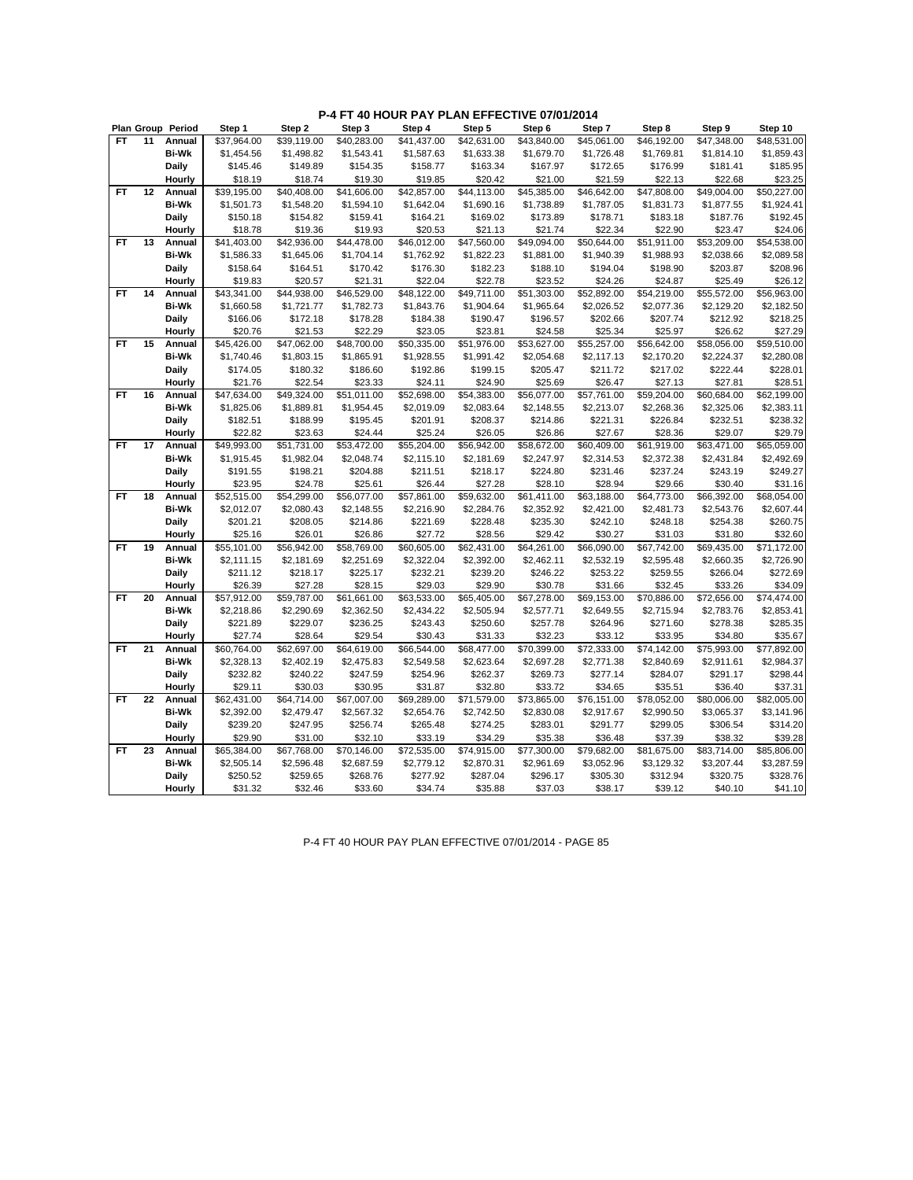## P-4 FT 40 HOUR PAY PLAN EFFECTIVE 07/01/2014

| Plan | Group | Period | Step 1 | Step 2 | Step 3 | Step 4 | Step 5 | Step 6 | Step 7 | Step 8 | Step 9 | Step 10 |
|---|---|---|---|---|---|---|---|---|---|---|---|---|
| FT | 11 | Annual | $37,964.00 | $39,119.00 | $40,283.00 | $41,437.00 | $42,631.00 | $43,840.00 | $45,061.00 | $46,192.00 | $47,348.00 | $48,531.00 |
| | | Bi-Wk | $1,454.56 | $1,498.82 | $1,543.41 | $1,587.63 | $1,633.38 | $1,679.70 | $1,726.48 | $1,769.81 | $1,814.10 | $1,859.43 |
| | | Daily | $145.46 | $149.89 | $154.35 | $158.77 | $163.34 | $167.97 | $172.65 | $176.99 | $181.41 | $185.95 |
| | | Hourly | $18.19 | $18.74 | $19.30 | $19.85 | $20.42 | $21.00 | $21.59 | $22.13 | $22.68 | $23.25 |
| FT | 12 | Annual | $39,195.00 | $40,408.00 | $41,606.00 | $42,857.00 | $44,113.00 | $45,385.00 | $46,642.00 | $47,808.00 | $49,004.00 | $50,227.00 |
| | | Bi-Wk | $1,501.73 | $1,548.20 | $1,594.10 | $1,642.04 | $1,690.16 | $1,738.89 | $1,787.05 | $1,831.73 | $1,877.55 | $1,924.41 |
| | | Daily | $150.18 | $154.82 | $159.41 | $164.21 | $169.02 | $173.89 | $178.71 | $183.18 | $187.76 | $192.45 |
| | | Hourly | $18.78 | $19.36 | $19.93 | $20.53 | $21.13 | $21.74 | $22.34 | $22.90 | $23.47 | $24.06 |
| FT | 13 | Annual | $41,403.00 | $42,936.00 | $44,478.00 | $46,012.00 | $47,560.00 | $49,094.00 | $50,644.00 | $51,911.00 | $53,209.00 | $54,538.00 |
| | | Bi-Wk | $1,586.33 | $1,645.06 | $1,704.14 | $1,762.92 | $1,822.23 | $1,881.00 | $1,940.39 | $1,988.93 | $2,038.66 | $2,089.58 |
| | | Daily | $158.64 | $164.51 | $170.42 | $176.30 | $182.23 | $188.10 | $194.04 | $198.90 | $203.87 | $208.96 |
| | | Hourly | $19.83 | $20.57 | $21.31 | $22.04 | $22.78 | $23.52 | $24.26 | $24.87 | $25.49 | $26.12 |
| FT | 14 | Annual | $43,341.00 | $44,938.00 | $46,529.00 | $48,122.00 | $49,711.00 | $51,303.00 | $52,892.00 | $54,219.00 | $55,572.00 | $56,963.00 |
| | | Bi-Wk | $1,660.58 | $1,721.77 | $1,782.73 | $1,843.76 | $1,904.64 | $1,965.64 | $2,026.52 | $2,077.36 | $2,129.20 | $2,182.50 |
| | | Daily | $166.06 | $172.18 | $178.28 | $184.38 | $190.47 | $196.57 | $202.66 | $207.74 | $212.92 | $218.25 |
| | | Hourly | $20.76 | $21.53 | $22.29 | $23.05 | $23.81 | $24.58 | $25.34 | $25.97 | $26.62 | $27.29 |
| FT | 15 | Annual | $45,426.00 | $47,062.00 | $48,700.00 | $50,335.00 | $51,976.00 | $53,627.00 | $55,257.00 | $56,642.00 | $58,056.00 | $59,510.00 |
| | | Bi-Wk | $1,740.46 | $1,803.15 | $1,865.91 | $1,928.55 | $1,991.42 | $2,054.68 | $2,117.13 | $2,170.20 | $2,224.37 | $2,280.08 |
| | | Daily | $174.05 | $180.32 | $186.60 | $192.86 | $199.15 | $205.47 | $211.72 | $217.02 | $222.44 | $228.01 |
| | | Hourly | $21.76 | $22.54 | $23.33 | $24.11 | $24.90 | $25.69 | $26.47 | $27.13 | $27.81 | $28.51 |
| FT | 16 | Annual | $47,634.00 | $49,324.00 | $51,011.00 | $52,698.00 | $54,383.00 | $56,077.00 | $57,761.00 | $59,204.00 | $60,684.00 | $62,199.00 |
| | | Bi-Wk | $1,825.06 | $1,889.81 | $1,954.45 | $2,019.09 | $2,083.64 | $2,148.55 | $2,213.07 | $2,268.36 | $2,325.06 | $2,383.11 |
| | | Daily | $182.51 | $188.99 | $195.45 | $201.91 | $208.37 | $214.86 | $221.31 | $226.84 | $232.51 | $238.32 |
| | | Hourly | $22.82 | $23.63 | $24.44 | $25.24 | $26.05 | $26.86 | $27.67 | $28.36 | $29.07 | $29.79 |
| FT | 17 | Annual | $49,993.00 | $51,731.00 | $53,472.00 | $55,204.00 | $56,942.00 | $58,672.00 | $60,409.00 | $61,919.00 | $63,471.00 | $65,059.00 |
| | | Bi-Wk | $1,915.45 | $1,982.04 | $2,048.74 | $2,115.10 | $2,181.69 | $2,247.97 | $2,314.53 | $2,372.38 | $2,431.84 | $2,492.69 |
| | | Daily | $191.55 | $198.21 | $204.88 | $211.51 | $218.17 | $224.80 | $231.46 | $237.24 | $243.19 | $249.27 |
| | | Hourly | $23.95 | $24.78 | $25.61 | $26.44 | $27.28 | $28.10 | $28.94 | $29.66 | $30.40 | $31.16 |
| FT | 18 | Annual | $52,515.00 | $54,299.00 | $56,077.00 | $57,861.00 | $59,632.00 | $61,411.00 | $63,188.00 | $64,773.00 | $66,392.00 | $68,054.00 |
| | | Bi-Wk | $2,012.07 | $2,080.43 | $2,148.55 | $2,216.90 | $2,284.76 | $2,352.92 | $2,421.00 | $2,481.73 | $2,543.76 | $2,607.44 |
| | | Daily | $201.21 | $208.05 | $214.86 | $221.69 | $228.48 | $235.30 | $242.10 | $248.18 | $254.38 | $260.75 |
| | | Hourly | $25.16 | $26.01 | $26.86 | $27.72 | $28.56 | $29.42 | $30.27 | $31.03 | $31.80 | $32.60 |
| FT | 19 | Annual | $55,101.00 | $56,942.00 | $58,769.00 | $60,605.00 | $62,431.00 | $64,261.00 | $66,090.00 | $67,742.00 | $69,435.00 | $71,172.00 |
| | | Bi-Wk | $2,111.15 | $2,181.69 | $2,251.69 | $2,322.04 | $2,392.00 | $2,462.11 | $2,532.19 | $2,595.48 | $2,660.35 | $2,726.90 |
| | | Daily | $211.12 | $218.17 | $225.17 | $232.21 | $239.20 | $246.22 | $253.22 | $259.55 | $266.04 | $272.69 |
| | | Hourly | $26.39 | $27.28 | $28.15 | $29.03 | $29.90 | $30.78 | $31.66 | $32.45 | $33.26 | $34.09 |
| FT | 20 | Annual | $57,912.00 | $59,787.00 | $61,661.00 | $63,533.00 | $65,405.00 | $67,278.00 | $69,153.00 | $70,886.00 | $72,656.00 | $74,474.00 |
| | | Bi-Wk | $2,218.86 | $2,290.69 | $2,362.50 | $2,434.22 | $2,505.94 | $2,577.71 | $2,649.55 | $2,715.94 | $2,783.76 | $2,853.41 |
| | | Daily | $221.89 | $229.07 | $236.25 | $243.43 | $250.60 | $257.78 | $264.96 | $271.60 | $278.38 | $285.35 |
| | | Hourly | $27.74 | $28.64 | $29.54 | $30.43 | $31.33 | $32.23 | $33.12 | $33.95 | $34.80 | $35.67 |
| FT | 21 | Annual | $60,764.00 | $62,697.00 | $64,619.00 | $66,544.00 | $68,477.00 | $70,399.00 | $72,333.00 | $74,142.00 | $75,993.00 | $77,892.00 |
| | | Bi-Wk | $2,328.13 | $2,402.19 | $2,475.83 | $2,549.58 | $2,623.64 | $2,697.28 | $2,771.38 | $2,840.69 | $2,911.61 | $2,984.37 |
| | | Daily | $232.82 | $240.22 | $247.59 | $254.96 | $262.37 | $269.73 | $277.14 | $284.07 | $291.17 | $298.44 |
| | | Hourly | $29.11 | $30.03 | $30.95 | $31.87 | $32.80 | $33.72 | $34.65 | $35.51 | $36.40 | $37.31 |
| FT | 22 | Annual | $62,431.00 | $64,714.00 | $67,007.00 | $69,289.00 | $71,579.00 | $73,865.00 | $76,151.00 | $78,052.00 | $80,006.00 | $82,005.00 |
| | | Bi-Wk | $2,392.00 | $2,479.47 | $2,567.32 | $2,654.76 | $2,742.50 | $2,830.08 | $2,917.67 | $2,990.50 | $3,065.37 | $3,141.96 |
| | | Daily | $239.20 | $247.95 | $256.74 | $265.48 | $274.25 | $283.01 | $291.77 | $299.05 | $306.54 | $314.20 |
| | | Hourly | $29.90 | $31.00 | $32.10 | $33.19 | $34.29 | $35.38 | $36.48 | $37.39 | $38.32 | $39.28 |
| FT | 23 | Annual | $65,384.00 | $67,768.00 | $70,146.00 | $72,535.00 | $74,915.00 | $77,300.00 | $79,682.00 | $81,675.00 | $83,714.00 | $85,806.00 |
| | | Bi-Wk | $2,505.14 | $2,596.48 | $2,687.59 | $2,779.12 | $2,870.31 | $2,961.69 | $3,052.96 | $3,129.32 | $3,207.44 | $3,287.59 |
| | | Daily | $250.52 | $259.65 | $268.76 | $277.92 | $287.04 | $296.17 | $305.30 | $312.94 | $320.75 | $328.76 |
| | | Hourly | $31.32 | $32.46 | $33.60 | $34.74 | $35.88 | $37.03 | $38.17 | $39.12 | $40.10 | $41.10 |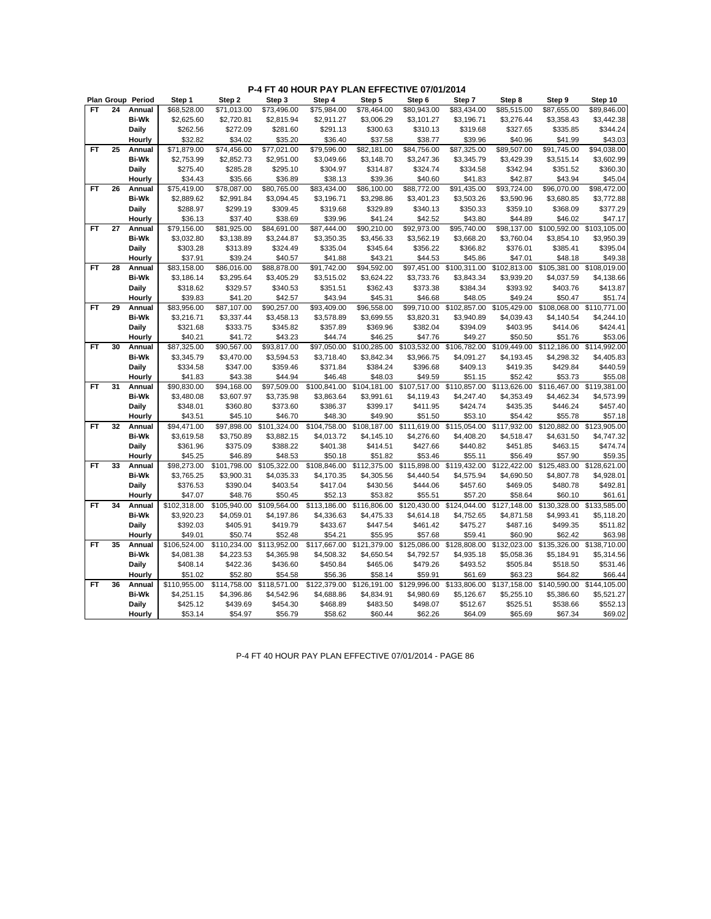# P-4 FT 40 HOUR PAY PLAN EFFECTIVE 07/01/2014

| Plan | Group | Period | Step 1 | Step 2 | Step 3 | Step 4 | Step 5 | Step 6 | Step 7 | Step 8 | Step 9 | Step 10 |
|---|---|---|---|---|---|---|---|---|---|---|---|---|
| FT | 24 | Annual | $68,528.00 | $71,013.00 | $73,496.00 | $75,984.00 | $78,464.00 | $80,943.00 | $83,434.00 | $85,515.00 | $87,655.00 | $89,846.00 |
| | | Bi-Wk | $2,625.60 | $2,720.81 | $2,815.94 | $2,911.27 | $3,006.29 | $3,101.27 | $3,196.71 | $3,276.44 | $3,358.43 | $3,442.38 |
| | | Daily | $262.56 | $272.09 | $281.60 | $291.13 | $300.63 | $310.13 | $319.68 | $327.65 | $335.85 | $344.24 |
| | | Hourly | $32.82 | $34.02 | $35.20 | $36.40 | $37.58 | $38.77 | $39.96 | $40.96 | $41.99 | $43.03 |
| FT | 25 | Annual | $71,879.00 | $74,456.00 | $77,021.00 | $79,596.00 | $82,181.00 | $84,756.00 | $87,325.00 | $89,507.00 | $91,745.00 | $94,038.00 |
| | | Bi-Wk | $2,753.99 | $2,852.73 | $2,951.00 | $3,049.66 | $3,148.70 | $3,247.36 | $3,345.79 | $3,429.39 | $3,515.14 | $3,602.99 |
| | | Daily | $275.40 | $285.28 | $295.10 | $304.97 | $314.87 | $324.74 | $334.58 | $342.94 | $351.52 | $360.30 |
| | | Hourly | $34.43 | $35.66 | $36.89 | $38.13 | $39.36 | $40.60 | $41.83 | $42.87 | $43.94 | $45.04 |
| FT | 26 | Annual | $75,419.00 | $78,087.00 | $80,765.00 | $83,434.00 | $86,100.00 | $88,772.00 | $91,435.00 | $93,724.00 | $96,070.00 | $98,472.00 |
| | | Bi-Wk | $2,889.62 | $2,991.84 | $3,094.45 | $3,196.71 | $3,298.86 | $3,401.23 | $3,503.26 | $3,590.96 | $3,680.85 | $3,772.88 |
| | | Daily | $288.97 | $299.19 | $309.45 | $319.68 | $329.89 | $340.13 | $350.33 | $359.10 | $368.09 | $377.29 |
| | | Hourly | $36.13 | $37.40 | $38.69 | $39.96 | $41.24 | $42.52 | $43.80 | $44.89 | $46.02 | $47.17 |
| FT | 27 | Annual | $79,156.00 | $81,925.00 | $84,691.00 | $87,444.00 | $90,210.00 | $92,973.00 | $95,740.00 | $98,137.00 | $100,592.00 | $103,105.00 |
| | | Bi-Wk | $3,032.80 | $3,138.89 | $3,244.87 | $3,350.35 | $3,456.33 | $3,562.19 | $3,668.20 | $3,760.04 | $3,854.10 | $3,950.39 |
| | | Daily | $303.28 | $313.89 | $324.49 | $335.04 | $345.64 | $356.22 | $366.82 | $376.01 | $385.41 | $395.04 |
| | | Hourly | $37.91 | $39.24 | $40.57 | $41.88 | $43.21 | $44.53 | $45.86 | $47.01 | $48.18 | $49.38 |
| FT | 28 | Annual | $83,158.00 | $86,016.00 | $88,878.00 | $91,742.00 | $94,592.00 | $97,451.00 | $100,311.00 | $102,813.00 | $105,381.00 | $108,019.00 |
| | | Bi-Wk | $3,186.14 | $3,295.64 | $3,405.29 | $3,515.02 | $3,624.22 | $3,733.76 | $3,843.34 | $3,939.20 | $4,037.59 | $4,138.66 |
| | | Daily | $318.62 | $329.57 | $340.53 | $351.51 | $362.43 | $373.38 | $384.34 | $393.92 | $403.76 | $413.87 |
| | | Hourly | $39.83 | $41.20 | $42.57 | $43.94 | $45.31 | $46.68 | $48.05 | $49.24 | $50.47 | $51.74 |
| FT | 29 | Annual | $83,956.00 | $87,107.00 | $90,257.00 | $93,409.00 | $96,558.00 | $99,710.00 | $102,857.00 | $105,429.00 | $108,068.00 | $110,771.00 |
| | | Bi-Wk | $3,216.71 | $3,337.44 | $3,458.13 | $3,578.89 | $3,699.55 | $3,820.31 | $3,940.89 | $4,039.43 | $4,140.54 | $4,244.10 |
| | | Daily | $321.68 | $333.75 | $345.82 | $357.89 | $369.96 | $382.04 | $394.09 | $403.95 | $414.06 | $424.41 |
| | | Hourly | $40.21 | $41.72 | $43.23 | $44.74 | $46.25 | $47.76 | $49.27 | $50.50 | $51.76 | $53.06 |
| FT | 30 | Annual | $87,325.00 | $90,567.00 | $93,817.00 | $97,050.00 | $100,285.00 | $103,532.00 | $106,782.00 | $109,449.00 | $112,186.00 | $114,992.00 |
| | | Bi-Wk | $3,345.79 | $3,470.00 | $3,594.53 | $3,718.40 | $3,842.34 | $3,966.75 | $4,091.27 | $4,193.45 | $4,298.32 | $4,405.83 |
| | | Daily | $334.58 | $347.00 | $359.46 | $371.84 | $384.24 | $396.68 | $409.13 | $419.35 | $429.84 | $440.59 |
| | | Hourly | $41.83 | $43.38 | $44.94 | $46.48 | $48.03 | $49.59 | $51.15 | $52.42 | $53.73 | $55.08 |
| FT | 31 | Annual | $90,830.00 | $94,168.00 | $97,509.00 | $100,841.00 | $104,181.00 | $107,517.00 | $110,857.00 | $113,626.00 | $116,467.00 | $119,381.00 |
| | | Bi-Wk | $3,480.08 | $3,607.97 | $3,735.98 | $3,863.64 | $3,991.61 | $4,119.43 | $4,247.40 | $4,353.49 | $4,462.34 | $4,573.99 |
| | | Daily | $348.01 | $360.80 | $373.60 | $386.37 | $399.17 | $411.95 | $424.74 | $435.35 | $446.24 | $457.40 |
| | | Hourly | $43.51 | $45.10 | $46.70 | $48.30 | $49.90 | $51.50 | $53.10 | $54.42 | $55.78 | $57.18 |
| FT | 32 | Annual | $94,471.00 | $97,898.00 | $101,324.00 | $104,758.00 | $108,187.00 | $111,619.00 | $115,054.00 | $117,932.00 | $120,882.00 | $123,905.00 |
| | | Bi-Wk | $3,619.58 | $3,750.89 | $3,882.15 | $4,013.72 | $4,145.10 | $4,276.60 | $4,408.20 | $4,518.47 | $4,631.50 | $4,747.32 |
| | | Daily | $361.96 | $375.09 | $388.22 | $401.38 | $414.51 | $427.66 | $440.82 | $451.85 | $463.15 | $474.74 |
| | | Hourly | $45.25 | $46.89 | $48.53 | $50.18 | $51.82 | $53.46 | $55.11 | $56.49 | $57.90 | $59.35 |
| FT | 33 | Annual | $98,273.00 | $101,798.00 | $105,322.00 | $108,846.00 | $112,375.00 | $115,898.00 | $119,432.00 | $122,422.00 | $125,483.00 | $128,621.00 |
| | | Bi-Wk | $3,765.25 | $3,900.31 | $4,035.33 | $4,170.35 | $4,305.56 | $4,440.54 | $4,575.94 | $4,690.50 | $4,807.78 | $4,928.01 |
| | | Daily | $376.53 | $390.04 | $403.54 | $417.04 | $430.56 | $444.06 | $457.60 | $469.05 | $480.78 | $492.81 |
| | | Hourly | $47.07 | $48.76 | $50.45 | $52.13 | $53.82 | $55.51 | $57.20 | $58.64 | $60.10 | $61.61 |
| FT | 34 | Annual | $102,318.00 | $105,940.00 | $109,564.00 | $113,186.00 | $116,806.00 | $120,430.00 | $124,044.00 | $127,148.00 | $130,328.00 | $133,585.00 |
| | | Bi-Wk | $3,920.23 | $4,059.01 | $4,197.86 | $4,336.63 | $4,475.33 | $4,614.18 | $4,752.65 | $4,871.58 | $4,993.41 | $5,118.20 |
| | | Daily | $392.03 | $405.91 | $419.79 | $433.67 | $447.54 | $461.42 | $475.27 | $487.16 | $499.35 | $511.82 |
| | | Hourly | $49.01 | $50.74 | $52.48 | $54.21 | $55.95 | $57.68 | $59.41 | $60.90 | $62.42 | $63.98 |
| FT | 35 | Annual | $106,524.00 | $110,234.00 | $113,952.00 | $117,667.00 | $121,379.00 | $125,086.00 | $128,808.00 | $132,023.00 | $135,326.00 | $138,710.00 |
| | | Bi-Wk | $4,081.38 | $4,223.53 | $4,365.98 | $4,508.32 | $4,650.54 | $4,792.57 | $4,935.18 | $5,058.36 | $5,184.91 | $5,314.56 |
| | | Daily | $408.14 | $422.36 | $436.60 | $450.84 | $465.06 | $479.26 | $493.52 | $505.84 | $518.50 | $531.46 |
| | | Hourly | $51.02 | $52.80 | $54.58 | $56.36 | $58.14 | $59.91 | $61.69 | $63.23 | $64.82 | $66.44 |
| FT | 36 | Annual | $110,955.00 | $114,758.00 | $118,571.00 | $122,379.00 | $126,191.00 | $129,996.00 | $133,806.00 | $137,158.00 | $140,590.00 | $144,105.00 |
| | | Bi-Wk | $4,251.15 | $4,396.86 | $4,542.96 | $4,688.86 | $4,834.91 | $4,980.69 | $5,126.67 | $5,255.10 | $5,386.60 | $5,521.27 |
| | | Daily | $425.12 | $439.69 | $454.30 | $468.89 | $483.50 | $498.07 | $512.67 | $525.51 | $538.66 | $552.13 |
| | | Hourly | $53.14 | $54.97 | $56.79 | $58.62 | $60.44 | $62.26 | $64.09 | $65.69 | $67.34 | $69.02 |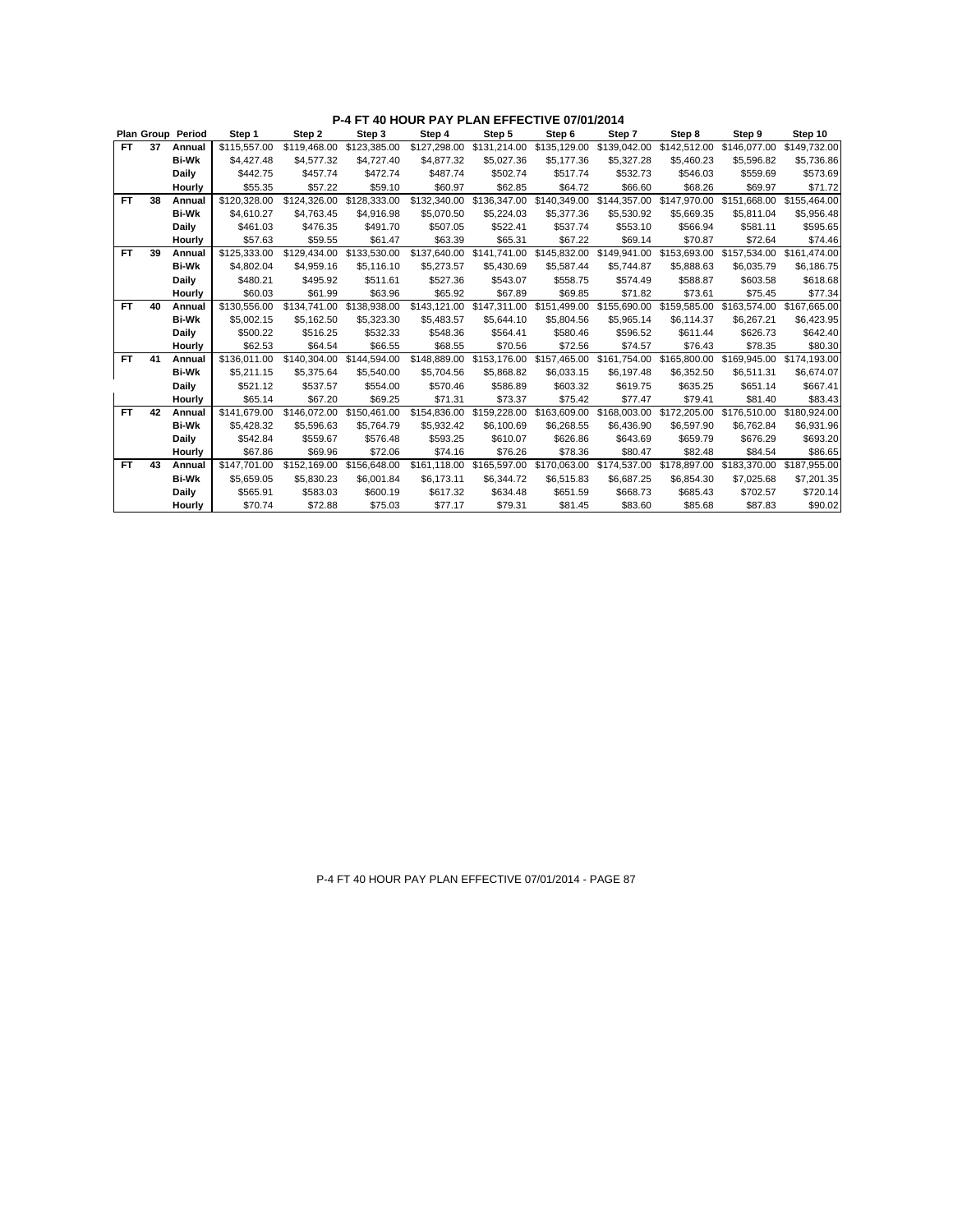# P-4 FT 40 HOUR PAY PLAN EFFECTIVE 07/01/2014

| Plan | Group | Period | Step 1 | Step 2 | Step 3 | Step 4 | Step 5 | Step 6 | Step 7 | Step 8 | Step 9 | Step 10 |
|---|---|---|---|---|---|---|---|---|---|---|---|---|
| FT | 37 | Annual | $115,557.00 | $119,468.00 | $123,385.00 | $127,298.00 | $131,214.00 | $135,129.00 | $139,042.00 | $142,512.00 | $146,077.00 | $149,732.00 |
| | | Bi-Wk | $4,427.48 | $4,577.32 | $4,727.40 | $4,877.32 | $5,027.36 | $5,177.36 | $5,327.28 | $5,460.23 | $5,596.82 | $5,736.86 |
| | | Daily | $442.75 | $457.74 | $472.74 | $487.74 | $502.74 | $517.74 | $532.73 | $546.03 | $559.69 | $573.69 |
| | | Hourly | $55.35 | $57.22 | $59.10 | $60.97 | $62.85 | $64.72 | $66.60 | $68.26 | $69.97 | $71.72 |
| FT | 38 | Annual | $120,328.00 | $124,326.00 | $128,333.00 | $132,340.00 | $136,347.00 | $140,349.00 | $144,357.00 | $147,970.00 | $151,668.00 | $155,464.00 |
| | | Bi-Wk | $4,610.27 | $4,763.45 | $4,916.98 | $5,070.50 | $5,224.03 | $5,377.36 | $5,530.92 | $5,669.35 | $5,811.04 | $5,956.48 |
| | | Daily | $461.03 | $476.35 | $491.70 | $507.05 | $522.41 | $537.74 | $553.10 | $566.94 | $581.11 | $595.65 |
| | | Hourly | $57.63 | $59.55 | $61.47 | $63.39 | $65.31 | $67.22 | $69.14 | $70.87 | $72.64 | $74.46 |
| FT | 39 | Annual | $125,333.00 | $129,434.00 | $133,530.00 | $137,640.00 | $141,741.00 | $145,832.00 | $149,941.00 | $153,693.00 | $157,534.00 | $161,474.00 |
| | | Bi-Wk | $4,802.04 | $4,959.16 | $5,116.10 | $5,273.57 | $5,430.69 | $5,587.44 | $5,744.87 | $5,888.63 | $6,035.79 | $6,186.75 |
| | | Daily | $480.21 | $495.92 | $511.61 | $527.36 | $543.07 | $558.75 | $574.49 | $588.87 | $603.58 | $618.68 |
| | | Hourly | $60.03 | $61.99 | $63.96 | $65.92 | $67.89 | $69.85 | $71.82 | $73.61 | $75.45 | $77.34 |
| FT | 40 | Annual | $130,556.00 | $134,741.00 | $138,938.00 | $143,121.00 | $147,311.00 | $151,499.00 | $155,690.00 | $159,585.00 | $163,574.00 | $167,665.00 |
| | | Bi-Wk | $5,002.15 | $5,162.50 | $5,323.30 | $5,483.57 | $5,644.10 | $5,804.56 | $5,965.14 | $6,114.37 | $6,267.21 | $6,423.95 |
| | | Daily | $500.22 | $516.25 | $532.33 | $548.36 | $564.41 | $580.46 | $596.52 | $611.44 | $626.73 | $642.40 |
| | | Hourly | $62.53 | $64.54 | $66.55 | $68.55 | $70.56 | $72.56 | $74.57 | $76.43 | $78.35 | $80.30 |
| FT | 41 | Annual | $136,011.00 | $140,304.00 | $144,594.00 | $148,889.00 | $153,176.00 | $157,465.00 | $161,754.00 | $165,800.00 | $169,945.00 | $174,193.00 |
| | | Bi-Wk | $5,211.15 | $5,375.64 | $5,540.00 | $5,704.56 | $5,868.82 | $6,033.15 | $6,197.48 | $6,352.50 | $6,511.31 | $6,674.07 |
| | | Daily | $521.12 | $537.57 | $554.00 | $570.46 | $586.89 | $603.32 | $619.75 | $635.25 | $651.14 | $667.41 |
| | | Hourly | $65.14 | $67.20 | $69.25 | $71.31 | $73.37 | $75.42 | $77.47 | $79.41 | $81.40 | $83.43 |
| FT | 42 | Annual | $141,679.00 | $146,072.00 | $150,461.00 | $154,836.00 | $159,228.00 | $163,609.00 | $168,003.00 | $172,205.00 | $176,510.00 | $180,924.00 |
| | | Bi-Wk | $5,428.32 | $5,596.63 | $5,764.79 | $5,932.42 | $6,100.69 | $6,268.55 | $6,436.90 | $6,597.90 | $6,762.84 | $6,931.96 |
| | | Daily | $542.84 | $559.67 | $576.48 | $593.25 | $610.07 | $626.86 | $643.69 | $659.79 | $676.29 | $693.20 |
| | | Hourly | $67.86 | $69.96 | $72.06 | $74.16 | $76.26 | $78.36 | $80.47 | $82.48 | $84.54 | $86.65 |
| FT | 43 | Annual | $147,701.00 | $152,169.00 | $156,648.00 | $161,118.00 | $165,597.00 | $170,063.00 | $174,537.00 | $178,897.00 | $183,370.00 | $187,955.00 |
| | | Bi-Wk | $5,659.05 | $5,830.23 | $6,001.84 | $6,173.11 | $6,344.72 | $6,515.83 | $6,687.25 | $6,854.30 | $7,025.68 | $7,201.35 |
| | | Daily | $565.91 | $583.03 | $600.19 | $617.32 | $634.48 | $651.59 | $668.73 | $685.43 | $702.57 | $720.14 |
| | | Hourly | $70.74 | $72.88 | $75.03 | $77.17 | $79.31 | $81.45 | $83.60 | $85.68 | $87.83 | $90.02 |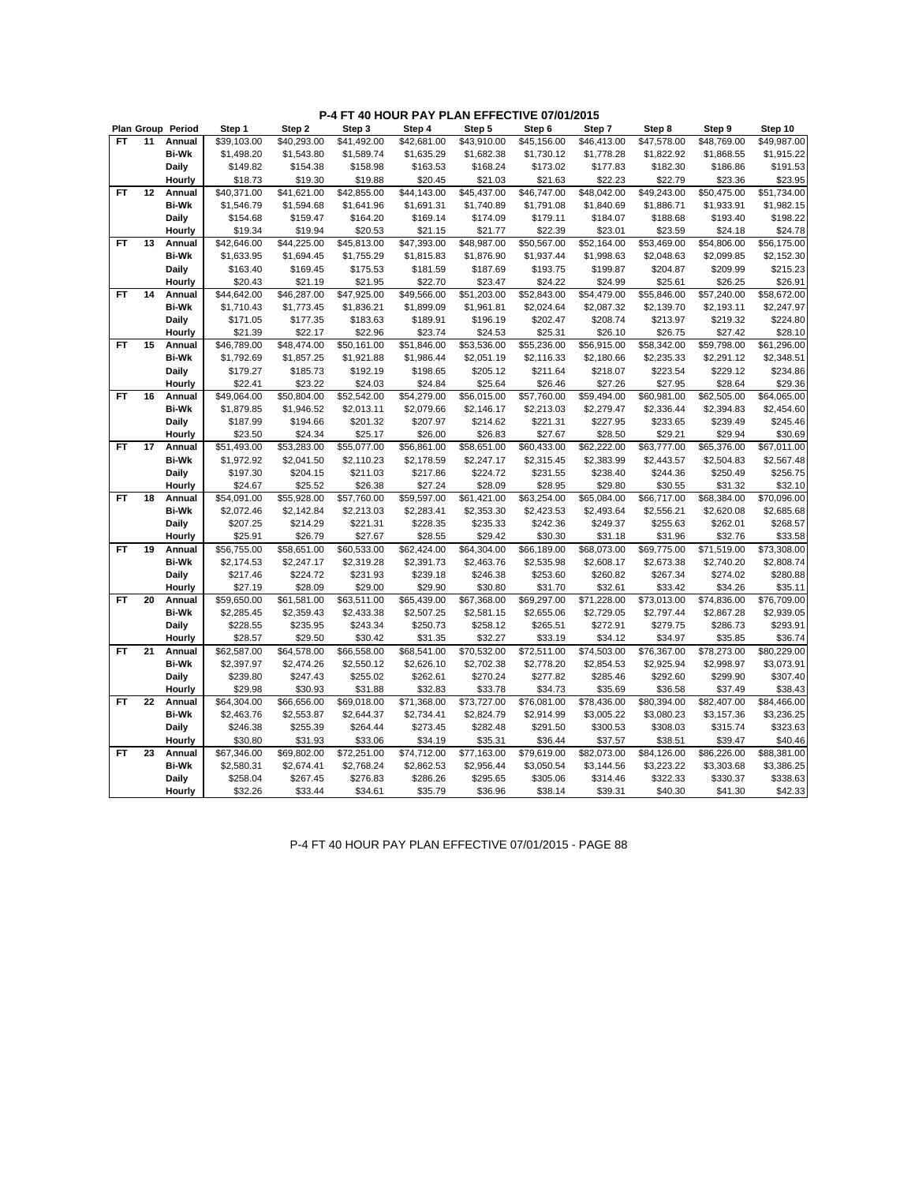# P-4 FT 40 HOUR PAY PLAN EFFECTIVE 07/01/2015

| Plan | Group | Period | Step 1 | Step 2 | Step 3 | Step 4 | Step 5 | Step 6 | Step 7 | Step 8 | Step 9 | Step 10 |
|---|---|---|---|---|---|---|---|---|---|---|---|---|
| FT | 11 | Annual | $39,103.00 | $40,293.00 | $41,492.00 | $42,681.00 | $43,910.00 | $45,156.00 | $46,413.00 | $47,578.00 | $48,769.00 | $49,987.00 |
| | | Bi-Wk | $1,498.20 | $1,543.80 | $1,589.74 | $1,635.29 | $1,682.38 | $1,730.12 | $1,778.28 | $1,822.92 | $1,868.55 | $1,915.22 |
| | | Daily | $149.82 | $154.38 | $158.98 | $163.53 | $168.24 | $173.02 | $177.83 | $182.30 | $186.86 | $191.53 |
| | | Hourly | $18.73 | $19.30 | $19.88 | $20.45 | $21.03 | $21.63 | $22.23 | $22.79 | $23.36 | $23.95 |
| FT | 12 | Annual | $40,371.00 | $41,621.00 | $42,855.00 | $44,143.00 | $45,437.00 | $46,747.00 | $48,042.00 | $49,243.00 | $50,475.00 | $51,734.00 |
| | | Bi-Wk | $1,546.79 | $1,594.68 | $1,641.96 | $1,691.31 | $1,740.89 | $1,791.08 | $1,840.69 | $1,886.71 | $1,933.91 | $1,982.15 |
| | | Daily | $154.68 | $159.47 | $164.20 | $169.14 | $174.09 | $179.11 | $184.07 | $188.68 | $193.40 | $198.22 |
| | | Hourly | $19.34 | $19.94 | $20.53 | $21.15 | $21.77 | $22.39 | $23.01 | $23.59 | $24.18 | $24.78 |
| FT | 13 | Annual | $42,646.00 | $44,225.00 | $45,813.00 | $47,393.00 | $48,987.00 | $50,567.00 | $52,164.00 | $53,469.00 | $54,806.00 | $56,175.00 |
| | | Bi-Wk | $1,633.95 | $1,694.45 | $1,755.29 | $1,815.83 | $1,876.90 | $1,937.44 | $1,998.63 | $2,048.63 | $2,099.85 | $2,152.30 |
| | | Daily | $163.40 | $169.45 | $175.53 | $181.59 | $187.69 | $193.75 | $199.87 | $204.87 | $209.99 | $215.23 |
| | | Hourly | $20.43 | $21.19 | $21.95 | $22.70 | $23.47 | $24.22 | $24.99 | $25.61 | $26.25 | $26.91 |
| FT | 14 | Annual | $44,642.00 | $46,287.00 | $47,925.00 | $49,566.00 | $51,203.00 | $52,843.00 | $54,479.00 | $55,846.00 | $57,240.00 | $58,672.00 |
| | | Bi-Wk | $1,710.43 | $1,773.45 | $1,836.21 | $1,899.09 | $1,961.81 | $2,024.64 | $2,087.32 | $2,139.70 | $2,193.11 | $2,247.97 |
| | | Daily | $171.05 | $177.35 | $183.63 | $189.91 | $196.19 | $202.47 | $208.74 | $213.97 | $219.32 | $224.80 |
| | | Hourly | $21.39 | $22.17 | $22.96 | $23.74 | $24.53 | $25.31 | $26.10 | $26.75 | $27.42 | $28.10 |
| FT | 15 | Annual | $46,789.00 | $48,474.00 | $50,161.00 | $51,846.00 | $53,536.00 | $55,236.00 | $56,915.00 | $58,342.00 | $59,798.00 | $61,296.00 |
| | | Bi-Wk | $1,792.69 | $1,857.25 | $1,921.88 | $1,986.44 | $2,051.19 | $2,116.33 | $2,180.66 | $2,235.33 | $2,291.12 | $2,348.51 |
| | | Daily | $179.27 | $185.73 | $192.19 | $198.65 | $205.12 | $211.64 | $218.07 | $223.54 | $229.12 | $234.86 |
| | | Hourly | $22.41 | $23.22 | $24.03 | $24.84 | $25.64 | $26.46 | $27.26 | $27.95 | $28.64 | $29.36 |
| FT | 16 | Annual | $49,064.00 | $50,804.00 | $52,542.00 | $54,279.00 | $56,015.00 | $57,760.00 | $59,494.00 | $60,981.00 | $62,505.00 | $64,065.00 |
| | | Bi-Wk | $1,879.85 | $1,946.52 | $2,013.11 | $2,079.66 | $2,146.17 | $2,213.03 | $2,279.47 | $2,336.44 | $2,394.83 | $2,454.60 |
| | | Daily | $187.99 | $194.66 | $201.32 | $207.97 | $214.62 | $221.31 | $227.95 | $233.65 | $239.49 | $245.46 |
| | | Hourly | $23.50 | $24.34 | $25.17 | $26.00 | $26.83 | $27.67 | $28.50 | $29.21 | $29.94 | $30.69 |
| FT | 17 | Annual | $51,493.00 | $53,283.00 | $55,077.00 | $56,861.00 | $58,651.00 | $60,433.00 | $62,222.00 | $63,777.00 | $65,376.00 | $67,011.00 |
| | | Bi-Wk | $1,972.92 | $2,041.50 | $2,110.23 | $2,178.59 | $2,247.17 | $2,315.45 | $2,383.99 | $2,443.57 | $2,504.83 | $2,567.48 |
| | | Daily | $197.30 | $204.15 | $211.03 | $217.86 | $224.72 | $231.55 | $238.40 | $244.36 | $250.49 | $256.75 |
| | | Hourly | $24.67 | $25.52 | $26.38 | $27.24 | $28.09 | $28.95 | $29.80 | $30.55 | $31.32 | $32.10 |
| FT | 18 | Annual | $54,091.00 | $55,928.00 | $57,760.00 | $59,597.00 | $61,421.00 | $63,254.00 | $65,084.00 | $66,717.00 | $68,384.00 | $70,096.00 |
| | | Bi-Wk | $2,072.46 | $2,142.84 | $2,213.03 | $2,283.41 | $2,353.30 | $2,423.53 | $2,493.64 | $2,556.21 | $2,620.08 | $2,685.68 |
| | | Daily | $207.25 | $214.29 | $221.31 | $228.35 | $235.33 | $242.36 | $249.37 | $255.63 | $262.01 | $268.57 |
| | | Hourly | $25.91 | $26.79 | $27.67 | $28.55 | $29.42 | $30.30 | $31.18 | $31.96 | $32.76 | $33.58 |
| FT | 19 | Annual | $56,755.00 | $58,651.00 | $60,533.00 | $62,424.00 | $64,304.00 | $66,189.00 | $68,073.00 | $69,775.00 | $71,519.00 | $73,308.00 |
| | | Bi-Wk | $2,174.53 | $2,247.17 | $2,319.28 | $2,391.73 | $2,463.76 | $2,535.98 | $2,608.17 | $2,673.38 | $2,740.20 | $2,808.74 |
| | | Daily | $217.46 | $224.72 | $231.93 | $239.18 | $246.38 | $253.60 | $260.82 | $267.34 | $274.02 | $280.88 |
| | | Hourly | $27.19 | $28.09 | $29.00 | $29.90 | $30.80 | $31.70 | $32.61 | $33.42 | $34.26 | $35.11 |
| FT | 20 | Annual | $59,650.00 | $61,581.00 | $63,511.00 | $65,439.00 | $67,368.00 | $69,297.00 | $71,228.00 | $73,013.00 | $74,836.00 | $76,709.00 |
| | | Bi-Wk | $2,285.45 | $2,359.43 | $2,433.38 | $2,507.25 | $2,581.15 | $2,655.06 | $2,729.05 | $2,797.44 | $2,867.28 | $2,939.05 |
| | | Daily | $228.55 | $235.95 | $243.34 | $250.73 | $258.12 | $265.51 | $272.91 | $279.75 | $286.73 | $293.91 |
| | | Hourly | $28.57 | $29.50 | $30.42 | $31.35 | $32.27 | $33.19 | $34.12 | $34.97 | $35.85 | $36.74 |
| FT | 21 | Annual | $62,587.00 | $64,578.00 | $66,558.00 | $68,541.00 | $70,532.00 | $72,511.00 | $74,503.00 | $76,367.00 | $78,273.00 | $80,229.00 |
| | | Bi-Wk | $2,397.97 | $2,474.26 | $2,550.12 | $2,626.10 | $2,702.38 | $2,778.20 | $2,854.53 | $2,925.94 | $2,998.97 | $3,073.91 |
| | | Daily | $239.80 | $247.43 | $255.02 | $262.61 | $270.24 | $277.82 | $285.46 | $292.60 | $299.90 | $307.40 |
| | | Hourly | $29.98 | $30.93 | $31.88 | $32.83 | $33.78 | $34.73 | $35.69 | $36.58 | $37.49 | $38.43 |
| FT | 22 | Annual | $64,304.00 | $66,656.00 | $69,018.00 | $71,368.00 | $73,727.00 | $76,081.00 | $78,436.00 | $80,394.00 | $82,407.00 | $84,466.00 |
| | | Bi-Wk | $2,463.76 | $2,553.87 | $2,644.37 | $2,734.41 | $2,824.79 | $2,914.99 | $3,005.22 | $3,080.23 | $3,157.36 | $3,236.25 |
| | | Daily | $246.38 | $255.39 | $264.44 | $273.45 | $282.48 | $291.50 | $300.53 | $308.03 | $315.74 | $323.63 |
| | | Hourly | $30.80 | $31.93 | $33.06 | $34.19 | $35.31 | $36.44 | $37.57 | $38.51 | $39.47 | $40.46 |
| FT | 23 | Annual | $67,346.00 | $69,802.00 | $72,251.00 | $74,712.00 | $77,163.00 | $79,619.00 | $82,073.00 | $84,126.00 | $86,226.00 | $88,381.00 |
| | | Bi-Wk | $2,580.31 | $2,674.41 | $2,768.24 | $2,862.53 | $2,956.44 | $3,050.54 | $3,144.56 | $3,223.22 | $3,303.68 | $3,386.25 |
| | | Daily | $258.04 | $267.45 | $276.83 | $286.26 | $295.65 | $305.06 | $314.46 | $322.33 | $330.37 | $338.63 |
| | | Hourly | $32.26 | $33.44 | $34.61 | $35.79 | $36.96 | $38.14 | $39.31 | $40.30 | $41.30 | $42.33 |

P-4 FT 40 HOUR PAY PLAN EFFECTIVE 07/01/2015 - PAGE 88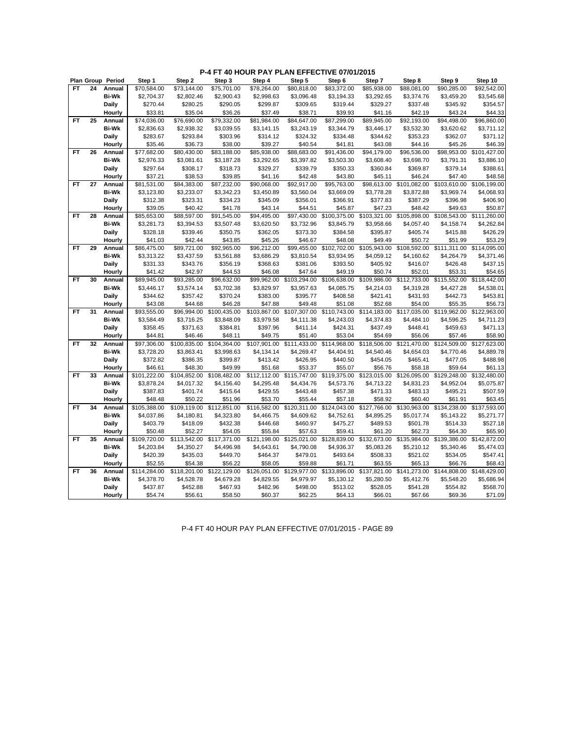## P-4 FT 40 HOUR PAY PLAN EFFECTIVE 07/01/2015

| Plan | Group | Period | Step 1 | Step 2 | Step 3 | Step 4 | Step 5 | Step 6 | Step 7 | Step 8 | Step 9 | Step 10 |
|---|---|---|---|---|---|---|---|---|---|---|---|---|
| FT | 24 | Annual | $70,584.00 | $73,144.00 | $75,701.00 | $78,264.00 | $80,818.00 | $83,372.00 | $85,938.00 | $88,081.00 | $90,285.00 | $92,542.00 |
| | | Bi-Wk | $2,704.37 | $2,802.46 | $2,900.43 | $2,998.63 | $3,096.48 | $3,194.33 | $3,292.65 | $3,374.76 | $3,459.20 | $3,545.68 |
| | | Daily | $270.44 | $280.25 | $290.05 | $299.87 | $309.65 | $319.44 | $329.27 | $337.48 | $345.92 | $354.57 |
| | | Hourly | $33.81 | $35.04 | $36.26 | $37.49 | $38.71 | $39.93 | $41.16 | $42.19 | $43.24 | $44.33 |
| FT | 25 | Annual | $74,036.00 | $76,690.00 | $79,332.00 | $81,984.00 | $84,647.00 | $87,299.00 | $89,945.00 | $92,193.00 | $94,498.00 | $96,860.00 |
| | | Bi-Wk | $2,836.63 | $2,938.32 | $3,039.55 | $3,141.15 | $3,243.19 | $3,344.79 | $3,446.17 | $3,532.30 | $3,620.62 | $3,711.12 |
| | | Daily | $283.67 | $293.84 | $303.96 | $314.12 | $324.32 | $334.48 | $344.62 | $353.23 | $362.07 | $371.12 |
| | | Hourly | $35.46 | $36.73 | $38.00 | $39.27 | $40.54 | $41.81 | $43.08 | $44.16 | $45.26 | $46.39 |
| FT | 26 | Annual | $77,682.00 | $80,430.00 | $83,188.00 | $85,938.00 | $88,683.00 | $91,436.00 | $94,179.00 | $96,536.00 | $98,953.00 | $101,427.00 |
| | | Bi-Wk | $2,976.33 | $3,081.61 | $3,187.28 | $3,292.65 | $3,397.82 | $3,503.30 | $3,608.40 | $3,698.70 | $3,791.31 | $3,886.10 |
| | | Daily | $297.64 | $308.17 | $318.73 | $329.27 | $339.79 | $350.33 | $360.84 | $369.87 | $379.14 | $388.61 |
| | | Hourly | $37.21 | $38.53 | $39.85 | $41.16 | $42.48 | $43.80 | $45.11 | $46.24 | $47.40 | $48.58 |
| FT | 27 | Annual | $81,531.00 | $84,383.00 | $87,232.00 | $90,068.00 | $92,917.00 | $95,763.00 | $98,613.00 | $101,082.00 | $103,610.00 | $106,199.00 |
| | | Bi-Wk | $3,123.80 | $3,233.07 | $3,342.23 | $3,450.89 | $3,560.04 | $3,669.09 | $3,778.28 | $3,872.88 | $3,969.74 | $4,068.93 |
| | | Daily | $312.38 | $323.31 | $334.23 | $345.09 | $356.01 | $366.91 | $377.83 | $387.29 | $396.98 | $406.90 |
| | | Hourly | $39.05 | $40.42 | $41.78 | $43.14 | $44.51 | $45.87 | $47.23 | $48.42 | $49.63 | $50.87 |
| FT | 28 | Annual | $85,653.00 | $88,597.00 | $91,545.00 | $94,495.00 | $97,430.00 | $100,375.00 | $103,321.00 | $105,898.00 | $108,543.00 | $111,260.00 |
| | | Bi-Wk | $3,281.73 | $3,394.53 | $3,507.48 | $3,620.50 | $3,732.96 | $3,845.79 | $3,958.66 | $4,057.40 | $4,158.74 | $4,262.84 |
| | | Daily | $328.18 | $339.46 | $350.75 | $362.05 | $373.30 | $384.58 | $395.87 | $405.74 | $415.88 | $426.29 |
| | | Hourly | $41.03 | $42.44 | $43.85 | $45.26 | $46.67 | $48.08 | $49.49 | $50.72 | $51.99 | $53.29 |
| FT | 29 | Annual | $86,475.00 | $89,721.00 | $92,965.00 | $96,212.00 | $99,455.00 | $102,702.00 | $105,943.00 | $108,592.00 | $111,311.00 | $114,095.00 |
| | | Bi-Wk | $3,313.22 | $3,437.59 | $3,561.88 | $3,686.29 | $3,810.54 | $3,934.95 | $4,059.12 | $4,160.62 | $4,264.79 | $4,371.46 |
| | | Daily | $331.33 | $343.76 | $356.19 | $368.63 | $381.06 | $393.50 | $405.92 | $416.07 | $426.48 | $437.15 |
| | | Hourly | $41.42 | $42.97 | $44.53 | $46.08 | $47.64 | $49.19 | $50.74 | $52.01 | $53.31 | $54.65 |
| FT | 30 | Annual | $89,945.00 | $93,285.00 | $96,632.00 | $99,962.00 | $103,294.00 | $106,638.00 | $109,986.00 | $112,733.00 | $115,552.00 | $118,442.00 |
| | | Bi-Wk | $3,446.17 | $3,574.14 | $3,702.38 | $3,829.97 | $3,957.63 | $4,085.75 | $4,214.03 | $4,319.28 | $4,427.28 | $4,538.01 |
| | | Daily | $344.62 | $357.42 | $370.24 | $383.00 | $395.77 | $408.58 | $421.41 | $431.93 | $442.73 | $453.81 |
| | | Hourly | $43.08 | $44.68 | $46.28 | $47.88 | $49.48 | $51.08 | $52.68 | $54.00 | $55.35 | $56.73 |
| FT | 31 | Annual | $93,555.00 | $96,994.00 | $100,435.00 | $103,867.00 | $107,307.00 | $110,743.00 | $114,183.00 | $117,035.00 | $119,962.00 | $122,963.00 |
| | | Bi-Wk | $3,584.49 | $3,716.25 | $3,848.09 | $3,979.58 | $4,111.38 | $4,243.03 | $4,374.83 | $4,484.10 | $4,596.25 | $4,711.23 |
| | | Daily | $358.45 | $371.63 | $384.81 | $397.96 | $411.14 | $424.31 | $437.49 | $448.41 | $459.63 | $471.13 |
| | | Hourly | $44.81 | $46.46 | $48.11 | $49.75 | $51.40 | $53.04 | $54.69 | $56.06 | $57.46 | $58.90 |
| FT | 32 | Annual | $97,306.00 | $100,835.00 | $104,364.00 | $107,901.00 | $111,433.00 | $114,968.00 | $118,506.00 | $121,470.00 | $124,509.00 | $127,623.00 |
| | | Bi-Wk | $3,728.20 | $3,863.41 | $3,998.63 | $4,134.14 | $4,269.47 | $4,404.91 | $4,540.46 | $4,654.03 | $4,770.46 | $4,889.78 |
| | | Daily | $372.82 | $386.35 | $399.87 | $413.42 | $426.95 | $440.50 | $454.05 | $465.41 | $477.05 | $488.98 |
| | | Hourly | $46.61 | $48.30 | $49.99 | $51.68 | $53.37 | $55.07 | $56.76 | $58.18 | $59.64 | $61.13 |
| FT | 33 | Annual | $101,222.00 | $104,852.00 | $108,482.00 | $112,112.00 | $115,747.00 | $119,375.00 | $123,015.00 | $126,095.00 | $129,248.00 | $132,480.00 |
| | | Bi-Wk | $3,878.24 | $4,017.32 | $4,156.40 | $4,295.48 | $4,434.76 | $4,573.76 | $4,713.22 | $4,831.23 | $4,952.04 | $5,075.87 |
| | | Daily | $387.83 | $401.74 | $415.64 | $429.55 | $443.48 | $457.38 | $471.33 | $483.13 | $495.21 | $507.59 |
| | | Hourly | $48.48 | $50.22 | $51.96 | $53.70 | $55.44 | $57.18 | $58.92 | $60.40 | $61.91 | $63.45 |
| FT | 34 | Annual | $105,388.00 | $109,119.00 | $112,851.00 | $116,582.00 | $120,311.00 | $124,043.00 | $127,766.00 | $130,963.00 | $134,238.00 | $137,593.00 |
| | | Bi-Wk | $4,037.86 | $4,180.81 | $4,323.80 | $4,466.75 | $4,609.62 | $4,752.61 | $4,895.25 | $5,017.74 | $5,143.22 | $5,271.77 |
| | | Daily | $403.79 | $418.09 | $432.38 | $446.68 | $460.97 | $475.27 | $489.53 | $501.78 | $514.33 | $527.18 |
| | | Hourly | $50.48 | $52.27 | $54.05 | $55.84 | $57.63 | $59.41 | $61.20 | $62.73 | $64.30 | $65.90 |
| FT | 35 | Annual | $109,720.00 | $113,542.00 | $117,371.00 | $121,198.00 | $125,021.00 | $128,839.00 | $132,673.00 | $135,984.00 | $139,386.00 | $142,872.00 |
| | | Bi-Wk | $4,203.84 | $4,350.27 | $4,496.98 | $4,643.61 | $4,790.08 | $4,936.37 | $5,083.26 | $5,210.12 | $5,340.46 | $5,474.03 |
| | | Daily | $420.39 | $435.03 | $449.70 | $464.37 | $479.01 | $493.64 | $508.33 | $521.02 | $534.05 | $547.41 |
| | | Hourly | $52.55 | $54.38 | $56.22 | $58.05 | $59.88 | $61.71 | $63.55 | $65.13 | $66.76 | $68.43 |
| FT | 36 | Annual | $114,284.00 | $118,201.00 | $122,129.00 | $126,051.00 | $129,977.00 | $133,896.00 | $137,821.00 | $141,273.00 | $144,808.00 | $148,429.00 |
| | | Bi-Wk | $4,378.70 | $4,528.78 | $4,679.28 | $4,829.55 | $4,979.97 | $5,130.12 | $5,280.50 | $5,412.76 | $5,548.20 | $5,686.94 |
| | | Daily | $437.87 | $452.88 | $467.93 | $482.96 | $498.00 | $513.02 | $528.05 | $541.28 | $554.82 | $568.70 |
| | | Hourly | $54.74 | $56.61 | $58.50 | $60.37 | $62.25 | $64.13 | $66.01 | $67.66 | $69.36 | $71.09 |

P-4 FT 40 HOUR PAY PLAN EFFECTIVE 07/01/2015 - PAGE 89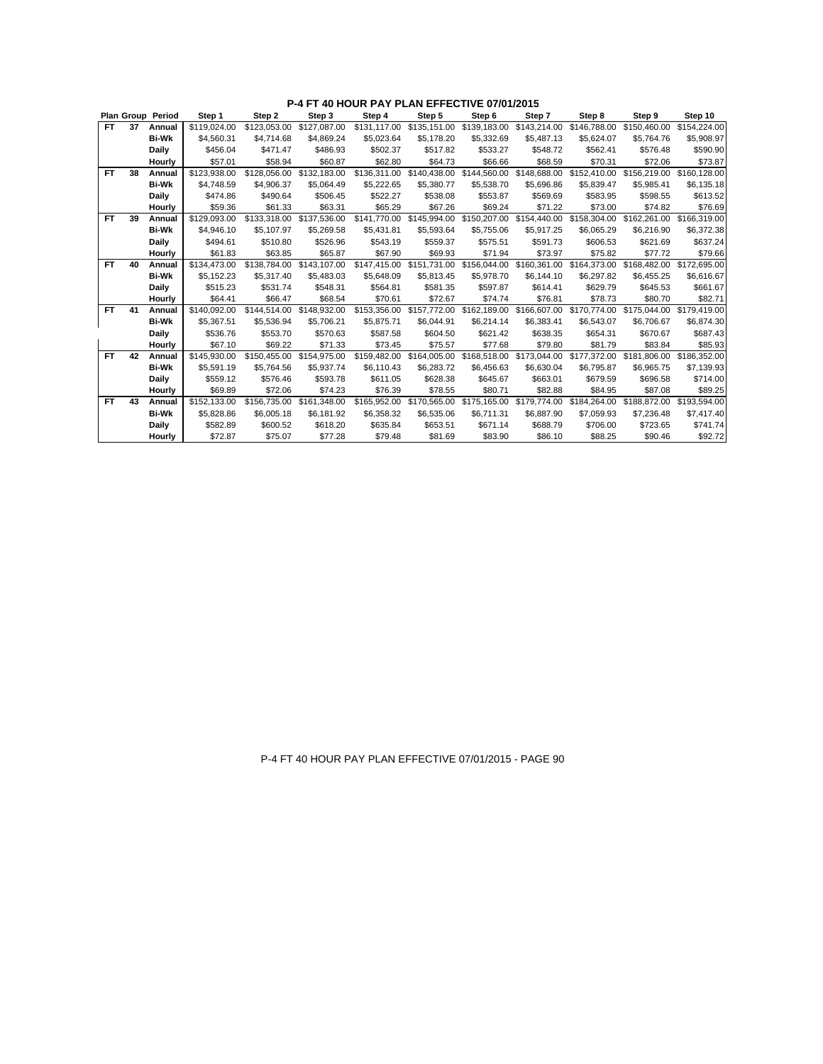## P-4 FT 40 HOUR PAY PLAN EFFECTIVE 07/01/2015

| Plan | Group | Period | Step 1 | Step 2 | Step 3 | Step 4 | Step 5 | Step 6 | Step 7 | Step 8 | Step 9 | Step 10 |
|---|---|---|---|---|---|---|---|---|---|---|---|---|
| **FT** | **37** | **Annual** | $119,024.00 | $123,053.00 | $127,087.00 | $131,117.00 | $135,151.00 | $139,183.00 | $143,214.00 | $146,788.00 | $150,460.00 | $154,224.00 |
| | | **Bi-Wk** | $4,560.31 | $4,714.68 | $4,869.24 | $5,023.64 | $5,178.20 | $5,332.69 | $5,487.13 | $5,624.07 | $5,764.76 | $5,908.97 |
| | | **Daily** | $456.04 | $471.47 | $486.93 | $502.37 | $517.82 | $533.27 | $548.72 | $562.41 | $576.48 | $590.90 |
| | | **Hourly** | $57.01 | $58.94 | $60.87 | $62.80 | $64.73 | $66.66 | $68.59 | $70.31 | $72.06 | $73.87 |
| **FT** | **38** | **Annual** | $123,938.00 | $128,056.00 | $132,183.00 | $136,311.00 | $140,438.00 | $144,560.00 | $148,688.00 | $152,410.00 | $156,219.00 | $160,128.00 |
| | | **Bi-Wk** | $4,748.59 | $4,906.37 | $5,064.49 | $5,222.65 | $5,380.77 | $5,538.70 | $5,696.86 | $5,839.47 | $5,985.41 | $6,135.18 |
| | | **Daily** | $474.86 | $490.64 | $506.45 | $522.27 | $538.08 | $553.87 | $569.69 | $583.95 | $598.55 | $613.52 |
| | | **Hourly** | $59.36 | $61.33 | $63.31 | $65.29 | $67.26 | $69.24 | $71.22 | $73.00 | $74.82 | $76.69 |
| **FT** | **39** | **Annual** | $129,093.00 | $133,318.00 | $137,536.00 | $141,770.00 | $145,994.00 | $150,207.00 | $154,440.00 | $158,304.00 | $162,261.00 | $166,319.00 |
| | | **Bi-Wk** | $4,946.10 | $5,107.97 | $5,269.58 | $5,431.81 | $5,593.64 | $5,755.06 | $5,917.25 | $6,065.29 | $6,216.90 | $6,372.38 |
| | | **Daily** | $494.61 | $510.80 | $526.96 | $543.19 | $559.37 | $575.51 | $591.73 | $606.53 | $621.69 | $637.24 |
| | | **Hourly** | $61.83 | $63.85 | $65.87 | $67.90 | $69.93 | $71.94 | $73.97 | $75.82 | $77.72 | $79.66 |
| **FT** | **40** | **Annual** | $134,473.00 | $138,784.00 | $143,107.00 | $147,415.00 | $151,731.00 | $156,044.00 | $160,361.00 | $164,373.00 | $168,482.00 | $172,695.00 |
| | | **Bi-Wk** | $5,152.23 | $5,317.40 | $5,483.03 | $5,648.09 | $5,813.45 | $5,978.70 | $6,144.10 | $6,297.82 | $6,455.25 | $6,616.67 |
| | | **Daily** | $515.23 | $531.74 | $548.31 | $564.81 | $581.35 | $597.87 | $614.41 | $629.79 | $645.53 | $661.67 |
| | | **Hourly** | $64.41 | $66.47 | $68.54 | $70.61 | $72.67 | $74.74 | $76.81 | $78.73 | $80.70 | $82.71 |
| **FT** | **41** | **Annual** | $140,092.00 | $144,514.00 | $148,932.00 | $153,356.00 | $157,772.00 | $162,189.00 | $166,607.00 | $170,774.00 | $175,044.00 | $179,419.00 |
| | | **Bi-Wk** | $5,367.51 | $5,536.94 | $5,706.21 | $5,875.71 | $6,044.91 | $6,214.14 | $6,383.41 | $6,543.07 | $6,706.67 | $6,874.30 |
| | | **Daily** | $536.76 | $553.70 | $570.63 | $587.58 | $604.50 | $621.42 | $638.35 | $654.31 | $670.67 | $687.43 |
| | | **Hourly** | $67.10 | $69.22 | $71.33 | $73.45 | $75.57 | $77.68 | $79.80 | $81.79 | $83.84 | $85.93 |
| **FT** | **42** | **Annual** | $145,930.00 | $150,455.00 | $154,975.00 | $159,482.00 | $164,005.00 | $168,518.00 | $173,044.00 | $177,372.00 | $181,806.00 | $186,352.00 |
| | | **Bi-Wk** | $5,591.19 | $5,764.56 | $5,937.74 | $6,110.43 | $6,283.72 | $6,456.63 | $6,630.04 | $6,795.87 | $6,965.75 | $7,139.93 |
| | | **Daily** | $559.12 | $576.46 | $593.78 | $611.05 | $628.38 | $645.67 | $663.01 | $679.59 | $696.58 | $714.00 |
| | | **Hourly** | $69.89 | $72.06 | $74.23 | $76.39 | $78.55 | $80.71 | $82.88 | $84.95 | $87.08 | $89.25 |
| **FT** | **43** | **Annual** | $152,133.00 | $156,735.00 | $161,348.00 | $165,952.00 | $170,565.00 | $175,165.00 | $179,774.00 | $184,264.00 | $188,872.00 | $193,594.00 |
| | | **Bi-Wk** | $5,828.86 | $6,005.18 | $6,181.92 | $6,358.32 | $6,535.06 | $6,711.31 | $6,887.90 | $7,059.93 | $7,236.48 | $7,417.40 |
| | | **Daily** | $582.89 | $600.52 | $618.20 | $635.84 | $653.51 | $671.14 | $688.79 | $706.00 | $723.65 | $741.74 |
| | | **Hourly** | $72.87 | $75.07 | $77.28 | $79.48 | $81.69 | $83.90 | $86.10 | $88.25 | $90.46 | $92.72 |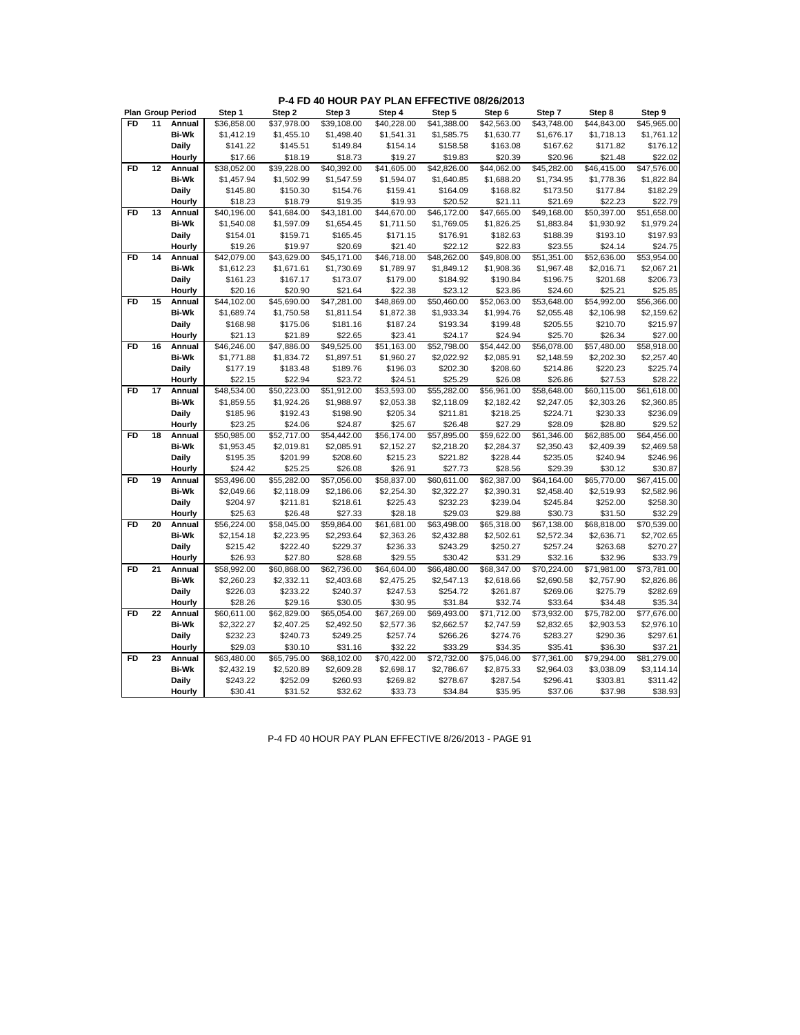# P-4 FD 40 HOUR PAY PLAN EFFECTIVE 08/26/2013

| Plan | Group | Period | Step 1 | Step 2 | Step 3 | Step 4 | Step 5 | Step 6 | Step 7 | Step 8 | Step 9 |
|---|---|---|---|---|---|---|---|---|---|---|---|
| FD | 11 | Annual | $36,858.00 | $37,978.00 | $39,108.00 | $40,228.00 | $41,388.00 | $42,563.00 | $43,748.00 | $44,843.00 | $45,965.00 |
| | | Bi-Wk | $1,412.19 | $1,455.10 | $1,498.40 | $1,541.31 | $1,585.75 | $1,630.77 | $1,676.17 | $1,718.13 | $1,761.12 |
| | | Daily | $141.22 | $145.51 | $149.84 | $154.14 | $158.58 | $163.08 | $167.62 | $171.82 | $176.12 |
| | | Hourly | $17.66 | $18.19 | $18.73 | $19.27 | $19.83 | $20.39 | $20.96 | $21.48 | $22.02 |
| FD | 12 | Annual | $38,052.00 | $39,228.00 | $40,392.00 | $41,605.00 | $42,826.00 | $44,062.00 | $45,282.00 | $46,415.00 | $47,576.00 |
| | | Bi-Wk | $1,457.94 | $1,502.99 | $1,547.59 | $1,594.07 | $1,640.85 | $1,688.20 | $1,734.95 | $1,778.36 | $1,822.84 |
| | | Daily | $145.80 | $150.30 | $154.76 | $159.41 | $164.09 | $168.82 | $173.50 | $177.84 | $182.29 |
| | | Hourly | $18.23 | $18.79 | $19.35 | $19.93 | $20.52 | $21.11 | $21.69 | $22.23 | $22.79 |
| FD | 13 | Annual | $40,196.00 | $41,684.00 | $43,181.00 | $44,670.00 | $46,172.00 | $47,665.00 | $49,168.00 | $50,397.00 | $51,658.00 |
| | | Bi-Wk | $1,540.08 | $1,597.09 | $1,654.45 | $1,711.50 | $1,769.05 | $1,826.25 | $1,883.84 | $1,930.92 | $1,979.24 |
| | | Daily | $154.01 | $159.71 | $165.45 | $171.15 | $176.91 | $182.63 | $188.39 | $193.10 | $197.93 |
| | | Hourly | $19.26 | $19.97 | $20.69 | $21.40 | $22.12 | $22.83 | $23.55 | $24.14 | $24.75 |
| FD | 14 | Annual | $42,079.00 | $43,629.00 | $45,171.00 | $46,718.00 | $48,262.00 | $49,808.00 | $51,351.00 | $52,636.00 | $53,954.00 |
| | | Bi-Wk | $1,612.23 | $1,671.61 | $1,730.69 | $1,789.97 | $1,849.12 | $1,908.36 | $1,967.48 | $2,016.71 | $2,067.21 |
| | | Daily | $161.23 | $167.17 | $173.07 | $179.00 | $184.92 | $190.84 | $196.75 | $201.68 | $206.73 |
| | | Hourly | $20.16 | $20.90 | $21.64 | $22.38 | $23.12 | $23.86 | $24.60 | $25.21 | $25.85 |
| FD | 15 | Annual | $44,102.00 | $45,690.00 | $47,281.00 | $48,869.00 | $50,460.00 | $52,063.00 | $53,648.00 | $54,992.00 | $56,366.00 |
| | | Bi-Wk | $1,689.74 | $1,750.58 | $1,811.54 | $1,872.38 | $1,933.34 | $1,994.76 | $2,055.48 | $2,106.98 | $2,159.62 |
| | | Daily | $168.98 | $175.06 | $181.16 | $187.24 | $193.34 | $199.48 | $205.55 | $210.70 | $215.97 |
| | | Hourly | $21.13 | $21.89 | $22.65 | $23.41 | $24.17 | $24.94 | $25.70 | $26.34 | $27.00 |
| FD | 16 | Annual | $46,246.00 | $47,886.00 | $49,525.00 | $51,163.00 | $52,798.00 | $54,442.00 | $56,078.00 | $57,480.00 | $58,918.00 |
| | | Bi-Wk | $1,771.88 | $1,834.72 | $1,897.51 | $1,960.27 | $2,022.92 | $2,085.91 | $2,148.59 | $2,202.30 | $2,257.40 |
| | | Daily | $177.19 | $183.48 | $189.76 | $196.03 | $202.30 | $208.60 | $214.86 | $220.23 | $225.74 |
| | | Hourly | $22.15 | $22.94 | $23.72 | $24.51 | $25.29 | $26.08 | $26.86 | $27.53 | $28.22 |
| FD | 17 | Annual | $48,534.00 | $50,223.00 | $51,912.00 | $53,593.00 | $55,282.00 | $56,961.00 | $58,648.00 | $60,115.00 | $61,618.00 |
| | | Bi-Wk | $1,859.55 | $1,924.26 | $1,988.97 | $2,053.38 | $2,118.09 | $2,182.42 | $2,247.05 | $2,303.26 | $2,360.85 |
| | | Daily | $185.96 | $192.43 | $198.90 | $205.34 | $211.81 | $218.25 | $224.71 | $230.33 | $236.09 |
| | | Hourly | $23.25 | $24.06 | $24.87 | $25.67 | $26.48 | $27.29 | $28.09 | $28.80 | $29.52 |
| FD | 18 | Annual | $50,985.00 | $52,717.00 | $54,442.00 | $56,174.00 | $57,895.00 | $59,622.00 | $61,346.00 | $62,885.00 | $64,456.00 |
| | | Bi-Wk | $1,953.45 | $2,019.81 | $2,085.91 | $2,152.27 | $2,218.20 | $2,284.37 | $2,350.43 | $2,409.39 | $2,469.58 |
| | | Daily | $195.35 | $201.99 | $208.60 | $215.23 | $221.82 | $228.44 | $235.05 | $240.94 | $246.96 |
| | | Hourly | $24.42 | $25.25 | $26.08 | $26.91 | $27.73 | $28.56 | $29.39 | $30.12 | $30.87 |
| FD | 19 | Annual | $53,496.00 | $55,282.00 | $57,056.00 | $58,837.00 | $60,611.00 | $62,387.00 | $64,164.00 | $65,770.00 | $67,415.00 |
| | | Bi-Wk | $2,049.66 | $2,118.09 | $2,186.06 | $2,254.30 | $2,322.27 | $2,390.31 | $2,458.40 | $2,519.93 | $2,582.96 |
| | | Daily | $204.97 | $211.81 | $218.61 | $225.43 | $232.23 | $239.04 | $245.84 | $252.00 | $258.30 |
| | | Hourly | $25.63 | $26.48 | $27.33 | $28.18 | $29.03 | $29.88 | $30.73 | $31.50 | $32.29 |
| FD | 20 | Annual | $56,224.00 | $58,045.00 | $59,864.00 | $61,681.00 | $63,498.00 | $65,318.00 | $67,138.00 | $68,818.00 | $70,539.00 |
| | | Bi-Wk | $2,154.18 | $2,223.95 | $2,293.64 | $2,363.26 | $2,432.88 | $2,502.61 | $2,572.34 | $2,636.71 | $2,702.65 |
| | | Daily | $215.42 | $222.40 | $229.37 | $236.33 | $243.29 | $250.27 | $257.24 | $263.68 | $270.27 |
| | | Hourly | $26.93 | $27.80 | $28.68 | $29.55 | $30.42 | $31.29 | $32.16 | $32.96 | $33.79 |
| FD | 21 | Annual | $58,992.00 | $60,868.00 | $62,736.00 | $64,604.00 | $66,480.00 | $68,347.00 | $70,224.00 | $71,981.00 | $73,781.00 |
| | | Bi-Wk | $2,260.23 | $2,332.11 | $2,403.68 | $2,475.25 | $2,547.13 | $2,618.66 | $2,690.58 | $2,757.90 | $2,826.86 |
| | | Daily | $226.03 | $233.22 | $240.37 | $247.53 | $254.72 | $261.87 | $269.06 | $275.79 | $282.69 |
| | | Hourly | $28.26 | $29.16 | $30.05 | $30.95 | $31.84 | $32.74 | $33.64 | $34.48 | $35.34 |
| FD | 22 | Annual | $60,611.00 | $62,829.00 | $65,054.00 | $67,269.00 | $69,493.00 | $71,712.00 | $73,932.00 | $75,782.00 | $77,676.00 |
| | | Bi-Wk | $2,322.27 | $2,407.25 | $2,492.50 | $2,577.36 | $2,662.57 | $2,747.59 | $2,832.65 | $2,903.53 | $2,976.10 |
| | | Daily | $232.23 | $240.73 | $249.25 | $257.74 | $266.26 | $274.76 | $283.27 | $290.36 | $297.61 |
| | | Hourly | $29.03 | $30.10 | $31.16 | $32.22 | $33.29 | $34.35 | $35.41 | $36.30 | $37.21 |
| FD | 23 | Annual | $63,480.00 | $65,795.00 | $68,102.00 | $70,422.00 | $72,732.00 | $75,046.00 | $77,361.00 | $79,294.00 | $81,279.00 |
| | | Bi-Wk | $2,432.19 | $2,520.89 | $2,609.28 | $2,698.17 | $2,786.67 | $2,875.33 | $2,964.03 | $3,038.09 | $3,114.14 |
| | | Daily | $243.22 | $252.09 | $260.93 | $269.82 | $278.67 | $287.54 | $296.41 | $303.81 | $311.42 |
| | | Hourly | $30.41 | $31.52 | $32.62 | $33.73 | $34.84 | $35.95 | $37.06 | $37.98 | $38.93 |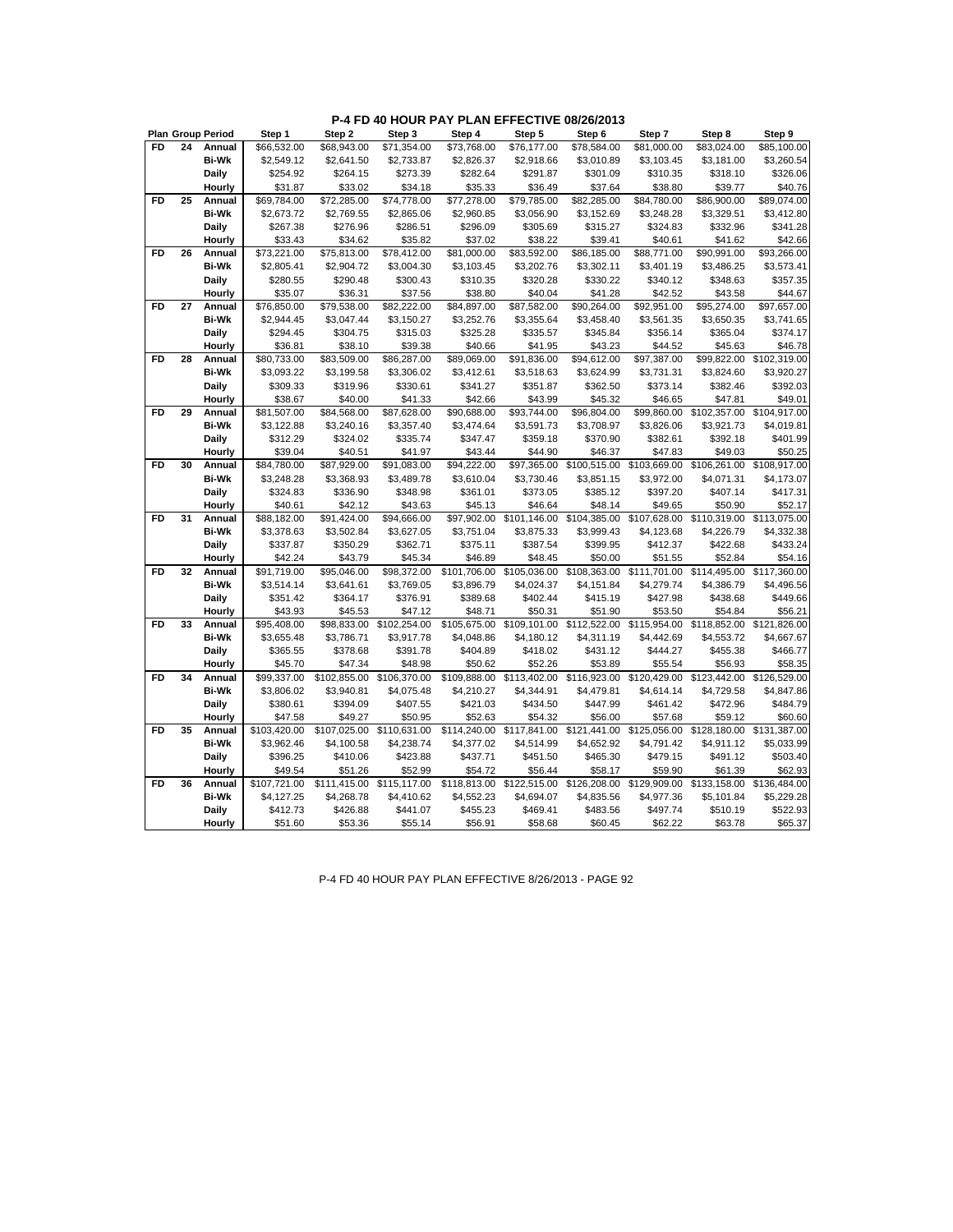# P-4 FD 40 HOUR PAY PLAN EFFECTIVE 08/26/2013

| Plan | Group | Period | Step 1 | Step 2 | Step 3 | Step 4 | Step 5 | Step 6 | Step 7 | Step 8 | Step 9 |
|---|---|---|---|---|---|---|---|---|---|---|---|
| FD | 24 | Annual | $66,532.00 | $68,943.00 | $71,354.00 | $73,768.00 | $76,177.00 | $78,584.00 | $81,000.00 | $83,024.00 | $85,100.00 |
| | | Bi-Wk | $2,549.12 | $2,641.50 | $2,733.87 | $2,826.37 | $2,918.66 | $3,010.89 | $3,103.45 | $3,181.00 | $3,260.54 |
| | | Daily | $254.92 | $264.15 | $273.39 | $282.64 | $291.87 | $301.09 | $310.35 | $318.10 | $326.06 |
| | | Hourly | $31.87 | $33.02 | $34.18 | $35.33 | $36.49 | $37.64 | $38.80 | $39.77 | $40.76 |
| FD | 25 | Annual | $69,784.00 | $72,285.00 | $74,778.00 | $77,278.00 | $79,785.00 | $82,285.00 | $84,780.00 | $86,900.00 | $89,074.00 |
| | | Bi-Wk | $2,673.72 | $2,769.55 | $2,865.06 | $2,960.85 | $3,056.90 | $3,152.69 | $3,248.28 | $3,329.51 | $3,412.80 |
| | | Daily | $267.38 | $276.96 | $286.51 | $296.09 | $305.69 | $315.27 | $324.83 | $332.96 | $341.28 |
| | | Hourly | $33.43 | $34.62 | $35.82 | $37.02 | $38.22 | $39.41 | $40.61 | $41.62 | $42.66 |
| FD | 26 | Annual | $73,221.00 | $75,813.00 | $78,412.00 | $81,000.00 | $83,592.00 | $86,185.00 | $88,771.00 | $90,991.00 | $93,266.00 |
| | | Bi-Wk | $2,805.41 | $2,904.72 | $3,004.30 | $3,103.45 | $3,202.76 | $3,302.11 | $3,401.19 | $3,486.25 | $3,573.41 |
| | | Daily | $280.55 | $290.48 | $300.43 | $310.35 | $320.28 | $330.22 | $340.12 | $348.63 | $357.35 |
| | | Hourly | $35.07 | $36.31 | $37.56 | $38.80 | $40.04 | $41.28 | $42.52 | $43.58 | $44.67 |
| FD | 27 | Annual | $76,850.00 | $79,538.00 | $82,222.00 | $84,897.00 | $87,582.00 | $90,264.00 | $92,951.00 | $95,274.00 | $97,657.00 |
| | | Bi-Wk | $2,944.45 | $3,047.44 | $3,150.27 | $3,252.76 | $3,355.64 | $3,458.40 | $3,561.35 | $3,650.35 | $3,741.65 |
| | | Daily | $294.45 | $304.75 | $315.03 | $325.28 | $335.57 | $345.84 | $356.14 | $365.04 | $374.17 |
| | | Hourly | $36.81 | $38.10 | $39.38 | $40.66 | $41.95 | $43.23 | $44.52 | $45.63 | $46.78 |
| FD | 28 | Annual | $80,733.00 | $83,509.00 | $86,287.00 | $89,069.00 | $91,836.00 | $94,612.00 | $97,387.00 | $99,822.00 | $102,319.00 |
| | | Bi-Wk | $3,093.22 | $3,199.58 | $3,306.02 | $3,412.61 | $3,518.63 | $3,624.99 | $3,731.31 | $3,824.60 | $3,920.27 |
| | | Daily | $309.33 | $319.96 | $330.61 | $341.27 | $351.87 | $362.50 | $373.14 | $382.46 | $392.03 |
| | | Hourly | $38.67 | $40.00 | $41.33 | $42.66 | $43.99 | $45.32 | $46.65 | $47.81 | $49.01 |
| FD | 29 | Annual | $81,507.00 | $84,568.00 | $87,628.00 | $90,688.00 | $93,744.00 | $96,804.00 | $99,860.00 | $102,357.00 | $104,917.00 |
| | | Bi-Wk | $3,122.88 | $3,240.16 | $3,357.40 | $3,474.64 | $3,591.73 | $3,708.97 | $3,826.06 | $3,921.73 | $4,019.81 |
| | | Daily | $312.29 | $324.02 | $335.74 | $347.47 | $359.18 | $370.90 | $382.61 | $392.18 | $401.99 |
| | | Hourly | $39.04 | $40.51 | $41.97 | $43.44 | $44.90 | $46.37 | $47.83 | $49.03 | $50.25 |
| FD | 30 | Annual | $84,780.00 | $87,929.00 | $91,083.00 | $94,222.00 | $97,365.00 | $100,515.00 | $103,669.00 | $106,261.00 | $108,917.00 |
| | | Bi-Wk | $3,248.28 | $3,368.93 | $3,489.78 | $3,610.04 | $3,730.46 | $3,851.15 | $3,972.00 | $4,071.31 | $4,173.07 |
| | | Daily | $324.83 | $336.90 | $348.98 | $361.01 | $373.05 | $385.12 | $397.20 | $407.14 | $417.31 |
| | | Hourly | $40.61 | $42.12 | $43.63 | $45.13 | $46.64 | $48.14 | $49.65 | $50.90 | $52.17 |
| FD | 31 | Annual | $88,182.00 | $91,424.00 | $94,666.00 | $97,902.00 | $101,146.00 | $104,385.00 | $107,628.00 | $110,319.00 | $113,075.00 |
| | | Bi-Wk | $3,378.63 | $3,502.84 | $3,627.05 | $3,751.04 | $3,875.33 | $3,999.43 | $4,123.68 | $4,226.79 | $4,332.38 |
| | | Daily | $337.87 | $350.29 | $362.71 | $375.11 | $387.54 | $399.95 | $412.37 | $422.68 | $433.24 |
| | | Hourly | $42.24 | $43.79 | $45.34 | $46.89 | $48.45 | $50.00 | $51.55 | $52.84 | $54.16 |
| FD | 32 | Annual | $91,719.00 | $95,046.00 | $98,372.00 | $101,706.00 | $105,036.00 | $108,363.00 | $111,701.00 | $114,495.00 | $117,360.00 |
| | | Bi-Wk | $3,514.14 | $3,641.61 | $3,769.05 | $3,896.79 | $4,024.37 | $4,151.84 | $4,279.74 | $4,386.79 | $4,496.56 |
| | | Daily | $351.42 | $364.17 | $376.91 | $389.68 | $402.44 | $415.19 | $427.98 | $438.68 | $449.66 |
| | | Hourly | $43.93 | $45.53 | $47.12 | $48.71 | $50.31 | $51.90 | $53.50 | $54.84 | $56.21 |
| FD | 33 | Annual | $95,408.00 | $98,833.00 | $102,254.00 | $105,675.00 | $109,101.00 | $112,522.00 | $115,954.00 | $118,852.00 | $121,826.00 |
| | | Bi-Wk | $3,655.48 | $3,786.71 | $3,917.78 | $4,048.86 | $4,180.12 | $4,311.19 | $4,442.69 | $4,553.72 | $4,667.67 |
| | | Daily | $365.55 | $378.68 | $391.78 | $404.89 | $418.02 | $431.12 | $444.27 | $455.38 | $466.77 |
| | | Hourly | $45.70 | $47.34 | $48.98 | $50.62 | $52.26 | $53.89 | $55.54 | $56.93 | $58.35 |
| FD | 34 | Annual | $99,337.00 | $102,855.00 | $106,370.00 | $109,888.00 | $113,402.00 | $116,923.00 | $120,429.00 | $123,442.00 | $126,529.00 |
| | | Bi-Wk | $3,806.02 | $3,940.81 | $4,075.48 | $4,210.27 | $4,344.91 | $4,479.81 | $4,614.14 | $4,729.58 | $4,847.86 |
| | | Daily | $380.61 | $394.09 | $407.55 | $421.03 | $434.50 | $447.99 | $461.42 | $472.96 | $484.79 |
| | | Hourly | $47.58 | $49.27 | $50.95 | $52.63 | $54.32 | $56.00 | $57.68 | $59.12 | $60.60 |
| FD | 35 | Annual | $103,420.00 | $107,025.00 | $110,631.00 | $114,240.00 | $117,841.00 | $121,441.00 | $125,056.00 | $128,180.00 | $131,387.00 |
| | | Bi-Wk | $3,962.46 | $4,100.58 | $4,238.74 | $4,377.02 | $4,514.99 | $4,652.92 | $4,791.42 | $4,911.12 | $5,033.99 |
| | | Daily | $396.25 | $410.06 | $423.88 | $437.71 | $451.50 | $465.30 | $479.15 | $491.12 | $503.40 |
| | | Hourly | $49.54 | $51.26 | $52.99 | $54.72 | $56.44 | $58.17 | $59.90 | $61.39 | $62.93 |
| FD | 36 | Annual | $107,721.00 | $111,415.00 | $115,117.00 | $118,813.00 | $122,515.00 | $126,208.00 | $129,909.00 | $133,158.00 | $136,484.00 |
| | | Bi-Wk | $4,127.25 | $4,268.78 | $4,410.62 | $4,552.23 | $4,694.07 | $4,835.56 | $4,977.36 | $5,101.84 | $5,229.28 |
| | | Daily | $412.73 | $426.88 | $441.07 | $455.23 | $469.41 | $483.56 | $497.74 | $510.19 | $522.93 |
| | | Hourly | $51.60 | $53.36 | $55.14 | $56.91 | $58.68 | $60.45 | $62.22 | $63.78 | $65.37 |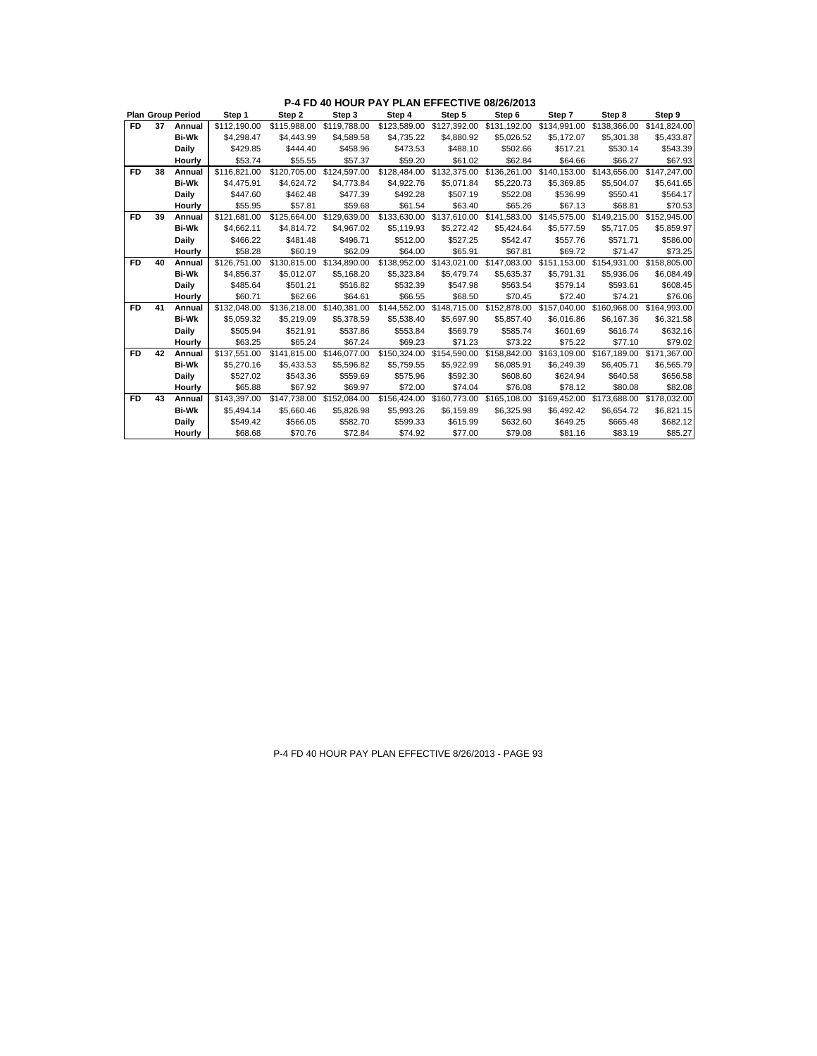## P-4 FD 40 HOUR PAY PLAN EFFECTIVE 08/26/2013

| Plan | Group | Period | Step 1 | Step 2 | Step 3 | Step 4 | Step 5 | Step 6 | Step 7 | Step 8 | Step 9 |
|---|---|---|---|---|---|---|---|---|---|---|---|
| FD | 37 | Annual | $112,190.00 | $115,988.00 | $119,788.00 | $123,589.00 | $127,392.00 | $131,192.00 | $134,991.00 | $138,366.00 | $141,824.00 |
| | | Bi-Wk | $4,298.47 | $4,443.99 | $4,589.58 | $4,735.22 | $4,880.92 | $5,026.52 | $5,172.07 | $5,301.38 | $5,433.87 |
| | | Daily | $429.85 | $444.40 | $458.96 | $473.53 | $488.10 | $502.66 | $517.21 | $530.14 | $543.39 |
| | | Hourly | $53.74 | $55.55 | $57.37 | $59.20 | $61.02 | $62.84 | $64.66 | $66.27 | $67.93 |
| FD | 38 | Annual | $116,821.00 | $120,705.00 | $124,597.00 | $128,484.00 | $132,375.00 | $136,261.00 | $140,153.00 | $143,656.00 | $147,247.00 |
| | | Bi-Wk | $4,475.91 | $4,624.72 | $4,773.84 | $4,922.76 | $5,071.84 | $5,220.73 | $5,369.85 | $5,504.07 | $5,641.65 |
| | | Daily | $447.60 | $462.48 | $477.39 | $492.28 | $507.19 | $522.08 | $536.99 | $550.41 | $564.17 |
| | | Hourly | $55.95 | $57.81 | $59.68 | $61.54 | $63.40 | $65.26 | $67.13 | $68.81 | $70.53 |
| FD | 39 | Annual | $121,681.00 | $125,664.00 | $129,639.00 | $133,630.00 | $137,610.00 | $141,583.00 | $145,575.00 | $149,215.00 | $152,945.00 |
| | | Bi-Wk | $4,662.11 | $4,814.72 | $4,967.02 | $5,119.93 | $5,272.42 | $5,424.64 | $5,577.59 | $5,717.05 | $5,859.97 |
| | | Daily | $466.22 | $481.48 | $496.71 | $512.00 | $527.25 | $542.47 | $557.76 | $571.71 | $586.00 |
| | | Hourly | $58.28 | $60.19 | $62.09 | $64.00 | $65.91 | $67.81 | $69.72 | $71.47 | $73.25 |
| FD | 40 | Annual | $126,751.00 | $130,815.00 | $134,890.00 | $138,952.00 | $143,021.00 | $147,083.00 | $151,153.00 | $154,931.00 | $158,805.00 |
| | | Bi-Wk | $4,856.37 | $5,012.07 | $5,168.20 | $5,323.84 | $5,479.74 | $5,635.37 | $5,791.31 | $5,936.06 | $6,084.49 |
| | | Daily | $485.64 | $501.21 | $516.82 | $532.39 | $547.98 | $563.54 | $579.14 | $593.61 | $608.45 |
| | | Hourly | $60.71 | $62.66 | $64.61 | $66.55 | $68.50 | $70.45 | $72.40 | $74.21 | $76.06 |
| FD | 41 | Annual | $132,048.00 | $136,218.00 | $140,381.00 | $144,552.00 | $148,715.00 | $152,878.00 | $157,040.00 | $160,968.00 | $164,993.00 |
| | | Bi-Wk | $5,059.32 | $5,219.09 | $5,378.59 | $5,538.40 | $5,697.90 | $5,857.40 | $6,016.86 | $6,167.36 | $6,321.58 |
| | | Daily | $505.94 | $521.91 | $537.86 | $553.84 | $569.79 | $585.74 | $601.69 | $616.74 | $632.16 |
| | | Hourly | $63.25 | $65.24 | $67.24 | $69.23 | $71.23 | $73.22 | $75.22 | $77.10 | $79.02 |
| FD | 42 | Annual | $137,551.00 | $141,815.00 | $146,077.00 | $150,324.00 | $154,590.00 | $158,842.00 | $163,109.00 | $167,189.00 | $171,367.00 |
| | | Bi-Wk | $5,270.16 | $5,433.53 | $5,596.82 | $5,759.55 | $5,922.99 | $6,085.91 | $6,249.39 | $6,405.71 | $6,565.79 |
| | | Daily | $527.02 | $543.36 | $559.69 | $575.96 | $592.30 | $608.60 | $624.94 | $640.58 | $656.58 |
| | | Hourly | $65.88 | $67.92 | $69.97 | $72.00 | $74.04 | $76.08 | $78.12 | $80.08 | $82.08 |
| FD | 43 | Annual | $143,397.00 | $147,738.00 | $152,084.00 | $156,424.00 | $160,773.00 | $165,108.00 | $169,452.00 | $173,688.00 | $178,032.00 |
| | | Bi-Wk | $5,494.14 | $5,660.46 | $5,826.98 | $5,993.26 | $6,159.89 | $6,325.98 | $6,492.42 | $6,654.72 | $6,821.15 |
| | | Daily | $549.42 | $566.05 | $582.70 | $599.33 | $615.99 | $632.60 | $649.25 | $665.48 | $682.12 |
| | | Hourly | $68.68 | $70.76 | $72.84 | $74.92 | $77.00 | $79.08 | $81.16 | $83.19 | $85.27 |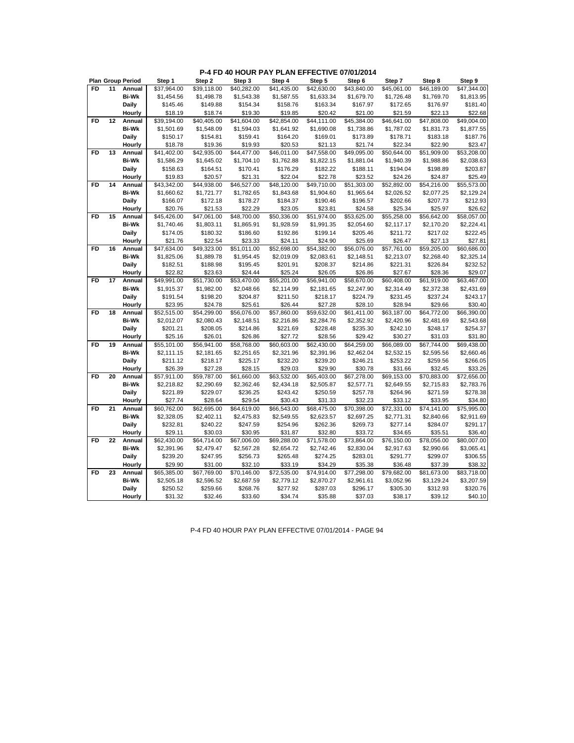# P-4 FD 40 HOUR PAY PLAN EFFECTIVE 07/01/2014

| Plan | Group | Period | Step 1 | Step 2 | Step 3 | Step 4 | Step 5 | Step 6 | Step 7 | Step 8 | Step 9 |
|---|---|---|---|---|---|---|---|---|---|---|---|
| FD | 11 | Annual | $37,964.00 | $39,118.00 | $40,282.00 | $41,435.00 | $42,630.00 | $43,840.00 | $45,061.00 | $46,189.00 | $47,344.00 |
| | | Bi-Wk | $1,454.56 | $1,498.78 | $1,543.38 | $1,587.55 | $1,633.34 | $1,679.70 | $1,726.48 | $1,769.70 | $1,813.95 |
| | | Daily | $145.46 | $149.88 | $154.34 | $158.76 | $163.34 | $167.97 | $172.65 | $176.97 | $181.40 |
| | | Hourly | $18.19 | $18.74 | $19.30 | $19.85 | $20.42 | $21.00 | $21.59 | $22.13 | $22.68 |
| FD | 12 | Annual | $39,194.00 | $40,405.00 | $41,604.00 | $42,854.00 | $44,111.00 | $45,384.00 | $46,641.00 | $47,808.00 | $49,004.00 |
| | | Bi-Wk | $1,501.69 | $1,548.09 | $1,594.03 | $1,641.92 | $1,690.08 | $1,738.86 | $1,787.02 | $1,831.73 | $1,877.55 |
| | | Daily | $150.17 | $154.81 | $159.41 | $164.20 | $169.01 | $173.89 | $178.71 | $183.18 | $187.76 |
| | | Hourly | $18.78 | $19.36 | $19.93 | $20.53 | $21.13 | $21.74 | $22.34 | $22.90 | $23.47 |
| FD | 13 | Annual | $41,402.00 | $42,935.00 | $44,477.00 | $46,011.00 | $47,558.00 | $49,095.00 | $50,644.00 | $51,909.00 | $53,208.00 |
| | | Bi-Wk | $1,586.29 | $1,645.02 | $1,704.10 | $1,762.88 | $1,822.15 | $1,881.04 | $1,940.39 | $1,988.86 | $2,038.63 |
| | | Daily | $158.63 | $164.51 | $170.41 | $176.29 | $182.22 | $188.11 | $194.04 | $198.89 | $203.87 |
| | | Hourly | $19.83 | $20.57 | $21.31 | $22.04 | $22.78 | $23.52 | $24.26 | $24.87 | $25.49 |
| FD | 14 | Annual | $43,342.00 | $44,938.00 | $46,527.00 | $48,120.00 | $49,710.00 | $51,303.00 | $52,892.00 | $54,216.00 | $55,573.00 |
| | | Bi-Wk | $1,660.62 | $1,721.77 | $1,782.65 | $1,843.68 | $1,904.60 | $1,965.64 | $2,026.52 | $2,077.25 | $2,129.24 |
| | | Daily | $166.07 | $172.18 | $178.27 | $184.37 | $190.46 | $196.57 | $202.66 | $207.73 | $212.93 |
| | | Hourly | $20.76 | $21.53 | $22.29 | $23.05 | $23.81 | $24.58 | $25.34 | $25.97 | $26.62 |
| FD | 15 | Annual | $45,426.00 | $47,061.00 | $48,700.00 | $50,336.00 | $51,974.00 | $53,625.00 | $55,258.00 | $56,642.00 | $58,057.00 |
| | | Bi-Wk | $1,740.46 | $1,803.11 | $1,865.91 | $1,928.59 | $1,991.35 | $2,054.60 | $2,117.17 | $2,170.20 | $2,224.41 |
| | | Daily | $174.05 | $180.32 | $186.60 | $192.86 | $199.14 | $205.46 | $211.72 | $217.02 | $222.45 |
| | | Hourly | $21.76 | $22.54 | $23.33 | $24.11 | $24.90 | $25.69 | $26.47 | $27.13 | $27.81 |
| FD | 16 | Annual | $47,634.00 | $49,323.00 | $51,011.00 | $52,698.00 | $54,382.00 | $56,076.00 | $57,761.00 | $59,205.00 | $60,686.00 |
| | | Bi-Wk | $1,825.06 | $1,889.78 | $1,954.45 | $2,019.09 | $2,083.61 | $2,148.51 | $2,213.07 | $2,268.40 | $2,325.14 |
| | | Daily | $182.51 | $188.98 | $195.45 | $201.91 | $208.37 | $214.86 | $221.31 | $226.84 | $232.52 |
| | | Hourly | $22.82 | $23.63 | $24.44 | $25.24 | $26.05 | $26.86 | $27.67 | $28.36 | $29.07 |
| FD | 17 | Annual | $49,991.00 | $51,730.00 | $53,470.00 | $55,201.00 | $56,941.00 | $58,670.00 | $60,408.00 | $61,919.00 | $63,467.00 |
| | | Bi-Wk | $1,915.37 | $1,982.00 | $2,048.66 | $2,114.99 | $2,181.65 | $2,247.90 | $2,314.49 | $2,372.38 | $2,431.69 |
| | | Daily | $191.54 | $198.20 | $204.87 | $211.50 | $218.17 | $224.79 | $231.45 | $237.24 | $243.17 |
| | | Hourly | $23.95 | $24.78 | $25.61 | $26.44 | $27.28 | $28.10 | $28.94 | $29.66 | $30.40 |
| FD | 18 | Annual | $52,515.00 | $54,299.00 | $56,076.00 | $57,860.00 | $59,632.00 | $61,411.00 | $63,187.00 | $64,772.00 | $66,390.00 |
| | | Bi-Wk | $2,012.07 | $2,080.43 | $2,148.51 | $2,216.86 | $2,284.76 | $2,352.92 | $2,420.96 | $2,481.69 | $2,543.68 |
| | | Daily | $201.21 | $208.05 | $214.86 | $221.69 | $228.48 | $235.30 | $242.10 | $248.17 | $254.37 |
| | | Hourly | $25.16 | $26.01 | $26.86 | $27.72 | $28.56 | $29.42 | $30.27 | $31.03 | $31.80 |
| FD | 19 | Annual | $55,101.00 | $56,941.00 | $58,768.00 | $60,603.00 | $62,430.00 | $64,259.00 | $66,089.00 | $67,744.00 | $69,438.00 |
| | | Bi-Wk | $2,111.15 | $2,181.65 | $2,251.65 | $2,321.96 | $2,391.96 | $2,462.04 | $2,532.15 | $2,595.56 | $2,660.46 |
| | | Daily | $211.12 | $218.17 | $225.17 | $232.20 | $239.20 | $246.21 | $253.22 | $259.56 | $266.05 |
| | | Hourly | $26.39 | $27.28 | $28.15 | $29.03 | $29.90 | $30.78 | $31.66 | $32.45 | $33.26 |
| FD | 20 | Annual | $57,911.00 | $59,787.00 | $61,660.00 | $63,532.00 | $65,403.00 | $67,278.00 | $69,153.00 | $70,883.00 | $72,656.00 |
| | | Bi-Wk | $2,218.82 | $2,290.69 | $2,362.46 | $2,434.18 | $2,505.87 | $2,577.71 | $2,649.55 | $2,715.83 | $2,783.76 |
| | | Daily | $221.89 | $229.07 | $236.25 | $243.42 | $250.59 | $257.78 | $264.96 | $271.59 | $278.38 |
| | | Hourly | $27.74 | $28.64 | $29.54 | $30.43 | $31.33 | $32.23 | $33.12 | $33.95 | $34.80 |
| FD | 21 | Annual | $60,762.00 | $62,695.00 | $64,619.00 | $66,543.00 | $68,475.00 | $70,398.00 | $72,331.00 | $74,141.00 | $75,995.00 |
| | | Bi-Wk | $2,328.05 | $2,402.11 | $2,475.83 | $2,549.55 | $2,623.57 | $2,697.25 | $2,771.31 | $2,840.66 | $2,911.69 |
| | | Daily | $232.81 | $240.22 | $247.59 | $254.96 | $262.36 | $269.73 | $277.14 | $284.07 | $291.17 |
| | | Hourly | $29.11 | $30.03 | $30.95 | $31.87 | $32.80 | $33.72 | $34.65 | $35.51 | $36.40 |
| FD | 22 | Annual | $62,430.00 | $64,714.00 | $67,006.00 | $69,288.00 | $71,578.00 | $73,864.00 | $76,150.00 | $78,056.00 | $80,007.00 |
| | | Bi-Wk | $2,391.96 | $2,479.47 | $2,567.28 | $2,654.72 | $2,742.46 | $2,830.04 | $2,917.63 | $2,990.66 | $3,065.41 |
| | | Daily | $239.20 | $247.95 | $256.73 | $265.48 | $274.25 | $283.01 | $291.77 | $299.07 | $306.55 |
| | | Hourly | $29.90 | $31.00 | $32.10 | $33.19 | $34.29 | $35.38 | $36.48 | $37.39 | $38.32 |
| FD | 23 | Annual | $65,385.00 | $67,769.00 | $70,146.00 | $72,535.00 | $74,914.00 | $77,298.00 | $79,682.00 | $81,673.00 | $83,718.00 |
| | | Bi-Wk | $2,505.18 | $2,596.52 | $2,687.59 | $2,779.12 | $2,870.27 | $2,961.61 | $3,052.96 | $3,129.24 | $3,207.59 |
| | | Daily | $250.52 | $259.66 | $268.76 | $277.92 | $287.03 | $296.17 | $305.30 | $312.93 | $320.76 |
| | | Hourly | $31.32 | $32.46 | $33.60 | $34.74 | $35.88 | $37.03 | $38.17 | $39.12 | $40.10 |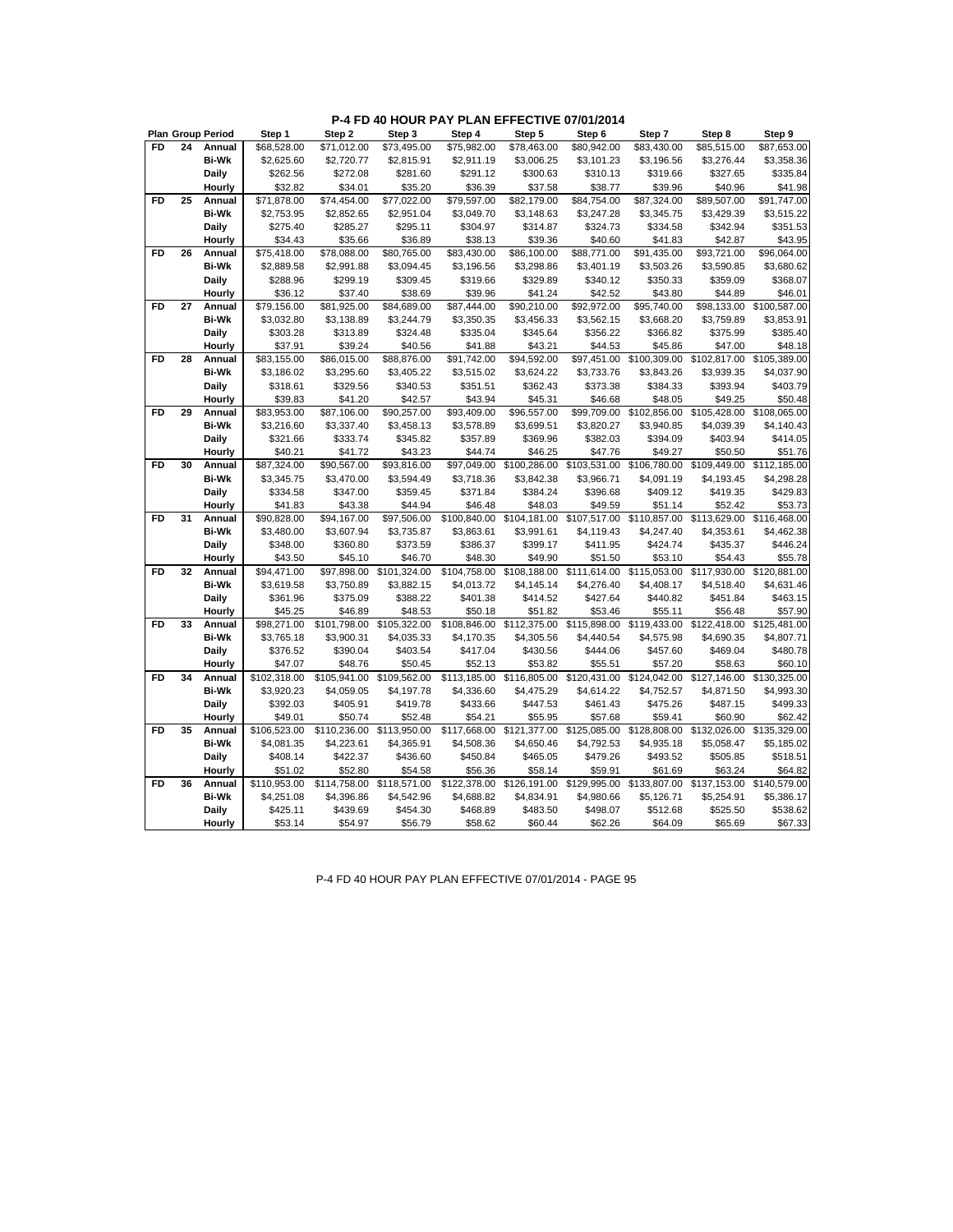## P-4 FD 40 HOUR PAY PLAN EFFECTIVE 07/01/2014

| Plan | Group | Period | Step 1 | Step 2 | Step 3 | Step 4 | Step 5 | Step 6 | Step 7 | Step 8 | Step 9 |
|---|---|---|---|---|---|---|---|---|---|---|---|
| FD | 24 | Annual | $68,528.00 | $71,012.00 | $73,495.00 | $75,982.00 | $78,463.00 | $80,942.00 | $83,430.00 | $85,515.00 | $87,653.00 |
| | | Bi-Wk | $2,625.60 | $2,720.77 | $2,815.91 | $2,911.19 | $3,006.25 | $3,101.23 | $3,196.56 | $3,276.44 | $3,358.36 |
| | | Daily | $262.56 | $272.08 | $281.60 | $291.12 | $300.63 | $310.13 | $319.66 | $327.65 | $335.84 |
| | | Hourly | $32.82 | $34.01 | $35.20 | $36.39 | $37.58 | $38.77 | $39.96 | $40.96 | $41.98 |
| FD | 25 | Annual | $71,878.00 | $74,454.00 | $77,022.00 | $79,597.00 | $82,179.00 | $84,754.00 | $87,324.00 | $89,507.00 | $91,747.00 |
| | | Bi-Wk | $2,753.95 | $2,852.65 | $2,951.04 | $3,049.70 | $3,148.63 | $3,247.28 | $3,345.75 | $3,429.39 | $3,515.22 |
| | | Daily | $275.40 | $285.27 | $295.11 | $304.97 | $314.87 | $324.73 | $334.58 | $342.94 | $351.53 |
| | | Hourly | $34.43 | $35.66 | $36.89 | $38.13 | $39.36 | $40.60 | $41.83 | $42.87 | $43.95 |
| FD | 26 | Annual | $75,418.00 | $78,088.00 | $80,765.00 | $83,430.00 | $86,100.00 | $88,771.00 | $91,435.00 | $93,721.00 | $96,064.00 |
| | | Bi-Wk | $2,889.58 | $2,991.88 | $3,094.45 | $3,196.56 | $3,298.86 | $3,401.19 | $3,503.26 | $3,590.85 | $3,680.62 |
| | | Daily | $288.96 | $299.19 | $309.45 | $319.66 | $329.89 | $340.12 | $350.33 | $359.09 | $368.07 |
| | | Hourly | $36.12 | $37.40 | $38.69 | $39.96 | $41.24 | $42.52 | $43.80 | $44.89 | $46.01 |
| FD | 27 | Annual | $79,156.00 | $81,925.00 | $84,689.00 | $87,444.00 | $90,210.00 | $92,972.00 | $95,740.00 | $98,133.00 | $100,587.00 |
| | | Bi-Wk | $3,032.80 | $3,138.89 | $3,244.79 | $3,350.35 | $3,456.33 | $3,562.15 | $3,668.20 | $3,759.89 | $3,853.91 |
| | | Daily | $303.28 | $313.89 | $324.48 | $335.04 | $345.64 | $356.22 | $366.82 | $375.99 | $385.40 |
| | | Hourly | $37.91 | $39.24 | $40.56 | $41.88 | $43.21 | $44.53 | $45.86 | $47.00 | $48.18 |
| FD | 28 | Annual | $83,155.00 | $86,015.00 | $88,876.00 | $91,742.00 | $94,592.00 | $97,451.00 | $100,309.00 | $102,817.00 | $105,389.00 |
| | | Bi-Wk | $3,186.02 | $3,295.60 | $3,405.22 | $3,515.02 | $3,624.22 | $3,733.76 | $3,843.26 | $3,939.35 | $4,037.90 |
| | | Daily | $318.61 | $329.56 | $340.53 | $351.51 | $362.43 | $373.38 | $384.33 | $393.94 | $403.79 |
| | | Hourly | $39.83 | $41.20 | $42.57 | $43.94 | $45.31 | $46.68 | $48.05 | $49.25 | $50.48 |
| FD | 29 | Annual | $83,953.00 | $87,106.00 | $90,257.00 | $93,409.00 | $96,557.00 | $99,709.00 | $102,856.00 | $105,428.00 | $108,065.00 |
| | | Bi-Wk | $3,216.60 | $3,337.40 | $3,458.13 | $3,578.89 | $3,699.51 | $3,820.27 | $3,940.85 | $4,039.39 | $4,140.43 |
| | | Daily | $321.66 | $333.74 | $345.82 | $357.89 | $369.96 | $382.03 | $394.09 | $403.94 | $414.05 |
| | | Hourly | $40.21 | $41.72 | $43.23 | $44.74 | $46.25 | $47.76 | $49.27 | $50.50 | $51.76 |
| FD | 30 | Annual | $87,324.00 | $90,567.00 | $93,816.00 | $97,049.00 | $100,286.00 | $103,531.00 | $106,780.00 | $109,449.00 | $112,185.00 |
| | | Bi-Wk | $3,345.75 | $3,470.00 | $3,594.49 | $3,718.36 | $3,842.38 | $3,966.71 | $4,091.19 | $4,193.45 | $4,298.28 |
| | | Daily | $334.58 | $347.00 | $359.45 | $371.84 | $384.24 | $396.68 | $409.12 | $419.35 | $429.83 |
| | | Hourly | $41.83 | $43.38 | $44.94 | $46.48 | $48.03 | $49.59 | $51.14 | $52.42 | $53.73 |
| FD | 31 | Annual | $90,828.00 | $94,167.00 | $97,506.00 | $100,840.00 | $104,181.00 | $107,517.00 | $110,857.00 | $113,629.00 | $116,468.00 |
| | | Bi-Wk | $3,480.00 | $3,607.94 | $3,735.87 | $3,863.61 | $3,991.61 | $4,119.43 | $4,247.40 | $4,353.61 | $4,462.38 |
| | | Daily | $348.00 | $360.80 | $373.59 | $386.37 | $399.17 | $411.95 | $424.74 | $435.37 | $446.24 |
| | | Hourly | $43.50 | $45.10 | $46.70 | $48.30 | $49.90 | $51.50 | $53.10 | $54.43 | $55.78 |
| FD | 32 | Annual | $94,471.00 | $97,898.00 | $101,324.00 | $104,758.00 | $108,188.00 | $111,614.00 | $115,053.00 | $117,930.00 | $120,881.00 |
| | | Bi-Wk | $3,619.58 | $3,750.89 | $3,882.15 | $4,013.72 | $4,145.14 | $4,276.40 | $4,408.17 | $4,518.40 | $4,631.46 |
| | | Daily | $361.96 | $375.09 | $388.22 | $401.38 | $414.52 | $427.64 | $440.82 | $451.84 | $463.15 |
| | | Hourly | $45.25 | $46.89 | $48.53 | $50.18 | $51.82 | $53.46 | $55.11 | $56.48 | $57.90 |
| FD | 33 | Annual | $98,271.00 | $101,798.00 | $105,322.00 | $108,846.00 | $112,375.00 | $115,898.00 | $119,433.00 | $122,418.00 | $125,481.00 |
| | | Bi-Wk | $3,765.18 | $3,900.31 | $4,035.33 | $4,170.35 | $4,305.56 | $4,440.54 | $4,575.98 | $4,690.35 | $4,807.71 |
| | | Daily | $376.52 | $390.04 | $403.54 | $417.04 | $430.56 | $444.06 | $457.60 | $469.04 | $480.78 |
| | | Hourly | $47.07 | $48.76 | $50.45 | $52.13 | $53.82 | $55.51 | $57.20 | $58.63 | $60.10 |
| FD | 34 | Annual | $102,318.00 | $105,941.00 | $109,562.00 | $113,185.00 | $116,805.00 | $120,431.00 | $124,042.00 | $127,146.00 | $130,325.00 |
| | | Bi-Wk | $3,920.23 | $4,059.05 | $4,197.78 | $4,336.60 | $4,475.29 | $4,614.22 | $4,752.57 | $4,871.50 | $4,993.30 |
| | | Daily | $392.03 | $405.91 | $419.78 | $433.66 | $447.53 | $461.43 | $475.26 | $487.15 | $499.33 |
| | | Hourly | $49.01 | $50.74 | $52.48 | $54.21 | $55.95 | $57.68 | $59.41 | $60.90 | $62.42 |
| FD | 35 | Annual | $106,523.00 | $110,236.00 | $113,950.00 | $117,668.00 | $121,377.00 | $125,085.00 | $128,808.00 | $132,026.00 | $135,329.00 |
| | | Bi-Wk | $4,081.35 | $4,223.61 | $4,365.91 | $4,508.36 | $4,650.46 | $4,792.53 | $4,935.18 | $5,058.47 | $5,185.02 |
| | | Daily | $408.14 | $422.37 | $436.60 | $450.84 | $465.05 | $479.26 | $493.52 | $505.85 | $518.51 |
| | | Hourly | $51.02 | $52.80 | $54.58 | $56.36 | $58.14 | $59.91 | $61.69 | $63.24 | $64.82 |
| FD | 36 | Annual | $110,953.00 | $114,758.00 | $118,571.00 | $122,378.00 | $126,191.00 | $129,995.00 | $133,807.00 | $137,153.00 | $140,579.00 |
| | | Bi-Wk | $4,251.08 | $4,396.86 | $4,542.96 | $4,688.82 | $4,834.91 | $4,980.66 | $5,126.71 | $5,254.91 | $5,386.17 |
| | | Daily | $425.11 | $439.69 | $454.30 | $468.89 | $483.50 | $498.07 | $512.68 | $525.50 | $538.62 |
| | | Hourly | $53.14 | $54.97 | $56.79 | $58.62 | $60.44 | $62.26 | $64.09 | $65.69 | $67.33 |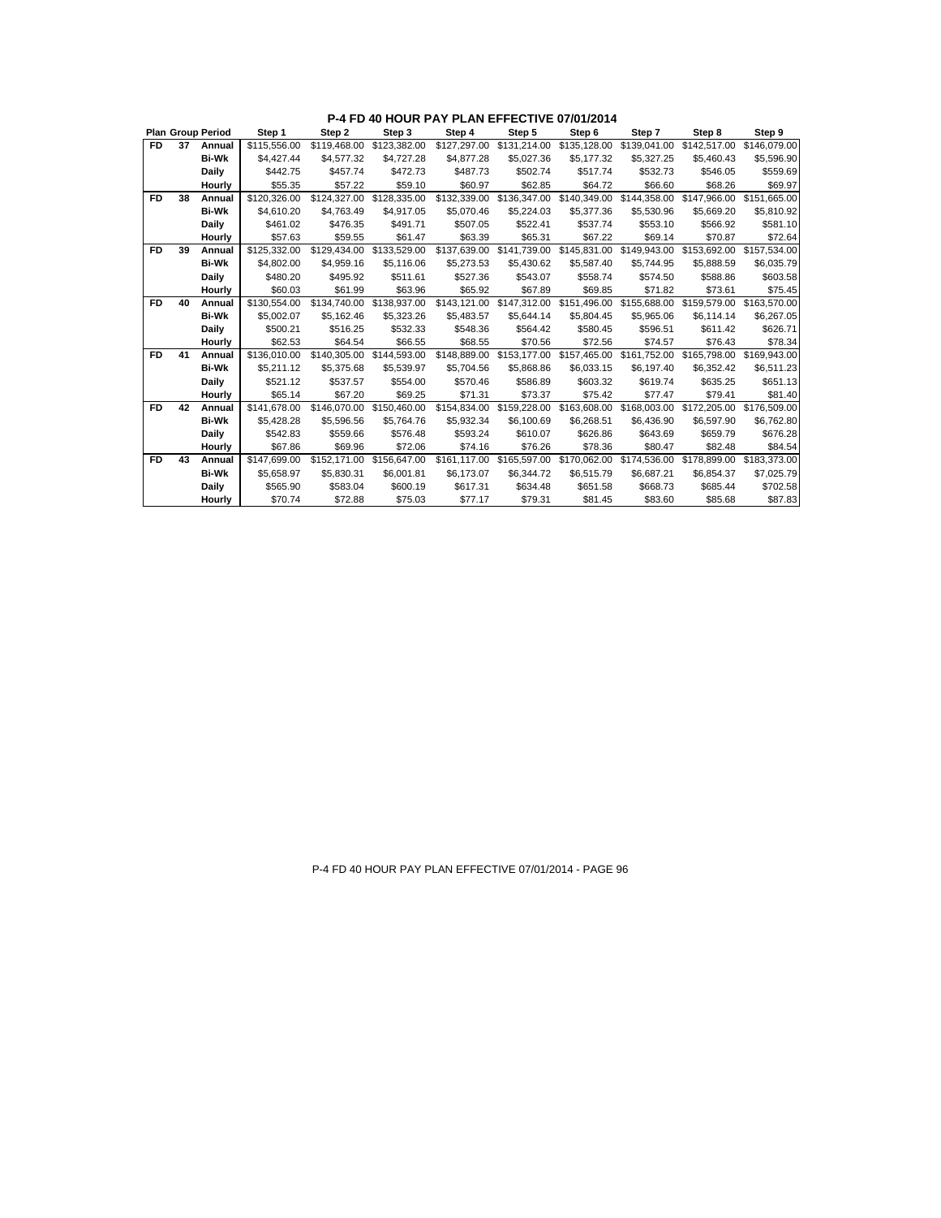## P-4 FD 40 HOUR PAY PLAN EFFECTIVE 07/01/2014

| Plan | Group | Period | Step 1 | Step 2 | Step 3 | Step 4 | Step 5 | Step 6 | Step 7 | Step 8 | Step 9 |
|---|---|---|---|---|---|---|---|---|---|---|---|
| FD | 37 | Annual | $115,556.00 | $119,468.00 | $123,382.00 | $127,297.00 | $131,214.00 | $135,128.00 | $139,041.00 | $142,517.00 | $146,079.00 |
| | | Bi-Wk | $4,427.44 | $4,577.32 | $4,727.28 | $4,877.28 | $5,027.36 | $5,177.32 | $5,327.25 | $5,460.43 | $5,596.90 |
| | | Daily | $442.75 | $457.74 | $472.73 | $487.73 | $502.74 | $517.74 | $532.73 | $546.05 | $559.69 |
| | | Hourly | $55.35 | $57.22 | $59.10 | $60.97 | $62.85 | $64.72 | $66.60 | $68.26 | $69.97 |
| FD | 38 | Annual | $120,326.00 | $124,327.00 | $128,335.00 | $132,339.00 | $136,347.00 | $140,349.00 | $144,358.00 | $147,966.00 | $151,665.00 |
| | | Bi-Wk | $4,610.20 | $4,763.49 | $4,917.05 | $5,070.46 | $5,224.03 | $5,377.36 | $5,530.96 | $5,669.20 | $5,810.92 |
| | | Daily | $461.02 | $476.35 | $491.71 | $507.05 | $522.41 | $537.74 | $553.10 | $566.92 | $581.10 |
| | | Hourly | $57.63 | $59.55 | $61.47 | $63.39 | $65.31 | $67.22 | $69.14 | $70.87 | $72.64 |
| FD | 39 | Annual | $125,332.00 | $129,434.00 | $133,529.00 | $137,639.00 | $141,739.00 | $145,831.00 | $149,943.00 | $153,692.00 | $157,534.00 |
| | | Bi-Wk | $4,802.00 | $4,959.16 | $5,116.06 | $5,273.53 | $5,430.62 | $5,587.40 | $5,744.95 | $5,888.59 | $6,035.79 |
| | | Daily | $480.20 | $495.92 | $511.61 | $527.36 | $543.07 | $558.74 | $574.50 | $588.86 | $603.58 |
| | | Hourly | $60.03 | $61.99 | $63.96 | $65.92 | $67.89 | $69.85 | $71.82 | $73.61 | $75.45 |
| FD | 40 | Annual | $130,554.00 | $134,740.00 | $138,937.00 | $143,121.00 | $147,312.00 | $151,496.00 | $155,688.00 | $159,579.00 | $163,570.00 |
| | | Bi-Wk | $5,002.07 | $5,162.46 | $5,323.26 | $5,483.57 | $5,644.14 | $5,804.45 | $5,965.06 | $6,114.14 | $6,267.05 |
| | | Daily | $500.21 | $516.25 | $532.33 | $548.36 | $564.42 | $580.45 | $596.51 | $611.42 | $626.71 |
| | | Hourly | $62.53 | $64.54 | $66.55 | $68.55 | $70.56 | $72.56 | $74.57 | $76.43 | $78.34 |
| FD | 41 | Annual | $136,010.00 | $140,305.00 | $144,593.00 | $148,889.00 | $153,177.00 | $157,465.00 | $161,752.00 | $165,798.00 | $169,943.00 |
| | | Bi-Wk | $5,211.12 | $5,375.68 | $5,539.97 | $5,704.56 | $5,868.86 | $6,033.15 | $6,197.40 | $6,352.42 | $6,511.23 |
| | | Daily | $521.12 | $537.57 | $554.00 | $570.46 | $586.89 | $603.32 | $619.74 | $635.25 | $651.13 |
| | | Hourly | $65.14 | $67.20 | $69.25 | $71.31 | $73.37 | $75.42 | $77.47 | $79.41 | $81.40 |
| FD | 42 | Annual | $141,678.00 | $146,070.00 | $150,460.00 | $154,834.00 | $159,228.00 | $163,608.00 | $168,003.00 | $172,205.00 | $176,509.00 |
| | | Bi-Wk | $5,428.28 | $5,596.56 | $5,764.76 | $5,932.34 | $6,100.69 | $6,268.51 | $6,436.90 | $6,597.90 | $6,762.80 |
| | | Daily | $542.83 | $559.66 | $576.48 | $593.24 | $610.07 | $626.86 | $643.69 | $659.79 | $676.28 |
| | | Hourly | $67.86 | $69.96 | $72.06 | $74.16 | $76.26 | $78.36 | $80.47 | $82.48 | $84.54 |
| FD | 43 | Annual | $147,699.00 | $152,171.00 | $156,647.00 | $161,117.00 | $165,597.00 | $170,062.00 | $174,536.00 | $178,899.00 | $183,373.00 |
| | | Bi-Wk | $5,658.97 | $5,830.31 | $6,001.81 | $6,173.07 | $6,344.72 | $6,515.79 | $6,687.21 | $6,854.37 | $7,025.79 |
| | | Daily | $565.90 | $583.04 | $600.19 | $617.31 | $634.48 | $651.58 | $668.73 | $685.44 | $702.58 |
| | | Hourly | $70.74 | $72.88 | $75.03 | $77.17 | $79.31 | $81.45 | $83.60 | $85.68 | $87.83 |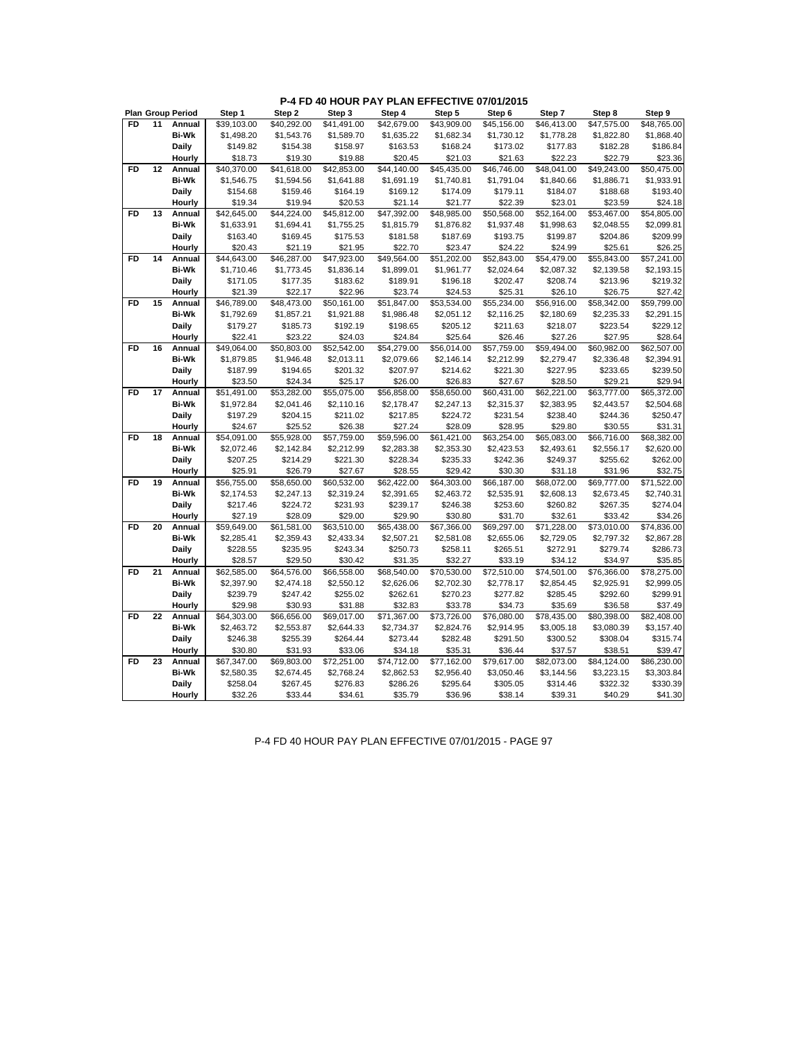# P-4 FD 40 HOUR PAY PLAN EFFECTIVE 07/01/2015

| Plan | Group | Period | Step 1 | Step 2 | Step 3 | Step 4 | Step 5 | Step 6 | Step 7 | Step 8 | Step 9 |
|---|---|---|---|---|---|---|---|---|---|---|---|
| FD | 11 | Annual | $39,103.00 | $40,292.00 | $41,491.00 | $42,679.00 | $43,909.00 | $45,156.00 | $46,413.00 | $47,575.00 | $48,765.00 |
| | | Bi-Wk | $1,498.20 | $1,543.76 | $1,589.70 | $1,635.22 | $1,682.34 | $1,730.12 | $1,778.28 | $1,822.80 | $1,868.40 |
| | | Daily | $149.82 | $154.38 | $158.97 | $163.53 | $168.24 | $173.02 | $177.83 | $182.28 | $186.84 |
| | | Hourly | $18.73 | $19.30 | $19.88 | $20.45 | $21.03 | $21.63 | $22.23 | $22.79 | $23.36 |
| FD | 12 | Annual | $40,370.00 | $41,618.00 | $42,853.00 | $44,140.00 | $45,435.00 | $46,746.00 | $48,041.00 | $49,243.00 | $50,475.00 |
| | | Bi-Wk | $1,546.75 | $1,594.56 | $1,641.88 | $1,691.19 | $1,740.81 | $1,791.04 | $1,840.66 | $1,886.71 | $1,933.91 |
| | | Daily | $154.68 | $159.46 | $164.19 | $169.12 | $174.09 | $179.11 | $184.07 | $188.68 | $193.40 |
| | | Hourly | $19.34 | $19.94 | $20.53 | $21.14 | $21.77 | $22.39 | $23.01 | $23.59 | $24.18 |
| FD | 13 | Annual | $42,645.00 | $44,224.00 | $45,812.00 | $47,392.00 | $48,985.00 | $50,568.00 | $52,164.00 | $53,467.00 | $54,805.00 |
| | | Bi-Wk | $1,633.91 | $1,694.41 | $1,755.25 | $1,815.79 | $1,876.82 | $1,937.48 | $1,998.63 | $2,048.55 | $2,099.81 |
| | | Daily | $163.40 | $169.45 | $175.53 | $181.58 | $187.69 | $193.75 | $199.87 | $204.86 | $209.99 |
| | | Hourly | $20.43 | $21.19 | $21.95 | $22.70 | $23.47 | $24.22 | $24.99 | $25.61 | $26.25 |
| FD | 14 | Annual | $44,643.00 | $46,287.00 | $47,923.00 | $49,564.00 | $51,202.00 | $52,843.00 | $54,479.00 | $55,843.00 | $57,241.00 |
| | | Bi-Wk | $1,710.46 | $1,773.45 | $1,836.14 | $1,899.01 | $1,961.77 | $2,024.64 | $2,087.32 | $2,139.58 | $2,193.15 |
| | | Daily | $171.05 | $177.35 | $183.62 | $189.91 | $196.18 | $202.47 | $208.74 | $213.96 | $219.32 |
| | | Hourly | $21.39 | $22.17 | $22.96 | $23.74 | $24.53 | $25.31 | $26.10 | $26.75 | $27.42 |
| FD | 15 | Annual | $46,789.00 | $48,473.00 | $50,161.00 | $51,847.00 | $53,534.00 | $55,234.00 | $56,916.00 | $58,342.00 | $59,799.00 |
| | | Bi-Wk | $1,792.69 | $1,857.21 | $1,921.88 | $1,986.48 | $2,051.12 | $2,116.25 | $2,180.69 | $2,235.33 | $2,291.15 |
| | | Daily | $179.27 | $185.73 | $192.19 | $198.65 | $205.12 | $211.63 | $218.07 | $223.54 | $229.12 |
| | | Hourly | $22.41 | $23.22 | $24.03 | $24.84 | $25.64 | $26.46 | $27.26 | $27.95 | $28.64 |
| FD | 16 | Annual | $49,064.00 | $50,803.00 | $52,542.00 | $54,279.00 | $56,014.00 | $57,759.00 | $59,494.00 | $60,982.00 | $62,507.00 |
| | | Bi-Wk | $1,879.85 | $1,946.48 | $2,013.11 | $2,079.66 | $2,146.14 | $2,212.99 | $2,279.47 | $2,336.48 | $2,394.91 |
| | | Daily | $187.99 | $194.65 | $201.32 | $207.97 | $214.62 | $221.30 | $227.95 | $233.65 | $239.50 |
| | | Hourly | $23.50 | $24.34 | $25.17 | $26.00 | $26.83 | $27.67 | $28.50 | $29.21 | $29.94 |
| FD | 17 | Annual | $51,491.00 | $53,282.00 | $55,075.00 | $56,858.00 | $58,650.00 | $60,431.00 | $62,221.00 | $63,777.00 | $65,372.00 |
| | | Bi-Wk | $1,972.84 | $2,041.46 | $2,110.16 | $2,178.47 | $2,247.13 | $2,315.37 | $2,383.95 | $2,443.57 | $2,504.68 |
| | | Daily | $197.29 | $204.15 | $211.02 | $217.85 | $224.72 | $231.54 | $238.40 | $244.36 | $250.47 |
| | | Hourly | $24.67 | $25.52 | $26.38 | $27.24 | $28.09 | $28.95 | $29.80 | $30.55 | $31.31 |
| FD | 18 | Annual | $54,091.00 | $55,928.00 | $57,759.00 | $59,596.00 | $61,421.00 | $63,254.00 | $65,083.00 | $66,716.00 | $68,382.00 |
| | | Bi-Wk | $2,072.46 | $2,142.84 | $2,212.99 | $2,283.38 | $2,353.30 | $2,423.53 | $2,493.61 | $2,556.17 | $2,620.00 |
| | | Daily | $207.25 | $214.29 | $221.30 | $228.34 | $235.33 | $242.36 | $249.37 | $255.62 | $262.00 |
| | | Hourly | $25.91 | $26.79 | $27.67 | $28.55 | $29.42 | $30.30 | $31.18 | $31.96 | $32.75 |
| FD | 19 | Annual | $56,755.00 | $58,650.00 | $60,532.00 | $62,422.00 | $64,303.00 | $66,187.00 | $68,072.00 | $69,777.00 | $71,522.00 |
| | | Bi-Wk | $2,174.53 | $2,247.13 | $2,319.24 | $2,391.65 | $2,463.72 | $2,535.91 | $2,608.13 | $2,673.45 | $2,740.31 |
| | | Daily | $217.46 | $224.72 | $231.93 | $239.17 | $246.38 | $253.60 | $260.82 | $267.35 | $274.04 |
| | | Hourly | $27.19 | $28.09 | $29.00 | $29.90 | $30.80 | $31.70 | $32.61 | $33.42 | $34.26 |
| FD | 20 | Annual | $59,649.00 | $61,581.00 | $63,510.00 | $65,438.00 | $67,366.00 | $69,297.00 | $71,228.00 | $73,010.00 | $74,836.00 |
| | | Bi-Wk | $2,285.41 | $2,359.43 | $2,433.34 | $2,507.21 | $2,581.08 | $2,655.06 | $2,729.05 | $2,797.32 | $2,867.28 |
| | | Daily | $228.55 | $235.95 | $243.34 | $250.73 | $258.11 | $265.51 | $272.91 | $279.74 | $286.73 |
| | | Hourly | $28.57 | $29.50 | $30.42 | $31.35 | $32.27 | $33.19 | $34.12 | $34.97 | $35.85 |
| FD | 21 | Annual | $62,585.00 | $64,576.00 | $66,558.00 | $68,540.00 | $70,530.00 | $72,510.00 | $74,501.00 | $76,366.00 | $78,275.00 |
| | | Bi-Wk | $2,397.90 | $2,474.18 | $2,550.12 | $2,626.06 | $2,702.30 | $2,778.17 | $2,854.45 | $2,925.91 | $2,999.05 |
| | | Daily | $239.79 | $247.42 | $255.02 | $262.61 | $270.23 | $277.82 | $285.45 | $292.60 | $299.91 |
| | | Hourly | $29.98 | $30.93 | $31.88 | $32.83 | $33.78 | $34.73 | $35.69 | $36.58 | $37.49 |
| FD | 22 | Annual | $64,303.00 | $66,656.00 | $69,017.00 | $71,367.00 | $73,726.00 | $76,080.00 | $78,435.00 | $80,398.00 | $82,408.00 |
| | | Bi-Wk | $2,463.72 | $2,553.87 | $2,644.33 | $2,734.37 | $2,824.76 | $2,914.95 | $3,005.18 | $3,080.39 | $3,157.40 |
| | | Daily | $246.38 | $255.39 | $264.44 | $273.44 | $282.48 | $291.50 | $300.52 | $308.04 | $315.74 |
| | | Hourly | $30.80 | $31.93 | $33.06 | $34.18 | $35.31 | $36.44 | $37.57 | $38.51 | $39.47 |
| FD | 23 | Annual | $67,347.00 | $69,803.00 | $72,251.00 | $74,712.00 | $77,162.00 | $79,617.00 | $82,073.00 | $84,124.00 | $86,230.00 |
| | | Bi-Wk | $2,580.35 | $2,674.45 | $2,768.24 | $2,862.53 | $2,956.40 | $3,050.46 | $3,144.56 | $3,223.15 | $3,303.84 |
| | | Daily | $258.04 | $267.45 | $276.83 | $286.26 | $295.64 | $305.05 | $314.46 | $322.32 | $330.39 |
| | | Hourly | $32.26 | $33.44 | $34.61 | $35.79 | $36.96 | $38.14 | $39.31 | $40.29 | $41.30 |

P-4 FD 40 HOUR PAY PLAN EFFECTIVE 07/01/2015 - PAGE 97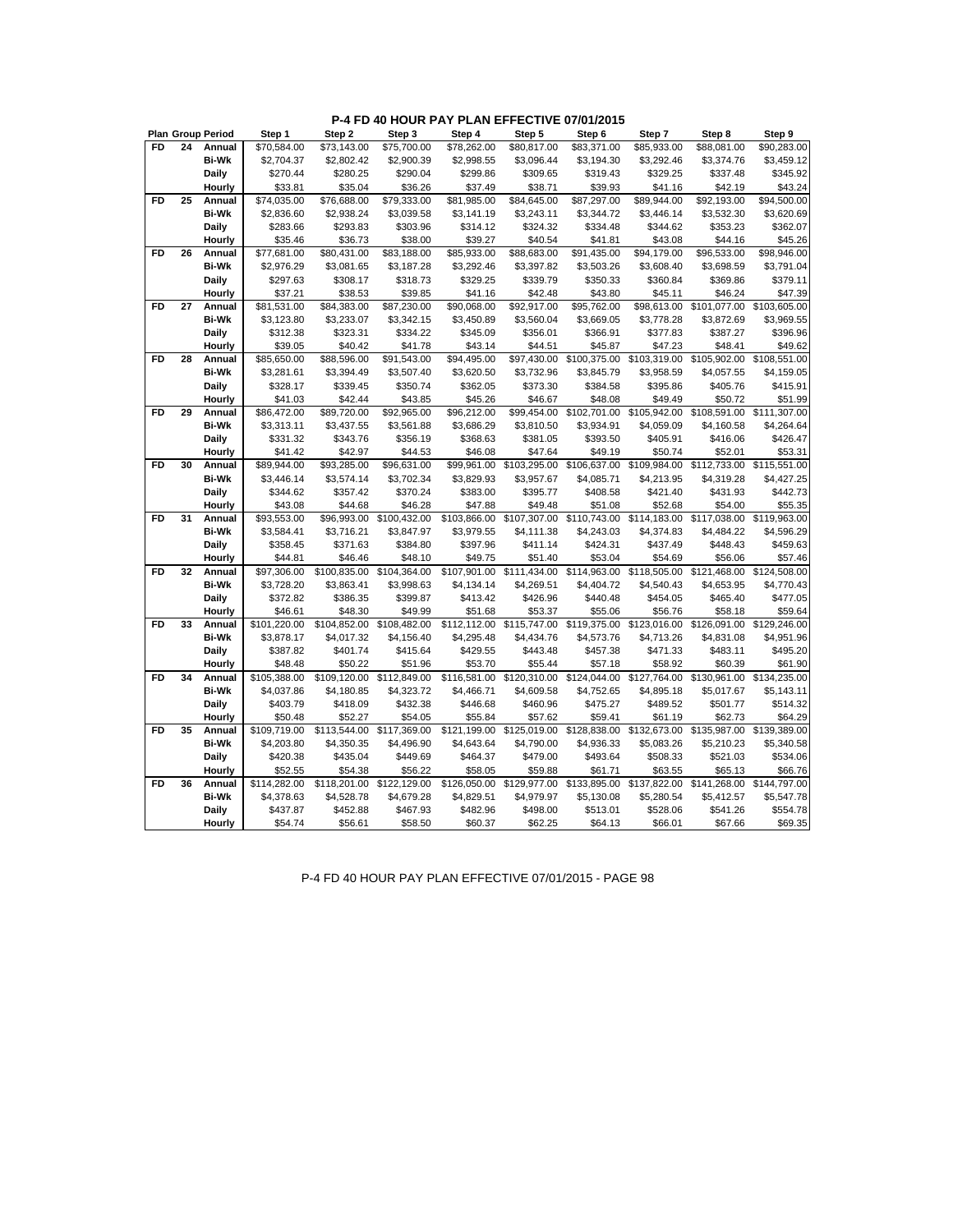# P-4 FD 40 HOUR PAY PLAN EFFECTIVE 07/01/2015

| Plan | Group | Period | Step 1 | Step 2 | Step 3 | Step 4 | Step 5 | Step 6 | Step 7 | Step 8 | Step 9 |
|---|---|---|---|---|---|---|---|---|---|---|---|
| FD | 24 | Annual | $70,584.00 | $73,143.00 | $75,700.00 | $78,262.00 | $80,817.00 | $83,371.00 | $85,933.00 | $88,081.00 | $90,283.00 |
| | | Bi-Wk | $2,704.37 | $2,802.42 | $2,900.39 | $2,998.55 | $3,096.44 | $3,194.30 | $3,292.46 | $3,374.76 | $3,459.12 |
| | | Daily | $270.44 | $280.25 | $290.04 | $299.86 | $309.65 | $319.43 | $329.25 | $337.48 | $345.92 |
| | | Hourly | $33.81 | $35.04 | $36.26 | $37.49 | $38.71 | $39.93 | $41.16 | $42.19 | $43.24 |
| FD | 25 | Annual | $74,035.00 | $76,688.00 | $79,333.00 | $81,985.00 | $84,645.00 | $87,297.00 | $89,944.00 | $92,193.00 | $94,500.00 |
| | | Bi-Wk | $2,836.60 | $2,938.24 | $3,039.58 | $3,141.19 | $3,243.11 | $3,344.72 | $3,446.14 | $3,532.30 | $3,620.69 |
| | | Daily | $283.66 | $293.83 | $303.96 | $314.12 | $324.32 | $334.48 | $344.62 | $353.23 | $362.07 |
| | | Hourly | $35.46 | $36.73 | $38.00 | $39.27 | $40.54 | $41.81 | $43.08 | $44.16 | $45.26 |
| FD | 26 | Annual | $77,681.00 | $80,431.00 | $83,188.00 | $85,933.00 | $88,683.00 | $91,435.00 | $94,179.00 | $96,533.00 | $98,946.00 |
| | | Bi-Wk | $2,976.29 | $3,081.65 | $3,187.28 | $3,292.46 | $3,397.82 | $3,503.26 | $3,608.40 | $3,698.59 | $3,791.04 |
| | | Daily | $297.63 | $308.17 | $318.73 | $329.25 | $339.79 | $350.33 | $360.84 | $369.86 | $379.11 |
| | | Hourly | $37.21 | $38.53 | $39.85 | $41.16 | $42.48 | $43.80 | $45.11 | $46.24 | $47.39 |
| FD | 27 | Annual | $81,531.00 | $84,383.00 | $87,230.00 | $90,068.00 | $92,917.00 | $95,762.00 | $98,613.00 | $101,077.00 | $103,605.00 |
| | | Bi-Wk | $3,123.80 | $3,233.07 | $3,342.15 | $3,450.89 | $3,560.04 | $3,669.05 | $3,778.28 | $3,872.69 | $3,969.55 |
| | | Daily | $312.38 | $323.31 | $334.22 | $345.09 | $356.01 | $366.91 | $377.83 | $387.27 | $396.96 |
| | | Hourly | $39.05 | $40.42 | $41.78 | $43.14 | $44.51 | $45.87 | $47.23 | $48.41 | $49.62 |
| FD | 28 | Annual | $85,650.00 | $88,596.00 | $91,543.00 | $94,495.00 | $97,430.00 | $100,375.00 | $103,319.00 | $105,902.00 | $108,551.00 |
| | | Bi-Wk | $3,281.61 | $3,394.49 | $3,507.40 | $3,620.50 | $3,732.96 | $3,845.79 | $3,958.59 | $4,057.55 | $4,159.05 |
| | | Daily | $328.17 | $339.45 | $350.74 | $362.05 | $373.30 | $384.58 | $395.86 | $405.76 | $415.91 |
| | | Hourly | $41.03 | $42.44 | $43.85 | $45.26 | $46.67 | $48.08 | $49.49 | $50.72 | $51.99 |
| FD | 29 | Annual | $86,472.00 | $89,720.00 | $92,965.00 | $96,212.00 | $99,454.00 | $102,701.00 | $105,942.00 | $108,591.00 | $111,307.00 |
| | | Bi-Wk | $3,313.11 | $3,437.55 | $3,561.88 | $3,686.29 | $3,810.50 | $3,934.91 | $4,059.09 | $4,160.58 | $4,264.64 |
| | | Daily | $331.32 | $343.76 | $356.19 | $368.63 | $381.05 | $393.50 | $405.91 | $416.06 | $426.47 |
| | | Hourly | $41.42 | $42.97 | $44.53 | $46.08 | $47.64 | $49.19 | $50.74 | $52.01 | $53.31 |
| FD | 30 | Annual | $89,944.00 | $93,285.00 | $96,631.00 | $99,961.00 | $103,295.00 | $106,637.00 | $109,984.00 | $112,733.00 | $115,551.00 |
| | | Bi-Wk | $3,446.14 | $3,574.14 | $3,702.34 | $3,829.93 | $3,957.67 | $4,085.71 | $4,213.95 | $4,319.28 | $4,427.25 |
| | | Daily | $344.62 | $357.42 | $370.24 | $383.00 | $395.77 | $408.58 | $421.40 | $431.93 | $442.73 |
| | | Hourly | $43.08 | $44.68 | $46.28 | $47.88 | $49.48 | $51.08 | $52.68 | $54.00 | $55.35 |
| FD | 31 | Annual | $93,553.00 | $96,993.00 | $100,432.00 | $103,866.00 | $107,307.00 | $110,743.00 | $114,183.00 | $117,038.00 | $119,963.00 |
| | | Bi-Wk | $3,584.41 | $3,716.21 | $3,847.97 | $3,979.55 | $4,111.38 | $4,243.03 | $4,374.83 | $4,484.22 | $4,596.29 |
| | | Daily | $358.45 | $371.63 | $384.80 | $397.96 | $411.14 | $424.31 | $437.49 | $448.43 | $459.63 |
| | | Hourly | $44.81 | $46.46 | $48.10 | $49.75 | $51.40 | $53.04 | $54.69 | $56.06 | $57.46 |
| FD | 32 | Annual | $97,306.00 | $100,835.00 | $104,364.00 | $107,901.00 | $111,434.00 | $114,963.00 | $118,505.00 | $121,468.00 | $124,508.00 |
| | | Bi-Wk | $3,728.20 | $3,863.41 | $3,998.63 | $4,134.14 | $4,269.51 | $4,404.72 | $4,540.43 | $4,653.95 | $4,770.43 |
| | | Daily | $372.82 | $386.35 | $399.87 | $413.42 | $426.96 | $440.48 | $454.05 | $465.40 | $477.05 |
| | | Hourly | $46.61 | $48.30 | $49.99 | $51.68 | $53.37 | $55.06 | $56.76 | $58.18 | $59.64 |
| FD | 33 | Annual | $101,220.00 | $104,852.00 | $108,482.00 | $112,112.00 | $115,747.00 | $119,375.00 | $123,016.00 | $126,091.00 | $129,246.00 |
| | | Bi-Wk | $3,878.17 | $4,017.32 | $4,156.40 | $4,295.48 | $4,434.76 | $4,573.76 | $4,713.26 | $4,831.08 | $4,951.96 |
| | | Daily | $387.82 | $401.74 | $415.64 | $429.55 | $443.48 | $457.38 | $471.33 | $483.11 | $495.20 |
| | | Hourly | $48.48 | $50.22 | $51.96 | $53.70 | $55.44 | $57.18 | $58.92 | $60.39 | $61.90 |
| FD | 34 | Annual | $105,388.00 | $109,120.00 | $112,849.00 | $116,581.00 | $120,310.00 | $124,044.00 | $127,764.00 | $130,961.00 | $134,235.00 |
| | | Bi-Wk | $4,037.86 | $4,180.85 | $4,323.72 | $4,466.71 | $4,609.58 | $4,752.65 | $4,895.18 | $5,017.67 | $5,143.11 |
| | | Daily | $403.79 | $418.09 | $432.38 | $446.68 | $460.96 | $475.27 | $489.52 | $501.77 | $514.32 |
| | | Hourly | $50.48 | $52.27 | $54.05 | $55.84 | $57.62 | $59.41 | $61.19 | $62.73 | $64.29 |
| FD | 35 | Annual | $109,719.00 | $113,544.00 | $117,369.00 | $121,199.00 | $125,019.00 | $128,838.00 | $132,673.00 | $135,987.00 | $139,389.00 |
| | | Bi-Wk | $4,203.80 | $4,350.35 | $4,496.90 | $4,643.64 | $4,790.00 | $4,936.33 | $5,083.26 | $5,210.23 | $5,340.58 |
| | | Daily | $420.38 | $435.04 | $449.69 | $464.37 | $479.00 | $493.64 | $508.33 | $521.03 | $534.06 |
| | | Hourly | $52.55 | $54.38 | $56.22 | $58.05 | $59.88 | $61.71 | $63.55 | $65.13 | $66.76 |
| FD | 36 | Annual | $114,282.00 | $118,201.00 | $122,129.00 | $126,050.00 | $129,977.00 | $133,895.00 | $137,822.00 | $141,268.00 | $144,797.00 |
| | | Bi-Wk | $4,378.63 | $4,528.78 | $4,679.28 | $4,829.51 | $4,979.97 | $5,130.08 | $5,280.54 | $5,412.57 | $5,547.78 |
| | | Daily | $437.87 | $452.88 | $467.93 | $482.96 | $498.00 | $513.01 | $528.06 | $541.26 | $554.78 |
| | | Hourly | $54.74 | $56.61 | $58.50 | $60.37 | $62.25 | $64.13 | $66.01 | $67.66 | $69.35 |

P-4 FD 40 HOUR PAY PLAN EFFECTIVE 07/01/2015 - PAGE 98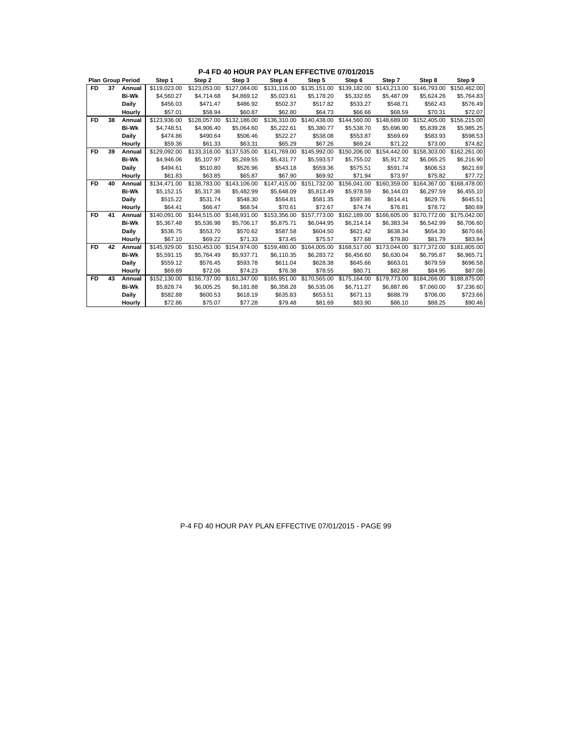## P-4 FD 40 HOUR PAY PLAN EFFECTIVE 07/01/2015

| Plan | Group | Period | Step 1 | Step 2 | Step 3 | Step 4 | Step 5 | Step 6 | Step 7 | Step 8 | Step 9 |
|---|---|---|---|---|---|---|---|---|---|---|---|
| FD | 37 | Annual | $119,023.00 | $123,053.00 | $127,084.00 | $131,116.00 | $135,151.00 | $139,182.00 | $143,213.00 | $146,793.00 | $150,462.00 |
| | | Bi-Wk | $4,560.27 | $4,714.68 | $4,869.12 | $5,023.61 | $5,178.20 | $5,332.65 | $5,487.09 | $5,624.26 | $5,764.83 |
| | | Daily | $456.03 | $471.47 | $486.92 | $502.37 | $517.82 | $533.27 | $548.71 | $562.43 | $576.49 |
| | | Hourly | $57.01 | $58.94 | $60.87 | $62.80 | $64.73 | $66.66 | $68.59 | $70.31 | $72.07 |
| FD | 38 | Annual | $123,936.00 | $128,057.00 | $132,186.00 | $136,310.00 | $140,438.00 | $144,560.00 | $148,689.00 | $152,405.00 | $156,215.00 |
| | | Bi-Wk | $4,748.51 | $4,906.40 | $5,064.60 | $5,222.61 | $5,380.77 | $5,538.70 | $5,696.90 | $5,839.28 | $5,985.25 |
| | | Daily | $474.86 | $490.64 | $506.46 | $522.27 | $538.08 | $553.87 | $569.69 | $583.93 | $598.53 |
| | | Hourly | $59.36 | $61.33 | $63.31 | $65.29 | $67.26 | $69.24 | $71.22 | $73.00 | $74.82 |
| FD | 39 | Annual | $129,092.00 | $133,318.00 | $137,535.00 | $141,769.00 | $145,992.00 | $150,206.00 | $154,442.00 | $158,303.00 | $162,261.00 |
| | | Bi-Wk | $4,946.06 | $5,107.97 | $5,269.55 | $5,431.77 | $5,593.57 | $5,755.02 | $5,917.32 | $6,065.25 | $6,216.90 |
| | | Daily | $494.61 | $510.80 | $526.96 | $543.18 | $559.36 | $575.51 | $591.74 | $606.53 | $621.69 |
| | | Hourly | $61.83 | $63.85 | $65.87 | $67.90 | $69.92 | $71.94 | $73.97 | $75.82 | $77.72 |
| FD | 40 | Annual | $134,471.00 | $138,783.00 | $143,106.00 | $147,415.00 | $151,732.00 | $156,041.00 | $160,359.00 | $164,367.00 | $168,478.00 |
| | | Bi-Wk | $5,152.15 | $5,317.36 | $5,482.99 | $5,648.09 | $5,813.49 | $5,978.59 | $6,144.03 | $6,297.59 | $6,455.10 |
| | | Daily | $515.22 | $531.74 | $548.30 | $564.81 | $581.35 | $597.86 | $614.41 | $629.76 | $645.51 |
| | | Hourly | $64.41 | $66.47 | $68.54 | $70.61 | $72.67 | $74.74 | $76.81 | $78.72 | $80.69 |
| FD | 41 | Annual | $140,091.00 | $144,515.00 | $148,931.00 | $153,356.00 | $157,773.00 | $162,189.00 | $166,605.00 | $170,772.00 | $175,042.00 |
| | | Bi-Wk | $5,367.48 | $5,536.98 | $5,706.17 | $5,875.71 | $6,044.95 | $6,214.14 | $6,383.34 | $6,542.99 | $6,706.60 |
| | | Daily | $536.75 | $553.70 | $570.62 | $587.58 | $604.50 | $621.42 | $638.34 | $654.30 | $670.66 |
| | | Hourly | $67.10 | $69.22 | $71.33 | $73.45 | $75.57 | $77.68 | $79.80 | $81.79 | $83.84 |
| FD | 42 | Annual | $145,929.00 | $150,453.00 | $154,974.00 | $159,480.00 | $164,005.00 | $168,517.00 | $173,044.00 | $177,372.00 | $181,805.00 |
| | | Bi-Wk | $5,591.15 | $5,764.49 | $5,937.71 | $6,110.35 | $6,283.72 | $6,456.60 | $6,630.04 | $6,795.87 | $6,965.71 |
| | | Daily | $559.12 | $576.45 | $593.78 | $611.04 | $628.38 | $645.66 | $663.01 | $679.59 | $696.58 |
| | | Hourly | $69.89 | $72.06 | $74.23 | $76.38 | $78.55 | $80.71 | $82.88 | $84.95 | $87.08 |
| FD | 43 | Annual | $152,130.00 | $156,737.00 | $161,347.00 | $165,951.00 | $170,565.00 | $175,164.00 | $179,773.00 | $184,266.00 | $188,875.00 |
| | | Bi-Wk | $5,828.74 | $6,005.25 | $6,181.88 | $6,358.28 | $6,535.06 | $6,711.27 | $6,887.86 | $7,060.00 | $7,236.60 |
| | | Daily | $582.88 | $600.53 | $618.19 | $635.83 | $653.51 | $671.13 | $688.79 | $706.00 | $723.66 |
| | | Hourly | $72.86 | $75.07 | $77.28 | $79.48 | $81.69 | $83.90 | $86.10 | $88.25 | $90.46 |